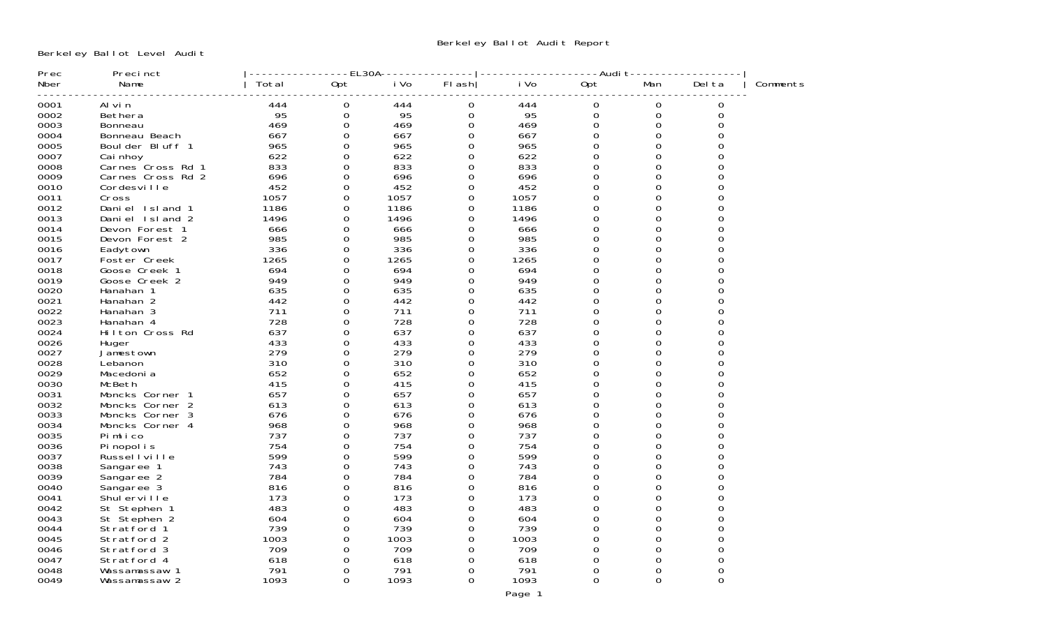# Berkeley Ballot Audit Report

Berkeley Ballot Level Audit

| Prec Nber | Precinct Name | EL30A Total | EL30A Opt | EL30A iVo | EL30A Flash | Audit iVo | Audit Opt | Audit Man | Audit Delta | Comments |
|---|---|---|---|---|---|---|---|---|---|---|
| 0001 | Alvin | 444 | 0 | 444 | 0 | 444 | 0 | 0 | 0 | |
| 0002 | Bethera | 95 | 0 | 95 | 0 | 95 | 0 | 0 | 0 | |
| 0003 | Bonneau | 469 | 0 | 469 | 0 | 469 | 0 | 0 | 0 | |
| 0004 | Bonneau Beach | 667 | 0 | 667 | 0 | 667 | 0 | 0 | 0 | |
| 0005 | Boulder Bluff 1 | 965 | 0 | 965 | 0 | 965 | 0 | 0 | 0 | |
| 0007 | Cainhoy | 622 | 0 | 622 | 0 | 622 | 0 | 0 | 0 | |
| 0008 | Carnes Cross Rd 1 | 833 | 0 | 833 | 0 | 833 | 0 | 0 | 0 | |
| 0009 | Carnes Cross Rd 2 | 696 | 0 | 696 | 0 | 696 | 0 | 0 | 0 | |
| 0010 | Cordesville | 452 | 0 | 452 | 0 | 452 | 0 | 0 | 0 | |
| 0011 | Cross | 1057 | 0 | 1057 | 0 | 1057 | 0 | 0 | 0 | |
| 0012 | Daniel Island 1 | 1186 | 0 | 1186 | 0 | 1186 | 0 | 0 | 0 | |
| 0013 | Daniel Island 2 | 1496 | 0 | 1496 | 0 | 1496 | 0 | 0 | 0 | |
| 0014 | Devon Forest 1 | 666 | 0 | 666 | 0 | 666 | 0 | 0 | 0 | |
| 0015 | Devon Forest 2 | 985 | 0 | 985 | 0 | 985 | 0 | 0 | 0 | |
| 0016 | Eadytown | 336 | 0 | 336 | 0 | 336 | 0 | 0 | 0 | |
| 0017 | Foster Creek | 1265 | 0 | 1265 | 0 | 1265 | 0 | 0 | 0 | |
| 0018 | Goose Creek 1 | 694 | 0 | 694 | 0 | 694 | 0 | 0 | 0 | |
| 0019 | Goose Creek 2 | 949 | 0 | 949 | 0 | 949 | 0 | 0 | 0 | |
| 0020 | Hanahan 1 | 635 | 0 | 635 | 0 | 635 | 0 | 0 | 0 | |
| 0021 | Hanahan 2 | 442 | 0 | 442 | 0 | 442 | 0 | 0 | 0 | |
| 0022 | Hanahan 3 | 711 | 0 | 711 | 0 | 711 | 0 | 0 | 0 | |
| 0023 | Hanahan 4 | 728 | 0 | 728 | 0 | 728 | 0 | 0 | 0 | |
| 0024 | Hilton Cross Rd | 637 | 0 | 637 | 0 | 637 | 0 | 0 | 0 | |
| 0026 | Huger | 433 | 0 | 433 | 0 | 433 | 0 | 0 | 0 | |
| 0027 | Jamestown | 279 | 0 | 279 | 0 | 279 | 0 | 0 | 0 | |
| 0028 | Lebanon | 310 | 0 | 310 | 0 | 310 | 0 | 0 | 0 | |
| 0029 | Macedonia | 652 | 0 | 652 | 0 | 652 | 0 | 0 | 0 | |
| 0030 | McBeth | 415 | 0 | 415 | 0 | 415 | 0 | 0 | 0 | |
| 0031 | Moncks Corner 1 | 657 | 0 | 657 | 0 | 657 | 0 | 0 | 0 | |
| 0032 | Moncks Corner 2 | 613 | 0 | 613 | 0 | 613 | 0 | 0 | 0 | |
| 0033 | Moncks Corner 3 | 676 | 0 | 676 | 0 | 676 | 0 | 0 | 0 | |
| 0034 | Moncks Corner 4 | 968 | 0 | 968 | 0 | 968 | 0 | 0 | 0 | |
| 0035 | Pimlico | 737 | 0 | 737 | 0 | 737 | 0 | 0 | 0 | |
| 0036 | Pinopolis | 754 | 0 | 754 | 0 | 754 | 0 | 0 | 0 | |
| 0037 | Russellville | 599 | 0 | 599 | 0 | 599 | 0 | 0 | 0 | |
| 0038 | Sangaree 1 | 743 | 0 | 743 | 0 | 743 | 0 | 0 | 0 | |
| 0039 | Sangaree 2 | 784 | 0 | 784 | 0 | 784 | 0 | 0 | 0 | |
| 0040 | Sangaree 3 | 816 | 0 | 816 | 0 | 816 | 0 | 0 | 0 | |
| 0041 | Shulerville | 173 | 0 | 173 | 0 | 173 | 0 | 0 | 0 | |
| 0042 | St Stephen 1 | 483 | 0 | 483 | 0 | 483 | 0 | 0 | 0 | |
| 0043 | St Stephen 2 | 604 | 0 | 604 | 0 | 604 | 0 | 0 | 0 | |
| 0044 | Stratford 1 | 739 | 0 | 739 | 0 | 739 | 0 | 0 | 0 | |
| 0045 | Stratford 2 | 1003 | 0 | 1003 | 0 | 1003 | 0 | 0 | 0 | |
| 0046 | Stratford 3 | 709 | 0 | 709 | 0 | 709 | 0 | 0 | 0 | |
| 0047 | Stratford 4 | 618 | 0 | 618 | 0 | 618 | 0 | 0 | 0 | |
| 0048 | Wassamassaw 1 | 791 | 0 | 791 | 0 | 791 | 0 | 0 | 0 | |
| 0049 | Wassamassaw 2 | 1093 | 0 | 1093 | 0 | 1093 | 0 | 0 | 0 | |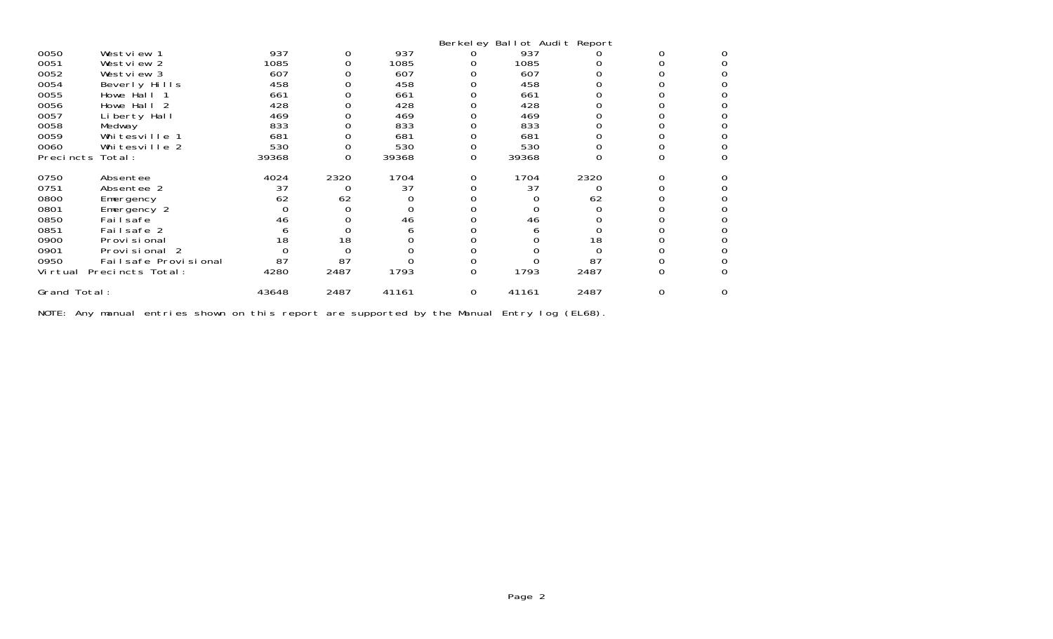Berkeley Ballot Audit Report

| | | | | | | | | | |
|---|---|---|---|---|---|---|---|---|---|
| 0050 | Westview 1 | 937 | 0 | 937 | 0 | 937 | 0 | 0 | 0 |
| 0051 | Westview 2 | 1085 | 0 | 1085 | 0 | 1085 | 0 | 0 | 0 |
| 0052 | Westview 3 | 607 | 0 | 607 | 0 | 607 | 0 | 0 | 0 |
| 0054 | Beverly Hills | 458 | 0 | 458 | 0 | 458 | 0 | 0 | 0 |
| 0055 | Howe Hall 1 | 661 | 0 | 661 | 0 | 661 | 0 | 0 | 0 |
| 0056 | Howe Hall 2 | 428 | 0 | 428 | 0 | 428 | 0 | 0 | 0 |
| 0057 | Liberty Hall | 469 | 0 | 469 | 0 | 469 | 0 | 0 | 0 |
| 0058 | Medway | 833 | 0 | 833 | 0 | 833 | 0 | 0 | 0 |
| 0059 | Whitesville 1 | 681 | 0 | 681 | 0 | 681 | 0 | 0 | 0 |
| 0060 | Whitesville 2 | 530 | 0 | 530 | 0 | 530 | 0 | 0 | 0 |
| Precincts Total: | | 39368 | 0 | 39368 | 0 | 39368 | 0 | 0 | 0 |
| 0750 | Absentee | 4024 | 2320 | 1704 | 0 | 1704 | 2320 | 0 | 0 |
| 0751 | Absentee 2 | 37 | 0 | 37 | 0 | 37 | 0 | 0 | 0 |
| 0800 | Emergency | 62 | 62 | 0 | 0 | 0 | 62 | 0 | 0 |
| 0801 | Emergency 2 | 0 | 0 | 0 | 0 | 0 | 0 | 0 | 0 |
| 0850 | Failsafe | 46 | 0 | 46 | 0 | 46 | 0 | 0 | 0 |
| 0851 | Failsafe 2 | 6 | 0 | 6 | 0 | 6 | 0 | 0 | 0 |
| 0900 | Provisional | 18 | 18 | 0 | 0 | 0 | 18 | 0 | 0 |
| 0901 | Provisional 2 | 0 | 0 | 0 | 0 | 0 | 0 | 0 | 0 |
| 0950 | Failsafe Provisional | 87 | 87 | 0 | 0 | 0 | 87 | 0 | 0 |
| Virtual Precincts Total: | | 4280 | 2487 | 1793 | 0 | 1793 | 2487 | 0 | 0 |
| Grand Total: | | 43648 | 2487 | 41161 | 0 | 41161 | 2487 | 0 | 0 |

NOTE: Any manual entries shown on this report are supported by the Manual Entry log (EL68).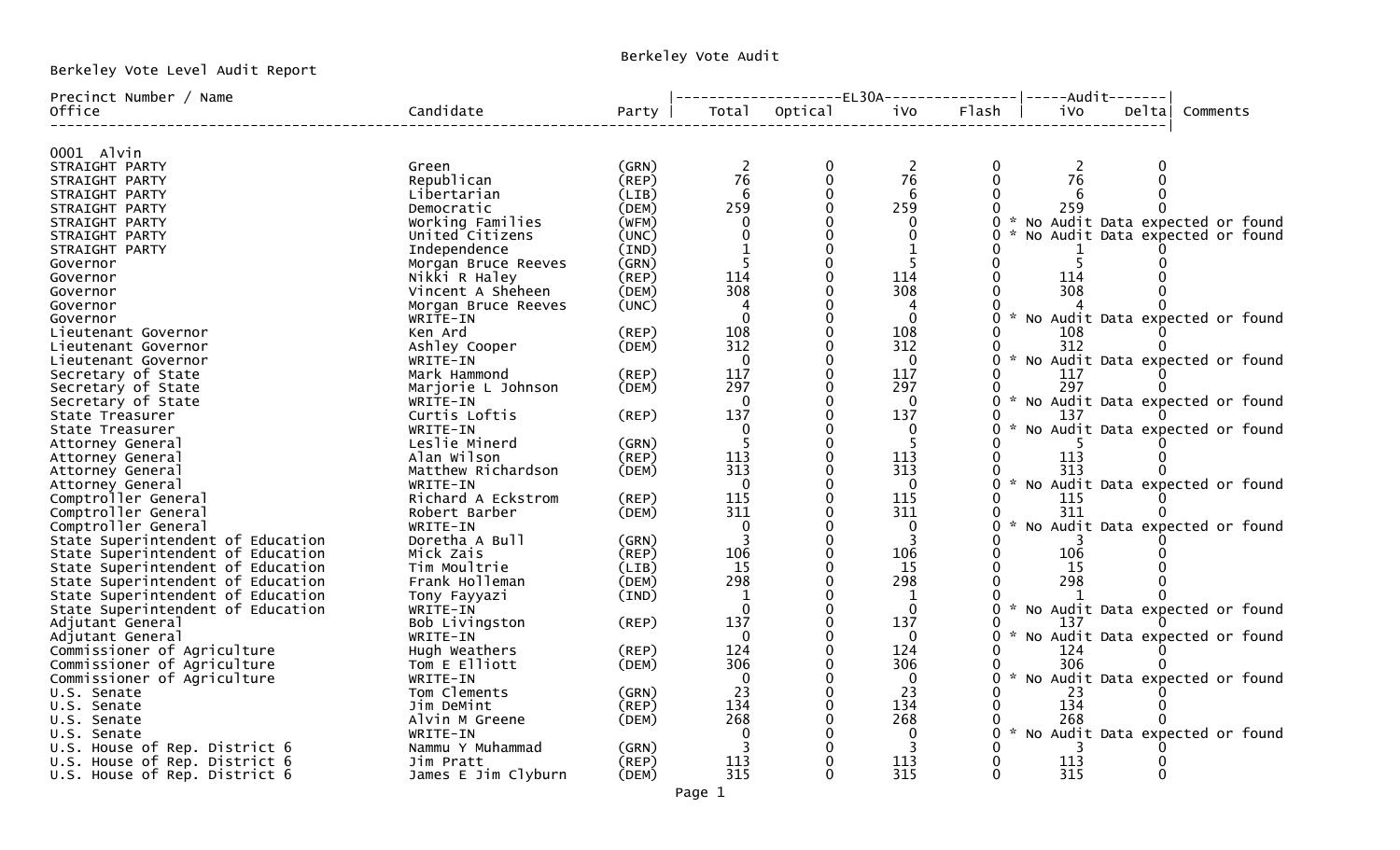Berkeley Vote Audit

Berkeley Vote Level Audit Report

| Precinct Number / Name Office | Candidate | Party | EL30A Total | EL30A Optical | EL30A iVo | EL30A Flash | Audit iVo | Audit Delta | Comments |
|---|---|---|---|---|---|---|---|---|---|
| **0001 Alvin** | | | | | | | | | |
| STRAIGHT PARTY | Green | (GRN) | 2 | 0 | 2 | 0 | 2 | 0 | |
| STRAIGHT PARTY | Republican | (REP) | 76 | 0 | 76 | 0 | 76 | 0 | |
| STRAIGHT PARTY | Libertarian | (LIB) | 6 | 0 | 6 | 0 | 6 | 0 | |
| STRAIGHT PARTY | Democratic | (DEM) | 259 | 0 | 259 | 0 | 259 | 0 | |
| STRAIGHT PARTY | Working Families | (WFM) | 0 | 0 | 0 | 0 | | | * No Audit Data expected or found |
| STRAIGHT PARTY | United Citizens | (UNC) | 0 | 0 | 0 | 0 | | | * No Audit Data expected or found |
| STRAIGHT PARTY | Independence | (IND) | 1 | 0 | 1 | 0 | 1 | 0 | |
| Governor | Morgan Bruce Reeves | (GRN) | 5 | 0 | 5 | 0 | 5 | 0 | |
| Governor | Nikki R Haley | (REP) | 114 | 0 | 114 | 0 | 114 | 0 | |
| Governor | Vincent A Sheheen | (DEM) | 308 | 0 | 308 | 0 | 308 | 0 | |
| Governor | Morgan Bruce Reeves | (UNC) | 4 | 0 | 4 | 0 | 4 | 0 | |
| Governor | WRITE-IN | | 0 | 0 | 0 | 0 | | | * No Audit Data expected or found |
| Lieutenant Governor | Ken Ard | (REP) | 108 | 0 | 108 | 0 | 108 | 0 | |
| Lieutenant Governor | Ashley Cooper | (DEM) | 312 | 0 | 312 | 0 | 312 | 0 | |
| Lieutenant Governor | WRITE-IN | | 0 | 0 | 0 | 0 | | | * No Audit Data expected or found |
| Secretary of State | Mark Hammond | (REP) | 117 | 0 | 117 | 0 | 117 | 0 | |
| Secretary of State | Marjorie L Johnson | (DEM) | 297 | 0 | 297 | 0 | 297 | 0 | |
| Secretary of State | WRITE-IN | | 0 | 0 | 0 | 0 | | | * No Audit Data expected or found |
| State Treasurer | Curtis Loftis | (REP) | 137 | 0 | 137 | 0 | 137 | 0 | |
| State Treasurer | WRITE-IN | | 0 | 0 | 0 | 0 | | | * No Audit Data expected or found |
| Attorney General | Leslie Minerd | (GRN) | 5 | 0 | 5 | 0 | 5 | 0 | |
| Attorney General | Alan Wilson | (REP) | 113 | 0 | 113 | 0 | 113 | 0 | |
| Attorney General | Matthew Richardson | (DEM) | 313 | 0 | 313 | 0 | 313 | 0 | |
| Attorney General | WRITE-IN | | 0 | 0 | 0 | 0 | | | * No Audit Data expected or found |
| Comptroller General | Richard A Eckstrom | (REP) | 115 | 0 | 115 | 0 | 115 | 0 | |
| Comptroller General | Robert Barber | (DEM) | 311 | 0 | 311 | 0 | 311 | 0 | |
| Comptroller General | WRITE-IN | | 0 | 0 | 0 | 0 | | | * No Audit Data expected or found |
| State Superintendent of Education | Doretha A Bull | (GRN) | 3 | 0 | 3 | 0 | 3 | 0 | |
| State Superintendent of Education | Mick Zais | (REP) | 106 | 0 | 106 | 0 | 106 | 0 | |
| State Superintendent of Education | Tim Moultrie | (LIB) | 15 | 0 | 15 | 0 | 15 | 0 | |
| State Superintendent of Education | Frank Holleman | (DEM) | 298 | 0 | 298 | 0 | 298 | 0 | |
| State Superintendent of Education | Tony Fayyazi | (IND) | 1 | 0 | 1 | 0 | 1 | 0 | |
| State Superintendent of Education | WRITE-IN | | 0 | 0 | 0 | 0 | | | * No Audit Data expected or found |
| Adjutant General | Bob Livingston | (REP) | 137 | 0 | 137 | 0 | 137 | 0 | |
| Adjutant General | WRITE-IN | | 0 | 0 | 0 | 0 | | | * No Audit Data expected or found |
| Commissioner of Agriculture | Hugh Weathers | (REP) | 124 | 0 | 124 | 0 | 124 | 0 | |
| Commissioner of Agriculture | Tom E Elliott | (DEM) | 306 | 0 | 306 | 0 | 306 | 0 | |
| Commissioner of Agriculture | WRITE-IN | | 0 | 0 | 0 | 0 | | | * No Audit Data expected or found |
| U.S. Senate | Tom Clements | (GRN) | 23 | 0 | 23 | 0 | 23 | 0 | |
| U.S. Senate | Jim DeMint | (REP) | 134 | 0 | 134 | 0 | 134 | 0 | |
| U.S. Senate | Alvin M Greene | (DEM) | 268 | 0 | 268 | 0 | 268 | 0 | |
| U.S. Senate | WRITE-IN | | 0 | 0 | 0 | 0 | | | * No Audit Data expected or found |
| U.S. House of Rep. District 6 | Nammu Y Muhammad | (GRN) | 3 | 0 | 3 | 0 | 3 | 0 | |
| U.S. House of Rep. District 6 | Jim Pratt | (REP) | 113 | 0 | 113 | 0 | 113 | 0 | |
| U.S. House of Rep. District 6 | James E Jim Clyburn | (DEM) | 315 | 0 | 315 | 0 | 315 | 0 | |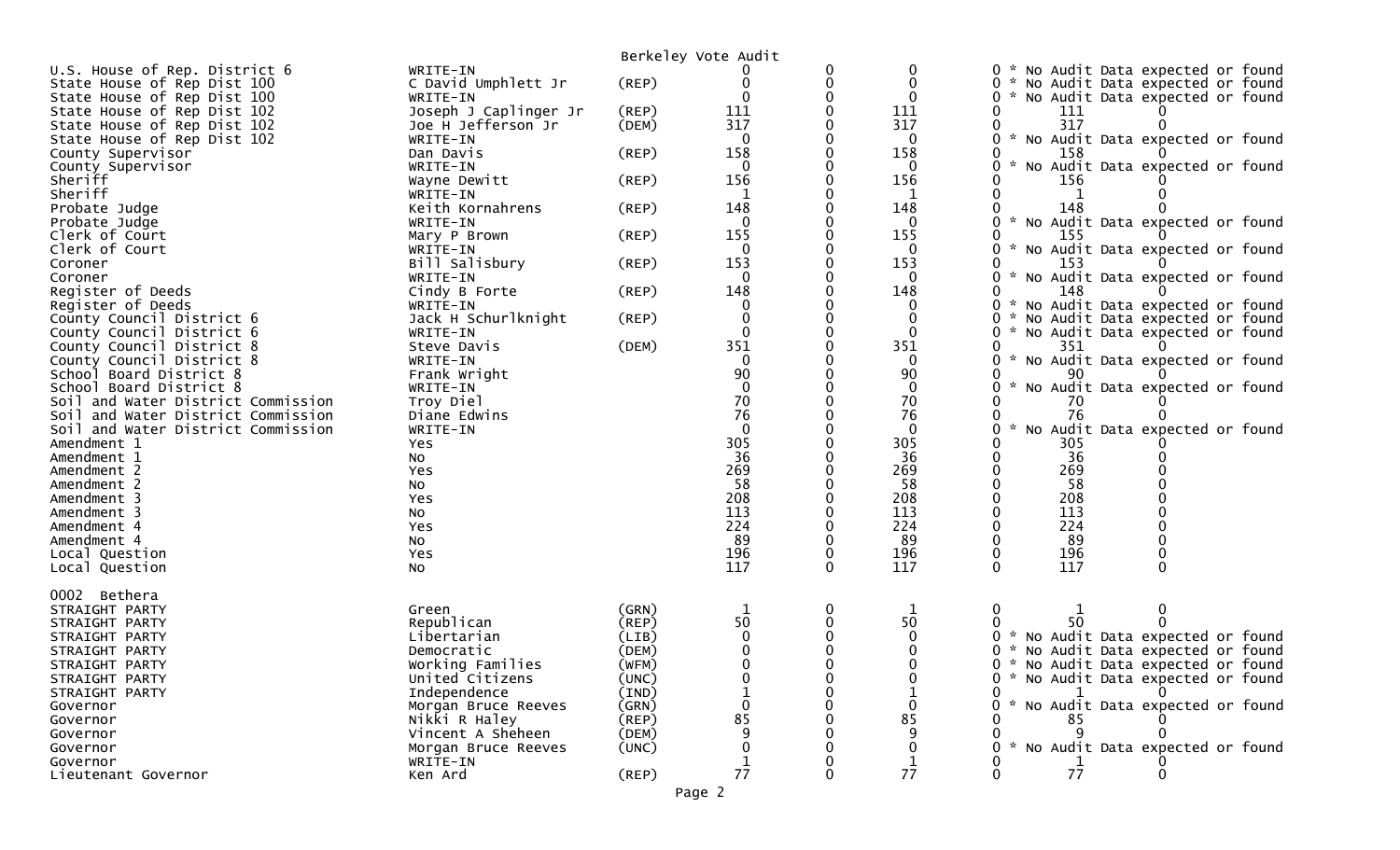Berkeley Vote Audit

| Contest | Candidate | Party | | | | | | | |
|---|---|---|---|---|---|---|---|---|---|
| U.S. House of Rep. District 6 | WRITE-IN | | 0 | 0 | 0 | 0 * No Audit Data expected or found | | | |
| State House of Rep Dist 100 | C David Umphlett Jr | (REP) | 0 | 0 | 0 | 0 * No Audit Data expected or found | | | |
| State House of Rep Dist 100 | WRITE-IN | | 0 | 0 | 0 | 0 * No Audit Data expected or found | | | |
| State House of Rep Dist 102 | Joseph J Caplinger Jr | (REP) | 111 | 0 | 111 | 0 | 111 | 0 | |
| State House of Rep Dist 102 | Joe H Jefferson Jr | (DEM) | 317 | 0 | 317 | 0 | 317 | 0 | |
| State House of Rep Dist 102 | WRITE-IN | | 0 | 0 | 0 | 0 * No Audit Data expected or found | | | |
| County Supervisor | Dan Davis | (REP) | 158 | 0 | 158 | 0 | 158 | 0 | |
| County Supervisor | WRITE-IN | | 0 | 0 | 0 | 0 * No Audit Data expected or found | | | |
| Sheriff | Wayne Dewitt | (REP) | 156 | 0 | 156 | 0 | 156 | 0 | |
| Sheriff | WRITE-IN | | 1 | 0 | 1 | 0 | 1 | 0 | |
| Probate Judge | Keith Kornahrens | (REP) | 148 | 0 | 148 | 0 | 148 | 0 | |
| Probate Judge | WRITE-IN | | 0 | 0 | 0 | 0 * No Audit Data expected or found | | | |
| Clerk of Court | Mary P Brown | (REP) | 155 | 0 | 155 | 0 | 155 | 0 | |
| Clerk of Court | WRITE-IN | | 0 | 0 | 0 | 0 * No Audit Data expected or found | | | |
| Coroner | Bill Salisbury | (REP) | 153 | 0 | 153 | 0 | 153 | 0 | |
| Coroner | WRITE-IN | | 0 | 0 | 0 | 0 * No Audit Data expected or found | | | |
| Register of Deeds | Cindy B Forte | (REP) | 148 | 0 | 148 | 0 | 148 | 0 | |
| Register of Deeds | WRITE-IN | | 0 | 0 | 0 | 0 * No Audit Data expected or found | | | |
| County Council District 6 | Jack H Schurlknight | (REP) | 0 | 0 | 0 | 0 * No Audit Data expected or found | | | |
| County Council District 6 | WRITE-IN | | 0 | 0 | 0 | 0 * No Audit Data expected or found | | | |
| County Council District 8 | Steve Davis | (DEM) | 351 | 0 | 351 | 0 | 351 | 0 | |
| County Council District 8 | WRITE-IN | | 0 | 0 | 0 | 0 * No Audit Data expected or found | | | |
| School Board District 8 | Frank Wright | | 90 | 0 | 90 | 0 | 90 | 0 | |
| School Board District 8 | WRITE-IN | | 0 | 0 | 0 | 0 * No Audit Data expected or found | | | |
| Soil and Water District Commission | Troy Diel | | 70 | 0 | 70 | 0 | 70 | 0 | |
| Soil and Water District Commission | Diane Edwins | | 76 | 0 | 76 | 0 | 76 | 0 | |
| Soil and Water District Commission | WRITE-IN | | 0 | 0 | 0 | 0 * No Audit Data expected or found | | | |
| Amendment 1 | Yes | | 305 | 0 | 305 | 0 | 305 | 0 | |
| Amendment 1 | No | | 36 | 0 | 36 | 0 | 36 | 0 | |
| Amendment 2 | Yes | | 269 | 0 | 269 | 0 | 269 | 0 | |
| Amendment 2 | No | | 58 | 0 | 58 | 0 | 58 | 0 | |
| Amendment 3 | Yes | | 208 | 0 | 208 | 0 | 208 | 0 | |
| Amendment 3 | No | | 113 | 0 | 113 | 0 | 113 | 0 | |
| Amendment 4 | Yes | | 224 | 0 | 224 | 0 | 224 | 0 | |
| Amendment 4 | No | | 89 | 0 | 89 | 0 | 89 | 0 | |
| Local Question | Yes | | 196 | 0 | 196 | 0 | 196 | 0 | |
| Local Question | No | | 117 | 0 | 117 | 0 | 117 | 0 | |

0002 Bethera

| Contest | Candidate | Party | | | | | | | |
|---|---|---|---|---|---|---|---|---|---|
| STRAIGHT PARTY | Green | (GRN) | 1 | 0 | 1 | 0 | 1 | 0 | |
| STRAIGHT PARTY | Republican | (REP) | 50 | 0 | 50 | 0 | 50 | 0 | |
| STRAIGHT PARTY | Libertarian | (LIB) | 0 | 0 | 0 | 0 * No Audit Data expected or found | | | |
| STRAIGHT PARTY | Democratic | (DEM) | 0 | 0 | 0 | 0 * No Audit Data expected or found | | | |
| STRAIGHT PARTY | Working Families | (WFM) | 0 | 0 | 0 | 0 * No Audit Data expected or found | | | |
| STRAIGHT PARTY | United Citizens | (UNC) | 0 | 0 | 0 | 0 * No Audit Data expected or found | | | |
| STRAIGHT PARTY | Independence | (IND) | 1 | 0 | 1 | 0 | 1 | 0 | |
| Governor | Morgan Bruce Reeves | (GRN) | 0 | 0 | 0 | 0 * No Audit Data expected or found | | | |
| Governor | Nikki R Haley | (REP) | 85 | 0 | 85 | 0 | 85 | 0 | |
| Governor | Vincent A Sheheen | (DEM) | 9 | 0 | 9 | 0 | 9 | 0 | |
| Governor | Morgan Bruce Reeves | (UNC) | 0 | 0 | 0 | 0 * No Audit Data expected or found | | | |
| Governor | WRITE-IN | | 1 | 0 | 1 | 0 | 1 | 0 | |
| Lieutenant Governor | Ken Ard | (REP) | 77 | 0 | 77 | 0 | 77 | 0 | |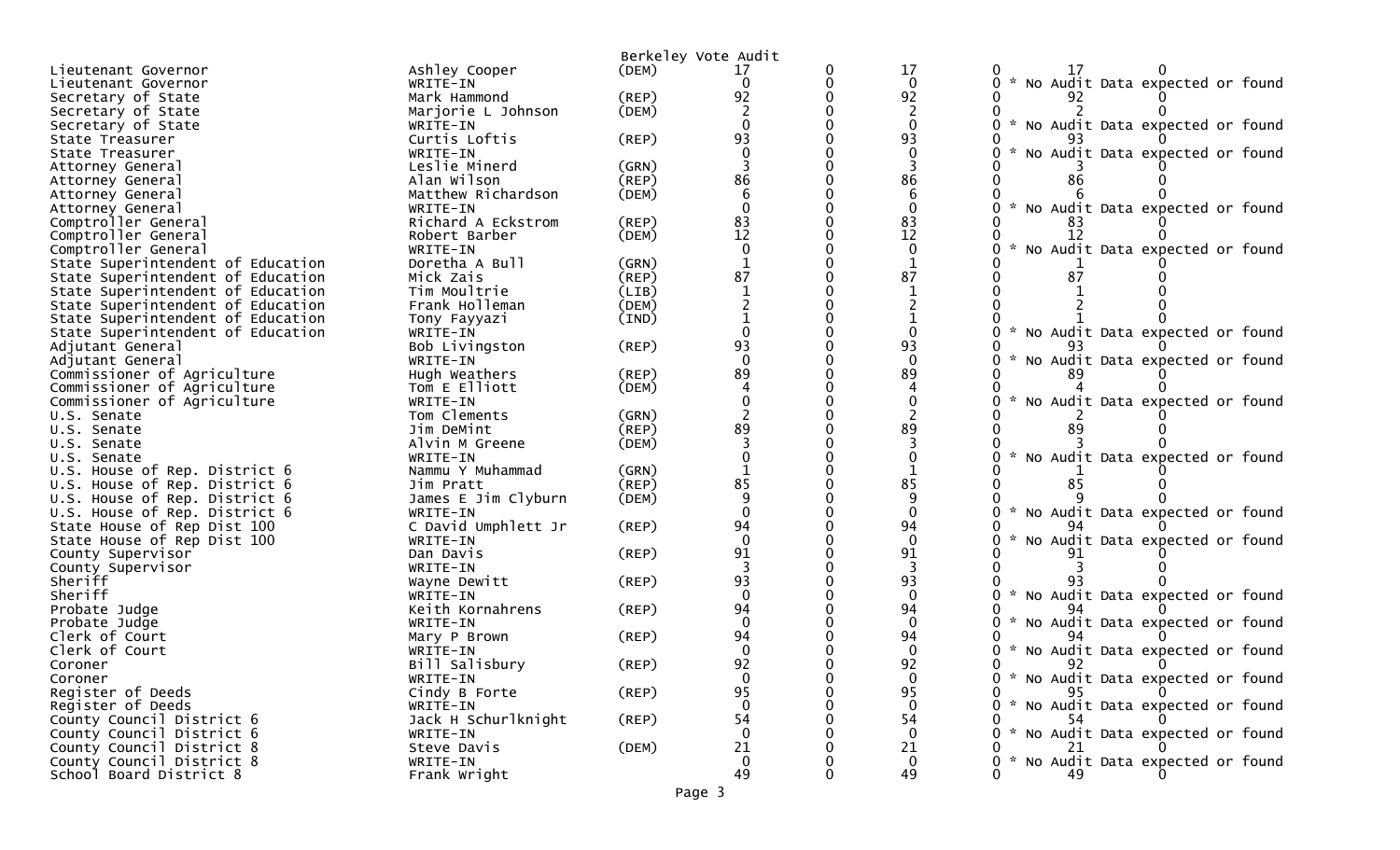Berkeley Vote Audit

| Office | Candidate | Party | | | | | | |
|---|---|---|---|---|---|---|---|---|
| Lieutenant Governor | Ashley Cooper | (DEM) | 17 | 0 | 17 | 0 | 17 | 0 |
| Lieutenant Governor | WRITE-IN | | 0 | 0 | 0 | 0 | * No Audit Data expected or found | |
| Secretary of State | Mark Hammond | (REP) | 92 | 0 | 92 | 0 | 92 | 0 |
| Secretary of State | Marjorie L Johnson | (DEM) | 2 | 0 | 2 | 0 | 2 | 0 |
| Secretary of State | WRITE-IN | | 0 | 0 | 0 | 0 | * No Audit Data expected or found | |
| State Treasurer | Curtis Loftis | (REP) | 93 | 0 | 93 | 0 | 93 | 0 |
| State Treasurer | WRITE-IN | | 0 | 0 | 0 | 0 | * No Audit Data expected or found | |
| Attorney General | Leslie Minerd | (GRN) | 3 | 0 | 3 | 0 | 3 | 0 |
| Attorney General | Alan Wilson | (REP) | 86 | 0 | 86 | 0 | 86 | 0 |
| Attorney General | Matthew Richardson | (DEM) | 6 | 0 | 6 | 0 | 6 | 0 |
| Attorney General | WRITE-IN | | 0 | 0 | 0 | 0 | * No Audit Data expected or found | |
| Comptroller General | Richard A Eckstrom | (REP) | 83 | 0 | 83 | 0 | 83 | 0 |
| Comptroller General | Robert Barber | (DEM) | 12 | 0 | 12 | 0 | 12 | 0 |
| Comptroller General | WRITE-IN | | 0 | 0 | 0 | 0 | * No Audit Data expected or found | |
| State Superintendent of Education | Doretha A Bull | (GRN) | 1 | 0 | 1 | 0 | 1 | 0 |
| State Superintendent of Education | Mick Zais | (REP) | 87 | 0 | 87 | 0 | 87 | 0 |
| State Superintendent of Education | Tim Moultrie | (LIB) | 1 | 0 | 1 | 0 | 1 | 0 |
| State Superintendent of Education | Frank Holleman | (DEM) | 2 | 0 | 2 | 0 | 2 | 0 |
| State Superintendent of Education | Tony Fayyazi | (IND) | 1 | 0 | 1 | 0 | 1 | 0 |
| State Superintendent of Education | WRITE-IN | | 0 | 0 | 0 | 0 | * No Audit Data expected or found | |
| Adjutant General | Bob Livingston | (REP) | 93 | 0 | 93 | 0 | 93 | 0 |
| Adjutant General | WRITE-IN | | 0 | 0 | 0 | 0 | * No Audit Data expected or found | |
| Commissioner of Agriculture | Hugh Weathers | (REP) | 89 | 0 | 89 | 0 | 89 | 0 |
| Commissioner of Agriculture | Tom E Elliott | (DEM) | 4 | 0 | 4 | 0 | 4 | 0 |
| Commissioner of Agriculture | WRITE-IN | | 0 | 0 | 0 | 0 | * No Audit Data expected or found | |
| U.S. Senate | Tom Clements | (GRN) | 2 | 0 | 2 | 0 | 2 | 0 |
| U.S. Senate | Jim DeMint | (REP) | 89 | 0 | 89 | 0 | 89 | 0 |
| U.S. Senate | Alvin M Greene | (DEM) | 3 | 0 | 3 | 0 | 3 | 0 |
| U.S. Senate | WRITE-IN | | 0 | 0 | 0 | 0 | * No Audit Data expected or found | |
| U.S. House of Rep. District 6 | Nammu Y Muhammad | (GRN) | 1 | 0 | 1 | 0 | 1 | 0 |
| U.S. House of Rep. District 6 | Jim Pratt | (REP) | 85 | 0 | 85 | 0 | 85 | 0 |
| U.S. House of Rep. District 6 | James E Jim Clyburn | (DEM) | 9 | 0 | 9 | 0 | 9 | 0 |
| U.S. House of Rep. District 6 | WRITE-IN | | 0 | 0 | 0 | 0 | * No Audit Data expected or found | |
| State House of Rep Dist 100 | C David Umphlett Jr | (REP) | 94 | 0 | 94 | 0 | 94 | 0 |
| State House of Rep Dist 100 | WRITE-IN | | 0 | 0 | 0 | 0 | * No Audit Data expected or found | |
| County Supervisor | Dan Davis | (REP) | 91 | 0 | 91 | 0 | 91 | 0 |
| County Supervisor | WRITE-IN | | 3 | 0 | 3 | 0 | 3 | 0 |
| Sheriff | Wayne Dewitt | (REP) | 93 | 0 | 93 | 0 | 93 | 0 |
| Sheriff | WRITE-IN | | 0 | 0 | 0 | 0 | * No Audit Data expected or found | |
| Probate Judge | Keith Kornahrens | (REP) | 94 | 0 | 94 | 0 | 94 | 0 |
| Probate Judge | WRITE-IN | | 0 | 0 | 0 | 0 | * No Audit Data expected or found | |
| Clerk of Court | Mary P Brown | (REP) | 94 | 0 | 94 | 0 | 94 | 0 |
| Clerk of Court | WRITE-IN | | 0 | 0 | 0 | 0 | * No Audit Data expected or found | |
| Coroner | Bill Salisbury | (REP) | 92 | 0 | 92 | 0 | 92 | 0 |
| Coroner | WRITE-IN | | 0 | 0 | 0 | 0 | * No Audit Data expected or found | |
| Register of Deeds | Cindy B Forte | (REP) | 95 | 0 | 95 | 0 | 95 | 0 |
| Register of Deeds | WRITE-IN | | 0 | 0 | 0 | 0 | * No Audit Data expected or found | |
| County Council District 6 | Jack H Schurlknight | (REP) | 54 | 0 | 54 | 0 | 54 | 0 |
| County Council District 6 | WRITE-IN | | 0 | 0 | 0 | 0 | * No Audit Data expected or found | |
| County Council District 8 | Steve Davis | (DEM) | 21 | 0 | 21 | 0 | 21 | 0 |
| County Council District 8 | WRITE-IN | | 0 | 0 | 0 | 0 | * No Audit Data expected or found | |
| School Board District 8 | Frank Wright | | 49 | 0 | 49 | 0 | 49 | 0 |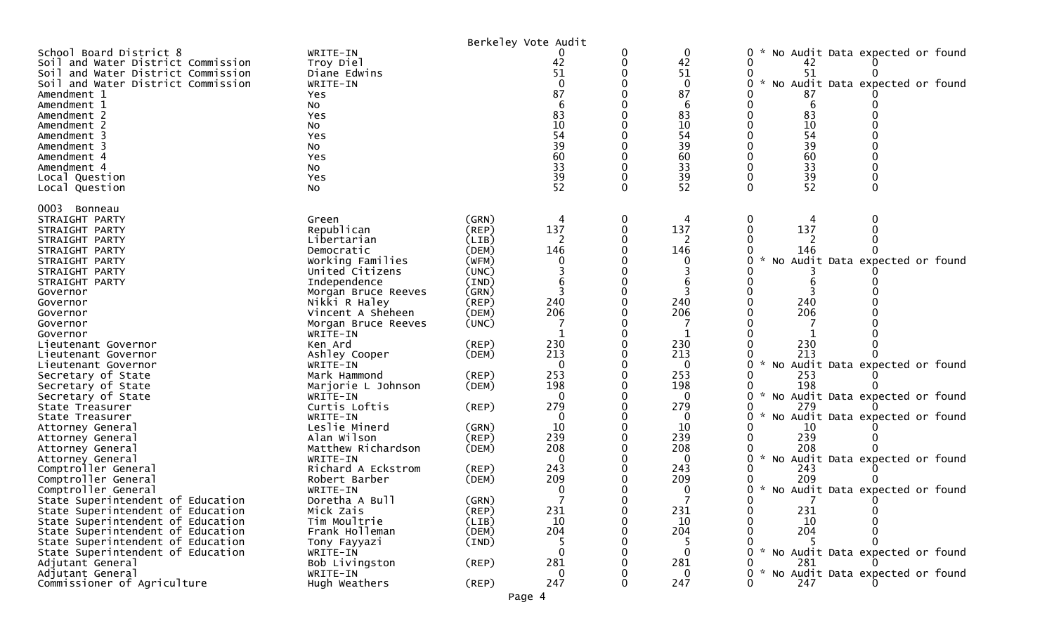Berkeley Vote Audit

| Contest | Candidate | Party | | | | | | |
|---|---|---|---|---|---|---|---|---|
| School Board District 8 | WRITE-IN | | 0 | 0 | 0 | 0 * No Audit Data expected or found | | |
| Soil and Water District Commission | Troy Diel | | 42 | 0 | 42 | 0 | 42 | 0 |
| Soil and Water District Commission | Diane Edwins | | 51 | 0 | 51 | 0 | 51 | 0 |
| Soil and Water District Commission | WRITE-IN | | 0 | 0 | 0 | 0 * No Audit Data expected or found | | |
| Amendment 1 | Yes | | 87 | 0 | 87 | 0 | 87 | 0 |
| Amendment 1 | No | | 6 | 0 | 6 | 0 | 6 | 0 |
| Amendment 2 | Yes | | 83 | 0 | 83 | 0 | 83 | 0 |
| Amendment 2 | No | | 10 | 0 | 10 | 0 | 10 | 0 |
| Amendment 3 | Yes | | 54 | 0 | 54 | 0 | 54 | 0 |
| Amendment 3 | No | | 39 | 0 | 39 | 0 | 39 | 0 |
| Amendment 4 | Yes | | 60 | 0 | 60 | 0 | 60 | 0 |
| Amendment 4 | No | | 33 | 0 | 33 | 0 | 33 | 0 |
| Local Question | Yes | | 39 | 0 | 39 | 0 | 39 | 0 |
| Local Question | No | | 52 | 0 | 52 | 0 | 52 | 0 |

0003 Bonneau

| Contest | Candidate | Party | | | | | | |
|---|---|---|---|---|---|---|---|---|
| STRAIGHT PARTY | Green | (GRN) | 4 | 0 | 4 | 0 | 4 | 0 |
| STRAIGHT PARTY | Republican | (REP) | 137 | 0 | 137 | 0 | 137 | 0 |
| STRAIGHT PARTY | Libertarian | (LIB) | 2 | 0 | 2 | 0 | 2 | 0 |
| STRAIGHT PARTY | Democratic | (DEM) | 146 | 0 | 146 | 0 | 146 | 0 |
| STRAIGHT PARTY | Working Families | (WFM) | 0 | 0 | 0 | 0 * No Audit Data expected or found | | |
| STRAIGHT PARTY | United Citizens | (UNC) | 3 | 0 | 3 | 0 | 3 | 0 |
| STRAIGHT PARTY | Independence | (IND) | 6 | 0 | 6 | 0 | 6 | 0 |
| Governor | Morgan Bruce Reeves | (GRN) | 3 | 0 | 3 | 0 | 3 | 0 |
| Governor | Nikki R Haley | (REP) | 240 | 0 | 240 | 0 | 240 | 0 |
| Governor | Vincent A Sheheen | (DEM) | 206 | 0 | 206 | 0 | 206 | 0 |
| Governor | Morgan Bruce Reeves | (UNC) | 7 | 0 | 7 | 0 | 7 | 0 |
| Governor | WRITE-IN | | 1 | 0 | 1 | 0 | 1 | 0 |
| Lieutenant Governor | Ken Ard | (REP) | 230 | 0 | 230 | 0 | 230 | 0 |
| Lieutenant Governor | Ashley Cooper | (DEM) | 213 | 0 | 213 | 0 | 213 | 0 |
| Lieutenant Governor | WRITE-IN | | 0 | 0 | 0 | 0 * No Audit Data expected or found | | |
| Secretary of State | Mark Hammond | (REP) | 253 | 0 | 253 | 0 | 253 | 0 |
| Secretary of State | Marjorie L Johnson | (DEM) | 198 | 0 | 198 | 0 | 198 | 0 |
| Secretary of State | WRITE-IN | | 0 | 0 | 0 | 0 * No Audit Data expected or found | | |
| State Treasurer | Curtis Loftis | (REP) | 279 | 0 | 279 | 0 | 279 | 0 |
| State Treasurer | WRITE-IN | | 0 | 0 | 0 | 0 * No Audit Data expected or found | | |
| Attorney General | Leslie Minerd | (GRN) | 10 | 0 | 10 | 0 | 10 | 0 |
| Attorney General | Alan Wilson | (REP) | 239 | 0 | 239 | 0 | 239 | 0 |
| Attorney General | Matthew Richardson | (DEM) | 208 | 0 | 208 | 0 | 208 | 0 |
| Attorney General | WRITE-IN | | 0 | 0 | 0 | 0 * No Audit Data expected or found | | |
| Comptroller General | Richard A Eckstrom | (REP) | 243 | 0 | 243 | 0 | 243 | 0 |
| Comptroller General | Robert Barber | (DEM) | 209 | 0 | 209 | 0 | 209 | 0 |
| Comptroller General | WRITE-IN | | 0 | 0 | 0 | 0 * No Audit Data expected or found | | |
| State Superintendent of Education | Doretha A Bull | (GRN) | 7 | 0 | 7 | 0 | 7 | 0 |
| State Superintendent of Education | Mick Zais | (REP) | 231 | 0 | 231 | 0 | 231 | 0 |
| State Superintendent of Education | Tim Moultrie | (LIB) | 10 | 0 | 10 | 0 | 10 | 0 |
| State Superintendent of Education | Frank Holleman | (DEM) | 204 | 0 | 204 | 0 | 204 | 0 |
| State Superintendent of Education | Tony Fayyazi | (IND) | 5 | 0 | 5 | 0 | 5 | 0 |
| State Superintendent of Education | WRITE-IN | | 0 | 0 | 0 | 0 * No Audit Data expected or found | | |
| Adjutant General | Bob Livingston | (REP) | 281 | 0 | 281 | 0 | 281 | 0 |
| Adjutant General | WRITE-IN | | 0 | 0 | 0 | 0 * No Audit Data expected or found | | |
| Commissioner of Agriculture | Hugh Weathers | (REP) | 247 | 0 | 247 | 0 | 247 | 0 |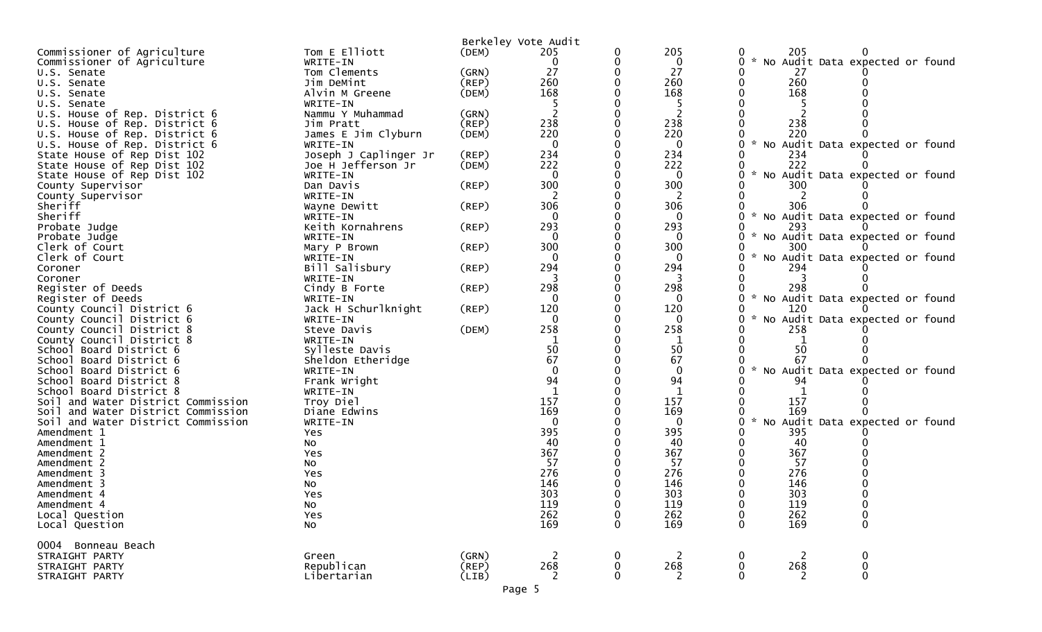Berkeley Vote Audit

| Contest | Candidate | Party | | | | | | |
|---|---|---|---|---|---|---|---|---|
| Commissioner of Agriculture | Tom E Elliott | (DEM) | 205 | 0 | 205 | 0 | 205 | 0 |
| Commissioner of Agriculture | WRITE-IN | | 0 | 0 | 0 | 0 * No Audit Data expected or found | | |
| U.S. Senate | Tom Clements | (GRN) | 27 | 0 | 27 | 0 | 27 | 0 |
| U.S. Senate | Jim DeMint | (REP) | 260 | 0 | 260 | 0 | 260 | 0 |
| U.S. Senate | Alvin M Greene | (DEM) | 168 | 0 | 168 | 0 | 168 | 0 |
| U.S. Senate | WRITE-IN | | 5 | 0 | 5 | 0 | 5 | 0 |
| U.S. House of Rep. District 6 | Nammu Y Muhammad | (GRN) | 2 | 0 | 2 | 0 | 2 | 0 |
| U.S. House of Rep. District 6 | Jim Pratt | (REP) | 238 | 0 | 238 | 0 | 238 | 0 |
| U.S. House of Rep. District 6 | James E Jim Clyburn | (DEM) | 220 | 0 | 220 | 0 | 220 | 0 |
| U.S. House of Rep. District 6 | WRITE-IN | | 0 | 0 | 0 | 0 * No Audit Data expected or found | | |
| State House of Rep Dist 102 | Joseph J Caplinger Jr | (REP) | 234 | 0 | 234 | 0 | 234 | 0 |
| State House of Rep Dist 102 | Joe H Jefferson Jr | (DEM) | 222 | 0 | 222 | 0 | 222 | 0 |
| State House of Rep Dist 102 | WRITE-IN | | 0 | 0 | 0 | 0 * No Audit Data expected or found | | |
| County Supervisor | Dan Davis | (REP) | 300 | 0 | 300 | 0 | 300 | 0 |
| County Supervisor | WRITE-IN | | 2 | 0 | 2 | 0 | 2 | 0 |
| Sheriff | Wayne Dewitt | (REP) | 306 | 0 | 306 | 0 | 306 | 0 |
| Sheriff | WRITE-IN | | 0 | 0 | 0 | 0 * No Audit Data expected or found | | |
| Probate Judge | Keith Kornahrens | (REP) | 293 | 0 | 293 | 0 | 293 | 0 |
| Probate Judge | WRITE-IN | | 0 | 0 | 0 | 0 * No Audit Data expected or found | | |
| Clerk of Court | Mary P Brown | (REP) | 300 | 0 | 300 | 0 | 300 | 0 |
| Clerk of Court | WRITE-IN | | 0 | 0 | 0 | 0 * No Audit Data expected or found | | |
| Coroner | Bill Salisbury | (REP) | 294 | 0 | 294 | 0 | 294 | 0 |
| Coroner | WRITE-IN | | 3 | 0 | 3 | 0 | 3 | 0 |
| Register of Deeds | Cindy B Forte | (REP) | 298 | 0 | 298 | 0 | 298 | 0 |
| Register of Deeds | WRITE-IN | | 0 | 0 | 0 | 0 * No Audit Data expected or found | | |
| County Council District 6 | Jack H Schurlknight | (REP) | 120 | 0 | 120 | 0 | 120 | 0 |
| County Council District 6 | WRITE-IN | | 0 | 0 | 0 | 0 * No Audit Data expected or found | | |
| County Council District 8 | Steve Davis | (DEM) | 258 | 0 | 258 | 0 | 258 | 0 |
| County Council District 8 | WRITE-IN | | 1 | 0 | 1 | 0 | 1 | 0 |
| School Board District 6 | Sylleste Davis | | 50 | 0 | 50 | 0 | 50 | 0 |
| School Board District 6 | Sheldon Etheridge | | 67 | 0 | 67 | 0 | 67 | 0 |
| School Board District 6 | WRITE-IN | | 0 | 0 | 0 | 0 * No Audit Data expected or found | | |
| School Board District 8 | Frank Wright | | 94 | 0 | 94 | 0 | 94 | 0 |
| School Board District 8 | WRITE-IN | | 1 | 0 | 1 | 0 | 1 | 0 |
| Soil and Water District Commission | Troy Diel | | 157 | 0 | 157 | 0 | 157 | 0 |
| Soil and Water District Commission | Diane Edwins | | 169 | 0 | 169 | 0 | 169 | 0 |
| Soil and Water District Commission | WRITE-IN | | 0 | 0 | 0 | 0 * No Audit Data expected or found | | |
| Amendment 1 | Yes | | 395 | 0 | 395 | 0 | 395 | 0 |
| Amendment 1 | No | | 40 | 0 | 40 | 0 | 40 | 0 |
| Amendment 2 | Yes | | 367 | 0 | 367 | 0 | 367 | 0 |
| Amendment 2 | No | | 57 | 0 | 57 | 0 | 57 | 0 |
| Amendment 3 | Yes | | 276 | 0 | 276 | 0 | 276 | 0 |
| Amendment 3 | No | | 146 | 0 | 146 | 0 | 146 | 0 |
| Amendment 4 | Yes | | 303 | 0 | 303 | 0 | 303 | 0 |
| Amendment 4 | No | | 119 | 0 | 119 | 0 | 119 | 0 |
| Local Question | Yes | | 262 | 0 | 262 | 0 | 262 | 0 |
| Local Question | No | | 169 | 0 | 169 | 0 | 169 | 0 |

0004 Bonneau Beach

| Contest | Candidate | Party | | | | | | |
|---|---|---|---|---|---|---|---|---|
| STRAIGHT PARTY | Green | (GRN) | 2 | 0 | 2 | 0 | 2 | 0 |
| STRAIGHT PARTY | Republican | (REP) | 268 | 0 | 268 | 0 | 268 | 0 |
| STRAIGHT PARTY | Libertarian | (LIB) | 2 | 0 | 2 | 0 | 2 | 0 |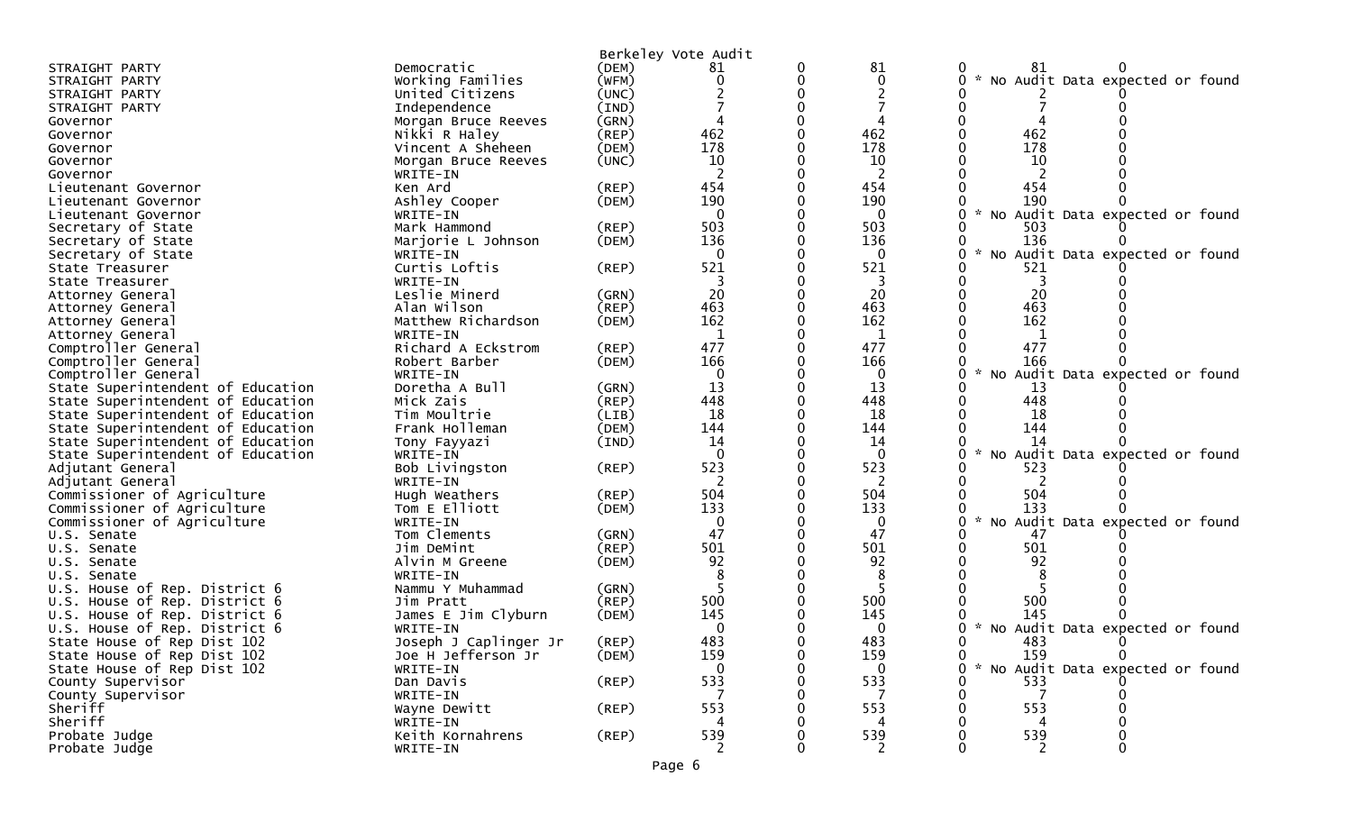Berkeley Vote Audit

| | | | | | | | | |
|---|---|---|---|---|---|---|---|---|
| STRAIGHT PARTY | Democratic | (DEM) | 81 | 0 | 81 | 0 | 81 | 0 |
| STRAIGHT PARTY | Working Families | (WFM) | 0 | 0 | 0 | 0 | * No Audit Data expected or found | |
| STRAIGHT PARTY | United Citizens | (UNC) | 2 | 0 | 2 | 0 | 2 | 0 |
| STRAIGHT PARTY | Independence | (IND) | 7 | 0 | 7 | 0 | 7 | 0 |
| Governor | Morgan Bruce Reeves | (GRN) | 4 | 0 | 4 | 0 | 4 | 0 |
| Governor | Nikki R Haley | (REP) | 462 | 0 | 462 | 0 | 462 | 0 |
| Governor | Vincent A Sheheen | (DEM) | 178 | 0 | 178 | 0 | 178 | 0 |
| Governor | Morgan Bruce Reeves | (UNC) | 10 | 0 | 10 | 0 | 10 | 0 |
| Governor | WRITE-IN | | 2 | 0 | 2 | 0 | 2 | 0 |
| Lieutenant Governor | Ken Ard | (REP) | 454 | 0 | 454 | 0 | 454 | 0 |
| Lieutenant Governor | Ashley Cooper | (DEM) | 190 | 0 | 190 | 0 | 190 | 0 |
| Lieutenant Governor | WRITE-IN | | 0 | 0 | 0 | 0 | * No Audit Data expected or found | |
| Secretary of State | Mark Hammond | (REP) | 503 | 0 | 503 | 0 | 503 | 0 |
| Secretary of State | Marjorie L Johnson | (DEM) | 136 | 0 | 136 | 0 | 136 | 0 |
| Secretary of State | WRITE-IN | | 0 | 0 | 0 | 0 | * No Audit Data expected or found | |
| State Treasurer | Curtis Loftis | (REP) | 521 | 0 | 521 | 0 | 521 | 0 |
| State Treasurer | WRITE-IN | | 3 | 0 | 3 | 0 | 3 | 0 |
| Attorney General | Leslie Minerd | (GRN) | 20 | 0 | 20 | 0 | 20 | 0 |
| Attorney General | Alan Wilson | (REP) | 463 | 0 | 463 | 0 | 463 | 0 |
| Attorney General | Matthew Richardson | (DEM) | 162 | 0 | 162 | 0 | 162 | 0 |
| Attorney General | WRITE-IN | | 1 | 0 | 1 | 0 | 1 | 0 |
| Comptroller General | Richard A Eckstrom | (REP) | 477 | 0 | 477 | 0 | 477 | 0 |
| Comptroller General | Robert Barber | (DEM) | 166 | 0 | 166 | 0 | 166 | 0 |
| Comptroller General | WRITE-IN | | 0 | 0 | 0 | 0 | * No Audit Data expected or found | |
| State Superintendent of Education | Doretha A Bull | (GRN) | 13 | 0 | 13 | 0 | 13 | 0 |
| State Superintendent of Education | Mick Zais | (REP) | 448 | 0 | 448 | 0 | 448 | 0 |
| State Superintendent of Education | Tim Moultrie | (LIB) | 18 | 0 | 18 | 0 | 18 | 0 |
| State Superintendent of Education | Frank Holleman | (DEM) | 144 | 0 | 144 | 0 | 144 | 0 |
| State Superintendent of Education | Tony Fayyazi | (IND) | 14 | 0 | 14 | 0 | 14 | 0 |
| State Superintendent of Education | WRITE-IN | | 0 | 0 | 0 | 0 | * No Audit Data expected or found | |
| Adjutant General | Bob Livingston | (REP) | 523 | 0 | 523 | 0 | 523 | 0 |
| Adjutant General | WRITE-IN | | 2 | 0 | 2 | 0 | 2 | 0 |
| Commissioner of Agriculture | Hugh Weathers | (REP) | 504 | 0 | 504 | 0 | 504 | 0 |
| Commissioner of Agriculture | Tom E Elliott | (DEM) | 133 | 0 | 133 | 0 | 133 | 0 |
| Commissioner of Agriculture | WRITE-IN | | 0 | 0 | 0 | 0 | * No Audit Data expected or found | |
| U.S. Senate | Tom Clements | (GRN) | 47 | 0 | 47 | 0 | 47 | 0 |
| U.S. Senate | Jim DeMint | (REP) | 501 | 0 | 501 | 0 | 501 | 0 |
| U.S. Senate | Alvin M Greene | (DEM) | 92 | 0 | 92 | 0 | 92 | 0 |
| U.S. Senate | WRITE-IN | | 8 | 0 | 8 | 0 | 8 | 0 |
| U.S. House of Rep. District 6 | Nammu Y Muhammad | (GRN) | 5 | 0 | 5 | 0 | 5 | 0 |
| U.S. House of Rep. District 6 | Jim Pratt | (REP) | 500 | 0 | 500 | 0 | 500 | 0 |
| U.S. House of Rep. District 6 | James E Jim Clyburn | (DEM) | 145 | 0 | 145 | 0 | 145 | 0 |
| U.S. House of Rep. District 6 | WRITE-IN | | 0 | 0 | 0 | 0 | * No Audit Data expected or found | |
| State House of Rep Dist 102 | Joseph J Caplinger Jr | (REP) | 483 | 0 | 483 | 0 | 483 | 0 |
| State House of Rep Dist 102 | Joe H Jefferson Jr | (DEM) | 159 | 0 | 159 | 0 | 159 | 0 |
| State House of Rep Dist 102 | WRITE-IN | | 0 | 0 | 0 | 0 | * No Audit Data expected or found | |
| County Supervisor | Dan Davis | (REP) | 533 | 0 | 533 | 0 | 533 | 0 |
| County Supervisor | WRITE-IN | | 7 | 0 | 7 | 0 | 7 | 0 |
| Sheriff | Wayne Dewitt | (REP) | 553 | 0 | 553 | 0 | 553 | 0 |
| Sheriff | WRITE-IN | | 4 | 0 | 4 | 0 | 4 | 0 |
| Probate Judge | Keith Kornahrens | (REP) | 539 | 0 | 539 | 0 | 539 | 0 |
| Probate Judge | WRITE-IN | | 2 | 0 | 2 | 0 | 2 | 0 |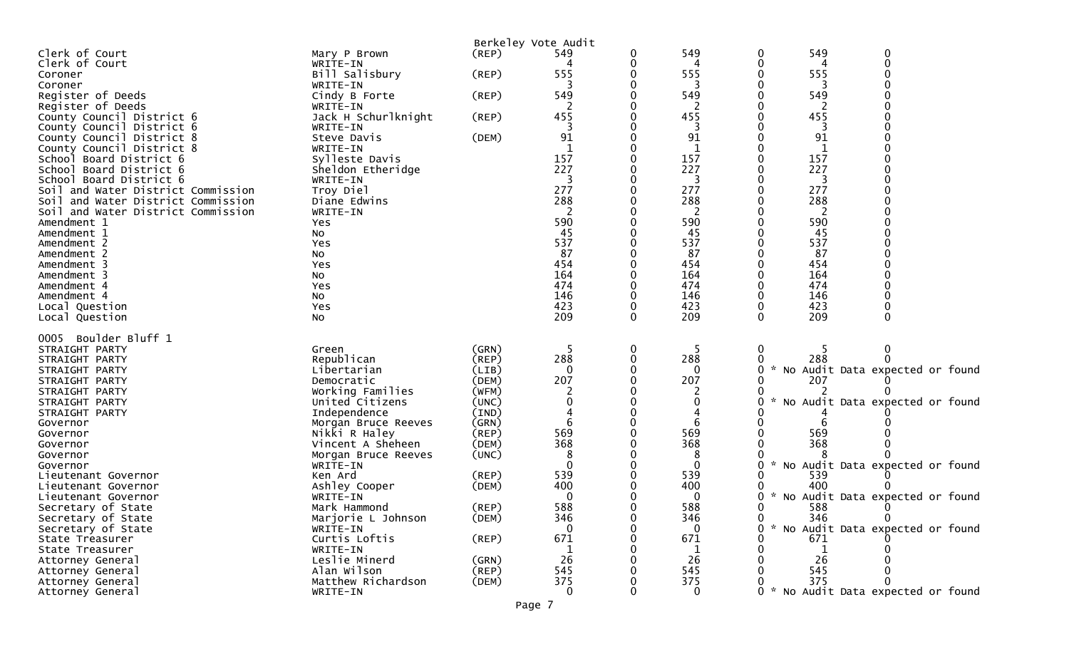Berkeley Vote Audit

| Contest | Candidate | Party | Votes | | | | | |
|---|---|---|---|---|---|---|---|---|
| Clerk of Court | Mary P Brown | (REP) | 549 | 0 | 549 | 0 | 549 | 0 |
| Clerk of Court | WRITE-IN | | 4 | 0 | 4 | 0 | 4 | 0 |
| Coroner | Bill Salisbury | (REP) | 555 | 0 | 555 | 0 | 555 | 0 |
| Coroner | WRITE-IN | | 3 | 0 | 3 | 0 | 3 | 0 |
| Register of Deeds | Cindy B Forte | (REP) | 549 | 0 | 549 | 0 | 549 | 0 |
| Register of Deeds | WRITE-IN | | 2 | 0 | 2 | 0 | 2 | 0 |
| County Council District 6 | Jack H Schurlknight | (REP) | 455 | 0 | 455 | 0 | 455 | 0 |
| County Council District 6 | WRITE-IN | | 3 | 0 | 3 | 0 | 3 | 0 |
| County Council District 8 | Steve Davis | (DEM) | 91 | 0 | 91 | 0 | 91 | 0 |
| County Council District 8 | WRITE-IN | | 1 | 0 | 1 | 0 | 1 | 0 |
| School Board District 6 | Sylleste Davis | | 157 | 0 | 157 | 0 | 157 | 0 |
| School Board District 6 | Sheldon Etheridge | | 227 | 0 | 227 | 0 | 227 | 0 |
| School Board District 6 | WRITE-IN | | 3 | 0 | 3 | 0 | 3 | 0 |
| Soil and Water District Commission | Troy Diel | | 277 | 0 | 277 | 0 | 277 | 0 |
| Soil and Water District Commission | Diane Edwins | | 288 | 0 | 288 | 0 | 288 | 0 |
| Soil and Water District Commission | WRITE-IN | | 2 | 0 | 2 | 0 | 2 | 0 |
| Amendment 1 | Yes | | 590 | 0 | 590 | 0 | 590 | 0 |
| Amendment 1 | No | | 45 | 0 | 45 | 0 | 45 | 0 |
| Amendment 2 | Yes | | 537 | 0 | 537 | 0 | 537 | 0 |
| Amendment 2 | No | | 87 | 0 | 87 | 0 | 87 | 0 |
| Amendment 3 | Yes | | 454 | 0 | 454 | 0 | 454 | 0 |
| Amendment 3 | No | | 164 | 0 | 164 | 0 | 164 | 0 |
| Amendment 4 | Yes | | 474 | 0 | 474 | 0 | 474 | 0 |
| Amendment 4 | No | | 146 | 0 | 146 | 0 | 146 | 0 |
| Local Question | Yes | | 423 | 0 | 423 | 0 | 423 | 0 |
| Local Question | No | | 209 | 0 | 209 | 0 | 209 | 0 |

0005 Boulder Bluff 1

| Contest | Candidate | Party | Votes | | | | | |
|---|---|---|---|---|---|---|---|---|
| STRAIGHT PARTY | Green | (GRN) | 5 | 0 | 5 | 0 | 5 | 0 |
| STRAIGHT PARTY | Republican | (REP) | 288 | 0 | 288 | 0 | 288 | 0 |
| STRAIGHT PARTY | Libertarian | (LIB) | 0 | 0 | 0 | 0 * No Audit Data expected or found | | |
| STRAIGHT PARTY | Democratic | (DEM) | 207 | 0 | 207 | 0 | 207 | 0 |
| STRAIGHT PARTY | Working Families | (WFM) | 2 | 0 | 2 | 0 | 2 | 0 |
| STRAIGHT PARTY | United Citizens | (UNC) | 0 | 0 | 0 | 0 * No Audit Data expected or found | | |
| STRAIGHT PARTY | Independence | (IND) | 4 | 0 | 4 | 0 | 4 | 0 |
| Governor | Morgan Bruce Reeves | (GRN) | 6 | 0 | 6 | 0 | 6 | 0 |
| Governor | Nikki R Haley | (REP) | 569 | 0 | 569 | 0 | 569 | 0 |
| Governor | Vincent A Sheheen | (DEM) | 368 | 0 | 368 | 0 | 368 | 0 |
| Governor | Morgan Bruce Reeves | (UNC) | 8 | 0 | 8 | 0 | 8 | 0 |
| Governor | WRITE-IN | | 0 | 0 | 0 | 0 * No Audit Data expected or found | | |
| Lieutenant Governor | Ken Ard | (REP) | 539 | 0 | 539 | 0 | 539 | 0 |
| Lieutenant Governor | Ashley Cooper | (DEM) | 400 | 0 | 400 | 0 | 400 | 0 |
| Lieutenant Governor | WRITE-IN | | 0 | 0 | 0 | 0 * No Audit Data expected or found | | |
| Secretary of State | Mark Hammond | (REP) | 588 | 0 | 588 | 0 | 588 | 0 |
| Secretary of State | Marjorie L Johnson | (DEM) | 346 | 0 | 346 | 0 | 346 | 0 |
| Secretary of State | WRITE-IN | | 0 | 0 | 0 | 0 * No Audit Data expected or found | | |
| State Treasurer | Curtis Loftis | (REP) | 671 | 0 | 671 | 0 | 671 | 0 |
| State Treasurer | WRITE-IN | | 1 | 0 | 1 | 0 | 1 | 0 |
| Attorney General | Leslie Minerd | (GRN) | 26 | 0 | 26 | 0 | 26 | 0 |
| Attorney General | Alan Wilson | (REP) | 545 | 0 | 545 | 0 | 545 | 0 |
| Attorney General | Matthew Richardson | (DEM) | 375 | 0 | 375 | 0 | 375 | 0 |
| Attorney General | WRITE-IN | | 0 | 0 | 0 | 0 * No Audit Data expected or found | | |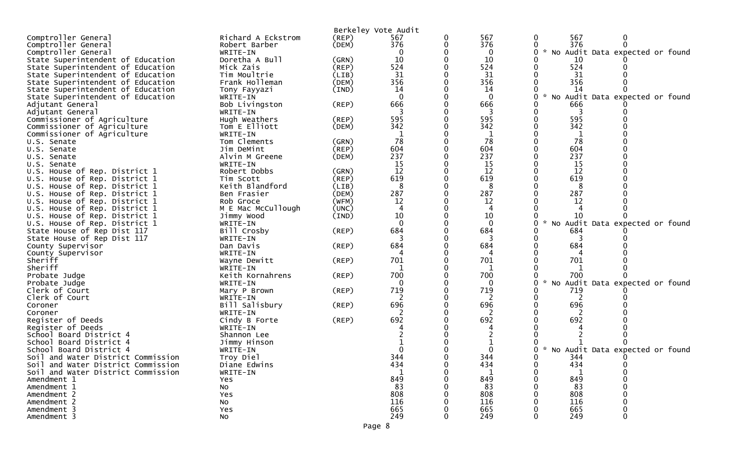Berkeley Vote Audit

| Contest | Candidate | Party | | | | | | |
|---|---|---|---|---|---|---|---|---|
| Comptroller General | Richard A Eckstrom | (REP) | 567 | 0 | 567 | 0 | 567 | 0 |
| Comptroller General | Robert Barber | (DEM) | 376 | 0 | 376 | 0 | 376 | 0 |
| Comptroller General | WRITE-IN | | 0 | 0 | 0 | 0 | * No Audit Data expected or found | |
| State Superintendent of Education | Doretha A Bull | (GRN) | 10 | 0 | 10 | 0 | 10 | 0 |
| State Superintendent of Education | Mick Zais | (REP) | 524 | 0 | 524 | 0 | 524 | 0 |
| State Superintendent of Education | Tim Moultrie | (LIB) | 31 | 0 | 31 | 0 | 31 | 0 |
| State Superintendent of Education | Frank Holleman | (DEM) | 356 | 0 | 356 | 0 | 356 | 0 |
| State Superintendent of Education | Tony Fayyazi | (IND) | 14 | 0 | 14 | 0 | 14 | 0 |
| State Superintendent of Education | WRITE-IN | | 0 | 0 | 0 | 0 | * No Audit Data expected or found | |
| Adjutant General | Bob Livingston | (REP) | 666 | 0 | 666 | 0 | 666 | 0 |
| Adjutant General | WRITE-IN | | 3 | 0 | 3 | 0 | 3 | 0 |
| Commissioner of Agriculture | Hugh Weathers | (REP) | 595 | 0 | 595 | 0 | 595 | 0 |
| Commissioner of Agriculture | Tom E Elliott | (DEM) | 342 | 0 | 342 | 0 | 342 | 0 |
| Commissioner of Agriculture | WRITE-IN | | 1 | 0 | 1 | 0 | 1 | 0 |
| U.S. Senate | Tom Clements | (GRN) | 78 | 0 | 78 | 0 | 78 | 0 |
| U.S. Senate | Jim DeMint | (REP) | 604 | 0 | 604 | 0 | 604 | 0 |
| U.S. Senate | Alvin M Greene | (DEM) | 237 | 0 | 237 | 0 | 237 | 0 |
| U.S. Senate | WRITE-IN | | 15 | 0 | 15 | 0 | 15 | 0 |
| U.S. House of Rep. District 1 | Robert Dobbs | (GRN) | 12 | 0 | 12 | 0 | 12 | 0 |
| U.S. House of Rep. District 1 | Tim Scott | (REP) | 619 | 0 | 619 | 0 | 619 | 0 |
| U.S. House of Rep. District 1 | Keith Blandford | (LIB) | 8 | 0 | 8 | 0 | 8 | 0 |
| U.S. House of Rep. District 1 | Ben Frasier | (DEM) | 287 | 0 | 287 | 0 | 287 | 0 |
| U.S. House of Rep. District 1 | Rob Groce | (WFM) | 12 | 0 | 12 | 0 | 12 | 0 |
| U.S. House of Rep. District 1 | M E Mac McCullough | (UNC) | 4 | 0 | 4 | 0 | 4 | 0 |
| U.S. House of Rep. District 1 | Jimmy Wood | (IND) | 10 | 0 | 10 | 0 | 10 | 0 |
| U.S. House of Rep. District 1 | WRITE-IN | | 0 | 0 | 0 | 0 | * No Audit Data expected or found | |
| State House of Rep Dist 117 | Bill Crosby | (REP) | 684 | 0 | 684 | 0 | 684 | 0 |
| State House of Rep Dist 117 | WRITE-IN | | 3 | 0 | 3 | 0 | 3 | 0 |
| County Supervisor | Dan Davis | (REP) | 684 | 0 | 684 | 0 | 684 | 0 |
| County Supervisor | WRITE-IN | | 4 | 0 | 4 | 0 | 4 | 0 |
| Sheriff | Wayne Dewitt | (REP) | 701 | 0 | 701 | 0 | 701 | 0 |
| Sheriff | WRITE-IN | | 1 | 0 | 1 | 0 | 1 | 0 |
| Probate Judge | Keith Kornahrens | (REP) | 700 | 0 | 700 | 0 | 700 | 0 |
| Probate Judge | WRITE-IN | | 0 | 0 | 0 | 0 | * No Audit Data expected or found | |
| Clerk of Court | Mary P Brown | (REP) | 719 | 0 | 719 | 0 | 719 | 0 |
| Clerk of Court | WRITE-IN | | 2 | 0 | 2 | 0 | 2 | 0 |
| Coroner | Bill Salisbury | (REP) | 696 | 0 | 696 | 0 | 696 | 0 |
| Coroner | WRITE-IN | | 2 | 0 | 2 | 0 | 2 | 0 |
| Register of Deeds | Cindy B Forte | (REP) | 692 | 0 | 692 | 0 | 692 | 0 |
| Register of Deeds | WRITE-IN | | 4 | 0 | 4 | 0 | 4 | 0 |
| School Board District 4 | Shannon Lee | | 2 | 0 | 2 | 0 | 2 | 0 |
| School Board District 4 | Jimmy Hinson | | 1 | 0 | 1 | 0 | 1 | 0 |
| School Board District 4 | WRITE-IN | | 0 | 0 | 0 | 0 | * No Audit Data expected or found | |
| Soil and Water District Commission | Troy Diel | | 344 | 0 | 344 | 0 | 344 | 0 |
| Soil and Water District Commission | Diane Edwins | | 434 | 0 | 434 | 0 | 434 | 0 |
| Soil and Water District Commission | WRITE-IN | | 1 | 0 | 1 | 0 | 1 | 0 |
| Amendment 1 | Yes | | 849 | 0 | 849 | 0 | 849 | 0 |
| Amendment 1 | No | | 83 | 0 | 83 | 0 | 83 | 0 |
| Amendment 2 | Yes | | 808 | 0 | 808 | 0 | 808 | 0 |
| Amendment 2 | No | | 116 | 0 | 116 | 0 | 116 | 0 |
| Amendment 3 | Yes | | 665 | 0 | 665 | 0 | 665 | 0 |
| Amendment 3 | No | | 249 | 0 | 249 | 0 | 249 | 0 |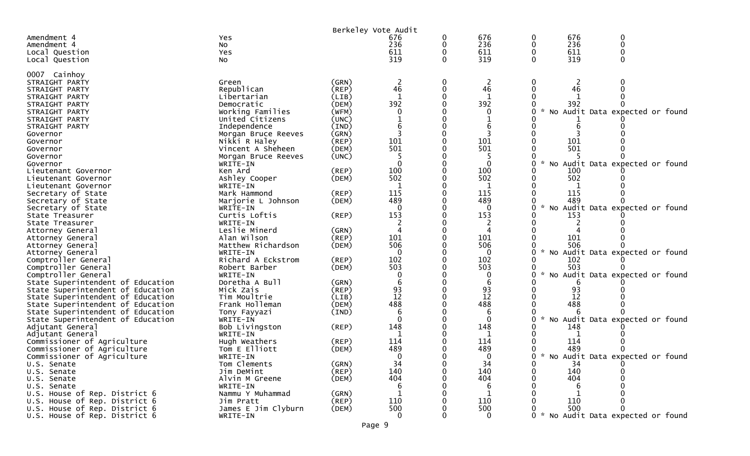Berkeley Vote Audit

| | | | | | | | | |
|---|---|---|---|---|---|---|---|---|
| Amendment 4 | Yes | | 676 | 0 | 676 | 0 | 676 | 0 |
| Amendment 4 | No | | 236 | 0 | 236 | 0 | 236 | 0 |
| Local Question | Yes | | 611 | 0 | 611 | 0 | 611 | 0 |
| Local Question | No | | 319 | 0 | 319 | 0 | 319 | 0 |

0007 Cainhoy

| | | | | | | | | |
|---|---|---|---|---|---|---|---|---|
| STRAIGHT PARTY | Green | (GRN) | 2 | 0 | 2 | 0 | 2 | 0 |
| STRAIGHT PARTY | Republican | (REP) | 46 | 0 | 46 | 0 | 46 | 0 |
| STRAIGHT PARTY | Libertarian | (LIB) | 1 | 0 | 1 | 0 | 1 | 0 |
| STRAIGHT PARTY | Democratic | (DEM) | 392 | 0 | 392 | 0 | 392 | 0 |
| STRAIGHT PARTY | Working Families | (WFM) | 0 | 0 | 0 | 0 * No Audit Data expected or found | | |
| STRAIGHT PARTY | United Citizens | (UNC) | 1 | 0 | 1 | 0 | 1 | 0 |
| STRAIGHT PARTY | Independence | (IND) | 6 | 0 | 6 | 0 | 6 | 0 |
| Governor | Morgan Bruce Reeves | (GRN) | 3 | 0 | 3 | 0 | 3 | 0 |
| Governor | Nikki R Haley | (REP) | 101 | 0 | 101 | 0 | 101 | 0 |
| Governor | Vincent A Sheheen | (DEM) | 501 | 0 | 501 | 0 | 501 | 0 |
| Governor | Morgan Bruce Reeves | (UNC) | 5 | 0 | 5 | 0 | 5 | 0 |
| Governor | WRITE-IN | | 0 | 0 | 0 | 0 * No Audit Data expected or found | | |
| Lieutenant Governor | Ken Ard | (REP) | 100 | 0 | 100 | 0 | 100 | 0 |
| Lieutenant Governor | Ashley Cooper | (DEM) | 502 | 0 | 502 | 0 | 502 | 0 |
| Lieutenant Governor | WRITE-IN | | 1 | 0 | 1 | 0 | 1 | 0 |
| Secretary of State | Mark Hammond | (REP) | 115 | 0 | 115 | 0 | 115 | 0 |
| Secretary of State | Marjorie L Johnson | (DEM) | 489 | 0 | 489 | 0 | 489 | 0 |
| Secretary of State | WRITE-IN | | 0 | 0 | 0 | 0 * No Audit Data expected or found | | |
| State Treasurer | Curtis Loftis | (REP) | 153 | 0 | 153 | 0 | 153 | 0 |
| State Treasurer | WRITE-IN | | 2 | 0 | 2 | 0 | 2 | 0 |
| Attorney General | Leslie Minerd | (GRN) | 4 | 0 | 4 | 0 | 4 | 0 |
| Attorney General | Alan Wilson | (REP) | 101 | 0 | 101 | 0 | 101 | 0 |
| Attorney General | Matthew Richardson | (DEM) | 506 | 0 | 506 | 0 | 506 | 0 |
| Attorney General | WRITE-IN | | 0 | 0 | 0 | 0 * No Audit Data expected or found | | |
| Comptroller General | Richard A Eckstrom | (REP) | 102 | 0 | 102 | 0 | 102 | 0 |
| Comptroller General | Robert Barber | (DEM) | 503 | 0 | 503 | 0 | 503 | 0 |
| Comptroller General | WRITE-IN | | 0 | 0 | 0 | 0 * No Audit Data expected or found | | |
| State Superintendent of Education | Doretha A Bull | (GRN) | 6 | 0 | 6 | 0 | 6 | 0 |
| State Superintendent of Education | Mick Zais | (REP) | 93 | 0 | 93 | 0 | 93 | 0 |
| State Superintendent of Education | Tim Moultrie | (LIB) | 12 | 0 | 12 | 0 | 12 | 0 |
| State Superintendent of Education | Frank Holleman | (DEM) | 488 | 0 | 488 | 0 | 488 | 0 |
| State Superintendent of Education | Tony Fayyazi | (IND) | 6 | 0 | 6 | 0 | 6 | 0 |
| State Superintendent of Education | WRITE-IN | | 0 | 0 | 0 | 0 * No Audit Data expected or found | | |
| Adjutant General | Bob Livingston | (REP) | 148 | 0 | 148 | 0 | 148 | 0 |
| Adjutant General | WRITE-IN | | 1 | 0 | 1 | 0 | 1 | 0 |
| Commissioner of Agriculture | Hugh Weathers | (REP) | 114 | 0 | 114 | 0 | 114 | 0 |
| Commissioner of Agriculture | Tom E Elliott | (DEM) | 489 | 0 | 489 | 0 | 489 | 0 |
| Commissioner of Agriculture | WRITE-IN | | 0 | 0 | 0 | 0 * No Audit Data expected or found | | |
| U.S. Senate | Tom Clements | (GRN) | 34 | 0 | 34 | 0 | 34 | 0 |
| U.S. Senate | Jim DeMint | (REP) | 140 | 0 | 140 | 0 | 140 | 0 |
| U.S. Senate | Alvin M Greene | (DEM) | 404 | 0 | 404 | 0 | 404 | 0 |
| U.S. Senate | WRITE-IN | | 6 | 0 | 6 | 0 | 6 | 0 |
| U.S. House of Rep. District 6 | Nammu Y Muhammad | (GRN) | 1 | 0 | 1 | 0 | 1 | 0 |
| U.S. House of Rep. District 6 | Jim Pratt | (REP) | 110 | 0 | 110 | 0 | 110 | 0 |
| U.S. House of Rep. District 6 | James E Jim Clyburn | (DEM) | 500 | 0 | 500 | 0 | 500 | 0 |
| U.S. House of Rep. District 6 | WRITE-IN | | 0 | 0 | 0 | 0 * No Audit Data expected or found | | |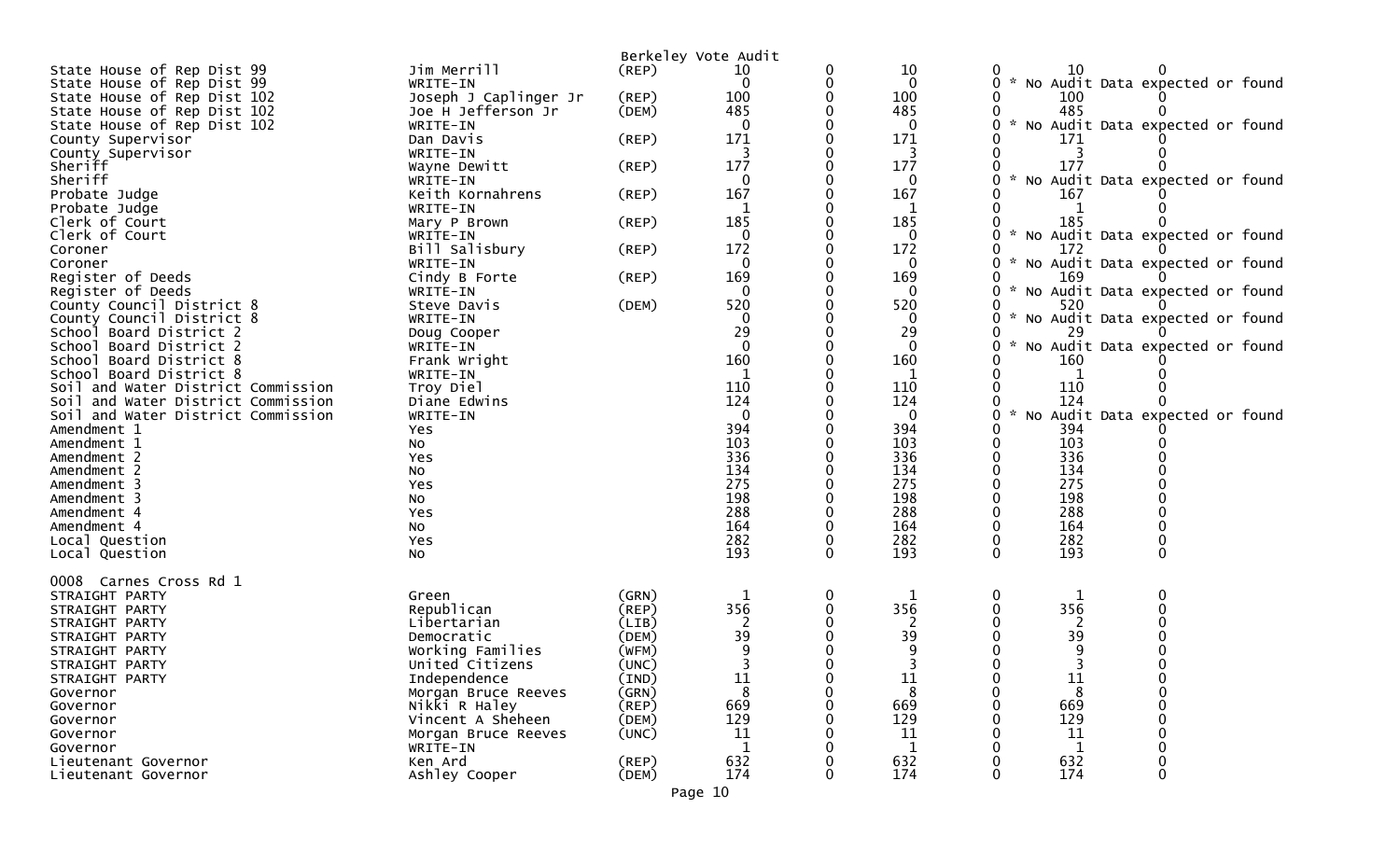Berkeley Vote Audit

| | | | | | | | | |
|---|---|---|---|---|---|---|---|---|
| State House of Rep Dist 99 | Jim Merrill | (REP) | 10 | 0 | 10 | 0 | 10 | 0 |
| State House of Rep Dist 99 | WRITE-IN | | 0 | 0 | 0 | 0 | * No Audit Data expected or found | |
| State House of Rep Dist 102 | Joseph J Caplinger Jr | (REP) | 100 | 0 | 100 | 0 | 100 | 0 |
| State House of Rep Dist 102 | Joe H Jefferson Jr | (DEM) | 485 | 0 | 485 | 0 | 485 | 0 |
| State House of Rep Dist 102 | WRITE-IN | | 0 | 0 | 0 | 0 | * No Audit Data expected or found | |
| County Supervisor | Dan Davis | (REP) | 171 | 0 | 171 | 0 | 171 | 0 |
| County Supervisor | WRITE-IN | | 3 | 0 | 3 | 0 | 3 | 0 |
| Sheriff | Wayne Dewitt | (REP) | 177 | 0 | 177 | 0 | 177 | 0 |
| Sheriff | WRITE-IN | | 0 | 0 | 0 | 0 | * No Audit Data expected or found | |
| Probate Judge | Keith Kornahrens | (REP) | 167 | 0 | 167 | 0 | 167 | 0 |
| Probate Judge | WRITE-IN | | 1 | 0 | 1 | 0 | 1 | 0 |
| Clerk of Court | Mary P Brown | (REP) | 185 | 0 | 185 | 0 | 185 | 0 |
| Clerk of Court | WRITE-IN | | 0 | 0 | 0 | 0 | * No Audit Data expected or found | |
| Coroner | Bill Salisbury | (REP) | 172 | 0 | 172 | 0 | 172 | 0 |
| Coroner | WRITE-IN | | 0 | 0 | 0 | 0 | * No Audit Data expected or found | |
| Register of Deeds | Cindy B Forte | (REP) | 169 | 0 | 169 | 0 | 169 | 0 |
| Register of Deeds | WRITE-IN | | 0 | 0 | 0 | 0 | * No Audit Data expected or found | |
| County Council District 8 | Steve Davis | (DEM) | 520 | 0 | 520 | 0 | 520 | 0 |
| County Council District 8 | WRITE-IN | | 0 | 0 | 0 | 0 | * No Audit Data expected or found | |
| School Board District 2 | Doug Cooper | | 29 | 0 | 29 | 0 | 29 | 0 |
| School Board District 2 | WRITE-IN | | 0 | 0 | 0 | 0 | * No Audit Data expected or found | |
| School Board District 8 | Frank Wright | | 160 | 0 | 160 | 0 | 160 | 0 |
| School Board District 8 | WRITE-IN | | 1 | 0 | 1 | 0 | 1 | 0 |
| Soil and Water District Commission | Troy Diel | | 110 | 0 | 110 | 0 | 110 | 0 |
| Soil and Water District Commission | Diane Edwins | | 124 | 0 | 124 | 0 | 124 | 0 |
| Soil and Water District Commission | WRITE-IN | | 0 | 0 | 0 | 0 | * No Audit Data expected or found | |
| Amendment 1 | Yes | | 394 | 0 | 394 | 0 | 394 | 0 |
| Amendment 1 | No | | 103 | 0 | 103 | 0 | 103 | 0 |
| Amendment 2 | Yes | | 336 | 0 | 336 | 0 | 336 | 0 |
| Amendment 2 | No | | 134 | 0 | 134 | 0 | 134 | 0 |
| Amendment 3 | Yes | | 275 | 0 | 275 | 0 | 275 | 0 |
| Amendment 3 | No | | 198 | 0 | 198 | 0 | 198 | 0 |
| Amendment 4 | Yes | | 288 | 0 | 288 | 0 | 288 | 0 |
| Amendment 4 | No | | 164 | 0 | 164 | 0 | 164 | 0 |
| Local Question | Yes | | 282 | 0 | 282 | 0 | 282 | 0 |
| Local Question | No | | 193 | 0 | 193 | 0 | 193 | 0 |

0008 Carnes Cross Rd 1

| | | | | | | | | |
|---|---|---|---|---|---|---|---|---|
| STRAIGHT PARTY | Green | (GRN) | 1 | 0 | 1 | 0 | 1 | 0 |
| STRAIGHT PARTY | Republican | (REP) | 356 | 0 | 356 | 0 | 356 | 0 |
| STRAIGHT PARTY | Libertarian | (LIB) | 2 | 0 | 2 | 0 | 2 | 0 |
| STRAIGHT PARTY | Democratic | (DEM) | 39 | 0 | 39 | 0 | 39 | 0 |
| STRAIGHT PARTY | Working Families | (WFM) | 9 | 0 | 9 | 0 | 9 | 0 |
| STRAIGHT PARTY | United Citizens | (UNC) | 3 | 0 | 3 | 0 | 3 | 0 |
| STRAIGHT PARTY | Independence | (IND) | 11 | 0 | 11 | 0 | 11 | 0 |
| Governor | Morgan Bruce Reeves | (GRN) | 8 | 0 | 8 | 0 | 8 | 0 |
| Governor | Nikki R Haley | (REP) | 669 | 0 | 669 | 0 | 669 | 0 |
| Governor | Vincent A Sheheen | (DEM) | 129 | 0 | 129 | 0 | 129 | 0 |
| Governor | Morgan Bruce Reeves | (UNC) | 11 | 0 | 11 | 0 | 11 | 0 |
| Governor | WRITE-IN | | 1 | 0 | 1 | 0 | 1 | 0 |
| Lieutenant Governor | Ken Ard | (REP) | 632 | 0 | 632 | 0 | 632 | 0 |
| Lieutenant Governor | Ashley Cooper | (DEM) | 174 | 0 | 174 | 0 | 174 | 0 |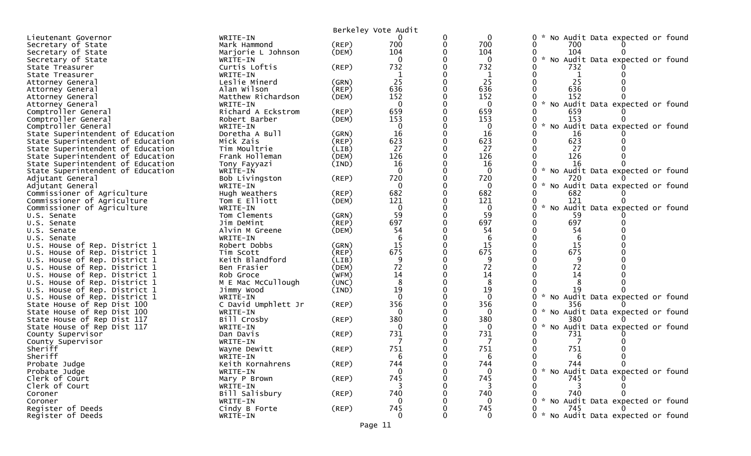Berkeley Vote Audit

| Office | Candidate | Party | | | | | | |
|---|---|---|---|---|---|---|---|---|
| Lieutenant Governor | WRITE-IN | | 0 | 0 | 0 | 0 | * No Audit Data expected or found | |
| Secretary of State | Mark Hammond | (REP) | 700 | 0 | 700 | 0 | 700 | 0 |
| Secretary of State | Marjorie L Johnson | (DEM) | 104 | 0 | 104 | 0 | 104 | 0 |
| Secretary of State | WRITE-IN | | 0 | 0 | 0 | 0 | * No Audit Data expected or found | |
| State Treasurer | Curtis Loftis | (REP) | 732 | 0 | 732 | 0 | 732 | 0 |
| State Treasurer | WRITE-IN | | 1 | 0 | 1 | 0 | 1 | 0 |
| Attorney General | Leslie Minerd | (GRN) | 25 | 0 | 25 | 0 | 25 | 0 |
| Attorney General | Alan Wilson | (REP) | 636 | 0 | 636 | 0 | 636 | 0 |
| Attorney General | Matthew Richardson | (DEM) | 152 | 0 | 152 | 0 | 152 | 0 |
| Attorney General | WRITE-IN | | 0 | 0 | 0 | 0 | * No Audit Data expected or found | |
| Comptroller General | Richard A Eckstrom | (REP) | 659 | 0 | 659 | 0 | 659 | 0 |
| Comptroller General | Robert Barber | (DEM) | 153 | 0 | 153 | 0 | 153 | 0 |
| Comptroller General | WRITE-IN | | 0 | 0 | 0 | 0 | * No Audit Data expected or found | |
| State Superintendent of Education | Doretha A Bull | (GRN) | 16 | 0 | 16 | 0 | 16 | 0 |
| State Superintendent of Education | Mick Zais | (REP) | 623 | 0 | 623 | 0 | 623 | 0 |
| State Superintendent of Education | Tim Moultrie | (LIB) | 27 | 0 | 27 | 0 | 27 | 0 |
| State Superintendent of Education | Frank Holleman | (DEM) | 126 | 0 | 126 | 0 | 126 | 0 |
| State Superintendent of Education | Tony Fayyazi | (IND) | 16 | 0 | 16 | 0 | 16 | 0 |
| State Superintendent of Education | WRITE-IN | | 0 | 0 | 0 | 0 | * No Audit Data expected or found | |
| Adjutant General | Bob Livingston | (REP) | 720 | 0 | 720 | 0 | 720 | 0 |
| Adjutant General | WRITE-IN | | 0 | 0 | 0 | 0 | * No Audit Data expected or found | |
| Commissioner of Agriculture | Hugh Weathers | (REP) | 682 | 0 | 682 | 0 | 682 | 0 |
| Commissioner of Agriculture | Tom E Elliott | (DEM) | 121 | 0 | 121 | 0 | 121 | 0 |
| Commissioner of Agriculture | WRITE-IN | | 0 | 0 | 0 | 0 | * No Audit Data expected or found | |
| U.S. Senate | Tom Clements | (GRN) | 59 | 0 | 59 | 0 | 59 | 0 |
| U.S. Senate | Jim DeMint | (REP) | 697 | 0 | 697 | 0 | 697 | 0 |
| U.S. Senate | Alvin M Greene | (DEM) | 54 | 0 | 54 | 0 | 54 | 0 |
| U.S. Senate | WRITE-IN | | 6 | 0 | 6 | 0 | 6 | 0 |
| U.S. House of Rep. District 1 | Robert Dobbs | (GRN) | 15 | 0 | 15 | 0 | 15 | 0 |
| U.S. House of Rep. District 1 | Tim Scott | (REP) | 675 | 0 | 675 | 0 | 675 | 0 |
| U.S. House of Rep. District 1 | Keith Blandford | (LIB) | 9 | 0 | 9 | 0 | 9 | 0 |
| U.S. House of Rep. District 1 | Ben Frasier | (DEM) | 72 | 0 | 72 | 0 | 72 | 0 |
| U.S. House of Rep. District 1 | Rob Groce | (WFM) | 14 | 0 | 14 | 0 | 14 | 0 |
| U.S. House of Rep. District 1 | M E Mac McCullough | (UNC) | 8 | 0 | 8 | 0 | 8 | 0 |
| U.S. House of Rep. District 1 | Jimmy Wood | (IND) | 19 | 0 | 19 | 0 | 19 | 0 |
| U.S. House of Rep. District 1 | WRITE-IN | | 0 | 0 | 0 | 0 | * No Audit Data expected or found | |
| State House of Rep Dist 100 | C David Umphlett Jr | (REP) | 356 | 0 | 356 | 0 | 356 | 0 |
| State House of Rep Dist 100 | WRITE-IN | | 0 | 0 | 0 | 0 | * No Audit Data expected or found | |
| State House of Rep Dist 117 | Bill Crosby | (REP) | 380 | 0 | 380 | 0 | 380 | 0 |
| State House of Rep Dist 117 | WRITE-IN | | 0 | 0 | 0 | 0 | * No Audit Data expected or found | |
| County Supervisor | Dan Davis | (REP) | 731 | 0 | 731 | 0 | 731 | 0 |
| County Supervisor | WRITE-IN | | 7 | 0 | 7 | 0 | 7 | 0 |
| Sheriff | Wayne Dewitt | (REP) | 751 | 0 | 751 | 0 | 751 | 0 |
| Sheriff | WRITE-IN | | 6 | 0 | 6 | 0 | 6 | 0 |
| Probate Judge | Keith Kornahrens | (REP) | 744 | 0 | 744 | 0 | 744 | 0 |
| Probate Judge | WRITE-IN | | 0 | 0 | 0 | 0 | * No Audit Data expected or found | |
| Clerk of Court | Mary P Brown | (REP) | 745 | 0 | 745 | 0 | 745 | 0 |
| Clerk of Court | WRITE-IN | | 3 | 0 | 3 | 0 | 3 | 0 |
| Coroner | Bill Salisbury | (REP) | 740 | 0 | 740 | 0 | 740 | 0 |
| Coroner | WRITE-IN | | 0 | 0 | 0 | 0 | * No Audit Data expected or found | |
| Register of Deeds | Cindy B Forte | (REP) | 745 | 0 | 745 | 0 | 745 | 0 |
| Register of Deeds | WRITE-IN | | 0 | 0 | 0 | 0 | * No Audit Data expected or found | |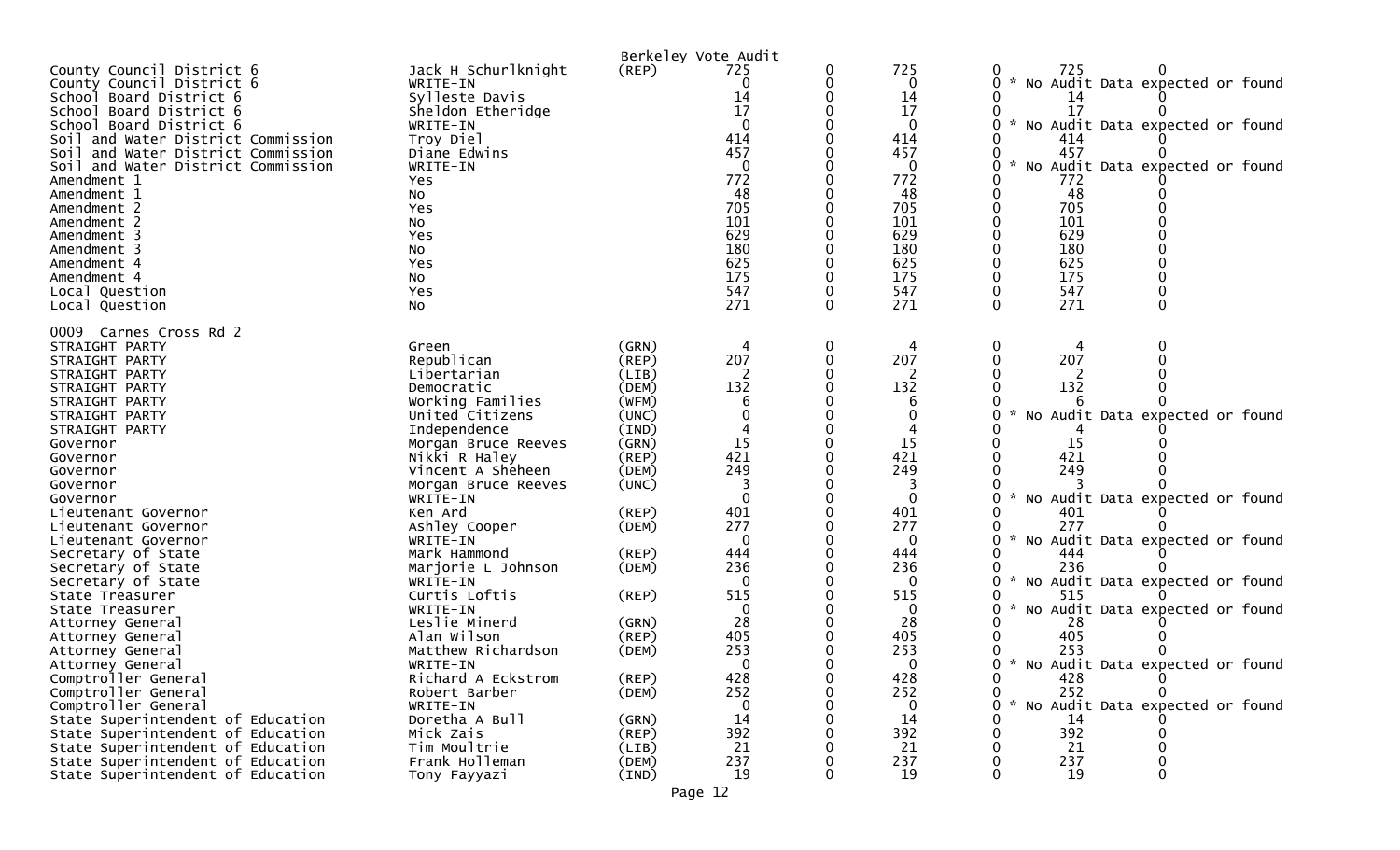Berkeley Vote Audit

| Contest | Candidate | Party | | | | | | |
|---|---|---|---|---|---|---|---|---|
| County Council District 6 | Jack H Schurlknight | (REP) | 725 | 0 | 725 | 0 | 725 | 0 |
| County Council District 6 | WRITE-IN | | 0 | 0 | 0 | 0 | * No Audit Data expected or found | |
| School Board District 6 | Sylleste Davis | | 14 | 0 | 14 | 0 | 14 | 0 |
| School Board District 6 | Sheldon Etheridge | | 17 | 0 | 17 | 0 | 17 | 0 |
| School Board District 6 | WRITE-IN | | 0 | 0 | 0 | 0 | * No Audit Data expected or found | |
| Soil and Water District Commission | Troy Diel | | 414 | 0 | 414 | 0 | 414 | 0 |
| Soil and Water District Commission | Diane Edwins | | 457 | 0 | 457 | 0 | 457 | 0 |
| Soil and Water District Commission | WRITE-IN | | 0 | 0 | 0 | 0 | * No Audit Data expected or found | |
| Amendment 1 | Yes | | 772 | 0 | 772 | 0 | 772 | 0 |
| Amendment 1 | No | | 48 | 0 | 48 | 0 | 48 | 0 |
| Amendment 2 | Yes | | 705 | 0 | 705 | 0 | 705 | 0 |
| Amendment 2 | No | | 101 | 0 | 101 | 0 | 101 | 0 |
| Amendment 3 | Yes | | 629 | 0 | 629 | 0 | 629 | 0 |
| Amendment 3 | No | | 180 | 0 | 180 | 0 | 180 | 0 |
| Amendment 4 | Yes | | 625 | 0 | 625 | 0 | 625 | 0 |
| Amendment 4 | No | | 175 | 0 | 175 | 0 | 175 | 0 |
| Local Question | Yes | | 547 | 0 | 547 | 0 | 547 | 0 |
| Local Question | No | | 271 | 0 | 271 | 0 | 271 | 0 |

0009 Carnes Cross Rd 2

| Contest | Candidate | Party | | | | | | |
|---|---|---|---|---|---|---|---|---|
| STRAIGHT PARTY | Green | (GRN) | 4 | 0 | 4 | 0 | 4 | 0 |
| STRAIGHT PARTY | Republican | (REP) | 207 | 0 | 207 | 0 | 207 | 0 |
| STRAIGHT PARTY | Libertarian | (LIB) | 2 | 0 | 2 | 0 | 2 | 0 |
| STRAIGHT PARTY | Democratic | (DEM) | 132 | 0 | 132 | 0 | 132 | 0 |
| STRAIGHT PARTY | Working Families | (WFM) | 6 | 0 | 6 | 0 | 6 | 0 |
| STRAIGHT PARTY | United Citizens | (UNC) | 0 | 0 | 0 | 0 | * No Audit Data expected or found | |
| STRAIGHT PARTY | Independence | (IND) | 4 | 0 | 4 | 0 | 4 | 0 |
| Governor | Morgan Bruce Reeves | (GRN) | 15 | 0 | 15 | 0 | 15 | 0 |
| Governor | Nikki R Haley | (REP) | 421 | 0 | 421 | 0 | 421 | 0 |
| Governor | Vincent A Sheheen | (DEM) | 249 | 0 | 249 | 0 | 249 | 0 |
| Governor | Morgan Bruce Reeves | (UNC) | 3 | 0 | 3 | 0 | 3 | 0 |
| Governor | WRITE-IN | | 0 | 0 | 0 | 0 | * No Audit Data expected or found | |
| Lieutenant Governor | Ken Ard | (REP) | 401 | 0 | 401 | 0 | 401 | 0 |
| Lieutenant Governor | Ashley Cooper | (DEM) | 277 | 0 | 277 | 0 | 277 | 0 |
| Lieutenant Governor | WRITE-IN | | 0 | 0 | 0 | 0 | * No Audit Data expected or found | |
| Secretary of State | Mark Hammond | (REP) | 444 | 0 | 444 | 0 | 444 | 0 |
| Secretary of State | Marjorie L Johnson | (DEM) | 236 | 0 | 236 | 0 | 236 | 0 |
| Secretary of State | WRITE-IN | | 0 | 0 | 0 | 0 | * No Audit Data expected or found | |
| State Treasurer | Curtis Loftis | (REP) | 515 | 0 | 515 | 0 | 515 | 0 |
| State Treasurer | WRITE-IN | | 0 | 0 | 0 | 0 | * No Audit Data expected or found | |
| Attorney General | Leslie Minerd | (GRN) | 28 | 0 | 28 | 0 | 28 | 0 |
| Attorney General | Alan Wilson | (REP) | 405 | 0 | 405 | 0 | 405 | 0 |
| Attorney General | Matthew Richardson | (DEM) | 253 | 0 | 253 | 0 | 253 | 0 |
| Attorney General | WRITE-IN | | 0 | 0 | 0 | 0 | * No Audit Data expected or found | |
| Comptroller General | Richard A Eckstrom | (REP) | 428 | 0 | 428 | 0 | 428 | 0 |
| Comptroller General | Robert Barber | (DEM) | 252 | 0 | 252 | 0 | 252 | 0 |
| Comptroller General | WRITE-IN | | 0 | 0 | 0 | 0 | * No Audit Data expected or found | |
| State Superintendent of Education | Doretha A Bull | (GRN) | 14 | 0 | 14 | 0 | 14 | 0 |
| State Superintendent of Education | Mick Zais | (REP) | 392 | 0 | 392 | 0 | 392 | 0 |
| State Superintendent of Education | Tim Moultrie | (LIB) | 21 | 0 | 21 | 0 | 21 | 0 |
| State Superintendent of Education | Frank Holleman | (DEM) | 237 | 0 | 237 | 0 | 237 | 0 |
| State Superintendent of Education | Tony Fayyazi | (IND) | 19 | 0 | 19 | 0 | 19 | 0 |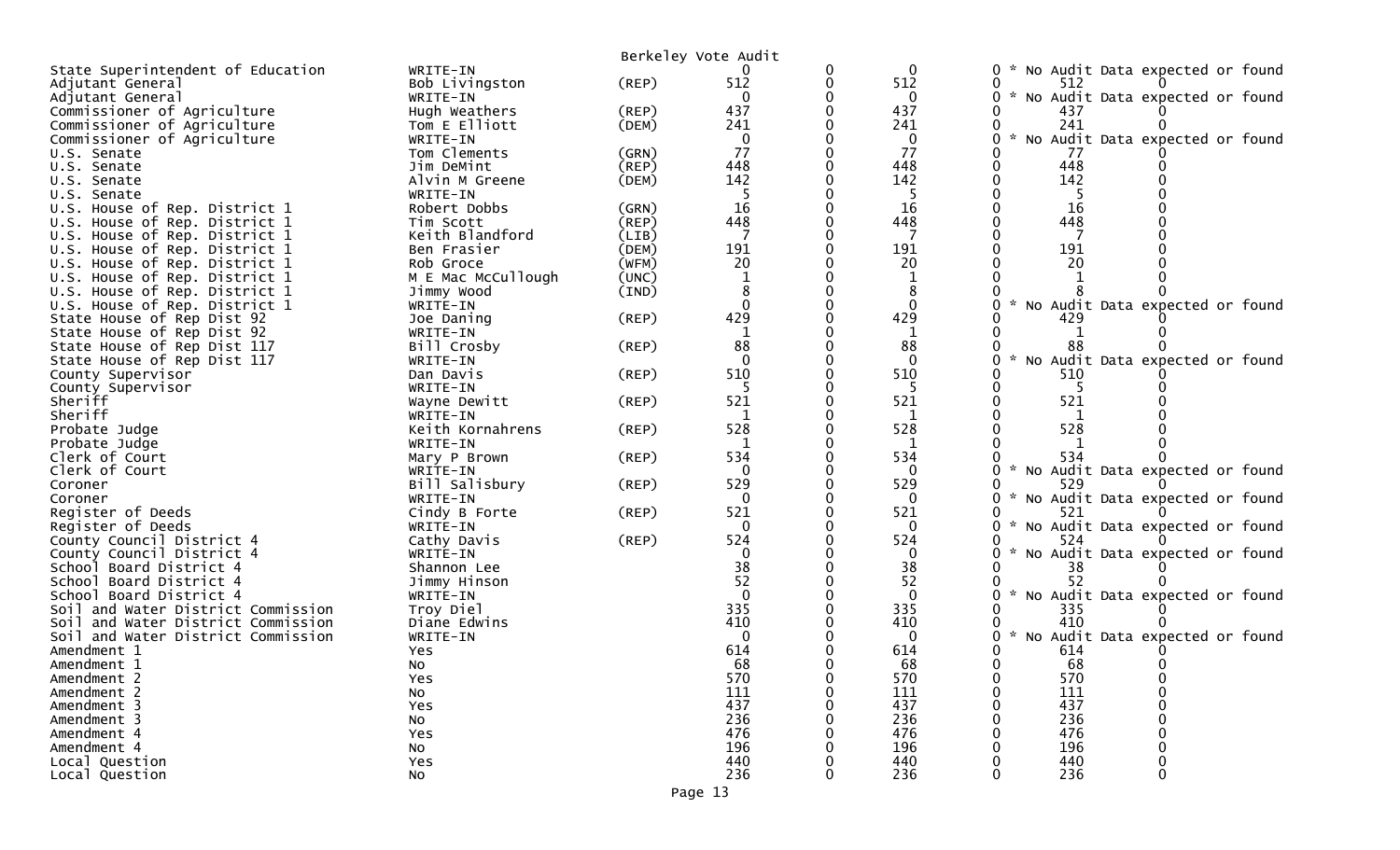Berkeley Vote Audit

| Contest | Candidate | Party | | | | | | | |
|---|---|---|---|---|---|---|---|---|---|
| State Superintendent of Education | WRITE-IN | | 0 | 0 | 0 | 0 | * No Audit Data expected or found | | |
| Adjutant General | Bob Livingston | (REP) | 512 | 0 | 512 | 0 | | 512 | 0 |
| Adjutant General | WRITE-IN | | 0 | 0 | 0 | 0 | * No Audit Data expected or found | | |
| Commissioner of Agriculture | Hugh Weathers | (REP) | 437 | 0 | 437 | 0 | | 437 | 0 |
| Commissioner of Agriculture | Tom E Elliott | (DEM) | 241 | 0 | 241 | 0 | | 241 | 0 |
| Commissioner of Agriculture | WRITE-IN | | 0 | 0 | 0 | 0 | * No Audit Data expected or found | | |
| U.S. Senate | Tom Clements | (GRN) | 77 | 0 | 77 | 0 | | 77 | 0 |
| U.S. Senate | Jim DeMint | (REP) | 448 | 0 | 448 | 0 | | 448 | 0 |
| U.S. Senate | Alvin M Greene | (DEM) | 142 | 0 | 142 | 0 | | 142 | 0 |
| U.S. Senate | WRITE-IN | | 5 | 0 | 5 | 0 | | 5 | 0 |
| U.S. House of Rep. District 1 | Robert Dobbs | (GRN) | 16 | 0 | 16 | 0 | | 16 | 0 |
| U.S. House of Rep. District 1 | Tim Scott | (REP) | 448 | 0 | 448 | 0 | | 448 | 0 |
| U.S. House of Rep. District 1 | Keith Blandford | (LIB) | 7 | 0 | 7 | 0 | | 7 | 0 |
| U.S. House of Rep. District 1 | Ben Frasier | (DEM) | 191 | 0 | 191 | 0 | | 191 | 0 |
| U.S. House of Rep. District 1 | Rob Groce | (WFM) | 20 | 0 | 20 | 0 | | 20 | 0 |
| U.S. House of Rep. District 1 | M E Mac McCullough | (UNC) | 1 | 0 | 1 | 0 | | 1 | 0 |
| U.S. House of Rep. District 1 | Jimmy Wood | (IND) | 8 | 0 | 8 | 0 | | 8 | 0 |
| U.S. House of Rep. District 1 | WRITE-IN | | 0 | 0 | 0 | 0 | * No Audit Data expected or found | | |
| State House of Rep Dist 92 | Joe Daning | (REP) | 429 | 0 | 429 | 0 | | 429 | 0 |
| State House of Rep Dist 92 | WRITE-IN | | 1 | 0 | 1 | 0 | | 1 | 0 |
| State House of Rep Dist 117 | Bill Crosby | (REP) | 88 | 0 | 88 | 0 | | 88 | 0 |
| State House of Rep Dist 117 | WRITE-IN | | 0 | 0 | 0 | 0 | * No Audit Data expected or found | | |
| County Supervisor | Dan Davis | (REP) | 510 | 0 | 510 | 0 | | 510 | 0 |
| County Supervisor | WRITE-IN | | 5 | 0 | 5 | 0 | | 5 | 0 |
| Sheriff | Wayne Dewitt | (REP) | 521 | 0 | 521 | 0 | | 521 | 0 |
| Sheriff | WRITE-IN | | 1 | 0 | 1 | 0 | | 1 | 0 |
| Probate Judge | Keith Kornahrens | (REP) | 528 | 0 | 528 | 0 | | 528 | 0 |
| Probate Judge | WRITE-IN | | 1 | 0 | 1 | 0 | | 1 | 0 |
| Clerk of Court | Mary P Brown | (REP) | 534 | 0 | 534 | 0 | | 534 | 0 |
| Clerk of Court | WRITE-IN | | 0 | 0 | 0 | 0 | * No Audit Data expected or found | | |
| Coroner | Bill Salisbury | (REP) | 529 | 0 | 529 | 0 | | 529 | 0 |
| Coroner | WRITE-IN | | 0 | 0 | 0 | 0 | * No Audit Data expected or found | | |
| Register of Deeds | Cindy B Forte | (REP) | 521 | 0 | 521 | 0 | | 521 | 0 |
| Register of Deeds | WRITE-IN | | 0 | 0 | 0 | 0 | * No Audit Data expected or found | | |
| County Council District 4 | Cathy Davis | (REP) | 524 | 0 | 524 | 0 | | 524 | 0 |
| County Council District 4 | WRITE-IN | | 0 | 0 | 0 | 0 | * No Audit Data expected or found | | |
| School Board District 4 | Shannon Lee | | 38 | 0 | 38 | 0 | | 38 | 0 |
| School Board District 4 | Jimmy Hinson | | 52 | 0 | 52 | 0 | | 52 | 0 |
| School Board District 4 | WRITE-IN | | 0 | 0 | 0 | 0 | * No Audit Data expected or found | | |
| Soil and Water District Commission | Troy Diel | | 335 | 0 | 335 | 0 | | 335 | 0 |
| Soil and Water District Commission | Diane Edwins | | 410 | 0 | 410 | 0 | | 410 | 0 |
| Soil and Water District Commission | WRITE-IN | | 0 | 0 | 0 | 0 | * No Audit Data expected or found | | |
| Amendment 1 | Yes | | 614 | 0 | 614 | 0 | | 614 | 0 |
| Amendment 1 | No | | 68 | 0 | 68 | 0 | | 68 | 0 |
| Amendment 2 | Yes | | 570 | 0 | 570 | 0 | | 570 | 0 |
| Amendment 2 | No | | 111 | 0 | 111 | 0 | | 111 | 0 |
| Amendment 3 | Yes | | 437 | 0 | 437 | 0 | | 437 | 0 |
| Amendment 3 | No | | 236 | 0 | 236 | 0 | | 236 | 0 |
| Amendment 4 | Yes | | 476 | 0 | 476 | 0 | | 476 | 0 |
| Amendment 4 | No | | 196 | 0 | 196 | 0 | | 196 | 0 |
| Local Question | Yes | | 440 | 0 | 440 | 0 | | 440 | 0 |
| Local Question | No | | 236 | 0 | 236 | 0 | | 236 | 0 |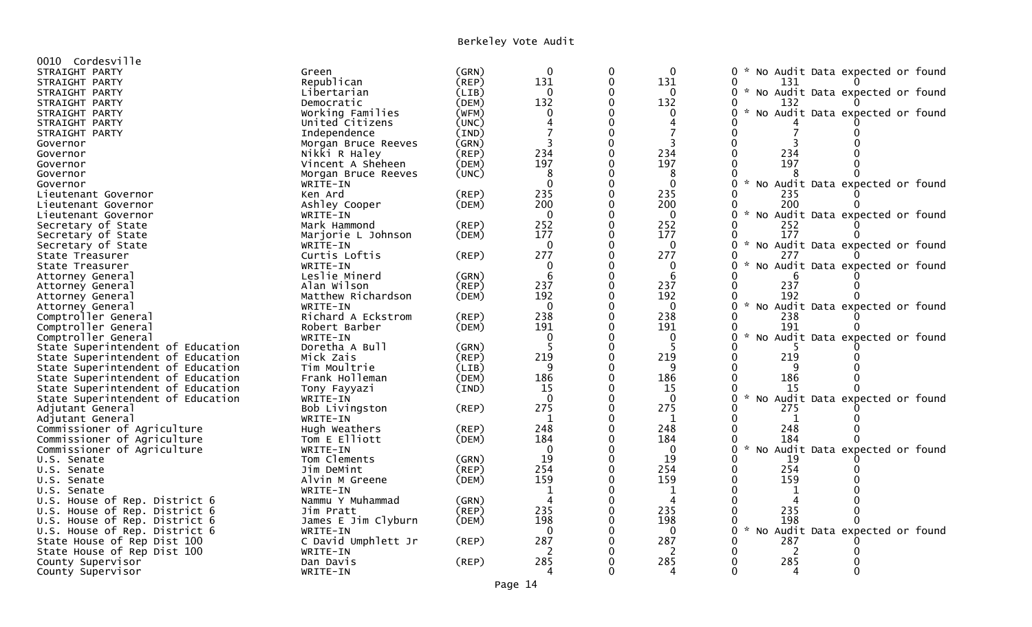# Berkeley Vote Audit

## 0010 Cordesville

| Office | Candidate | Party | | | | | | | |
|---|---|---|---|---|---|---|---|---|---|
| STRAIGHT PARTY | Green | (GRN) | 0 | 0 | 0 | 0 | * No Audit Data expected or found | | |
| STRAIGHT PARTY | Republican | (REP) | 131 | 0 | 131 | 0 | | 131 | 0 |
| STRAIGHT PARTY | Libertarian | (LIB) | 0 | 0 | 0 | 0 | * No Audit Data expected or found | | |
| STRAIGHT PARTY | Democratic | (DEM) | 132 | 0 | 132 | 0 | | 132 | 0 |
| STRAIGHT PARTY | Working Families | (WFM) | 0 | 0 | 0 | 0 | * No Audit Data expected or found | | |
| STRAIGHT PARTY | United Citizens | (UNC) | 4 | 0 | 4 | 0 | | 4 | 0 |
| STRAIGHT PARTY | Independence | (IND) | 7 | 0 | 7 | 0 | | 7 | 0 |
| Governor | Morgan Bruce Reeves | (GRN) | 3 | 0 | 3 | 0 | | 3 | 0 |
| Governor | Nikki R Haley | (REP) | 234 | 0 | 234 | 0 | | 234 | 0 |
| Governor | Vincent A Sheheen | (DEM) | 197 | 0 | 197 | 0 | | 197 | 0 |
| Governor | Morgan Bruce Reeves | (UNC) | 8 | 0 | 8 | 0 | | 8 | 0 |
| Governor | WRITE-IN | | 0 | 0 | 0 | 0 | * No Audit Data expected or found | | |
| Lieutenant Governor | Ken Ard | (REP) | 235 | 0 | 235 | 0 | | 235 | 0 |
| Lieutenant Governor | Ashley Cooper | (DEM) | 200 | 0 | 200 | 0 | | 200 | 0 |
| Lieutenant Governor | WRITE-IN | | 0 | 0 | 0 | 0 | * No Audit Data expected or found | | |
| Secretary of State | Mark Hammond | (REP) | 252 | 0 | 252 | 0 | | 252 | 0 |
| Secretary of State | Marjorie L Johnson | (DEM) | 177 | 0 | 177 | 0 | | 177 | 0 |
| Secretary of State | WRITE-IN | | 0 | 0 | 0 | 0 | * No Audit Data expected or found | | |
| State Treasurer | Curtis Loftis | (REP) | 277 | 0 | 277 | 0 | | 277 | 0 |
| State Treasurer | WRITE-IN | | 0 | 0 | 0 | 0 | * No Audit Data expected or found | | |
| Attorney General | Leslie Minerd | (GRN) | 6 | 0 | 6 | 0 | | 6 | 0 |
| Attorney General | Alan Wilson | (REP) | 237 | 0 | 237 | 0 | | 237 | 0 |
| Attorney General | Matthew Richardson | (DEM) | 192 | 0 | 192 | 0 | | 192 | 0 |
| Attorney General | WRITE-IN | | 0 | 0 | 0 | 0 | * No Audit Data expected or found | | |
| Comptroller General | Richard A Eckstrom | (REP) | 238 | 0 | 238 | 0 | | 238 | 0 |
| Comptroller General | Robert Barber | (DEM) | 191 | 0 | 191 | 0 | | 191 | 0 |
| Comptroller General | WRITE-IN | | 0 | 0 | 0 | 0 | * No Audit Data expected or found | | |
| State Superintendent of Education | Doretha A Bull | (GRN) | 5 | 0 | 5 | 0 | | 5 | 0 |
| State Superintendent of Education | Mick Zais | (REP) | 219 | 0 | 219 | 0 | | 219 | 0 |
| State Superintendent of Education | Tim Moultrie | (LIB) | 9 | 0 | 9 | 0 | | 9 | 0 |
| State Superintendent of Education | Frank Holleman | (DEM) | 186 | 0 | 186 | 0 | | 186 | 0 |
| State Superintendent of Education | Tony Fayyazi | (IND) | 15 | 0 | 15 | 0 | | 15 | 0 |
| State Superintendent of Education | WRITE-IN | | 0 | 0 | 0 | 0 | * No Audit Data expected or found | | |
| Adjutant General | Bob Livingston | (REP) | 275 | 0 | 275 | 0 | | 275 | 0 |
| Adjutant General | WRITE-IN | | 1 | 0 | 1 | 0 | | 1 | 0 |
| Commissioner of Agriculture | Hugh Weathers | (REP) | 248 | 0 | 248 | 0 | | 248 | 0 |
| Commissioner of Agriculture | Tom E Elliott | (DEM) | 184 | 0 | 184 | 0 | | 184 | 0 |
| Commissioner of Agriculture | WRITE-IN | | 0 | 0 | 0 | 0 | * No Audit Data expected or found | | |
| U.S. Senate | Tom Clements | (GRN) | 19 | 0 | 19 | 0 | | 19 | 0 |
| U.S. Senate | Jim DeMint | (REP) | 254 | 0 | 254 | 0 | | 254 | 0 |
| U.S. Senate | Alvin M Greene | (DEM) | 159 | 0 | 159 | 0 | | 159 | 0 |
| U.S. Senate | WRITE-IN | | 1 | 0 | 1 | 0 | | 1 | 0 |
| U.S. House of Rep. District 6 | Nammu Y Muhammad | (GRN) | 4 | 0 | 4 | 0 | | 4 | 0 |
| U.S. House of Rep. District 6 | Jim Pratt | (REP) | 235 | 0 | 235 | 0 | | 235 | 0 |
| U.S. House of Rep. District 6 | James E Jim Clyburn | (DEM) | 198 | 0 | 198 | 0 | | 198 | 0 |
| U.S. House of Rep. District 6 | WRITE-IN | | 0 | 0 | 0 | 0 | * No Audit Data expected or found | | |
| State House of Rep Dist 100 | C David Umphlett Jr | (REP) | 287 | 0 | 287 | 0 | | 287 | 0 |
| State House of Rep Dist 100 | WRITE-IN | | 2 | 0 | 2 | 0 | | 2 | 0 |
| County Supervisor | Dan Davis | (REP) | 285 | 0 | 285 | 0 | | 285 | 0 |
| County Supervisor | WRITE-IN | | 4 | 0 | 4 | 0 | | 4 | 0 |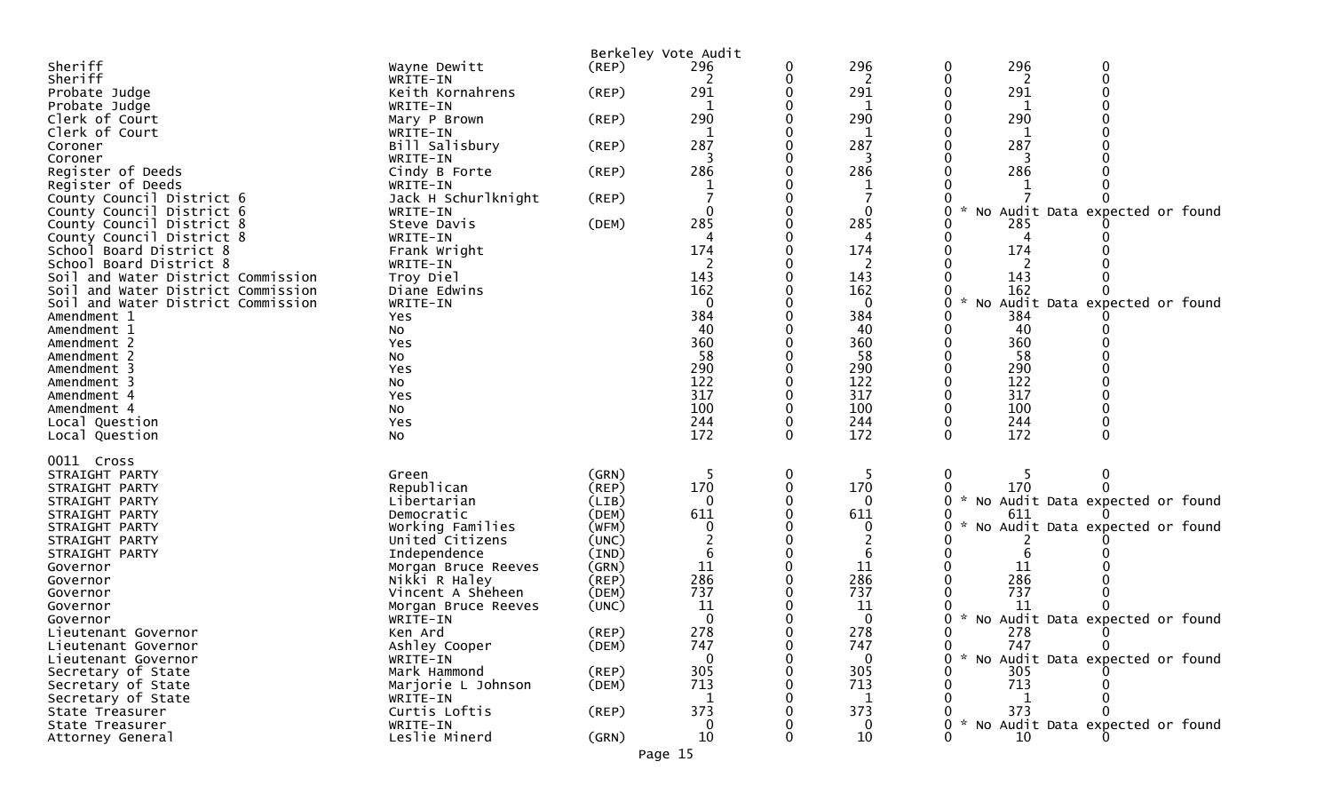Berkeley Vote Audit

| | | | | | | | | |
|---|---|---|---|---|---|---|---|---|
| Sheriff | Wayne Dewitt | (REP) | 296 | 0 | 296 | 0 | 296 | 0 |
| Sheriff | WRITE-IN | | 2 | 0 | 2 | 0 | 2 | 0 |
| Probate Judge | Keith Kornahrens | (REP) | 291 | 0 | 291 | 0 | 291 | 0 |
| Probate Judge | WRITE-IN | | 1 | 0 | 1 | 0 | 1 | 0 |
| Clerk of Court | Mary P Brown | (REP) | 290 | 0 | 290 | 0 | 290 | 0 |
| Clerk of Court | WRITE-IN | | 1 | 0 | 1 | 0 | 1 | 0 |
| Coroner | Bill Salisbury | (REP) | 287 | 0 | 287 | 0 | 287 | 0 |
| Coroner | WRITE-IN | | 3 | 0 | 3 | 0 | 3 | 0 |
| Register of Deeds | Cindy B Forte | (REP) | 286 | 0 | 286 | 0 | 286 | 0 |
| Register of Deeds | WRITE-IN | | 1 | 0 | 1 | 0 | 1 | 0 |
| County Council District 6 | Jack H Schurlknight | (REP) | 7 | 0 | 7 | 0 | 7 | 0 |
| County Council District 6 | WRITE-IN | | 0 | 0 | 0 | 0 | * No Audit Data expected or found | |
| County Council District 8 | Steve Davis | (DEM) | 285 | 0 | 285 | 0 | 285 | 0 |
| County Council District 8 | WRITE-IN | | 4 | 0 | 4 | 0 | 4 | 0 |
| School Board District 8 | Frank Wright | | 174 | 0 | 174 | 0 | 174 | 0 |
| School Board District 8 | WRITE-IN | | 2 | 0 | 2 | 0 | 2 | 0 |
| Soil and Water District Commission | Troy Diel | | 143 | 0 | 143 | 0 | 143 | 0 |
| Soil and Water District Commission | Diane Edwins | | 162 | 0 | 162 | 0 | 162 | 0 |
| Soil and Water District Commission | WRITE-IN | | 0 | 0 | 0 | 0 | * No Audit Data expected or found | |
| Amendment 1 | Yes | | 384 | 0 | 384 | 0 | 384 | 0 |
| Amendment 1 | No | | 40 | 0 | 40 | 0 | 40 | 0 |
| Amendment 2 | Yes | | 360 | 0 | 360 | 0 | 360 | 0 |
| Amendment 2 | No | | 58 | 0 | 58 | 0 | 58 | 0 |
| Amendment 3 | Yes | | 290 | 0 | 290 | 0 | 290 | 0 |
| Amendment 3 | No | | 122 | 0 | 122 | 0 | 122 | 0 |
| Amendment 4 | Yes | | 317 | 0 | 317 | 0 | 317 | 0 |
| Amendment 4 | No | | 100 | 0 | 100 | 0 | 100 | 0 |
| Local Question | Yes | | 244 | 0 | 244 | 0 | 244 | 0 |
| Local Question | No | | 172 | 0 | 172 | 0 | 172 | 0 |

0011 Cross

| | | | | | | | | |
|---|---|---|---|---|---|---|---|---|
| STRAIGHT PARTY | Green | (GRN) | 5 | 0 | 5 | 0 | 5 | 0 |
| STRAIGHT PARTY | Republican | (REP) | 170 | 0 | 170 | 0 | 170 | 0 |
| STRAIGHT PARTY | Libertarian | (LIB) | 0 | 0 | 0 | 0 | * No Audit Data expected or found | |
| STRAIGHT PARTY | Democratic | (DEM) | 611 | 0 | 611 | 0 | 611 | 0 |
| STRAIGHT PARTY | Working Families | (WFM) | 0 | 0 | 0 | 0 | * No Audit Data expected or found | |
| STRAIGHT PARTY | United Citizens | (UNC) | 2 | 0 | 2 | 0 | 2 | 0 |
| STRAIGHT PARTY | Independence | (IND) | 6 | 0 | 6 | 0 | 6 | 0 |
| Governor | Morgan Bruce Reeves | (GRN) | 11 | 0 | 11 | 0 | 11 | 0 |
| Governor | Nikki R Haley | (REP) | 286 | 0 | 286 | 0 | 286 | 0 |
| Governor | Vincent A Sheheen | (DEM) | 737 | 0 | 737 | 0 | 737 | 0 |
| Governor | Morgan Bruce Reeves | (UNC) | 11 | 0 | 11 | 0 | 11 | 0 |
| Governor | WRITE-IN | | 0 | 0 | 0 | 0 | * No Audit Data expected or found | |
| Lieutenant Governor | Ken Ard | (REP) | 278 | 0 | 278 | 0 | 278 | 0 |
| Lieutenant Governor | Ashley Cooper | (DEM) | 747 | 0 | 747 | 0 | 747 | 0 |
| Lieutenant Governor | WRITE-IN | | 0 | 0 | 0 | 0 | * No Audit Data expected or found | |
| Secretary of State | Mark Hammond | (REP) | 305 | 0 | 305 | 0 | 305 | 0 |
| Secretary of State | Marjorie L Johnson | (DEM) | 713 | 0 | 713 | 0 | 713 | 0 |
| Secretary of State | WRITE-IN | | 1 | 0 | 1 | 0 | 1 | 0 |
| State Treasurer | Curtis Loftis | (REP) | 373 | 0 | 373 | 0 | 373 | 0 |
| State Treasurer | WRITE-IN | | 0 | 0 | 0 | 0 | * No Audit Data expected or found | |
| Attorney General | Leslie Minerd | (GRN) | 10 | 0 | 10 | 0 | 10 | 0 |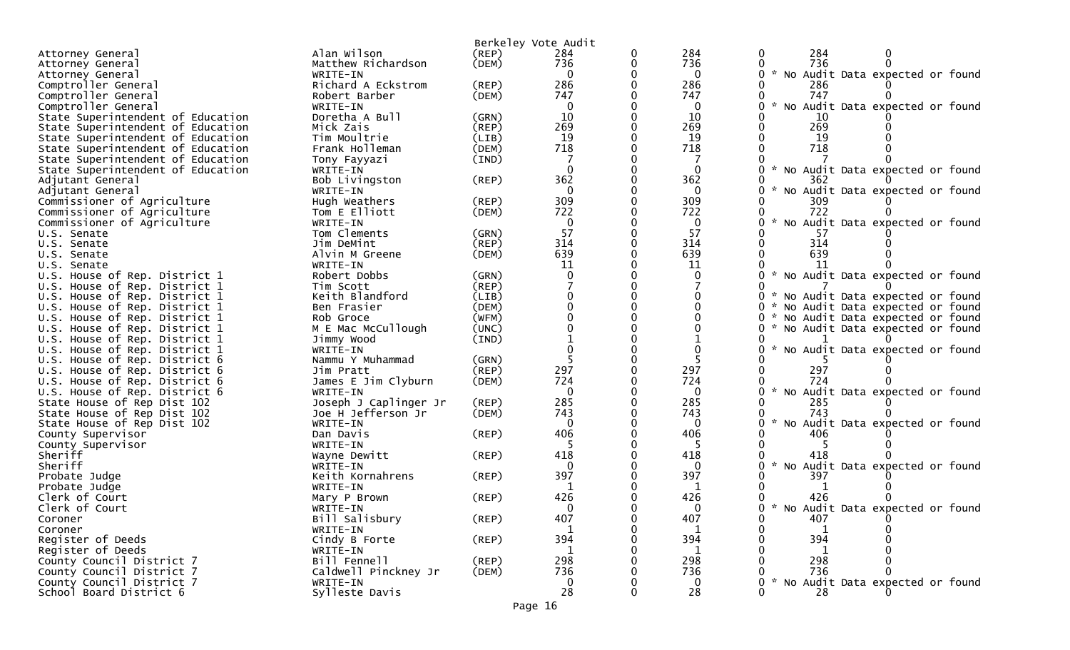Berkeley Vote Audit

| Office | Candidate | Party | Votes | | | | | |
|---|---|---|---|---|---|---|---|---|
| Attorney General | Alan Wilson | (REP) | 284 | 0 | 284 | 0 | 284 | 0 |
| Attorney General | Matthew Richardson | (DEM) | 736 | 0 | 736 | 0 | 736 | 0 |
| Attorney General | WRITE-IN | | 0 | 0 | 0 | 0 | * No Audit Data expected or found | |
| Comptroller General | Richard A Eckstrom | (REP) | 286 | 0 | 286 | 0 | 286 | 0 |
| Comptroller General | Robert Barber | (DEM) | 747 | 0 | 747 | 0 | 747 | 0 |
| Comptroller General | WRITE-IN | | 0 | 0 | 0 | 0 | * No Audit Data expected or found | |
| State Superintendent of Education | Doretha A Bull | (GRN) | 10 | 0 | 10 | 0 | 10 | 0 |
| State Superintendent of Education | Mick Zais | (REP) | 269 | 0 | 269 | 0 | 269 | 0 |
| State Superintendent of Education | Tim Moultrie | (LIB) | 19 | 0 | 19 | 0 | 19 | 0 |
| State Superintendent of Education | Frank Holleman | (DEM) | 718 | 0 | 718 | 0 | 718 | 0 |
| State Superintendent of Education | Tony Fayyazi | (IND) | 7 | 0 | 7 | 0 | 7 | 0 |
| State Superintendent of Education | WRITE-IN | | 0 | 0 | 0 | 0 | * No Audit Data expected or found | |
| Adjutant General | Bob Livingston | (REP) | 362 | 0 | 362 | 0 | 362 | 0 |
| Adjutant General | WRITE-IN | | 0 | 0 | 0 | 0 | * No Audit Data expected or found | |
| Commissioner of Agriculture | Hugh Weathers | (REP) | 309 | 0 | 309 | 0 | 309 | 0 |
| Commissioner of Agriculture | Tom E Elliott | (DEM) | 722 | 0 | 722 | 0 | 722 | 0 |
| Commissioner of Agriculture | WRITE-IN | | 0 | 0 | 0 | 0 | * No Audit Data expected or found | |
| U.S. Senate | Tom Clements | (GRN) | 57 | 0 | 57 | 0 | 57 | 0 |
| U.S. Senate | Jim DeMint | (REP) | 314 | 0 | 314 | 0 | 314 | 0 |
| U.S. Senate | Alvin M Greene | (DEM) | 639 | 0 | 639 | 0 | 639 | 0 |
| U.S. Senate | WRITE-IN | | 11 | 0 | 11 | 0 | 11 | 0 |
| U.S. House of Rep. District 1 | Robert Dobbs | (GRN) | 0 | 0 | 0 | 0 | * No Audit Data expected or found | |
| U.S. House of Rep. District 1 | Tim Scott | (REP) | 7 | 0 | 7 | 0 | 7 | 0 |
| U.S. House of Rep. District 1 | Keith Blandford | (LIB) | 0 | 0 | 0 | 0 | * No Audit Data expected or found | |
| U.S. House of Rep. District 1 | Ben Frasier | (DEM) | 0 | 0 | 0 | 0 | * No Audit Data expected or found | |
| U.S. House of Rep. District 1 | Rob Groce | (WFM) | 0 | 0 | 0 | 0 | * No Audit Data expected or found | |
| U.S. House of Rep. District 1 | M E Mac McCullough | (UNC) | 0 | 0 | 0 | 0 | * No Audit Data expected or found | |
| U.S. House of Rep. District 1 | Jimmy Wood | (IND) | 1 | 0 | 1 | 0 | 1 | 0 |
| U.S. House of Rep. District 1 | WRITE-IN | | 0 | 0 | 0 | 0 | * No Audit Data expected or found | |
| U.S. House of Rep. District 6 | Nammu Y Muhammad | (GRN) | 5 | 0 | 5 | 0 | 5 | 0 |
| U.S. House of Rep. District 6 | Jim Pratt | (REP) | 297 | 0 | 297 | 0 | 297 | 0 |
| U.S. House of Rep. District 6 | James E Jim Clyburn | (DEM) | 724 | 0 | 724 | 0 | 724 | 0 |
| U.S. House of Rep. District 6 | WRITE-IN | | 0 | 0 | 0 | 0 | * No Audit Data expected or found | |
| State House of Rep Dist 102 | Joseph J Caplinger Jr | (REP) | 285 | 0 | 285 | 0 | 285 | 0 |
| State House of Rep Dist 102 | Joe H Jefferson Jr | (DEM) | 743 | 0 | 743 | 0 | 743 | 0 |
| State House of Rep Dist 102 | WRITE-IN | | 0 | 0 | 0 | 0 | * No Audit Data expected or found | |
| County Supervisor | Dan Davis | (REP) | 406 | 0 | 406 | 0 | 406 | 0 |
| County Supervisor | WRITE-IN | | 5 | 0 | 5 | 0 | 5 | 0 |
| Sheriff | Wayne Dewitt | (REP) | 418 | 0 | 418 | 0 | 418 | 0 |
| Sheriff | WRITE-IN | | 0 | 0 | 0 | 0 | * No Audit Data expected or found | |
| Probate Judge | Keith Kornahrens | (REP) | 397 | 0 | 397 | 0 | 397 | 0 |
| Probate Judge | WRITE-IN | | 1 | 0 | 1 | 0 | 1 | 0 |
| Clerk of Court | Mary P Brown | (REP) | 426 | 0 | 426 | 0 | 426 | 0 |
| Clerk of Court | WRITE-IN | | 0 | 0 | 0 | 0 | * No Audit Data expected or found | |
| Coroner | Bill Salisbury | (REP) | 407 | 0 | 407 | 0 | 407 | 0 |
| Coroner | WRITE-IN | | 1 | 0 | 1 | 0 | 1 | 0 |
| Register of Deeds | Cindy B Forte | (REP) | 394 | 0 | 394 | 0 | 394 | 0 |
| Register of Deeds | WRITE-IN | | 1 | 0 | 1 | 0 | 1 | 0 |
| County Council District 7 | Bill Fennell | (REP) | 298 | 0 | 298 | 0 | 298 | 0 |
| County Council District 7 | Caldwell Pinckney Jr | (DEM) | 736 | 0 | 736 | 0 | 736 | 0 |
| County Council District 7 | WRITE-IN | | 0 | 0 | 0 | 0 | * No Audit Data expected or found | |
| School Board District 6 | Sylleste Davis | | 28 | 0 | 28 | 0 | 28 | 0 |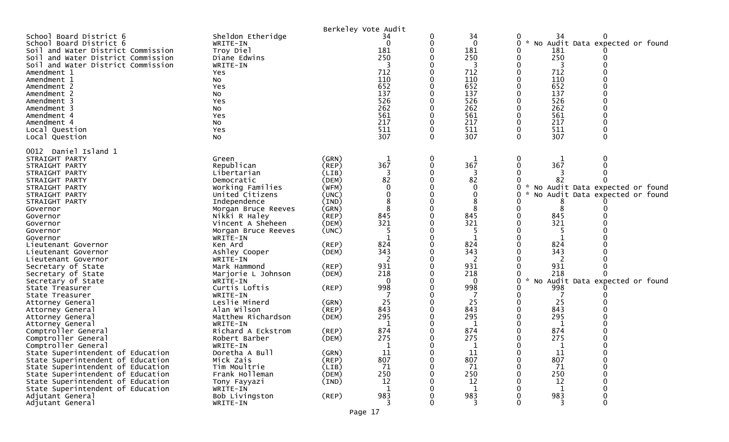Berkeley Vote Audit

| | | | | | | | | |
|---|---|---|---|---|---|---|---|---|
| School Board District 6 | Sheldon Etheridge | | 34 | 0 | 34 | 0 | 34 | 0 |
| School Board District 6 | WRITE-IN | | 0 | 0 | 0 | 0 | * No Audit Data expected or found | |
| Soil and Water District Commission | Troy Diel | | 181 | 0 | 181 | 0 | 181 | 0 |
| Soil and Water District Commission | Diane Edwins | | 250 | 0 | 250 | 0 | 250 | 0 |
| Soil and Water District Commission | WRITE-IN | | 3 | 0 | 3 | 0 | 3 | 0 |
| Amendment 1 | Yes | | 712 | 0 | 712 | 0 | 712 | 0 |
| Amendment 1 | No | | 110 | 0 | 110 | 0 | 110 | 0 |
| Amendment 2 | Yes | | 652 | 0 | 652 | 0 | 652 | 0 |
| Amendment 2 | No | | 137 | 0 | 137 | 0 | 137 | 0 |
| Amendment 3 | Yes | | 526 | 0 | 526 | 0 | 526 | 0 |
| Amendment 3 | No | | 262 | 0 | 262 | 0 | 262 | 0 |
| Amendment 4 | Yes | | 561 | 0 | 561 | 0 | 561 | 0 |
| Amendment 4 | No | | 217 | 0 | 217 | 0 | 217 | 0 |
| Local Question | Yes | | 511 | 0 | 511 | 0 | 511 | 0 |
| Local Question | No | | 307 | 0 | 307 | 0 | 307 | 0 |

0012 Daniel Island 1

| | | | | | | | | |
|---|---|---|---|---|---|---|---|---|
| STRAIGHT PARTY | Green | (GRN) | 1 | 0 | 1 | 0 | 1 | 0 |
| STRAIGHT PARTY | Republican | (REP) | 367 | 0 | 367 | 0 | 367 | 0 |
| STRAIGHT PARTY | Libertarian | (LIB) | 3 | 0 | 3 | 0 | 3 | 0 |
| STRAIGHT PARTY | Democratic | (DEM) | 82 | 0 | 82 | 0 | 82 | 0 |
| STRAIGHT PARTY | Working Families | (WFM) | 0 | 0 | 0 | 0 | * No Audit Data expected or found | |
| STRAIGHT PARTY | United Citizens | (UNC) | 0 | 0 | 0 | 0 | * No Audit Data expected or found | |
| STRAIGHT PARTY | Independence | (IND) | 8 | 0 | 8 | 0 | 8 | 0 |
| Governor | Morgan Bruce Reeves | (GRN) | 8 | 0 | 8 | 0 | 8 | 0 |
| Governor | Nikki R Haley | (REP) | 845 | 0 | 845 | 0 | 845 | 0 |
| Governor | Vincent A Sheheen | (DEM) | 321 | 0 | 321 | 0 | 321 | 0 |
| Governor | Morgan Bruce Reeves | (UNC) | 5 | 0 | 5 | 0 | 5 | 0 |
| Governor | WRITE-IN | | 1 | 0 | 1 | 0 | 1 | 0 |
| Lieutenant Governor | Ken Ard | (REP) | 824 | 0 | 824 | 0 | 824 | 0 |
| Lieutenant Governor | Ashley Cooper | (DEM) | 343 | 0 | 343 | 0 | 343 | 0 |
| Lieutenant Governor | WRITE-IN | | 2 | 0 | 2 | 0 | 2 | 0 |
| Secretary of State | Mark Hammond | (REP) | 931 | 0 | 931 | 0 | 931 | 0 |
| Secretary of State | Marjorie L Johnson | (DEM) | 218 | 0 | 218 | 0 | 218 | 0 |
| Secretary of State | WRITE-IN | | 0 | 0 | 0 | 0 | * No Audit Data expected or found | |
| State Treasurer | Curtis Loftis | (REP) | 998 | 0 | 998 | 0 | 998 | 0 |
| State Treasurer | WRITE-IN | | 7 | 0 | 7 | 0 | 7 | 0 |
| Attorney General | Leslie Minerd | (GRN) | 25 | 0 | 25 | 0 | 25 | 0 |
| Attorney General | Alan Wilson | (REP) | 843 | 0 | 843 | 0 | 843 | 0 |
| Attorney General | Matthew Richardson | (DEM) | 295 | 0 | 295 | 0 | 295 | 0 |
| Attorney General | WRITE-IN | | 1 | 0 | 1 | 0 | 1 | 0 |
| Comptroller General | Richard A Eckstrom | (REP) | 874 | 0 | 874 | 0 | 874 | 0 |
| Comptroller General | Robert Barber | (DEM) | 275 | 0 | 275 | 0 | 275 | 0 |
| Comptroller General | WRITE-IN | | 1 | 0 | 1 | 0 | 1 | 0 |
| State Superintendent of Education | Doretha A Bull | (GRN) | 11 | 0 | 11 | 0 | 11 | 0 |
| State Superintendent of Education | Mick Zais | (REP) | 807 | 0 | 807 | 0 | 807 | 0 |
| State Superintendent of Education | Tim Moultrie | (LIB) | 71 | 0 | 71 | 0 | 71 | 0 |
| State Superintendent of Education | Frank Holleman | (DEM) | 250 | 0 | 250 | 0 | 250 | 0 |
| State Superintendent of Education | Tony Fayyazi | (IND) | 12 | 0 | 12 | 0 | 12 | 0 |
| State Superintendent of Education | WRITE-IN | | 1 | 0 | 1 | 0 | 1 | 0 |
| Adjutant General | Bob Livingston | (REP) | 983 | 0 | 983 | 0 | 983 | 0 |
| Adjutant General | WRITE-IN | | 3 | 0 | 3 | 0 | 3 | 0 |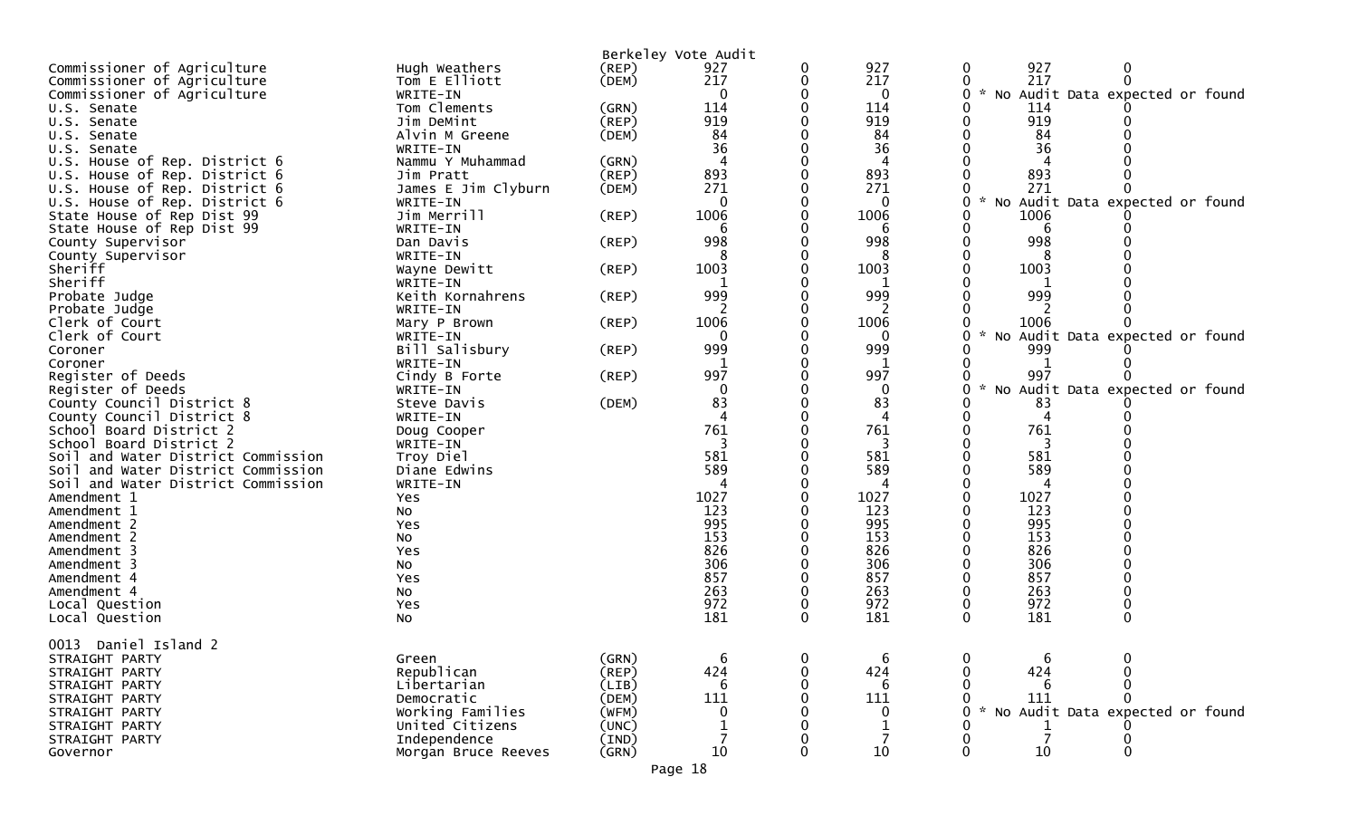Berkeley Vote Audit

| Contest | Candidate | Party | Votes | | | | | |
|---|---|---|---|---|---|---|---|---|
| Commissioner of Agriculture | Hugh Weathers | (REP) | 927 | 0 | 927 | 0 | 927 | 0 |
| Commissioner of Agriculture | Tom E Elliott | (DEM) | 217 | 0 | 217 | 0 | 217 | 0 |
| Commissioner of Agriculture | WRITE-IN | | 0 | 0 | 0 | 0 | * No Audit Data expected or found | |
| U.S. Senate | Tom Clements | (GRN) | 114 | 0 | 114 | 0 | 114 | 0 |
| U.S. Senate | Jim DeMint | (REP) | 919 | 0 | 919 | 0 | 919 | 0 |
| U.S. Senate | Alvin M Greene | (DEM) | 84 | 0 | 84 | 0 | 84 | 0 |
| U.S. Senate | WRITE-IN | | 36 | 0 | 36 | 0 | 36 | 0 |
| U.S. House of Rep. District 6 | Nammu Y Muhammad | (GRN) | 4 | 0 | 4 | 0 | 4 | 0 |
| U.S. House of Rep. District 6 | Jim Pratt | (REP) | 893 | 0 | 893 | 0 | 893 | 0 |
| U.S. House of Rep. District 6 | James E Jim Clyburn | (DEM) | 271 | 0 | 271 | 0 | 271 | 0 |
| U.S. House of Rep. District 6 | WRITE-IN | | 0 | 0 | 0 | 0 | * No Audit Data expected or found | |
| State House of Rep Dist 99 | Jim Merrill | (REP) | 1006 | 0 | 1006 | 0 | 1006 | 0 |
| State House of Rep Dist 99 | WRITE-IN | | 6 | 0 | 6 | 0 | 6 | 0 |
| County Supervisor | Dan Davis | (REP) | 998 | 0 | 998 | 0 | 998 | 0 |
| County Supervisor | WRITE-IN | | 8 | 0 | 8 | 0 | 8 | 0 |
| Sheriff | Wayne Dewitt | (REP) | 1003 | 0 | 1003 | 0 | 1003 | 0 |
| Sheriff | WRITE-IN | | 1 | 0 | 1 | 0 | 1 | 0 |
| Probate Judge | Keith Kornahrens | (REP) | 999 | 0 | 999 | 0 | 999 | 0 |
| Probate Judge | WRITE-IN | | 2 | 0 | 2 | 0 | 2 | 0 |
| Clerk of Court | Mary P Brown | (REP) | 1006 | 0 | 1006 | 0 | 1006 | 0 |
| Clerk of Court | WRITE-IN | | 0 | 0 | 0 | 0 | * No Audit Data expected or found | |
| Coroner | Bill Salisbury | (REP) | 999 | 0 | 999 | 0 | 999 | 0 |
| Coroner | WRITE-IN | | 1 | 0 | 1 | 0 | 1 | 0 |
| Register of Deeds | Cindy B Forte | (REP) | 997 | 0 | 997 | 0 | 997 | 0 |
| Register of Deeds | WRITE-IN | | 0 | 0 | 0 | 0 | * No Audit Data expected or found | |
| County Council District 8 | Steve Davis | (DEM) | 83 | 0 | 83 | 0 | 83 | 0 |
| County Council District 8 | WRITE-IN | | 4 | 0 | 4 | 0 | 4 | 0 |
| School Board District 2 | Doug Cooper | | 761 | 0 | 761 | 0 | 761 | 0 |
| School Board District 2 | WRITE-IN | | 3 | 0 | 3 | 0 | 3 | 0 |
| Soil and Water District Commission | Troy Diel | | 581 | 0 | 581 | 0 | 581 | 0 |
| Soil and Water District Commission | Diane Edwins | | 589 | 0 | 589 | 0 | 589 | 0 |
| Soil and Water District Commission | WRITE-IN | | 4 | 0 | 4 | 0 | 4 | 0 |
| Amendment 1 | Yes | | 1027 | 0 | 1027 | 0 | 1027 | 0 |
| Amendment 1 | No | | 123 | 0 | 123 | 0 | 123 | 0 |
| Amendment 2 | Yes | | 995 | 0 | 995 | 0 | 995 | 0 |
| Amendment 2 | No | | 153 | 0 | 153 | 0 | 153 | 0 |
| Amendment 3 | Yes | | 826 | 0 | 826 | 0 | 826 | 0 |
| Amendment 3 | No | | 306 | 0 | 306 | 0 | 306 | 0 |
| Amendment 4 | Yes | | 857 | 0 | 857 | 0 | 857 | 0 |
| Amendment 4 | No | | 263 | 0 | 263 | 0 | 263 | 0 |
| Local Question | Yes | | 972 | 0 | 972 | 0 | 972 | 0 |
| Local Question | No | | 181 | 0 | 181 | 0 | 181 | 0 |

0013 Daniel Island 2

| Contest | Candidate | Party | Votes | | | | | |
|---|---|---|---|---|---|---|---|---|
| STRAIGHT PARTY | Green | (GRN) | 6 | 0 | 6 | 0 | 6 | 0 |
| STRAIGHT PARTY | Republican | (REP) | 424 | 0 | 424 | 0 | 424 | 0 |
| STRAIGHT PARTY | Libertarian | (LIB) | 6 | 0 | 6 | 0 | 6 | 0 |
| STRAIGHT PARTY | Democratic | (DEM) | 111 | 0 | 111 | 0 | 111 | 0 |
| STRAIGHT PARTY | Working Families | (WFM) | 0 | 0 | 0 | 0 | * No Audit Data expected or found | |
| STRAIGHT PARTY | United Citizens | (UNC) | 1 | 0 | 1 | 0 | 1 | 0 |
| STRAIGHT PARTY | Independence | (IND) | 7 | 0 | 7 | 0 | 7 | 0 |
| Governor | Morgan Bruce Reeves | (GRN) | 10 | 0 | 10 | 0 | 10 | 0 |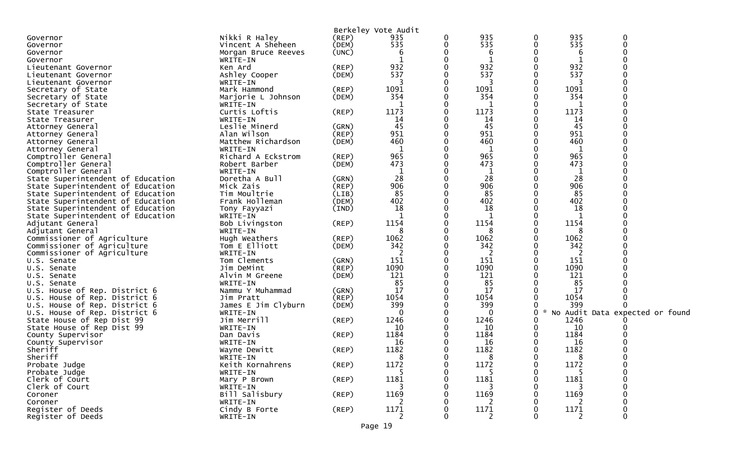Berkeley Vote Audit

| | | | | | | | | |
|---|---|---|---|---|---|---|---|---|
| Governor | Nikki R Haley | (REP) | 935 | 0 | 935 | 0 | 935 | 0 |
| Governor | Vincent A Sheheen | (DEM) | 535 | 0 | 535 | 0 | 535 | 0 |
| Governor | Morgan Bruce Reeves | (UNC) | 6 | 0 | 6 | 0 | 6 | 0 |
| Governor | WRITE-IN | | 1 | 0 | 1 | 0 | 1 | 0 |
| Lieutenant Governor | Ken Ard | (REP) | 932 | 0 | 932 | 0 | 932 | 0 |
| Lieutenant Governor | Ashley Cooper | (DEM) | 537 | 0 | 537 | 0 | 537 | 0 |
| Lieutenant Governor | WRITE-IN | | 3 | 0 | 3 | 0 | 3 | 0 |
| Secretary of State | Mark Hammond | (REP) | 1091 | 0 | 1091 | 0 | 1091 | 0 |
| Secretary of State | Marjorie L Johnson | (DEM) | 354 | 0 | 354 | 0 | 354 | 0 |
| Secretary of State | WRITE-IN | | 1 | 0 | 1 | 0 | 1 | 0 |
| State Treasurer | Curtis Loftis | (REP) | 1173 | 0 | 1173 | 0 | 1173 | 0 |
| State Treasurer | WRITE-IN | | 14 | 0 | 14 | 0 | 14 | 0 |
| Attorney General | Leslie Minerd | (GRN) | 45 | 0 | 45 | 0 | 45 | 0 |
| Attorney General | Alan Wilson | (REP) | 951 | 0 | 951 | 0 | 951 | 0 |
| Attorney General | Matthew Richardson | (DEM) | 460 | 0 | 460 | 0 | 460 | 0 |
| Attorney General | WRITE-IN | | 1 | 0 | 1 | 0 | 1 | 0 |
| Comptroller General | Richard A Eckstrom | (REP) | 965 | 0 | 965 | 0 | 965 | 0 |
| Comptroller General | Robert Barber | (DEM) | 473 | 0 | 473 | 0 | 473 | 0 |
| Comptroller General | WRITE-IN | | 1 | 0 | 1 | 0 | 1 | 0 |
| State Superintendent of Education | Doretha A Bull | (GRN) | 28 | 0 | 28 | 0 | 28 | 0 |
| State Superintendent of Education | Mick Zais | (REP) | 906 | 0 | 906 | 0 | 906 | 0 |
| State Superintendent of Education | Tim Moultrie | (LIB) | 85 | 0 | 85 | 0 | 85 | 0 |
| State Superintendent of Education | Frank Holleman | (DEM) | 402 | 0 | 402 | 0 | 402 | 0 |
| State Superintendent of Education | Tony Fayyazi | (IND) | 18 | 0 | 18 | 0 | 18 | 0 |
| State Superintendent of Education | WRITE-IN | | 1 | 0 | 1 | 0 | 1 | 0 |
| Adjutant General | Bob Livingston | (REP) | 1154 | 0 | 1154 | 0 | 1154 | 0 |
| Adjutant General | WRITE-IN | | 8 | 0 | 8 | 0 | 8 | 0 |
| Commissioner of Agriculture | Hugh Weathers | (REP) | 1062 | 0 | 1062 | 0 | 1062 | 0 |
| Commissioner of Agriculture | Tom E Elliott | (DEM) | 342 | 0 | 342 | 0 | 342 | 0 |
| Commissioner of Agriculture | WRITE-IN | | 2 | 0 | 2 | 0 | 2 | 0 |
| U.S. Senate | Tom Clements | (GRN) | 151 | 0 | 151 | 0 | 151 | 0 |
| U.S. Senate | Jim DeMint | (REP) | 1090 | 0 | 1090 | 0 | 1090 | 0 |
| U.S. Senate | Alvin M Greene | (DEM) | 121 | 0 | 121 | 0 | 121 | 0 |
| U.S. Senate | WRITE-IN | | 85 | 0 | 85 | 0 | 85 | 0 |
| U.S. House of Rep. District 6 | Nammu Y Muhammad | (GRN) | 17 | 0 | 17 | 0 | 17 | 0 |
| U.S. House of Rep. District 6 | Jim Pratt | (REP) | 1054 | 0 | 1054 | 0 | 1054 | 0 |
| U.S. House of Rep. District 6 | James E Jim Clyburn | (DEM) | 399 | 0 | 399 | 0 | 399 | 0 |
| U.S. House of Rep. District 6 | WRITE-IN | | 0 | 0 | 0 | 0 | * No Audit Data expected or found | |
| State House of Rep Dist 99 | Jim Merrill | (REP) | 1246 | 0 | 1246 | 0 | 1246 | 0 |
| State House of Rep Dist 99 | WRITE-IN | | 10 | 0 | 10 | 0 | 10 | 0 |
| County Supervisor | Dan Davis | (REP) | 1184 | 0 | 1184 | 0 | 1184 | 0 |
| County Supervisor | WRITE-IN | | 16 | 0 | 16 | 0 | 16 | 0 |
| Sheriff | Wayne Dewitt | (REP) | 1182 | 0 | 1182 | 0 | 1182 | 0 |
| Sheriff | WRITE-IN | | 8 | 0 | 8 | 0 | 8 | 0 |
| Probate Judge | Keith Kornahrens | (REP) | 1172 | 0 | 1172 | 0 | 1172 | 0 |
| Probate Judge | WRITE-IN | | 5 | 0 | 5 | 0 | 5 | 0 |
| Clerk of Court | Mary P Brown | (REP) | 1181 | 0 | 1181 | 0 | 1181 | 0 |
| Clerk of Court | WRITE-IN | | 3 | 0 | 3 | 0 | 3 | 0 |
| Coroner | Bill Salisbury | (REP) | 1169 | 0 | 1169 | 0 | 1169 | 0 |
| Coroner | WRITE-IN | | 2 | 0 | 2 | 0 | 2 | 0 |
| Register of Deeds | Cindy B Forte | (REP) | 1171 | 0 | 1171 | 0 | 1171 | 0 |
| Register of Deeds | WRITE-IN | | 2 | 0 | 2 | 0 | 2 | 0 |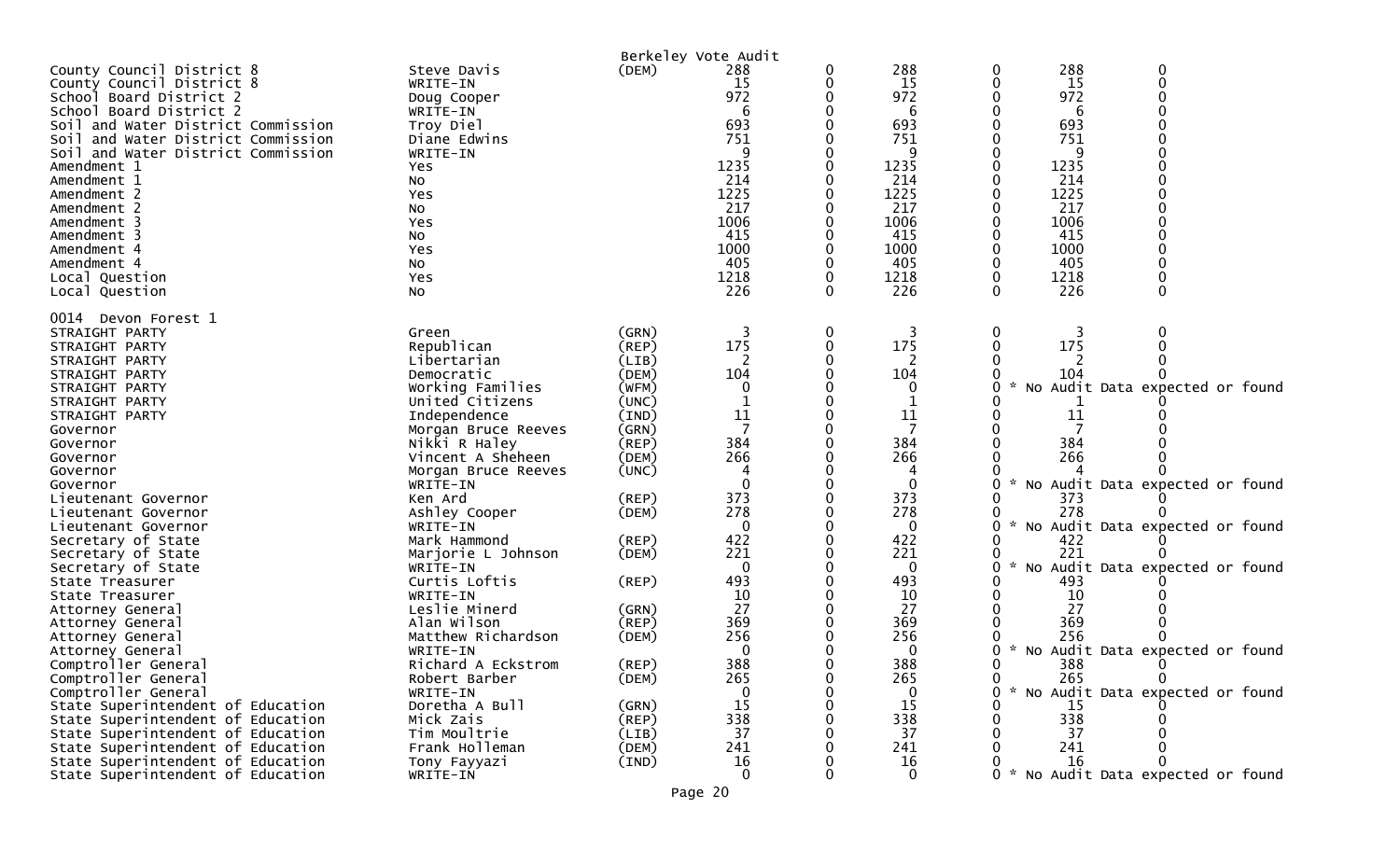Berkeley Vote Audit

| | | | | | | | | |
|---|---|---|---|---|---|---|---|---|
| County Council District 8 | Steve Davis | (DEM) | 288 | 0 | 288 | 0 | 288 | 0 |
| County Council District 8 | WRITE-IN | | 15 | 0 | 15 | 0 | 15 | 0 |
| School Board District 2 | Doug Cooper | | 972 | 0 | 972 | 0 | 972 | 0 |
| School Board District 2 | WRITE-IN | | 6 | 0 | 6 | 0 | 6 | 0 |
| Soil and Water District Commission | Troy Diel | | 693 | 0 | 693 | 0 | 693 | 0 |
| Soil and Water District Commission | Diane Edwins | | 751 | 0 | 751 | 0 | 751 | 0 |
| Soil and Water District Commission | WRITE-IN | | 9 | 0 | 9 | 0 | 9 | 0 |
| Amendment 1 | Yes | | 1235 | 0 | 1235 | 0 | 1235 | 0 |
| Amendment 1 | No | | 214 | 0 | 214 | 0 | 214 | 0 |
| Amendment 2 | Yes | | 1225 | 0 | 1225 | 0 | 1225 | 0 |
| Amendment 2 | No | | 217 | 0 | 217 | 0 | 217 | 0 |
| Amendment 3 | Yes | | 1006 | 0 | 1006 | 0 | 1006 | 0 |
| Amendment 3 | No | | 415 | 0 | 415 | 0 | 415 | 0 |
| Amendment 4 | Yes | | 1000 | 0 | 1000 | 0 | 1000 | 0 |
| Amendment 4 | No | | 405 | 0 | 405 | 0 | 405 | 0 |
| Local Question | Yes | | 1218 | 0 | 1218 | 0 | 1218 | 0 |
| Local Question | No | | 226 | 0 | 226 | 0 | 226 | 0 |

0014 Devon Forest 1

| | | | | | | | | |
|---|---|---|---|---|---|---|---|---|
| STRAIGHT PARTY | Green | (GRN) | 3 | 0 | 3 | 0 | 3 | 0 |
| STRAIGHT PARTY | Republican | (REP) | 175 | 0 | 175 | 0 | 175 | 0 |
| STRAIGHT PARTY | Libertarian | (LIB) | 2 | 0 | 2 | 0 | 2 | 0 |
| STRAIGHT PARTY | Democratic | (DEM) | 104 | 0 | 104 | 0 | 104 | 0 |
| STRAIGHT PARTY | Working Families | (WFM) | 0 | 0 | 0 | 0 * No Audit Data expected or found | | |
| STRAIGHT PARTY | United Citizens | (UNC) | 1 | 0 | 1 | 0 | 1 | 0 |
| STRAIGHT PARTY | Independence | (IND) | 11 | 0 | 11 | 0 | 11 | 0 |
| Governor | Morgan Bruce Reeves | (GRN) | 7 | 0 | 7 | 0 | 7 | 0 |
| Governor | Nikki R Haley | (REP) | 384 | 0 | 384 | 0 | 384 | 0 |
| Governor | Vincent A Sheheen | (DEM) | 266 | 0 | 266 | 0 | 266 | 0 |
| Governor | Morgan Bruce Reeves | (UNC) | 4 | 0 | 4 | 0 | 4 | 0 |
| Governor | WRITE-IN | | 0 | 0 | 0 | 0 * No Audit Data expected or found | | |
| Lieutenant Governor | Ken Ard | (REP) | 373 | 0 | 373 | 0 | 373 | 0 |
| Lieutenant Governor | Ashley Cooper | (DEM) | 278 | 0 | 278 | 0 | 278 | 0 |
| Lieutenant Governor | WRITE-IN | | 0 | 0 | 0 | 0 * No Audit Data expected or found | | |
| Secretary of State | Mark Hammond | (REP) | 422 | 0 | 422 | 0 | 422 | 0 |
| Secretary of State | Marjorie L Johnson | (DEM) | 221 | 0 | 221 | 0 | 221 | 0 |
| Secretary of State | WRITE-IN | | 0 | 0 | 0 | 0 * No Audit Data expected or found | | |
| State Treasurer | Curtis Loftis | (REP) | 493 | 0 | 493 | 0 | 493 | 0 |
| State Treasurer | WRITE-IN | | 10 | 0 | 10 | 0 | 10 | 0 |
| Attorney General | Leslie Minerd | (GRN) | 27 | 0 | 27 | 0 | 27 | 0 |
| Attorney General | Alan Wilson | (REP) | 369 | 0 | 369 | 0 | 369 | 0 |
| Attorney General | Matthew Richardson | (DEM) | 256 | 0 | 256 | 0 | 256 | 0 |
| Attorney General | WRITE-IN | | 0 | 0 | 0 | 0 * No Audit Data expected or found | | |
| Comptroller General | Richard A Eckstrom | (REP) | 388 | 0 | 388 | 0 | 388 | 0 |
| Comptroller General | Robert Barber | (DEM) | 265 | 0 | 265 | 0 | 265 | 0 |
| Comptroller General | WRITE-IN | | 0 | 0 | 0 | 0 * No Audit Data expected or found | | |
| State Superintendent of Education | Doretha A Bull | (GRN) | 15 | 0 | 15 | 0 | 15 | 0 |
| State Superintendent of Education | Mick Zais | (REP) | 338 | 0 | 338 | 0 | 338 | 0 |
| State Superintendent of Education | Tim Moultrie | (LIB) | 37 | 0 | 37 | 0 | 37 | 0 |
| State Superintendent of Education | Frank Holleman | (DEM) | 241 | 0 | 241 | 0 | 241 | 0 |
| State Superintendent of Education | Tony Fayyazi | (IND) | 16 | 0 | 16 | 0 | 16 | 0 |
| State Superintendent of Education | WRITE-IN | | 0 | 0 | 0 | 0 * No Audit Data expected or found | | |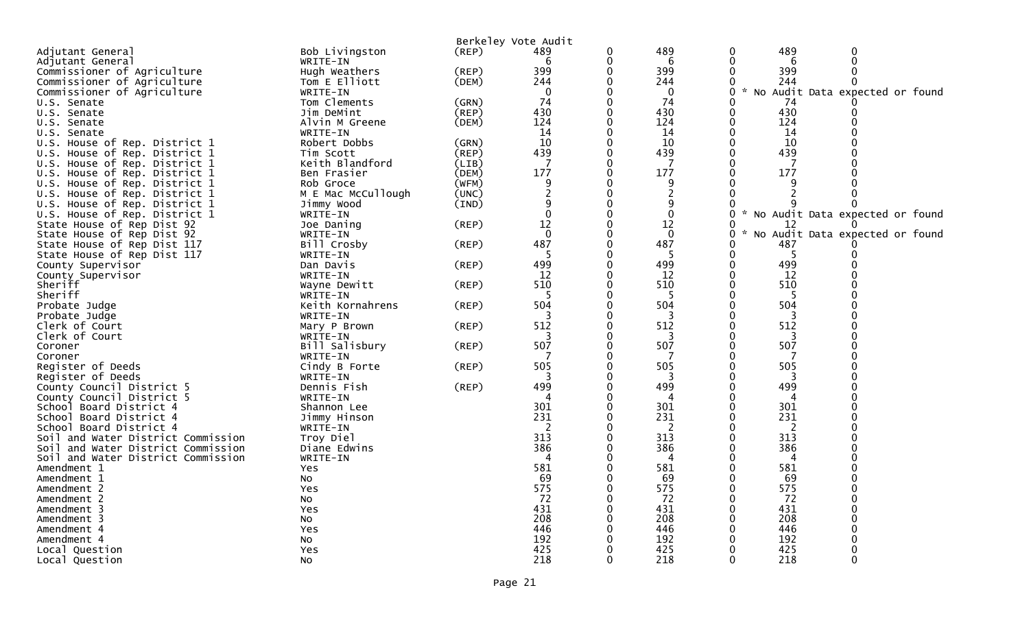Berkeley Vote Audit

| | | | | | | | | |
|---|---|---|---|---|---|---|---|---|
| Adjutant General | Bob Livingston | (REP) | 489 | 0 | 489 | 0 | 489 | 0 |
| Adjutant General | WRITE-IN | | 6 | 0 | 6 | 0 | 6 | 0 |
| Commissioner of Agriculture | Hugh Weathers | (REP) | 399 | 0 | 399 | 0 | 399 | 0 |
| Commissioner of Agriculture | Tom E Elliott | (DEM) | 244 | 0 | 244 | 0 | 244 | 0 |
| Commissioner of Agriculture | WRITE-IN | | 0 | 0 | 0 | 0 | * No Audit Data expected or found | |
| U.S. Senate | Tom Clements | (GRN) | 74 | 0 | 74 | 0 | 74 | 0 |
| U.S. Senate | Jim DeMint | (REP) | 430 | 0 | 430 | 0 | 430 | 0 |
| U.S. Senate | Alvin M Greene | (DEM) | 124 | 0 | 124 | 0 | 124 | 0 |
| U.S. Senate | WRITE-IN | | 14 | 0 | 14 | 0 | 14 | 0 |
| U.S. House of Rep. District 1 | Robert Dobbs | (GRN) | 10 | 0 | 10 | 0 | 10 | 0 |
| U.S. House of Rep. District 1 | Tim Scott | (REP) | 439 | 0 | 439 | 0 | 439 | 0 |
| U.S. House of Rep. District 1 | Keith Blandford | (LIB) | 7 | 0 | 7 | 0 | 7 | 0 |
| U.S. House of Rep. District 1 | Ben Frasier | (DEM) | 177 | 0 | 177 | 0 | 177 | 0 |
| U.S. House of Rep. District 1 | Rob Groce | (WFM) | 9 | 0 | 9 | 0 | 9 | 0 |
| U.S. House of Rep. District 1 | M E Mac McCullough | (UNC) | 2 | 0 | 2 | 0 | 2 | 0 |
| U.S. House of Rep. District 1 | Jimmy Wood | (IND) | 9 | 0 | 9 | 0 | 9 | 0 |
| U.S. House of Rep. District 1 | WRITE-IN | | 0 | 0 | 0 | 0 | * No Audit Data expected or found | |
| State House of Rep Dist 92 | Joe Daning | (REP) | 12 | 0 | 12 | 0 | 12 | 0 |
| State House of Rep Dist 92 | WRITE-IN | | 0 | 0 | 0 | 0 | * No Audit Data expected or found | |
| State House of Rep Dist 117 | Bill Crosby | (REP) | 487 | 0 | 487 | 0 | 487 | 0 |
| State House of Rep Dist 117 | WRITE-IN | | 5 | 0 | 5 | 0 | 5 | 0 |
| County Supervisor | Dan Davis | (REP) | 499 | 0 | 499 | 0 | 499 | 0 |
| County Supervisor | WRITE-IN | | 12 | 0 | 12 | 0 | 12 | 0 |
| Sheriff | Wayne Dewitt | (REP) | 510 | 0 | 510 | 0 | 510 | 0 |
| Sheriff | WRITE-IN | | 5 | 0 | 5 | 0 | 5 | 0 |
| Probate Judge | Keith Kornahrens | (REP) | 504 | 0 | 504 | 0 | 504 | 0 |
| Probate Judge | WRITE-IN | | 3 | 0 | 3 | 0 | 3 | 0 |
| Clerk of Court | Mary P Brown | (REP) | 512 | 0 | 512 | 0 | 512 | 0 |
| Clerk of Court | WRITE-IN | | 3 | 0 | 3 | 0 | 3 | 0 |
| Coroner | Bill Salisbury | (REP) | 507 | 0 | 507 | 0 | 507 | 0 |
| Coroner | WRITE-IN | | 7 | 0 | 7 | 0 | 7 | 0 |
| Register of Deeds | Cindy B Forte | (REP) | 505 | 0 | 505 | 0 | 505 | 0 |
| Register of Deeds | WRITE-IN | | 3 | 0 | 3 | 0 | 3 | 0 |
| County Council District 5 | Dennis Fish | (REP) | 499 | 0 | 499 | 0 | 499 | 0 |
| County Council District 5 | WRITE-IN | | 4 | 0 | 4 | 0 | 4 | 0 |
| School Board District 4 | Shannon Lee | | 301 | 0 | 301 | 0 | 301 | 0 |
| School Board District 4 | Jimmy Hinson | | 231 | 0 | 231 | 0 | 231 | 0 |
| School Board District 4 | WRITE-IN | | 2 | 0 | 2 | 0 | 2 | 0 |
| Soil and Water District Commission | Troy Diel | | 313 | 0 | 313 | 0 | 313 | 0 |
| Soil and Water District Commission | Diane Edwins | | 386 | 0 | 386 | 0 | 386 | 0 |
| Soil and Water District Commission | WRITE-IN | | 4 | 0 | 4 | 0 | 4 | 0 |
| Amendment 1 | Yes | | 581 | 0 | 581 | 0 | 581 | 0 |
| Amendment 1 | No | | 69 | 0 | 69 | 0 | 69 | 0 |
| Amendment 2 | Yes | | 575 | 0 | 575 | 0 | 575 | 0 |
| Amendment 2 | No | | 72 | 0 | 72 | 0 | 72 | 0 |
| Amendment 3 | Yes | | 431 | 0 | 431 | 0 | 431 | 0 |
| Amendment 3 | No | | 208 | 0 | 208 | 0 | 208 | 0 |
| Amendment 4 | Yes | | 446 | 0 | 446 | 0 | 446 | 0 |
| Amendment 4 | No | | 192 | 0 | 192 | 0 | 192 | 0 |
| Local Question | Yes | | 425 | 0 | 425 | 0 | 425 | 0 |
| Local Question | No | | 218 | 0 | 218 | 0 | 218 | 0 |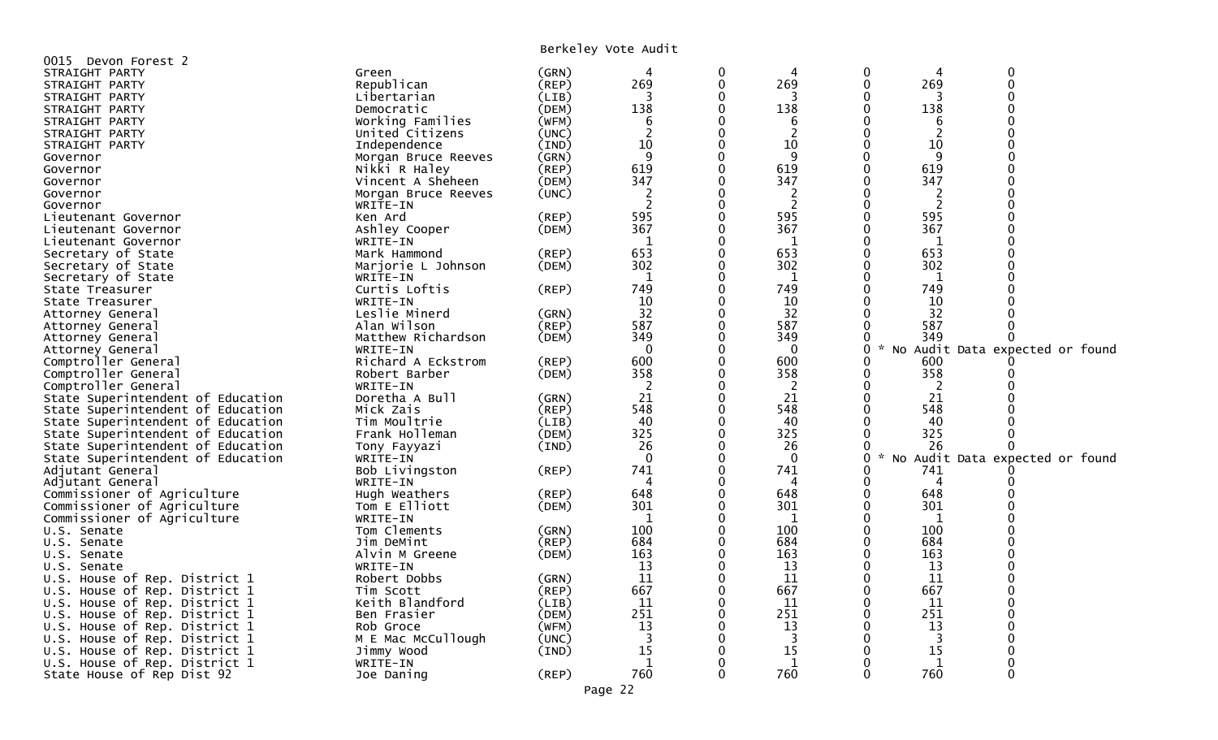Berkeley Vote Audit

0015 Devon Forest 2

| Contest | Candidate | Party | | | | | | |
|---|---|---|---|---|---|---|---|---|
| STRAIGHT PARTY | Green | (GRN) | 4 | 0 | 4 | 0 | 4 | 0 |
| STRAIGHT PARTY | Republican | (REP) | 269 | 0 | 269 | 0 | 269 | 0 |
| STRAIGHT PARTY | Libertarian | (LIB) | 3 | 0 | 3 | 0 | 3 | 0 |
| STRAIGHT PARTY | Democratic | (DEM) | 138 | 0 | 138 | 0 | 138 | 0 |
| STRAIGHT PARTY | Working Families | (WFM) | 6 | 0 | 6 | 0 | 6 | 0 |
| STRAIGHT PARTY | United Citizens | (UNC) | 2 | 0 | 2 | 0 | 2 | 0 |
| STRAIGHT PARTY | Independence | (IND) | 10 | 0 | 10 | 0 | 10 | 0 |
| Governor | Morgan Bruce Reeves | (GRN) | 9 | 0 | 9 | 0 | 9 | 0 |
| Governor | Nikki R Haley | (REP) | 619 | 0 | 619 | 0 | 619 | 0 |
| Governor | Vincent A Sheheen | (DEM) | 347 | 0 | 347 | 0 | 347 | 0 |
| Governor | Morgan Bruce Reeves | (UNC) | 2 | 0 | 2 | 0 | 2 | 0 |
| Governor | WRITE-IN | | 2 | 0 | 2 | 0 | 2 | 0 |
| Lieutenant Governor | Ken Ard | (REP) | 595 | 0 | 595 | 0 | 595 | 0 |
| Lieutenant Governor | Ashley Cooper | (DEM) | 367 | 0 | 367 | 0 | 367 | 0 |
| Lieutenant Governor | WRITE-IN | | 1 | 0 | 1 | 0 | 1 | 0 |
| Secretary of State | Mark Hammond | (REP) | 653 | 0 | 653 | 0 | 653 | 0 |
| Secretary of State | Marjorie L Johnson | (DEM) | 302 | 0 | 302 | 0 | 302 | 0 |
| Secretary of State | WRITE-IN | | 1 | 0 | 1 | 0 | 1 | 0 |
| State Treasurer | Curtis Loftis | (REP) | 749 | 0 | 749 | 0 | 749 | 0 |
| State Treasurer | WRITE-IN | | 10 | 0 | 10 | 0 | 10 | 0 |
| Attorney General | Leslie Minerd | (GRN) | 32 | 0 | 32 | 0 | 32 | 0 |
| Attorney General | Alan Wilson | (REP) | 587 | 0 | 587 | 0 | 587 | 0 |
| Attorney General | Matthew Richardson | (DEM) | 349 | 0 | 349 | 0 | 349 | 0 |
| Attorney General | WRITE-IN | | 0 | 0 | 0 | 0 | * No Audit Data expected or found | |
| Comptroller General | Richard A Eckstrom | (REP) | 600 | 0 | 600 | 0 | 600 | 0 |
| Comptroller General | Robert Barber | (DEM) | 358 | 0 | 358 | 0 | 358 | 0 |
| Comptroller General | WRITE-IN | | 2 | 0 | 2 | 0 | 2 | 0 |
| State Superintendent of Education | Doretha A Bull | (GRN) | 21 | 0 | 21 | 0 | 21 | 0 |
| State Superintendent of Education | Mick Zais | (REP) | 548 | 0 | 548 | 0 | 548 | 0 |
| State Superintendent of Education | Tim Moultrie | (LIB) | 40 | 0 | 40 | 0 | 40 | 0 |
| State Superintendent of Education | Frank Holleman | (DEM) | 325 | 0 | 325 | 0 | 325 | 0 |
| State Superintendent of Education | Tony Fayyazi | (IND) | 26 | 0 | 26 | 0 | 26 | 0 |
| State Superintendent of Education | WRITE-IN | | 0 | 0 | 0 | 0 | * No Audit Data expected or found | |
| Adjutant General | Bob Livingston | (REP) | 741 | 0 | 741 | 0 | 741 | 0 |
| Adjutant General | WRITE-IN | | 4 | 0 | 4 | 0 | 4 | 0 |
| Commissioner of Agriculture | Hugh Weathers | (REP) | 648 | 0 | 648 | 0 | 648 | 0 |
| Commissioner of Agriculture | Tom E Elliott | (DEM) | 301 | 0 | 301 | 0 | 301 | 0 |
| Commissioner of Agriculture | WRITE-IN | | 1 | 0 | 1 | 0 | 1 | 0 |
| U.S. Senate | Tom Clements | (GRN) | 100 | 0 | 100 | 0 | 100 | 0 |
| U.S. Senate | Jim DeMint | (REP) | 684 | 0 | 684 | 0 | 684 | 0 |
| U.S. Senate | Alvin M Greene | (DEM) | 163 | 0 | 163 | 0 | 163 | 0 |
| U.S. Senate | WRITE-IN | | 13 | 0 | 13 | 0 | 13 | 0 |
| U.S. House of Rep. District 1 | Robert Dobbs | (GRN) | 11 | 0 | 11 | 0 | 11 | 0 |
| U.S. House of Rep. District 1 | Tim Scott | (REP) | 667 | 0 | 667 | 0 | 667 | 0 |
| U.S. House of Rep. District 1 | Keith Blandford | (LIB) | 11 | 0 | 11 | 0 | 11 | 0 |
| U.S. House of Rep. District 1 | Ben Frasier | (DEM) | 251 | 0 | 251 | 0 | 251 | 0 |
| U.S. House of Rep. District 1 | Rob Groce | (WFM) | 13 | 0 | 13 | 0 | 13 | 0 |
| U.S. House of Rep. District 1 | M E Mac McCullough | (UNC) | 3 | 0 | 3 | 0 | 3 | 0 |
| U.S. House of Rep. District 1 | Jimmy Wood | (IND) | 15 | 0 | 15 | 0 | 15 | 0 |
| U.S. House of Rep. District 1 | WRITE-IN | | 1 | 0 | 1 | 0 | 1 | 0 |
| State House of Rep Dist 92 | Joe Daning | (REP) | 760 | 0 | 760 | 0 | 760 | 0 |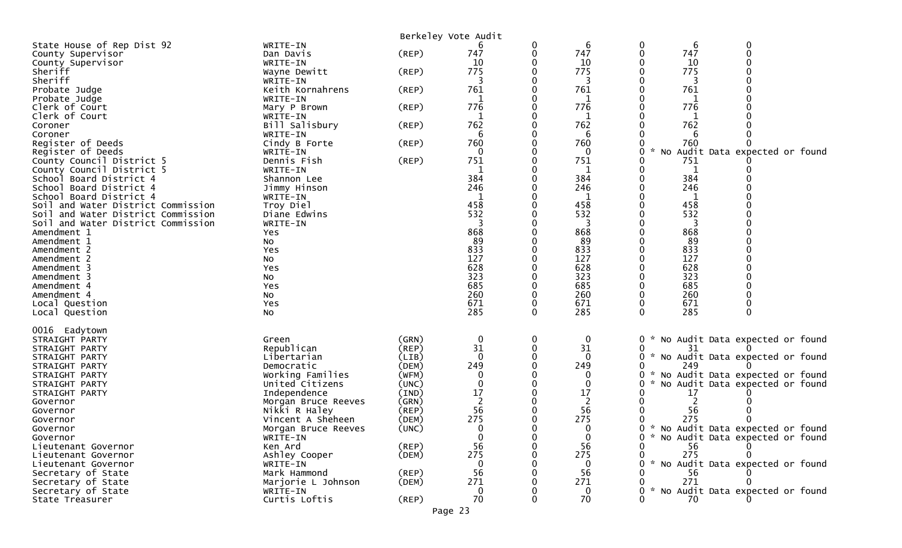Berkeley Vote Audit

| | | | | | | | | |
|---|---|---|---|---|---|---|---|---|
| State House of Rep Dist 92 | WRITE-IN | | 6 | 0 | 6 | 0 | 6 | 0 |
| County Supervisor | Dan Davis | (REP) | 747 | 0 | 747 | 0 | 747 | 0 |
| County Supervisor | WRITE-IN | | 10 | 0 | 10 | 0 | 10 | 0 |
| Sheriff | Wayne Dewitt | (REP) | 775 | 0 | 775 | 0 | 775 | 0 |
| Sheriff | WRITE-IN | | 3 | 0 | 3 | 0 | 3 | 0 |
| Probate Judge | Keith Kornahrens | (REP) | 761 | 0 | 761 | 0 | 761 | 0 |
| Probate Judge | WRITE-IN | | 1 | 0 | 1 | 0 | 1 | 0 |
| Clerk of Court | Mary P Brown | (REP) | 776 | 0 | 776 | 0 | 776 | 0 |
| Clerk of Court | WRITE-IN | | 1 | 0 | 1 | 0 | 1 | 0 |
| Coroner | Bill Salisbury | (REP) | 762 | 0 | 762 | 0 | 762 | 0 |
| Coroner | WRITE-IN | | 6 | 0 | 6 | 0 | 6 | 0 |
| Register of Deeds | Cindy B Forte | (REP) | 760 | 0 | 760 | 0 | 760 | 0 |
| Register of Deeds | WRITE-IN | | 0 | 0 | 0 | 0 * No Audit Data expected or found | | |
| County Council District 5 | Dennis Fish | (REP) | 751 | 0 | 751 | 0 | 751 | 0 |
| County Council District 5 | WRITE-IN | | 1 | 0 | 1 | 0 | 1 | 0 |
| School Board District 4 | Shannon Lee | | 384 | 0 | 384 | 0 | 384 | 0 |
| School Board District 4 | Jimmy Hinson | | 246 | 0 | 246 | 0 | 246 | 0 |
| School Board District 4 | WRITE-IN | | 1 | 0 | 1 | 0 | 1 | 0 |
| Soil and Water District Commission | Troy Diel | | 458 | 0 | 458 | 0 | 458 | 0 |
| Soil and Water District Commission | Diane Edwins | | 532 | 0 | 532 | 0 | 532 | 0 |
| Soil and Water District Commission | WRITE-IN | | 3 | 0 | 3 | 0 | 3 | 0 |
| Amendment 1 | Yes | | 868 | 0 | 868 | 0 | 868 | 0 |
| Amendment 1 | No | | 89 | 0 | 89 | 0 | 89 | 0 |
| Amendment 2 | Yes | | 833 | 0 | 833 | 0 | 833 | 0 |
| Amendment 2 | No | | 127 | 0 | 127 | 0 | 127 | 0 |
| Amendment 3 | Yes | | 628 | 0 | 628 | 0 | 628 | 0 |
| Amendment 3 | No | | 323 | 0 | 323 | 0 | 323 | 0 |
| Amendment 4 | Yes | | 685 | 0 | 685 | 0 | 685 | 0 |
| Amendment 4 | No | | 260 | 0 | 260 | 0 | 260 | 0 |
| Local Question | Yes | | 671 | 0 | 671 | 0 | 671 | 0 |
| Local Question | No | | 285 | 0 | 285 | 0 | 285 | 0 |

0016 Eadytown

| | | | | | | | | |
|---|---|---|---|---|---|---|---|---|
| STRAIGHT PARTY | Green | (GRN) | 0 | 0 | 0 | 0 * No Audit Data expected or found | | |
| STRAIGHT PARTY | Republican | (REP) | 31 | 0 | 31 | 0 | 31 | 0 |
| STRAIGHT PARTY | Libertarian | (LIB) | 0 | 0 | 0 | 0 * No Audit Data expected or found | | |
| STRAIGHT PARTY | Democratic | (DEM) | 249 | 0 | 249 | 0 | 249 | 0 |
| STRAIGHT PARTY | Working Families | (WFM) | 0 | 0 | 0 | 0 * No Audit Data expected or found | | |
| STRAIGHT PARTY | United Citizens | (UNC) | 0 | 0 | 0 | 0 * No Audit Data expected or found | | |
| STRAIGHT PARTY | Independence | (IND) | 17 | 0 | 17 | 0 | 17 | 0 |
| Governor | Morgan Bruce Reeves | (GRN) | 2 | 0 | 2 | 0 | 2 | 0 |
| Governor | Nikki R Haley | (REP) | 56 | 0 | 56 | 0 | 56 | 0 |
| Governor | Vincent A Sheheen | (DEM) | 275 | 0 | 275 | 0 | 275 | 0 |
| Governor | Morgan Bruce Reeves | (UNC) | 0 | 0 | 0 | 0 * No Audit Data expected or found | | |
| Governor | WRITE-IN | | 0 | 0 | 0 | 0 * No Audit Data expected or found | | |
| Lieutenant Governor | Ken Ard | (REP) | 56 | 0 | 56 | 0 | 56 | 0 |
| Lieutenant Governor | Ashley Cooper | (DEM) | 275 | 0 | 275 | 0 | 275 | 0 |
| Lieutenant Governor | WRITE-IN | | 0 | 0 | 0 | 0 * No Audit Data expected or found | | |
| Secretary of State | Mark Hammond | (REP) | 56 | 0 | 56 | 0 | 56 | 0 |
| Secretary of State | Marjorie L Johnson | (DEM) | 271 | 0 | 271 | 0 | 271 | 0 |
| Secretary of State | WRITE-IN | | 0 | 0 | 0 | 0 * No Audit Data expected or found | | |
| State Treasurer | Curtis Loftis | (REP) | 70 | 0 | 70 | 0 | 70 | 0 |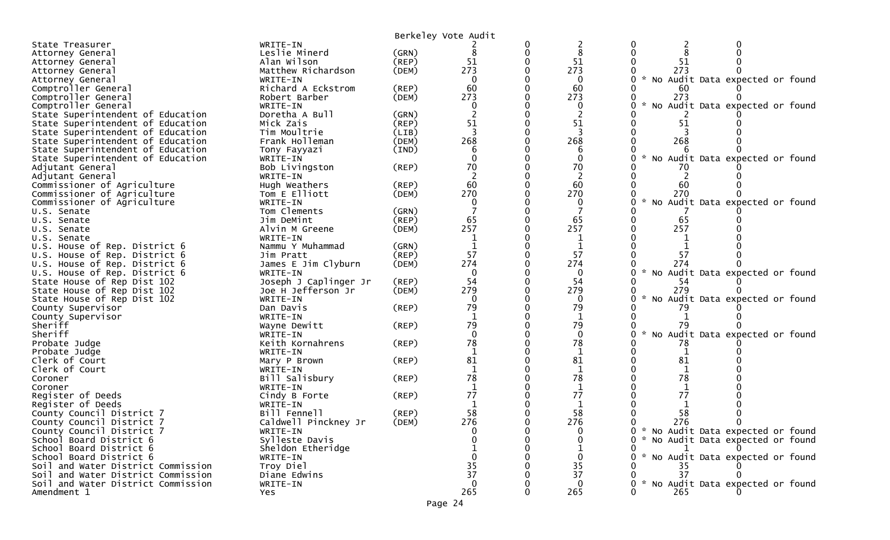Berkeley Vote Audit

| Contest | Candidate | Party | | | | | | |
|---|---|---|---|---|---|---|---|---|
| State Treasurer | WRITE-IN | | 2 | 0 | 2 | 0 | 2 | 0 |
| Attorney General | Leslie Minerd | (GRN) | 8 | 0 | 8 | 0 | 8 | 0 |
| Attorney General | Alan Wilson | (REP) | 51 | 0 | 51 | 0 | 51 | 0 |
| Attorney General | Matthew Richardson | (DEM) | 273 | 0 | 273 | 0 | 273 | 0 |
| Attorney General | WRITE-IN | | 0 | 0 | 0 | 0 | * No Audit Data expected or found | |
| Comptroller General | Richard A Eckstrom | (REP) | 60 | 0 | 60 | 0 | 60 | 0 |
| Comptroller General | Robert Barber | (DEM) | 273 | 0 | 273 | 0 | 273 | 0 |
| Comptroller General | WRITE-IN | | 0 | 0 | 0 | 0 | * No Audit Data expected or found | |
| State Superintendent of Education | Doretha A Bull | (GRN) | 2 | 0 | 2 | 0 | 2 | 0 |
| State Superintendent of Education | Mick Zais | (REP) | 51 | 0 | 51 | 0 | 51 | 0 |
| State Superintendent of Education | Tim Moultrie | (LIB) | 3 | 0 | 3 | 0 | 3 | 0 |
| State Superintendent of Education | Frank Holleman | (DEM) | 268 | 0 | 268 | 0 | 268 | 0 |
| State Superintendent of Education | Tony Fayyazi | (IND) | 6 | 0 | 6 | 0 | 6 | 0 |
| State Superintendent of Education | WRITE-IN | | 0 | 0 | 0 | 0 | * No Audit Data expected or found | |
| Adjutant General | Bob Livingston | (REP) | 70 | 0 | 70 | 0 | 70 | 0 |
| Adjutant General | WRITE-IN | | 2 | 0 | 2 | 0 | 2 | 0 |
| Commissioner of Agriculture | Hugh Weathers | (REP) | 60 | 0 | 60 | 0 | 60 | 0 |
| Commissioner of Agriculture | Tom E Elliott | (DEM) | 270 | 0 | 270 | 0 | 270 | 0 |
| Commissioner of Agriculture | WRITE-IN | | 0 | 0 | 0 | 0 | * No Audit Data expected or found | |
| U.S. Senate | Tom Clements | (GRN) | 7 | 0 | 7 | 0 | 7 | 0 |
| U.S. Senate | Jim DeMint | (REP) | 65 | 0 | 65 | 0 | 65 | 0 |
| U.S. Senate | Alvin M Greene | (DEM) | 257 | 0 | 257 | 0 | 257 | 0 |
| U.S. Senate | WRITE-IN | | 1 | 0 | 1 | 0 | 1 | 0 |
| U.S. House of Rep. District 6 | Nammu Y Muhammad | (GRN) | 1 | 0 | 1 | 0 | 1 | 0 |
| U.S. House of Rep. District 6 | Jim Pratt | (REP) | 57 | 0 | 57 | 0 | 57 | 0 |
| U.S. House of Rep. District 6 | James E Jim Clyburn | (DEM) | 274 | 0 | 274 | 0 | 274 | 0 |
| U.S. House of Rep. District 6 | WRITE-IN | | 0 | 0 | 0 | 0 | * No Audit Data expected or found | |
| State House of Rep Dist 102 | Joseph J Caplinger Jr | (REP) | 54 | 0 | 54 | 0 | 54 | 0 |
| State House of Rep Dist 102 | Joe H Jefferson Jr | (DEM) | 279 | 0 | 279 | 0 | 279 | 0 |
| State House of Rep Dist 102 | WRITE-IN | | 0 | 0 | 0 | 0 | * No Audit Data expected or found | |
| County Supervisor | Dan Davis | (REP) | 79 | 0 | 79 | 0 | 79 | 0 |
| County Supervisor | WRITE-IN | | 1 | 0 | 1 | 0 | 1 | 0 |
| Sheriff | Wayne Dewitt | (REP) | 79 | 0 | 79 | 0 | 79 | 0 |
| Sheriff | WRITE-IN | | 0 | 0 | 0 | 0 | * No Audit Data expected or found | |
| Probate Judge | Keith Kornahrens | (REP) | 78 | 0 | 78 | 0 | 78 | 0 |
| Probate Judge | WRITE-IN | | 1 | 0 | 1 | 0 | 1 | 0 |
| Clerk of Court | Mary P Brown | (REP) | 81 | 0 | 81 | 0 | 81 | 0 |
| Clerk of Court | WRITE-IN | | 1 | 0 | 1 | 0 | 1 | 0 |
| Coroner | Bill Salisbury | (REP) | 78 | 0 | 78 | 0 | 78 | 0 |
| Coroner | WRITE-IN | | 1 | 0 | 1 | 0 | 1 | 0 |
| Register of Deeds | Cindy B Forte | (REP) | 77 | 0 | 77 | 0 | 77 | 0 |
| Register of Deeds | WRITE-IN | | 1 | 0 | 1 | 0 | 1 | 0 |
| County Council District 7 | Bill Fennell | (REP) | 58 | 0 | 58 | 0 | 58 | 0 |
| County Council District 7 | Caldwell Pinckney Jr | (DEM) | 276 | 0 | 276 | 0 | 276 | 0 |
| County Council District 7 | WRITE-IN | | 0 | 0 | 0 | 0 | * No Audit Data expected or found | |
| School Board District 6 | Sylleste Davis | | 0 | 0 | 0 | 0 | * No Audit Data expected or found | |
| School Board District 6 | Sheldon Etheridge | | 1 | 0 | 1 | 0 | 1 | 0 |
| School Board District 6 | WRITE-IN | | 0 | 0 | 0 | 0 | * No Audit Data expected or found | |
| Soil and Water District Commission | Troy Diel | | 35 | 0 | 35 | 0 | 35 | 0 |
| Soil and Water District Commission | Diane Edwins | | 37 | 0 | 37 | 0 | 37 | 0 |
| Soil and Water District Commission | WRITE-IN | | 0 | 0 | 0 | 0 | * No Audit Data expected or found | |
| Amendment 1 | Yes | | 265 | 0 | 265 | 0 | 265 | 0 |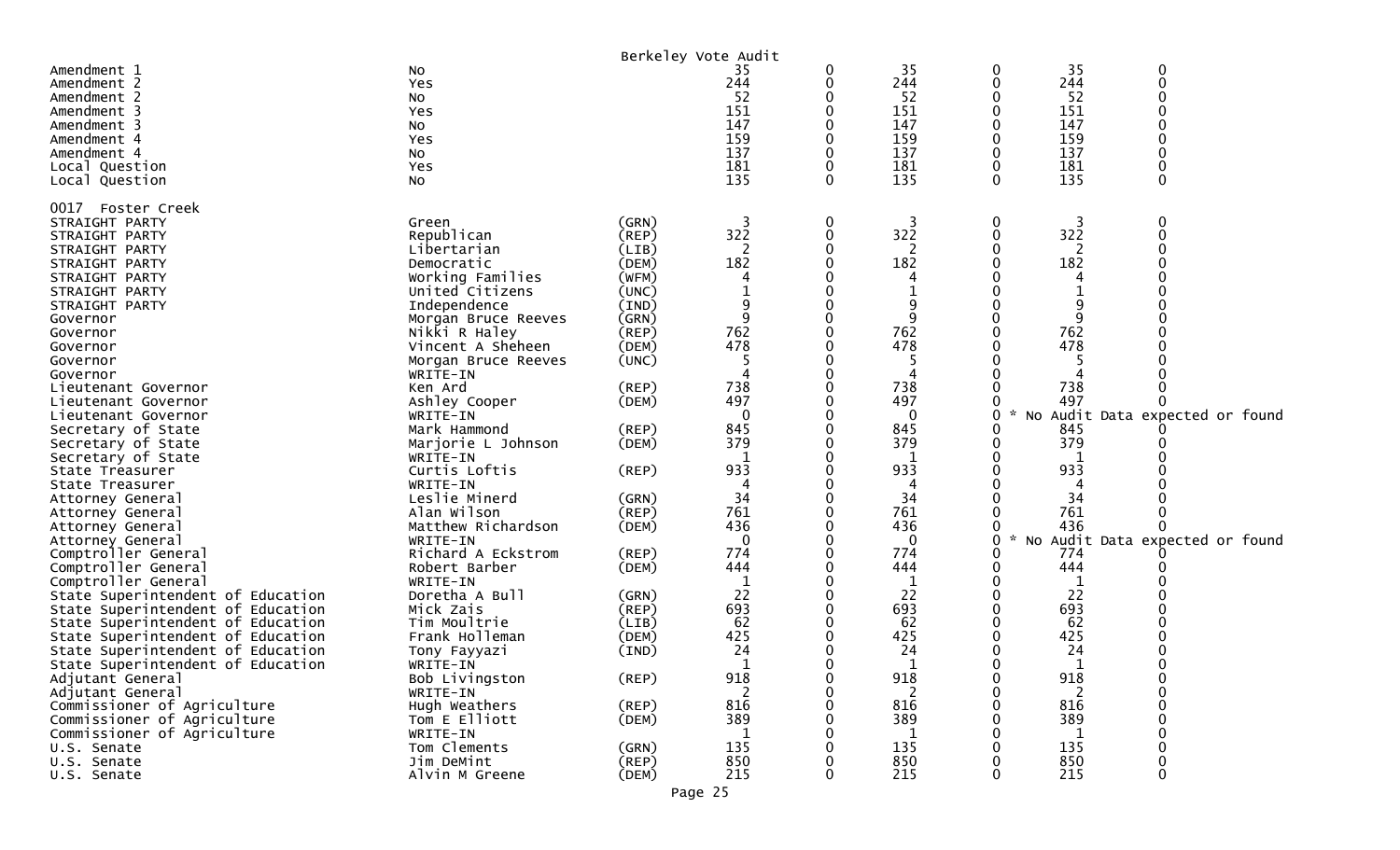Berkeley Vote Audit

| | | | | | | | | |
|---|---|---|---|---|---|---|---|---|
| Amendment 1 | No | | 35 | 0 | 35 | 0 | 35 | 0 |
| Amendment 2 | Yes | | 244 | 0 | 244 | 0 | 244 | 0 |
| Amendment 2 | No | | 52 | 0 | 52 | 0 | 52 | 0 |
| Amendment 3 | Yes | | 151 | 0 | 151 | 0 | 151 | 0 |
| Amendment 3 | No | | 147 | 0 | 147 | 0 | 147 | 0 |
| Amendment 4 | Yes | | 159 | 0 | 159 | 0 | 159 | 0 |
| Amendment 4 | No | | 137 | 0 | 137 | 0 | 137 | 0 |
| Local Question | Yes | | 181 | 0 | 181 | 0 | 181 | 0 |
| Local Question | No | | 135 | 0 | 135 | 0 | 135 | 0 |

0017 Foster Creek

| | | | | | | | | |
|---|---|---|---|---|---|---|---|---|
| STRAIGHT PARTY | Green | (GRN) | 3 | 0 | 3 | 0 | 3 | 0 |
| STRAIGHT PARTY | Republican | (REP) | 322 | 0 | 322 | 0 | 322 | 0 |
| STRAIGHT PARTY | Libertarian | (LIB) | 2 | 0 | 2 | 0 | 2 | 0 |
| STRAIGHT PARTY | Democratic | (DEM) | 182 | 0 | 182 | 0 | 182 | 0 |
| STRAIGHT PARTY | Working Families | (WFM) | 4 | 0 | 4 | 0 | 4 | 0 |
| STRAIGHT PARTY | United Citizens | (UNC) | 1 | 0 | 1 | 0 | 1 | 0 |
| STRAIGHT PARTY | Independence | (IND) | 9 | 0 | 9 | 0 | 9 | 0 |
| Governor | Morgan Bruce Reeves | (GRN) | 9 | 0 | 9 | 0 | 9 | 0 |
| Governor | Nikki R Haley | (REP) | 762 | 0 | 762 | 0 | 762 | 0 |
| Governor | Vincent A Sheheen | (DEM) | 478 | 0 | 478 | 0 | 478 | 0 |
| Governor | Morgan Bruce Reeves | (UNC) | 5 | 0 | 5 | 0 | 5 | 0 |
| Governor | WRITE-IN | | 4 | 0 | 4 | 0 | 4 | 0 |
| Lieutenant Governor | Ken Ard | (REP) | 738 | 0 | 738 | 0 | 738 | 0 |
| Lieutenant Governor | Ashley Cooper | (DEM) | 497 | 0 | 497 | 0 | 497 | 0 |
| Lieutenant Governor | WRITE-IN | | 0 | 0 | 0 | 0 | * No Audit Data expected or found | |
| Secretary of State | Mark Hammond | (REP) | 845 | 0 | 845 | 0 | 845 | 0 |
| Secretary of State | Marjorie L Johnson | (DEM) | 379 | 0 | 379 | 0 | 379 | 0 |
| Secretary of State | WRITE-IN | | 1 | 0 | 1 | 0 | 1 | 0 |
| State Treasurer | Curtis Loftis | (REP) | 933 | 0 | 933 | 0 | 933 | 0 |
| State Treasurer | WRITE-IN | | 4 | 0 | 4 | 0 | 4 | 0 |
| Attorney General | Leslie Minerd | (GRN) | 34 | 0 | 34 | 0 | 34 | 0 |
| Attorney General | Alan Wilson | (REP) | 761 | 0 | 761 | 0 | 761 | 0 |
| Attorney General | Matthew Richardson | (DEM) | 436 | 0 | 436 | 0 | 436 | 0 |
| Attorney General | WRITE-IN | | 0 | 0 | 0 | 0 | * No Audit Data expected or found | |
| Comptroller General | Richard A Eckstrom | (REP) | 774 | 0 | 774 | 0 | 774 | 0 |
| Comptroller General | Robert Barber | (DEM) | 444 | 0 | 444 | 0 | 444 | 0 |
| Comptroller General | WRITE-IN | | 1 | 0 | 1 | 0 | 1 | 0 |
| State Superintendent of Education | Doretha A Bull | (GRN) | 22 | 0 | 22 | 0 | 22 | 0 |
| State Superintendent of Education | Mick Zais | (REP) | 693 | 0 | 693 | 0 | 693 | 0 |
| State Superintendent of Education | Tim Moultrie | (LIB) | 62 | 0 | 62 | 0 | 62 | 0 |
| State Superintendent of Education | Frank Holleman | (DEM) | 425 | 0 | 425 | 0 | 425 | 0 |
| State Superintendent of Education | Tony Fayyazi | (IND) | 24 | 0 | 24 | 0 | 24 | 0 |
| State Superintendent of Education | WRITE-IN | | 1 | 0 | 1 | 0 | 1 | 0 |
| Adjutant General | Bob Livingston | (REP) | 918 | 0 | 918 | 0 | 918 | 0 |
| Adjutant General | WRITE-IN | | 2 | 0 | 2 | 0 | 2 | 0 |
| Commissioner of Agriculture | Hugh Weathers | (REP) | 816 | 0 | 816 | 0 | 816 | 0 |
| Commissioner of Agriculture | Tom E Elliott | (DEM) | 389 | 0 | 389 | 0 | 389 | 0 |
| Commissioner of Agriculture | WRITE-IN | | 1 | 0 | 1 | 0 | 1 | 0 |
| U.S. Senate | Tom Clements | (GRN) | 135 | 0 | 135 | 0 | 135 | 0 |
| U.S. Senate | Jim DeMint | (REP) | 850 | 0 | 850 | 0 | 850 | 0 |
| U.S. Senate | Alvin M Greene | (DEM) | 215 | 0 | 215 | 0 | 215 | 0 |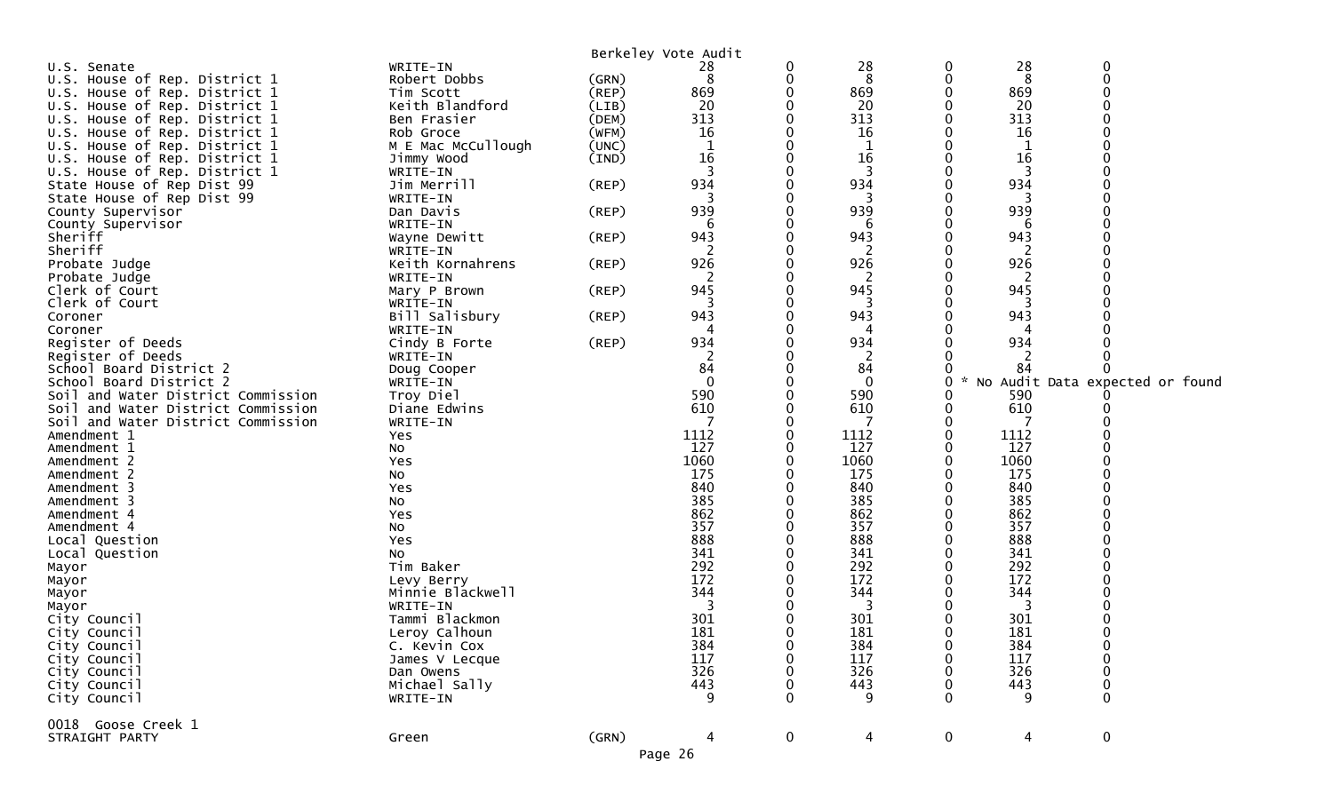Berkeley Vote Audit

| Contest | Candidate | Party | | | | | | |
|---|---|---|---|---|---|---|---|---|
| U.S. Senate | WRITE-IN | | 28 | 0 | 28 | 0 | 28 | 0 |
| U.S. House of Rep. District 1 | Robert Dobbs | (GRN) | 8 | 0 | 8 | 0 | 8 | 0 |
| U.S. House of Rep. District 1 | Tim Scott | (REP) | 869 | 0 | 869 | 0 | 869 | 0 |
| U.S. House of Rep. District 1 | Keith Blandford | (LIB) | 20 | 0 | 20 | 0 | 20 | 0 |
| U.S. House of Rep. District 1 | Ben Frasier | (DEM) | 313 | 0 | 313 | 0 | 313 | 0 |
| U.S. House of Rep. District 1 | Rob Groce | (WFM) | 16 | 0 | 16 | 0 | 16 | 0 |
| U.S. House of Rep. District 1 | M E Mac McCullough | (UNC) | 1 | 0 | 1 | 0 | 1 | 0 |
| U.S. House of Rep. District 1 | Jimmy Wood | (IND) | 16 | 0 | 16 | 0 | 16 | 0 |
| U.S. House of Rep. District 1 | WRITE-IN | | 3 | 0 | 3 | 0 | 3 | 0 |
| State House of Rep Dist 99 | Jim Merrill | (REP) | 934 | 0 | 934 | 0 | 934 | 0 |
| State House of Rep Dist 99 | WRITE-IN | | 3 | 0 | 3 | 0 | 3 | 0 |
| County Supervisor | Dan Davis | (REP) | 939 | 0 | 939 | 0 | 939 | 0 |
| County Supervisor | WRITE-IN | | 6 | 0 | 6 | 0 | 6 | 0 |
| Sheriff | Wayne Dewitt | (REP) | 943 | 0 | 943 | 0 | 943 | 0 |
| Sheriff | WRITE-IN | | 2 | 0 | 2 | 0 | 2 | 0 |
| Probate Judge | Keith Kornahrens | (REP) | 926 | 0 | 926 | 0 | 926 | 0 |
| Probate Judge | WRITE-IN | | 2 | 0 | 2 | 0 | 2 | 0 |
| Clerk of Court | Mary P Brown | (REP) | 945 | 0 | 945 | 0 | 945 | 0 |
| Clerk of Court | WRITE-IN | | 3 | 0 | 3 | 0 | 3 | 0 |
| Coroner | Bill Salisbury | (REP) | 943 | 0 | 943 | 0 | 943 | 0 |
| Coroner | WRITE-IN | | 4 | 0 | 4 | 0 | 4 | 0 |
| Register of Deeds | Cindy B Forte | (REP) | 934 | 0 | 934 | 0 | 934 | 0 |
| Register of Deeds | WRITE-IN | | 2 | 0 | 2 | 0 | 2 | 0 |
| School Board District 2 | Doug Cooper | | 84 | 0 | 84 | 0 | 84 | 0 |
| School Board District 2 | WRITE-IN | | 0 | 0 | 0 | 0 | * No Audit Data expected or found | |
| Soil and Water District Commission | Troy Diel | | 590 | 0 | 590 | 0 | 590 | 0 |
| Soil and Water District Commission | Diane Edwins | | 610 | 0 | 610 | 0 | 610 | 0 |
| Soil and Water District Commission | WRITE-IN | | 7 | 0 | 7 | 0 | 7 | 0 |
| Amendment 1 | Yes | | 1112 | 0 | 1112 | 0 | 1112 | 0 |
| Amendment 1 | No | | 127 | 0 | 127 | 0 | 127 | 0 |
| Amendment 2 | Yes | | 1060 | 0 | 1060 | 0 | 1060 | 0 |
| Amendment 2 | No | | 175 | 0 | 175 | 0 | 175 | 0 |
| Amendment 3 | Yes | | 840 | 0 | 840 | 0 | 840 | 0 |
| Amendment 3 | No | | 385 | 0 | 385 | 0 | 385 | 0 |
| Amendment 4 | Yes | | 862 | 0 | 862 | 0 | 862 | 0 |
| Amendment 4 | No | | 357 | 0 | 357 | 0 | 357 | 0 |
| Local Question | Yes | | 888 | 0 | 888 | 0 | 888 | 0 |
| Local Question | No | | 341 | 0 | 341 | 0 | 341 | 0 |
| Mayor | Tim Baker | | 292 | 0 | 292 | 0 | 292 | 0 |
| Mayor | Levy Berry | | 172 | 0 | 172 | 0 | 172 | 0 |
| Mayor | Minnie Blackwell | | 344 | 0 | 344 | 0 | 344 | 0 |
| Mayor | WRITE-IN | | 3 | 0 | 3 | 0 | 3 | 0 |
| City Council | Tammi Blackmon | | 301 | 0 | 301 | 0 | 301 | 0 |
| City Council | Leroy Calhoun | | 181 | 0 | 181 | 0 | 181 | 0 |
| City Council | C. Kevin Cox | | 384 | 0 | 384 | 0 | 384 | 0 |
| City Council | James V Lecque | | 117 | 0 | 117 | 0 | 117 | 0 |
| City Council | Dan Owens | | 326 | 0 | 326 | 0 | 326 | 0 |
| City Council | Michael Sally | | 443 | 0 | 443 | 0 | 443 | 0 |
| City Council | WRITE-IN | | 9 | 0 | 9 | 0 | 9 | 0 |

0018 Goose Creek 1

| Contest | Candidate | Party | | | | | | |
|---|---|---|---|---|---|---|---|---|
| STRAIGHT PARTY | Green | (GRN) | 4 | 0 | 4 | 0 | 4 | 0 |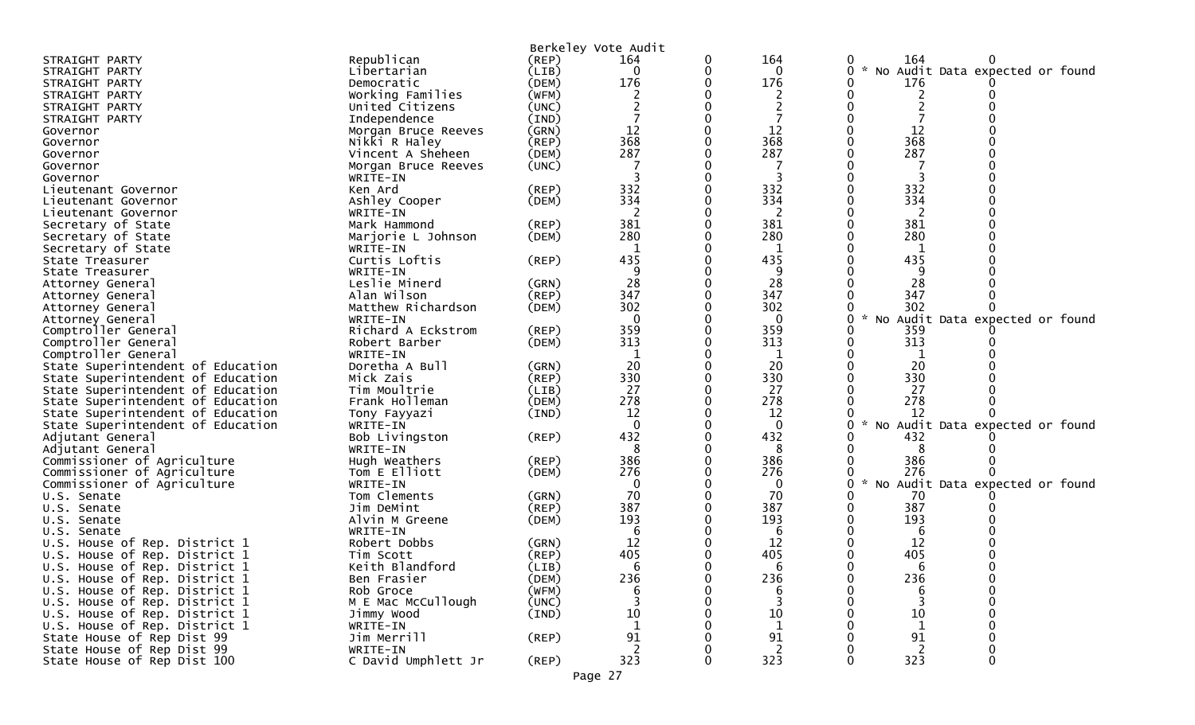Berkeley Vote Audit

| | | | | | | | | |
|---|---|---|---|---|---|---|---|---|
| STRAIGHT PARTY | Republican | (REP) | 164 | 0 | 164 | 0 | 164 | 0 |
| STRAIGHT PARTY | Libertarian | (LIB) | 0 | 0 | 0 | 0 | * No Audit Data expected or found | |
| STRAIGHT PARTY | Democratic | (DEM) | 176 | 0 | 176 | 0 | 176 | 0 |
| STRAIGHT PARTY | Working Families | (WFM) | 2 | 0 | 2 | 0 | 2 | 0 |
| STRAIGHT PARTY | United Citizens | (UNC) | 2 | 0 | 2 | 0 | 2 | 0 |
| STRAIGHT PARTY | Independence | (IND) | 7 | 0 | 7 | 0 | 7 | 0 |
| Governor | Morgan Bruce Reeves | (GRN) | 12 | 0 | 12 | 0 | 12 | 0 |
| Governor | Nikki R Haley | (REP) | 368 | 0 | 368 | 0 | 368 | 0 |
| Governor | Vincent A Sheheen | (DEM) | 287 | 0 | 287 | 0 | 287 | 0 |
| Governor | Morgan Bruce Reeves | (UNC) | 7 | 0 | 7 | 0 | 7 | 0 |
| Governor | WRITE-IN | | 3 | 0 | 3 | 0 | 3 | 0 |
| Lieutenant Governor | Ken Ard | (REP) | 332 | 0 | 332 | 0 | 332 | 0 |
| Lieutenant Governor | Ashley Cooper | (DEM) | 334 | 0 | 334 | 0 | 334 | 0 |
| Lieutenant Governor | WRITE-IN | | 2 | 0 | 2 | 0 | 2 | 0 |
| Secretary of State | Mark Hammond | (REP) | 381 | 0 | 381 | 0 | 381 | 0 |
| Secretary of State | Marjorie L Johnson | (DEM) | 280 | 0 | 280 | 0 | 280 | 0 |
| Secretary of State | WRITE-IN | | 1 | 0 | 1 | 0 | 1 | 0 |
| State Treasurer | Curtis Loftis | (REP) | 435 | 0 | 435 | 0 | 435 | 0 |
| State Treasurer | WRITE-IN | | 9 | 0 | 9 | 0 | 9 | 0 |
| Attorney General | Leslie Minerd | (GRN) | 28 | 0 | 28 | 0 | 28 | 0 |
| Attorney General | Alan Wilson | (REP) | 347 | 0 | 347 | 0 | 347 | 0 |
| Attorney General | Matthew Richardson | (DEM) | 302 | 0 | 302 | 0 | 302 | 0 |
| Attorney General | WRITE-IN | | 0 | 0 | 0 | 0 | * No Audit Data expected or found | |
| Comptroller General | Richard A Eckstrom | (REP) | 359 | 0 | 359 | 0 | 359 | 0 |
| Comptroller General | Robert Barber | (DEM) | 313 | 0 | 313 | 0 | 313 | 0 |
| Comptroller General | WRITE-IN | | 1 | 0 | 1 | 0 | 1 | 0 |
| State Superintendent of Education | Doretha A Bull | (GRN) | 20 | 0 | 20 | 0 | 20 | 0 |
| State Superintendent of Education | Mick Zais | (REP) | 330 | 0 | 330 | 0 | 330 | 0 |
| State Superintendent of Education | Tim Moultrie | (LIB) | 27 | 0 | 27 | 0 | 27 | 0 |
| State Superintendent of Education | Frank Holleman | (DEM) | 278 | 0 | 278 | 0 | 278 | 0 |
| State Superintendent of Education | Tony Fayyazi | (IND) | 12 | 0 | 12 | 0 | 12 | 0 |
| State Superintendent of Education | WRITE-IN | | 0 | 0 | 0 | 0 | * No Audit Data expected or found | |
| Adjutant General | Bob Livingston | (REP) | 432 | 0 | 432 | 0 | 432 | 0 |
| Adjutant General | WRITE-IN | | 8 | 0 | 8 | 0 | 8 | 0 |
| Commissioner of Agriculture | Hugh Weathers | (REP) | 386 | 0 | 386 | 0 | 386 | 0 |
| Commissioner of Agriculture | Tom E Elliott | (DEM) | 276 | 0 | 276 | 0 | 276 | 0 |
| Commissioner of Agriculture | WRITE-IN | | 0 | 0 | 0 | 0 | * No Audit Data expected or found | |
| U.S. Senate | Tom Clements | (GRN) | 70 | 0 | 70 | 0 | 70 | 0 |
| U.S. Senate | Jim DeMint | (REP) | 387 | 0 | 387 | 0 | 387 | 0 |
| U.S. Senate | Alvin M Greene | (DEM) | 193 | 0 | 193 | 0 | 193 | 0 |
| U.S. Senate | WRITE-IN | | 6 | 0 | 6 | 0 | 6 | 0 |
| U.S. House of Rep. District 1 | Robert Dobbs | (GRN) | 12 | 0 | 12 | 0 | 12 | 0 |
| U.S. House of Rep. District 1 | Tim Scott | (REP) | 405 | 0 | 405 | 0 | 405 | 0 |
| U.S. House of Rep. District 1 | Keith Blandford | (LIB) | 6 | 0 | 6 | 0 | 6 | 0 |
| U.S. House of Rep. District 1 | Ben Frasier | (DEM) | 236 | 0 | 236 | 0 | 236 | 0 |
| U.S. House of Rep. District 1 | Rob Groce | (WFM) | 6 | 0 | 6 | 0 | 6 | 0 |
| U.S. House of Rep. District 1 | M E Mac McCullough | (UNC) | 3 | 0 | 3 | 0 | 3 | 0 |
| U.S. House of Rep. District 1 | Jimmy Wood | (IND) | 10 | 0 | 10 | 0 | 10 | 0 |
| U.S. House of Rep. District 1 | WRITE-IN | | 1 | 0 | 1 | 0 | 1 | 0 |
| State House of Rep Dist 99 | Jim Merrill | (REP) | 91 | 0 | 91 | 0 | 91 | 0 |
| State House of Rep Dist 99 | WRITE-IN | | 2 | 0 | 2 | 0 | 2 | 0 |
| State House of Rep Dist 100 | C David Umphlett Jr | (REP) | 323 | 0 | 323 | 0 | 323 | 0 |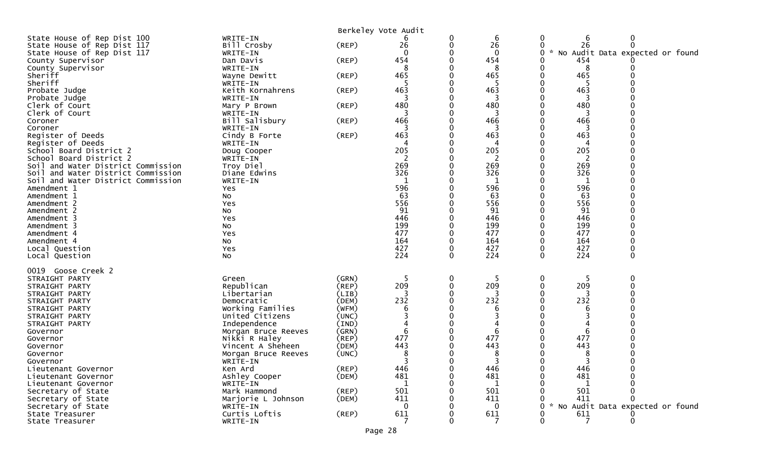Berkeley Vote Audit

| Contest | Candidate | Party | | | | | | |
|---|---|---|---|---|---|---|---|---|
| State House of Rep Dist 100 | WRITE-IN | | 6 | 0 | 6 | 0 | 6 | 0 |
| State House of Rep Dist 117 | Bill Crosby | (REP) | 26 | 0 | 26 | 0 | 26 | 0 |
| State House of Rep Dist 117 | WRITE-IN | | 0 | 0 | 0 | 0 | * No Audit Data expected or found | |
| County Supervisor | Dan Davis | (REP) | 454 | 0 | 454 | 0 | 454 | 0 |
| County Supervisor | WRITE-IN | | 8 | 0 | 8 | 0 | 8 | 0 |
| Sheriff | Wayne Dewitt | (REP) | 465 | 0 | 465 | 0 | 465 | 0 |
| Sheriff | WRITE-IN | | 5 | 0 | 5 | 0 | 5 | 0 |
| Probate Judge | Keith Kornahrens | (REP) | 463 | 0 | 463 | 0 | 463 | 0 |
| Probate Judge | WRITE-IN | | 3 | 0 | 3 | 0 | 3 | 0 |
| Clerk of Court | Mary P Brown | (REP) | 480 | 0 | 480 | 0 | 480 | 0 |
| Clerk of Court | WRITE-IN | | 3 | 0 | 3 | 0 | 3 | 0 |
| Coroner | Bill Salisbury | (REP) | 466 | 0 | 466 | 0 | 466 | 0 |
| Coroner | WRITE-IN | | 3 | 0 | 3 | 0 | 3 | 0 |
| Register of Deeds | Cindy B Forte | (REP) | 463 | 0 | 463 | 0 | 463 | 0 |
| Register of Deeds | WRITE-IN | | 4 | 0 | 4 | 0 | 4 | 0 |
| School Board District 2 | Doug Cooper | | 205 | 0 | 205 | 0 | 205 | 0 |
| School Board District 2 | WRITE-IN | | 2 | 0 | 2 | 0 | 2 | 0 |
| Soil and Water District Commission | Troy Diel | | 269 | 0 | 269 | 0 | 269 | 0 |
| Soil and Water District Commission | Diane Edwins | | 326 | 0 | 326 | 0 | 326 | 0 |
| Soil and Water District Commission | WRITE-IN | | 1 | 0 | 1 | 0 | 1 | 0 |
| Amendment 1 | Yes | | 596 | 0 | 596 | 0 | 596 | 0 |
| Amendment 1 | No | | 63 | 0 | 63 | 0 | 63 | 0 |
| Amendment 2 | Yes | | 556 | 0 | 556 | 0 | 556 | 0 |
| Amendment 2 | No | | 91 | 0 | 91 | 0 | 91 | 0 |
| Amendment 3 | Yes | | 446 | 0 | 446 | 0 | 446 | 0 |
| Amendment 3 | No | | 199 | 0 | 199 | 0 | 199 | 0 |
| Amendment 4 | Yes | | 477 | 0 | 477 | 0 | 477 | 0 |
| Amendment 4 | No | | 164 | 0 | 164 | 0 | 164 | 0 |
| Local Question | Yes | | 427 | 0 | 427 | 0 | 427 | 0 |
| Local Question | No | | 224 | 0 | 224 | 0 | 224 | 0 |

0019 Goose Creek 2

| Contest | Candidate | Party | | | | | | |
|---|---|---|---|---|---|---|---|---|
| STRAIGHT PARTY | Green | (GRN) | 5 | 0 | 5 | 0 | 5 | 0 |
| STRAIGHT PARTY | Republican | (REP) | 209 | 0 | 209 | 0 | 209 | 0 |
| STRAIGHT PARTY | Libertarian | (LIB) | 3 | 0 | 3 | 0 | 3 | 0 |
| STRAIGHT PARTY | Democratic | (DEM) | 232 | 0 | 232 | 0 | 232 | 0 |
| STRAIGHT PARTY | Working Families | (WFM) | 6 | 0 | 6 | 0 | 6 | 0 |
| STRAIGHT PARTY | United Citizens | (UNC) | 3 | 0 | 3 | 0 | 3 | 0 |
| STRAIGHT PARTY | Independence | (IND) | 4 | 0 | 4 | 0 | 4 | 0 |
| Governor | Morgan Bruce Reeves | (GRN) | 6 | 0 | 6 | 0 | 6 | 0 |
| Governor | Nikki R Haley | (REP) | 477 | 0 | 477 | 0 | 477 | 0 |
| Governor | Vincent A Sheheen | (DEM) | 443 | 0 | 443 | 0 | 443 | 0 |
| Governor | Morgan Bruce Reeves | (UNC) | 8 | 0 | 8 | 0 | 8 | 0 |
| Governor | WRITE-IN | | 3 | 0 | 3 | 0 | 3 | 0 |
| Lieutenant Governor | Ken Ard | (REP) | 446 | 0 | 446 | 0 | 446 | 0 |
| Lieutenant Governor | Ashley Cooper | (DEM) | 481 | 0 | 481 | 0 | 481 | 0 |
| Lieutenant Governor | WRITE-IN | | 1 | 0 | 1 | 0 | 1 | 0 |
| Secretary of State | Mark Hammond | (REP) | 501 | 0 | 501 | 0 | 501 | 0 |
| Secretary of State | Marjorie L Johnson | (DEM) | 411 | 0 | 411 | 0 | 411 | 0 |
| Secretary of State | WRITE-IN | | 0 | 0 | 0 | 0 | * No Audit Data expected or found | |
| State Treasurer | Curtis Loftis | (REP) | 611 | 0 | 611 | 0 | 611 | 0 |
| State Treasurer | WRITE-IN | | 7 | 0 | 7 | 0 | 7 | 0 |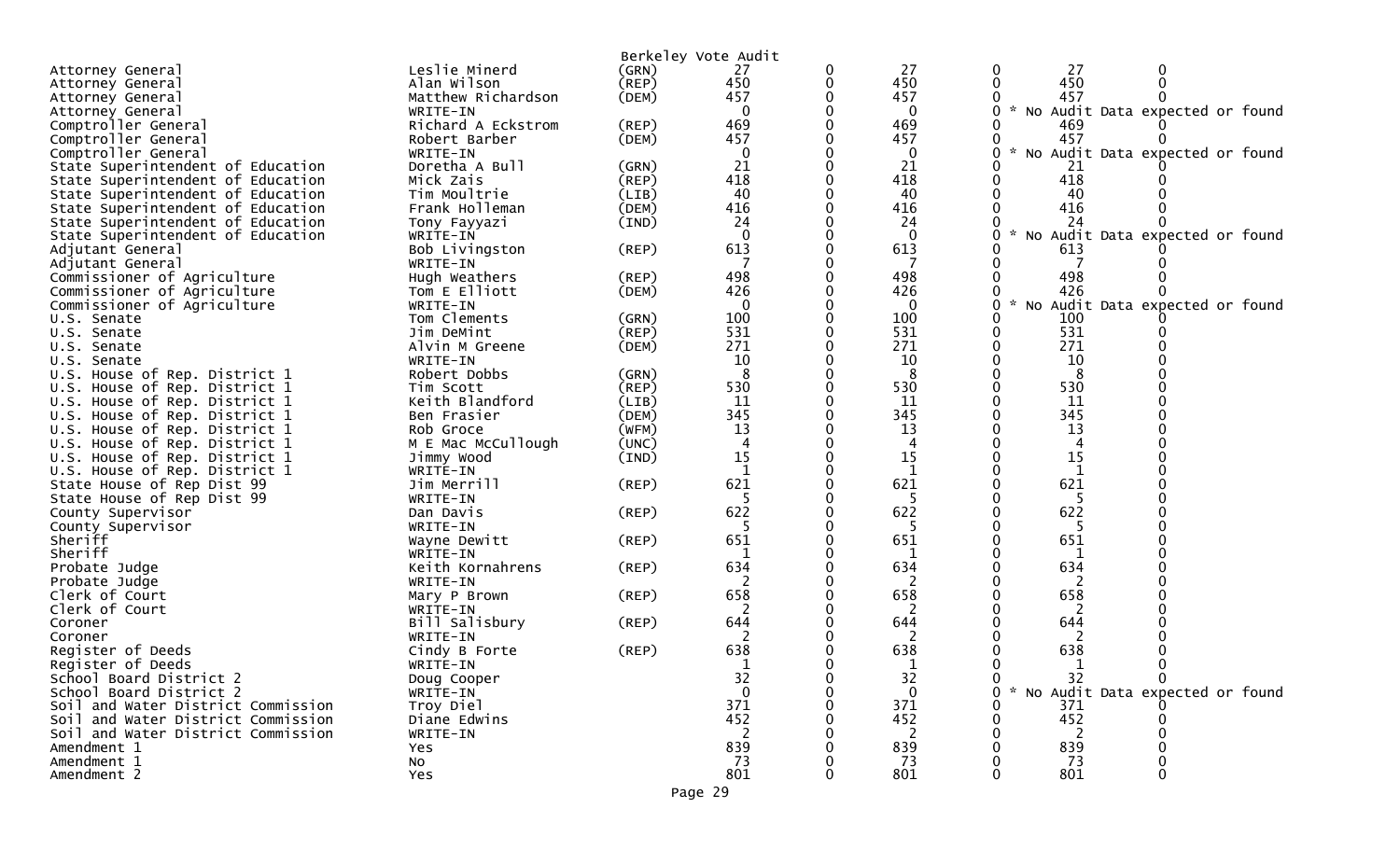Berkeley Vote Audit

| Office | Candidate | Party | | | | | | |
|---|---|---|---|---|---|---|---|---|
| Attorney General | Leslie Minerd | (GRN) | 27 | 0 | 27 | 0 | 27 | 0 |
| Attorney General | Alan Wilson | (REP) | 450 | 0 | 450 | 0 | 450 | 0 |
| Attorney General | Matthew Richardson | (DEM) | 457 | 0 | 457 | 0 | 457 | 0 |
| Attorney General | WRITE-IN | | 0 | 0 | 0 | 0 | * No Audit Data expected or found | |
| Comptroller General | Richard A Eckstrom | (REP) | 469 | 0 | 469 | 0 | 469 | 0 |
| Comptroller General | Robert Barber | (DEM) | 457 | 0 | 457 | 0 | 457 | 0 |
| Comptroller General | WRITE-IN | | 0 | 0 | 0 | 0 | * No Audit Data expected or found | |
| State Superintendent of Education | Doretha A Bull | (GRN) | 21 | 0 | 21 | 0 | 21 | 0 |
| State Superintendent of Education | Mick Zais | (REP) | 418 | 0 | 418 | 0 | 418 | 0 |
| State Superintendent of Education | Tim Moultrie | (LIB) | 40 | 0 | 40 | 0 | 40 | 0 |
| State Superintendent of Education | Frank Holleman | (DEM) | 416 | 0 | 416 | 0 | 416 | 0 |
| State Superintendent of Education | Tony Fayyazi | (IND) | 24 | 0 | 24 | 0 | 24 | 0 |
| State Superintendent of Education | WRITE-IN | | 0 | 0 | 0 | 0 | * No Audit Data expected or found | |
| Adjutant General | Bob Livingston | (REP) | 613 | 0 | 613 | 0 | 613 | 0 |
| Adjutant General | WRITE-IN | | 7 | 0 | 7 | 0 | 7 | 0 |
| Commissioner of Agriculture | Hugh Weathers | (REP) | 498 | 0 | 498 | 0 | 498 | 0 |
| Commissioner of Agriculture | Tom E Elliott | (DEM) | 426 | 0 | 426 | 0 | 426 | 0 |
| Commissioner of Agriculture | WRITE-IN | | 0 | 0 | 0 | 0 | * No Audit Data expected or found | |
| U.S. Senate | Tom Clements | (GRN) | 100 | 0 | 100 | 0 | 100 | 0 |
| U.S. Senate | Jim DeMint | (REP) | 531 | 0 | 531 | 0 | 531 | 0 |
| U.S. Senate | Alvin M Greene | (DEM) | 271 | 0 | 271 | 0 | 271 | 0 |
| U.S. Senate | WRITE-IN | | 10 | 0 | 10 | 0 | 10 | 0 |
| U.S. House of Rep. District 1 | Robert Dobbs | (GRN) | 8 | 0 | 8 | 0 | 8 | 0 |
| U.S. House of Rep. District 1 | Tim Scott | (REP) | 530 | 0 | 530 | 0 | 530 | 0 |
| U.S. House of Rep. District 1 | Keith Blandford | (LIB) | 11 | 0 | 11 | 0 | 11 | 0 |
| U.S. House of Rep. District 1 | Ben Frasier | (DEM) | 345 | 0 | 345 | 0 | 345 | 0 |
| U.S. House of Rep. District 1 | Rob Groce | (WFM) | 13 | 0 | 13 | 0 | 13 | 0 |
| U.S. House of Rep. District 1 | M E Mac McCullough | (UNC) | 4 | 0 | 4 | 0 | 4 | 0 |
| U.S. House of Rep. District 1 | Jimmy Wood | (IND) | 15 | 0 | 15 | 0 | 15 | 0 |
| U.S. House of Rep. District 1 | WRITE-IN | | 1 | 0 | 1 | 0 | 1 | 0 |
| State House of Rep Dist 99 | Jim Merrill | (REP) | 621 | 0 | 621 | 0 | 621 | 0 |
| State House of Rep Dist 99 | WRITE-IN | | 5 | 0 | 5 | 0 | 5 | 0 |
| County Supervisor | Dan Davis | (REP) | 622 | 0 | 622 | 0 | 622 | 0 |
| County Supervisor | WRITE-IN | | 5 | 0 | 5 | 0 | 5 | 0 |
| Sheriff | Wayne Dewitt | (REP) | 651 | 0 | 651 | 0 | 651 | 0 |
| Sheriff | WRITE-IN | | 1 | 0 | 1 | 0 | 1 | 0 |
| Probate Judge | Keith Kornahrens | (REP) | 634 | 0 | 634 | 0 | 634 | 0 |
| Probate Judge | WRITE-IN | | 2 | 0 | 2 | 0 | 2 | 0 |
| Clerk of Court | Mary P Brown | (REP) | 658 | 0 | 658 | 0 | 658 | 0 |
| Clerk of Court | WRITE-IN | | 2 | 0 | 2 | 0 | 2 | 0 |
| Coroner | Bill Salisbury | (REP) | 644 | 0 | 644 | 0 | 644 | 0 |
| Coroner | WRITE-IN | | 2 | 0 | 2 | 0 | 2 | 0 |
| Register of Deeds | Cindy B Forte | (REP) | 638 | 0 | 638 | 0 | 638 | 0 |
| Register of Deeds | WRITE-IN | | 1 | 0 | 1 | 0 | 1 | 0 |
| School Board District 2 | Doug Cooper | | 32 | 0 | 32 | 0 | 32 | 0 |
| School Board District 2 | WRITE-IN | | 0 | 0 | 0 | 0 | * No Audit Data expected or found | |
| Soil and Water District Commission | Troy Diel | | 371 | 0 | 371 | 0 | 371 | 0 |
| Soil and Water District Commission | Diane Edwins | | 452 | 0 | 452 | 0 | 452 | 0 |
| Soil and Water District Commission | WRITE-IN | | 2 | 0 | 2 | 0 | 2 | 0 |
| Amendment 1 | Yes | | 839 | 0 | 839 | 0 | 839 | 0 |
| Amendment 1 | No | | 73 | 0 | 73 | 0 | 73 | 0 |
| Amendment 2 | Yes | | 801 | 0 | 801 | 0 | 801 | 0 |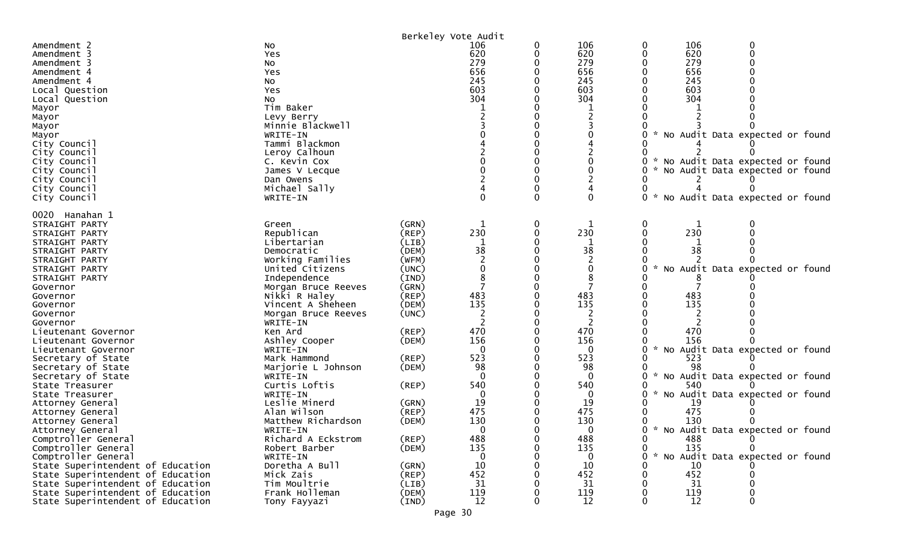Berkeley Vote Audit

| | | | | | | | | |
|---|---|---|---|---|---|---|---|---|
| Amendment 2 | No | | 106 | 0 | 106 | 0 | 106 | 0 |
| Amendment 3 | Yes | | 620 | 0 | 620 | 0 | 620 | 0 |
| Amendment 3 | No | | 279 | 0 | 279 | 0 | 279 | 0 |
| Amendment 4 | Yes | | 656 | 0 | 656 | 0 | 656 | 0 |
| Amendment 4 | No | | 245 | 0 | 245 | 0 | 245 | 0 |
| Local Question | Yes | | 603 | 0 | 603 | 0 | 603 | 0 |
| Local Question | No | | 304 | 0 | 304 | 0 | 304 | 0 |
| Mayor | Tim Baker | | 1 | 0 | 1 | 0 | 1 | 0 |
| Mayor | Levy Berry | | 2 | 0 | 2 | 0 | 2 | 0 |
| Mayor | Minnie Blackwell | | 3 | 0 | 3 | 0 | 3 | 0 |
| Mayor | WRITE-IN | | 0 | 0 | 0 | 0 * No Audit Data expected or found | | |
| City Council | Tammi Blackmon | | 4 | 0 | 4 | 0 | 4 | 0 |
| City Council | Leroy Calhoun | | 2 | 0 | 2 | 0 | 2 | 0 |
| City Council | C. Kevin Cox | | 0 | 0 | 0 | 0 * No Audit Data expected or found | | |
| City Council | James V Lecque | | 0 | 0 | 0 | 0 * No Audit Data expected or found | | |
| City Council | Dan Owens | | 2 | 0 | 2 | 0 | 2 | 0 |
| City Council | Michael Sally | | 4 | 0 | 4 | 0 | 4 | 0 |
| City Council | WRITE-IN | | 0 | 0 | 0 | 0 * No Audit Data expected or found | | |
| **0020 Hanahan 1** | | | | | | | | |
| STRAIGHT PARTY | Green | (GRN) | 1 | 0 | 1 | 0 | 1 | 0 |
| STRAIGHT PARTY | Republican | (REP) | 230 | 0 | 230 | 0 | 230 | 0 |
| STRAIGHT PARTY | Libertarian | (LIB) | 1 | 0 | 1 | 0 | 1 | 0 |
| STRAIGHT PARTY | Democratic | (DEM) | 38 | 0 | 38 | 0 | 38 | 0 |
| STRAIGHT PARTY | Working Families | (WFM) | 2 | 0 | 2 | 0 | 2 | 0 |
| STRAIGHT PARTY | United Citizens | (UNC) | 0 | 0 | 0 | 0 * No Audit Data expected or found | | |
| STRAIGHT PARTY | Independence | (IND) | 8 | 0 | 8 | 0 | 8 | 0 |
| Governor | Morgan Bruce Reeves | (GRN) | 7 | 0 | 7 | 0 | 7 | 0 |
| Governor | Nikki R Haley | (REP) | 483 | 0 | 483 | 0 | 483 | 0 |
| Governor | Vincent A Sheheen | (DEM) | 135 | 0 | 135 | 0 | 135 | 0 |
| Governor | Morgan Bruce Reeves | (UNC) | 2 | 0 | 2 | 0 | 2 | 0 |
| Governor | WRITE-IN | | 2 | 0 | 2 | 0 | 2 | 0 |
| Lieutenant Governor | Ken Ard | (REP) | 470 | 0 | 470 | 0 | 470 | 0 |
| Lieutenant Governor | Ashley Cooper | (DEM) | 156 | 0 | 156 | 0 | 156 | 0 |
| Lieutenant Governor | WRITE-IN | | 0 | 0 | 0 | 0 * No Audit Data expected or found | | |
| Secretary of State | Mark Hammond | (REP) | 523 | 0 | 523 | 0 | 523 | 0 |
| Secretary of State | Marjorie L Johnson | (DEM) | 98 | 0 | 98 | 0 | 98 | 0 |
| Secretary of State | WRITE-IN | | 0 | 0 | 0 | 0 * No Audit Data expected or found | | |
| State Treasurer | Curtis Loftis | (REP) | 540 | 0 | 540 | 0 | 540 | 0 |
| State Treasurer | WRITE-IN | | 0 | 0 | 0 | 0 * No Audit Data expected or found | | |
| Attorney General | Leslie Minerd | (GRN) | 19 | 0 | 19 | 0 | 19 | 0 |
| Attorney General | Alan Wilson | (REP) | 475 | 0 | 475 | 0 | 475 | 0 |
| Attorney General | Matthew Richardson | (DEM) | 130 | 0 | 130 | 0 | 130 | 0 |
| Attorney General | WRITE-IN | | 0 | 0 | 0 | 0 * No Audit Data expected or found | | |
| Comptroller General | Richard A Eckstrom | (REP) | 488 | 0 | 488 | 0 | 488 | 0 |
| Comptroller General | Robert Barber | (DEM) | 135 | 0 | 135 | 0 | 135 | 0 |
| Comptroller General | WRITE-IN | | 0 | 0 | 0 | 0 * No Audit Data expected or found | | |
| State Superintendent of Education | Doretha A Bull | (GRN) | 10 | 0 | 10 | 0 | 10 | 0 |
| State Superintendent of Education | Mick Zais | (REP) | 452 | 0 | 452 | 0 | 452 | 0 |
| State Superintendent of Education | Tim Moultrie | (LIB) | 31 | 0 | 31 | 0 | 31 | 0 |
| State Superintendent of Education | Frank Holleman | (DEM) | 119 | 0 | 119 | 0 | 119 | 0 |
| State Superintendent of Education | Tony Fayyazi | (IND) | 12 | 0 | 12 | 0 | 12 | 0 |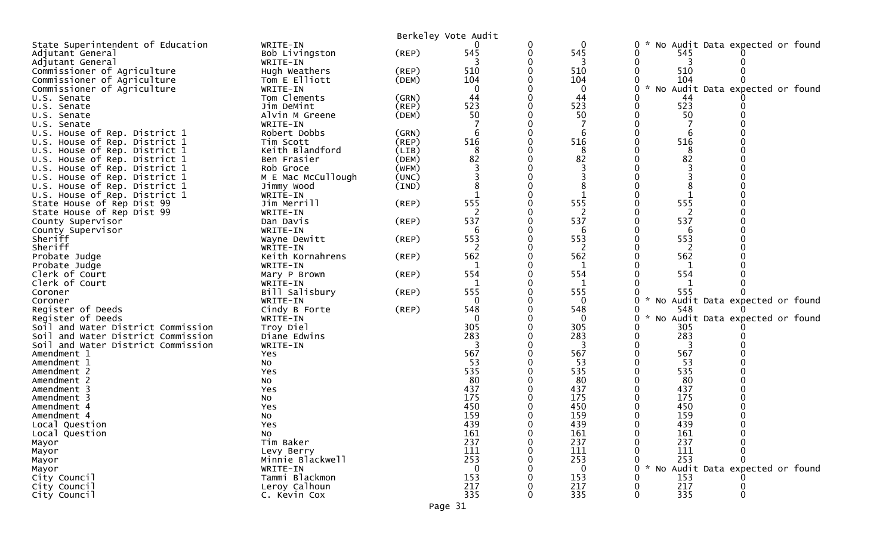Berkeley Vote Audit

| | | | | | | | | | |
|---|---|---|---|---|---|---|---|---|---|
| State Superintendent of Education | WRITE-IN | | 0 | 0 | 0 | 0 | * No Audit Data expected or found | | |
| Adjutant General | Bob Livingston | (REP) | 545 | 0 | 545 | 0 | | 545 | 0 |
| Adjutant General | WRITE-IN | | 3 | 0 | 3 | 0 | | 3 | 0 |
| Commissioner of Agriculture | Hugh Weathers | (REP) | 510 | 0 | 510 | 0 | | 510 | 0 |
| Commissioner of Agriculture | Tom E Elliott | (DEM) | 104 | 0 | 104 | 0 | | 104 | 0 |
| Commissioner of Agriculture | WRITE-IN | | 0 | 0 | 0 | 0 | * No Audit Data expected or found | | |
| U.S. Senate | Tom Clements | (GRN) | 44 | 0 | 44 | 0 | | 44 | 0 |
| U.S. Senate | Jim DeMint | (REP) | 523 | 0 | 523 | 0 | | 523 | 0 |
| U.S. Senate | Alvin M Greene | (DEM) | 50 | 0 | 50 | 0 | | 50 | 0 |
| U.S. Senate | WRITE-IN | | 7 | 0 | 7 | 0 | | 7 | 0 |
| U.S. House of Rep. District 1 | Robert Dobbs | (GRN) | 6 | 0 | 6 | 0 | | 6 | 0 |
| U.S. House of Rep. District 1 | Tim Scott | (REP) | 516 | 0 | 516 | 0 | | 516 | 0 |
| U.S. House of Rep. District 1 | Keith Blandford | (LIB) | 8 | 0 | 8 | 0 | | 8 | 0 |
| U.S. House of Rep. District 1 | Ben Frasier | (DEM) | 82 | 0 | 82 | 0 | | 82 | 0 |
| U.S. House of Rep. District 1 | Rob Groce | (WFM) | 3 | 0 | 3 | 0 | | 3 | 0 |
| U.S. House of Rep. District 1 | M E Mac McCullough | (UNC) | 3 | 0 | 3 | 0 | | 3 | 0 |
| U.S. House of Rep. District 1 | Jimmy Wood | (IND) | 8 | 0 | 8 | 0 | | 8 | 0 |
| U.S. House of Rep. District 1 | WRITE-IN | | 1 | 0 | 1 | 0 | | 1 | 0 |
| State House of Rep Dist 99 | Jim Merrill | (REP) | 555 | 0 | 555 | 0 | | 555 | 0 |
| State House of Rep Dist 99 | WRITE-IN | | 2 | 0 | 2 | 0 | | 2 | 0 |
| County Supervisor | Dan Davis | (REP) | 537 | 0 | 537 | 0 | | 537 | 0 |
| County Supervisor | WRITE-IN | | 6 | 0 | 6 | 0 | | 6 | 0 |
| Sheriff | Wayne Dewitt | (REP) | 553 | 0 | 553 | 0 | | 553 | 0 |
| Sheriff | WRITE-IN | | 2 | 0 | 2 | 0 | | 2 | 0 |
| Probate Judge | Keith Kornahrens | (REP) | 562 | 0 | 562 | 0 | | 562 | 0 |
| Probate Judge | WRITE-IN | | 1 | 0 | 1 | 0 | | 1 | 0 |
| Clerk of Court | Mary P Brown | (REP) | 554 | 0 | 554 | 0 | | 554 | 0 |
| Clerk of Court | WRITE-IN | | 1 | 0 | 1 | 0 | | 1 | 0 |
| Coroner | Bill Salisbury | (REP) | 555 | 0 | 555 | 0 | | 555 | 0 |
| Coroner | WRITE-IN | | 0 | 0 | 0 | 0 | * No Audit Data expected or found | | |
| Register of Deeds | Cindy B Forte | (REP) | 548 | 0 | 548 | 0 | | 548 | 0 |
| Register of Deeds | WRITE-IN | | 0 | 0 | 0 | 0 | * No Audit Data expected or found | | |
| Soil and Water District Commission | Troy Diel | | 305 | 0 | 305 | 0 | | 305 | 0 |
| Soil and Water District Commission | Diane Edwins | | 283 | 0 | 283 | 0 | | 283 | 0 |
| Soil and Water District Commission | WRITE-IN | | 3 | 0 | 3 | 0 | | 3 | 0 |
| Amendment 1 | Yes | | 567 | 0 | 567 | 0 | | 567 | 0 |
| Amendment 1 | No | | 53 | 0 | 53 | 0 | | 53 | 0 |
| Amendment 2 | Yes | | 535 | 0 | 535 | 0 | | 535 | 0 |
| Amendment 2 | No | | 80 | 0 | 80 | 0 | | 80 | 0 |
| Amendment 3 | Yes | | 437 | 0 | 437 | 0 | | 437 | 0 |
| Amendment 3 | No | | 175 | 0 | 175 | 0 | | 175 | 0 |
| Amendment 4 | Yes | | 450 | 0 | 450 | 0 | | 450 | 0 |
| Amendment 4 | No | | 159 | 0 | 159 | 0 | | 159 | 0 |
| Local Question | Yes | | 439 | 0 | 439 | 0 | | 439 | 0 |
| Local Question | No | | 161 | 0 | 161 | 0 | | 161 | 0 |
| Mayor | Tim Baker | | 237 | 0 | 237 | 0 | | 237 | 0 |
| Mayor | Levy Berry | | 111 | 0 | 111 | 0 | | 111 | 0 |
| Mayor | Minnie Blackwell | | 253 | 0 | 253 | 0 | | 253 | 0 |
| Mayor | WRITE-IN | | 0 | 0 | 0 | 0 | * No Audit Data expected or found | | |
| City Council | Tammi Blackmon | | 153 | 0 | 153 | 0 | | 153 | 0 |
| City Council | Leroy Calhoun | | 217 | 0 | 217 | 0 | | 217 | 0 |
| City Council | C. Kevin Cox | | 335 | 0 | 335 | 0 | | 335 | 0 |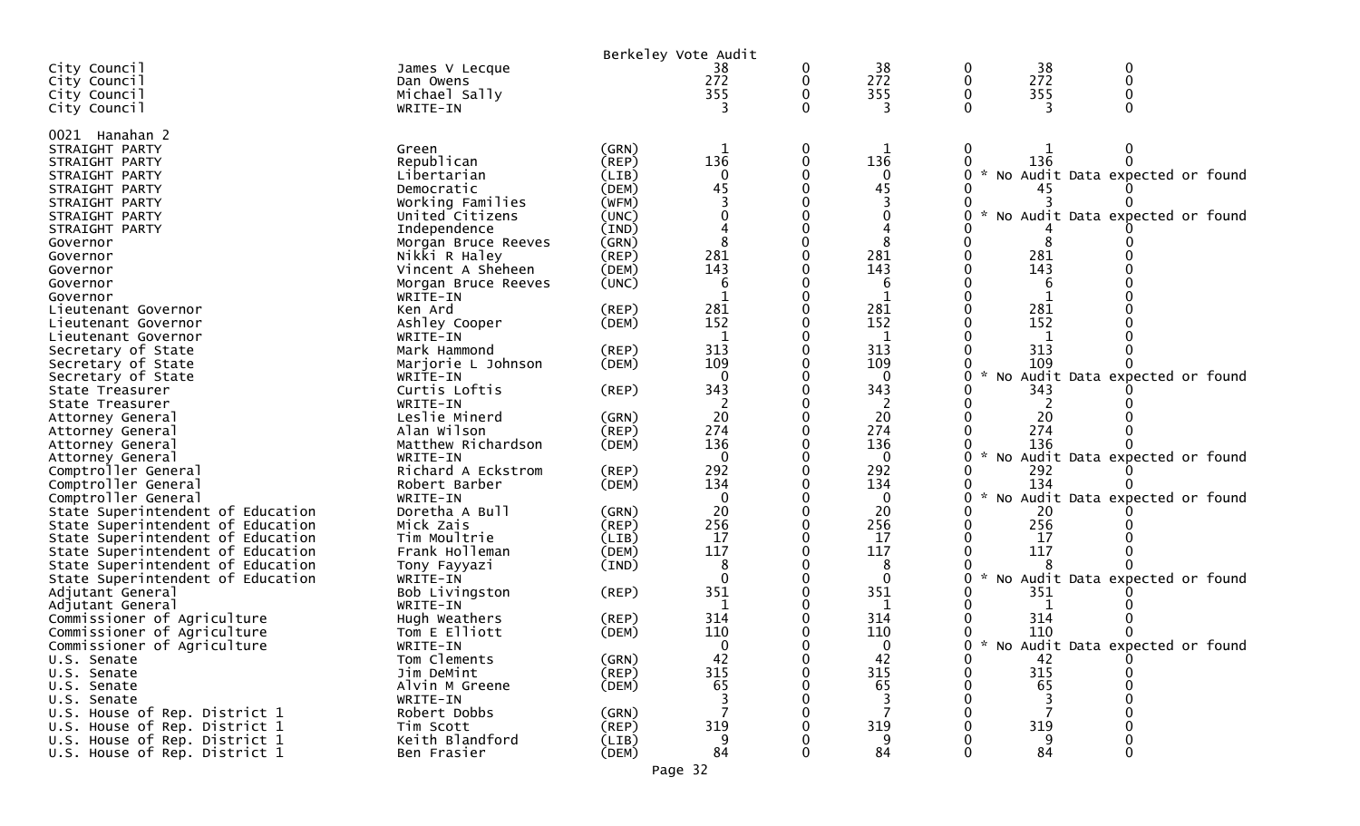Berkeley Vote Audit

| | | | | | | | | |
|---|---|---|---|---|---|---|---|---|
| City Council | James V Lecque | | 38 | 0 | 38 | 0 | 38 | 0 |
| City Council | Dan Owens | | 272 | 0 | 272 | 0 | 272 | 0 |
| City Council | Michael Sally | | 355 | 0 | 355 | 0 | 355 | 0 |
| City Council | WRITE-IN | | 3 | 0 | 3 | 0 | 3 | 0 |

0021 Hanahan 2

| | | | | | | | | |
|---|---|---|---|---|---|---|---|---|
| STRAIGHT PARTY | Green | (GRN) | 1 | 0 | 1 | 0 | 1 | 0 |
| STRAIGHT PARTY | Republican | (REP) | 136 | 0 | 136 | 0 | 136 | 0 |
| STRAIGHT PARTY | Libertarian | (LIB) | 0 | 0 | 0 | 0 | * No Audit Data expected or found | |
| STRAIGHT PARTY | Democratic | (DEM) | 45 | 0 | 45 | 0 | 45 | 0 |
| STRAIGHT PARTY | Working Families | (WFM) | 3 | 0 | 3 | 0 | 3 | 0 |
| STRAIGHT PARTY | United Citizens | (UNC) | 0 | 0 | 0 | 0 | * No Audit Data expected or found | |
| STRAIGHT PARTY | Independence | (IND) | 4 | 0 | 4 | 0 | 4 | 0 |
| Governor | Morgan Bruce Reeves | (GRN) | 8 | 0 | 8 | 0 | 8 | 0 |
| Governor | Nikki R Haley | (REP) | 281 | 0 | 281 | 0 | 281 | 0 |
| Governor | Vincent A Sheheen | (DEM) | 143 | 0 | 143 | 0 | 143 | 0 |
| Governor | Morgan Bruce Reeves | (UNC) | 6 | 0 | 6 | 0 | 6 | 0 |
| Governor | WRITE-IN | | 1 | 0 | 1 | 0 | 1 | 0 |
| Lieutenant Governor | Ken Ard | (REP) | 281 | 0 | 281 | 0 | 281 | 0 |
| Lieutenant Governor | Ashley Cooper | (DEM) | 152 | 0 | 152 | 0 | 152 | 0 |
| Lieutenant Governor | WRITE-IN | | 1 | 0 | 1 | 0 | 1 | 0 |
| Secretary of State | Mark Hammond | (REP) | 313 | 0 | 313 | 0 | 313 | 0 |
| Secretary of State | Marjorie L Johnson | (DEM) | 109 | 0 | 109 | 0 | 109 | 0 |
| Secretary of State | WRITE-IN | | 0 | 0 | 0 | 0 | * No Audit Data expected or found | |
| State Treasurer | Curtis Loftis | (REP) | 343 | 0 | 343 | 0 | 343 | 0 |
| State Treasurer | WRITE-IN | | 2 | 0 | 2 | 0 | 2 | 0 |
| Attorney General | Leslie Minerd | (GRN) | 20 | 0 | 20 | 0 | 20 | 0 |
| Attorney General | Alan Wilson | (REP) | 274 | 0 | 274 | 0 | 274 | 0 |
| Attorney General | Matthew Richardson | (DEM) | 136 | 0 | 136 | 0 | 136 | 0 |
| Attorney General | WRITE-IN | | 0 | 0 | 0 | 0 | * No Audit Data expected or found | |
| Comptroller General | Richard A Eckstrom | (REP) | 292 | 0 | 292 | 0 | 292 | 0 |
| Comptroller General | Robert Barber | (DEM) | 134 | 0 | 134 | 0 | 134 | 0 |
| Comptroller General | WRITE-IN | | 0 | 0 | 0 | 0 | * No Audit Data expected or found | |
| State Superintendent of Education | Doretha A Bull | (GRN) | 20 | 0 | 20 | 0 | 20 | 0 |
| State Superintendent of Education | Mick Zais | (REP) | 256 | 0 | 256 | 0 | 256 | 0 |
| State Superintendent of Education | Tim Moultrie | (LIB) | 17 | 0 | 17 | 0 | 17 | 0 |
| State Superintendent of Education | Frank Holleman | (DEM) | 117 | 0 | 117 | 0 | 117 | 0 |
| State Superintendent of Education | Tony Fayyazi | (IND) | 8 | 0 | 8 | 0 | 8 | 0 |
| State Superintendent of Education | WRITE-IN | | 0 | 0 | 0 | 0 | * No Audit Data expected or found | |
| Adjutant General | Bob Livingston | (REP) | 351 | 0 | 351 | 0 | 351 | 0 |
| Adjutant General | WRITE-IN | | 1 | 0 | 1 | 0 | 1 | 0 |
| Commissioner of Agriculture | Hugh Weathers | (REP) | 314 | 0 | 314 | 0 | 314 | 0 |
| Commissioner of Agriculture | Tom E Elliott | (DEM) | 110 | 0 | 110 | 0 | 110 | 0 |
| Commissioner of Agriculture | WRITE-IN | | 0 | 0 | 0 | 0 | * No Audit Data expected or found | |
| U.S. Senate | Tom Clements | (GRN) | 42 | 0 | 42 | 0 | 42 | 0 |
| U.S. Senate | Jim DeMint | (REP) | 315 | 0 | 315 | 0 | 315 | 0 |
| U.S. Senate | Alvin M Greene | (DEM) | 65 | 0 | 65 | 0 | 65 | 0 |
| U.S. Senate | WRITE-IN | | 3 | 0 | 3 | 0 | 3 | 0 |
| U.S. House of Rep. District 1 | Robert Dobbs | (GRN) | 7 | 0 | 7 | 0 | 7 | 0 |
| U.S. House of Rep. District 1 | Tim Scott | (REP) | 319 | 0 | 319 | 0 | 319 | 0 |
| U.S. House of Rep. District 1 | Keith Blandford | (LIB) | 9 | 0 | 9 | 0 | 9 | 0 |
| U.S. House of Rep. District 1 | Ben Frasier | (DEM) | 84 | 0 | 84 | 0 | 84 | 0 |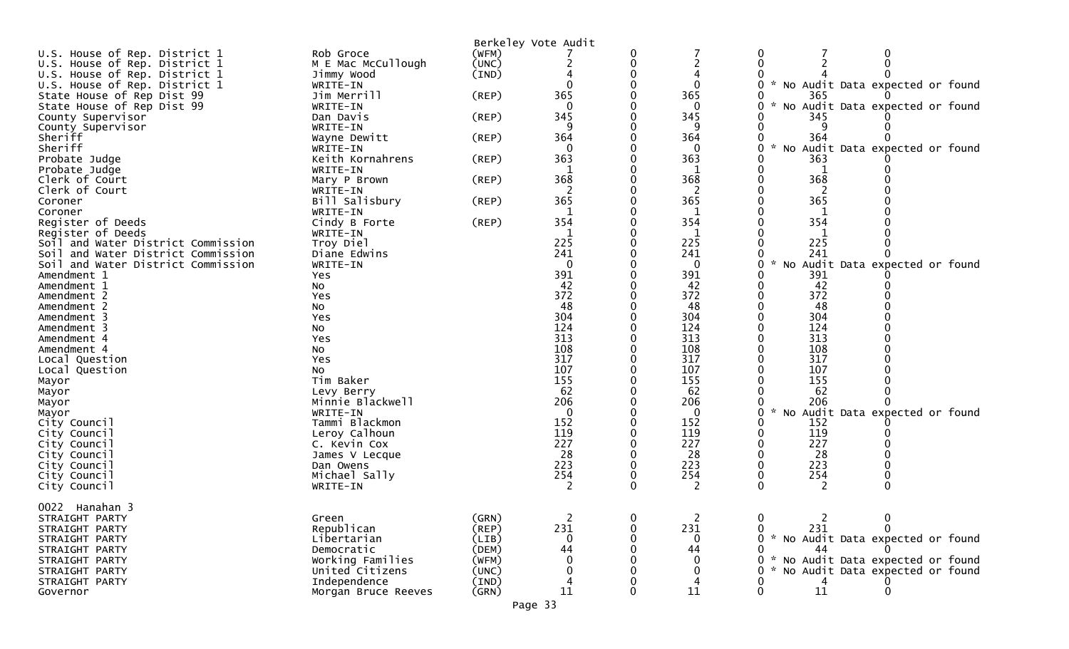Berkeley Vote Audit

| | | | | | | | | |
|---|---|---|---|---|---|---|---|---|
| U.S. House of Rep. District 1 | Rob Groce | (WFM) | 7 | 0 | 7 | 0 | 7 | 0 |
| U.S. House of Rep. District 1 | M E Mac McCullough | (UNC) | 2 | 0 | 2 | 0 | 2 | 0 |
| U.S. House of Rep. District 1 | Jimmy Wood | (IND) | 4 | 0 | 4 | 0 | 4 | 0 |
| U.S. House of Rep. District 1 | WRITE-IN | | 0 | 0 | 0 | 0 | * No Audit Data expected or found | |
| State House of Rep Dist 99 | Jim Merrill | (REP) | 365 | 0 | 365 | 0 | 365 | 0 |
| State House of Rep Dist 99 | WRITE-IN | | 0 | 0 | 0 | 0 | * No Audit Data expected or found | |
| County Supervisor | Dan Davis | (REP) | 345 | 0 | 345 | 0 | 345 | 0 |
| County Supervisor | WRITE-IN | | 9 | 0 | 9 | 0 | 9 | 0 |
| Sheriff | Wayne Dewitt | (REP) | 364 | 0 | 364 | 0 | 364 | 0 |
| Sheriff | WRITE-IN | | 0 | 0 | 0 | 0 | * No Audit Data expected or found | |
| Probate Judge | Keith Kornahrens | (REP) | 363 | 0 | 363 | 0 | 363 | 0 |
| Probate Judge | WRITE-IN | | 1 | 0 | 1 | 0 | 1 | 0 |
| Clerk of Court | Mary P Brown | (REP) | 368 | 0 | 368 | 0 | 368 | 0 |
| Clerk of Court | WRITE-IN | | 2 | 0 | 2 | 0 | 2 | 0 |
| Coroner | Bill Salisbury | (REP) | 365 | 0 | 365 | 0 | 365 | 0 |
| Coroner | WRITE-IN | | 1 | 0 | 1 | 0 | 1 | 0 |
| Register of Deeds | Cindy B Forte | (REP) | 354 | 0 | 354 | 0 | 354 | 0 |
| Register of Deeds | WRITE-IN | | 1 | 0 | 1 | 0 | 1 | 0 |
| Soil and Water District Commission | Troy Diel | | 225 | 0 | 225 | 0 | 225 | 0 |
| Soil and Water District Commission | Diane Edwins | | 241 | 0 | 241 | 0 | 241 | 0 |
| Soil and Water District Commission | WRITE-IN | | 0 | 0 | 0 | 0 | * No Audit Data expected or found | |
| Amendment 1 | Yes | | 391 | 0 | 391 | 0 | 391 | 0 |
| Amendment 1 | No | | 42 | 0 | 42 | 0 | 42 | 0 |
| Amendment 2 | Yes | | 372 | 0 | 372 | 0 | 372 | 0 |
| Amendment 2 | No | | 48 | 0 | 48 | 0 | 48 | 0 |
| Amendment 3 | Yes | | 304 | 0 | 304 | 0 | 304 | 0 |
| Amendment 3 | No | | 124 | 0 | 124 | 0 | 124 | 0 |
| Amendment 4 | Yes | | 313 | 0 | 313 | 0 | 313 | 0 |
| Amendment 4 | No | | 108 | 0 | 108 | 0 | 108 | 0 |
| Local Question | Yes | | 317 | 0 | 317 | 0 | 317 | 0 |
| Local Question | No | | 107 | 0 | 107 | 0 | 107 | 0 |
| Mayor | Tim Baker | | 155 | 0 | 155 | 0 | 155 | 0 |
| Mayor | Levy Berry | | 62 | 0 | 62 | 0 | 62 | 0 |
| Mayor | Minnie Blackwell | | 206 | 0 | 206 | 0 | 206 | 0 |
| Mayor | WRITE-IN | | 0 | 0 | 0 | 0 | * No Audit Data expected or found | |
| City Council | Tammi Blackmon | | 152 | 0 | 152 | 0 | 152 | 0 |
| City Council | Leroy Calhoun | | 119 | 0 | 119 | 0 | 119 | 0 |
| City Council | C. Kevin Cox | | 227 | 0 | 227 | 0 | 227 | 0 |
| City Council | James V Lecque | | 28 | 0 | 28 | 0 | 28 | 0 |
| City Council | Dan Owens | | 223 | 0 | 223 | 0 | 223 | 0 |
| City Council | Michael Sally | | 254 | 0 | 254 | 0 | 254 | 0 |
| City Council | WRITE-IN | | 2 | 0 | 2 | 0 | 2 | 0 |

0022 Hanahan 3

| | | | | | | | | |
|---|---|---|---|---|---|---|---|---|
| STRAIGHT PARTY | Green | (GRN) | 2 | 0 | 2 | 0 | 2 | 0 |
| STRAIGHT PARTY | Republican | (REP) | 231 | 0 | 231 | 0 | 231 | 0 |
| STRAIGHT PARTY | Libertarian | (LIB) | 0 | 0 | 0 | 0 | * No Audit Data expected or found | |
| STRAIGHT PARTY | Democratic | (DEM) | 44 | 0 | 44 | 0 | 44 | 0 |
| STRAIGHT PARTY | Working Families | (WFM) | 0 | 0 | 0 | 0 | * No Audit Data expected or found | |
| STRAIGHT PARTY | United Citizens | (UNC) | 0 | 0 | 0 | 0 | * No Audit Data expected or found | |
| STRAIGHT PARTY | Independence | (IND) | 4 | 0 | 4 | 0 | 4 | 0 |
| Governor | Morgan Bruce Reeves | (GRN) | 11 | 0 | 11 | 0 | 11 | 0 |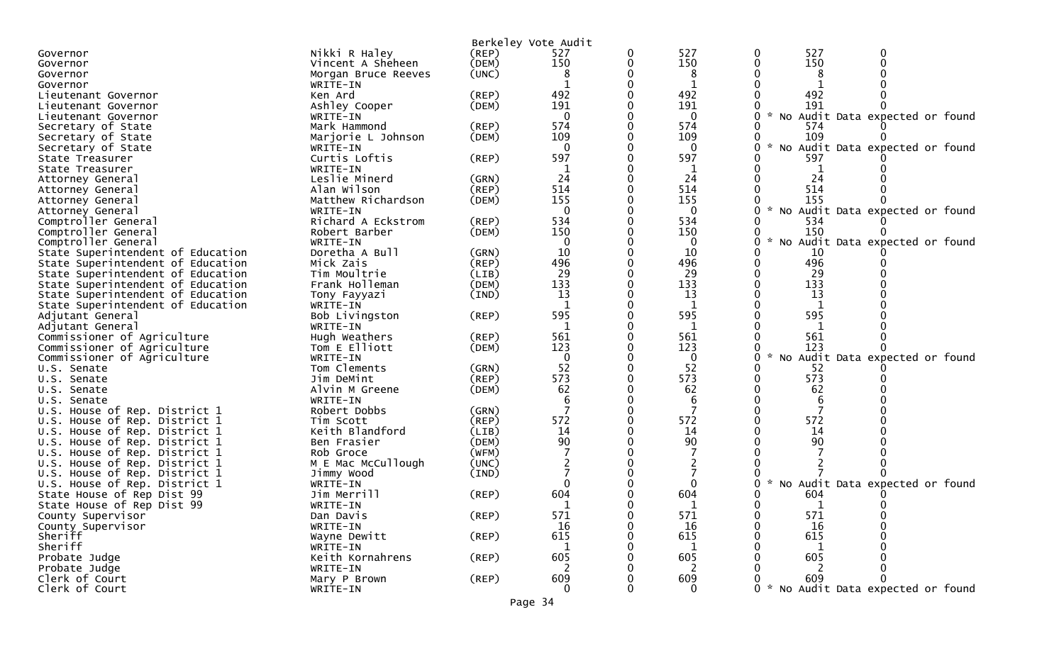Berkeley Vote Audit

| | | | | | | | | |
|---|---|---|---|---|---|---|---|---|
| Governor | Nikki R Haley | (REP) | 527 | 0 | 527 | 0 | 527 | 0 |
| Governor | Vincent A Sheheen | (DEM) | 150 | 0 | 150 | 0 | 150 | 0 |
| Governor | Morgan Bruce Reeves | (UNC) | 8 | 0 | 8 | 0 | 8 | 0 |
| Governor | WRITE-IN | | 1 | 0 | 1 | 0 | 1 | 0 |
| Lieutenant Governor | Ken Ard | (REP) | 492 | 0 | 492 | 0 | 492 | 0 |
| Lieutenant Governor | Ashley Cooper | (DEM) | 191 | 0 | 191 | 0 | 191 | 0 |
| Lieutenant Governor | WRITE-IN | | 0 | 0 | 0 | 0 | * No Audit Data expected or found | |
| Secretary of State | Mark Hammond | (REP) | 574 | 0 | 574 | 0 | 574 | 0 |
| Secretary of State | Marjorie L Johnson | (DEM) | 109 | 0 | 109 | 0 | 109 | 0 |
| Secretary of State | WRITE-IN | | 0 | 0 | 0 | 0 | * No Audit Data expected or found | |
| State Treasurer | Curtis Loftis | (REP) | 597 | 0 | 597 | 0 | 597 | 0 |
| State Treasurer | WRITE-IN | | 1 | 0 | 1 | 0 | 1 | 0 |
| Attorney General | Leslie Minerd | (GRN) | 24 | 0 | 24 | 0 | 24 | 0 |
| Attorney General | Alan Wilson | (REP) | 514 | 0 | 514 | 0 | 514 | 0 |
| Attorney General | Matthew Richardson | (DEM) | 155 | 0 | 155 | 0 | 155 | 0 |
| Attorney General | WRITE-IN | | 0 | 0 | 0 | 0 | * No Audit Data expected or found | |
| Comptroller General | Richard A Eckstrom | (REP) | 534 | 0 | 534 | 0 | 534 | 0 |
| Comptroller General | Robert Barber | (DEM) | 150 | 0 | 150 | 0 | 150 | 0 |
| Comptroller General | WRITE-IN | | 0 | 0 | 0 | 0 | * No Audit Data expected or found | |
| State Superintendent of Education | Doretha A Bull | (GRN) | 10 | 0 | 10 | 0 | 10 | 0 |
| State Superintendent of Education | Mick Zais | (REP) | 496 | 0 | 496 | 0 | 496 | 0 |
| State Superintendent of Education | Tim Moultrie | (LIB) | 29 | 0 | 29 | 0 | 29 | 0 |
| State Superintendent of Education | Frank Holleman | (DEM) | 133 | 0 | 133 | 0 | 133 | 0 |
| State Superintendent of Education | Tony Fayyazi | (IND) | 13 | 0 | 13 | 0 | 13 | 0 |
| State Superintendent of Education | WRITE-IN | | 1 | 0 | 1 | 0 | 1 | 0 |
| Adjutant General | Bob Livingston | (REP) | 595 | 0 | 595 | 0 | 595 | 0 |
| Adjutant General | WRITE-IN | | 1 | 0 | 1 | 0 | 1 | 0 |
| Commissioner of Agriculture | Hugh Weathers | (REP) | 561 | 0 | 561 | 0 | 561 | 0 |
| Commissioner of Agriculture | Tom E Elliott | (DEM) | 123 | 0 | 123 | 0 | 123 | 0 |
| Commissioner of Agriculture | WRITE-IN | | 0 | 0 | 0 | 0 | * No Audit Data expected or found | |
| U.S. Senate | Tom Clements | (GRN) | 52 | 0 | 52 | 0 | 52 | 0 |
| U.S. Senate | Jim DeMint | (REP) | 573 | 0 | 573 | 0 | 573 | 0 |
| U.S. Senate | Alvin M Greene | (DEM) | 62 | 0 | 62 | 0 | 62 | 0 |
| U.S. Senate | WRITE-IN | | 6 | 0 | 6 | 0 | 6 | 0 |
| U.S. House of Rep. District 1 | Robert Dobbs | (GRN) | 7 | 0 | 7 | 0 | 7 | 0 |
| U.S. House of Rep. District 1 | Tim Scott | (REP) | 572 | 0 | 572 | 0 | 572 | 0 |
| U.S. House of Rep. District 1 | Keith Blandford | (LIB) | 14 | 0 | 14 | 0 | 14 | 0 |
| U.S. House of Rep. District 1 | Ben Frasier | (DEM) | 90 | 0 | 90 | 0 | 90 | 0 |
| U.S. House of Rep. District 1 | Rob Groce | (WFM) | 7 | 0 | 7 | 0 | 7 | 0 |
| U.S. House of Rep. District 1 | M E Mac McCullough | (UNC) | 2 | 0 | 2 | 0 | 2 | 0 |
| U.S. House of Rep. District 1 | Jimmy Wood | (IND) | 7 | 0 | 7 | 0 | 7 | 0 |
| U.S. House of Rep. District 1 | WRITE-IN | | 0 | 0 | 0 | 0 | * No Audit Data expected or found | |
| State House of Rep Dist 99 | Jim Merrill | (REP) | 604 | 0 | 604 | 0 | 604 | 0 |
| State House of Rep Dist 99 | WRITE-IN | | 1 | 0 | 1 | 0 | 1 | 0 |
| County Supervisor | Dan Davis | (REP) | 571 | 0 | 571 | 0 | 571 | 0 |
| County Supervisor | WRITE-IN | | 16 | 0 | 16 | 0 | 16 | 0 |
| Sheriff | Wayne Dewitt | (REP) | 615 | 0 | 615 | 0 | 615 | 0 |
| Sheriff | WRITE-IN | | 1 | 0 | 1 | 0 | 1 | 0 |
| Probate Judge | Keith Kornahrens | (REP) | 605 | 0 | 605 | 0 | 605 | 0 |
| Probate Judge | WRITE-IN | | 2 | 0 | 2 | 0 | 2 | 0 |
| Clerk of Court | Mary P Brown | (REP) | 609 | 0 | 609 | 0 | 609 | 0 |
| Clerk of Court | WRITE-IN | | 0 | 0 | 0 | 0 | * No Audit Data expected or found | |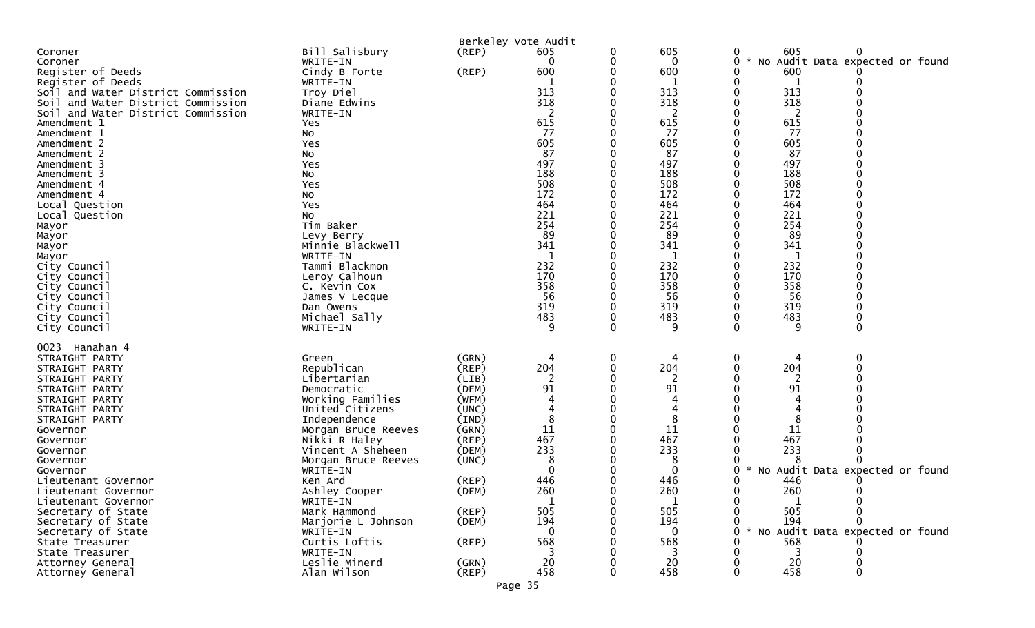Berkeley Vote Audit

| Contest | Candidate | Party | | | | | | |
|---|---|---|---|---|---|---|---|---|
| Coroner | Bill Salisbury | (REP) | 605 | 0 | 605 | 0 | 605 | 0 |
| Coroner | WRITE-IN | | 0 | 0 | 0 | 0 * No Audit Data expected or found | | |
| Register of Deeds | Cindy B Forte | (REP) | 600 | 0 | 600 | 0 | 600 | 0 |
| Register of Deeds | WRITE-IN | | 1 | 0 | 1 | 0 | 1 | 0 |
| Soil and Water District Commission | Troy Diel | | 313 | 0 | 313 | 0 | 313 | 0 |
| Soil and Water District Commission | Diane Edwins | | 318 | 0 | 318 | 0 | 318 | 0 |
| Soil and Water District Commission | WRITE-IN | | 2 | 0 | 2 | 0 | 2 | 0 |
| Amendment 1 | Yes | | 615 | 0 | 615 | 0 | 615 | 0 |
| Amendment 1 | No | | 77 | 0 | 77 | 0 | 77 | 0 |
| Amendment 2 | Yes | | 605 | 0 | 605 | 0 | 605 | 0 |
| Amendment 2 | No | | 87 | 0 | 87 | 0 | 87 | 0 |
| Amendment 3 | Yes | | 497 | 0 | 497 | 0 | 497 | 0 |
| Amendment 3 | No | | 188 | 0 | 188 | 0 | 188 | 0 |
| Amendment 4 | Yes | | 508 | 0 | 508 | 0 | 508 | 0 |
| Amendment 4 | No | | 172 | 0 | 172 | 0 | 172 | 0 |
| Local Question | Yes | | 464 | 0 | 464 | 0 | 464 | 0 |
| Local Question | No | | 221 | 0 | 221 | 0 | 221 | 0 |
| Mayor | Tim Baker | | 254 | 0 | 254 | 0 | 254 | 0 |
| Mayor | Levy Berry | | 89 | 0 | 89 | 0 | 89 | 0 |
| Mayor | Minnie Blackwell | | 341 | 0 | 341 | 0 | 341 | 0 |
| Mayor | WRITE-IN | | 1 | 0 | 1 | 0 | 1 | 0 |
| City Council | Tammi Blackmon | | 232 | 0 | 232 | 0 | 232 | 0 |
| City Council | Leroy Calhoun | | 170 | 0 | 170 | 0 | 170 | 0 |
| City Council | C. Kevin Cox | | 358 | 0 | 358 | 0 | 358 | 0 |
| City Council | James V Lecque | | 56 | 0 | 56 | 0 | 56 | 0 |
| City Council | Dan Owens | | 319 | 0 | 319 | 0 | 319 | 0 |
| City Council | Michael Sally | | 483 | 0 | 483 | 0 | 483 | 0 |
| City Council | WRITE-IN | | 9 | 0 | 9 | 0 | 9 | 0 |

0023 Hanahan 4

| Contest | Candidate | Party | | | | | | |
|---|---|---|---|---|---|---|---|---|
| STRAIGHT PARTY | Green | (GRN) | 4 | 0 | 4 | 0 | 4 | 0 |
| STRAIGHT PARTY | Republican | (REP) | 204 | 0 | 204 | 0 | 204 | 0 |
| STRAIGHT PARTY | Libertarian | (LIB) | 2 | 0 | 2 | 0 | 2 | 0 |
| STRAIGHT PARTY | Democratic | (DEM) | 91 | 0 | 91 | 0 | 91 | 0 |
| STRAIGHT PARTY | Working Families | (WFM) | 4 | 0 | 4 | 0 | 4 | 0 |
| STRAIGHT PARTY | United Citizens | (UNC) | 4 | 0 | 4 | 0 | 4 | 0 |
| STRAIGHT PARTY | Independence | (IND) | 8 | 0 | 8 | 0 | 8 | 0 |
| Governor | Morgan Bruce Reeves | (GRN) | 11 | 0 | 11 | 0 | 11 | 0 |
| Governor | Nikki R Haley | (REP) | 467 | 0 | 467 | 0 | 467 | 0 |
| Governor | Vincent A Sheheen | (DEM) | 233 | 0 | 233 | 0 | 233 | 0 |
| Governor | Morgan Bruce Reeves | (UNC) | 8 | 0 | 8 | 0 | 8 | 0 |
| Governor | WRITE-IN | | 0 | 0 | 0 | 0 * No Audit Data expected or found | | |
| Lieutenant Governor | Ken Ard | (REP) | 446 | 0 | 446 | 0 | 446 | 0 |
| Lieutenant Governor | Ashley Cooper | (DEM) | 260 | 0 | 260 | 0 | 260 | 0 |
| Lieutenant Governor | WRITE-IN | | 1 | 0 | 1 | 0 | 1 | 0 |
| Secretary of State | Mark Hammond | (REP) | 505 | 0 | 505 | 0 | 505 | 0 |
| Secretary of State | Marjorie L Johnson | (DEM) | 194 | 0 | 194 | 0 | 194 | 0 |
| Secretary of State | WRITE-IN | | 0 | 0 | 0 | 0 * No Audit Data expected or found | | |
| State Treasurer | Curtis Loftis | (REP) | 568 | 0 | 568 | 0 | 568 | 0 |
| State Treasurer | WRITE-IN | | 3 | 0 | 3 | 0 | 3 | 0 |
| Attorney General | Leslie Minerd | (GRN) | 20 | 0 | 20 | 0 | 20 | 0 |
| Attorney General | Alan Wilson | (REP) | 458 | 0 | 458 | 0 | 458 | 0 |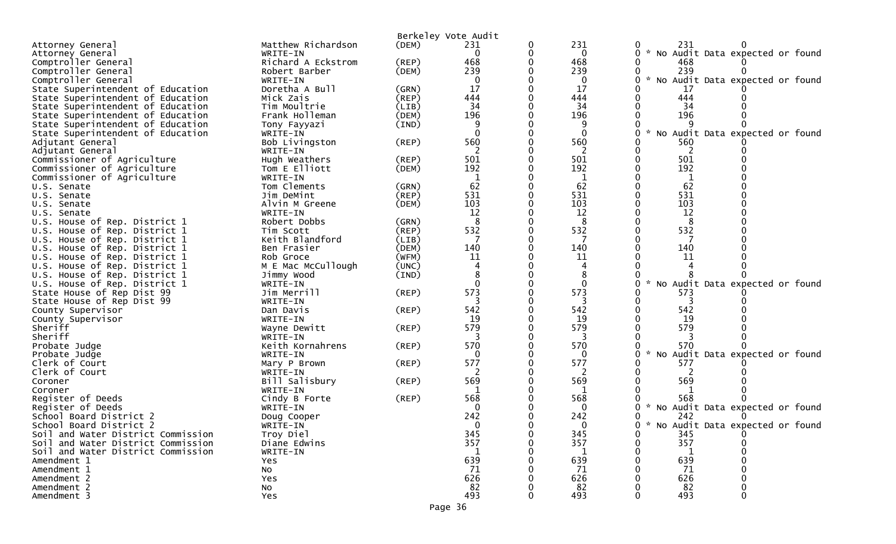Berkeley Vote Audit

| | | | | | | | | | |
|---|---|---|---|---|---|---|---|---|---|
| Attorney General | Matthew Richardson | (DEM) | 231 | 0 | 231 | 0 | 231 | 0 | |
| Attorney General | WRITE-IN | | 0 | 0 | 0 | 0 | * No Audit Data expected or found | | |
| Comptroller General | Richard A Eckstrom | (REP) | 468 | 0 | 468 | 0 | 468 | 0 | |
| Comptroller General | Robert Barber | (DEM) | 239 | 0 | 239 | 0 | 239 | 0 | |
| Comptroller General | WRITE-IN | | 0 | 0 | 0 | 0 | * No Audit Data expected or found | | |
| State Superintendent of Education | Doretha A Bull | (GRN) | 17 | 0 | 17 | 0 | 17 | 0 | |
| State Superintendent of Education | Mick Zais | (REP) | 444 | 0 | 444 | 0 | 444 | 0 | |
| State Superintendent of Education | Tim Moultrie | (LIB) | 34 | 0 | 34 | 0 | 34 | 0 | |
| State Superintendent of Education | Frank Holleman | (DEM) | 196 | 0 | 196 | 0 | 196 | 0 | |
| State Superintendent of Education | Tony Fayyazi | (IND) | 9 | 0 | 9 | 0 | 9 | 0 | |
| State Superintendent of Education | WRITE-IN | | 0 | 0 | 0 | 0 | * No Audit Data expected or found | | |
| Adjutant General | Bob Livingston | (REP) | 560 | 0 | 560 | 0 | 560 | 0 | |
| Adjutant General | WRITE-IN | | 2 | 0 | 2 | 0 | 2 | 0 | |
| Commissioner of Agriculture | Hugh Weathers | (REP) | 501 | 0 | 501 | 0 | 501 | 0 | |
| Commissioner of Agriculture | Tom E Elliott | (DEM) | 192 | 0 | 192 | 0 | 192 | 0 | |
| Commissioner of Agriculture | WRITE-IN | | 1 | 0 | 1 | 0 | 1 | 0 | |
| U.S. Senate | Tom Clements | (GRN) | 62 | 0 | 62 | 0 | 62 | 0 | |
| U.S. Senate | Jim DeMint | (REP) | 531 | 0 | 531 | 0 | 531 | 0 | |
| U.S. Senate | Alvin M Greene | (DEM) | 103 | 0 | 103 | 0 | 103 | 0 | |
| U.S. Senate | WRITE-IN | | 12 | 0 | 12 | 0 | 12 | 0 | |
| U.S. House of Rep. District 1 | Robert Dobbs | (GRN) | 8 | 0 | 8 | 0 | 8 | 0 | |
| U.S. House of Rep. District 1 | Tim Scott | (REP) | 532 | 0 | 532 | 0 | 532 | 0 | |
| U.S. House of Rep. District 1 | Keith Blandford | (LIB) | 7 | 0 | 7 | 0 | 7 | 0 | |
| U.S. House of Rep. District 1 | Ben Frasier | (DEM) | 140 | 0 | 140 | 0 | 140 | 0 | |
| U.S. House of Rep. District 1 | Rob Groce | (WFM) | 11 | 0 | 11 | 0 | 11 | 0 | |
| U.S. House of Rep. District 1 | M E Mac McCullough | (UNC) | 4 | 0 | 4 | 0 | 4 | 0 | |
| U.S. House of Rep. District 1 | Jimmy Wood | (IND) | 8 | 0 | 8 | 0 | 8 | 0 | |
| U.S. House of Rep. District 1 | WRITE-IN | | 0 | 0 | 0 | 0 | * No Audit Data expected or found | | |
| State House of Rep Dist 99 | Jim Merrill | (REP) | 573 | 0 | 573 | 0 | 573 | 0 | |
| State House of Rep Dist 99 | WRITE-IN | | 3 | 0 | 3 | 0 | 3 | 0 | |
| County Supervisor | Dan Davis | (REP) | 542 | 0 | 542 | 0 | 542 | 0 | |
| County Supervisor | WRITE-IN | | 19 | 0 | 19 | 0 | 19 | 0 | |
| Sheriff | Wayne Dewitt | (REP) | 579 | 0 | 579 | 0 | 579 | 0 | |
| Sheriff | WRITE-IN | | 3 | 0 | 3 | 0 | 3 | 0 | |
| Probate Judge | Keith Kornahrens | (REP) | 570 | 0 | 570 | 0 | 570 | 0 | |
| Probate Judge | WRITE-IN | | 0 | 0 | 0 | 0 | * No Audit Data expected or found | | |
| Clerk of Court | Mary P Brown | (REP) | 577 | 0 | 577 | 0 | 577 | 0 | |
| Clerk of Court | WRITE-IN | | 2 | 0 | 2 | 0 | 2 | 0 | |
| Coroner | Bill Salisbury | (REP) | 569 | 0 | 569 | 0 | 569 | 0 | |
| Coroner | WRITE-IN | | 1 | 0 | 1 | 0 | 1 | 0 | |
| Register of Deeds | Cindy B Forte | (REP) | 568 | 0 | 568 | 0 | 568 | 0 | |
| Register of Deeds | WRITE-IN | | 0 | 0 | 0 | 0 | * No Audit Data expected or found | | |
| School Board District 2 | Doug Cooper | | 242 | 0 | 242 | 0 | 242 | 0 | |
| School Board District 2 | WRITE-IN | | 0 | 0 | 0 | 0 | * No Audit Data expected or found | | |
| Soil and Water District Commission | Troy Diel | | 345 | 0 | 345 | 0 | 345 | 0 | |
| Soil and Water District Commission | Diane Edwins | | 357 | 0 | 357 | 0 | 357 | 0 | |
| Soil and Water District Commission | WRITE-IN | | 1 | 0 | 1 | 0 | 1 | 0 | |
| Amendment 1 | Yes | | 639 | 0 | 639 | 0 | 639 | 0 | |
| Amendment 1 | No | | 71 | 0 | 71 | 0 | 71 | 0 | |
| Amendment 2 | Yes | | 626 | 0 | 626 | 0 | 626 | 0 | |
| Amendment 2 | No | | 82 | 0 | 82 | 0 | 82 | 0 | |
| Amendment 3 | Yes | | 493 | 0 | 493 | 0 | 493 | 0 | |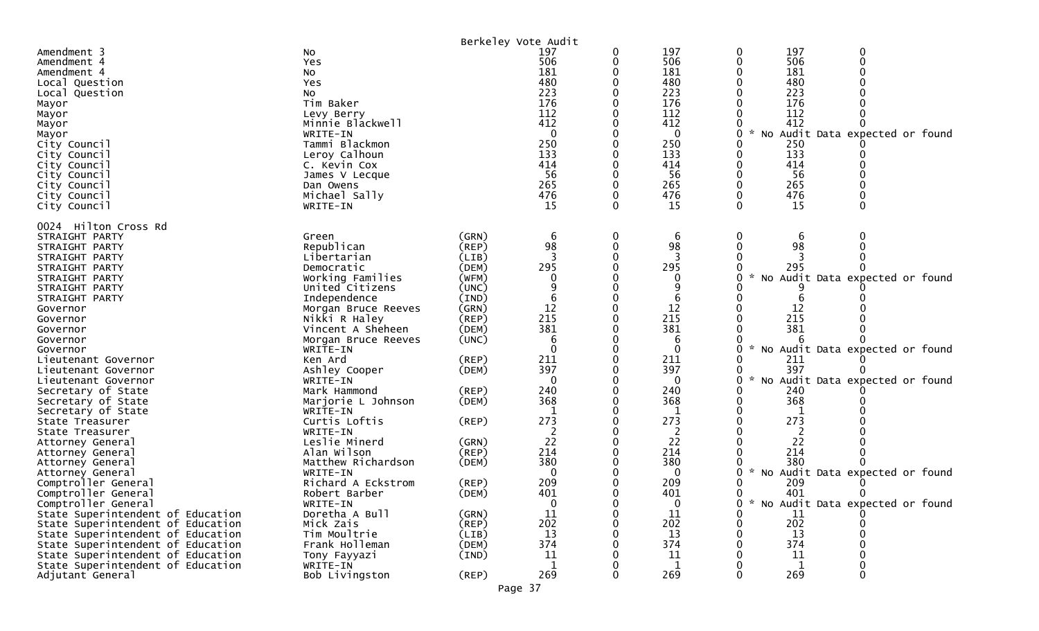Berkeley Vote Audit

| | | | | | | | | |
|---|---|---|---|---|---|---|---|---|
| Amendment 3 | No | | 197 | 0 | 197 | 0 | 197 | 0 |
| Amendment 4 | Yes | | 506 | 0 | 506 | 0 | 506 | 0 |
| Amendment 4 | No | | 181 | 0 | 181 | 0 | 181 | 0 |
| Local Question | Yes | | 480 | 0 | 480 | 0 | 480 | 0 |
| Local Question | No | | 223 | 0 | 223 | 0 | 223 | 0 |
| Mayor | Tim Baker | | 176 | 0 | 176 | 0 | 176 | 0 |
| Mayor | Levy Berry | | 112 | 0 | 112 | 0 | 112 | 0 |
| Mayor | Minnie Blackwell | | 412 | 0 | 412 | 0 | 412 | 0 |
| Mayor | WRITE-IN | | 0 | 0 | 0 | 0 * No Audit Data expected or found | | |
| City Council | Tammi Blackmon | | 250 | 0 | 250 | 0 | 250 | 0 |
| City Council | Leroy Calhoun | | 133 | 0 | 133 | 0 | 133 | 0 |
| City Council | C. Kevin Cox | | 414 | 0 | 414 | 0 | 414 | 0 |
| City Council | James V Lecque | | 56 | 0 | 56 | 0 | 56 | 0 |
| City Council | Dan Owens | | 265 | 0 | 265 | 0 | 265 | 0 |
| City Council | Michael Sally | | 476 | 0 | 476 | 0 | 476 | 0 |
| City Council | WRITE-IN | | 15 | 0 | 15 | 0 | 15 | 0 |

0024 Hilton Cross Rd

| | | | | | | | | |
|---|---|---|---|---|---|---|---|---|
| STRAIGHT PARTY | Green | (GRN) | 6 | 0 | 6 | 0 | 6 | 0 |
| STRAIGHT PARTY | Republican | (REP) | 98 | 0 | 98 | 0 | 98 | 0 |
| STRAIGHT PARTY | Libertarian | (LIB) | 3 | 0 | 3 | 0 | 3 | 0 |
| STRAIGHT PARTY | Democratic | (DEM) | 295 | 0 | 295 | 0 | 295 | 0 |
| STRAIGHT PARTY | Working Families | (WFM) | 0 | 0 | 0 | 0 * No Audit Data expected or found | | |
| STRAIGHT PARTY | United Citizens | (UNC) | 9 | 0 | 9 | 0 | 9 | 0 |
| STRAIGHT PARTY | Independence | (IND) | 6 | 0 | 6 | 0 | 6 | 0 |
| Governor | Morgan Bruce Reeves | (GRN) | 12 | 0 | 12 | 0 | 12 | 0 |
| Governor | Nikki R Haley | (REP) | 215 | 0 | 215 | 0 | 215 | 0 |
| Governor | Vincent A Sheheen | (DEM) | 381 | 0 | 381 | 0 | 381 | 0 |
| Governor | Morgan Bruce Reeves | (UNC) | 6 | 0 | 6 | 0 | 6 | 0 |
| Governor | WRITE-IN | | 0 | 0 | 0 | 0 * No Audit Data expected or found | | |
| Lieutenant Governor | Ken Ard | (REP) | 211 | 0 | 211 | 0 | 211 | 0 |
| Lieutenant Governor | Ashley Cooper | (DEM) | 397 | 0 | 397 | 0 | 397 | 0 |
| Lieutenant Governor | WRITE-IN | | 0 | 0 | 0 | 0 * No Audit Data expected or found | | |
| Secretary of State | Mark Hammond | (REP) | 240 | 0 | 240 | 0 | 240 | 0 |
| Secretary of State | Marjorie L Johnson | (DEM) | 368 | 0 | 368 | 0 | 368 | 0 |
| Secretary of State | WRITE-IN | | 1 | 0 | 1 | 0 | 1 | 0 |
| State Treasurer | Curtis Loftis | (REP) | 273 | 0 | 273 | 0 | 273 | 0 |
| State Treasurer | WRITE-IN | | 2 | 0 | 2 | 0 | 2 | 0 |
| Attorney General | Leslie Minerd | (GRN) | 22 | 0 | 22 | 0 | 22 | 0 |
| Attorney General | Alan Wilson | (REP) | 214 | 0 | 214 | 0 | 214 | 0 |
| Attorney General | Matthew Richardson | (DEM) | 380 | 0 | 380 | 0 | 380 | 0 |
| Attorney General | WRITE-IN | | 0 | 0 | 0 | 0 * No Audit Data expected or found | | |
| Comptroller General | Richard A Eckstrom | (REP) | 209 | 0 | 209 | 0 | 209 | 0 |
| Comptroller General | Robert Barber | (DEM) | 401 | 0 | 401 | 0 | 401 | 0 |
| Comptroller General | WRITE-IN | | 0 | 0 | 0 | 0 * No Audit Data expected or found | | |
| State Superintendent of Education | Doretha A Bull | (GRN) | 11 | 0 | 11 | 0 | 11 | 0 |
| State Superintendent of Education | Mick Zais | (REP) | 202 | 0 | 202 | 0 | 202 | 0 |
| State Superintendent of Education | Tim Moultrie | (LIB) | 13 | 0 | 13 | 0 | 13 | 0 |
| State Superintendent of Education | Frank Holleman | (DEM) | 374 | 0 | 374 | 0 | 374 | 0 |
| State Superintendent of Education | Tony Fayyazi | (IND) | 11 | 0 | 11 | 0 | 11 | 0 |
| State Superintendent of Education | WRITE-IN | | 1 | 0 | 1 | 0 | 1 | 0 |
| Adjutant General | Bob Livingston | (REP) | 269 | 0 | 269 | 0 | 269 | 0 |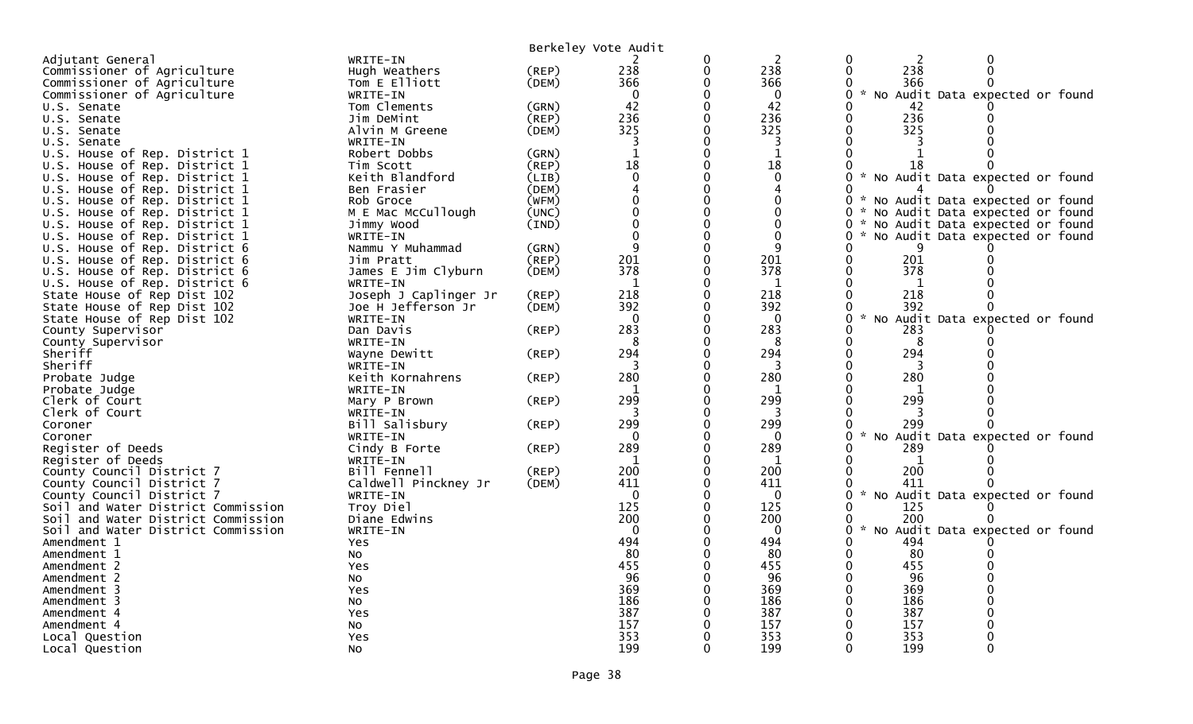Berkeley Vote Audit

| Contest | Candidate | Party | | | | | | |
|---|---|---|---|---|---|---|---|---|
| Adjutant General | WRITE-IN | | 2 | 0 | 2 | 0 | 2 | 0 |
| Commissioner of Agriculture | Hugh Weathers | (REP) | 238 | 0 | 238 | 0 | 238 | 0 |
| Commissioner of Agriculture | Tom E Elliott | (DEM) | 366 | 0 | 366 | 0 | 366 | 0 |
| Commissioner of Agriculture | WRITE-IN | | 0 | 0 | 0 | 0 * No Audit Data expected or found | | |
| U.S. Senate | Tom Clements | (GRN) | 42 | 0 | 42 | 0 | 42 | 0 |
| U.S. Senate | Jim DeMint | (REP) | 236 | 0 | 236 | 0 | 236 | 0 |
| U.S. Senate | Alvin M Greene | (DEM) | 325 | 0 | 325 | 0 | 325 | 0 |
| U.S. Senate | WRITE-IN | | 3 | 0 | 3 | 0 | 3 | 0 |
| U.S. House of Rep. District 1 | Robert Dobbs | (GRN) | 1 | 0 | 1 | 0 | 1 | 0 |
| U.S. House of Rep. District 1 | Tim Scott | (REP) | 18 | 0 | 18 | 0 | 18 | 0 |
| U.S. House of Rep. District 1 | Keith Blandford | (LIB) | 0 | 0 | 0 | 0 * No Audit Data expected or found | | |
| U.S. House of Rep. District 1 | Ben Frasier | (DEM) | 4 | 0 | 4 | 0 | 4 | 0 |
| U.S. House of Rep. District 1 | Rob Groce | (WFM) | 0 | 0 | 0 | 0 * No Audit Data expected or found | | |
| U.S. House of Rep. District 1 | M E Mac McCullough | (UNC) | 0 | 0 | 0 | 0 * No Audit Data expected or found | | |
| U.S. House of Rep. District 1 | Jimmy Wood | (IND) | 0 | 0 | 0 | 0 * No Audit Data expected or found | | |
| U.S. House of Rep. District 1 | WRITE-IN | | 0 | 0 | 0 | 0 * No Audit Data expected or found | | |
| U.S. House of Rep. District 6 | Nammu Y Muhammad | (GRN) | 9 | 0 | 9 | 0 | 9 | 0 |
| U.S. House of Rep. District 6 | Jim Pratt | (REP) | 201 | 0 | 201 | 0 | 201 | 0 |
| U.S. House of Rep. District 6 | James E Jim Clyburn | (DEM) | 378 | 0 | 378 | 0 | 378 | 0 |
| U.S. House of Rep. District 6 | WRITE-IN | | 1 | 0 | 1 | 0 | 1 | 0 |
| State House of Rep Dist 102 | Joseph J Caplinger Jr | (REP) | 218 | 0 | 218 | 0 | 218 | 0 |
| State House of Rep Dist 102 | Joe H Jefferson Jr | (DEM) | 392 | 0 | 392 | 0 | 392 | 0 |
| State House of Rep Dist 102 | WRITE-IN | | 0 | 0 | 0 | 0 * No Audit Data expected or found | | |
| County Supervisor | Dan Davis | (REP) | 283 | 0 | 283 | 0 | 283 | 0 |
| County Supervisor | WRITE-IN | | 8 | 0 | 8 | 0 | 8 | 0 |
| Sheriff | Wayne Dewitt | (REP) | 294 | 0 | 294 | 0 | 294 | 0 |
| Sheriff | WRITE-IN | | 3 | 0 | 3 | 0 | 3 | 0 |
| Probate Judge | Keith Kornahrens | (REP) | 280 | 0 | 280 | 0 | 280 | 0 |
| Probate Judge | WRITE-IN | | 1 | 0 | 1 | 0 | 1 | 0 |
| Clerk of Court | Mary P Brown | (REP) | 299 | 0 | 299 | 0 | 299 | 0 |
| Clerk of Court | WRITE-IN | | 3 | 0 | 3 | 0 | 3 | 0 |
| Coroner | Bill Salisbury | (REP) | 299 | 0 | 299 | 0 | 299 | 0 |
| Coroner | WRITE-IN | | 0 | 0 | 0 | 0 * No Audit Data expected or found | | |
| Register of Deeds | Cindy B Forte | (REP) | 289 | 0 | 289 | 0 | 289 | 0 |
| Register of Deeds | WRITE-IN | | 1 | 0 | 1 | 0 | 1 | 0 |
| County Council District 7 | Bill Fennell | (REP) | 200 | 0 | 200 | 0 | 200 | 0 |
| County Council District 7 | Caldwell Pinckney Jr | (DEM) | 411 | 0 | 411 | 0 | 411 | 0 |
| County Council District 7 | WRITE-IN | | 0 | 0 | 0 | 0 * No Audit Data expected or found | | |
| Soil and Water District Commission | Troy Diel | | 125 | 0 | 125 | 0 | 125 | 0 |
| Soil and Water District Commission | Diane Edwins | | 200 | 0 | 200 | 0 | 200 | 0 |
| Soil and Water District Commission | WRITE-IN | | 0 | 0 | 0 | 0 * No Audit Data expected or found | | |
| Amendment 1 | Yes | | 494 | 0 | 494 | 0 | 494 | 0 |
| Amendment 1 | No | | 80 | 0 | 80 | 0 | 80 | 0 |
| Amendment 2 | Yes | | 455 | 0 | 455 | 0 | 455 | 0 |
| Amendment 2 | No | | 96 | 0 | 96 | 0 | 96 | 0 |
| Amendment 3 | Yes | | 369 | 0 | 369 | 0 | 369 | 0 |
| Amendment 3 | No | | 186 | 0 | 186 | 0 | 186 | 0 |
| Amendment 4 | Yes | | 387 | 0 | 387 | 0 | 387 | 0 |
| Amendment 4 | No | | 157 | 0 | 157 | 0 | 157 | 0 |
| Local Question | Yes | | 353 | 0 | 353 | 0 | 353 | 0 |
| Local Question | No | | 199 | 0 | 199 | 0 | 199 | 0 |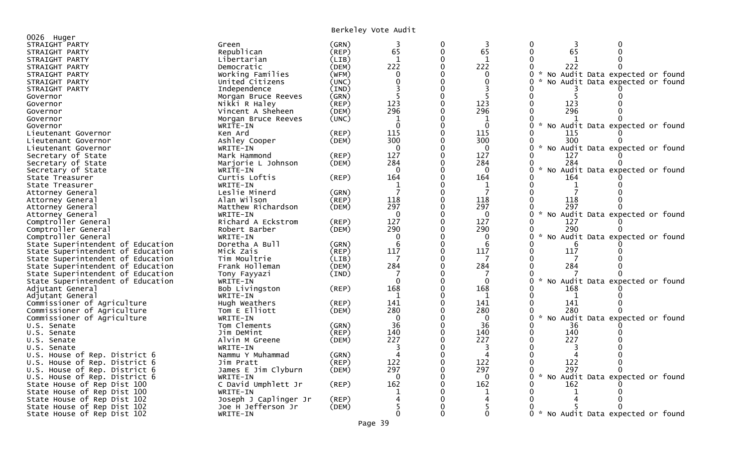Berkeley Vote Audit

0026 Huger

| Office | Candidate | Party | | | | | | |
|---|---|---|---|---|---|---|---|---|
| STRAIGHT PARTY | Green | (GRN) | 3 | 0 | 3 | 0 | 3 | 0 |
| STRAIGHT PARTY | Republican | (REP) | 65 | 0 | 65 | 0 | 65 | 0 |
| STRAIGHT PARTY | Libertarian | (LIB) | 1 | 0 | 1 | 0 | 1 | 0 |
| STRAIGHT PARTY | Democratic | (DEM) | 222 | 0 | 222 | 0 | 222 | 0 |
| STRAIGHT PARTY | Working Families | (WFM) | 0 | 0 | 0 | 0 * No Audit Data expected or found | | |
| STRAIGHT PARTY | United Citizens | (UNC) | 0 | 0 | 0 | 0 * No Audit Data expected or found | | |
| STRAIGHT PARTY | Independence | (IND) | 3 | 0 | 3 | 0 | 3 | 0 |
| Governor | Morgan Bruce Reeves | (GRN) | 5 | 0 | 5 | 0 | 5 | 0 |
| Governor | Nikki R Haley | (REP) | 123 | 0 | 123 | 0 | 123 | 0 |
| Governor | Vincent A Sheheen | (DEM) | 296 | 0 | 296 | 0 | 296 | 0 |
| Governor | Morgan Bruce Reeves | (UNC) | 1 | 0 | 1 | 0 | 1 | 0 |
| Governor | WRITE-IN | | 0 | 0 | 0 | 0 * No Audit Data expected or found | | |
| Lieutenant Governor | Ken Ard | (REP) | 115 | 0 | 115 | 0 | 115 | 0 |
| Lieutenant Governor | Ashley Cooper | (DEM) | 300 | 0 | 300 | 0 | 300 | 0 |
| Lieutenant Governor | WRITE-IN | | 0 | 0 | 0 | 0 * No Audit Data expected or found | | |
| Secretary of State | Mark Hammond | (REP) | 127 | 0 | 127 | 0 | 127 | 0 |
| Secretary of State | Marjorie L Johnson | (DEM) | 284 | 0 | 284 | 0 | 284 | 0 |
| Secretary of State | WRITE-IN | | 0 | 0 | 0 | 0 * No Audit Data expected or found | | |
| State Treasurer | Curtis Loftis | (REP) | 164 | 0 | 164 | 0 | 164 | 0 |
| State Treasurer | WRITE-IN | | 1 | 0 | 1 | 0 | 1 | 0 |
| Attorney General | Leslie Minerd | (GRN) | 7 | 0 | 7 | 0 | 7 | 0 |
| Attorney General | Alan Wilson | (REP) | 118 | 0 | 118 | 0 | 118 | 0 |
| Attorney General | Matthew Richardson | (DEM) | 297 | 0 | 297 | 0 | 297 | 0 |
| Attorney General | WRITE-IN | | 0 | 0 | 0 | 0 * No Audit Data expected or found | | |
| Comptroller General | Richard A Eckstrom | (REP) | 127 | 0 | 127 | 0 | 127 | 0 |
| Comptroller General | Robert Barber | (DEM) | 290 | 0 | 290 | 0 | 290 | 0 |
| Comptroller General | WRITE-IN | | 0 | 0 | 0 | 0 * No Audit Data expected or found | | |
| State Superintendent of Education | Doretha A Bull | (GRN) | 6 | 0 | 6 | 0 | 6 | 0 |
| State Superintendent of Education | Mick Zais | (REP) | 117 | 0 | 117 | 0 | 117 | 0 |
| State Superintendent of Education | Tim Moultrie | (LIB) | 7 | 0 | 7 | 0 | 7 | 0 |
| State Superintendent of Education | Frank Holleman | (DEM) | 284 | 0 | 284 | 0 | 284 | 0 |
| State Superintendent of Education | Tony Fayyazi | (IND) | 7 | 0 | 7 | 0 | 7 | 0 |
| State Superintendent of Education | WRITE-IN | | 0 | 0 | 0 | 0 * No Audit Data expected or found | | |
| Adjutant General | Bob Livingston | (REP) | 168 | 0 | 168 | 0 | 168 | 0 |
| Adjutant General | WRITE-IN | | 1 | 0 | 1 | 0 | 1 | 0 |
| Commissioner of Agriculture | Hugh Weathers | (REP) | 141 | 0 | 141 | 0 | 141 | 0 |
| Commissioner of Agriculture | Tom E Elliott | (DEM) | 280 | 0 | 280 | 0 | 280 | 0 |
| Commissioner of Agriculture | WRITE-IN | | 0 | 0 | 0 | 0 * No Audit Data expected or found | | |
| U.S. Senate | Tom Clements | (GRN) | 36 | 0 | 36 | 0 | 36 | 0 |
| U.S. Senate | Jim DeMint | (REP) | 140 | 0 | 140 | 0 | 140 | 0 |
| U.S. Senate | Alvin M Greene | (DEM) | 227 | 0 | 227 | 0 | 227 | 0 |
| U.S. Senate | WRITE-IN | | 3 | 0 | 3 | 0 | 3 | 0 |
| U.S. House of Rep. District 6 | Nammu Y Muhammad | (GRN) | 4 | 0 | 4 | 0 | 4 | 0 |
| U.S. House of Rep. District 6 | Jim Pratt | (REP) | 122 | 0 | 122 | 0 | 122 | 0 |
| U.S. House of Rep. District 6 | James E Jim Clyburn | (DEM) | 297 | 0 | 297 | 0 | 297 | 0 |
| U.S. House of Rep. District 6 | WRITE-IN | | 0 | 0 | 0 | 0 * No Audit Data expected or found | | |
| State House of Rep Dist 100 | C David Umphlett Jr | (REP) | 162 | 0 | 162 | 0 | 162 | 0 |
| State House of Rep Dist 100 | WRITE-IN | | 1 | 0 | 1 | 0 | 1 | 0 |
| State House of Rep Dist 102 | Joseph J Caplinger Jr | (REP) | 4 | 0 | 4 | 0 | 4 | 0 |
| State House of Rep Dist 102 | Joe H Jefferson Jr | (DEM) | 5 | 0 | 5 | 0 | 5 | 0 |
| State House of Rep Dist 102 | WRITE-IN | | 0 | 0 | 0 | 0 * No Audit Data expected or found | | |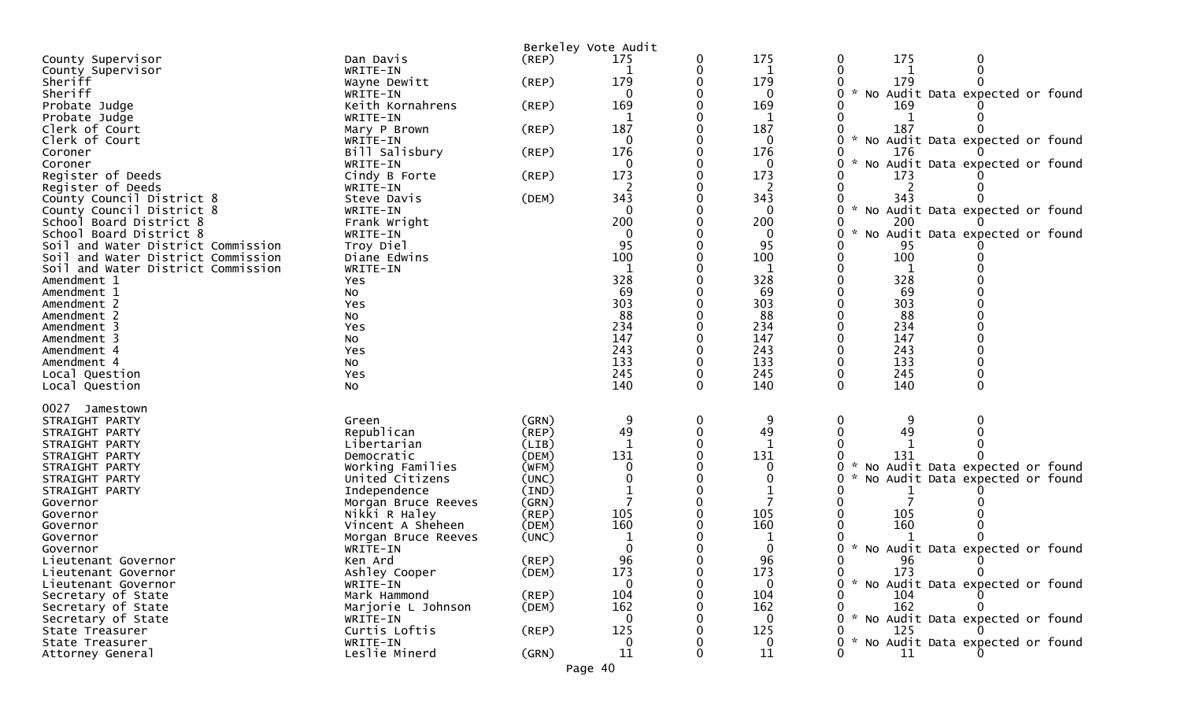Berkeley Vote Audit

| Contest | Candidate | Party | Votes | | | | | |
|---|---|---|---|---|---|---|---|---|
| County Supervisor | Dan Davis | (REP) | 175 | 0 | 175 | 0 | 175 | 0 |
| County Supervisor | WRITE-IN | | 1 | 0 | 1 | 0 | 1 | 0 |
| Sheriff | Wayne Dewitt | (REP) | 179 | 0 | 179 | 0 | 179 | 0 |
| Sheriff | WRITE-IN | | 0 | 0 | 0 | 0 | * No Audit Data expected or found | |
| Probate Judge | Keith Kornahrens | (REP) | 169 | 0 | 169 | 0 | 169 | 0 |
| Probate Judge | WRITE-IN | | 1 | 0 | 1 | 0 | 1 | 0 |
| Clerk of Court | Mary P Brown | (REP) | 187 | 0 | 187 | 0 | 187 | 0 |
| Clerk of Court | WRITE-IN | | 0 | 0 | 0 | 0 | * No Audit Data expected or found | |
| Coroner | Bill Salisbury | (REP) | 176 | 0 | 176 | 0 | 176 | 0 |
| Coroner | WRITE-IN | | 0 | 0 | 0 | 0 | * No Audit Data expected or found | |
| Register of Deeds | Cindy B Forte | (REP) | 173 | 0 | 173 | 0 | 173 | 0 |
| Register of Deeds | WRITE-IN | | 2 | 0 | 2 | 0 | 2 | 0 |
| County Council District 8 | Steve Davis | (DEM) | 343 | 0 | 343 | 0 | 343 | 0 |
| County Council District 8 | WRITE-IN | | 0 | 0 | 0 | 0 | * No Audit Data expected or found | |
| School Board District 8 | Frank Wright | | 200 | 0 | 200 | 0 | 200 | 0 |
| School Board District 8 | WRITE-IN | | 0 | 0 | 0 | 0 | * No Audit Data expected or found | |
| Soil and Water District Commission | Troy Diel | | 95 | 0 | 95 | 0 | 95 | 0 |
| Soil and Water District Commission | Diane Edwins | | 100 | 0 | 100 | 0 | 100 | 0 |
| Soil and Water District Commission | WRITE-IN | | 1 | 0 | 1 | 0 | 1 | 0 |
| Amendment 1 | Yes | | 328 | 0 | 328 | 0 | 328 | 0 |
| Amendment 1 | No | | 69 | 0 | 69 | 0 | 69 | 0 |
| Amendment 2 | Yes | | 303 | 0 | 303 | 0 | 303 | 0 |
| Amendment 2 | No | | 88 | 0 | 88 | 0 | 88 | 0 |
| Amendment 3 | Yes | | 234 | 0 | 234 | 0 | 234 | 0 |
| Amendment 3 | No | | 147 | 0 | 147 | 0 | 147 | 0 |
| Amendment 4 | Yes | | 243 | 0 | 243 | 0 | 243 | 0 |
| Amendment 4 | No | | 133 | 0 | 133 | 0 | 133 | 0 |
| Local Question | Yes | | 245 | 0 | 245 | 0 | 245 | 0 |
| Local Question | No | | 140 | 0 | 140 | 0 | 140 | 0 |

0027 Jamestown

| Contest | Candidate | Party | Votes | | | | | |
|---|---|---|---|---|---|---|---|---|
| STRAIGHT PARTY | Green | (GRN) | 9 | 0 | 9 | 0 | 9 | 0 |
| STRAIGHT PARTY | Republican | (REP) | 49 | 0 | 49 | 0 | 49 | 0 |
| STRAIGHT PARTY | Libertarian | (LIB) | 1 | 0 | 1 | 0 | 1 | 0 |
| STRAIGHT PARTY | Democratic | (DEM) | 131 | 0 | 131 | 0 | 131 | 0 |
| STRAIGHT PARTY | Working Families | (WFM) | 0 | 0 | 0 | 0 | * No Audit Data expected or found | |
| STRAIGHT PARTY | United Citizens | (UNC) | 0 | 0 | 0 | 0 | * No Audit Data expected or found | |
| STRAIGHT PARTY | Independence | (IND) | 1 | 0 | 1 | 0 | 1 | 0 |
| Governor | Morgan Bruce Reeves | (GRN) | 7 | 0 | 7 | 0 | 7 | 0 |
| Governor | Nikki R Haley | (REP) | 105 | 0 | 105 | 0 | 105 | 0 |
| Governor | Vincent A Sheheen | (DEM) | 160 | 0 | 160 | 0 | 160 | 0 |
| Governor | Morgan Bruce Reeves | (UNC) | 1 | 0 | 1 | 0 | 1 | 0 |
| Governor | WRITE-IN | | 0 | 0 | 0 | 0 | * No Audit Data expected or found | |
| Lieutenant Governor | Ken Ard | (REP) | 96 | 0 | 96 | 0 | 96 | 0 |
| Lieutenant Governor | Ashley Cooper | (DEM) | 173 | 0 | 173 | 0 | 173 | 0 |
| Lieutenant Governor | WRITE-IN | | 0 | 0 | 0 | 0 | * No Audit Data expected or found | |
| Secretary of State | Mark Hammond | (REP) | 104 | 0 | 104 | 0 | 104 | 0 |
| Secretary of State | Marjorie L Johnson | (DEM) | 162 | 0 | 162 | 0 | 162 | 0 |
| Secretary of State | WRITE-IN | | 0 | 0 | 0 | 0 | * No Audit Data expected or found | |
| State Treasurer | Curtis Loftis | (REP) | 125 | 0 | 125 | 0 | 125 | 0 |
| State Treasurer | WRITE-IN | | 0 | 0 | 0 | 0 | * No Audit Data expected or found | |
| Attorney General | Leslie Minerd | (GRN) | 11 | 0 | 11 | 0 | 11 | 0 |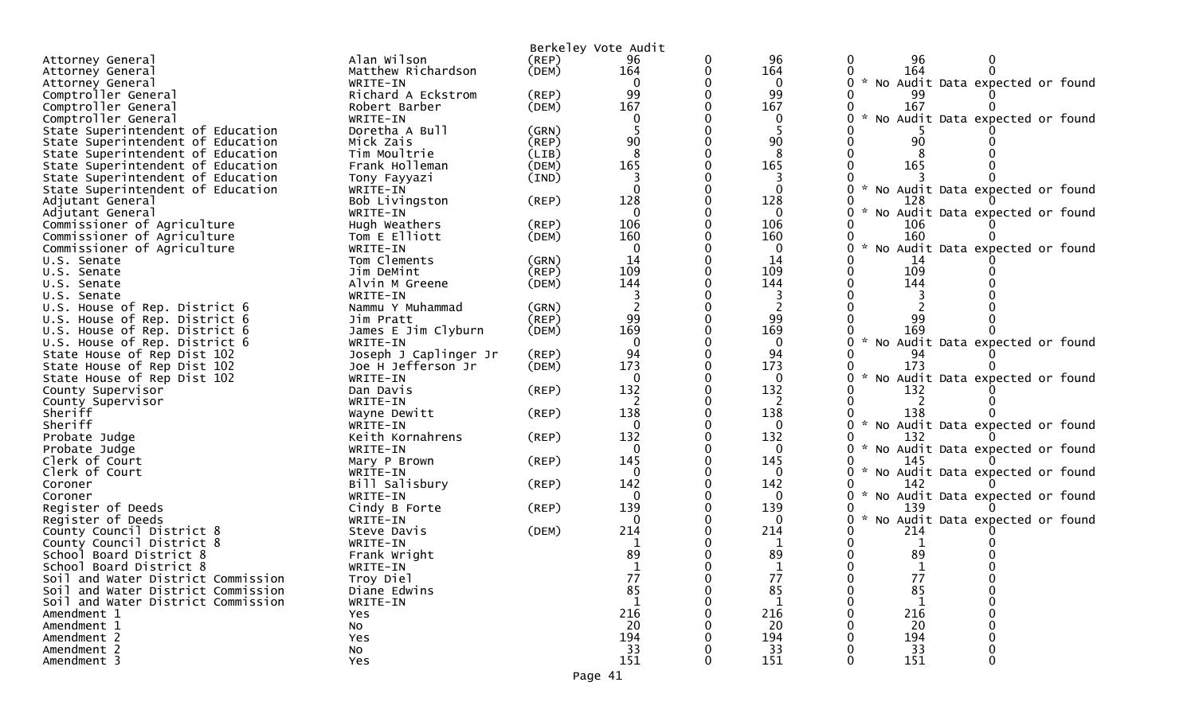Berkeley Vote Audit

| | | | | | | | | |
|---|---|---|---|---|---|---|---|---|
| Attorney General | Alan Wilson | (REP) | 96 | 0 | 96 | 0 | 96 | 0 |
| Attorney General | Matthew Richardson | (DEM) | 164 | 0 | 164 | 0 | 164 | 0 |
| Attorney General | WRITE-IN | | 0 | 0 | 0 | 0 | * No Audit Data expected or found | |
| Comptroller General | Richard A Eckstrom | (REP) | 99 | 0 | 99 | 0 | 99 | 0 |
| Comptroller General | Robert Barber | (DEM) | 167 | 0 | 167 | 0 | 167 | 0 |
| Comptroller General | WRITE-IN | | 0 | 0 | 0 | 0 | * No Audit Data expected or found | |
| State Superintendent of Education | Doretha A Bull | (GRN) | 5 | 0 | 5 | 0 | 5 | 0 |
| State Superintendent of Education | Mick Zais | (REP) | 90 | 0 | 90 | 0 | 90 | 0 |
| State Superintendent of Education | Tim Moultrie | (LIB) | 8 | 0 | 8 | 0 | 8 | 0 |
| State Superintendent of Education | Frank Holleman | (DEM) | 165 | 0 | 165 | 0 | 165 | 0 |
| State Superintendent of Education | Tony Fayyazi | (IND) | 3 | 0 | 3 | 0 | 3 | 0 |
| State Superintendent of Education | WRITE-IN | | 0 | 0 | 0 | 0 | * No Audit Data expected or found | |
| Adjutant General | Bob Livingston | (REP) | 128 | 0 | 128 | 0 | 128 | 0 |
| Adjutant General | WRITE-IN | | 0 | 0 | 0 | 0 | * No Audit Data expected or found | |
| Commissioner of Agriculture | Hugh Weathers | (REP) | 106 | 0 | 106 | 0 | 106 | 0 |
| Commissioner of Agriculture | Tom E Elliott | (DEM) | 160 | 0 | 160 | 0 | 160 | 0 |
| Commissioner of Agriculture | WRITE-IN | | 0 | 0 | 0 | 0 | * No Audit Data expected or found | |
| U.S. Senate | Tom Clements | (GRN) | 14 | 0 | 14 | 0 | 14 | 0 |
| U.S. Senate | Jim DeMint | (REP) | 109 | 0 | 109 | 0 | 109 | 0 |
| U.S. Senate | Alvin M Greene | (DEM) | 144 | 0 | 144 | 0 | 144 | 0 |
| U.S. Senate | WRITE-IN | | 3 | 0 | 3 | 0 | 3 | 0 |
| U.S. House of Rep. District 6 | Nammu Y Muhammad | (GRN) | 2 | 0 | 2 | 0 | 2 | 0 |
| U.S. House of Rep. District 6 | Jim Pratt | (REP) | 99 | 0 | 99 | 0 | 99 | 0 |
| U.S. House of Rep. District 6 | James E Jim Clyburn | (DEM) | 169 | 0 | 169 | 0 | 169 | 0 |
| U.S. House of Rep. District 6 | WRITE-IN | | 0 | 0 | 0 | 0 | * No Audit Data expected or found | |
| State House of Rep Dist 102 | Joseph J Caplinger Jr | (REP) | 94 | 0 | 94 | 0 | 94 | 0 |
| State House of Rep Dist 102 | Joe H Jefferson Jr | (DEM) | 173 | 0 | 173 | 0 | 173 | 0 |
| State House of Rep Dist 102 | WRITE-IN | | 0 | 0 | 0 | 0 | * No Audit Data expected or found | |
| County Supervisor | Dan Davis | (REP) | 132 | 0 | 132 | 0 | 132 | 0 |
| County Supervisor | WRITE-IN | | 2 | 0 | 2 | 0 | 2 | 0 |
| Sheriff | Wayne Dewitt | (REP) | 138 | 0 | 138 | 0 | 138 | 0 |
| Sheriff | WRITE-IN | | 0 | 0 | 0 | 0 | * No Audit Data expected or found | |
| Probate Judge | Keith Kornahrens | (REP) | 132 | 0 | 132 | 0 | 132 | 0 |
| Probate Judge | WRITE-IN | | 0 | 0 | 0 | 0 | * No Audit Data expected or found | |
| Clerk of Court | Mary P Brown | (REP) | 145 | 0 | 145 | 0 | 145 | 0 |
| Clerk of Court | WRITE-IN | | 0 | 0 | 0 | 0 | * No Audit Data expected or found | |
| Coroner | Bill Salisbury | (REP) | 142 | 0 | 142 | 0 | 142 | 0 |
| Coroner | WRITE-IN | | 0 | 0 | 0 | 0 | * No Audit Data expected or found | |
| Register of Deeds | Cindy B Forte | (REP) | 139 | 0 | 139 | 0 | 139 | 0 |
| Register of Deeds | WRITE-IN | | 0 | 0 | 0 | 0 | * No Audit Data expected or found | |
| County Council District 8 | Steve Davis | (DEM) | 214 | 0 | 214 | 0 | 214 | 0 |
| County Council District 8 | WRITE-IN | | 1 | 0 | 1 | 0 | 1 | 0 |
| School Board District 8 | Frank Wright | | 89 | 0 | 89 | 0 | 89 | 0 |
| School Board District 8 | WRITE-IN | | 1 | 0 | 1 | 0 | 1 | 0 |
| Soil and Water District Commission | Troy Diel | | 77 | 0 | 77 | 0 | 77 | 0 |
| Soil and Water District Commission | Diane Edwins | | 85 | 0 | 85 | 0 | 85 | 0 |
| Soil and Water District Commission | WRITE-IN | | 1 | 0 | 1 | 0 | 1 | 0 |
| Amendment 1 | Yes | | 216 | 0 | 216 | 0 | 216 | 0 |
| Amendment 1 | No | | 20 | 0 | 20 | 0 | 20 | 0 |
| Amendment 2 | Yes | | 194 | 0 | 194 | 0 | 194 | 0 |
| Amendment 2 | No | | 33 | 0 | 33 | 0 | 33 | 0 |
| Amendment 3 | Yes | | 151 | 0 | 151 | 0 | 151 | 0 |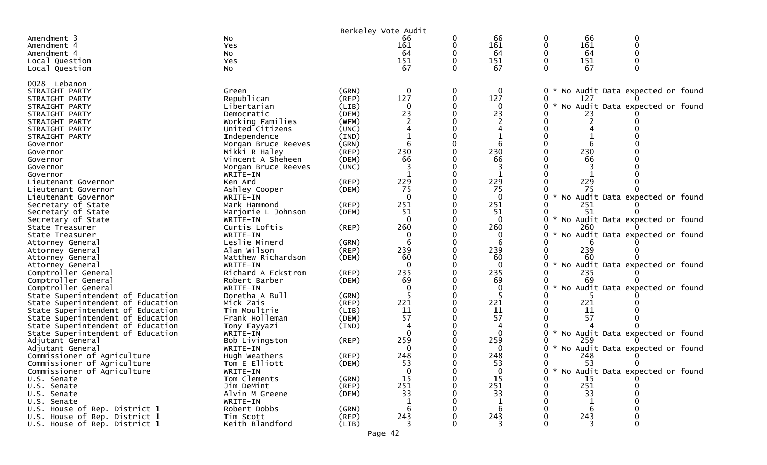Berkeley Vote Audit

| | | | | | | | | |
|---|---|---|---|---|---|---|---|---|
| Amendment 3 | No | | 66 | 0 | 66 | 0 | 66 | 0 |
| Amendment 4 | Yes | | 161 | 0 | 161 | 0 | 161 | 0 |
| Amendment 4 | No | | 64 | 0 | 64 | 0 | 64 | 0 |
| Local Question | Yes | | 151 | 0 | 151 | 0 | 151 | 0 |
| Local Question | No | | 67 | 0 | 67 | 0 | 67 | 0 |

0028 Lebanon

| | | | | | | | | |
|---|---|---|---|---|---|---|---|---|
| STRAIGHT PARTY | Green | (GRN) | 0 | 0 | 0 | 0 | * No Audit Data expected or found | |
| STRAIGHT PARTY | Republican | (REP) | 127 | 0 | 127 | 0 | 127 | 0 |
| STRAIGHT PARTY | Libertarian | (LIB) | 0 | 0 | 0 | 0 | * No Audit Data expected or found | |
| STRAIGHT PARTY | Democratic | (DEM) | 23 | 0 | 23 | 0 | 23 | 0 |
| STRAIGHT PARTY | Working Families | (WFM) | 2 | 0 | 2 | 0 | 2 | 0 |
| STRAIGHT PARTY | United Citizens | (UNC) | 4 | 0 | 4 | 0 | 4 | 0 |
| STRAIGHT PARTY | Independence | (IND) | 1 | 0 | 1 | 0 | 1 | 0 |
| Governor | Morgan Bruce Reeves | (GRN) | 6 | 0 | 6 | 0 | 6 | 0 |
| Governor | Nikki R Haley | (REP) | 230 | 0 | 230 | 0 | 230 | 0 |
| Governor | Vincent A Sheheen | (DEM) | 66 | 0 | 66 | 0 | 66 | 0 |
| Governor | Morgan Bruce Reeves | (UNC) | 3 | 0 | 3 | 0 | 3 | 0 |
| Governor | WRITE-IN | | 1 | 0 | 1 | 0 | 1 | 0 |
| Lieutenant Governor | Ken Ard | (REP) | 229 | 0 | 229 | 0 | 229 | 0 |
| Lieutenant Governor | Ashley Cooper | (DEM) | 75 | 0 | 75 | 0 | 75 | 0 |
| Lieutenant Governor | WRITE-IN | | 0 | 0 | 0 | 0 | * No Audit Data expected or found | |
| Secretary of State | Mark Hammond | (REP) | 251 | 0 | 251 | 0 | 251 | 0 |
| Secretary of State | Marjorie L Johnson | (DEM) | 51 | 0 | 51 | 0 | 51 | 0 |
| Secretary of State | WRITE-IN | | 0 | 0 | 0 | 0 | * No Audit Data expected or found | |
| State Treasurer | Curtis Loftis | (REP) | 260 | 0 | 260 | 0 | 260 | 0 |
| State Treasurer | WRITE-IN | | 0 | 0 | 0 | 0 | * No Audit Data expected or found | |
| Attorney General | Leslie Minerd | (GRN) | 6 | 0 | 6 | 0 | 6 | 0 |
| Attorney General | Alan Wilson | (REP) | 239 | 0 | 239 | 0 | 239 | 0 |
| Attorney General | Matthew Richardson | (DEM) | 60 | 0 | 60 | 0 | 60 | 0 |
| Attorney General | WRITE-IN | | 0 | 0 | 0 | 0 | * No Audit Data expected or found | |
| Comptroller General | Richard A Eckstrom | (REP) | 235 | 0 | 235 | 0 | 235 | 0 |
| Comptroller General | Robert Barber | (DEM) | 69 | 0 | 69 | 0 | 69 | 0 |
| Comptroller General | WRITE-IN | | 0 | 0 | 0 | 0 | * No Audit Data expected or found | |
| State Superintendent of Education | Doretha A Bull | (GRN) | 5 | 0 | 5 | 0 | 5 | 0 |
| State Superintendent of Education | Mick Zais | (REP) | 221 | 0 | 221 | 0 | 221 | 0 |
| State Superintendent of Education | Tim Moultrie | (LIB) | 11 | 0 | 11 | 0 | 11 | 0 |
| State Superintendent of Education | Frank Holleman | (DEM) | 57 | 0 | 57 | 0 | 57 | 0 |
| State Superintendent of Education | Tony Fayyazi | (IND) | 4 | 0 | 4 | 0 | 4 | 0 |
| State Superintendent of Education | WRITE-IN | | 0 | 0 | 0 | 0 | * No Audit Data expected or found | |
| Adjutant General | Bob Livingston | (REP) | 259 | 0 | 259 | 0 | 259 | 0 |
| Adjutant General | WRITE-IN | | 0 | 0 | 0 | 0 | * No Audit Data expected or found | |
| Commissioner of Agriculture | Hugh Weathers | (REP) | 248 | 0 | 248 | 0 | 248 | 0 |
| Commissioner of Agriculture | Tom E Elliott | (DEM) | 53 | 0 | 53 | 0 | 53 | 0 |
| Commissioner of Agriculture | WRITE-IN | | 0 | 0 | 0 | 0 | * No Audit Data expected or found | |
| U.S. Senate | Tom Clements | (GRN) | 15 | 0 | 15 | 0 | 15 | 0 |
| U.S. Senate | Jim DeMint | (REP) | 251 | 0 | 251 | 0 | 251 | 0 |
| U.S. Senate | Alvin M Greene | (DEM) | 33 | 0 | 33 | 0 | 33 | 0 |
| U.S. Senate | WRITE-IN | | 1 | 0 | 1 | 0 | 1 | 0 |
| U.S. House of Rep. District 1 | Robert Dobbs | (GRN) | 6 | 0 | 6 | 0 | 6 | 0 |
| U.S. House of Rep. District 1 | Tim Scott | (REP) | 243 | 0 | 243 | 0 | 243 | 0 |
| U.S. House of Rep. District 1 | Keith Blandford | (LIB) | 3 | 0 | 3 | 0 | 3 | 0 |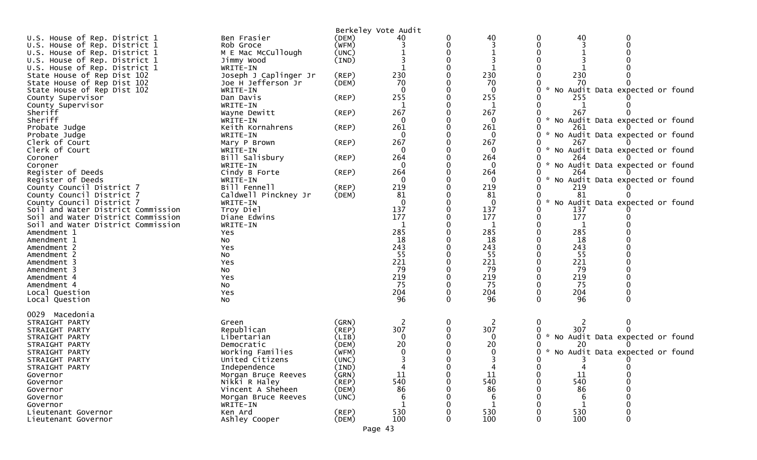Berkeley Vote Audit

| | | | | | | | | | |
|---|---|---|---|---|---|---|---|---|---|
| U.S. House of Rep. District 1 | Ben Frasier | (DEM) | 40 | 0 | 40 | 0 | 40 | 0 | |
| U.S. House of Rep. District 1 | Rob Groce | (WFM) | 3 | 0 | 3 | 0 | 3 | 0 | |
| U.S. House of Rep. District 1 | M E Mac McCullough | (UNC) | 1 | 0 | 1 | 0 | 1 | 0 | |
| U.S. House of Rep. District 1 | Jimmy Wood | (IND) | 3 | 0 | 3 | 0 | 3 | 0 | |
| U.S. House of Rep. District 1 | WRITE-IN | | 1 | 0 | 1 | 0 | 1 | 0 | |
| State House of Rep Dist 102 | Joseph J Caplinger Jr | (REP) | 230 | 0 | 230 | 0 | 230 | 0 | |
| State House of Rep Dist 102 | Joe H Jefferson Jr | (DEM) | 70 | 0 | 70 | 0 | 70 | 0 | |
| State House of Rep Dist 102 | WRITE-IN | | 0 | 0 | 0 | 0 | | | * No Audit Data expected or found |
| County Supervisor | Dan Davis | (REP) | 255 | 0 | 255 | 0 | 255 | 0 | |
| County Supervisor | WRITE-IN | | 1 | 0 | 1 | 0 | 1 | 0 | |
| Sheriff | Wayne Dewitt | (REP) | 267 | 0 | 267 | 0 | 267 | 0 | |
| Sheriff | WRITE-IN | | 0 | 0 | 0 | 0 | | | * No Audit Data expected or found |
| Probate Judge | Keith Kornahrens | (REP) | 261 | 0 | 261 | 0 | 261 | 0 | |
| Probate Judge | WRITE-IN | | 0 | 0 | 0 | 0 | | | * No Audit Data expected or found |
| Clerk of Court | Mary P Brown | (REP) | 267 | 0 | 267 | 0 | 267 | 0 | |
| Clerk of Court | WRITE-IN | | 0 | 0 | 0 | 0 | | | * No Audit Data expected or found |
| Coroner | Bill Salisbury | (REP) | 264 | 0 | 264 | 0 | 264 | 0 | |
| Coroner | WRITE-IN | | 0 | 0 | 0 | 0 | | | * No Audit Data expected or found |
| Register of Deeds | Cindy B Forte | (REP) | 264 | 0 | 264 | 0 | 264 | 0 | |
| Register of Deeds | WRITE-IN | | 0 | 0 | 0 | 0 | | | * No Audit Data expected or found |
| County Council District 7 | Bill Fennell | (REP) | 219 | 0 | 219 | 0 | 219 | 0 | |
| County Council District 7 | Caldwell Pinckney Jr | (DEM) | 81 | 0 | 81 | 0 | 81 | 0 | |
| County Council District 7 | WRITE-IN | | 0 | 0 | 0 | 0 | | | * No Audit Data expected or found |
| Soil and Water District Commission | Troy Diel | | 137 | 0 | 137 | 0 | 137 | 0 | |
| Soil and Water District Commission | Diane Edwins | | 177 | 0 | 177 | 0 | 177 | 0 | |
| Soil and Water District Commission | WRITE-IN | | 1 | 0 | 1 | 0 | 1 | 0 | |
| Amendment 1 | Yes | | 285 | 0 | 285 | 0 | 285 | 0 | |
| Amendment 1 | No | | 18 | 0 | 18 | 0 | 18 | 0 | |
| Amendment 2 | Yes | | 243 | 0 | 243 | 0 | 243 | 0 | |
| Amendment 2 | No | | 55 | 0 | 55 | 0 | 55 | 0 | |
| Amendment 3 | Yes | | 221 | 0 | 221 | 0 | 221 | 0 | |
| Amendment 3 | No | | 79 | 0 | 79 | 0 | 79 | 0 | |
| Amendment 4 | Yes | | 219 | 0 | 219 | 0 | 219 | 0 | |
| Amendment 4 | No | | 75 | 0 | 75 | 0 | 75 | 0 | |
| Local Question | Yes | | 204 | 0 | 204 | 0 | 204 | 0 | |
| Local Question | No | | 96 | 0 | 96 | 0 | 96 | 0 | |

0029 Macedonia

| | | | | | | | | | |
|---|---|---|---|---|---|---|---|---|---|
| STRAIGHT PARTY | Green | (GRN) | 2 | 0 | 2 | 0 | 2 | 0 | |
| STRAIGHT PARTY | Republican | (REP) | 307 | 0 | 307 | 0 | 307 | 0 | |
| STRAIGHT PARTY | Libertarian | (LIB) | 0 | 0 | 0 | 0 | | | * No Audit Data expected or found |
| STRAIGHT PARTY | Democratic | (DEM) | 20 | 0 | 20 | 0 | 20 | 0 | |
| STRAIGHT PARTY | Working Families | (WFM) | 0 | 0 | 0 | 0 | | | * No Audit Data expected or found |
| STRAIGHT PARTY | United Citizens | (UNC) | 3 | 0 | 3 | 0 | 3 | 0 | |
| STRAIGHT PARTY | Independence | (IND) | 4 | 0 | 4 | 0 | 4 | 0 | |
| Governor | Morgan Bruce Reeves | (GRN) | 11 | 0 | 11 | 0 | 11 | 0 | |
| Governor | Nikki R Haley | (REP) | 540 | 0 | 540 | 0 | 540 | 0 | |
| Governor | Vincent A Sheheen | (DEM) | 86 | 0 | 86 | 0 | 86 | 0 | |
| Governor | Morgan Bruce Reeves | (UNC) | 6 | 0 | 6 | 0 | 6 | 0 | |
| Governor | WRITE-IN | | 1 | 0 | 1 | 0 | 1 | 0 | |
| Lieutenant Governor | Ken Ard | (REP) | 530 | 0 | 530 | 0 | 530 | 0 | |
| Lieutenant Governor | Ashley Cooper | (DEM) | 100 | 0 | 100 | 0 | 100 | 0 | |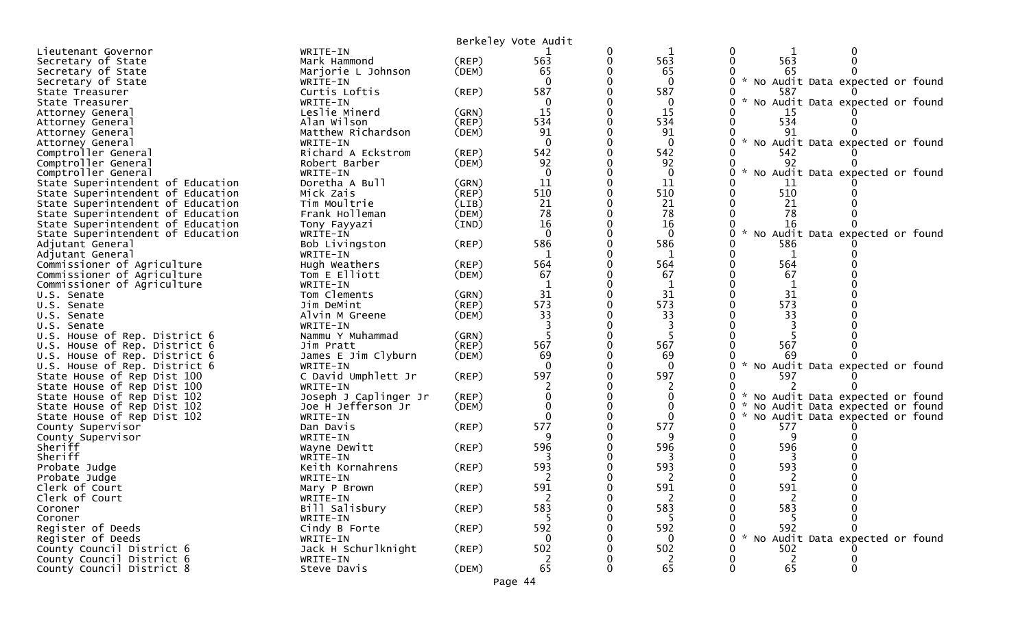Berkeley Vote Audit

| | | | | | | | | |
|---|---|---|---|---|---|---|---|---|
| Lieutenant Governor | WRITE-IN | | 1 | 0 | 1 | 0 | 1 | 0 |
| Secretary of State | Mark Hammond | (REP) | 563 | 0 | 563 | 0 | 563 | 0 |
| Secretary of State | Marjorie L Johnson | (DEM) | 65 | 0 | 65 | 0 | 65 | 0 |
| Secretary of State | WRITE-IN | | 0 | 0 | 0 | 0 | * No Audit Data expected or found | |
| State Treasurer | Curtis Loftis | (REP) | 587 | 0 | 587 | 0 | 587 | 0 |
| State Treasurer | WRITE-IN | | 0 | 0 | 0 | 0 | * No Audit Data expected or found | |
| Attorney General | Leslie Minerd | (GRN) | 15 | 0 | 15 | 0 | 15 | 0 |
| Attorney General | Alan Wilson | (REP) | 534 | 0 | 534 | 0 | 534 | 0 |
| Attorney General | Matthew Richardson | (DEM) | 91 | 0 | 91 | 0 | 91 | 0 |
| Attorney General | WRITE-IN | | 0 | 0 | 0 | 0 | * No Audit Data expected or found | |
| Comptroller General | Richard A Eckstrom | (REP) | 542 | 0 | 542 | 0 | 542 | 0 |
| Comptroller General | Robert Barber | (DEM) | 92 | 0 | 92 | 0 | 92 | 0 |
| Comptroller General | WRITE-IN | | 0 | 0 | 0 | 0 | * No Audit Data expected or found | |
| State Superintendent of Education | Doretha A Bull | (GRN) | 11 | 0 | 11 | 0 | 11 | 0 |
| State Superintendent of Education | Mick Zais | (REP) | 510 | 0 | 510 | 0 | 510 | 0 |
| State Superintendent of Education | Tim Moultrie | (LIB) | 21 | 0 | 21 | 0 | 21 | 0 |
| State Superintendent of Education | Frank Holleman | (DEM) | 78 | 0 | 78 | 0 | 78 | 0 |
| State Superintendent of Education | Tony Fayyazi | (IND) | 16 | 0 | 16 | 0 | 16 | 0 |
| State Superintendent of Education | WRITE-IN | | 0 | 0 | 0 | 0 | * No Audit Data expected or found | |
| Adjutant General | Bob Livingston | (REP) | 586 | 0 | 586 | 0 | 586 | 0 |
| Adjutant General | WRITE-IN | | 1 | 0 | 1 | 0 | 1 | 0 |
| Commissioner of Agriculture | Hugh Weathers | (REP) | 564 | 0 | 564 | 0 | 564 | 0 |
| Commissioner of Agriculture | Tom E Elliott | (DEM) | 67 | 0 | 67 | 0 | 67 | 0 |
| Commissioner of Agriculture | WRITE-IN | | 1 | 0 | 1 | 0 | 1 | 0 |
| U.S. Senate | Tom Clements | (GRN) | 31 | 0 | 31 | 0 | 31 | 0 |
| U.S. Senate | Jim DeMint | (REP) | 573 | 0 | 573 | 0 | 573 | 0 |
| U.S. Senate | Alvin M Greene | (DEM) | 33 | 0 | 33 | 0 | 33 | 0 |
| U.S. Senate | WRITE-IN | | 3 | 0 | 3 | 0 | 3 | 0 |
| U.S. House of Rep. District 6 | Nammu Y Muhammad | (GRN) | 5 | 0 | 5 | 0 | 5 | 0 |
| U.S. House of Rep. District 6 | Jim Pratt | (REP) | 567 | 0 | 567 | 0 | 567 | 0 |
| U.S. House of Rep. District 6 | James E Jim Clyburn | (DEM) | 69 | 0 | 69 | 0 | 69 | 0 |
| U.S. House of Rep. District 6 | WRITE-IN | | 0 | 0 | 0 | 0 | * No Audit Data expected or found | |
| State House of Rep Dist 100 | C David Umphlett Jr | (REP) | 597 | 0 | 597 | 0 | 597 | 0 |
| State House of Rep Dist 100 | WRITE-IN | | 2 | 0 | 2 | 0 | 2 | 0 |
| State House of Rep Dist 102 | Joseph J Caplinger Jr | (REP) | 0 | 0 | 0 | 0 | * No Audit Data expected or found | |
| State House of Rep Dist 102 | Joe H Jefferson Jr | (DEM) | 0 | 0 | 0 | 0 | * No Audit Data expected or found | |
| State House of Rep Dist 102 | WRITE-IN | | 0 | 0 | 0 | 0 | * No Audit Data expected or found | |
| County Supervisor | Dan Davis | (REP) | 577 | 0 | 577 | 0 | 577 | 0 |
| County Supervisor | WRITE-IN | | 9 | 0 | 9 | 0 | 9 | 0 |
| Sheriff | Wayne Dewitt | (REP) | 596 | 0 | 596 | 0 | 596 | 0 |
| Sheriff | WRITE-IN | | 3 | 0 | 3 | 0 | 3 | 0 |
| Probate Judge | Keith Kornahrens | (REP) | 593 | 0 | 593 | 0 | 593 | 0 |
| Probate Judge | WRITE-IN | | 2 | 0 | 2 | 0 | 2 | 0 |
| Clerk of Court | Mary P Brown | (REP) | 591 | 0 | 591 | 0 | 591 | 0 |
| Clerk of Court | WRITE-IN | | 2 | 0 | 2 | 0 | 2 | 0 |
| Coroner | Bill Salisbury | (REP) | 583 | 0 | 583 | 0 | 583 | 0 |
| Coroner | WRITE-IN | | 5 | 0 | 5 | 0 | 5 | 0 |
| Register of Deeds | Cindy B Forte | (REP) | 592 | 0 | 592 | 0 | 592 | 0 |
| Register of Deeds | WRITE-IN | | 0 | 0 | 0 | 0 | * No Audit Data expected or found | |
| County Council District 6 | Jack H Schurlknight | (REP) | 502 | 0 | 502 | 0 | 502 | 0 |
| County Council District 6 | WRITE-IN | | 2 | 0 | 2 | 0 | 2 | 0 |
| County Council District 8 | Steve Davis | (DEM) | 65 | 0 | 65 | 0 | 65 | 0 |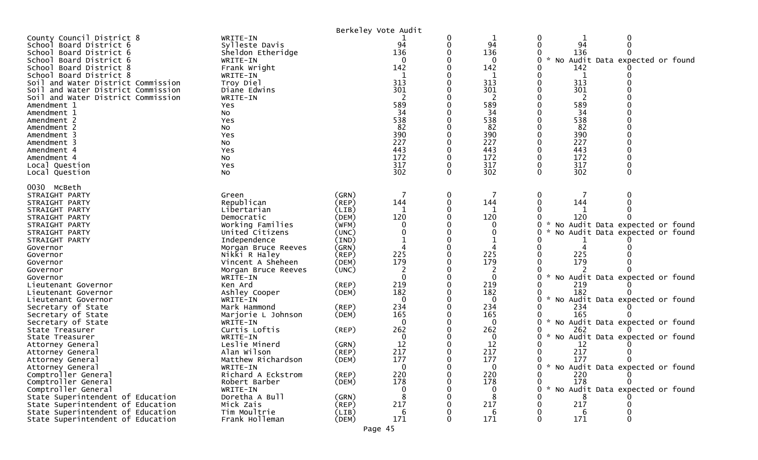Berkeley Vote Audit

| Contest | Candidate | Party | | | | | | |
|---|---|---|---|---|---|---|---|---|
| County Council District 8 | WRITE-IN | | 1 | 0 | 1 | 0 | 1 | 0 |
| School Board District 6 | Sylleste Davis | | 94 | 0 | 94 | 0 | 94 | 0 |
| School Board District 6 | Sheldon Etheridge | | 136 | 0 | 136 | 0 | 136 | 0 |
| School Board District 6 | WRITE-IN | | 0 | 0 | 0 | 0 | * No Audit Data expected or found | |
| School Board District 8 | Frank Wright | | 142 | 0 | 142 | 0 | 142 | 0 |
| School Board District 8 | WRITE-IN | | 1 | 0 | 1 | 0 | 1 | 0 |
| Soil and Water District Commission | Troy Diel | | 313 | 0 | 313 | 0 | 313 | 0 |
| Soil and Water District Commission | Diane Edwins | | 301 | 0 | 301 | 0 | 301 | 0 |
| Soil and Water District Commission | WRITE-IN | | 2 | 0 | 2 | 0 | 2 | 0 |
| Amendment 1 | Yes | | 589 | 0 | 589 | 0 | 589 | 0 |
| Amendment 1 | No | | 34 | 0 | 34 | 0 | 34 | 0 |
| Amendment 2 | Yes | | 538 | 0 | 538 | 0 | 538 | 0 |
| Amendment 2 | No | | 82 | 0 | 82 | 0 | 82 | 0 |
| Amendment 3 | Yes | | 390 | 0 | 390 | 0 | 390 | 0 |
| Amendment 3 | No | | 227 | 0 | 227 | 0 | 227 | 0 |
| Amendment 4 | Yes | | 443 | 0 | 443 | 0 | 443 | 0 |
| Amendment 4 | No | | 172 | 0 | 172 | 0 | 172 | 0 |
| Local Question | Yes | | 317 | 0 | 317 | 0 | 317 | 0 |
| Local Question | No | | 302 | 0 | 302 | 0 | 302 | 0 |
| **0030 McBeth** | | | | | | | | |
| STRAIGHT PARTY | Green | (GRN) | 7 | 0 | 7 | 0 | 7 | 0 |
| STRAIGHT PARTY | Republican | (REP) | 144 | 0 | 144 | 0 | 144 | 0 |
| STRAIGHT PARTY | Libertarian | (LIB) | 1 | 0 | 1 | 0 | 1 | 0 |
| STRAIGHT PARTY | Democratic | (DEM) | 120 | 0 | 120 | 0 | 120 | 0 |
| STRAIGHT PARTY | Working Families | (WFM) | 0 | 0 | 0 | 0 | * No Audit Data expected or found | |
| STRAIGHT PARTY | United Citizens | (UNC) | 0 | 0 | 0 | 0 | * No Audit Data expected or found | |
| STRAIGHT PARTY | Independence | (IND) | 1 | 0 | 1 | 0 | 1 | 0 |
| Governor | Morgan Bruce Reeves | (GRN) | 4 | 0 | 4 | 0 | 4 | 0 |
| Governor | Nikki R Haley | (REP) | 225 | 0 | 225 | 0 | 225 | 0 |
| Governor | Vincent A Sheheen | (DEM) | 179 | 0 | 179 | 0 | 179 | 0 |
| Governor | Morgan Bruce Reeves | (UNC) | 2 | 0 | 2 | 0 | 2 | 0 |
| Governor | WRITE-IN | | 0 | 0 | 0 | 0 | * No Audit Data expected or found | |
| Lieutenant Governor | Ken Ard | (REP) | 219 | 0 | 219 | 0 | 219 | 0 |
| Lieutenant Governor | Ashley Cooper | (DEM) | 182 | 0 | 182 | 0 | 182 | 0 |
| Lieutenant Governor | WRITE-IN | | 0 | 0 | 0 | 0 | * No Audit Data expected or found | |
| Secretary of State | Mark Hammond | (REP) | 234 | 0 | 234 | 0 | 234 | 0 |
| Secretary of State | Marjorie L Johnson | (DEM) | 165 | 0 | 165 | 0 | 165 | 0 |
| Secretary of State | WRITE-IN | | 0 | 0 | 0 | 0 | * No Audit Data expected or found | |
| State Treasurer | Curtis Loftis | (REP) | 262 | 0 | 262 | 0 | 262 | 0 |
| State Treasurer | WRITE-IN | | 0 | 0 | 0 | 0 | * No Audit Data expected or found | |
| Attorney General | Leslie Minerd | (GRN) | 12 | 0 | 12 | 0 | 12 | 0 |
| Attorney General | Alan Wilson | (REP) | 217 | 0 | 217 | 0 | 217 | 0 |
| Attorney General | Matthew Richardson | (DEM) | 177 | 0 | 177 | 0 | 177 | 0 |
| Attorney General | WRITE-IN | | 0 | 0 | 0 | 0 | * No Audit Data expected or found | |
| Comptroller General | Richard A Eckstrom | (REP) | 220 | 0 | 220 | 0 | 220 | 0 |
| Comptroller General | Robert Barber | (DEM) | 178 | 0 | 178 | 0 | 178 | 0 |
| Comptroller General | WRITE-IN | | 0 | 0 | 0 | 0 | * No Audit Data expected or found | |
| State Superintendent of Education | Doretha A Bull | (GRN) | 8 | 0 | 8 | 0 | 8 | 0 |
| State Superintendent of Education | Mick Zais | (REP) | 217 | 0 | 217 | 0 | 217 | 0 |
| State Superintendent of Education | Tim Moultrie | (LIB) | 6 | 0 | 6 | 0 | 6 | 0 |
| State Superintendent of Education | Frank Holleman | (DEM) | 171 | 0 | 171 | 0 | 171 | 0 |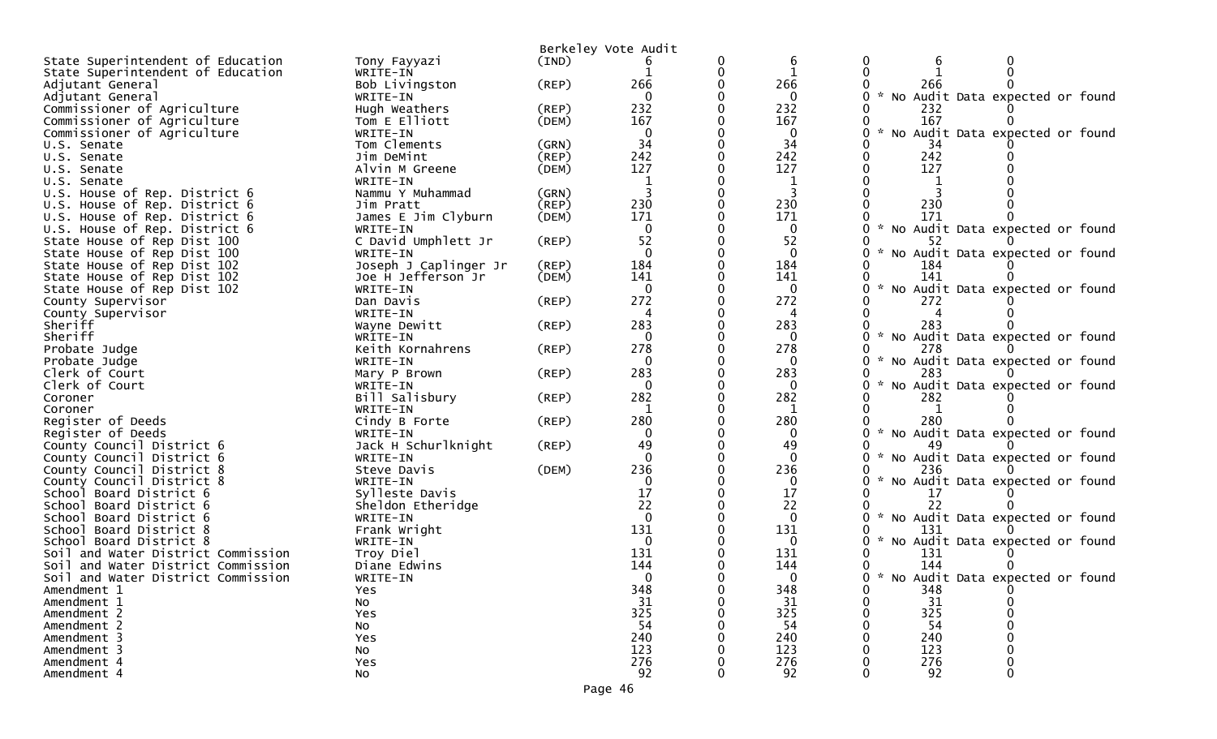Berkeley Vote Audit

| | | | | | | | | |
|---|---|---|---|---|---|---|---|---|
| State Superintendent of Education | Tony Fayyazi | (IND) | 6 | 0 | 6 | 0 | 6 | 0 |
| State Superintendent of Education | WRITE-IN | | 1 | 0 | 1 | 0 | 1 | 0 |
| Adjutant General | Bob Livingston | (REP) | 266 | 0 | 266 | 0 | 266 | 0 |
| Adjutant General | WRITE-IN | | 0 | 0 | 0 | 0 | * No Audit Data expected or found | |
| Commissioner of Agriculture | Hugh Weathers | (REP) | 232 | 0 | 232 | 0 | 232 | 0 |
| Commissioner of Agriculture | Tom E Elliott | (DEM) | 167 | 0 | 167 | 0 | 167 | 0 |
| Commissioner of Agriculture | WRITE-IN | | 0 | 0 | 0 | 0 | * No Audit Data expected or found | |
| U.S. Senate | Tom Clements | (GRN) | 34 | 0 | 34 | 0 | 34 | 0 |
| U.S. Senate | Jim DeMint | (REP) | 242 | 0 | 242 | 0 | 242 | 0 |
| U.S. Senate | Alvin M Greene | (DEM) | 127 | 0 | 127 | 0 | 127 | 0 |
| U.S. Senate | WRITE-IN | | 1 | 0 | 1 | 0 | 1 | 0 |
| U.S. House of Rep. District 6 | Nammu Y Muhammad | (GRN) | 3 | 0 | 3 | 0 | 3 | 0 |
| U.S. House of Rep. District 6 | Jim Pratt | (REP) | 230 | 0 | 230 | 0 | 230 | 0 |
| U.S. House of Rep. District 6 | James E Jim Clyburn | (DEM) | 171 | 0 | 171 | 0 | 171 | 0 |
| U.S. House of Rep. District 6 | WRITE-IN | | 0 | 0 | 0 | 0 | * No Audit Data expected or found | |
| State House of Rep Dist 100 | C David Umphlett Jr | (REP) | 52 | 0 | 52 | 0 | 52 | 0 |
| State House of Rep Dist 100 | WRITE-IN | | 0 | 0 | 0 | 0 | * No Audit Data expected or found | |
| State House of Rep Dist 102 | Joseph J Caplinger Jr | (REP) | 184 | 0 | 184 | 0 | 184 | 0 |
| State House of Rep Dist 102 | Joe H Jefferson Jr | (DEM) | 141 | 0 | 141 | 0 | 141 | 0 |
| State House of Rep Dist 102 | WRITE-IN | | 0 | 0 | 0 | 0 | * No Audit Data expected or found | |
| County Supervisor | Dan Davis | (REP) | 272 | 0 | 272 | 0 | 272 | 0 |
| County Supervisor | WRITE-IN | | 4 | 0 | 4 | 0 | 4 | 0 |
| Sheriff | Wayne Dewitt | (REP) | 283 | 0 | 283 | 0 | 283 | 0 |
| Sheriff | WRITE-IN | | 0 | 0 | 0 | 0 | * No Audit Data expected or found | |
| Probate Judge | Keith Kornahrens | (REP) | 278 | 0 | 278 | 0 | 278 | 0 |
| Probate Judge | WRITE-IN | | 0 | 0 | 0 | 0 | * No Audit Data expected or found | |
| Clerk of Court | Mary P Brown | (REP) | 283 | 0 | 283 | 0 | 283 | 0 |
| Clerk of Court | WRITE-IN | | 0 | 0 | 0 | 0 | * No Audit Data expected or found | |
| Coroner | Bill Salisbury | (REP) | 282 | 0 | 282 | 0 | 282 | 0 |
| Coroner | WRITE-IN | | 1 | 0 | 1 | 0 | 1 | 0 |
| Register of Deeds | Cindy B Forte | (REP) | 280 | 0 | 280 | 0 | 280 | 0 |
| Register of Deeds | WRITE-IN | | 0 | 0 | 0 | 0 | * No Audit Data expected or found | |
| County Council District 6 | Jack H Schurlknight | (REP) | 49 | 0 | 49 | 0 | 49 | 0 |
| County Council District 6 | WRITE-IN | | 0 | 0 | 0 | 0 | * No Audit Data expected or found | |
| County Council District 8 | Steve Davis | (DEM) | 236 | 0 | 236 | 0 | 236 | 0 |
| County Council District 8 | WRITE-IN | | 0 | 0 | 0 | 0 | * No Audit Data expected or found | |
| School Board District 6 | Sylleste Davis | | 17 | 0 | 17 | 0 | 17 | 0 |
| School Board District 6 | Sheldon Etheridge | | 22 | 0 | 22 | 0 | 22 | 0 |
| School Board District 6 | WRITE-IN | | 0 | 0 | 0 | 0 | * No Audit Data expected or found | |
| School Board District 8 | Frank Wright | | 131 | 0 | 131 | 0 | 131 | 0 |
| School Board District 8 | WRITE-IN | | 0 | 0 | 0 | 0 | * No Audit Data expected or found | |
| Soil and Water District Commission | Troy Diel | | 131 | 0 | 131 | 0 | 131 | 0 |
| Soil and Water District Commission | Diane Edwins | | 144 | 0 | 144 | 0 | 144 | 0 |
| Soil and Water District Commission | WRITE-IN | | 0 | 0 | 0 | 0 | * No Audit Data expected or found | |
| Amendment 1 | Yes | | 348 | 0 | 348 | 0 | 348 | 0 |
| Amendment 1 | No | | 31 | 0 | 31 | 0 | 31 | 0 |
| Amendment 2 | Yes | | 325 | 0 | 325 | 0 | 325 | 0 |
| Amendment 2 | No | | 54 | 0 | 54 | 0 | 54 | 0 |
| Amendment 3 | Yes | | 240 | 0 | 240 | 0 | 240 | 0 |
| Amendment 3 | No | | 123 | 0 | 123 | 0 | 123 | 0 |
| Amendment 4 | Yes | | 276 | 0 | 276 | 0 | 276 | 0 |
| Amendment 4 | No | | 92 | 0 | 92 | 0 | 92 | 0 |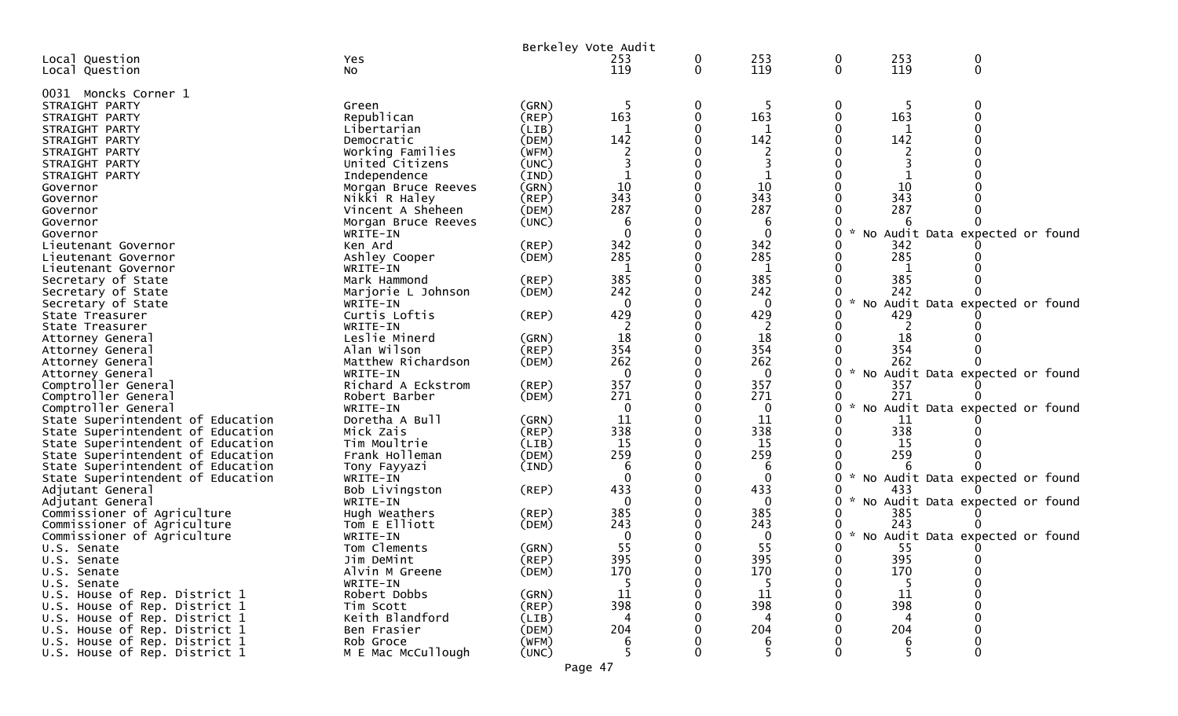Berkeley Vote Audit

| | | | | | | | | |
|---|---|---|---|---|---|---|---|---|
| Local Question | Yes | | 253 | 0 | 253 | 0 | 253 | 0 |
| Local Question | No | | 119 | 0 | 119 | 0 | 119 | 0 |

0031 Moncks Corner 1

| | | | | | | | | |
|---|---|---|---|---|---|---|---|---|
| STRAIGHT PARTY | Green | (GRN) | 5 | 0 | 5 | 0 | 5 | 0 |
| STRAIGHT PARTY | Republican | (REP) | 163 | 0 | 163 | 0 | 163 | 0 |
| STRAIGHT PARTY | Libertarian | (LIB) | 1 | 0 | 1 | 0 | 1 | 0 |
| STRAIGHT PARTY | Democratic | (DEM) | 142 | 0 | 142 | 0 | 142 | 0 |
| STRAIGHT PARTY | Working Families | (WFM) | 2 | 0 | 2 | 0 | 2 | 0 |
| STRAIGHT PARTY | United Citizens | (UNC) | 3 | 0 | 3 | 0 | 3 | 0 |
| STRAIGHT PARTY | Independence | (IND) | 1 | 0 | 1 | 0 | 1 | 0 |
| Governor | Morgan Bruce Reeves | (GRN) | 10 | 0 | 10 | 0 | 10 | 0 |
| Governor | Nikki R Haley | (REP) | 343 | 0 | 343 | 0 | 343 | 0 |
| Governor | Vincent A Sheheen | (DEM) | 287 | 0 | 287 | 0 | 287 | 0 |
| Governor | Morgan Bruce Reeves | (UNC) | 6 | 0 | 6 | 0 | 6 | 0 |
| Governor | WRITE-IN | | 0 | 0 | 0 | 0 | * No Audit Data expected or found | |
| Lieutenant Governor | Ken Ard | (REP) | 342 | 0 | 342 | 0 | 342 | 0 |
| Lieutenant Governor | Ashley Cooper | (DEM) | 285 | 0 | 285 | 0 | 285 | 0 |
| Lieutenant Governor | WRITE-IN | | 1 | 0 | 1 | 0 | 1 | 0 |
| Secretary of State | Mark Hammond | (REP) | 385 | 0 | 385 | 0 | 385 | 0 |
| Secretary of State | Marjorie L Johnson | (DEM) | 242 | 0 | 242 | 0 | 242 | 0 |
| Secretary of State | WRITE-IN | | 0 | 0 | 0 | 0 | * No Audit Data expected or found | |
| State Treasurer | Curtis Loftis | (REP) | 429 | 0 | 429 | 0 | 429 | 0 |
| State Treasurer | WRITE-IN | | 2 | 0 | 2 | 0 | 2 | 0 |
| Attorney General | Leslie Minerd | (GRN) | 18 | 0 | 18 | 0 | 18 | 0 |
| Attorney General | Alan Wilson | (REP) | 354 | 0 | 354 | 0 | 354 | 0 |
| Attorney General | Matthew Richardson | (DEM) | 262 | 0 | 262 | 0 | 262 | 0 |
| Attorney General | WRITE-IN | | 0 | 0 | 0 | 0 | * No Audit Data expected or found | |
| Comptroller General | Richard A Eckstrom | (REP) | 357 | 0 | 357 | 0 | 357 | 0 |
| Comptroller General | Robert Barber | (DEM) | 271 | 0 | 271 | 0 | 271 | 0 |
| Comptroller General | WRITE-IN | | 0 | 0 | 0 | 0 | * No Audit Data expected or found | |
| State Superintendent of Education | Doretha A Bull | (GRN) | 11 | 0 | 11 | 0 | 11 | 0 |
| State Superintendent of Education | Mick Zais | (REP) | 338 | 0 | 338 | 0 | 338 | 0 |
| State Superintendent of Education | Tim Moultrie | (LIB) | 15 | 0 | 15 | 0 | 15 | 0 |
| State Superintendent of Education | Frank Holleman | (DEM) | 259 | 0 | 259 | 0 | 259 | 0 |
| State Superintendent of Education | Tony Fayyazi | (IND) | 6 | 0 | 6 | 0 | 6 | 0 |
| State Superintendent of Education | WRITE-IN | | 0 | 0 | 0 | 0 | * No Audit Data expected or found | |
| Adjutant General | Bob Livingston | (REP) | 433 | 0 | 433 | 0 | 433 | 0 |
| Adjutant General | WRITE-IN | | 0 | 0 | 0 | 0 | * No Audit Data expected or found | |
| Commissioner of Agriculture | Hugh Weathers | (REP) | 385 | 0 | 385 | 0 | 385 | 0 |
| Commissioner of Agriculture | Tom E Elliott | (DEM) | 243 | 0 | 243 | 0 | 243 | 0 |
| Commissioner of Agriculture | WRITE-IN | | 0 | 0 | 0 | 0 | * No Audit Data expected or found | |
| U.S. Senate | Tom Clements | (GRN) | 55 | 0 | 55 | 0 | 55 | 0 |
| U.S. Senate | Jim DeMint | (REP) | 395 | 0 | 395 | 0 | 395 | 0 |
| U.S. Senate | Alvin M Greene | (DEM) | 170 | 0 | 170 | 0 | 170 | 0 |
| U.S. Senate | WRITE-IN | | 5 | 0 | 5 | 0 | 5 | 0 |
| U.S. House of Rep. District 1 | Robert Dobbs | (GRN) | 11 | 0 | 11 | 0 | 11 | 0 |
| U.S. House of Rep. District 1 | Tim Scott | (REP) | 398 | 0 | 398 | 0 | 398 | 0 |
| U.S. House of Rep. District 1 | Keith Blandford | (LIB) | 4 | 0 | 4 | 0 | 4 | 0 |
| U.S. House of Rep. District 1 | Ben Frasier | (DEM) | 204 | 0 | 204 | 0 | 204 | 0 |
| U.S. House of Rep. District 1 | Rob Groce | (WFM) | 6 | 0 | 6 | 0 | 6 | 0 |
| U.S. House of Rep. District 1 | M E Mac McCullough | (UNC) | 5 | 0 | 5 | 0 | 5 | 0 |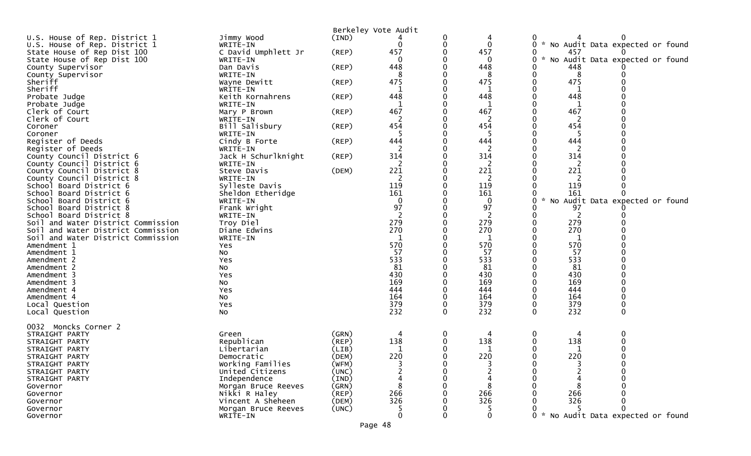Berkeley Vote Audit

| Contest | Candidate | Party | | | | | | |
|---|---|---|---|---|---|---|---|---|
| U.S. House of Rep. District 1 | Jimmy Wood | (IND) | 4 | 0 | 4 | 0 | 4 | 0 |
| U.S. House of Rep. District 1 | WRITE-IN | | 0 | 0 | 0 | 0 | * No Audit Data expected or found | |
| State House of Rep Dist 100 | C David Umphlett Jr | (REP) | 457 | 0 | 457 | 0 | 457 | 0 |
| State House of Rep Dist 100 | WRITE-IN | | 0 | 0 | 0 | 0 | * No Audit Data expected or found | |
| County Supervisor | Dan Davis | (REP) | 448 | 0 | 448 | 0 | 448 | 0 |
| County Supervisor | WRITE-IN | | 8 | 0 | 8 | 0 | 8 | 0 |
| Sheriff | Wayne Dewitt | (REP) | 475 | 0 | 475 | 0 | 475 | 0 |
| Sheriff | WRITE-IN | | 1 | 0 | 1 | 0 | 1 | 0 |
| Probate Judge | Keith Kornahrens | (REP) | 448 | 0 | 448 | 0 | 448 | 0 |
| Probate Judge | WRITE-IN | | 1 | 0 | 1 | 0 | 1 | 0 |
| Clerk of Court | Mary P Brown | (REP) | 467 | 0 | 467 | 0 | 467 | 0 |
| Clerk of Court | WRITE-IN | | 2 | 0 | 2 | 0 | 2 | 0 |
| Coroner | Bill Salisbury | (REP) | 454 | 0 | 454 | 0 | 454 | 0 |
| Coroner | WRITE-IN | | 5 | 0 | 5 | 0 | 5 | 0 |
| Register of Deeds | Cindy B Forte | (REP) | 444 | 0 | 444 | 0 | 444 | 0 |
| Register of Deeds | WRITE-IN | | 2 | 0 | 2 | 0 | 2 | 0 |
| County Council District 6 | Jack H Schurlknight | (REP) | 314 | 0 | 314 | 0 | 314 | 0 |
| County Council District 6 | WRITE-IN | | 2 | 0 | 2 | 0 | 2 | 0 |
| County Council District 8 | Steve Davis | (DEM) | 221 | 0 | 221 | 0 | 221 | 0 |
| County Council District 8 | WRITE-IN | | 2 | 0 | 2 | 0 | 2 | 0 |
| School Board District 6 | Sylleste Davis | | 119 | 0 | 119 | 0 | 119 | 0 |
| School Board District 6 | Sheldon Etheridge | | 161 | 0 | 161 | 0 | 161 | 0 |
| School Board District 6 | WRITE-IN | | 0 | 0 | 0 | 0 | * No Audit Data expected or found | |
| School Board District 8 | Frank Wright | | 97 | 0 | 97 | 0 | 97 | 0 |
| School Board District 8 | WRITE-IN | | 2 | 0 | 2 | 0 | 2 | 0 |
| Soil and Water District Commission | Troy Diel | | 279 | 0 | 279 | 0 | 279 | 0 |
| Soil and Water District Commission | Diane Edwins | | 270 | 0 | 270 | 0 | 270 | 0 |
| Soil and Water District Commission | WRITE-IN | | 1 | 0 | 1 | 0 | 1 | 0 |
| Amendment 1 | Yes | | 570 | 0 | 570 | 0 | 570 | 0 |
| Amendment 1 | No | | 57 | 0 | 57 | 0 | 57 | 0 |
| Amendment 2 | Yes | | 533 | 0 | 533 | 0 | 533 | 0 |
| Amendment 2 | No | | 81 | 0 | 81 | 0 | 81 | 0 |
| Amendment 3 | Yes | | 430 | 0 | 430 | 0 | 430 | 0 |
| Amendment 3 | No | | 169 | 0 | 169 | 0 | 169 | 0 |
| Amendment 4 | Yes | | 444 | 0 | 444 | 0 | 444 | 0 |
| Amendment 4 | No | | 164 | 0 | 164 | 0 | 164 | 0 |
| Local Question | Yes | | 379 | 0 | 379 | 0 | 379 | 0 |
| Local Question | No | | 232 | 0 | 232 | 0 | 232 | 0 |

0032 Moncks Corner 2

| Contest | Candidate | Party | | | | | | |
|---|---|---|---|---|---|---|---|---|
| STRAIGHT PARTY | Green | (GRN) | 4 | 0 | 4 | 0 | 4 | 0 |
| STRAIGHT PARTY | Republican | (REP) | 138 | 0 | 138 | 0 | 138 | 0 |
| STRAIGHT PARTY | Libertarian | (LIB) | 1 | 0 | 1 | 0 | 1 | 0 |
| STRAIGHT PARTY | Democratic | (DEM) | 220 | 0 | 220 | 0 | 220 | 0 |
| STRAIGHT PARTY | Working Families | (WFM) | 3 | 0 | 3 | 0 | 3 | 0 |
| STRAIGHT PARTY | United Citizens | (UNC) | 2 | 0 | 2 | 0 | 2 | 0 |
| STRAIGHT PARTY | Independence | (IND) | 4 | 0 | 4 | 0 | 4 | 0 |
| Governor | Morgan Bruce Reeves | (GRN) | 8 | 0 | 8 | 0 | 8 | 0 |
| Governor | Nikki R Haley | (REP) | 266 | 0 | 266 | 0 | 266 | 0 |
| Governor | Vincent A Sheheen | (DEM) | 326 | 0 | 326 | 0 | 326 | 0 |
| Governor | Morgan Bruce Reeves | (UNC) | 5 | 0 | 5 | 0 | 5 | 0 |
| Governor | WRITE-IN | | 0 | 0 | 0 | 0 | * No Audit Data expected or found | |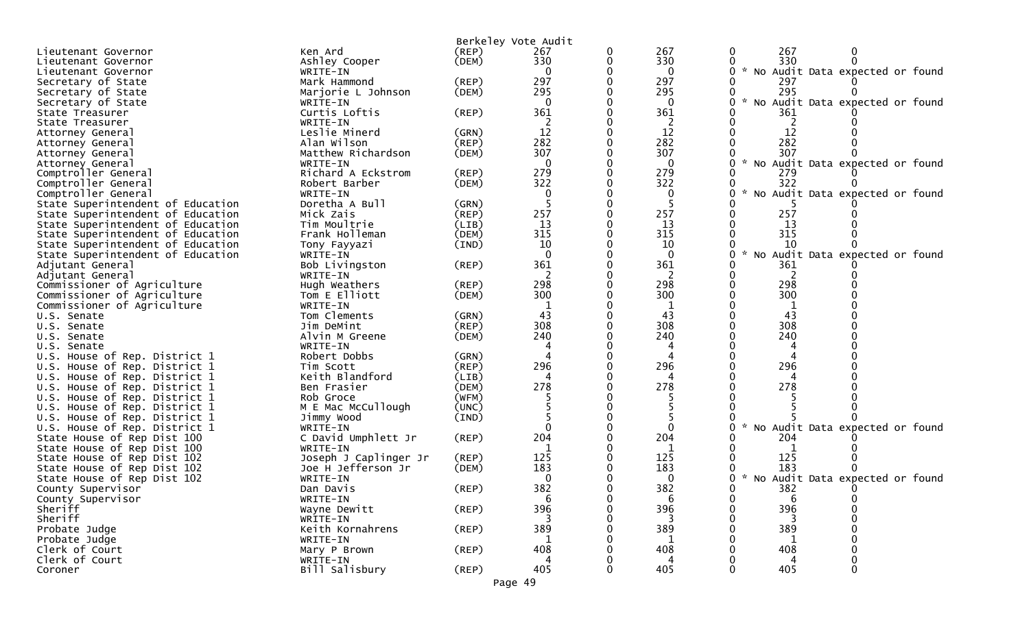Berkeley Vote Audit

| Office | Candidate | Party | | | | | | |
|---|---|---|---|---|---|---|---|---|
| Lieutenant Governor | Ken Ard | (REP) | 267 | 0 | 267 | 0 | 267 | 0 |
| Lieutenant Governor | Ashley Cooper | (DEM) | 330 | 0 | 330 | 0 | 330 | 0 |
| Lieutenant Governor | WRITE-IN | | 0 | 0 | 0 | 0 | * No Audit Data expected or found | |
| Secretary of State | Mark Hammond | (REP) | 297 | 0 | 297 | 0 | 297 | 0 |
| Secretary of State | Marjorie L Johnson | (DEM) | 295 | 0 | 295 | 0 | 295 | 0 |
| Secretary of State | WRITE-IN | | 0 | 0 | 0 | 0 | * No Audit Data expected or found | |
| State Treasurer | Curtis Loftis | (REP) | 361 | 0 | 361 | 0 | 361 | 0 |
| State Treasurer | WRITE-IN | | 2 | 0 | 2 | 0 | 2 | 0 |
| Attorney General | Leslie Minerd | (GRN) | 12 | 0 | 12 | 0 | 12 | 0 |
| Attorney General | Alan Wilson | (REP) | 282 | 0 | 282 | 0 | 282 | 0 |
| Attorney General | Matthew Richardson | (DEM) | 307 | 0 | 307 | 0 | 307 | 0 |
| Attorney General | WRITE-IN | | 0 | 0 | 0 | 0 | * No Audit Data expected or found | |
| Comptroller General | Richard A Eckstrom | (REP) | 279 | 0 | 279 | 0 | 279 | 0 |
| Comptroller General | Robert Barber | (DEM) | 322 | 0 | 322 | 0 | 322 | 0 |
| Comptroller General | WRITE-IN | | 0 | 0 | 0 | 0 | * No Audit Data expected or found | |
| State Superintendent of Education | Doretha A Bull | (GRN) | 5 | 0 | 5 | 0 | 5 | 0 |
| State Superintendent of Education | Mick Zais | (REP) | 257 | 0 | 257 | 0 | 257 | 0 |
| State Superintendent of Education | Tim Moultrie | (LIB) | 13 | 0 | 13 | 0 | 13 | 0 |
| State Superintendent of Education | Frank Holleman | (DEM) | 315 | 0 | 315 | 0 | 315 | 0 |
| State Superintendent of Education | Tony Fayyazi | (IND) | 10 | 0 | 10 | 0 | 10 | 0 |
| State Superintendent of Education | WRITE-IN | | 0 | 0 | 0 | 0 | * No Audit Data expected or found | |
| Adjutant General | Bob Livingston | (REP) | 361 | 0 | 361 | 0 | 361 | 0 |
| Adjutant General | WRITE-IN | | 2 | 0 | 2 | 0 | 2 | 0 |
| Commissioner of Agriculture | Hugh Weathers | (REP) | 298 | 0 | 298 | 0 | 298 | 0 |
| Commissioner of Agriculture | Tom E Elliott | (DEM) | 300 | 0 | 300 | 0 | 300 | 0 |
| Commissioner of Agriculture | WRITE-IN | | 1 | 0 | 1 | 0 | 1 | 0 |
| U.S. Senate | Tom Clements | (GRN) | 43 | 0 | 43 | 0 | 43 | 0 |
| U.S. Senate | Jim DeMint | (REP) | 308 | 0 | 308 | 0 | 308 | 0 |
| U.S. Senate | Alvin M Greene | (DEM) | 240 | 0 | 240 | 0 | 240 | 0 |
| U.S. Senate | WRITE-IN | | 4 | 0 | 4 | 0 | 4 | 0 |
| U.S. House of Rep. District 1 | Robert Dobbs | (GRN) | 4 | 0 | 4 | 0 | 4 | 0 |
| U.S. House of Rep. District 1 | Tim Scott | (REP) | 296 | 0 | 296 | 0 | 296 | 0 |
| U.S. House of Rep. District 1 | Keith Blandford | (LIB) | 4 | 0 | 4 | 0 | 4 | 0 |
| U.S. House of Rep. District 1 | Ben Frasier | (DEM) | 278 | 0 | 278 | 0 | 278 | 0 |
| U.S. House of Rep. District 1 | Rob Groce | (WFM) | 5 | 0 | 5 | 0 | 5 | 0 |
| U.S. House of Rep. District 1 | M E Mac McCullough | (UNC) | 5 | 0 | 5 | 0 | 5 | 0 |
| U.S. House of Rep. District 1 | Jimmy Wood | (IND) | 5 | 0 | 5 | 0 | 5 | 0 |
| U.S. House of Rep. District 1 | WRITE-IN | | 0 | 0 | 0 | 0 | * No Audit Data expected or found | |
| State House of Rep Dist 100 | C David Umphlett Jr | (REP) | 204 | 0 | 204 | 0 | 204 | 0 |
| State House of Rep Dist 100 | WRITE-IN | | 1 | 0 | 1 | 0 | 1 | 0 |
| State House of Rep Dist 102 | Joseph J Caplinger Jr | (REP) | 125 | 0 | 125 | 0 | 125 | 0 |
| State House of Rep Dist 102 | Joe H Jefferson Jr | (DEM) | 183 | 0 | 183 | 0 | 183 | 0 |
| State House of Rep Dist 102 | WRITE-IN | | 0 | 0 | 0 | 0 | * No Audit Data expected or found | |
| County Supervisor | Dan Davis | (REP) | 382 | 0 | 382 | 0 | 382 | 0 |
| County Supervisor | WRITE-IN | | 6 | 0 | 6 | 0 | 6 | 0 |
| Sheriff | Wayne Dewitt | (REP) | 396 | 0 | 396 | 0 | 396 | 0 |
| Sheriff | WRITE-IN | | 3 | 0 | 3 | 0 | 3 | 0 |
| Probate Judge | Keith Kornahrens | (REP) | 389 | 0 | 389 | 0 | 389 | 0 |
| Probate Judge | WRITE-IN | | 1 | 0 | 1 | 0 | 1 | 0 |
| Clerk of Court | Mary P Brown | (REP) | 408 | 0 | 408 | 0 | 408 | 0 |
| Clerk of Court | WRITE-IN | | 4 | 0 | 4 | 0 | 4 | 0 |
| Coroner | Bill Salisbury | (REP) | 405 | 0 | 405 | 0 | 405 | 0 |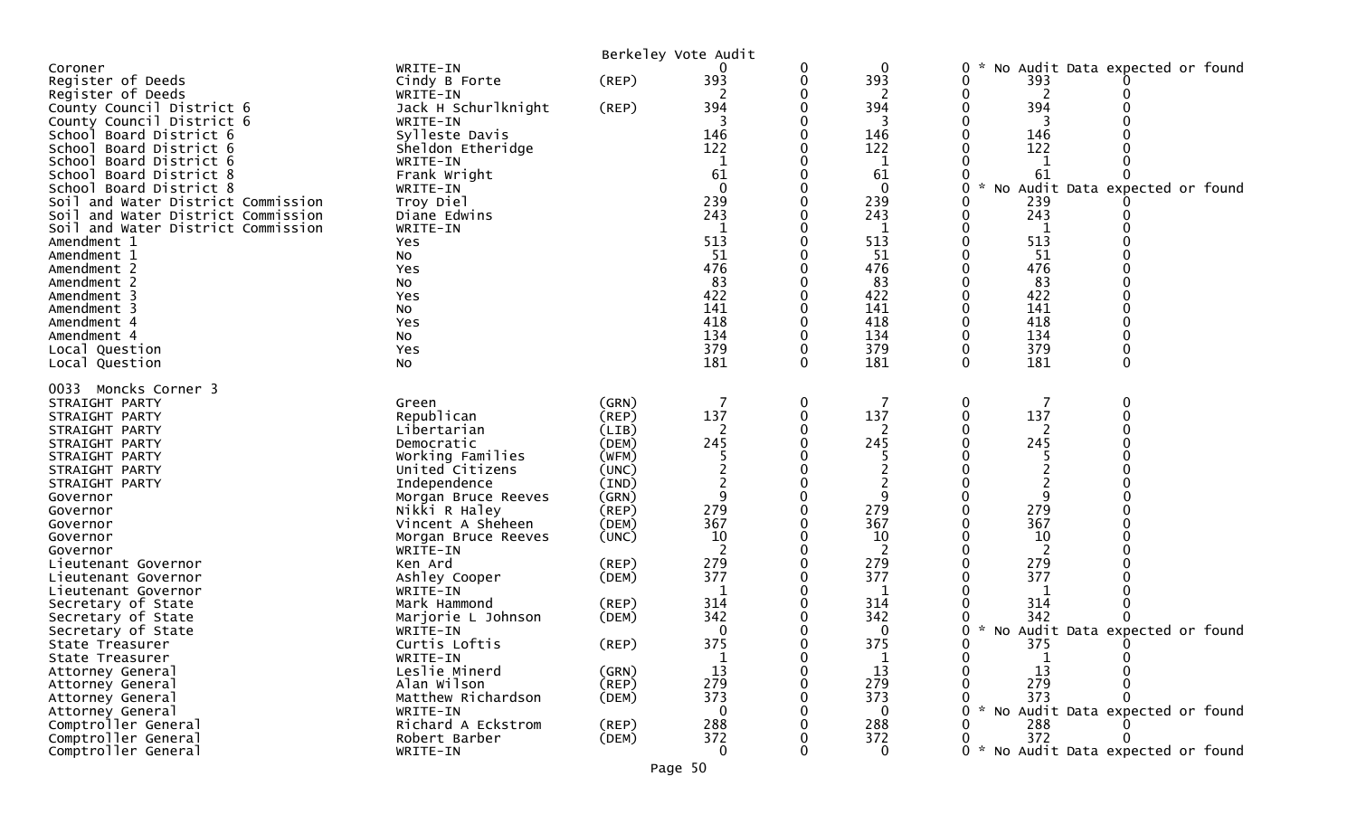Berkeley Vote Audit

| | | | | | | | | | |
|---|---|---|---|---|---|---|---|---|---|
| Coroner | WRITE-IN | | 0 | 0 | 0 | 0 | * No Audit Data expected or found | | |
| Register of Deeds | Cindy B Forte | (REP) | 393 | 0 | 393 | 0 | 393 | 0 | |
| Register of Deeds | WRITE-IN | | 2 | 0 | 2 | 0 | 2 | 0 | |
| County Council District 6 | Jack H Schurlknight | (REP) | 394 | 0 | 394 | 0 | 394 | 0 | |
| County Council District 6 | WRITE-IN | | 3 | 0 | 3 | 0 | 3 | 0 | |
| School Board District 6 | Sylleste Davis | | 146 | 0 | 146 | 0 | 146 | 0 | |
| School Board District 6 | Sheldon Etheridge | | 122 | 0 | 122 | 0 | 122 | 0 | |
| School Board District 6 | WRITE-IN | | 1 | 0 | 1 | 0 | 1 | 0 | |
| School Board District 8 | Frank Wright | | 61 | 0 | 61 | 0 | 61 | 0 | |
| School Board District 8 | WRITE-IN | | 0 | 0 | 0 | 0 | * No Audit Data expected or found | | |
| Soil and Water District Commission | Troy Diel | | 239 | 0 | 239 | 0 | 239 | 0 | |
| Soil and Water District Commission | Diane Edwins | | 243 | 0 | 243 | 0 | 243 | 0 | |
| Soil and Water District Commission | WRITE-IN | | 1 | 0 | 1 | 0 | 1 | 0 | |
| Amendment 1 | Yes | | 513 | 0 | 513 | 0 | 513 | 0 | |
| Amendment 1 | No | | 51 | 0 | 51 | 0 | 51 | 0 | |
| Amendment 2 | Yes | | 476 | 0 | 476 | 0 | 476 | 0 | |
| Amendment 2 | No | | 83 | 0 | 83 | 0 | 83 | 0 | |
| Amendment 3 | Yes | | 422 | 0 | 422 | 0 | 422 | 0 | |
| Amendment 3 | No | | 141 | 0 | 141 | 0 | 141 | 0 | |
| Amendment 4 | Yes | | 418 | 0 | 418 | 0 | 418 | 0 | |
| Amendment 4 | No | | 134 | 0 | 134 | 0 | 134 | 0 | |
| Local Question | Yes | | 379 | 0 | 379 | 0 | 379 | 0 | |
| Local Question | No | | 181 | 0 | 181 | 0 | 181 | 0 | |

0033 Moncks Corner 3

| | | | | | | | | | |
|---|---|---|---|---|---|---|---|---|---|
| STRAIGHT PARTY | Green | (GRN) | 7 | 0 | 7 | 0 | 7 | 0 | |
| STRAIGHT PARTY | Republican | (REP) | 137 | 0 | 137 | 0 | 137 | 0 | |
| STRAIGHT PARTY | Libertarian | (LIB) | 2 | 0 | 2 | 0 | 2 | 0 | |
| STRAIGHT PARTY | Democratic | (DEM) | 245 | 0 | 245 | 0 | 245 | 0 | |
| STRAIGHT PARTY | Working Families | (WFM) | 5 | 0 | 5 | 0 | 5 | 0 | |
| STRAIGHT PARTY | United Citizens | (UNC) | 2 | 0 | 2 | 0 | 2 | 0 | |
| STRAIGHT PARTY | Independence | (IND) | 2 | 0 | 2 | 0 | 2 | 0 | |
| Governor | Morgan Bruce Reeves | (GRN) | 9 | 0 | 9 | 0 | 9 | 0 | |
| Governor | Nikki R Haley | (REP) | 279 | 0 | 279 | 0 | 279 | 0 | |
| Governor | Vincent A Sheheen | (DEM) | 367 | 0 | 367 | 0 | 367 | 0 | |
| Governor | Morgan Bruce Reeves | (UNC) | 10 | 0 | 10 | 0 | 10 | 0 | |
| Governor | WRITE-IN | | 2 | 0 | 2 | 0 | 2 | 0 | |
| Lieutenant Governor | Ken Ard | (REP) | 279 | 0 | 279 | 0 | 279 | 0 | |
| Lieutenant Governor | Ashley Cooper | (DEM) | 377 | 0 | 377 | 0 | 377 | 0 | |
| Lieutenant Governor | WRITE-IN | | 1 | 0 | 1 | 0 | 1 | 0 | |
| Secretary of State | Mark Hammond | (REP) | 314 | 0 | 314 | 0 | 314 | 0 | |
| Secretary of State | Marjorie L Johnson | (DEM) | 342 | 0 | 342 | 0 | 342 | 0 | |
| Secretary of State | WRITE-IN | | 0 | 0 | 0 | 0 | * No Audit Data expected or found | | |
| State Treasurer | Curtis Loftis | (REP) | 375 | 0 | 375 | 0 | 375 | 0 | |
| State Treasurer | WRITE-IN | | 1 | 0 | 1 | 0 | 1 | 0 | |
| Attorney General | Leslie Minerd | (GRN) | 13 | 0 | 13 | 0 | 13 | 0 | |
| Attorney General | Alan Wilson | (REP) | 279 | 0 | 279 | 0 | 279 | 0 | |
| Attorney General | Matthew Richardson | (DEM) | 373 | 0 | 373 | 0 | 373 | 0 | |
| Attorney General | WRITE-IN | | 0 | 0 | 0 | 0 | * No Audit Data expected or found | | |
| Comptroller General | Richard A Eckstrom | (REP) | 288 | 0 | 288 | 0 | 288 | 0 | |
| Comptroller General | Robert Barber | (DEM) | 372 | 0 | 372 | 0 | 372 | 0 | |
| Comptroller General | WRITE-IN | | 0 | 0 | 0 | 0 | * No Audit Data expected or found | | |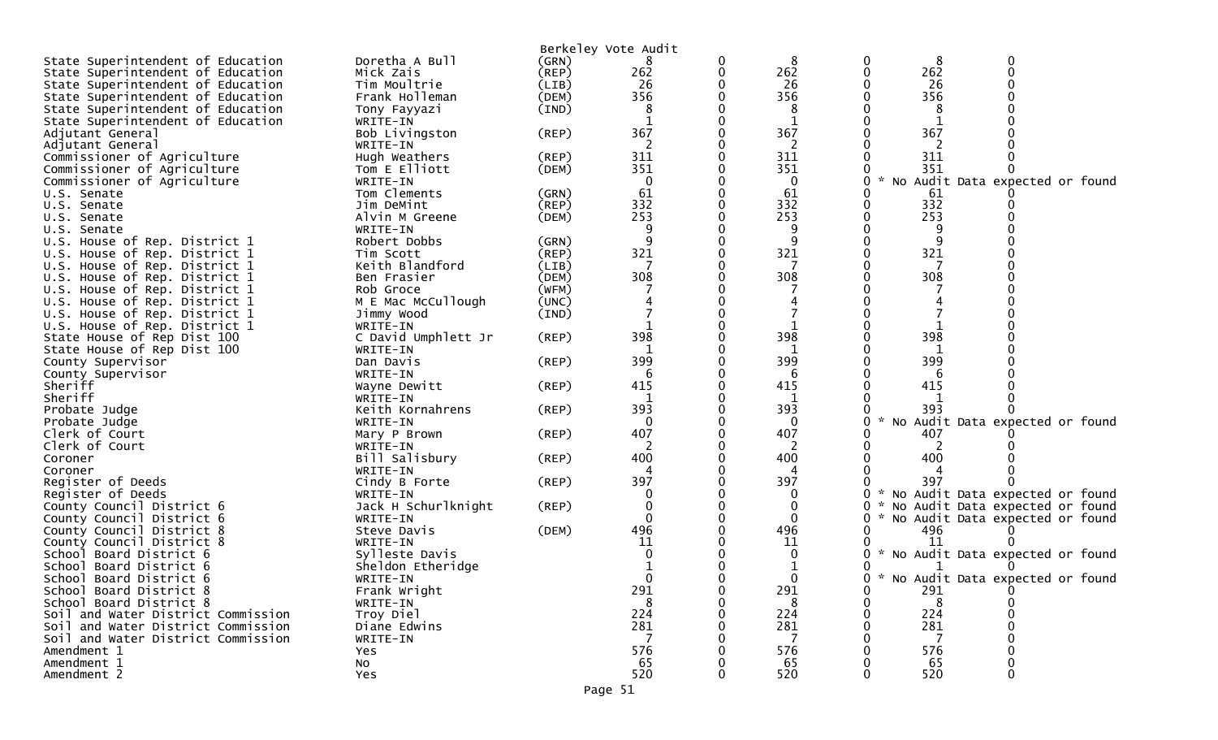Berkeley Vote Audit

| | | | | | | | | |
|---|---|---|---|---|---|---|---|---|
| State Superintendent of Education | Doretha A Bull | (GRN) | 8 | 0 | 8 | 0 | 8 | 0 |
| State Superintendent of Education | Mick Zais | (REP) | 262 | 0 | 262 | 0 | 262 | 0 |
| State Superintendent of Education | Tim Moultrie | (LIB) | 26 | 0 | 26 | 0 | 26 | 0 |
| State Superintendent of Education | Frank Holleman | (DEM) | 356 | 0 | 356 | 0 | 356 | 0 |
| State Superintendent of Education | Tony Fayyazi | (IND) | 8 | 0 | 8 | 0 | 8 | 0 |
| State Superintendent of Education | WRITE-IN | | 1 | 0 | 1 | 0 | 1 | 0 |
| Adjutant General | Bob Livingston | (REP) | 367 | 0 | 367 | 0 | 367 | 0 |
| Adjutant General | WRITE-IN | | 2 | 0 | 2 | 0 | 2 | 0 |
| Commissioner of Agriculture | Hugh Weathers | (REP) | 311 | 0 | 311 | 0 | 311 | 0 |
| Commissioner of Agriculture | Tom E Elliott | (DEM) | 351 | 0 | 351 | 0 | 351 | 0 |
| Commissioner of Agriculture | WRITE-IN | | 0 | 0 | 0 | 0 | * No Audit Data expected or found | |
| U.S. Senate | Tom Clements | (GRN) | 61 | 0 | 61 | 0 | 61 | 0 |
| U.S. Senate | Jim DeMint | (REP) | 332 | 0 | 332 | 0 | 332 | 0 |
| U.S. Senate | Alvin M Greene | (DEM) | 253 | 0 | 253 | 0 | 253 | 0 |
| U.S. Senate | WRITE-IN | | 9 | 0 | 9 | 0 | 9 | 0 |
| U.S. House of Rep. District 1 | Robert Dobbs | (GRN) | 9 | 0 | 9 | 0 | 9 | 0 |
| U.S. House of Rep. District 1 | Tim Scott | (REP) | 321 | 0 | 321 | 0 | 321 | 0 |
| U.S. House of Rep. District 1 | Keith Blandford | (LIB) | 7 | 0 | 7 | 0 | 7 | 0 |
| U.S. House of Rep. District 1 | Ben Frasier | (DEM) | 308 | 0 | 308 | 0 | 308 | 0 |
| U.S. House of Rep. District 1 | Rob Groce | (WFM) | 7 | 0 | 7 | 0 | 7 | 0 |
| U.S. House of Rep. District 1 | M E Mac McCullough | (UNC) | 4 | 0 | 4 | 0 | 4 | 0 |
| U.S. House of Rep. District 1 | Jimmy Wood | (IND) | 7 | 0 | 7 | 0 | 7 | 0 |
| U.S. House of Rep. District 1 | WRITE-IN | | 1 | 0 | 1 | 0 | 1 | 0 |
| State House of Rep Dist 100 | C David Umphlett Jr | (REP) | 398 | 0 | 398 | 0 | 398 | 0 |
| State House of Rep Dist 100 | WRITE-IN | | 1 | 0 | 1 | 0 | 1 | 0 |
| County Supervisor | Dan Davis | (REP) | 399 | 0 | 399 | 0 | 399 | 0 |
| County Supervisor | WRITE-IN | | 6 | 0 | 6 | 0 | 6 | 0 |
| Sheriff | Wayne Dewitt | (REP) | 415 | 0 | 415 | 0 | 415 | 0 |
| Sheriff | WRITE-IN | | 1 | 0 | 1 | 0 | 1 | 0 |
| Probate Judge | Keith Kornahrens | (REP) | 393 | 0 | 393 | 0 | 393 | 0 |
| Probate Judge | WRITE-IN | | 0 | 0 | 0 | 0 | * No Audit Data expected or found | |
| Clerk of Court | Mary P Brown | (REP) | 407 | 0 | 407 | 0 | 407 | 0 |
| Clerk of Court | WRITE-IN | | 2 | 0 | 2 | 0 | 2 | 0 |
| Coroner | Bill Salisbury | (REP) | 400 | 0 | 400 | 0 | 400 | 0 |
| Coroner | WRITE-IN | | 4 | 0 | 4 | 0 | 4 | 0 |
| Register of Deeds | Cindy B Forte | (REP) | 397 | 0 | 397 | 0 | 397 | 0 |
| Register of Deeds | WRITE-IN | | 0 | 0 | 0 | 0 | * No Audit Data expected or found | |
| County Council District 6 | Jack H Schurlknight | (REP) | 0 | 0 | 0 | 0 | * No Audit Data expected or found | |
| County Council District 6 | WRITE-IN | | 0 | 0 | 0 | 0 | * No Audit Data expected or found | |
| County Council District 8 | Steve Davis | (DEM) | 496 | 0 | 496 | 0 | 496 | 0 |
| County Council District 8 | WRITE-IN | | 11 | 0 | 11 | 0 | 11 | 0 |
| School Board District 6 | Sylleste Davis | | 0 | 0 | 0 | 0 | * No Audit Data expected or found | |
| School Board District 6 | Sheldon Etheridge | | 1 | 0 | 1 | 0 | 1 | 0 |
| School Board District 6 | WRITE-IN | | 0 | 0 | 0 | 0 | * No Audit Data expected or found | |
| School Board District 8 | Frank Wright | | 291 | 0 | 291 | 0 | 291 | 0 |
| School Board District 8 | WRITE-IN | | 8 | 0 | 8 | 0 | 8 | 0 |
| Soil and Water District Commission | Troy Diel | | 224 | 0 | 224 | 0 | 224 | 0 |
| Soil and Water District Commission | Diane Edwins | | 281 | 0 | 281 | 0 | 281 | 0 |
| Soil and Water District Commission | WRITE-IN | | 7 | 0 | 7 | 0 | 7 | 0 |
| Amendment 1 | Yes | | 576 | 0 | 576 | 0 | 576 | 0 |
| Amendment 1 | No | | 65 | 0 | 65 | 0 | 65 | 0 |
| Amendment 2 | Yes | | 520 | 0 | 520 | 0 | 520 | 0 |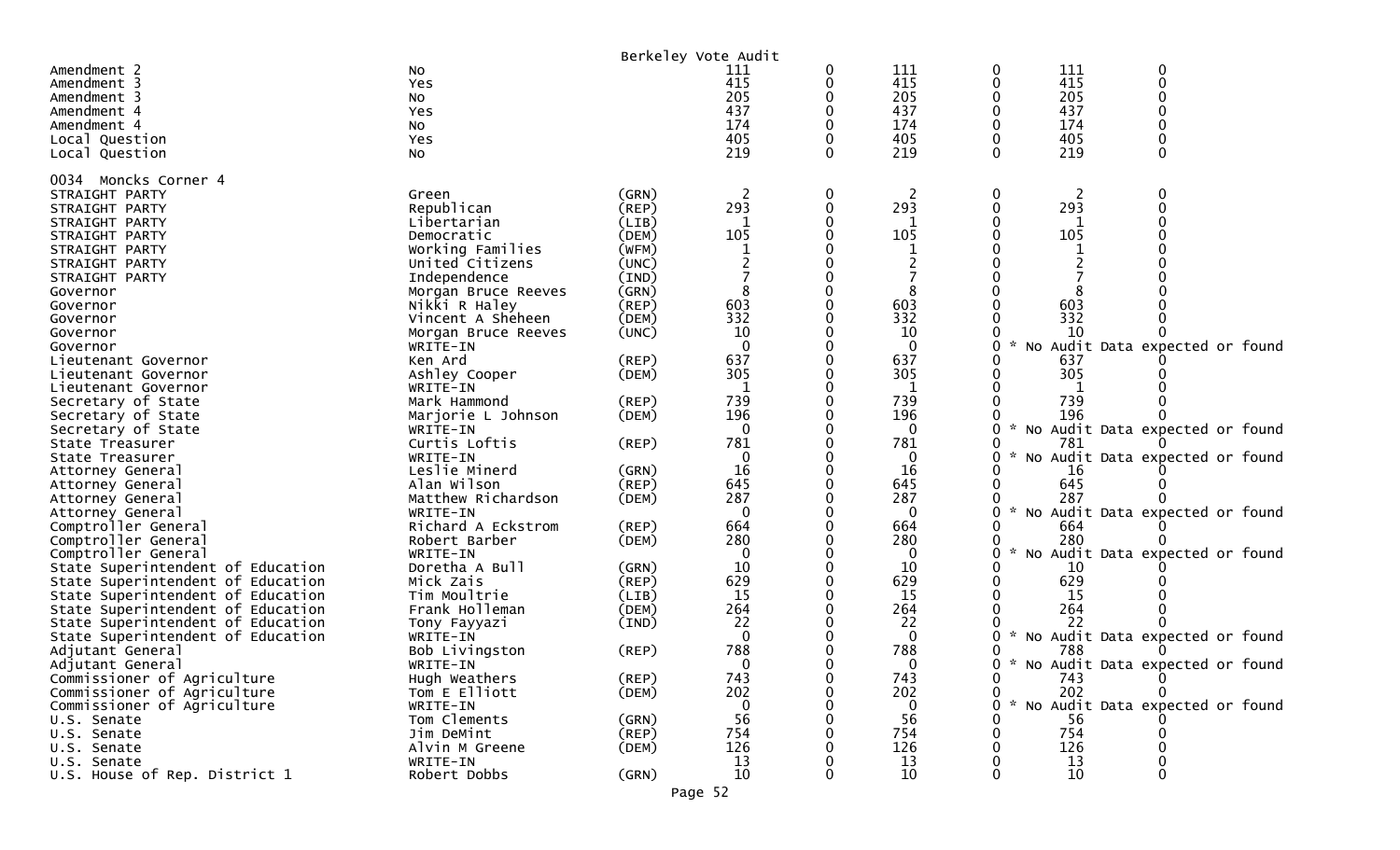Berkeley Vote Audit

| | | | | | | | | |
|---|---|---|---|---|---|---|---|---|
| Amendment 2 | No | | 111 | 0 | 111 | 0 | 111 | 0 |
| Amendment 3 | Yes | | 415 | 0 | 415 | 0 | 415 | 0 |
| Amendment 3 | No | | 205 | 0 | 205 | 0 | 205 | 0 |
| Amendment 4 | Yes | | 437 | 0 | 437 | 0 | 437 | 0 |
| Amendment 4 | No | | 174 | 0 | 174 | 0 | 174 | 0 |
| Local Question | Yes | | 405 | 0 | 405 | 0 | 405 | 0 |
| Local Question | No | | 219 | 0 | 219 | 0 | 219 | 0 |

0034 Moncks Corner 4

| | | | | | | | | |
|---|---|---|---|---|---|---|---|---|
| STRAIGHT PARTY | Green | (GRN) | 2 | 0 | 2 | 0 | 2 | 0 |
| STRAIGHT PARTY | Republican | (REP) | 293 | 0 | 293 | 0 | 293 | 0 |
| STRAIGHT PARTY | Libertarian | (LIB) | 1 | 0 | 1 | 0 | 1 | 0 |
| STRAIGHT PARTY | Democratic | (DEM) | 105 | 0 | 105 | 0 | 105 | 0 |
| STRAIGHT PARTY | Working Families | (WFM) | 1 | 0 | 1 | 0 | 1 | 0 |
| STRAIGHT PARTY | United Citizens | (UNC) | 2 | 0 | 2 | 0 | 2 | 0 |
| STRAIGHT PARTY | Independence | (IND) | 7 | 0 | 7 | 0 | 7 | 0 |
| Governor | Morgan Bruce Reeves | (GRN) | 8 | 0 | 8 | 0 | 8 | 0 |
| Governor | Nikki R Haley | (REP) | 603 | 0 | 603 | 0 | 603 | 0 |
| Governor | Vincent A Sheheen | (DEM) | 332 | 0 | 332 | 0 | 332 | 0 |
| Governor | Morgan Bruce Reeves | (UNC) | 10 | 0 | 10 | 0 | 10 | 0 |
| Governor | WRITE-IN | | 0 | 0 | 0 | 0 | * No Audit Data expected or found | |
| Lieutenant Governor | Ken Ard | (REP) | 637 | 0 | 637 | 0 | 637 | 0 |
| Lieutenant Governor | Ashley Cooper | (DEM) | 305 | 0 | 305 | 0 | 305 | 0 |
| Lieutenant Governor | WRITE-IN | | 1 | 0 | 1 | 0 | 1 | 0 |
| Secretary of State | Mark Hammond | (REP) | 739 | 0 | 739 | 0 | 739 | 0 |
| Secretary of State | Marjorie L Johnson | (DEM) | 196 | 0 | 196 | 0 | 196 | 0 |
| Secretary of State | WRITE-IN | | 0 | 0 | 0 | 0 | * No Audit Data expected or found | |
| State Treasurer | Curtis Loftis | (REP) | 781 | 0 | 781 | 0 | 781 | 0 |
| State Treasurer | WRITE-IN | | 0 | 0 | 0 | 0 | * No Audit Data expected or found | |
| Attorney General | Leslie Minerd | (GRN) | 16 | 0 | 16 | 0 | 16 | 0 |
| Attorney General | Alan Wilson | (REP) | 645 | 0 | 645 | 0 | 645 | 0 |
| Attorney General | Matthew Richardson | (DEM) | 287 | 0 | 287 | 0 | 287 | 0 |
| Attorney General | WRITE-IN | | 0 | 0 | 0 | 0 | * No Audit Data expected or found | |
| Comptroller General | Richard A Eckstrom | (REP) | 664 | 0 | 664 | 0 | 664 | 0 |
| Comptroller General | Robert Barber | (DEM) | 280 | 0 | 280 | 0 | 280 | 0 |
| Comptroller General | WRITE-IN | | 0 | 0 | 0 | 0 | * No Audit Data expected or found | |
| State Superintendent of Education | Doretha A Bull | (GRN) | 10 | 0 | 10 | 0 | 10 | 0 |
| State Superintendent of Education | Mick Zais | (REP) | 629 | 0 | 629 | 0 | 629 | 0 |
| State Superintendent of Education | Tim Moultrie | (LIB) | 15 | 0 | 15 | 0 | 15 | 0 |
| State Superintendent of Education | Frank Holleman | (DEM) | 264 | 0 | 264 | 0 | 264 | 0 |
| State Superintendent of Education | Tony Fayyazi | (IND) | 22 | 0 | 22 | 0 | 22 | 0 |
| State Superintendent of Education | WRITE-IN | | 0 | 0 | 0 | 0 | * No Audit Data expected or found | |
| Adjutant General | Bob Livingston | (REP) | 788 | 0 | 788 | 0 | 788 | 0 |
| Adjutant General | WRITE-IN | | 0 | 0 | 0 | 0 | * No Audit Data expected or found | |
| Commissioner of Agriculture | Hugh Weathers | (REP) | 743 | 0 | 743 | 0 | 743 | 0 |
| Commissioner of Agriculture | Tom E Elliott | (DEM) | 202 | 0 | 202 | 0 | 202 | 0 |
| Commissioner of Agriculture | WRITE-IN | | 0 | 0 | 0 | 0 | * No Audit Data expected or found | |
| U.S. Senate | Tom Clements | (GRN) | 56 | 0 | 56 | 0 | 56 | 0 |
| U.S. Senate | Jim DeMint | (REP) | 754 | 0 | 754 | 0 | 754 | 0 |
| U.S. Senate | Alvin M Greene | (DEM) | 126 | 0 | 126 | 0 | 126 | 0 |
| U.S. Senate | WRITE-IN | | 13 | 0 | 13 | 0 | 13 | 0 |
| U.S. House of Rep. District 1 | Robert Dobbs | (GRN) | 10 | 0 | 10 | 0 | 10 | 0 |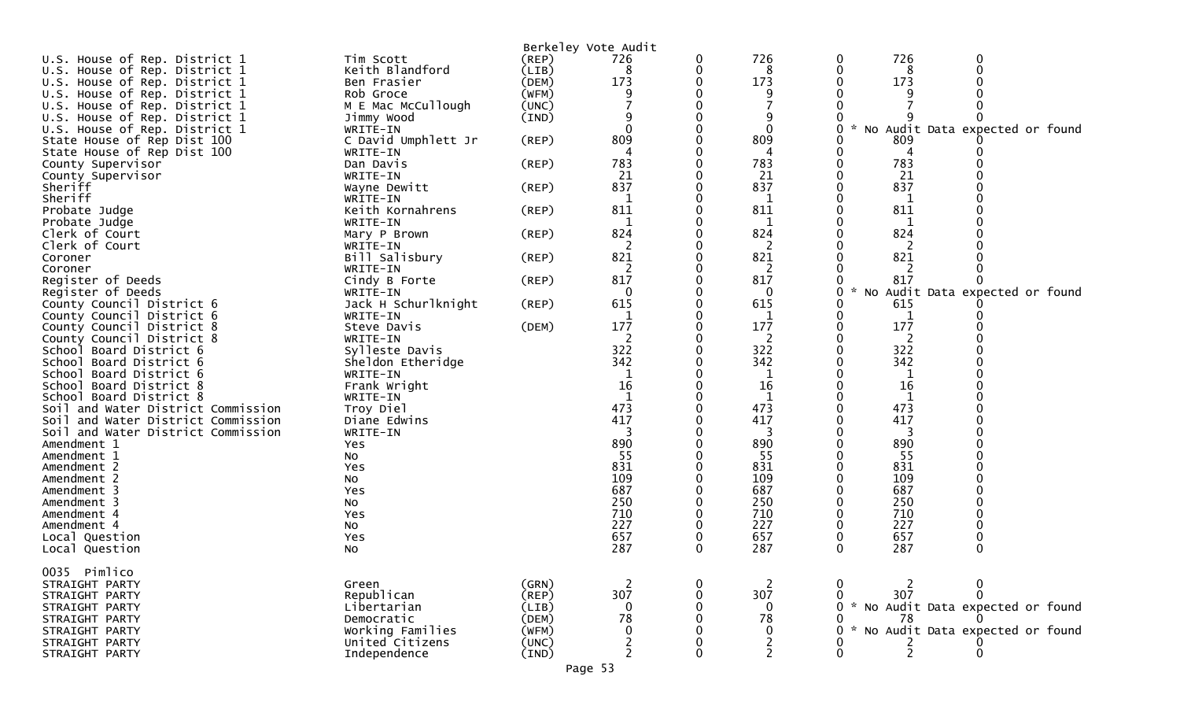Berkeley Vote Audit

| Contest | Candidate | Party | Votes | | | | | | |
|---|---|---|---|---|---|---|---|---|---|
| U.S. House of Rep. District 1 | Tim Scott | (REP) | 726 | 0 | 726 | 0 | 726 | 0 | |
| U.S. House of Rep. District 1 | Keith Blandford | (LIB) | 8 | 0 | 8 | 0 | 8 | 0 | |
| U.S. House of Rep. District 1 | Ben Frasier | (DEM) | 173 | 0 | 173 | 0 | 173 | 0 | |
| U.S. House of Rep. District 1 | Rob Groce | (WFM) | 9 | 0 | 9 | 0 | 9 | 0 | |
| U.S. House of Rep. District 1 | M E Mac McCullough | (UNC) | 7 | 0 | 7 | 0 | 7 | 0 | |
| U.S. House of Rep. District 1 | Jimmy Wood | (IND) | 9 | 0 | 9 | 0 | 9 | 0 | |
| U.S. House of Rep. District 1 | WRITE-IN | | 0 | 0 | 0 | 0 | | | * No Audit Data expected or found |
| State House of Rep Dist 100 | C David Umphlett Jr | (REP) | 809 | 0 | 809 | 0 | 809 | 0 | |
| State House of Rep Dist 100 | WRITE-IN | | 4 | 0 | 4 | 0 | 4 | 0 | |
| County Supervisor | Dan Davis | (REP) | 783 | 0 | 783 | 0 | 783 | 0 | |
| County Supervisor | WRITE-IN | | 21 | 0 | 21 | 0 | 21 | 0 | |
| Sheriff | Wayne Dewitt | (REP) | 837 | 0 | 837 | 0 | 837 | 0 | |
| Sheriff | WRITE-IN | | 1 | 0 | 1 | 0 | 1 | 0 | |
| Probate Judge | Keith Kornahrens | (REP) | 811 | 0 | 811 | 0 | 811 | 0 | |
| Probate Judge | WRITE-IN | | 1 | 0 | 1 | 0 | 1 | 0 | |
| Clerk of Court | Mary P Brown | (REP) | 824 | 0 | 824 | 0 | 824 | 0 | |
| Clerk of Court | WRITE-IN | | 2 | 0 | 2 | 0 | 2 | 0 | |
| Coroner | Bill Salisbury | (REP) | 821 | 0 | 821 | 0 | 821 | 0 | |
| Coroner | WRITE-IN | | 2 | 0 | 2 | 0 | 2 | 0 | |
| Register of Deeds | Cindy B Forte | (REP) | 817 | 0 | 817 | 0 | 817 | 0 | |
| Register of Deeds | WRITE-IN | | 0 | 0 | 0 | 0 | | | * No Audit Data expected or found |
| County Council District 6 | Jack H Schurlknight | (REP) | 615 | 0 | 615 | 0 | 615 | 0 | |
| County Council District 6 | WRITE-IN | | 1 | 0 | 1 | 0 | 1 | 0 | |
| County Council District 8 | Steve Davis | (DEM) | 177 | 0 | 177 | 0 | 177 | 0 | |
| County Council District 8 | WRITE-IN | | 2 | 0 | 2 | 0 | 2 | 0 | |
| School Board District 6 | Sylleste Davis | | 322 | 0 | 322 | 0 | 322 | 0 | |
| School Board District 6 | Sheldon Etheridge | | 342 | 0 | 342 | 0 | 342 | 0 | |
| School Board District 6 | WRITE-IN | | 1 | 0 | 1 | 0 | 1 | 0 | |
| School Board District 8 | Frank Wright | | 16 | 0 | 16 | 0 | 16 | 0 | |
| School Board District 8 | WRITE-IN | | 1 | 0 | 1 | 0 | 1 | 0 | |
| Soil and Water District Commission | Troy Diel | | 473 | 0 | 473 | 0 | 473 | 0 | |
| Soil and Water District Commission | Diane Edwins | | 417 | 0 | 417 | 0 | 417 | 0 | |
| Soil and Water District Commission | WRITE-IN | | 3 | 0 | 3 | 0 | 3 | 0 | |
| Amendment 1 | Yes | | 890 | 0 | 890 | 0 | 890 | 0 | |
| Amendment 1 | No | | 55 | 0 | 55 | 0 | 55 | 0 | |
| Amendment 2 | Yes | | 831 | 0 | 831 | 0 | 831 | 0 | |
| Amendment 2 | No | | 109 | 0 | 109 | 0 | 109 | 0 | |
| Amendment 3 | Yes | | 687 | 0 | 687 | 0 | 687 | 0 | |
| Amendment 3 | No | | 250 | 0 | 250 | 0 | 250 | 0 | |
| Amendment 4 | Yes | | 710 | 0 | 710 | 0 | 710 | 0 | |
| Amendment 4 | No | | 227 | 0 | 227 | 0 | 227 | 0 | |
| Local Question | Yes | | 657 | 0 | 657 | 0 | 657 | 0 | |
| Local Question | No | | 287 | 0 | 287 | 0 | 287 | 0 | |

0035 Pimlico

| Contest | Candidate | Party | Votes | | | | | | |
|---|---|---|---|---|---|---|---|---|---|
| STRAIGHT PARTY | Green | (GRN) | 2 | 0 | 2 | 0 | 2 | 0 | |
| STRAIGHT PARTY | Republican | (REP) | 307 | 0 | 307 | 0 | 307 | 0 | |
| STRAIGHT PARTY | Libertarian | (LIB) | 0 | 0 | 0 | 0 | | | * No Audit Data expected or found |
| STRAIGHT PARTY | Democratic | (DEM) | 78 | 0 | 78 | 0 | 78 | 0 | |
| STRAIGHT PARTY | Working Families | (WFM) | 0 | 0 | 0 | 0 | | | * No Audit Data expected or found |
| STRAIGHT PARTY | United Citizens | (UNC) | 2 | 0 | 2 | 0 | 2 | 0 | |
| STRAIGHT PARTY | Independence | (IND) | 2 | 0 | 2 | 0 | 2 | 0 | |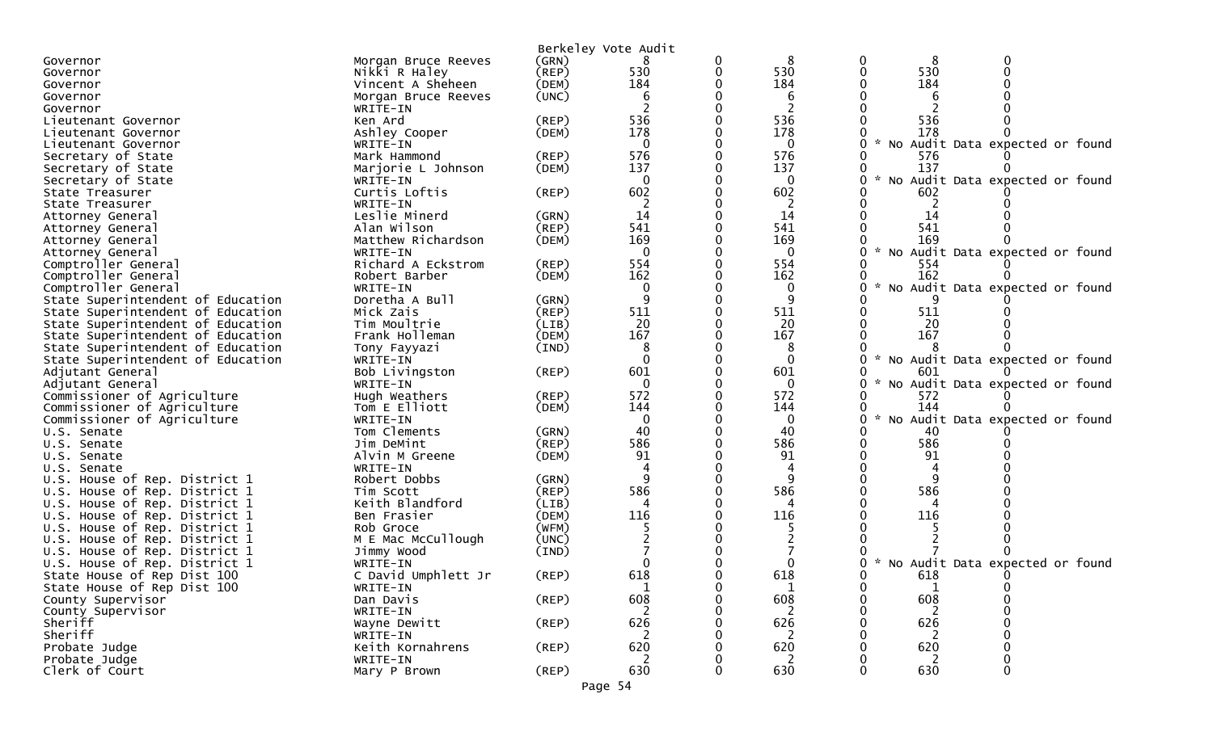Berkeley Vote Audit

| Office | Candidate | Party | Votes | | | | | |
|---|---|---|---|---|---|---|---|---|
| Governor | Morgan Bruce Reeves | (GRN) | 8 | 0 | 8 | 0 | 8 | 0 |
| Governor | Nikki R Haley | (REP) | 530 | 0 | 530 | 0 | 530 | 0 |
| Governor | Vincent A Sheheen | (DEM) | 184 | 0 | 184 | 0 | 184 | 0 |
| Governor | Morgan Bruce Reeves | (UNC) | 6 | 0 | 6 | 0 | 6 | 0 |
| Governor | WRITE-IN | | 2 | 0 | 2 | 0 | 2 | 0 |
| Lieutenant Governor | Ken Ard | (REP) | 536 | 0 | 536 | 0 | 536 | 0 |
| Lieutenant Governor | Ashley Cooper | (DEM) | 178 | 0 | 178 | 0 | 178 | 0 |
| Lieutenant Governor | WRITE-IN | | 0 | 0 | 0 | 0 | * No Audit Data expected or found | |
| Secretary of State | Mark Hammond | (REP) | 576 | 0 | 576 | 0 | 576 | 0 |
| Secretary of State | Marjorie L Johnson | (DEM) | 137 | 0 | 137 | 0 | 137 | 0 |
| Secretary of State | WRITE-IN | | 0 | 0 | 0 | 0 | * No Audit Data expected or found | |
| State Treasurer | Curtis Loftis | (REP) | 602 | 0 | 602 | 0 | 602 | 0 |
| State Treasurer | WRITE-IN | | 2 | 0 | 2 | 0 | 2 | 0 |
| Attorney General | Leslie Minerd | (GRN) | 14 | 0 | 14 | 0 | 14 | 0 |
| Attorney General | Alan Wilson | (REP) | 541 | 0 | 541 | 0 | 541 | 0 |
| Attorney General | Matthew Richardson | (DEM) | 169 | 0 | 169 | 0 | 169 | 0 |
| Attorney General | WRITE-IN | | 0 | 0 | 0 | 0 | * No Audit Data expected or found | |
| Comptroller General | Richard A Eckstrom | (REP) | 554 | 0 | 554 | 0 | 554 | 0 |
| Comptroller General | Robert Barber | (DEM) | 162 | 0 | 162 | 0 | 162 | 0 |
| Comptroller General | WRITE-IN | | 0 | 0 | 0 | 0 | * No Audit Data expected or found | |
| State Superintendent of Education | Doretha A Bull | (GRN) | 9 | 0 | 9 | 0 | 9 | 0 |
| State Superintendent of Education | Mick Zais | (REP) | 511 | 0 | 511 | 0 | 511 | 0 |
| State Superintendent of Education | Tim Moultrie | (LIB) | 20 | 0 | 20 | 0 | 20 | 0 |
| State Superintendent of Education | Frank Holleman | (DEM) | 167 | 0 | 167 | 0 | 167 | 0 |
| State Superintendent of Education | Tony Fayyazi | (IND) | 8 | 0 | 8 | 0 | 8 | 0 |
| State Superintendent of Education | WRITE-IN | | 0 | 0 | 0 | 0 | * No Audit Data expected or found | |
| Adjutant General | Bob Livingston | (REP) | 601 | 0 | 601 | 0 | 601 | 0 |
| Adjutant General | WRITE-IN | | 0 | 0 | 0 | 0 | * No Audit Data expected or found | |
| Commissioner of Agriculture | Hugh Weathers | (REP) | 572 | 0 | 572 | 0 | 572 | 0 |
| Commissioner of Agriculture | Tom E Elliott | (DEM) | 144 | 0 | 144 | 0 | 144 | 0 |
| Commissioner of Agriculture | WRITE-IN | | 0 | 0 | 0 | 0 | * No Audit Data expected or found | |
| U.S. Senate | Tom Clements | (GRN) | 40 | 0 | 40 | 0 | 40 | 0 |
| U.S. Senate | Jim DeMint | (REP) | 586 | 0 | 586 | 0 | 586 | 0 |
| U.S. Senate | Alvin M Greene | (DEM) | 91 | 0 | 91 | 0 | 91 | 0 |
| U.S. Senate | WRITE-IN | | 4 | 0 | 4 | 0 | 4 | 0 |
| U.S. House of Rep. District 1 | Robert Dobbs | (GRN) | 9 | 0 | 9 | 0 | 9 | 0 |
| U.S. House of Rep. District 1 | Tim Scott | (REP) | 586 | 0 | 586 | 0 | 586 | 0 |
| U.S. House of Rep. District 1 | Keith Blandford | (LIB) | 4 | 0 | 4 | 0 | 4 | 0 |
| U.S. House of Rep. District 1 | Ben Frasier | (DEM) | 116 | 0 | 116 | 0 | 116 | 0 |
| U.S. House of Rep. District 1 | Rob Groce | (WFM) | 5 | 0 | 5 | 0 | 5 | 0 |
| U.S. House of Rep. District 1 | M E Mac McCullough | (UNC) | 2 | 0 | 2 | 0 | 2 | 0 |
| U.S. House of Rep. District 1 | Jimmy Wood | (IND) | 7 | 0 | 7 | 0 | 7 | 0 |
| U.S. House of Rep. District 1 | WRITE-IN | | 0 | 0 | 0 | 0 | * No Audit Data expected or found | |
| State House of Rep Dist 100 | C David Umphlett Jr | (REP) | 618 | 0 | 618 | 0 | 618 | 0 |
| State House of Rep Dist 100 | WRITE-IN | | 1 | 0 | 1 | 0 | 1 | 0 |
| County Supervisor | Dan Davis | (REP) | 608 | 0 | 608 | 0 | 608 | 0 |
| County Supervisor | WRITE-IN | | 2 | 0 | 2 | 0 | 2 | 0 |
| Sheriff | Wayne Dewitt | (REP) | 626 | 0 | 626 | 0 | 626 | 0 |
| Sheriff | WRITE-IN | | 2 | 0 | 2 | 0 | 2 | 0 |
| Probate Judge | Keith Kornahrens | (REP) | 620 | 0 | 620 | 0 | 620 | 0 |
| Probate Judge | WRITE-IN | | 2 | 0 | 2 | 0 | 2 | 0 |
| Clerk of Court | Mary P Brown | (REP) | 630 | 0 | 630 | 0 | 630 | 0 |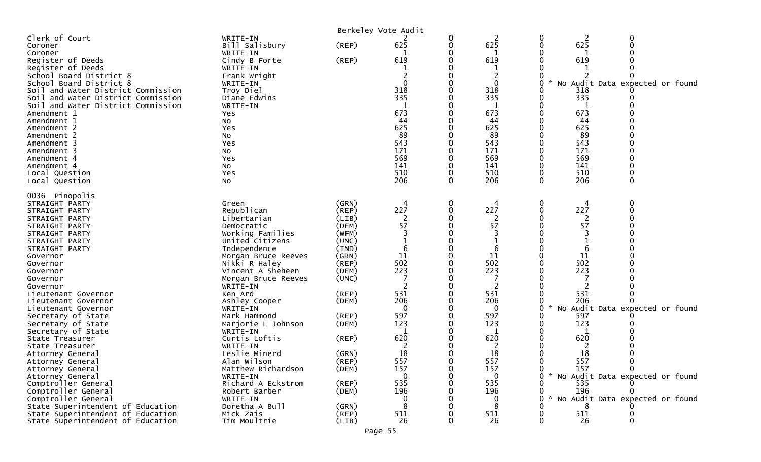Berkeley Vote Audit

| Contest | Candidate | Party | | | | | | |
|---|---|---|---|---|---|---|---|---|
| Clerk of Court | WRITE-IN | | 2 | 0 | 2 | 0 | 2 | 0 |
| Coroner | Bill Salisbury | (REP) | 625 | 0 | 625 | 0 | 625 | 0 |
| Coroner | WRITE-IN | | 1 | 0 | 1 | 0 | 1 | 0 |
| Register of Deeds | Cindy B Forte | (REP) | 619 | 0 | 619 | 0 | 619 | 0 |
| Register of Deeds | WRITE-IN | | 1 | 0 | 1 | 0 | 1 | 0 |
| School Board District 8 | Frank Wright | | 2 | 0 | 2 | 0 | 2 | 0 |
| School Board District 8 | WRITE-IN | | 0 | 0 | 0 | 0 * No Audit Data expected or found | | |
| Soil and Water District Commission | Troy Diel | | 318 | 0 | 318 | 0 | 318 | 0 |
| Soil and Water District Commission | Diane Edwins | | 335 | 0 | 335 | 0 | 335 | 0 |
| Soil and Water District Commission | WRITE-IN | | 1 | 0 | 1 | 0 | 1 | 0 |
| Amendment 1 | Yes | | 673 | 0 | 673 | 0 | 673 | 0 |
| Amendment 1 | No | | 44 | 0 | 44 | 0 | 44 | 0 |
| Amendment 2 | Yes | | 625 | 0 | 625 | 0 | 625 | 0 |
| Amendment 2 | No | | 89 | 0 | 89 | 0 | 89 | 0 |
| Amendment 3 | Yes | | 543 | 0 | 543 | 0 | 543 | 0 |
| Amendment 3 | No | | 171 | 0 | 171 | 0 | 171 | 0 |
| Amendment 4 | Yes | | 569 | 0 | 569 | 0 | 569 | 0 |
| Amendment 4 | No | | 141 | 0 | 141 | 0 | 141 | 0 |
| Local Question | Yes | | 510 | 0 | 510 | 0 | 510 | 0 |
| Local Question | No | | 206 | 0 | 206 | 0 | 206 | 0 |

0036 Pinopolis

| Contest | Candidate | Party | | | | | | |
|---|---|---|---|---|---|---|---|---|
| STRAIGHT PARTY | Green | (GRN) | 4 | 0 | 4 | 0 | 4 | 0 |
| STRAIGHT PARTY | Republican | (REP) | 227 | 0 | 227 | 0 | 227 | 0 |
| STRAIGHT PARTY | Libertarian | (LIB) | 2 | 0 | 2 | 0 | 2 | 0 |
| STRAIGHT PARTY | Democratic | (DEM) | 57 | 0 | 57 | 0 | 57 | 0 |
| STRAIGHT PARTY | Working Families | (WFM) | 3 | 0 | 3 | 0 | 3 | 0 |
| STRAIGHT PARTY | United Citizens | (UNC) | 1 | 0 | 1 | 0 | 1 | 0 |
| STRAIGHT PARTY | Independence | (IND) | 6 | 0 | 6 | 0 | 6 | 0 |
| Governor | Morgan Bruce Reeves | (GRN) | 11 | 0 | 11 | 0 | 11 | 0 |
| Governor | Nikki R Haley | (REP) | 502 | 0 | 502 | 0 | 502 | 0 |
| Governor | Vincent A Sheheen | (DEM) | 223 | 0 | 223 | 0 | 223 | 0 |
| Governor | Morgan Bruce Reeves | (UNC) | 7 | 0 | 7 | 0 | 7 | 0 |
| Governor | WRITE-IN | | 2 | 0 | 2 | 0 | 2 | 0 |
| Lieutenant Governor | Ken Ard | (REP) | 531 | 0 | 531 | 0 | 531 | 0 |
| Lieutenant Governor | Ashley Cooper | (DEM) | 206 | 0 | 206 | 0 | 206 | 0 |
| Lieutenant Governor | WRITE-IN | | 0 | 0 | 0 | 0 * No Audit Data expected or found | | |
| Secretary of State | Mark Hammond | (REP) | 597 | 0 | 597 | 0 | 597 | 0 |
| Secretary of State | Marjorie L Johnson | (DEM) | 123 | 0 | 123 | 0 | 123 | 0 |
| Secretary of State | WRITE-IN | | 1 | 0 | 1 | 0 | 1 | 0 |
| State Treasurer | Curtis Loftis | (REP) | 620 | 0 | 620 | 0 | 620 | 0 |
| State Treasurer | WRITE-IN | | 2 | 0 | 2 | 0 | 2 | 0 |
| Attorney General | Leslie Minerd | (GRN) | 18 | 0 | 18 | 0 | 18 | 0 |
| Attorney General | Alan Wilson | (REP) | 557 | 0 | 557 | 0 | 557 | 0 |
| Attorney General | Matthew Richardson | (DEM) | 157 | 0 | 157 | 0 | 157 | 0 |
| Attorney General | WRITE-IN | | 0 | 0 | 0 | 0 * No Audit Data expected or found | | |
| Comptroller General | Richard A Eckstrom | (REP) | 535 | 0 | 535 | 0 | 535 | 0 |
| Comptroller General | Robert Barber | (DEM) | 196 | 0 | 196 | 0 | 196 | 0 |
| Comptroller General | WRITE-IN | | 0 | 0 | 0 | 0 * No Audit Data expected or found | | |
| State Superintendent of Education | Doretha A Bull | (GRN) | 8 | 0 | 8 | 0 | 8 | 0 |
| State Superintendent of Education | Mick Zais | (REP) | 511 | 0 | 511 | 0 | 511 | 0 |
| State Superintendent of Education | Tim Moultrie | (LIB) | 26 | 0 | 26 | 0 | 26 | 0 |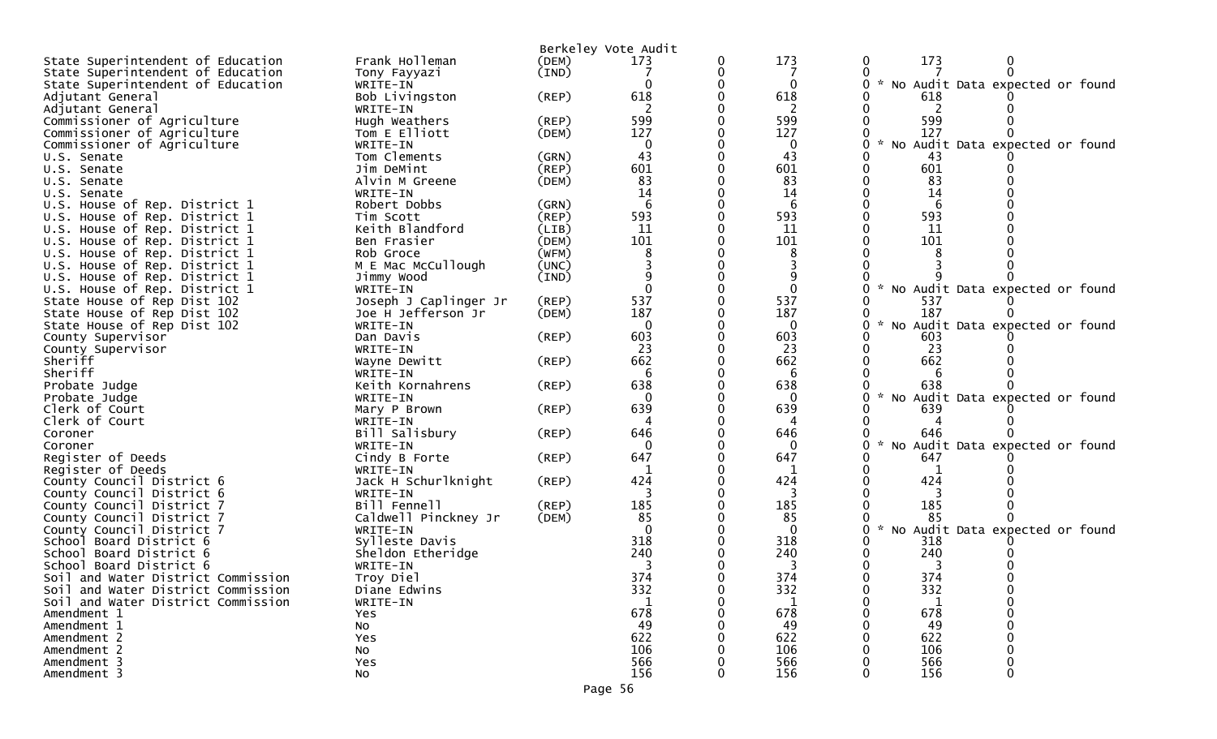Berkeley Vote Audit

| Office | Candidate | Party | | | | | | |
|---|---|---|---|---|---|---|---|---|
| State Superintendent of Education | Frank Holleman | (DEM) | 173 | 0 | 173 | 0 | 173 | 0 |
| State Superintendent of Education | Tony Fayyazi | (IND) | 7 | 0 | 7 | 0 | 7 | 0 |
| State Superintendent of Education | WRITE-IN | | 0 | 0 | 0 | 0 | * No Audit Data expected or found | |
| Adjutant General | Bob Livingston | (REP) | 618 | 0 | 618 | 0 | 618 | 0 |
| Adjutant General | WRITE-IN | | 2 | 0 | 2 | 0 | 2 | 0 |
| Commissioner of Agriculture | Hugh Weathers | (REP) | 599 | 0 | 599 | 0 | 599 | 0 |
| Commissioner of Agriculture | Tom E Elliott | (DEM) | 127 | 0 | 127 | 0 | 127 | 0 |
| Commissioner of Agriculture | WRITE-IN | | 0 | 0 | 0 | 0 | * No Audit Data expected or found | |
| U.S. Senate | Tom Clements | (GRN) | 43 | 0 | 43 | 0 | 43 | 0 |
| U.S. Senate | Jim DeMint | (REP) | 601 | 0 | 601 | 0 | 601 | 0 |
| U.S. Senate | Alvin M Greene | (DEM) | 83 | 0 | 83 | 0 | 83 | 0 |
| U.S. Senate | WRITE-IN | | 14 | 0 | 14 | 0 | 14 | 0 |
| U.S. House of Rep. District 1 | Robert Dobbs | (GRN) | 6 | 0 | 6 | 0 | 6 | 0 |
| U.S. House of Rep. District 1 | Tim Scott | (REP) | 593 | 0 | 593 | 0 | 593 | 0 |
| U.S. House of Rep. District 1 | Keith Blandford | (LIB) | 11 | 0 | 11 | 0 | 11 | 0 |
| U.S. House of Rep. District 1 | Ben Frasier | (DEM) | 101 | 0 | 101 | 0 | 101 | 0 |
| U.S. House of Rep. District 1 | Rob Groce | (WFM) | 8 | 0 | 8 | 0 | 8 | 0 |
| U.S. House of Rep. District 1 | M E Mac McCullough | (UNC) | 3 | 0 | 3 | 0 | 3 | 0 |
| U.S. House of Rep. District 1 | Jimmy Wood | (IND) | 9 | 0 | 9 | 0 | 9 | 0 |
| U.S. House of Rep. District 1 | WRITE-IN | | 0 | 0 | 0 | 0 | * No Audit Data expected or found | |
| State House of Rep Dist 102 | Joseph J Caplinger Jr | (REP) | 537 | 0 | 537 | 0 | 537 | 0 |
| State House of Rep Dist 102 | Joe H Jefferson Jr | (DEM) | 187 | 0 | 187 | 0 | 187 | 0 |
| State House of Rep Dist 102 | WRITE-IN | | 0 | 0 | 0 | 0 | * No Audit Data expected or found | |
| County Supervisor | Dan Davis | (REP) | 603 | 0 | 603 | 0 | 603 | 0 |
| County Supervisor | WRITE-IN | | 23 | 0 | 23 | 0 | 23 | 0 |
| Sheriff | Wayne Dewitt | (REP) | 662 | 0 | 662 | 0 | 662 | 0 |
| Sheriff | WRITE-IN | | 6 | 0 | 6 | 0 | 6 | 0 |
| Probate Judge | Keith Kornahrens | (REP) | 638 | 0 | 638 | 0 | 638 | 0 |
| Probate Judge | WRITE-IN | | 0 | 0 | 0 | 0 | * No Audit Data expected or found | |
| Clerk of Court | Mary P Brown | (REP) | 639 | 0 | 639 | 0 | 639 | 0 |
| Clerk of Court | WRITE-IN | | 4 | 0 | 4 | 0 | 4 | 0 |
| Coroner | Bill Salisbury | (REP) | 646 | 0 | 646 | 0 | 646 | 0 |
| Coroner | WRITE-IN | | 0 | 0 | 0 | 0 | * No Audit Data expected or found | |
| Register of Deeds | Cindy B Forte | (REP) | 647 | 0 | 647 | 0 | 647 | 0 |
| Register of Deeds | WRITE-IN | | 1 | 0 | 1 | 0 | 1 | 0 |
| County Council District 6 | Jack H Schurlknight | (REP) | 424 | 0 | 424 | 0 | 424 | 0 |
| County Council District 6 | WRITE-IN | | 3 | 0 | 3 | 0 | 3 | 0 |
| County Council District 7 | Bill Fennell | (REP) | 185 | 0 | 185 | 0 | 185 | 0 |
| County Council District 7 | Caldwell Pinckney Jr | (DEM) | 85 | 0 | 85 | 0 | 85 | 0 |
| County Council District 7 | WRITE-IN | | 0 | 0 | 0 | 0 | * No Audit Data expected or found | |
| School Board District 6 | Sylleste Davis | | 318 | 0 | 318 | 0 | 318 | 0 |
| School Board District 6 | Sheldon Etheridge | | 240 | 0 | 240 | 0 | 240 | 0 |
| School Board District 6 | WRITE-IN | | 3 | 0 | 3 | 0 | 3 | 0 |
| Soil and Water District Commission | Troy Diel | | 374 | 0 | 374 | 0 | 374 | 0 |
| Soil and Water District Commission | Diane Edwins | | 332 | 0 | 332 | 0 | 332 | 0 |
| Soil and Water District Commission | WRITE-IN | | 1 | 0 | 1 | 0 | 1 | 0 |
| Amendment 1 | Yes | | 678 | 0 | 678 | 0 | 678 | 0 |
| Amendment 1 | No | | 49 | 0 | 49 | 0 | 49 | 0 |
| Amendment 2 | Yes | | 622 | 0 | 622 | 0 | 622 | 0 |
| Amendment 2 | No | | 106 | 0 | 106 | 0 | 106 | 0 |
| Amendment 3 | Yes | | 566 | 0 | 566 | 0 | 566 | 0 |
| Amendment 3 | No | | 156 | 0 | 156 | 0 | 156 | 0 |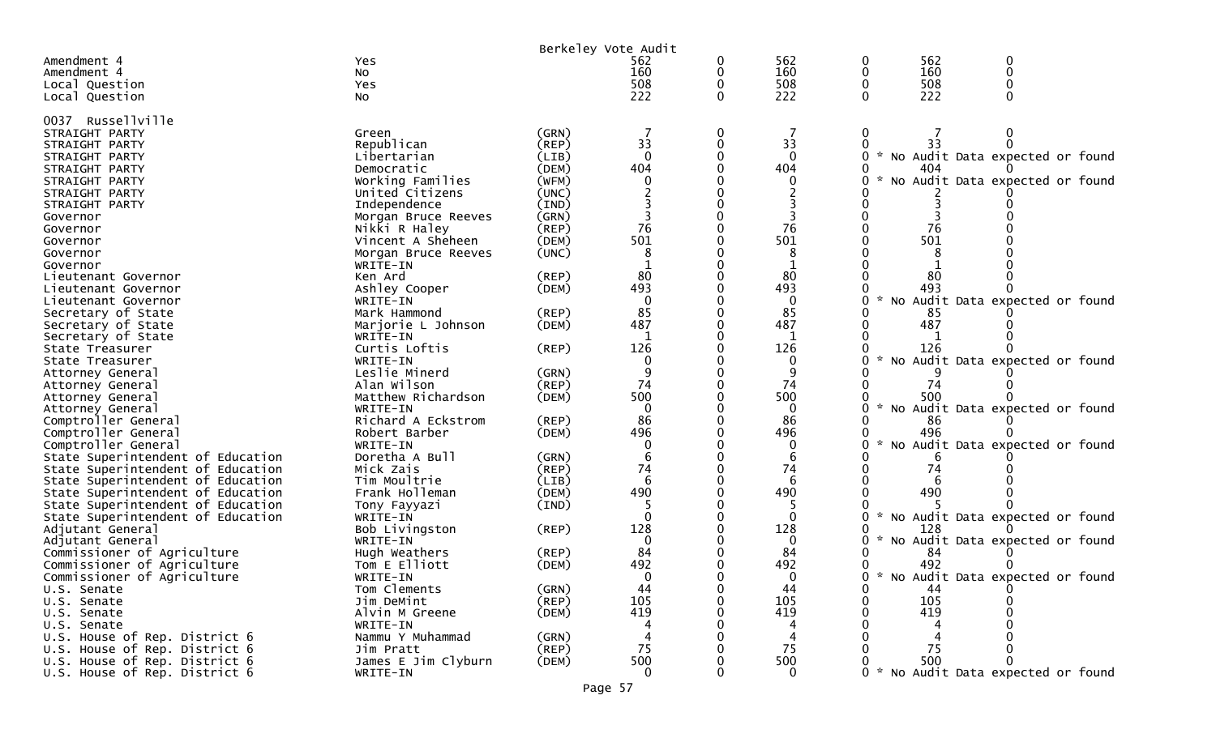Berkeley Vote Audit

| | | | | | | | | |
|---|---|---|---|---|---|---|---|---|
| Amendment 4 | Yes | | 562 | 0 | 562 | 0 | 562 | 0 |
| Amendment 4 | No | | 160 | 0 | 160 | 0 | 160 | 0 |
| Local Question | Yes | | 508 | 0 | 508 | 0 | 508 | 0 |
| Local Question | No | | 222 | 0 | 222 | 0 | 222 | 0 |

0037 Russellville

| | | | | | | | | |
|---|---|---|---|---|---|---|---|---|
| STRAIGHT PARTY | Green | (GRN) | 7 | 0 | 7 | 0 | 7 | 0 |
| STRAIGHT PARTY | Republican | (REP) | 33 | 0 | 33 | 0 | 33 | 0 |
| STRAIGHT PARTY | Libertarian | (LIB) | 0 | 0 | 0 | 0 * No Audit Data expected or found | | |
| STRAIGHT PARTY | Democratic | (DEM) | 404 | 0 | 404 | 0 | 404 | 0 |
| STRAIGHT PARTY | Working Families | (WFM) | 0 | 0 | 0 | 0 * No Audit Data expected or found | | |
| STRAIGHT PARTY | United Citizens | (UNC) | 2 | 0 | 2 | 0 | 2 | 0 |
| STRAIGHT PARTY | Independence | (IND) | 3 | 0 | 3 | 0 | 3 | 0 |
| Governor | Morgan Bruce Reeves | (GRN) | 3 | 0 | 3 | 0 | 3 | 0 |
| Governor | Nikki R Haley | (REP) | 76 | 0 | 76 | 0 | 76 | 0 |
| Governor | Vincent A Sheheen | (DEM) | 501 | 0 | 501 | 0 | 501 | 0 |
| Governor | Morgan Bruce Reeves | (UNC) | 8 | 0 | 8 | 0 | 8 | 0 |
| Governor | WRITE-IN | | 1 | 0 | 1 | 0 | 1 | 0 |
| Lieutenant Governor | Ken Ard | (REP) | 80 | 0 | 80 | 0 | 80 | 0 |
| Lieutenant Governor | Ashley Cooper | (DEM) | 493 | 0 | 493 | 0 | 493 | 0 |
| Lieutenant Governor | WRITE-IN | | 0 | 0 | 0 | 0 * No Audit Data expected or found | | |
| Secretary of State | Mark Hammond | (REP) | 85 | 0 | 85 | 0 | 85 | 0 |
| Secretary of State | Marjorie L Johnson | (DEM) | 487 | 0 | 487 | 0 | 487 | 0 |
| Secretary of State | WRITE-IN | | 1 | 0 | 1 | 0 | 1 | 0 |
| State Treasurer | Curtis Loftis | (REP) | 126 | 0 | 126 | 0 | 126 | 0 |
| State Treasurer | WRITE-IN | | 0 | 0 | 0 | 0 * No Audit Data expected or found | | |
| Attorney General | Leslie Minerd | (GRN) | 9 | 0 | 9 | 0 | 9 | 0 |
| Attorney General | Alan Wilson | (REP) | 74 | 0 | 74 | 0 | 74 | 0 |
| Attorney General | Matthew Richardson | (DEM) | 500 | 0 | 500 | 0 | 500 | 0 |
| Attorney General | WRITE-IN | | 0 | 0 | 0 | 0 * No Audit Data expected or found | | |
| Comptroller General | Richard A Eckstrom | (REP) | 86 | 0 | 86 | 0 | 86 | 0 |
| Comptroller General | Robert Barber | (DEM) | 496 | 0 | 496 | 0 | 496 | 0 |
| Comptroller General | WRITE-IN | | 0 | 0 | 0 | 0 * No Audit Data expected or found | | |
| State Superintendent of Education | Doretha A Bull | (GRN) | 6 | 0 | 6 | 0 | 6 | 0 |
| State Superintendent of Education | Mick Zais | (REP) | 74 | 0 | 74 | 0 | 74 | 0 |
| State Superintendent of Education | Tim Moultrie | (LIB) | 6 | 0 | 6 | 0 | 6 | 0 |
| State Superintendent of Education | Frank Holleman | (DEM) | 490 | 0 | 490 | 0 | 490 | 0 |
| State Superintendent of Education | Tony Fayyazi | (IND) | 5 | 0 | 5 | 0 | 5 | 0 |
| State Superintendent of Education | WRITE-IN | | 0 | 0 | 0 | 0 * No Audit Data expected or found | | |
| Adjutant General | Bob Livingston | (REP) | 128 | 0 | 128 | 0 | 128 | 0 |
| Adjutant General | WRITE-IN | | 0 | 0 | 0 | 0 * No Audit Data expected or found | | |
| Commissioner of Agriculture | Hugh Weathers | (REP) | 84 | 0 | 84 | 0 | 84 | 0 |
| Commissioner of Agriculture | Tom E Elliott | (DEM) | 492 | 0 | 492 | 0 | 492 | 0 |
| Commissioner of Agriculture | WRITE-IN | | 0 | 0 | 0 | 0 * No Audit Data expected or found | | |
| U.S. Senate | Tom Clements | (GRN) | 44 | 0 | 44 | 0 | 44 | 0 |
| U.S. Senate | Jim DeMint | (REP) | 105 | 0 | 105 | 0 | 105 | 0 |
| U.S. Senate | Alvin M Greene | (DEM) | 419 | 0 | 419 | 0 | 419 | 0 |
| U.S. Senate | WRITE-IN | | 4 | 0 | 4 | 0 | 4 | 0 |
| U.S. House of Rep. District 6 | Nammu Y Muhammad | (GRN) | 4 | 0 | 4 | 0 | 4 | 0 |
| U.S. House of Rep. District 6 | Jim Pratt | (REP) | 75 | 0 | 75 | 0 | 75 | 0 |
| U.S. House of Rep. District 6 | James E Jim Clyburn | (DEM) | 500 | 0 | 500 | 0 | 500 | 0 |
| U.S. House of Rep. District 6 | WRITE-IN | | 0 | 0 | 0 | 0 * No Audit Data expected or found | | |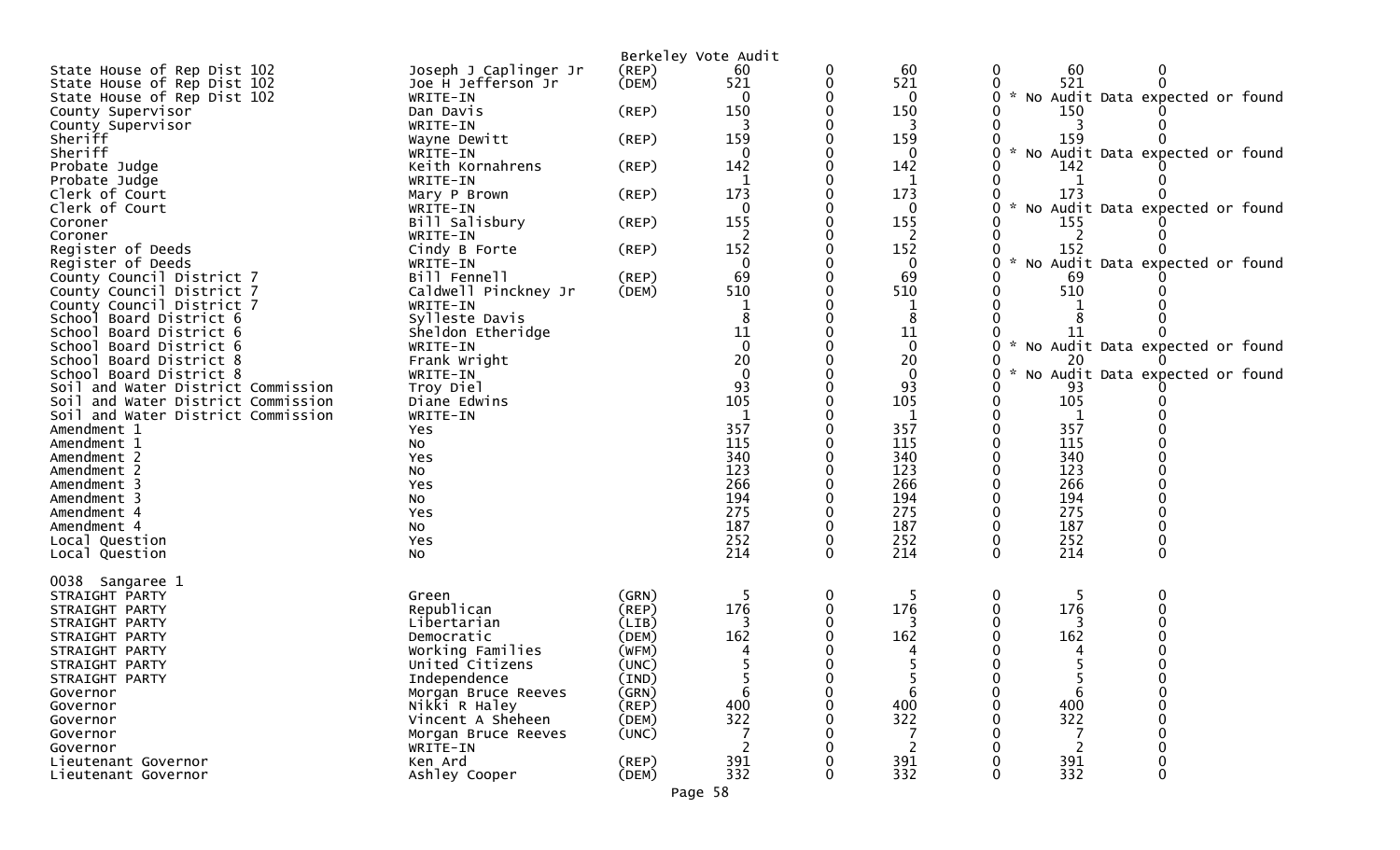Berkeley Vote Audit

| | | | | | | | | |
|---|---|---|---|---|---|---|---|---|
| State House of Rep Dist 102 | Joseph J Caplinger Jr | (REP) | 60 | 0 | 60 | 0 | 60 | 0 |
| State House of Rep Dist 102 | Joe H Jefferson Jr | (DEM) | 521 | 0 | 521 | 0 | 521 | 0 |
| State House of Rep Dist 102 | WRITE-IN | | 0 | 0 | 0 | 0 | * No Audit Data expected or found | |
| County Supervisor | Dan Davis | (REP) | 150 | 0 | 150 | 0 | 150 | 0 |
| County Supervisor | WRITE-IN | | 3 | 0 | 3 | 0 | 3 | 0 |
| Sheriff | Wayne Dewitt | (REP) | 159 | 0 | 159 | 0 | 159 | 0 |
| Sheriff | WRITE-IN | | 0 | 0 | 0 | 0 | * No Audit Data expected or found | |
| Probate Judge | Keith Kornahrens | (REP) | 142 | 0 | 142 | 0 | 142 | 0 |
| Probate Judge | WRITE-IN | | 1 | 0 | 1 | 0 | 1 | 0 |
| Clerk of Court | Mary P Brown | (REP) | 173 | 0 | 173 | 0 | 173 | 0 |
| Clerk of Court | WRITE-IN | | 0 | 0 | 0 | 0 | * No Audit Data expected or found | |
| Coroner | Bill Salisbury | (REP) | 155 | 0 | 155 | 0 | 155 | 0 |
| Coroner | WRITE-IN | | 2 | 0 | 2 | 0 | 2 | 0 |
| Register of Deeds | Cindy B Forte | (REP) | 152 | 0 | 152 | 0 | 152 | 0 |
| Register of Deeds | WRITE-IN | | 0 | 0 | 0 | 0 | * No Audit Data expected or found | |
| County Council District 7 | Bill Fennell | (REP) | 69 | 0 | 69 | 0 | 69 | 0 |
| County Council District 7 | Caldwell Pinckney Jr | (DEM) | 510 | 0 | 510 | 0 | 510 | 0 |
| County Council District 7 | WRITE-IN | | 1 | 0 | 1 | 0 | 1 | 0 |
| School Board District 6 | Sylleste Davis | | 8 | 0 | 8 | 0 | 8 | 0 |
| School Board District 6 | Sheldon Etheridge | | 11 | 0 | 11 | 0 | 11 | 0 |
| School Board District 6 | WRITE-IN | | 0 | 0 | 0 | 0 | * No Audit Data expected or found | |
| School Board District 8 | Frank Wright | | 20 | 0 | 20 | 0 | 20 | 0 |
| School Board District 8 | WRITE-IN | | 0 | 0 | 0 | 0 | * No Audit Data expected or found | |
| Soil and Water District Commission | Troy Diel | | 93 | 0 | 93 | 0 | 93 | 0 |
| Soil and Water District Commission | Diane Edwins | | 105 | 0 | 105 | 0 | 105 | 0 |
| Soil and Water District Commission | WRITE-IN | | 1 | 0 | 1 | 0 | 1 | 0 |
| Amendment 1 | Yes | | 357 | 0 | 357 | 0 | 357 | 0 |
| Amendment 1 | No | | 115 | 0 | 115 | 0 | 115 | 0 |
| Amendment 2 | Yes | | 340 | 0 | 340 | 0 | 340 | 0 |
| Amendment 2 | No | | 123 | 0 | 123 | 0 | 123 | 0 |
| Amendment 3 | Yes | | 266 | 0 | 266 | 0 | 266 | 0 |
| Amendment 3 | No | | 194 | 0 | 194 | 0 | 194 | 0 |
| Amendment 4 | Yes | | 275 | 0 | 275 | 0 | 275 | 0 |
| Amendment 4 | No | | 187 | 0 | 187 | 0 | 187 | 0 |
| Local Question | Yes | | 252 | 0 | 252 | 0 | 252 | 0 |
| Local Question | No | | 214 | 0 | 214 | 0 | 214 | 0 |

0038 Sangaree 1

| | | | | | | | | |
|---|---|---|---|---|---|---|---|---|
| STRAIGHT PARTY | Green | (GRN) | 5 | 0 | 5 | 0 | 5 | 0 |
| STRAIGHT PARTY | Republican | (REP) | 176 | 0 | 176 | 0 | 176 | 0 |
| STRAIGHT PARTY | Libertarian | (LIB) | 3 | 0 | 3 | 0 | 3 | 0 |
| STRAIGHT PARTY | Democratic | (DEM) | 162 | 0 | 162 | 0 | 162 | 0 |
| STRAIGHT PARTY | Working Families | (WFM) | 4 | 0 | 4 | 0 | 4 | 0 |
| STRAIGHT PARTY | United Citizens | (UNC) | 5 | 0 | 5 | 0 | 5 | 0 |
| STRAIGHT PARTY | Independence | (IND) | 5 | 0 | 5 | 0 | 5 | 0 |
| Governor | Morgan Bruce Reeves | (GRN) | 6 | 0 | 6 | 0 | 6 | 0 |
| Governor | Nikki R Haley | (REP) | 400 | 0 | 400 | 0 | 400 | 0 |
| Governor | Vincent A Sheheen | (DEM) | 322 | 0 | 322 | 0 | 322 | 0 |
| Governor | Morgan Bruce Reeves | (UNC) | 7 | 0 | 7 | 0 | 7 | 0 |
| Governor | WRITE-IN | | 2 | 0 | 2 | 0 | 2 | 0 |
| Lieutenant Governor | Ken Ard | (REP) | 391 | 0 | 391 | 0 | 391 | 0 |
| Lieutenant Governor | Ashley Cooper | (DEM) | 332 | 0 | 332 | 0 | 332 | 0 |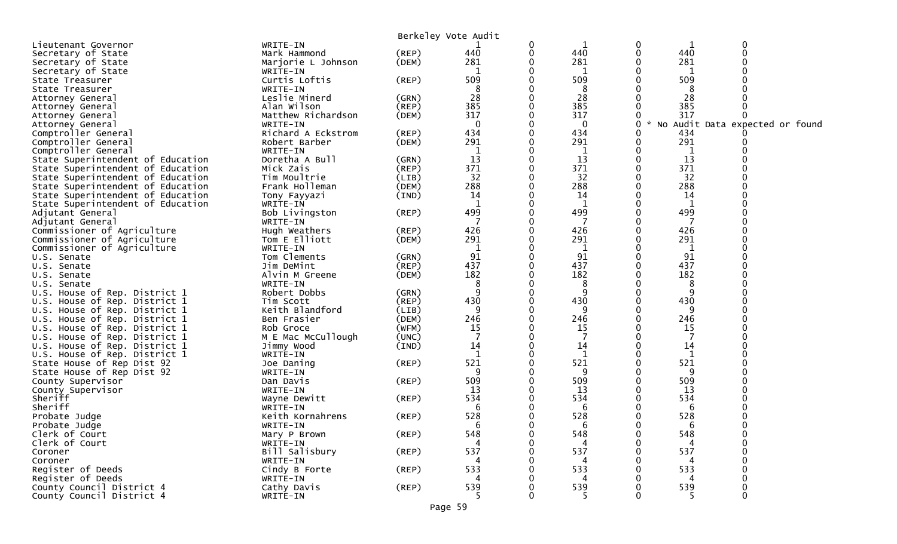Berkeley Vote Audit

| | | | | | | | | |
|---|---|---|---|---|---|---|---|---|
| Lieutenant Governor | WRITE-IN | | 1 | 0 | 1 | 0 | 1 | 0 |
| Secretary of State | Mark Hammond | (REP) | 440 | 0 | 440 | 0 | 440 | 0 |
| Secretary of State | Marjorie L Johnson | (DEM) | 281 | 0 | 281 | 0 | 281 | 0 |
| Secretary of State | WRITE-IN | | 1 | 0 | 1 | 0 | 1 | 0 |
| State Treasurer | Curtis Loftis | (REP) | 509 | 0 | 509 | 0 | 509 | 0 |
| State Treasurer | WRITE-IN | | 8 | 0 | 8 | 0 | 8 | 0 |
| Attorney General | Leslie Minerd | (GRN) | 28 | 0 | 28 | 0 | 28 | 0 |
| Attorney General | Alan Wilson | (REP) | 385 | 0 | 385 | 0 | 385 | 0 |
| Attorney General | Matthew Richardson | (DEM) | 317 | 0 | 317 | 0 | 317 | 0 |
| Attorney General | WRITE-IN | | 0 | 0 | 0 | 0 | * No Audit Data expected or found | |
| Comptroller General | Richard A Eckstrom | (REP) | 434 | 0 | 434 | 0 | 434 | 0 |
| Comptroller General | Robert Barber | (DEM) | 291 | 0 | 291 | 0 | 291 | 0 |
| Comptroller General | WRITE-IN | | 1 | 0 | 1 | 0 | 1 | 0 |
| State Superintendent of Education | Doretha A Bull | (GRN) | 13 | 0 | 13 | 0 | 13 | 0 |
| State Superintendent of Education | Mick Zais | (REP) | 371 | 0 | 371 | 0 | 371 | 0 |
| State Superintendent of Education | Tim Moultrie | (LIB) | 32 | 0 | 32 | 0 | 32 | 0 |
| State Superintendent of Education | Frank Holleman | (DEM) | 288 | 0 | 288 | 0 | 288 | 0 |
| State Superintendent of Education | Tony Fayyazi | (IND) | 14 | 0 | 14 | 0 | 14 | 0 |
| State Superintendent of Education | WRITE-IN | | 1 | 0 | 1 | 0 | 1 | 0 |
| Adjutant General | Bob Livingston | (REP) | 499 | 0 | 499 | 0 | 499 | 0 |
| Adjutant General | WRITE-IN | | 7 | 0 | 7 | 0 | 7 | 0 |
| Commissioner of Agriculture | Hugh Weathers | (REP) | 426 | 0 | 426 | 0 | 426 | 0 |
| Commissioner of Agriculture | Tom E Elliott | (DEM) | 291 | 0 | 291 | 0 | 291 | 0 |
| Commissioner of Agriculture | WRITE-IN | | 1 | 0 | 1 | 0 | 1 | 0 |
| U.S. Senate | Tom Clements | (GRN) | 91 | 0 | 91 | 0 | 91 | 0 |
| U.S. Senate | Jim DeMint | (REP) | 437 | 0 | 437 | 0 | 437 | 0 |
| U.S. Senate | Alvin M Greene | (DEM) | 182 | 0 | 182 | 0 | 182 | 0 |
| U.S. Senate | WRITE-IN | | 8 | 0 | 8 | 0 | 8 | 0 |
| U.S. House of Rep. District 1 | Robert Dobbs | (GRN) | 9 | 0 | 9 | 0 | 9 | 0 |
| U.S. House of Rep. District 1 | Tim Scott | (REP) | 430 | 0 | 430 | 0 | 430 | 0 |
| U.S. House of Rep. District 1 | Keith Blandford | (LIB) | 9 | 0 | 9 | 0 | 9 | 0 |
| U.S. House of Rep. District 1 | Ben Frasier | (DEM) | 246 | 0 | 246 | 0 | 246 | 0 |
| U.S. House of Rep. District 1 | Rob Groce | (WFM) | 15 | 0 | 15 | 0 | 15 | 0 |
| U.S. House of Rep. District 1 | M E Mac McCullough | (UNC) | 7 | 0 | 7 | 0 | 7 | 0 |
| U.S. House of Rep. District 1 | Jimmy Wood | (IND) | 14 | 0 | 14 | 0 | 14 | 0 |
| U.S. House of Rep. District 1 | WRITE-IN | | 1 | 0 | 1 | 0 | 1 | 0 |
| State House of Rep Dist 92 | Joe Daning | (REP) | 521 | 0 | 521 | 0 | 521 | 0 |
| State House of Rep Dist 92 | WRITE-IN | | 9 | 0 | 9 | 0 | 9 | 0 |
| County Supervisor | Dan Davis | (REP) | 509 | 0 | 509 | 0 | 509 | 0 |
| County Supervisor | WRITE-IN | | 13 | 0 | 13 | 0 | 13 | 0 |
| Sheriff | Wayne Dewitt | (REP) | 534 | 0 | 534 | 0 | 534 | 0 |
| Sheriff | WRITE-IN | | 6 | 0 | 6 | 0 | 6 | 0 |
| Probate Judge | Keith Kornahrens | (REP) | 528 | 0 | 528 | 0 | 528 | 0 |
| Probate Judge | WRITE-IN | | 6 | 0 | 6 | 0 | 6 | 0 |
| Clerk of Court | Mary P Brown | (REP) | 548 | 0 | 548 | 0 | 548 | 0 |
| Clerk of Court | WRITE-IN | | 4 | 0 | 4 | 0 | 4 | 0 |
| Coroner | Bill Salisbury | (REP) | 537 | 0 | 537 | 0 | 537 | 0 |
| Coroner | WRITE-IN | | 4 | 0 | 4 | 0 | 4 | 0 |
| Register of Deeds | Cindy B Forte | (REP) | 533 | 0 | 533 | 0 | 533 | 0 |
| Register of Deeds | WRITE-IN | | 4 | 0 | 4 | 0 | 4 | 0 |
| County Council District 4 | Cathy Davis | (REP) | 539 | 0 | 539 | 0 | 539 | 0 |
| County Council District 4 | WRITE-IN | | 5 | 0 | 5 | 0 | 5 | 0 |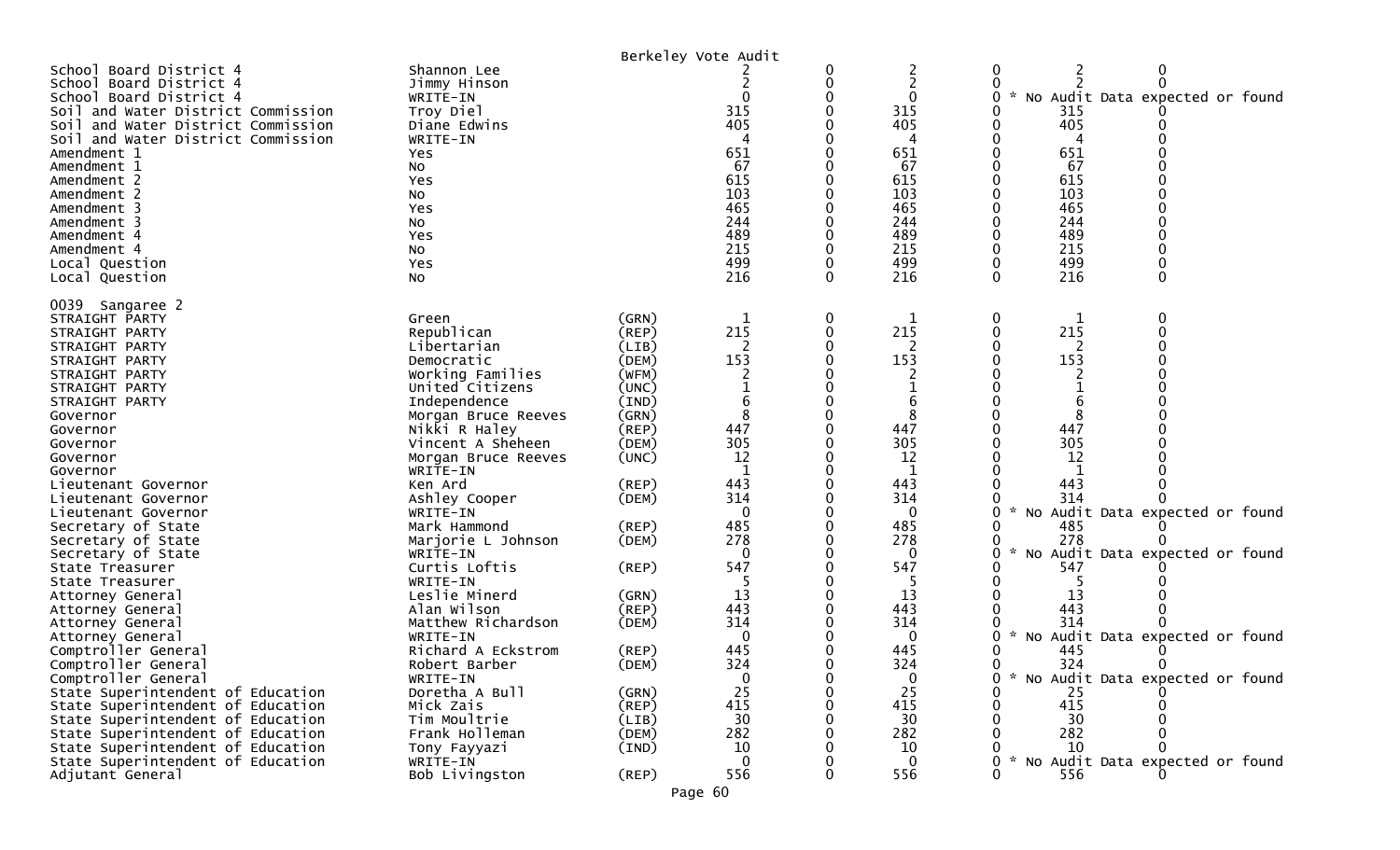Berkeley Vote Audit

| | | | | | | | | |
|---|---|---|---|---|---|---|---|---|
| School Board District 4 | Shannon Lee | | 2 | 0 | 2 | 0 | 2 | 0 |
| School Board District 4 | Jimmy Hinson | | 2 | 0 | 2 | 0 | 2 | 0 |
| School Board District 4 | WRITE-IN | | 0 | 0 | 0 | 0 | * No Audit Data expected or found | |
| Soil and Water District Commission | Troy Diel | | 315 | 0 | 315 | 0 | 315 | 0 |
| Soil and Water District Commission | Diane Edwins | | 405 | 0 | 405 | 0 | 405 | 0 |
| Soil and Water District Commission | WRITE-IN | | 4 | 0 | 4 | 0 | 4 | 0 |
| Amendment 1 | Yes | | 651 | 0 | 651 | 0 | 651 | 0 |
| Amendment 1 | No | | 67 | 0 | 67 | 0 | 67 | 0 |
| Amendment 2 | Yes | | 615 | 0 | 615 | 0 | 615 | 0 |
| Amendment 2 | No | | 103 | 0 | 103 | 0 | 103 | 0 |
| Amendment 3 | Yes | | 465 | 0 | 465 | 0 | 465 | 0 |
| Amendment 3 | No | | 244 | 0 | 244 | 0 | 244 | 0 |
| Amendment 4 | Yes | | 489 | 0 | 489 | 0 | 489 | 0 |
| Amendment 4 | No | | 215 | 0 | 215 | 0 | 215 | 0 |
| Local Question | Yes | | 499 | 0 | 499 | 0 | 499 | 0 |
| Local Question | No | | 216 | 0 | 216 | 0 | 216 | 0 |

0039 Sangaree 2

| | | | | | | | | |
|---|---|---|---|---|---|---|---|---|
| STRAIGHT PARTY | Green | (GRN) | 1 | 0 | 1 | 0 | 1 | 0 |
| STRAIGHT PARTY | Republican | (REP) | 215 | 0 | 215 | 0 | 215 | 0 |
| STRAIGHT PARTY | Libertarian | (LIB) | 2 | 0 | 2 | 0 | 2 | 0 |
| STRAIGHT PARTY | Democratic | (DEM) | 153 | 0 | 153 | 0 | 153 | 0 |
| STRAIGHT PARTY | Working Families | (WFM) | 2 | 0 | 2 | 0 | 2 | 0 |
| STRAIGHT PARTY | United Citizens | (UNC) | 1 | 0 | 1 | 0 | 1 | 0 |
| STRAIGHT PARTY | Independence | (IND) | 6 | 0 | 6 | 0 | 6 | 0 |
| Governor | Morgan Bruce Reeves | (GRN) | 8 | 0 | 8 | 0 | 8 | 0 |
| Governor | Nikki R Haley | (REP) | 447 | 0 | 447 | 0 | 447 | 0 |
| Governor | Vincent A Sheheen | (DEM) | 305 | 0 | 305 | 0 | 305 | 0 |
| Governor | Morgan Bruce Reeves | (UNC) | 12 | 0 | 12 | 0 | 12 | 0 |
| Governor | WRITE-IN | | 1 | 0 | 1 | 0 | 1 | 0 |
| Lieutenant Governor | Ken Ard | (REP) | 443 | 0 | 443 | 0 | 443 | 0 |
| Lieutenant Governor | Ashley Cooper | (DEM) | 314 | 0 | 314 | 0 | 314 | 0 |
| Lieutenant Governor | WRITE-IN | | 0 | 0 | 0 | 0 | * No Audit Data expected or found | |
| Secretary of State | Mark Hammond | (REP) | 485 | 0 | 485 | 0 | 485 | 0 |
| Secretary of State | Marjorie L Johnson | (DEM) | 278 | 0 | 278 | 0 | 278 | 0 |
| Secretary of State | WRITE-IN | | 0 | 0 | 0 | 0 | * No Audit Data expected or found | |
| State Treasurer | Curtis Loftis | (REP) | 547 | 0 | 547 | 0 | 547 | 0 |
| State Treasurer | WRITE-IN | | 5 | 0 | 5 | 0 | 5 | 0 |
| Attorney General | Leslie Minerd | (GRN) | 13 | 0 | 13 | 0 | 13 | 0 |
| Attorney General | Alan Wilson | (REP) | 443 | 0 | 443 | 0 | 443 | 0 |
| Attorney General | Matthew Richardson | (DEM) | 314 | 0 | 314 | 0 | 314 | 0 |
| Attorney General | WRITE-IN | | 0 | 0 | 0 | 0 | * No Audit Data expected or found | |
| Comptroller General | Richard A Eckstrom | (REP) | 445 | 0 | 445 | 0 | 445 | 0 |
| Comptroller General | Robert Barber | (DEM) | 324 | 0 | 324 | 0 | 324 | 0 |
| Comptroller General | WRITE-IN | | 0 | 0 | 0 | 0 | * No Audit Data expected or found | |
| State Superintendent of Education | Doretha A Bull | (GRN) | 25 | 0 | 25 | 0 | 25 | 0 |
| State Superintendent of Education | Mick Zais | (REP) | 415 | 0 | 415 | 0 | 415 | 0 |
| State Superintendent of Education | Tim Moultrie | (LIB) | 30 | 0 | 30 | 0 | 30 | 0 |
| State Superintendent of Education | Frank Holleman | (DEM) | 282 | 0 | 282 | 0 | 282 | 0 |
| State Superintendent of Education | Tony Fayyazi | (IND) | 10 | 0 | 10 | 0 | 10 | 0 |
| State Superintendent of Education | WRITE-IN | | 0 | 0 | 0 | 0 | * No Audit Data expected or found | |
| Adjutant General | Bob Livingston | (REP) | 556 | 0 | 556 | 0 | 556 | 0 |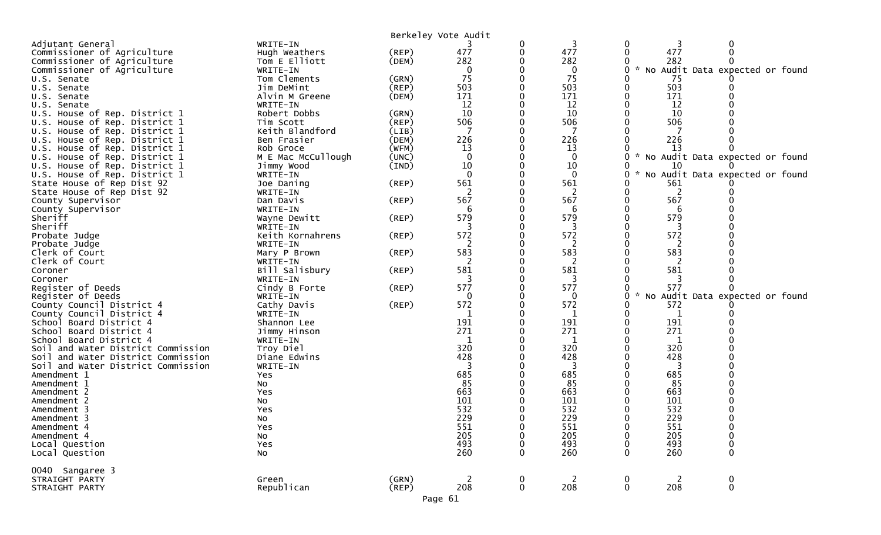Berkeley Vote Audit

| Contest | Candidate | Party | | | | | | |
|---|---|---|---|---|---|---|---|---|
| Adjutant General | WRITE-IN | | 3 | 0 | 3 | 0 | 3 | 0 |
| Commissioner of Agriculture | Hugh Weathers | (REP) | 477 | 0 | 477 | 0 | 477 | 0 |
| Commissioner of Agriculture | Tom E Elliott | (DEM) | 282 | 0 | 282 | 0 | 282 | 0 |
| Commissioner of Agriculture | WRITE-IN | | 0 | 0 | 0 | 0 | * No Audit Data expected or found | |
| U.S. Senate | Tom Clements | (GRN) | 75 | 0 | 75 | 0 | 75 | 0 |
| U.S. Senate | Jim DeMint | (REP) | 503 | 0 | 503 | 0 | 503 | 0 |
| U.S. Senate | Alvin M Greene | (DEM) | 171 | 0 | 171 | 0 | 171 | 0 |
| U.S. Senate | WRITE-IN | | 12 | 0 | 12 | 0 | 12 | 0 |
| U.S. House of Rep. District 1 | Robert Dobbs | (GRN) | 10 | 0 | 10 | 0 | 10 | 0 |
| U.S. House of Rep. District 1 | Tim Scott | (REP) | 506 | 0 | 506 | 0 | 506 | 0 |
| U.S. House of Rep. District 1 | Keith Blandford | (LIB) | 7 | 0 | 7 | 0 | 7 | 0 |
| U.S. House of Rep. District 1 | Ben Frasier | (DEM) | 226 | 0 | 226 | 0 | 226 | 0 |
| U.S. House of Rep. District 1 | Rob Groce | (WFM) | 13 | 0 | 13 | 0 | 13 | 0 |
| U.S. House of Rep. District 1 | M E Mac McCullough | (UNC) | 0 | 0 | 0 | 0 | * No Audit Data expected or found | |
| U.S. House of Rep. District 1 | Jimmy Wood | (IND) | 10 | 0 | 10 | 0 | 10 | 0 |
| U.S. House of Rep. District 1 | WRITE-IN | | 0 | 0 | 0 | 0 | * No Audit Data expected or found | |
| State House of Rep Dist 92 | Joe Daning | (REP) | 561 | 0 | 561 | 0 | 561 | 0 |
| State House of Rep Dist 92 | WRITE-IN | | 2 | 0 | 2 | 0 | 2 | 0 |
| County Supervisor | Dan Davis | (REP) | 567 | 0 | 567 | 0 | 567 | 0 |
| County Supervisor | WRITE-IN | | 6 | 0 | 6 | 0 | 6 | 0 |
| Sheriff | Wayne Dewitt | (REP) | 579 | 0 | 579 | 0 | 579 | 0 |
| Sheriff | WRITE-IN | | 3 | 0 | 3 | 0 | 3 | 0 |
| Probate Judge | Keith Kornahrens | (REP) | 572 | 0 | 572 | 0 | 572 | 0 |
| Probate Judge | WRITE-IN | | 2 | 0 | 2 | 0 | 2 | 0 |
| Clerk of Court | Mary P Brown | (REP) | 583 | 0 | 583 | 0 | 583 | 0 |
| Clerk of Court | WRITE-IN | | 2 | 0 | 2 | 0 | 2 | 0 |
| Coroner | Bill Salisbury | (REP) | 581 | 0 | 581 | 0 | 581 | 0 |
| Coroner | WRITE-IN | | 3 | 0 | 3 | 0 | 3 | 0 |
| Register of Deeds | Cindy B Forte | (REP) | 577 | 0 | 577 | 0 | 577 | 0 |
| Register of Deeds | WRITE-IN | | 0 | 0 | 0 | 0 | * No Audit Data expected or found | |
| County Council District 4 | Cathy Davis | (REP) | 572 | 0 | 572 | 0 | 572 | 0 |
| County Council District 4 | WRITE-IN | | 1 | 0 | 1 | 0 | 1 | 0 |
| School Board District 4 | Shannon Lee | | 191 | 0 | 191 | 0 | 191 | 0 |
| School Board District 4 | Jimmy Hinson | | 271 | 0 | 271 | 0 | 271 | 0 |
| School Board District 4 | WRITE-IN | | 1 | 0 | 1 | 0 | 1 | 0 |
| Soil and Water District Commission | Troy Diel | | 320 | 0 | 320 | 0 | 320 | 0 |
| Soil and Water District Commission | Diane Edwins | | 428 | 0 | 428 | 0 | 428 | 0 |
| Soil and Water District Commission | WRITE-IN | | 3 | 0 | 3 | 0 | 3 | 0 |
| Amendment 1 | Yes | | 685 | 0 | 685 | 0 | 685 | 0 |
| Amendment 1 | No | | 85 | 0 | 85 | 0 | 85 | 0 |
| Amendment 2 | Yes | | 663 | 0 | 663 | 0 | 663 | 0 |
| Amendment 2 | No | | 101 | 0 | 101 | 0 | 101 | 0 |
| Amendment 3 | Yes | | 532 | 0 | 532 | 0 | 532 | 0 |
| Amendment 3 | No | | 229 | 0 | 229 | 0 | 229 | 0 |
| Amendment 4 | Yes | | 551 | 0 | 551 | 0 | 551 | 0 |
| Amendment 4 | No | | 205 | 0 | 205 | 0 | 205 | 0 |
| Local Question | Yes | | 493 | 0 | 493 | 0 | 493 | 0 |
| Local Question | No | | 260 | 0 | 260 | 0 | 260 | 0 |

0040 Sangaree 3

| Contest | Candidate | Party | | | | | | |
|---|---|---|---|---|---|---|---|---|
| STRAIGHT PARTY | Green | (GRN) | 2 | 0 | 2 | 0 | 2 | 0 |
| STRAIGHT PARTY | Republican | (REP) | 208 | 0 | 208 | 0 | 208 | 0 |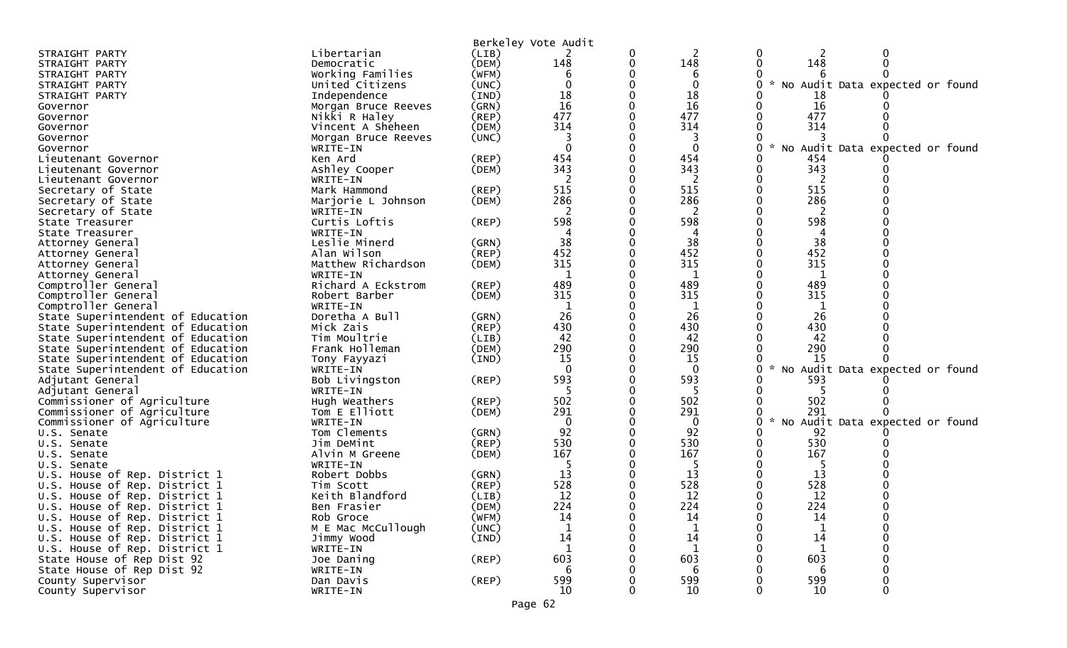Berkeley Vote Audit

| | | | | | | | | |
|---|---|---|---|---|---|---|---|---|
| STRAIGHT PARTY | Libertarian | (LIB) | 2 | 0 | 2 | 0 | 2 | 0 |
| STRAIGHT PARTY | Democratic | (DEM) | 148 | 0 | 148 | 0 | 148 | 0 |
| STRAIGHT PARTY | Working Families | (WFM) | 6 | 0 | 6 | 0 | 6 | 0 |
| STRAIGHT PARTY | United Citizens | (UNC) | 0 | 0 | 0 | 0 * No Audit Data expected or found | | |
| STRAIGHT PARTY | Independence | (IND) | 18 | 0 | 18 | 0 | 18 | 0 |
| Governor | Morgan Bruce Reeves | (GRN) | 16 | 0 | 16 | 0 | 16 | 0 |
| Governor | Nikki R Haley | (REP) | 477 | 0 | 477 | 0 | 477 | 0 |
| Governor | Vincent A Sheheen | (DEM) | 314 | 0 | 314 | 0 | 314 | 0 |
| Governor | Morgan Bruce Reeves | (UNC) | 3 | 0 | 3 | 0 | 3 | 0 |
| Governor | WRITE-IN | | 0 | 0 | 0 | 0 * No Audit Data expected or found | | |
| Lieutenant Governor | Ken Ard | (REP) | 454 | 0 | 454 | 0 | 454 | 0 |
| Lieutenant Governor | Ashley Cooper | (DEM) | 343 | 0 | 343 | 0 | 343 | 0 |
| Lieutenant Governor | WRITE-IN | | 2 | 0 | 2 | 0 | 2 | 0 |
| Secretary of State | Mark Hammond | (REP) | 515 | 0 | 515 | 0 | 515 | 0 |
| Secretary of State | Marjorie L Johnson | (DEM) | 286 | 0 | 286 | 0 | 286 | 0 |
| Secretary of State | WRITE-IN | | 2 | 0 | 2 | 0 | 2 | 0 |
| State Treasurer | Curtis Loftis | (REP) | 598 | 0 | 598 | 0 | 598 | 0 |
| State Treasurer | WRITE-IN | | 4 | 0 | 4 | 0 | 4 | 0 |
| Attorney General | Leslie Minerd | (GRN) | 38 | 0 | 38 | 0 | 38 | 0 |
| Attorney General | Alan Wilson | (REP) | 452 | 0 | 452 | 0 | 452 | 0 |
| Attorney General | Matthew Richardson | (DEM) | 315 | 0 | 315 | 0 | 315 | 0 |
| Attorney General | WRITE-IN | | 1 | 0 | 1 | 0 | 1 | 0 |
| Comptroller General | Richard A Eckstrom | (REP) | 489 | 0 | 489 | 0 | 489 | 0 |
| Comptroller General | Robert Barber | (DEM) | 315 | 0 | 315 | 0 | 315 | 0 |
| Comptroller General | WRITE-IN | | 1 | 0 | 1 | 0 | 1 | 0 |
| State Superintendent of Education | Doretha A Bull | (GRN) | 26 | 0 | 26 | 0 | 26 | 0 |
| State Superintendent of Education | Mick Zais | (REP) | 430 | 0 | 430 | 0 | 430 | 0 |
| State Superintendent of Education | Tim Moultrie | (LIB) | 42 | 0 | 42 | 0 | 42 | 0 |
| State Superintendent of Education | Frank Holleman | (DEM) | 290 | 0 | 290 | 0 | 290 | 0 |
| State Superintendent of Education | Tony Fayyazi | (IND) | 15 | 0 | 15 | 0 | 15 | 0 |
| State Superintendent of Education | WRITE-IN | | 0 | 0 | 0 | 0 * No Audit Data expected or found | | |
| Adjutant General | Bob Livingston | (REP) | 593 | 0 | 593 | 0 | 593 | 0 |
| Adjutant General | WRITE-IN | | 5 | 0 | 5 | 0 | 5 | 0 |
| Commissioner of Agriculture | Hugh Weathers | (REP) | 502 | 0 | 502 | 0 | 502 | 0 |
| Commissioner of Agriculture | Tom E Elliott | (DEM) | 291 | 0 | 291 | 0 | 291 | 0 |
| Commissioner of Agriculture | WRITE-IN | | 0 | 0 | 0 | 0 * No Audit Data expected or found | | |
| U.S. Senate | Tom Clements | (GRN) | 92 | 0 | 92 | 0 | 92 | 0 |
| U.S. Senate | Jim DeMint | (REP) | 530 | 0 | 530 | 0 | 530 | 0 |
| U.S. Senate | Alvin M Greene | (DEM) | 167 | 0 | 167 | 0 | 167 | 0 |
| U.S. Senate | WRITE-IN | | 5 | 0 | 5 | 0 | 5 | 0 |
| U.S. House of Rep. District 1 | Robert Dobbs | (GRN) | 13 | 0 | 13 | 0 | 13 | 0 |
| U.S. House of Rep. District 1 | Tim Scott | (REP) | 528 | 0 | 528 | 0 | 528 | 0 |
| U.S. House of Rep. District 1 | Keith Blandford | (LIB) | 12 | 0 | 12 | 0 | 12 | 0 |
| U.S. House of Rep. District 1 | Ben Frasier | (DEM) | 224 | 0 | 224 | 0 | 224 | 0 |
| U.S. House of Rep. District 1 | Rob Groce | (WFM) | 14 | 0 | 14 | 0 | 14 | 0 |
| U.S. House of Rep. District 1 | M E Mac McCullough | (UNC) | 1 | 0 | 1 | 0 | 1 | 0 |
| U.S. House of Rep. District 1 | Jimmy Wood | (IND) | 14 | 0 | 14 | 0 | 14 | 0 |
| U.S. House of Rep. District 1 | WRITE-IN | | 1 | 0 | 1 | 0 | 1 | 0 |
| State House of Rep Dist 92 | Joe Daning | (REP) | 603 | 0 | 603 | 0 | 603 | 0 |
| State House of Rep Dist 92 | WRITE-IN | | 6 | 0 | 6 | 0 | 6 | 0 |
| County Supervisor | Dan Davis | (REP) | 599 | 0 | 599 | 0 | 599 | 0 |
| County Supervisor | WRITE-IN | | 10 | 0 | 10 | 0 | 10 | 0 |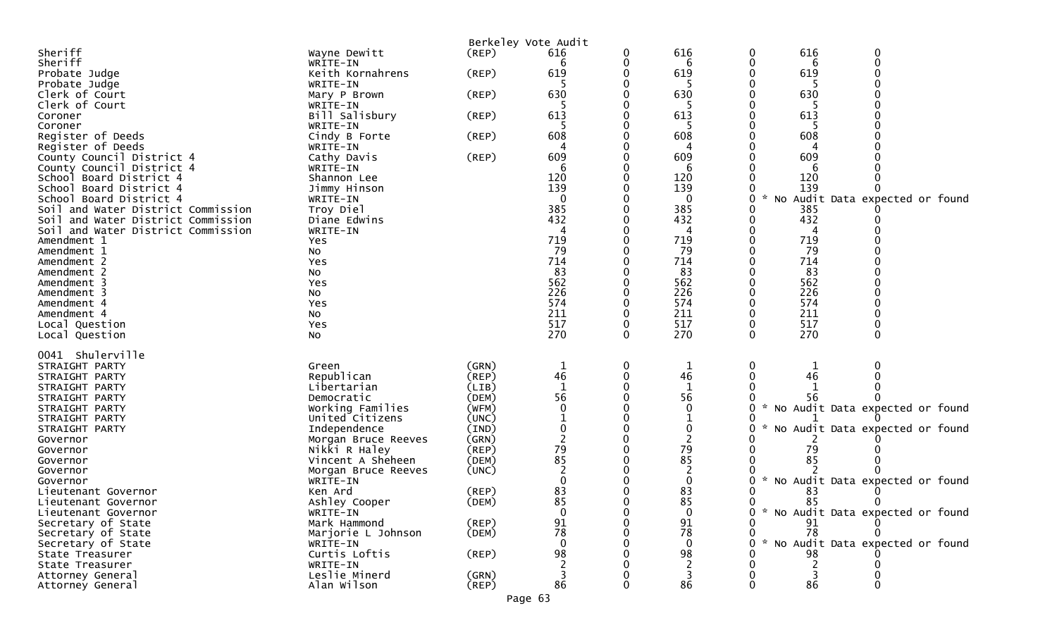Berkeley Vote Audit

| Contest | Candidate | Party | | | | | | |
|---|---|---|---|---|---|---|---|---|
| Sheriff | Wayne Dewitt | (REP) | 616 | 0 | 616 | 0 | 616 | 0 |
| Sheriff | WRITE-IN | | 6 | 0 | 6 | 0 | 6 | 0 |
| Probate Judge | Keith Kornahrens | (REP) | 619 | 0 | 619 | 0 | 619 | 0 |
| Probate Judge | WRITE-IN | | 5 | 0 | 5 | 0 | 5 | 0 |
| Clerk of Court | Mary P Brown | (REP) | 630 | 0 | 630 | 0 | 630 | 0 |
| Clerk of Court | WRITE-IN | | 5 | 0 | 5 | 0 | 5 | 0 |
| Coroner | Bill Salisbury | (REP) | 613 | 0 | 613 | 0 | 613 | 0 |
| Coroner | WRITE-IN | | 5 | 0 | 5 | 0 | 5 | 0 |
| Register of Deeds | Cindy B Forte | (REP) | 608 | 0 | 608 | 0 | 608 | 0 |
| Register of Deeds | WRITE-IN | | 4 | 0 | 4 | 0 | 4 | 0 |
| County Council District 4 | Cathy Davis | (REP) | 609 | 0 | 609 | 0 | 609 | 0 |
| County Council District 4 | WRITE-IN | | 6 | 0 | 6 | 0 | 6 | 0 |
| School Board District 4 | Shannon Lee | | 120 | 0 | 120 | 0 | 120 | 0 |
| School Board District 4 | Jimmy Hinson | | 139 | 0 | 139 | 0 | 139 | 0 |
| School Board District 4 | WRITE-IN | | 0 | 0 | 0 | 0 | * No Audit Data expected or found | |
| Soil and Water District Commission | Troy Diel | | 385 | 0 | 385 | 0 | 385 | 0 |
| Soil and Water District Commission | Diane Edwins | | 432 | 0 | 432 | 0 | 432 | 0 |
| Soil and Water District Commission | WRITE-IN | | 4 | 0 | 4 | 0 | 4 | 0 |
| Amendment 1 | Yes | | 719 | 0 | 719 | 0 | 719 | 0 |
| Amendment 1 | No | | 79 | 0 | 79 | 0 | 79 | 0 |
| Amendment 2 | Yes | | 714 | 0 | 714 | 0 | 714 | 0 |
| Amendment 2 | No | | 83 | 0 | 83 | 0 | 83 | 0 |
| Amendment 3 | Yes | | 562 | 0 | 562 | 0 | 562 | 0 |
| Amendment 3 | No | | 226 | 0 | 226 | 0 | 226 | 0 |
| Amendment 4 | Yes | | 574 | 0 | 574 | 0 | 574 | 0 |
| Amendment 4 | No | | 211 | 0 | 211 | 0 | 211 | 0 |
| Local Question | Yes | | 517 | 0 | 517 | 0 | 517 | 0 |
| Local Question | No | | 270 | 0 | 270 | 0 | 270 | 0 |

0041 Shulerville

| Contest | Candidate | Party | | | | | | |
|---|---|---|---|---|---|---|---|---|
| STRAIGHT PARTY | Green | (GRN) | 1 | 0 | 1 | 0 | 1 | 0 |
| STRAIGHT PARTY | Republican | (REP) | 46 | 0 | 46 | 0 | 46 | 0 |
| STRAIGHT PARTY | Libertarian | (LIB) | 1 | 0 | 1 | 0 | 1 | 0 |
| STRAIGHT PARTY | Democratic | (DEM) | 56 | 0 | 56 | 0 | 56 | 0 |
| STRAIGHT PARTY | Working Families | (WFM) | 0 | 0 | 0 | 0 | * No Audit Data expected or found | |
| STRAIGHT PARTY | United Citizens | (UNC) | 1 | 0 | 1 | 0 | 1 | 0 |
| STRAIGHT PARTY | Independence | (IND) | 0 | 0 | 0 | 0 | * No Audit Data expected or found | |
| Governor | Morgan Bruce Reeves | (GRN) | 2 | 0 | 2 | 0 | 2 | 0 |
| Governor | Nikki R Haley | (REP) | 79 | 0 | 79 | 0 | 79 | 0 |
| Governor | Vincent A Sheheen | (DEM) | 85 | 0 | 85 | 0 | 85 | 0 |
| Governor | Morgan Bruce Reeves | (UNC) | 2 | 0 | 2 | 0 | 2 | 0 |
| Governor | WRITE-IN | | 0 | 0 | 0 | 0 | * No Audit Data expected or found | |
| Lieutenant Governor | Ken Ard | (REP) | 83 | 0 | 83 | 0 | 83 | 0 |
| Lieutenant Governor | Ashley Cooper | (DEM) | 85 | 0 | 85 | 0 | 85 | 0 |
| Lieutenant Governor | WRITE-IN | | 0 | 0 | 0 | 0 | * No Audit Data expected or found | |
| Secretary of State | Mark Hammond | (REP) | 91 | 0 | 91 | 0 | 91 | 0 |
| Secretary of State | Marjorie L Johnson | (DEM) | 78 | 0 | 78 | 0 | 78 | 0 |
| Secretary of State | WRITE-IN | | 0 | 0 | 0 | 0 | * No Audit Data expected or found | |
| State Treasurer | Curtis Loftis | (REP) | 98 | 0 | 98 | 0 | 98 | 0 |
| State Treasurer | WRITE-IN | | 2 | 0 | 2 | 0 | 2 | 0 |
| Attorney General | Leslie Minerd | (GRN) | 3 | 0 | 3 | 0 | 3 | 0 |
| Attorney General | Alan Wilson | (REP) | 86 | 0 | 86 | 0 | 86 | 0 |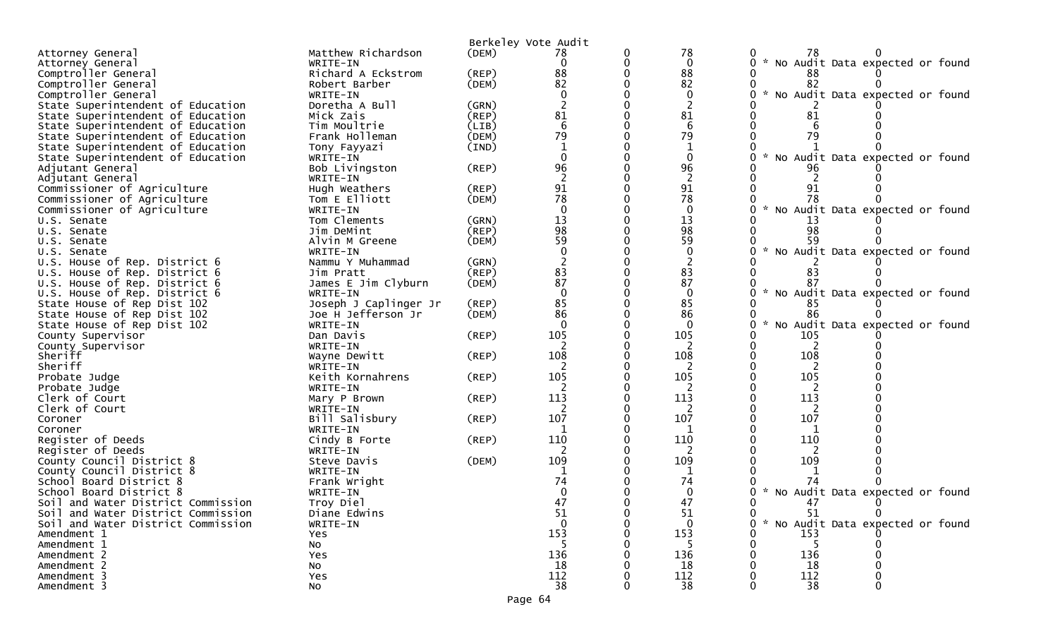Berkeley Vote Audit

| Office | Candidate | Party | | | | | | |
|---|---|---|---|---|---|---|---|---|
| Attorney General | Matthew Richardson | (DEM) | 78 | 0 | 78 | 0 | 78 | 0 |
| Attorney General | WRITE-IN | | 0 | 0 | 0 | 0 | * No Audit Data expected or found | |
| Comptroller General | Richard A Eckstrom | (REP) | 88 | 0 | 88 | 0 | 88 | 0 |
| Comptroller General | Robert Barber | (DEM) | 82 | 0 | 82 | 0 | 82 | 0 |
| Comptroller General | WRITE-IN | | 0 | 0 | 0 | 0 | * No Audit Data expected or found | |
| State Superintendent of Education | Doretha A Bull | (GRN) | 2 | 0 | 2 | 0 | 2 | 0 |
| State Superintendent of Education | Mick Zais | (REP) | 81 | 0 | 81 | 0 | 81 | 0 |
| State Superintendent of Education | Tim Moultrie | (LIB) | 6 | 0 | 6 | 0 | 6 | 0 |
| State Superintendent of Education | Frank Holleman | (DEM) | 79 | 0 | 79 | 0 | 79 | 0 |
| State Superintendent of Education | Tony Fayyazi | (IND) | 1 | 0 | 1 | 0 | 1 | 0 |
| State Superintendent of Education | WRITE-IN | | 0 | 0 | 0 | 0 | * No Audit Data expected or found | |
| Adjutant General | Bob Livingston | (REP) | 96 | 0 | 96 | 0 | 96 | 0 |
| Adjutant General | WRITE-IN | | 2 | 0 | 2 | 0 | 2 | 0 |
| Commissioner of Agriculture | Hugh Weathers | (REP) | 91 | 0 | 91 | 0 | 91 | 0 |
| Commissioner of Agriculture | Tom E Elliott | (DEM) | 78 | 0 | 78 | 0 | 78 | 0 |
| Commissioner of Agriculture | WRITE-IN | | 0 | 0 | 0 | 0 | * No Audit Data expected or found | |
| U.S. Senate | Tom Clements | (GRN) | 13 | 0 | 13 | 0 | 13 | 0 |
| U.S. Senate | Jim DeMint | (REP) | 98 | 0 | 98 | 0 | 98 | 0 |
| U.S. Senate | Alvin M Greene | (DEM) | 59 | 0 | 59 | 0 | 59 | 0 |
| U.S. Senate | WRITE-IN | | 0 | 0 | 0 | 0 | * No Audit Data expected or found | |
| U.S. House of Rep. District 6 | Nammu Y Muhammad | (GRN) | 2 | 0 | 2 | 0 | 2 | 0 |
| U.S. House of Rep. District 6 | Jim Pratt | (REP) | 83 | 0 | 83 | 0 | 83 | 0 |
| U.S. House of Rep. District 6 | James E Jim Clyburn | (DEM) | 87 | 0 | 87 | 0 | 87 | 0 |
| U.S. House of Rep. District 6 | WRITE-IN | | 0 | 0 | 0 | 0 | * No Audit Data expected or found | |
| State House of Rep Dist 102 | Joseph J Caplinger Jr | (REP) | 85 | 0 | 85 | 0 | 85 | 0 |
| State House of Rep Dist 102 | Joe H Jefferson Jr | (DEM) | 86 | 0 | 86 | 0 | 86 | 0 |
| State House of Rep Dist 102 | WRITE-IN | | 0 | 0 | 0 | 0 | * No Audit Data expected or found | |
| County Supervisor | Dan Davis | (REP) | 105 | 0 | 105 | 0 | 105 | 0 |
| County Supervisor | WRITE-IN | | 2 | 0 | 2 | 0 | 2 | 0 |
| Sheriff | Wayne Dewitt | (REP) | 108 | 0 | 108 | 0 | 108 | 0 |
| Sheriff | WRITE-IN | | 2 | 0 | 2 | 0 | 2 | 0 |
| Probate Judge | Keith Kornahrens | (REP) | 105 | 0 | 105 | 0 | 105 | 0 |
| Probate Judge | WRITE-IN | | 2 | 0 | 2 | 0 | 2 | 0 |
| Clerk of Court | Mary P Brown | (REP) | 113 | 0 | 113 | 0 | 113 | 0 |
| Clerk of Court | WRITE-IN | | 2 | 0 | 2 | 0 | 2 | 0 |
| Coroner | Bill Salisbury | (REP) | 107 | 0 | 107 | 0 | 107 | 0 |
| Coroner | WRITE-IN | | 1 | 0 | 1 | 0 | 1 | 0 |
| Register of Deeds | Cindy B Forte | (REP) | 110 | 0 | 110 | 0 | 110 | 0 |
| Register of Deeds | WRITE-IN | | 2 | 0 | 2 | 0 | 2 | 0 |
| County Council District 8 | Steve Davis | (DEM) | 109 | 0 | 109 | 0 | 109 | 0 |
| County Council District 8 | WRITE-IN | | 1 | 0 | 1 | 0 | 1 | 0 |
| School Board District 8 | Frank Wright | | 74 | 0 | 74 | 0 | 74 | 0 |
| School Board District 8 | WRITE-IN | | 0 | 0 | 0 | 0 | * No Audit Data expected or found | |
| Soil and Water District Commission | Troy Diel | | 47 | 0 | 47 | 0 | 47 | 0 |
| Soil and Water District Commission | Diane Edwins | | 51 | 0 | 51 | 0 | 51 | 0 |
| Soil and Water District Commission | WRITE-IN | | 0 | 0 | 0 | 0 | * No Audit Data expected or found | |
| Amendment 1 | Yes | | 153 | 0 | 153 | 0 | 153 | 0 |
| Amendment 1 | No | | 5 | 0 | 5 | 0 | 5 | 0 |
| Amendment 2 | Yes | | 136 | 0 | 136 | 0 | 136 | 0 |
| Amendment 2 | No | | 18 | 0 | 18 | 0 | 18 | 0 |
| Amendment 3 | Yes | | 112 | 0 | 112 | 0 | 112 | 0 |
| Amendment 3 | No | | 38 | 0 | 38 | 0 | 38 | 0 |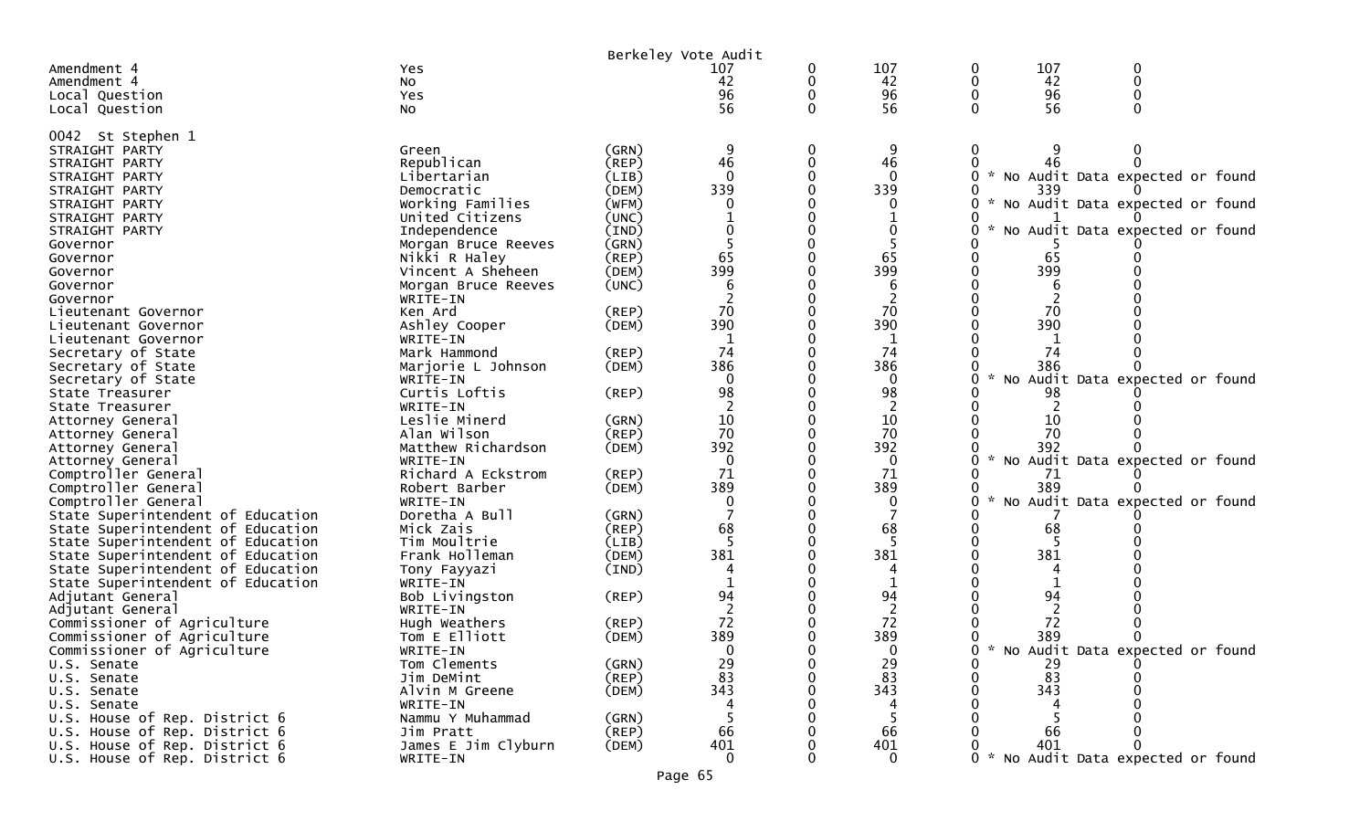Berkeley Vote Audit

| | | | | | | | | |
|---|---|---|---|---|---|---|---|---|
| Amendment 4 | Yes | | 107 | 0 | 107 | 0 | 107 | 0 |
| Amendment 4 | No | | 42 | 0 | 42 | 0 | 42 | 0 |
| Local Question | Yes | | 96 | 0 | 96 | 0 | 96 | 0 |
| Local Question | No | | 56 | 0 | 56 | 0 | 56 | 0 |
| 0042 St Stephen 1 | | | | | | | | |
| STRAIGHT PARTY | Green | (GRN) | 9 | 0 | 9 | 0 | 9 | 0 |
| STRAIGHT PARTY | Republican | (REP) | 46 | 0 | 46 | 0 | 46 | 0 |
| STRAIGHT PARTY | Libertarian | (LIB) | 0 | 0 | 0 | 0 * No Audit Data expected or found | | |
| STRAIGHT PARTY | Democratic | (DEM) | 339 | 0 | 339 | 0 | 339 | 0 |
| STRAIGHT PARTY | Working Families | (WFM) | 0 | 0 | 0 | 0 * No Audit Data expected or found | | |
| STRAIGHT PARTY | United Citizens | (UNC) | 1 | 0 | 1 | 0 | 1 | 0 |
| STRAIGHT PARTY | Independence | (IND) | 0 | 0 | 0 | 0 * No Audit Data expected or found | | |
| Governor | Morgan Bruce Reeves | (GRN) | 5 | 0 | 5 | 0 | 5 | 0 |
| Governor | Nikki R Haley | (REP) | 65 | 0 | 65 | 0 | 65 | 0 |
| Governor | Vincent A Sheheen | (DEM) | 399 | 0 | 399 | 0 | 399 | 0 |
| Governor | Morgan Bruce Reeves | (UNC) | 6 | 0 | 6 | 0 | 6 | 0 |
| Governor | WRITE-IN | | 2 | 0 | 2 | 0 | 2 | 0 |
| Lieutenant Governor | Ken Ard | (REP) | 70 | 0 | 70 | 0 | 70 | 0 |
| Lieutenant Governor | Ashley Cooper | (DEM) | 390 | 0 | 390 | 0 | 390 | 0 |
| Lieutenant Governor | WRITE-IN | | 1 | 0 | 1 | 0 | 1 | 0 |
| Secretary of State | Mark Hammond | (REP) | 74 | 0 | 74 | 0 | 74 | 0 |
| Secretary of State | Marjorie L Johnson | (DEM) | 386 | 0 | 386 | 0 | 386 | 0 |
| Secretary of State | WRITE-IN | | 0 | 0 | 0 | 0 * No Audit Data expected or found | | |
| State Treasurer | Curtis Loftis | (REP) | 98 | 0 | 98 | 0 | 98 | 0 |
| State Treasurer | WRITE-IN | | 2 | 0 | 2 | 0 | 2 | 0 |
| Attorney General | Leslie Minerd | (GRN) | 10 | 0 | 10 | 0 | 10 | 0 |
| Attorney General | Alan Wilson | (REP) | 70 | 0 | 70 | 0 | 70 | 0 |
| Attorney General | Matthew Richardson | (DEM) | 392 | 0 | 392 | 0 | 392 | 0 |
| Attorney General | WRITE-IN | | 0 | 0 | 0 | 0 * No Audit Data expected or found | | |
| Comptroller General | Richard A Eckstrom | (REP) | 71 | 0 | 71 | 0 | 71 | 0 |
| Comptroller General | Robert Barber | (DEM) | 389 | 0 | 389 | 0 | 389 | 0 |
| Comptroller General | WRITE-IN | | 0 | 0 | 0 | 0 * No Audit Data expected or found | | |
| State Superintendent of Education | Doretha A Bull | (GRN) | 7 | 0 | 7 | 0 | 7 | 0 |
| State Superintendent of Education | Mick Zais | (REP) | 68 | 0 | 68 | 0 | 68 | 0 |
| State Superintendent of Education | Tim Moultrie | (LIB) | 5 | 0 | 5 | 0 | 5 | 0 |
| State Superintendent of Education | Frank Holleman | (DEM) | 381 | 0 | 381 | 0 | 381 | 0 |
| State Superintendent of Education | Tony Fayyazi | (IND) | 4 | 0 | 4 | 0 | 4 | 0 |
| State Superintendent of Education | WRITE-IN | | 1 | 0 | 1 | 0 | 1 | 0 |
| Adjutant General | Bob Livingston | (REP) | 94 | 0 | 94 | 0 | 94 | 0 |
| Adjutant General | WRITE-IN | | 2 | 0 | 2 | 0 | 2 | 0 |
| Commissioner of Agriculture | Hugh Weathers | (REP) | 72 | 0 | 72 | 0 | 72 | 0 |
| Commissioner of Agriculture | Tom E Elliott | (DEM) | 389 | 0 | 389 | 0 | 389 | 0 |
| Commissioner of Agriculture | WRITE-IN | | 0 | 0 | 0 | 0 * No Audit Data expected or found | | |
| U.S. Senate | Tom Clements | (GRN) | 29 | 0 | 29 | 0 | 29 | 0 |
| U.S. Senate | Jim DeMint | (REP) | 83 | 0 | 83 | 0 | 83 | 0 |
| U.S. Senate | Alvin M Greene | (DEM) | 343 | 0 | 343 | 0 | 343 | 0 |
| U.S. Senate | WRITE-IN | | 4 | 0 | 4 | 0 | 4 | 0 |
| U.S. House of Rep. District 6 | Nammu Y Muhammad | (GRN) | 5 | 0 | 5 | 0 | 5 | 0 |
| U.S. House of Rep. District 6 | Jim Pratt | (REP) | 66 | 0 | 66 | 0 | 66 | 0 |
| U.S. House of Rep. District 6 | James E Jim Clyburn | (DEM) | 401 | 0 | 401 | 0 | 401 | 0 |
| U.S. House of Rep. District 6 | WRITE-IN | | 0 | 0 | 0 | 0 * No Audit Data expected or found | | |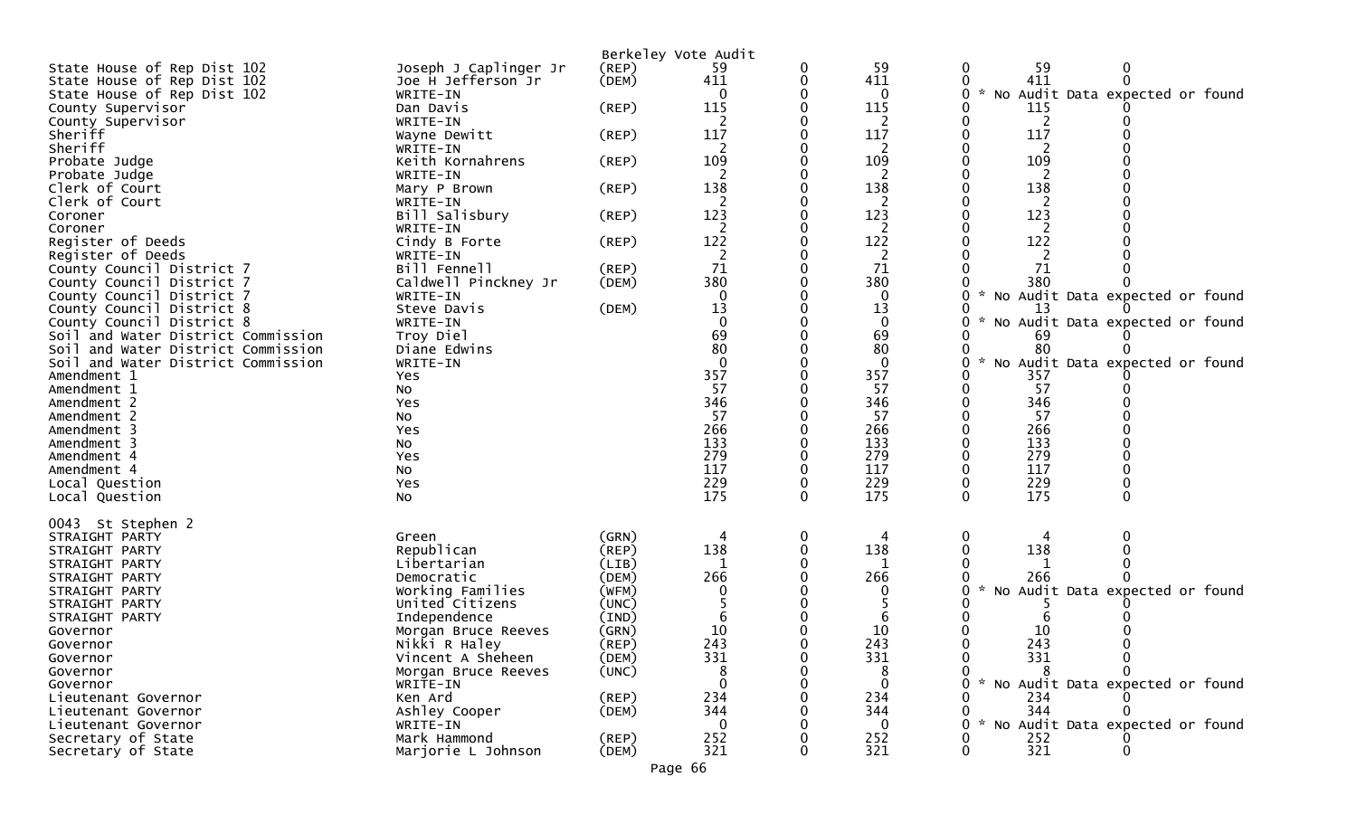Berkeley Vote Audit

| Contest | Candidate | Party | | | | | | |
|---|---|---|---|---|---|---|---|---|
| State House of Rep Dist 102 | Joseph J Caplinger Jr | (REP) | 59 | 0 | 59 | 0 | 59 | 0 |
| State House of Rep Dist 102 | Joe H Jefferson Jr | (DEM) | 411 | 0 | 411 | 0 | 411 | 0 |
| State House of Rep Dist 102 | WRITE-IN | | 0 | 0 | 0 | 0 | * No Audit Data expected or found | |
| County Supervisor | Dan Davis | (REP) | 115 | 0 | 115 | 0 | 115 | 0 |
| County Supervisor | WRITE-IN | | 2 | 0 | 2 | 0 | 2 | 0 |
| Sheriff | Wayne Dewitt | (REP) | 117 | 0 | 117 | 0 | 117 | 0 |
| Sheriff | WRITE-IN | | 2 | 0 | 2 | 0 | 2 | 0 |
| Probate Judge | Keith Kornahrens | (REP) | 109 | 0 | 109 | 0 | 109 | 0 |
| Probate Judge | WRITE-IN | | 2 | 0 | 2 | 0 | 2 | 0 |
| Clerk of Court | Mary P Brown | (REP) | 138 | 0 | 138 | 0 | 138 | 0 |
| Clerk of Court | WRITE-IN | | 2 | 0 | 2 | 0 | 2 | 0 |
| Coroner | Bill Salisbury | (REP) | 123 | 0 | 123 | 0 | 123 | 0 |
| Coroner | WRITE-IN | | 2 | 0 | 2 | 0 | 2 | 0 |
| Register of Deeds | Cindy B Forte | (REP) | 122 | 0 | 122 | 0 | 122 | 0 |
| Register of Deeds | WRITE-IN | | 2 | 0 | 2 | 0 | 2 | 0 |
| County Council District 7 | Bill Fennell | (REP) | 71 | 0 | 71 | 0 | 71 | 0 |
| County Council District 7 | Caldwell Pinckney Jr | (DEM) | 380 | 0 | 380 | 0 | 380 | 0 |
| County Council District 7 | WRITE-IN | | 0 | 0 | 0 | 0 | * No Audit Data expected or found | |
| County Council District 8 | Steve Davis | (DEM) | 13 | 0 | 13 | 0 | 13 | 0 |
| County Council District 8 | WRITE-IN | | 0 | 0 | 0 | 0 | * No Audit Data expected or found | |
| Soil and Water District Commission | Troy Diel | | 69 | 0 | 69 | 0 | 69 | 0 |
| Soil and Water District Commission | Diane Edwins | | 80 | 0 | 80 | 0 | 80 | 0 |
| Soil and Water District Commission | WRITE-IN | | 0 | 0 | 0 | 0 | * No Audit Data expected or found | |
| Amendment 1 | Yes | | 357 | 0 | 357 | 0 | 357 | 0 |
| Amendment 1 | No | | 57 | 0 | 57 | 0 | 57 | 0 |
| Amendment 2 | Yes | | 346 | 0 | 346 | 0 | 346 | 0 |
| Amendment 2 | No | | 57 | 0 | 57 | 0 | 57 | 0 |
| Amendment 3 | Yes | | 266 | 0 | 266 | 0 | 266 | 0 |
| Amendment 3 | No | | 133 | 0 | 133 | 0 | 133 | 0 |
| Amendment 4 | Yes | | 279 | 0 | 279 | 0 | 279 | 0 |
| Amendment 4 | No | | 117 | 0 | 117 | 0 | 117 | 0 |
| Local Question | Yes | | 229 | 0 | 229 | 0 | 229 | 0 |
| Local Question | No | | 175 | 0 | 175 | 0 | 175 | 0 |

0043 St Stephen 2

| Contest | Candidate | Party | | | | | | |
|---|---|---|---|---|---|---|---|---|
| STRAIGHT PARTY | Green | (GRN) | 4 | 0 | 4 | 0 | 4 | 0 |
| STRAIGHT PARTY | Republican | (REP) | 138 | 0 | 138 | 0 | 138 | 0 |
| STRAIGHT PARTY | Libertarian | (LIB) | 1 | 0 | 1 | 0 | 1 | 0 |
| STRAIGHT PARTY | Democratic | (DEM) | 266 | 0 | 266 | 0 | 266 | 0 |
| STRAIGHT PARTY | Working Families | (WFM) | 0 | 0 | 0 | 0 | * No Audit Data expected or found | |
| STRAIGHT PARTY | United Citizens | (UNC) | 5 | 0 | 5 | 0 | 5 | 0 |
| STRAIGHT PARTY | Independence | (IND) | 6 | 0 | 6 | 0 | 6 | 0 |
| Governor | Morgan Bruce Reeves | (GRN) | 10 | 0 | 10 | 0 | 10 | 0 |
| Governor | Nikki R Haley | (REP) | 243 | 0 | 243 | 0 | 243 | 0 |
| Governor | Vincent A Sheheen | (DEM) | 331 | 0 | 331 | 0 | 331 | 0 |
| Governor | Morgan Bruce Reeves | (UNC) | 8 | 0 | 8 | 0 | 8 | 0 |
| Governor | WRITE-IN | | 0 | 0 | 0 | 0 | * No Audit Data expected or found | |
| Lieutenant Governor | Ken Ard | (REP) | 234 | 0 | 234 | 0 | 234 | 0 |
| Lieutenant Governor | Ashley Cooper | (DEM) | 344 | 0 | 344 | 0 | 344 | 0 |
| Lieutenant Governor | WRITE-IN | | 0 | 0 | 0 | 0 | * No Audit Data expected or found | |
| Secretary of State | Mark Hammond | (REP) | 252 | 0 | 252 | 0 | 252 | 0 |
| Secretary of State | Marjorie L Johnson | (DEM) | 321 | 0 | 321 | 0 | 321 | 0 |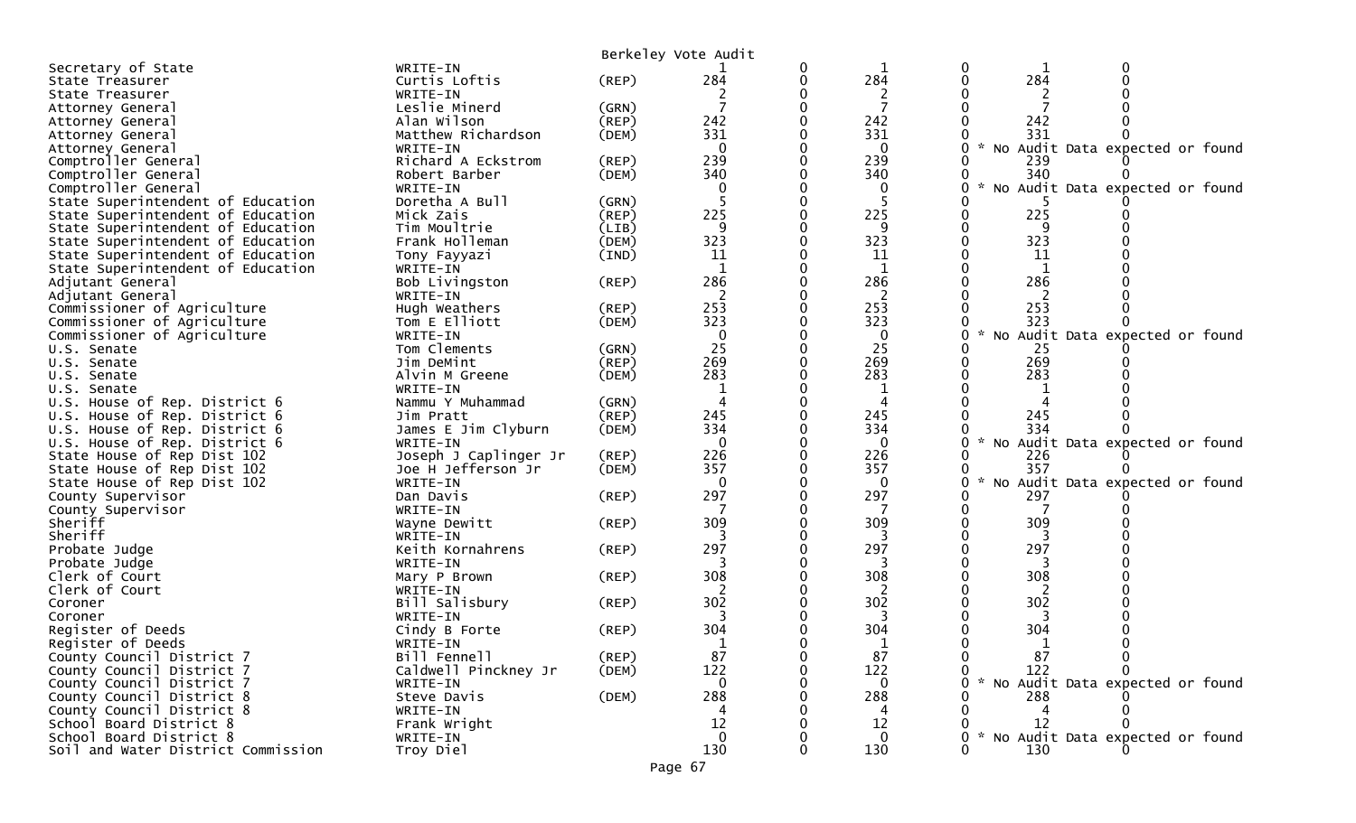Berkeley Vote Audit

| Office | Candidate | Party | | | | | | |
|---|---|---|---|---|---|---|---|---|
| Secretary of State | WRITE-IN | | 1 | 0 | 1 | 0 | 1 | 0 |
| State Treasurer | Curtis Loftis | (REP) | 284 | 0 | 284 | 0 | 284 | 0 |
| State Treasurer | WRITE-IN | | 2 | 0 | 2 | 0 | 2 | 0 |
| Attorney General | Leslie Minerd | (GRN) | 7 | 0 | 7 | 0 | 7 | 0 |
| Attorney General | Alan Wilson | (REP) | 242 | 0 | 242 | 0 | 242 | 0 |
| Attorney General | Matthew Richardson | (DEM) | 331 | 0 | 331 | 0 | 331 | 0 |
| Attorney General | WRITE-IN | | 0 | 0 | 0 | 0 | * No Audit Data expected or found | |
| Comptroller General | Richard A Eckstrom | (REP) | 239 | 0 | 239 | 0 | 239 | 0 |
| Comptroller General | Robert Barber | (DEM) | 340 | 0 | 340 | 0 | 340 | 0 |
| Comptroller General | WRITE-IN | | 0 | 0 | 0 | 0 | * No Audit Data expected or found | |
| State Superintendent of Education | Doretha A Bull | (GRN) | 5 | 0 | 5 | 0 | 5 | 0 |
| State Superintendent of Education | Mick Zais | (REP) | 225 | 0 | 225 | 0 | 225 | 0 |
| State Superintendent of Education | Tim Moultrie | (LIB) | 9 | 0 | 9 | 0 | 9 | 0 |
| State Superintendent of Education | Frank Holleman | (DEM) | 323 | 0 | 323 | 0 | 323 | 0 |
| State Superintendent of Education | Tony Fayyazi | (IND) | 11 | 0 | 11 | 0 | 11 | 0 |
| State Superintendent of Education | WRITE-IN | | 1 | 0 | 1 | 0 | 1 | 0 |
| Adjutant General | Bob Livingston | (REP) | 286 | 0 | 286 | 0 | 286 | 0 |
| Adjutant General | WRITE-IN | | 2 | 0 | 2 | 0 | 2 | 0 |
| Commissioner of Agriculture | Hugh Weathers | (REP) | 253 | 0 | 253 | 0 | 253 | 0 |
| Commissioner of Agriculture | Tom E Elliott | (DEM) | 323 | 0 | 323 | 0 | 323 | 0 |
| Commissioner of Agriculture | WRITE-IN | | 0 | 0 | 0 | 0 | * No Audit Data expected or found | |
| U.S. Senate | Tom Clements | (GRN) | 25 | 0 | 25 | 0 | 25 | 0 |
| U.S. Senate | Jim DeMint | (REP) | 269 | 0 | 269 | 0 | 269 | 0 |
| U.S. Senate | Alvin M Greene | (DEM) | 283 | 0 | 283 | 0 | 283 | 0 |
| U.S. Senate | WRITE-IN | | 1 | 0 | 1 | 0 | 1 | 0 |
| U.S. House of Rep. District 6 | Nammu Y Muhammad | (GRN) | 4 | 0 | 4 | 0 | 4 | 0 |
| U.S. House of Rep. District 6 | Jim Pratt | (REP) | 245 | 0 | 245 | 0 | 245 | 0 |
| U.S. House of Rep. District 6 | James E Jim Clyburn | (DEM) | 334 | 0 | 334 | 0 | 334 | 0 |
| U.S. House of Rep. District 6 | WRITE-IN | | 0 | 0 | 0 | 0 | * No Audit Data expected or found | |
| State House of Rep Dist 102 | Joseph J Caplinger Jr | (REP) | 226 | 0 | 226 | 0 | 226 | 0 |
| State House of Rep Dist 102 | Joe H Jefferson Jr | (DEM) | 357 | 0 | 357 | 0 | 357 | 0 |
| State House of Rep Dist 102 | WRITE-IN | | 0 | 0 | 0 | 0 | * No Audit Data expected or found | |
| County Supervisor | Dan Davis | (REP) | 297 | 0 | 297 | 0 | 297 | 0 |
| County Supervisor | WRITE-IN | | 7 | 0 | 7 | 0 | 7 | 0 |
| Sheriff | Wayne Dewitt | (REP) | 309 | 0 | 309 | 0 | 309 | 0 |
| Sheriff | WRITE-IN | | 3 | 0 | 3 | 0 | 3 | 0 |
| Probate Judge | Keith Kornahrens | (REP) | 297 | 0 | 297 | 0 | 297 | 0 |
| Probate Judge | WRITE-IN | | 3 | 0 | 3 | 0 | 3 | 0 |
| Clerk of Court | Mary P Brown | (REP) | 308 | 0 | 308 | 0 | 308 | 0 |
| Clerk of Court | WRITE-IN | | 2 | 0 | 2 | 0 | 2 | 0 |
| Coroner | Bill Salisbury | (REP) | 302 | 0 | 302 | 0 | 302 | 0 |
| Coroner | WRITE-IN | | 3 | 0 | 3 | 0 | 3 | 0 |
| Register of Deeds | Cindy B Forte | (REP) | 304 | 0 | 304 | 0 | 304 | 0 |
| Register of Deeds | WRITE-IN | | 1 | 0 | 1 | 0 | 1 | 0 |
| County Council District 7 | Bill Fennell | (REP) | 87 | 0 | 87 | 0 | 87 | 0 |
| County Council District 7 | Caldwell Pinckney Jr | (DEM) | 122 | 0 | 122 | 0 | 122 | 0 |
| County Council District 7 | WRITE-IN | | 0 | 0 | 0 | 0 | * No Audit Data expected or found | |
| County Council District 8 | Steve Davis | (DEM) | 288 | 0 | 288 | 0 | 288 | 0 |
| County Council District 8 | WRITE-IN | | 4 | 0 | 4 | 0 | 4 | 0 |
| School Board District 8 | Frank Wright | | 12 | 0 | 12 | 0 | 12 | 0 |
| School Board District 8 | WRITE-IN | | 0 | 0 | 0 | 0 | * No Audit Data expected or found | |
| Soil and Water District Commission | Troy Diel | | 130 | 0 | 130 | 0 | 130 | 0 |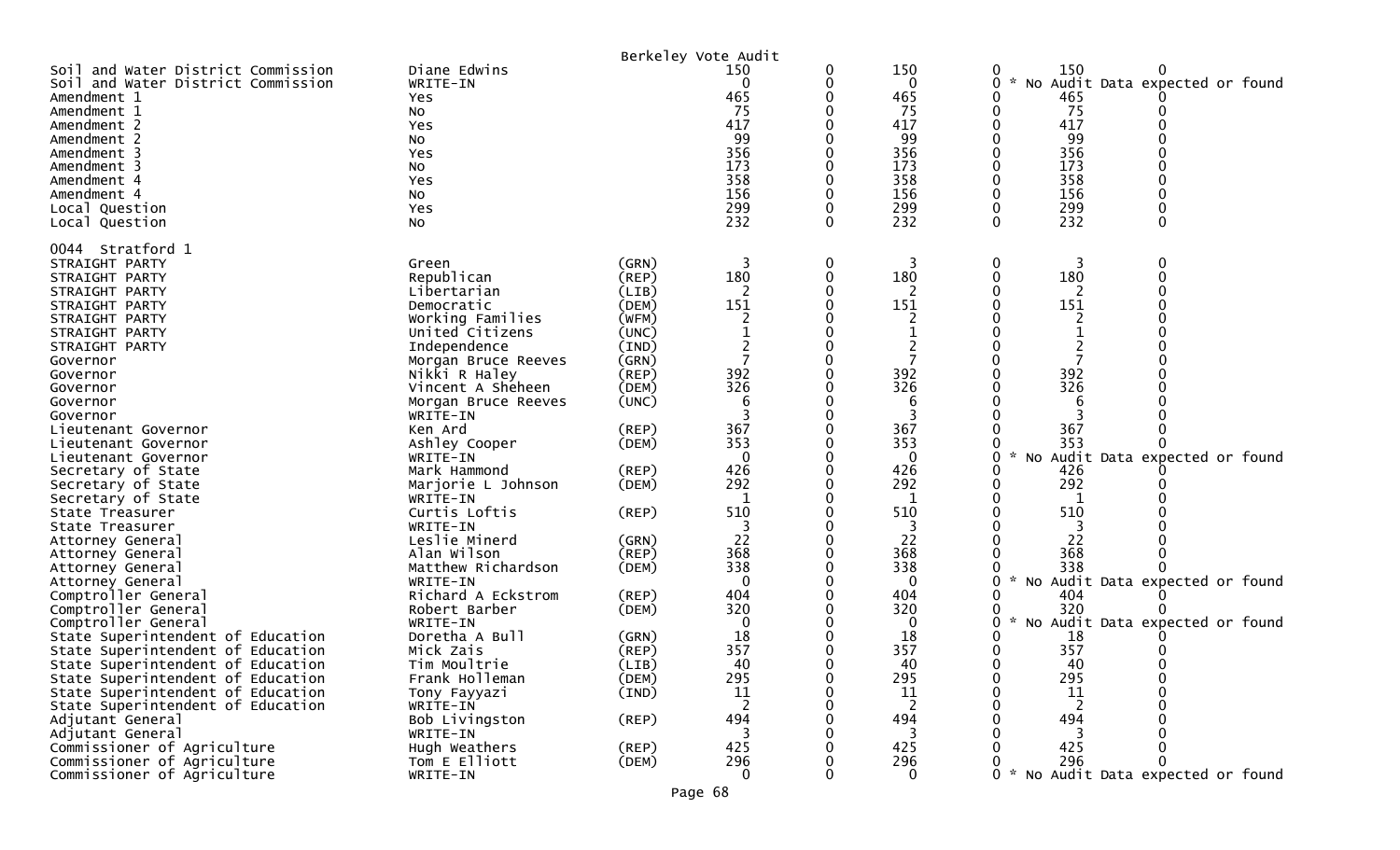Berkeley Vote Audit

| Contest | Candidate | Party | | | | | | |
|---|---|---|---|---|---|---|---|---|
| Soil and Water District Commission | Diane Edwins | | 150 | 0 | 150 | 0 | 150 | 0 |
| Soil and Water District Commission | WRITE-IN | | 0 | 0 | 0 | 0 | * No Audit Data expected or found | |
| Amendment 1 | Yes | | 465 | 0 | 465 | 0 | 465 | 0 |
| Amendment 1 | No | | 75 | 0 | 75 | 0 | 75 | 0 |
| Amendment 2 | Yes | | 417 | 0 | 417 | 0 | 417 | 0 |
| Amendment 2 | No | | 99 | 0 | 99 | 0 | 99 | 0 |
| Amendment 3 | Yes | | 356 | 0 | 356 | 0 | 356 | 0 |
| Amendment 3 | No | | 173 | 0 | 173 | 0 | 173 | 0 |
| Amendment 4 | Yes | | 358 | 0 | 358 | 0 | 358 | 0 |
| Amendment 4 | No | | 156 | 0 | 156 | 0 | 156 | 0 |
| Local Question | Yes | | 299 | 0 | 299 | 0 | 299 | 0 |
| Local Question | No | | 232 | 0 | 232 | 0 | 232 | 0 |

0044 Stratford 1

| Contest | Candidate | Party | | | | | | |
|---|---|---|---|---|---|---|---|---|
| STRAIGHT PARTY | Green | (GRN) | 3 | 0 | 3 | 0 | 3 | 0 |
| STRAIGHT PARTY | Republican | (REP) | 180 | 0 | 180 | 0 | 180 | 0 |
| STRAIGHT PARTY | Libertarian | (LIB) | 2 | 0 | 2 | 0 | 2 | 0 |
| STRAIGHT PARTY | Democratic | (DEM) | 151 | 0 | 151 | 0 | 151 | 0 |
| STRAIGHT PARTY | Working Families | (WFM) | 2 | 0 | 2 | 0 | 2 | 0 |
| STRAIGHT PARTY | United Citizens | (UNC) | 1 | 0 | 1 | 0 | 1 | 0 |
| STRAIGHT PARTY | Independence | (IND) | 2 | 0 | 2 | 0 | 2 | 0 |
| Governor | Morgan Bruce Reeves | (GRN) | 7 | 0 | 7 | 0 | 7 | 0 |
| Governor | Nikki R Haley | (REP) | 392 | 0 | 392 | 0 | 392 | 0 |
| Governor | Vincent A Sheheen | (DEM) | 326 | 0 | 326 | 0 | 326 | 0 |
| Governor | Morgan Bruce Reeves | (UNC) | 6 | 0 | 6 | 0 | 6 | 0 |
| Governor | WRITE-IN | | 3 | 0 | 3 | 0 | 3 | 0 |
| Lieutenant Governor | Ken Ard | (REP) | 367 | 0 | 367 | 0 | 367 | 0 |
| Lieutenant Governor | Ashley Cooper | (DEM) | 353 | 0 | 353 | 0 | 353 | 0 |
| Lieutenant Governor | WRITE-IN | | 0 | 0 | 0 | 0 | * No Audit Data expected or found | |
| Secretary of State | Mark Hammond | (REP) | 426 | 0 | 426 | 0 | 426 | 0 |
| Secretary of State | Marjorie L Johnson | (DEM) | 292 | 0 | 292 | 0 | 292 | 0 |
| Secretary of State | WRITE-IN | | 1 | 0 | 1 | 0 | 1 | 0 |
| State Treasurer | Curtis Loftis | (REP) | 510 | 0 | 510 | 0 | 510 | 0 |
| State Treasurer | WRITE-IN | | 3 | 0 | 3 | 0 | 3 | 0 |
| Attorney General | Leslie Minerd | (GRN) | 22 | 0 | 22 | 0 | 22 | 0 |
| Attorney General | Alan Wilson | (REP) | 368 | 0 | 368 | 0 | 368 | 0 |
| Attorney General | Matthew Richardson | (DEM) | 338 | 0 | 338 | 0 | 338 | 0 |
| Attorney General | WRITE-IN | | 0 | 0 | 0 | 0 | * No Audit Data expected or found | |
| Comptroller General | Richard A Eckstrom | (REP) | 404 | 0 | 404 | 0 | 404 | 0 |
| Comptroller General | Robert Barber | (DEM) | 320 | 0 | 320 | 0 | 320 | 0 |
| Comptroller General | WRITE-IN | | 0 | 0 | 0 | 0 | * No Audit Data expected or found | |
| State Superintendent of Education | Doretha A Bull | (GRN) | 18 | 0 | 18 | 0 | 18 | 0 |
| State Superintendent of Education | Mick Zais | (REP) | 357 | 0 | 357 | 0 | 357 | 0 |
| State Superintendent of Education | Tim Moultrie | (LIB) | 40 | 0 | 40 | 0 | 40 | 0 |
| State Superintendent of Education | Frank Holleman | (DEM) | 295 | 0 | 295 | 0 | 295 | 0 |
| State Superintendent of Education | Tony Fayyazi | (IND) | 11 | 0 | 11 | 0 | 11 | 0 |
| State Superintendent of Education | WRITE-IN | | 2 | 0 | 2 | 0 | 2 | 0 |
| Adjutant General | Bob Livingston | (REP) | 494 | 0 | 494 | 0 | 494 | 0 |
| Adjutant General | WRITE-IN | | 3 | 0 | 3 | 0 | 3 | 0 |
| Commissioner of Agriculture | Hugh Weathers | (REP) | 425 | 0 | 425 | 0 | 425 | 0 |
| Commissioner of Agriculture | Tom E Elliott | (DEM) | 296 | 0 | 296 | 0 | 296 | 0 |
| Commissioner of Agriculture | WRITE-IN | | 0 | 0 | 0 | 0 | * No Audit Data expected or found | |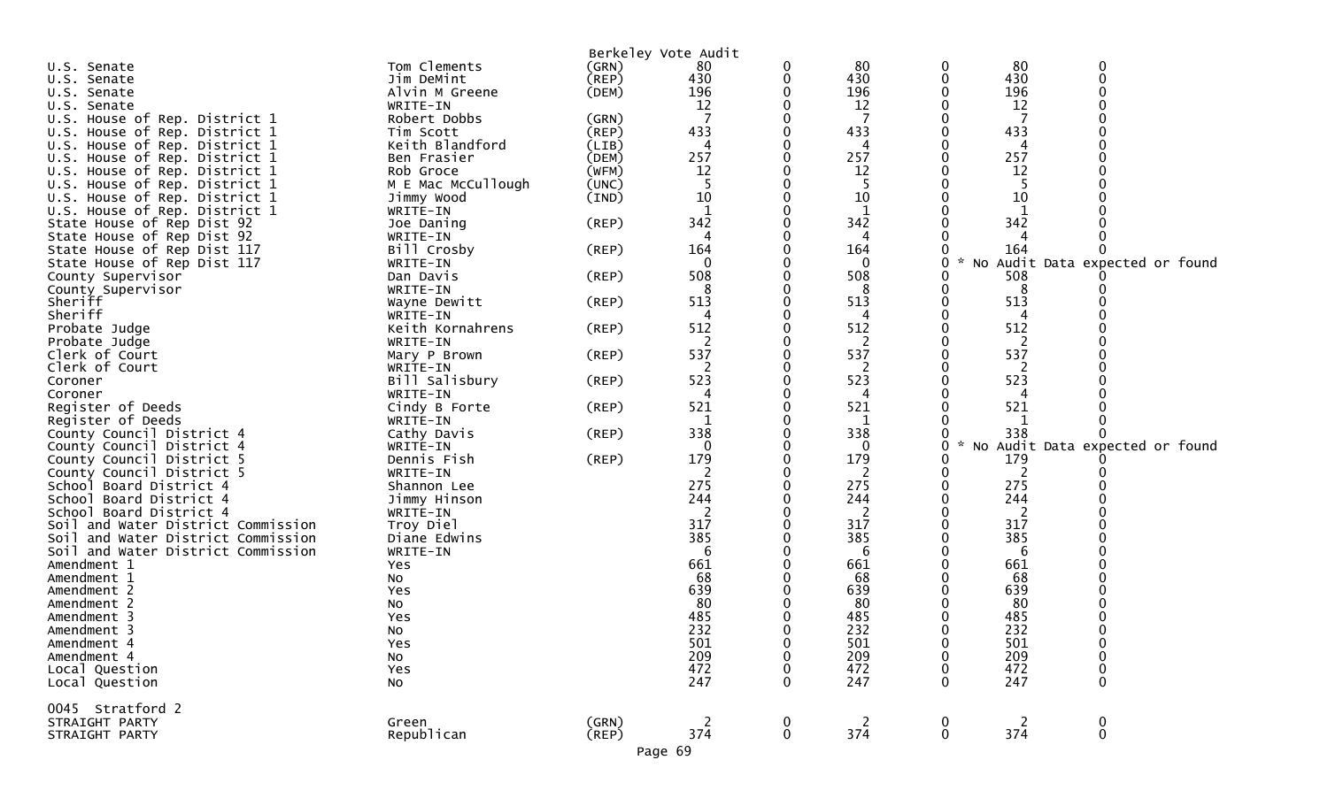Berkeley Vote Audit

| Contest | Candidate | Party | | | | | | |
|---|---|---|---|---|---|---|---|---|
| U.S. Senate | Tom Clements | (GRN) | 80 | 0 | 80 | 0 | 80 | 0 |
| U.S. Senate | Jim DeMint | (REP) | 430 | 0 | 430 | 0 | 430 | 0 |
| U.S. Senate | Alvin M Greene | (DEM) | 196 | 0 | 196 | 0 | 196 | 0 |
| U.S. Senate | WRITE-IN | | 12 | 0 | 12 | 0 | 12 | 0 |
| U.S. House of Rep. District 1 | Robert Dobbs | (GRN) | 7 | 0 | 7 | 0 | 7 | 0 |
| U.S. House of Rep. District 1 | Tim Scott | (REP) | 433 | 0 | 433 | 0 | 433 | 0 |
| U.S. House of Rep. District 1 | Keith Blandford | (LIB) | 4 | 0 | 4 | 0 | 4 | 0 |
| U.S. House of Rep. District 1 | Ben Frasier | (DEM) | 257 | 0 | 257 | 0 | 257 | 0 |
| U.S. House of Rep. District 1 | Rob Groce | (WFM) | 12 | 0 | 12 | 0 | 12 | 0 |
| U.S. House of Rep. District 1 | M E Mac McCullough | (UNC) | 5 | 0 | 5 | 0 | 5 | 0 |
| U.S. House of Rep. District 1 | Jimmy Wood | (IND) | 10 | 0 | 10 | 0 | 10 | 0 |
| U.S. House of Rep. District 1 | WRITE-IN | | 1 | 0 | 1 | 0 | 1 | 0 |
| State House of Rep Dist 92 | Joe Daning | (REP) | 342 | 0 | 342 | 0 | 342 | 0 |
| State House of Rep Dist 92 | WRITE-IN | | 4 | 0 | 4 | 0 | 4 | 0 |
| State House of Rep Dist 117 | Bill Crosby | (REP) | 164 | 0 | 164 | 0 | 164 | 0 |
| State House of Rep Dist 117 | WRITE-IN | | 0 | 0 | 0 | 0 | * No Audit Data expected or found | |
| County Supervisor | Dan Davis | (REP) | 508 | 0 | 508 | 0 | 508 | 0 |
| County Supervisor | WRITE-IN | | 8 | 0 | 8 | 0 | 8 | 0 |
| Sheriff | Wayne Dewitt | (REP) | 513 | 0 | 513 | 0 | 513 | 0 |
| Sheriff | WRITE-IN | | 4 | 0 | 4 | 0 | 4 | 0 |
| Probate Judge | Keith Kornahrens | (REP) | 512 | 0 | 512 | 0 | 512 | 0 |
| Probate Judge | WRITE-IN | | 2 | 0 | 2 | 0 | 2 | 0 |
| Clerk of Court | Mary P Brown | (REP) | 537 | 0 | 537 | 0 | 537 | 0 |
| Clerk of Court | WRITE-IN | | 2 | 0 | 2 | 0 | 2 | 0 |
| Coroner | Bill Salisbury | (REP) | 523 | 0 | 523 | 0 | 523 | 0 |
| Coroner | WRITE-IN | | 4 | 0 | 4 | 0 | 4 | 0 |
| Register of Deeds | Cindy B Forte | (REP) | 521 | 0 | 521 | 0 | 521 | 0 |
| Register of Deeds | WRITE-IN | | 1 | 0 | 1 | 0 | 1 | 0 |
| County Council District 4 | Cathy Davis | (REP) | 338 | 0 | 338 | 0 | 338 | 0 |
| County Council District 4 | WRITE-IN | | 0 | 0 | 0 | 0 | * No Audit Data expected or found | |
| County Council District 5 | Dennis Fish | (REP) | 179 | 0 | 179 | 0 | 179 | 0 |
| County Council District 5 | WRITE-IN | | 2 | 0 | 2 | 0 | 2 | 0 |
| School Board District 4 | Shannon Lee | | 275 | 0 | 275 | 0 | 275 | 0 |
| School Board District 4 | Jimmy Hinson | | 244 | 0 | 244 | 0 | 244 | 0 |
| School Board District 4 | WRITE-IN | | 2 | 0 | 2 | 0 | 2 | 0 |
| Soil and Water District Commission | Troy Diel | | 317 | 0 | 317 | 0 | 317 | 0 |
| Soil and Water District Commission | Diane Edwins | | 385 | 0 | 385 | 0 | 385 | 0 |
| Soil and Water District Commission | WRITE-IN | | 6 | 0 | 6 | 0 | 6 | 0 |
| Amendment 1 | Yes | | 661 | 0 | 661 | 0 | 661 | 0 |
| Amendment 1 | No | | 68 | 0 | 68 | 0 | 68 | 0 |
| Amendment 2 | Yes | | 639 | 0 | 639 | 0 | 639 | 0 |
| Amendment 2 | No | | 80 | 0 | 80 | 0 | 80 | 0 |
| Amendment 3 | Yes | | 485 | 0 | 485 | 0 | 485 | 0 |
| Amendment 3 | No | | 232 | 0 | 232 | 0 | 232 | 0 |
| Amendment 4 | Yes | | 501 | 0 | 501 | 0 | 501 | 0 |
| Amendment 4 | No | | 209 | 0 | 209 | 0 | 209 | 0 |
| Local Question | Yes | | 472 | 0 | 472 | 0 | 472 | 0 |
| Local Question | No | | 247 | 0 | 247 | 0 | 247 | 0 |

0045 Stratford 2

| Contest | Candidate | Party | | | | | | |
|---|---|---|---|---|---|---|---|---|
| STRAIGHT PARTY | Green | (GRN) | 2 | 0 | 2 | 0 | 2 | 0 |
| STRAIGHT PARTY | Republican | (REP) | 374 | 0 | 374 | 0 | 374 | 0 |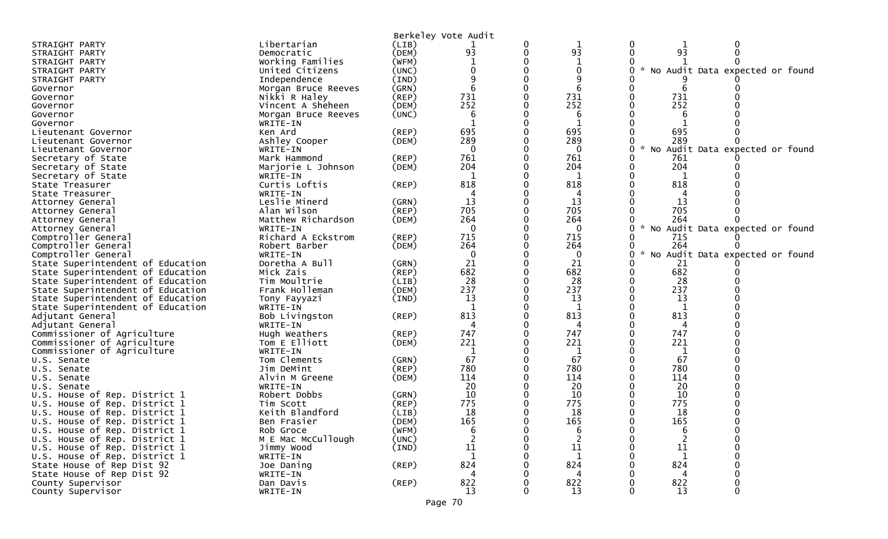Berkeley Vote Audit

| | | | | | | | | |
|---|---|---|---|---|---|---|---|---|
| STRAIGHT PARTY | Libertarian | (LIB) | 1 | 0 | 1 | 0 | 1 | 0 |
| STRAIGHT PARTY | Democratic | (DEM) | 93 | 0 | 93 | 0 | 93 | 0 |
| STRAIGHT PARTY | Working Families | (WFM) | 1 | 0 | 1 | 0 | 1 | 0 |
| STRAIGHT PARTY | United Citizens | (UNC) | 0 | 0 | 0 | 0 | * No Audit Data expected or found | |
| STRAIGHT PARTY | Independence | (IND) | 9 | 0 | 9 | 0 | 9 | 0 |
| Governor | Morgan Bruce Reeves | (GRN) | 6 | 0 | 6 | 0 | 6 | 0 |
| Governor | Nikki R Haley | (REP) | 731 | 0 | 731 | 0 | 731 | 0 |
| Governor | Vincent A Sheheen | (DEM) | 252 | 0 | 252 | 0 | 252 | 0 |
| Governor | Morgan Bruce Reeves | (UNC) | 6 | 0 | 6 | 0 | 6 | 0 |
| Governor | WRITE-IN | | 1 | 0 | 1 | 0 | 1 | 0 |
| Lieutenant Governor | Ken Ard | (REP) | 695 | 0 | 695 | 0 | 695 | 0 |
| Lieutenant Governor | Ashley Cooper | (DEM) | 289 | 0 | 289 | 0 | 289 | 0 |
| Lieutenant Governor | WRITE-IN | | 0 | 0 | 0 | 0 | * No Audit Data expected or found | |
| Secretary of State | Mark Hammond | (REP) | 761 | 0 | 761 | 0 | 761 | 0 |
| Secretary of State | Marjorie L Johnson | (DEM) | 204 | 0 | 204 | 0 | 204 | 0 |
| Secretary of State | WRITE-IN | | 1 | 0 | 1 | 0 | 1 | 0 |
| State Treasurer | Curtis Loftis | (REP) | 818 | 0 | 818 | 0 | 818 | 0 |
| State Treasurer | WRITE-IN | | 4 | 0 | 4 | 0 | 4 | 0 |
| Attorney General | Leslie Minerd | (GRN) | 13 | 0 | 13 | 0 | 13 | 0 |
| Attorney General | Alan Wilson | (REP) | 705 | 0 | 705 | 0 | 705 | 0 |
| Attorney General | Matthew Richardson | (DEM) | 264 | 0 | 264 | 0 | 264 | 0 |
| Attorney General | WRITE-IN | | 0 | 0 | 0 | 0 | * No Audit Data expected or found | |
| Comptroller General | Richard A Eckstrom | (REP) | 715 | 0 | 715 | 0 | 715 | 0 |
| Comptroller General | Robert Barber | (DEM) | 264 | 0 | 264 | 0 | 264 | 0 |
| Comptroller General | WRITE-IN | | 0 | 0 | 0 | 0 | * No Audit Data expected or found | |
| State Superintendent of Education | Doretha A Bull | (GRN) | 21 | 0 | 21 | 0 | 21 | 0 |
| State Superintendent of Education | Mick Zais | (REP) | 682 | 0 | 682 | 0 | 682 | 0 |
| State Superintendent of Education | Tim Moultrie | (LIB) | 28 | 0 | 28 | 0 | 28 | 0 |
| State Superintendent of Education | Frank Holleman | (DEM) | 237 | 0 | 237 | 0 | 237 | 0 |
| State Superintendent of Education | Tony Fayyazi | (IND) | 13 | 0 | 13 | 0 | 13 | 0 |
| State Superintendent of Education | WRITE-IN | | 1 | 0 | 1 | 0 | 1 | 0 |
| Adjutant General | Bob Livingston | (REP) | 813 | 0 | 813 | 0 | 813 | 0 |
| Adjutant General | WRITE-IN | | 4 | 0 | 4 | 0 | 4 | 0 |
| Commissioner of Agriculture | Hugh Weathers | (REP) | 747 | 0 | 747 | 0 | 747 | 0 |
| Commissioner of Agriculture | Tom E Elliott | (DEM) | 221 | 0 | 221 | 0 | 221 | 0 |
| Commissioner of Agriculture | WRITE-IN | | 1 | 0 | 1 | 0 | 1 | 0 |
| U.S. Senate | Tom Clements | (GRN) | 67 | 0 | 67 | 0 | 67 | 0 |
| U.S. Senate | Jim DeMint | (REP) | 780 | 0 | 780 | 0 | 780 | 0 |
| U.S. Senate | Alvin M Greene | (DEM) | 114 | 0 | 114 | 0 | 114 | 0 |
| U.S. Senate | WRITE-IN | | 20 | 0 | 20 | 0 | 20 | 0 |
| U.S. House of Rep. District 1 | Robert Dobbs | (GRN) | 10 | 0 | 10 | 0 | 10 | 0 |
| U.S. House of Rep. District 1 | Tim Scott | (REP) | 775 | 0 | 775 | 0 | 775 | 0 |
| U.S. House of Rep. District 1 | Keith Blandford | (LIB) | 18 | 0 | 18 | 0 | 18 | 0 |
| U.S. House of Rep. District 1 | Ben Frasier | (DEM) | 165 | 0 | 165 | 0 | 165 | 0 |
| U.S. House of Rep. District 1 | Rob Groce | (WFM) | 6 | 0 | 6 | 0 | 6 | 0 |
| U.S. House of Rep. District 1 | M E Mac McCullough | (UNC) | 2 | 0 | 2 | 0 | 2 | 0 |
| U.S. House of Rep. District 1 | Jimmy Wood | (IND) | 11 | 0 | 11 | 0 | 11 | 0 |
| U.S. House of Rep. District 1 | WRITE-IN | | 1 | 0 | 1 | 0 | 1 | 0 |
| State House of Rep Dist 92 | Joe Daning | (REP) | 824 | 0 | 824 | 0 | 824 | 0 |
| State House of Rep Dist 92 | WRITE-IN | | 4 | 0 | 4 | 0 | 4 | 0 |
| County Supervisor | Dan Davis | (REP) | 822 | 0 | 822 | 0 | 822 | 0 |
| County Supervisor | WRITE-IN | | 13 | 0 | 13 | 0 | 13 | 0 |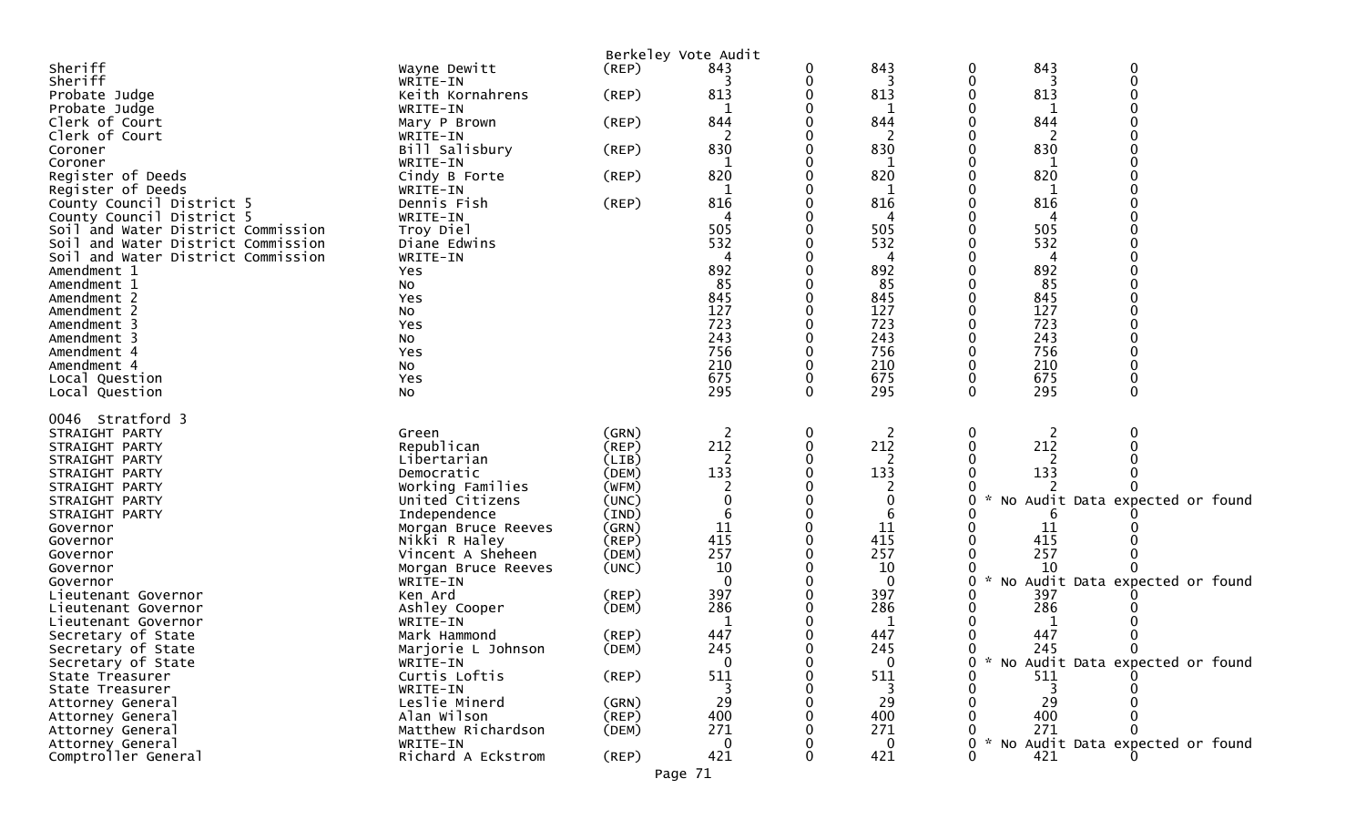Berkeley Vote Audit

| | | | | | | | | |
|---|---|---|---|---|---|---|---|---|
| Sheriff | Wayne Dewitt | (REP) | 843 | 0 | 843 | 0 | 843 | 0 |
| Sheriff | WRITE-IN | | 3 | 0 | 3 | 0 | 3 | 0 |
| Probate Judge | Keith Kornahrens | (REP) | 813 | 0 | 813 | 0 | 813 | 0 |
| Probate Judge | WRITE-IN | | 1 | 0 | 1 | 0 | 1 | 0 |
| Clerk of Court | Mary P Brown | (REP) | 844 | 0 | 844 | 0 | 844 | 0 |
| Clerk of Court | WRITE-IN | | 2 | 0 | 2 | 0 | 2 | 0 |
| Coroner | Bill Salisbury | (REP) | 830 | 0 | 830 | 0 | 830 | 0 |
| Coroner | WRITE-IN | | 1 | 0 | 1 | 0 | 1 | 0 |
| Register of Deeds | Cindy B Forte | (REP) | 820 | 0 | 820 | 0 | 820 | 0 |
| Register of Deeds | WRITE-IN | | 1 | 0 | 1 | 0 | 1 | 0 |
| County Council District 5 | Dennis Fish | (REP) | 816 | 0 | 816 | 0 | 816 | 0 |
| County Council District 5 | WRITE-IN | | 4 | 0 | 4 | 0 | 4 | 0 |
| Soil and Water District Commission | Troy Diel | | 505 | 0 | 505 | 0 | 505 | 0 |
| Soil and Water District Commission | Diane Edwins | | 532 | 0 | 532 | 0 | 532 | 0 |
| Soil and Water District Commission | WRITE-IN | | 4 | 0 | 4 | 0 | 4 | 0 |
| Amendment 1 | Yes | | 892 | 0 | 892 | 0 | 892 | 0 |
| Amendment 1 | No | | 85 | 0 | 85 | 0 | 85 | 0 |
| Amendment 2 | Yes | | 845 | 0 | 845 | 0 | 845 | 0 |
| Amendment 2 | No | | 127 | 0 | 127 | 0 | 127 | 0 |
| Amendment 3 | Yes | | 723 | 0 | 723 | 0 | 723 | 0 |
| Amendment 3 | No | | 243 | 0 | 243 | 0 | 243 | 0 |
| Amendment 4 | Yes | | 756 | 0 | 756 | 0 | 756 | 0 |
| Amendment 4 | No | | 210 | 0 | 210 | 0 | 210 | 0 |
| Local Question | Yes | | 675 | 0 | 675 | 0 | 675 | 0 |
| Local Question | No | | 295 | 0 | 295 | 0 | 295 | 0 |

0046 Stratford 3

| | | | | | | | | |
|---|---|---|---|---|---|---|---|---|
| STRAIGHT PARTY | Green | (GRN) | 2 | 0 | 2 | 0 | 2 | 0 |
| STRAIGHT PARTY | Republican | (REP) | 212 | 0 | 212 | 0 | 212 | 0 |
| STRAIGHT PARTY | Libertarian | (LIB) | 2 | 0 | 2 | 0 | 2 | 0 |
| STRAIGHT PARTY | Democratic | (DEM) | 133 | 0 | 133 | 0 | 133 | 0 |
| STRAIGHT PARTY | Working Families | (WFM) | 2 | 0 | 2 | 0 | 2 | 0 |
| STRAIGHT PARTY | United Citizens | (UNC) | 0 | 0 | 0 | 0 | * No Audit Data expected or found | |
| STRAIGHT PARTY | Independence | (IND) | 6 | 0 | 6 | 0 | 6 | 0 |
| Governor | Morgan Bruce Reeves | (GRN) | 11 | 0 | 11 | 0 | 11 | 0 |
| Governor | Nikki R Haley | (REP) | 415 | 0 | 415 | 0 | 415 | 0 |
| Governor | Vincent A Sheheen | (DEM) | 257 | 0 | 257 | 0 | 257 | 0 |
| Governor | Morgan Bruce Reeves | (UNC) | 10 | 0 | 10 | 0 | 10 | 0 |
| Governor | WRITE-IN | | 0 | 0 | 0 | 0 | * No Audit Data expected or found | |
| Lieutenant Governor | Ken Ard | (REP) | 397 | 0 | 397 | 0 | 397 | 0 |
| Lieutenant Governor | Ashley Cooper | (DEM) | 286 | 0 | 286 | 0 | 286 | 0 |
| Lieutenant Governor | WRITE-IN | | 1 | 0 | 1 | 0 | 1 | 0 |
| Secretary of State | Mark Hammond | (REP) | 447 | 0 | 447 | 0 | 447 | 0 |
| Secretary of State | Marjorie L Johnson | (DEM) | 245 | 0 | 245 | 0 | 245 | 0 |
| Secretary of State | WRITE-IN | | 0 | 0 | 0 | 0 | * No Audit Data expected or found | |
| State Treasurer | Curtis Loftis | (REP) | 511 | 0 | 511 | 0 | 511 | 0 |
| State Treasurer | WRITE-IN | | 3 | 0 | 3 | 0 | 3 | 0 |
| Attorney General | Leslie Minerd | (GRN) | 29 | 0 | 29 | 0 | 29 | 0 |
| Attorney General | Alan Wilson | (REP) | 400 | 0 | 400 | 0 | 400 | 0 |
| Attorney General | Matthew Richardson | (DEM) | 271 | 0 | 271 | 0 | 271 | 0 |
| Attorney General | WRITE-IN | | 0 | 0 | 0 | 0 | * No Audit Data expected or found | |
| Comptroller General | Richard A Eckstrom | (REP) | 421 | 0 | 421 | 0 | 421 | 0 |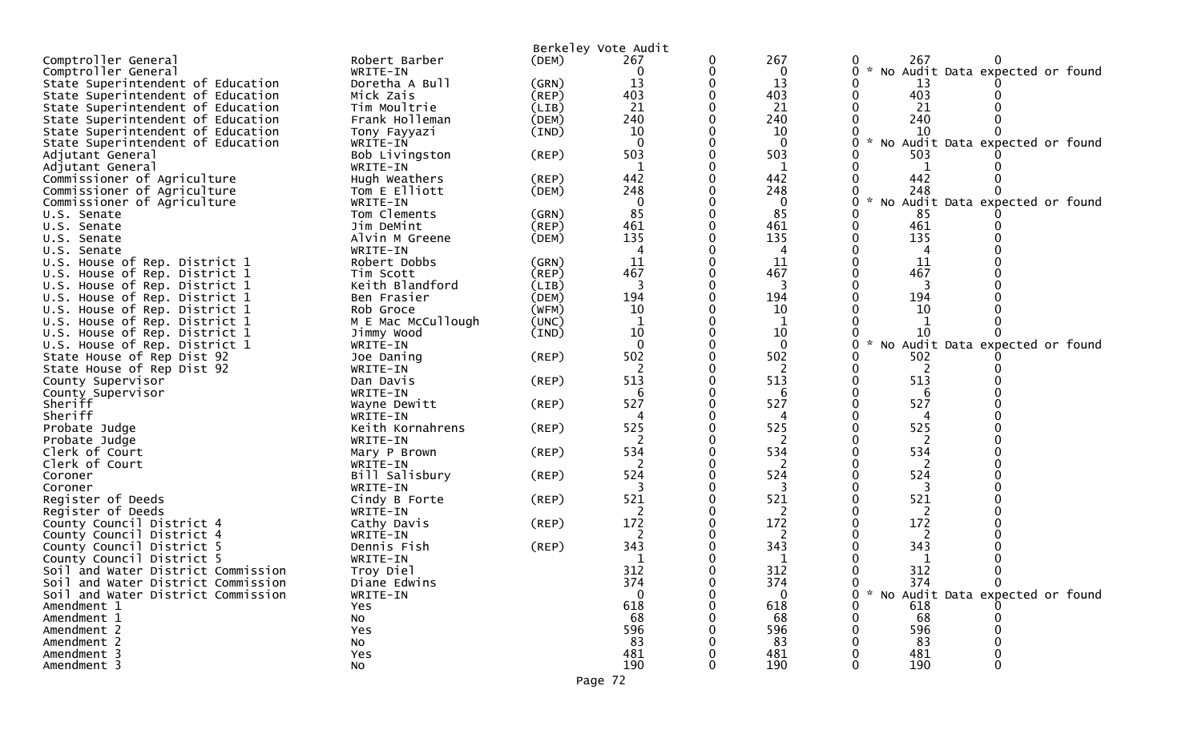Berkeley Vote Audit

| Office | Candidate | Party | | | | | | |
|---|---|---|---|---|---|---|---|---|
| Comptroller General | Robert Barber | (DEM) | 267 | 0 | 267 | 0 | 267 | 0 |
| Comptroller General | WRITE-IN | | 0 | 0 | 0 | 0 | * No Audit Data expected or found | |
| State Superintendent of Education | Doretha A Bull | (GRN) | 13 | 0 | 13 | 0 | 13 | 0 |
| State Superintendent of Education | Mick Zais | (REP) | 403 | 0 | 403 | 0 | 403 | 0 |
| State Superintendent of Education | Tim Moultrie | (LIB) | 21 | 0 | 21 | 0 | 21 | 0 |
| State Superintendent of Education | Frank Holleman | (DEM) | 240 | 0 | 240 | 0 | 240 | 0 |
| State Superintendent of Education | Tony Fayyazi | (IND) | 10 | 0 | 10 | 0 | 10 | 0 |
| State Superintendent of Education | WRITE-IN | | 0 | 0 | 0 | 0 | * No Audit Data expected or found | |
| Adjutant General | Bob Livingston | (REP) | 503 | 0 | 503 | 0 | 503 | 0 |
| Adjutant General | WRITE-IN | | 1 | 0 | 1 | 0 | 1 | 0 |
| Commissioner of Agriculture | Hugh Weathers | (REP) | 442 | 0 | 442 | 0 | 442 | 0 |
| Commissioner of Agriculture | Tom E Elliott | (DEM) | 248 | 0 | 248 | 0 | 248 | 0 |
| Commissioner of Agriculture | WRITE-IN | | 0 | 0 | 0 | 0 | * No Audit Data expected or found | |
| U.S. Senate | Tom Clements | (GRN) | 85 | 0 | 85 | 0 | 85 | 0 |
| U.S. Senate | Jim DeMint | (REP) | 461 | 0 | 461 | 0 | 461 | 0 |
| U.S. Senate | Alvin M Greene | (DEM) | 135 | 0 | 135 | 0 | 135 | 0 |
| U.S. Senate | WRITE-IN | | 4 | 0 | 4 | 0 | 4 | 0 |
| U.S. House of Rep. District 1 | Robert Dobbs | (GRN) | 11 | 0 | 11 | 0 | 11 | 0 |
| U.S. House of Rep. District 1 | Tim Scott | (REP) | 467 | 0 | 467 | 0 | 467 | 0 |
| U.S. House of Rep. District 1 | Keith Blandford | (LIB) | 3 | 0 | 3 | 0 | 3 | 0 |
| U.S. House of Rep. District 1 | Ben Frasier | (DEM) | 194 | 0 | 194 | 0 | 194 | 0 |
| U.S. House of Rep. District 1 | Rob Groce | (WFM) | 10 | 0 | 10 | 0 | 10 | 0 |
| U.S. House of Rep. District 1 | M E Mac McCullough | (UNC) | 1 | 0 | 1 | 0 | 1 | 0 |
| U.S. House of Rep. District 1 | Jimmy Wood | (IND) | 10 | 0 | 10 | 0 | 10 | 0 |
| U.S. House of Rep. District 1 | WRITE-IN | | 0 | 0 | 0 | 0 | * No Audit Data expected or found | |
| State House of Rep Dist 92 | Joe Daning | (REP) | 502 | 0 | 502 | 0 | 502 | 0 |
| State House of Rep Dist 92 | WRITE-IN | | 2 | 0 | 2 | 0 | 2 | 0 |
| County Supervisor | Dan Davis | (REP) | 513 | 0 | 513 | 0 | 513 | 0 |
| County Supervisor | WRITE-IN | | 6 | 0 | 6 | 0 | 6 | 0 |
| Sheriff | Wayne Dewitt | (REP) | 527 | 0 | 527 | 0 | 527 | 0 |
| Sheriff | WRITE-IN | | 4 | 0 | 4 | 0 | 4 | 0 |
| Probate Judge | Keith Kornahrens | (REP) | 525 | 0 | 525 | 0 | 525 | 0 |
| Probate Judge | WRITE-IN | | 2 | 0 | 2 | 0 | 2 | 0 |
| Clerk of Court | Mary P Brown | (REP) | 534 | 0 | 534 | 0 | 534 | 0 |
| Clerk of Court | WRITE-IN | | 2 | 0 | 2 | 0 | 2 | 0 |
| Coroner | Bill Salisbury | (REP) | 524 | 0 | 524 | 0 | 524 | 0 |
| Coroner | WRITE-IN | | 3 | 0 | 3 | 0 | 3 | 0 |
| Register of Deeds | Cindy B Forte | (REP) | 521 | 0 | 521 | 0 | 521 | 0 |
| Register of Deeds | WRITE-IN | | 2 | 0 | 2 | 0 | 2 | 0 |
| County Council District 4 | Cathy Davis | (REP) | 172 | 0 | 172 | 0 | 172 | 0 |
| County Council District 4 | WRITE-IN | | 2 | 0 | 2 | 0 | 2 | 0 |
| County Council District 5 | Dennis Fish | (REP) | 343 | 0 | 343 | 0 | 343 | 0 |
| County Council District 5 | WRITE-IN | | 1 | 0 | 1 | 0 | 1 | 0 |
| Soil and Water District Commission | Troy Diel | | 312 | 0 | 312 | 0 | 312 | 0 |
| Soil and Water District Commission | Diane Edwins | | 374 | 0 | 374 | 0 | 374 | 0 |
| Soil and Water District Commission | WRITE-IN | | 0 | 0 | 0 | 0 | * No Audit Data expected or found | |
| Amendment 1 | Yes | | 618 | 0 | 618 | 0 | 618 | 0 |
| Amendment 1 | No | | 68 | 0 | 68 | 0 | 68 | 0 |
| Amendment 2 | Yes | | 596 | 0 | 596 | 0 | 596 | 0 |
| Amendment 2 | No | | 83 | 0 | 83 | 0 | 83 | 0 |
| Amendment 3 | Yes | | 481 | 0 | 481 | 0 | 481 | 0 |
| Amendment 3 | No | | 190 | 0 | 190 | 0 | 190 | 0 |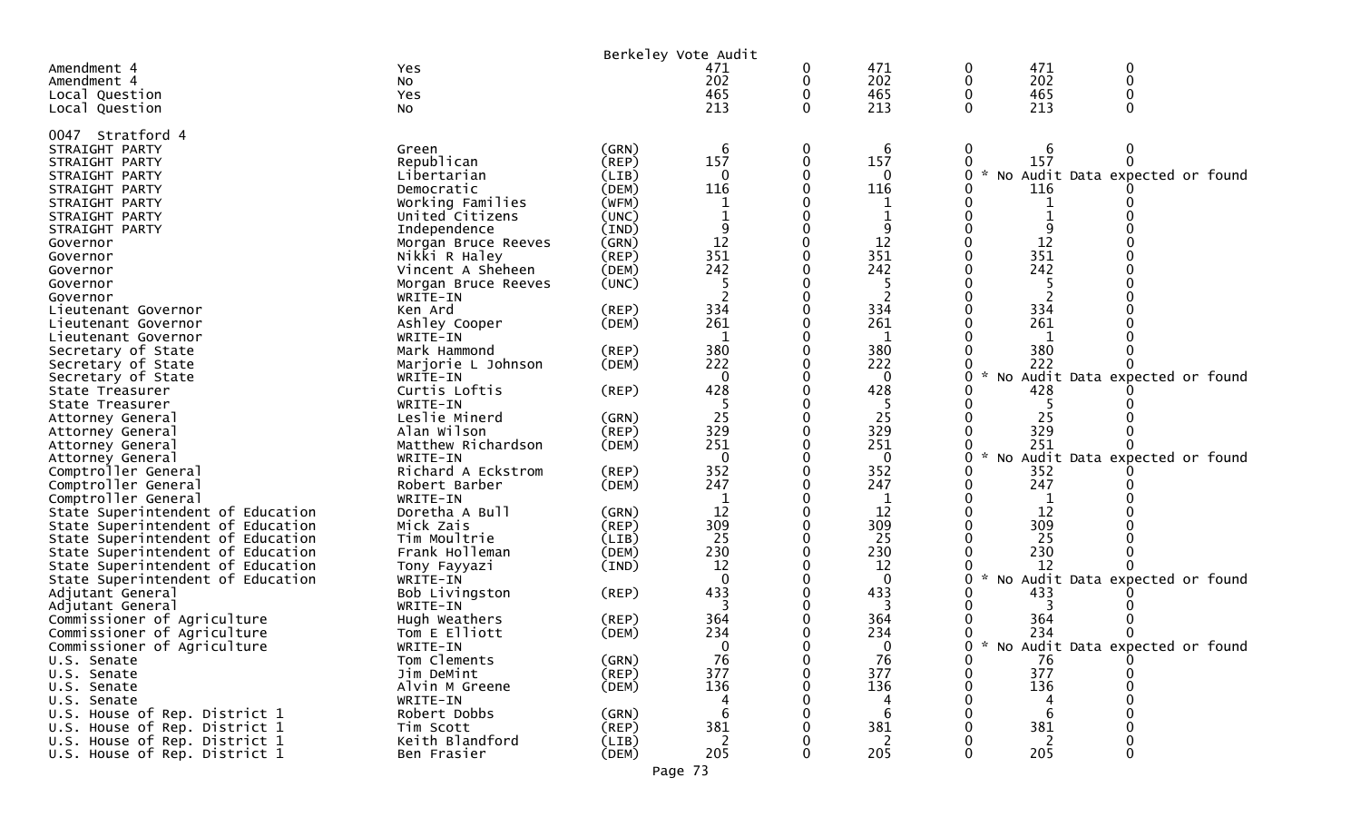Berkeley Vote Audit

| | | | | | | | | |
|---|---|---|---|---|---|---|---|---|
| Amendment 4 | Yes | | 471 | 0 | 471 | 0 | 471 | 0 |
| Amendment 4 | No | | 202 | 0 | 202 | 0 | 202 | 0 |
| Local Question | Yes | | 465 | 0 | 465 | 0 | 465 | 0 |
| Local Question | No | | 213 | 0 | 213 | 0 | 213 | 0 |

0047 Stratford 4

| | | | | | | | | |
|---|---|---|---|---|---|---|---|---|
| STRAIGHT PARTY | Green | (GRN) | 6 | 0 | 6 | 0 | 6 | 0 |
| STRAIGHT PARTY | Republican | (REP) | 157 | 0 | 157 | 0 | 157 | 0 |
| STRAIGHT PARTY | Libertarian | (LIB) | 0 | 0 | 0 | 0 | * No Audit Data expected or found | |
| STRAIGHT PARTY | Democratic | (DEM) | 116 | 0 | 116 | 0 | 116 | 0 |
| STRAIGHT PARTY | Working Families | (WFM) | 1 | 0 | 1 | 0 | 1 | 0 |
| STRAIGHT PARTY | United Citizens | (UNC) | 1 | 0 | 1 | 0 | 1 | 0 |
| STRAIGHT PARTY | Independence | (IND) | 9 | 0 | 9 | 0 | 9 | 0 |
| Governor | Morgan Bruce Reeves | (GRN) | 12 | 0 | 12 | 0 | 12 | 0 |
| Governor | Nikki R Haley | (REP) | 351 | 0 | 351 | 0 | 351 | 0 |
| Governor | Vincent A Sheheen | (DEM) | 242 | 0 | 242 | 0 | 242 | 0 |
| Governor | Morgan Bruce Reeves | (UNC) | 5 | 0 | 5 | 0 | 5 | 0 |
| Governor | WRITE-IN | | 2 | 0 | 2 | 0 | 2 | 0 |
| Lieutenant Governor | Ken Ard | (REP) | 334 | 0 | 334 | 0 | 334 | 0 |
| Lieutenant Governor | Ashley Cooper | (DEM) | 261 | 0 | 261 | 0 | 261 | 0 |
| Lieutenant Governor | WRITE-IN | | 1 | 0 | 1 | 0 | 1 | 0 |
| Secretary of State | Mark Hammond | (REP) | 380 | 0 | 380 | 0 | 380 | 0 |
| Secretary of State | Marjorie L Johnson | (DEM) | 222 | 0 | 222 | 0 | 222 | 0 |
| Secretary of State | WRITE-IN | | 0 | 0 | 0 | 0 | * No Audit Data expected or found | |
| State Treasurer | Curtis Loftis | (REP) | 428 | 0 | 428 | 0 | 428 | 0 |
| State Treasurer | WRITE-IN | | 5 | 0 | 5 | 0 | 5 | 0 |
| Attorney General | Leslie Minerd | (GRN) | 25 | 0 | 25 | 0 | 25 | 0 |
| Attorney General | Alan Wilson | (REP) | 329 | 0 | 329 | 0 | 329 | 0 |
| Attorney General | Matthew Richardson | (DEM) | 251 | 0 | 251 | 0 | 251 | 0 |
| Attorney General | WRITE-IN | | 0 | 0 | 0 | 0 | * No Audit Data expected or found | |
| Comptroller General | Richard A Eckstrom | (REP) | 352 | 0 | 352 | 0 | 352 | 0 |
| Comptroller General | Robert Barber | (DEM) | 247 | 0 | 247 | 0 | 247 | 0 |
| Comptroller General | WRITE-IN | | 1 | 0 | 1 | 0 | 1 | 0 |
| State Superintendent of Education | Doretha A Bull | (GRN) | 12 | 0 | 12 | 0 | 12 | 0 |
| State Superintendent of Education | Mick Zais | (REP) | 309 | 0 | 309 | 0 | 309 | 0 |
| State Superintendent of Education | Tim Moultrie | (LIB) | 25 | 0 | 25 | 0 | 25 | 0 |
| State Superintendent of Education | Frank Holleman | (DEM) | 230 | 0 | 230 | 0 | 230 | 0 |
| State Superintendent of Education | Tony Fayyazi | (IND) | 12 | 0 | 12 | 0 | 12 | 0 |
| State Superintendent of Education | WRITE-IN | | 0 | 0 | 0 | 0 | * No Audit Data expected or found | |
| Adjutant General | Bob Livingston | (REP) | 433 | 0 | 433 | 0 | 433 | 0 |
| Adjutant General | WRITE-IN | | 3 | 0 | 3 | 0 | 3 | 0 |
| Commissioner of Agriculture | Hugh Weathers | (REP) | 364 | 0 | 364 | 0 | 364 | 0 |
| Commissioner of Agriculture | Tom E Elliott | (DEM) | 234 | 0 | 234 | 0 | 234 | 0 |
| Commissioner of Agriculture | WRITE-IN | | 0 | 0 | 0 | 0 | * No Audit Data expected or found | |
| U.S. Senate | Tom Clements | (GRN) | 76 | 0 | 76 | 0 | 76 | 0 |
| U.S. Senate | Jim DeMint | (REP) | 377 | 0 | 377 | 0 | 377 | 0 |
| U.S. Senate | Alvin M Greene | (DEM) | 136 | 0 | 136 | 0 | 136 | 0 |
| U.S. Senate | WRITE-IN | | 4 | 0 | 4 | 0 | 4 | 0 |
| U.S. House of Rep. District 1 | Robert Dobbs | (GRN) | 6 | 0 | 6 | 0 | 6 | 0 |
| U.S. House of Rep. District 1 | Tim Scott | (REP) | 381 | 0 | 381 | 0 | 381 | 0 |
| U.S. House of Rep. District 1 | Keith Blandford | (LIB) | 2 | 0 | 2 | 0 | 2 | 0 |
| U.S. House of Rep. District 1 | Ben Frasier | (DEM) | 205 | 0 | 205 | 0 | 205 | 0 |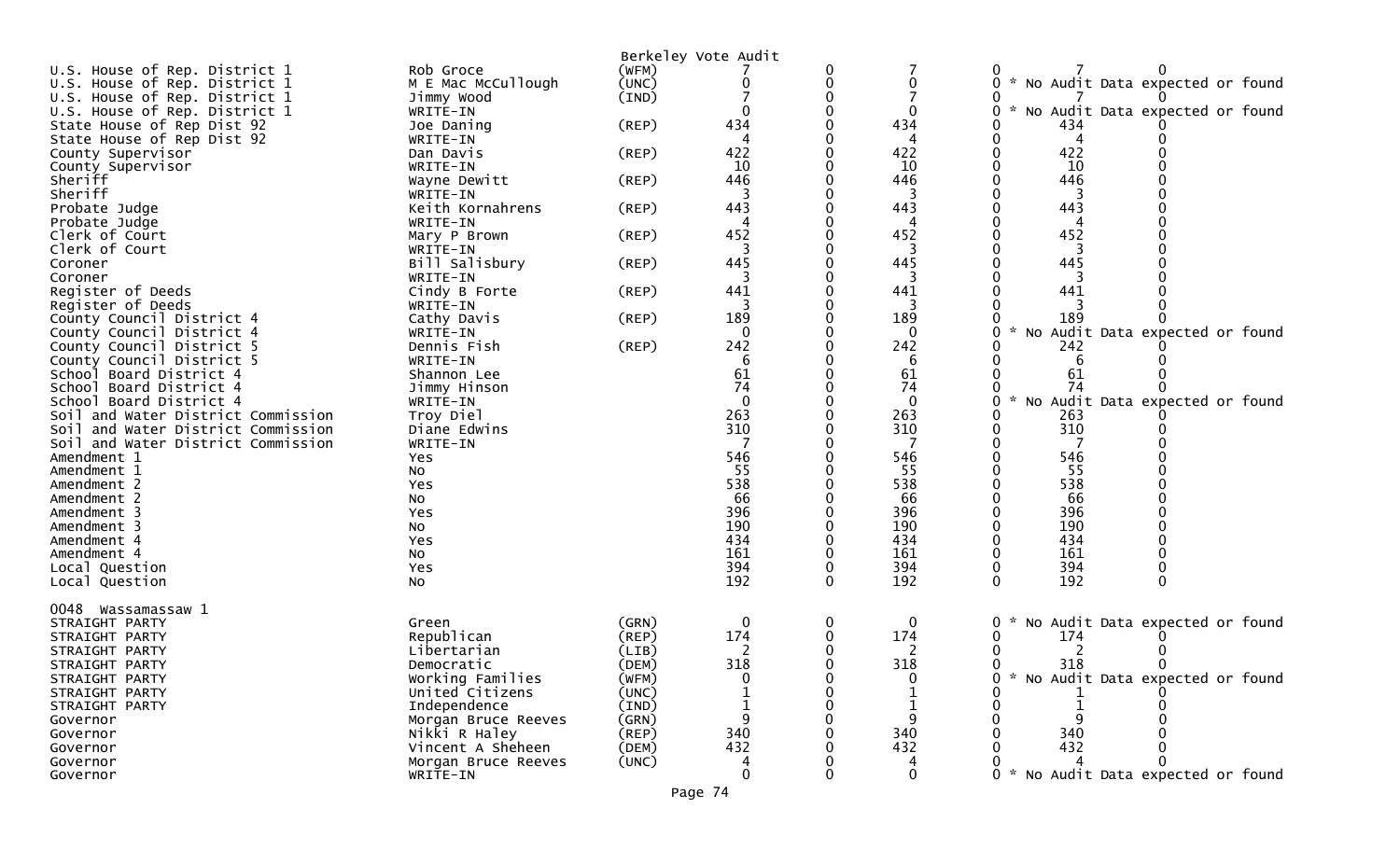Berkeley Vote Audit

| Contest | Candidate | Party | | | | | | |
|---|---|---|---|---|---|---|---|---|
| U.S. House of Rep. District 1 | Rob Groce | (WFM) | 7 | 0 | 7 | 0 | 7 | 0 |
| U.S. House of Rep. District 1 | M E Mac McCullough | (UNC) | 0 | 0 | 0 | 0 | * No Audit Data expected or found | |
| U.S. House of Rep. District 1 | Jimmy Wood | (IND) | 7 | 0 | 7 | 0 | 7 | 0 |
| U.S. House of Rep. District 1 | WRITE-IN | | 0 | 0 | 0 | 0 | * No Audit Data expected or found | |
| State House of Rep Dist 92 | Joe Daning | (REP) | 434 | 0 | 434 | 0 | 434 | 0 |
| State House of Rep Dist 92 | WRITE-IN | | 4 | 0 | 4 | 0 | 4 | 0 |
| County Supervisor | Dan Davis | (REP) | 422 | 0 | 422 | 0 | 422 | 0 |
| County Supervisor | WRITE-IN | | 10 | 0 | 10 | 0 | 10 | 0 |
| Sheriff | Wayne Dewitt | (REP) | 446 | 0 | 446 | 0 | 446 | 0 |
| Sheriff | WRITE-IN | | 3 | 0 | 3 | 0 | 3 | 0 |
| Probate Judge | Keith Kornahrens | (REP) | 443 | 0 | 443 | 0 | 443 | 0 |
| Probate Judge | WRITE-IN | | 4 | 0 | 4 | 0 | 4 | 0 |
| Clerk of Court | Mary P Brown | (REP) | 452 | 0 | 452 | 0 | 452 | 0 |
| Clerk of Court | WRITE-IN | | 3 | 0 | 3 | 0 | 3 | 0 |
| Coroner | Bill Salisbury | (REP) | 445 | 0 | 445 | 0 | 445 | 0 |
| Coroner | WRITE-IN | | 3 | 0 | 3 | 0 | 3 | 0 |
| Register of Deeds | Cindy B Forte | (REP) | 441 | 0 | 441 | 0 | 441 | 0 |
| Register of Deeds | WRITE-IN | | 3 | 0 | 3 | 0 | 3 | 0 |
| County Council District 4 | Cathy Davis | (REP) | 189 | 0 | 189 | 0 | 189 | 0 |
| County Council District 4 | WRITE-IN | | 0 | 0 | 0 | 0 | * No Audit Data expected or found | |
| County Council District 5 | Dennis Fish | (REP) | 242 | 0 | 242 | 0 | 242 | 0 |
| County Council District 5 | WRITE-IN | | 6 | 0 | 6 | 0 | 6 | 0 |
| School Board District 4 | Shannon Lee | | 61 | 0 | 61 | 0 | 61 | 0 |
| School Board District 4 | Jimmy Hinson | | 74 | 0 | 74 | 0 | 74 | 0 |
| School Board District 4 | WRITE-IN | | 0 | 0 | 0 | 0 | * No Audit Data expected or found | |
| Soil and Water District Commission | Troy Diel | | 263 | 0 | 263 | 0 | 263 | 0 |
| Soil and Water District Commission | Diane Edwins | | 310 | 0 | 310 | 0 | 310 | 0 |
| Soil and Water District Commission | WRITE-IN | | 7 | 0 | 7 | 0 | 7 | 0 |
| Amendment 1 | Yes | | 546 | 0 | 546 | 0 | 546 | 0 |
| Amendment 1 | No | | 55 | 0 | 55 | 0 | 55 | 0 |
| Amendment 2 | Yes | | 538 | 0 | 538 | 0 | 538 | 0 |
| Amendment 2 | No | | 66 | 0 | 66 | 0 | 66 | 0 |
| Amendment 3 | Yes | | 396 | 0 | 396 | 0 | 396 | 0 |
| Amendment 3 | No | | 190 | 0 | 190 | 0 | 190 | 0 |
| Amendment 4 | Yes | | 434 | 0 | 434 | 0 | 434 | 0 |
| Amendment 4 | No | | 161 | 0 | 161 | 0 | 161 | 0 |
| Local Question | Yes | | 394 | 0 | 394 | 0 | 394 | 0 |
| Local Question | No | | 192 | 0 | 192 | 0 | 192 | 0 |

0048 Wassamassaw 1

| Contest | Candidate | Party | | | | | | |
|---|---|---|---|---|---|---|---|---|
| STRAIGHT PARTY | Green | (GRN) | 0 | 0 | 0 | 0 | * No Audit Data expected or found | |
| STRAIGHT PARTY | Republican | (REP) | 174 | 0 | 174 | 0 | 174 | 0 |
| STRAIGHT PARTY | Libertarian | (LIB) | 2 | 0 | 2 | 0 | 2 | 0 |
| STRAIGHT PARTY | Democratic | (DEM) | 318 | 0 | 318 | 0 | 318 | 0 |
| STRAIGHT PARTY | Working Families | (WFM) | 0 | 0 | 0 | 0 | * No Audit Data expected or found | |
| STRAIGHT PARTY | United Citizens | (UNC) | 1 | 0 | 1 | 0 | 1 | 0 |
| STRAIGHT PARTY | Independence | (IND) | 1 | 0 | 1 | 0 | 1 | 0 |
| Governor | Morgan Bruce Reeves | (GRN) | 9 | 0 | 9 | 0 | 9 | 0 |
| Governor | Nikki R Haley | (REP) | 340 | 0 | 340 | 0 | 340 | 0 |
| Governor | Vincent A Sheheen | (DEM) | 432 | 0 | 432 | 0 | 432 | 0 |
| Governor | Morgan Bruce Reeves | (UNC) | 4 | 0 | 4 | 0 | 4 | 0 |
| Governor | WRITE-IN | | 0 | 0 | 0 | 0 | * No Audit Data expected or found | |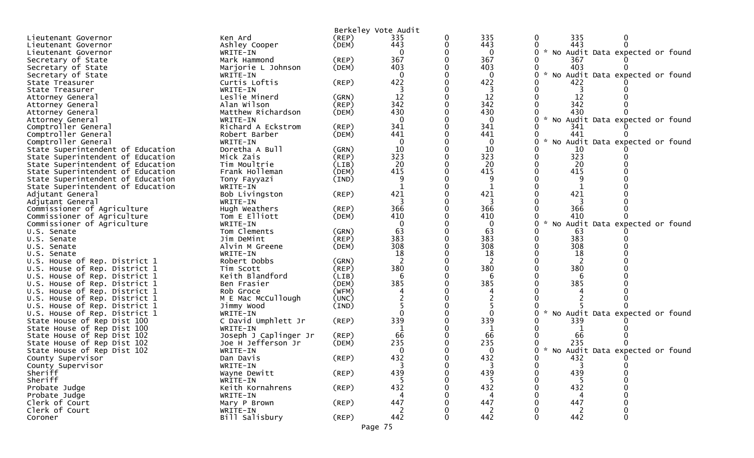Berkeley Vote Audit

| | | | | | | | | |
|---|---|---|---|---|---|---|---|---|
| Lieutenant Governor | Ken Ard | (REP) | 335 | 0 | 335 | 0 | 335 | 0 |
| Lieutenant Governor | Ashley Cooper | (DEM) | 443 | 0 | 443 | 0 | 443 | 0 |
| Lieutenant Governor | WRITE-IN | | 0 | 0 | 0 | 0 | * No Audit Data expected or found | |
| Secretary of State | Mark Hammond | (REP) | 367 | 0 | 367 | 0 | 367 | 0 |
| Secretary of State | Marjorie L Johnson | (DEM) | 403 | 0 | 403 | 0 | 403 | 0 |
| Secretary of State | WRITE-IN | | 0 | 0 | 0 | 0 | * No Audit Data expected or found | |
| State Treasurer | Curtis Loftis | (REP) | 422 | 0 | 422 | 0 | 422 | 0 |
| State Treasurer | WRITE-IN | | 3 | 0 | 3 | 0 | 3 | 0 |
| Attorney General | Leslie Minerd | (GRN) | 12 | 0 | 12 | 0 | 12 | 0 |
| Attorney General | Alan Wilson | (REP) | 342 | 0 | 342 | 0 | 342 | 0 |
| Attorney General | Matthew Richardson | (DEM) | 430 | 0 | 430 | 0 | 430 | 0 |
| Attorney General | WRITE-IN | | 0 | 0 | 0 | 0 | * No Audit Data expected or found | |
| Comptroller General | Richard A Eckstrom | (REP) | 341 | 0 | 341 | 0 | 341 | 0 |
| Comptroller General | Robert Barber | (DEM) | 441 | 0 | 441 | 0 | 441 | 0 |
| Comptroller General | WRITE-IN | | 0 | 0 | 0 | 0 | * No Audit Data expected or found | |
| State Superintendent of Education | Doretha A Bull | (GRN) | 10 | 0 | 10 | 0 | 10 | 0 |
| State Superintendent of Education | Mick Zais | (REP) | 323 | 0 | 323 | 0 | 323 | 0 |
| State Superintendent of Education | Tim Moultrie | (LIB) | 20 | 0 | 20 | 0 | 20 | 0 |
| State Superintendent of Education | Frank Holleman | (DEM) | 415 | 0 | 415 | 0 | 415 | 0 |
| State Superintendent of Education | Tony Fayyazi | (IND) | 9 | 0 | 9 | 0 | 9 | 0 |
| State Superintendent of Education | WRITE-IN | | 1 | 0 | 1 | 0 | 1 | 0 |
| Adjutant General | Bob Livingston | (REP) | 421 | 0 | 421 | 0 | 421 | 0 |
| Adjutant General | WRITE-IN | | 3 | 0 | 3 | 0 | 3 | 0 |
| Commissioner of Agriculture | Hugh Weathers | (REP) | 366 | 0 | 366 | 0 | 366 | 0 |
| Commissioner of Agriculture | Tom E Elliott | (DEM) | 410 | 0 | 410 | 0 | 410 | 0 |
| Commissioner of Agriculture | WRITE-IN | | 0 | 0 | 0 | 0 | * No Audit Data expected or found | |
| U.S. Senate | Tom Clements | (GRN) | 63 | 0 | 63 | 0 | 63 | 0 |
| U.S. Senate | Jim DeMint | (REP) | 383 | 0 | 383 | 0 | 383 | 0 |
| U.S. Senate | Alvin M Greene | (DEM) | 308 | 0 | 308 | 0 | 308 | 0 |
| U.S. Senate | WRITE-IN | | 18 | 0 | 18 | 0 | 18 | 0 |
| U.S. House of Rep. District 1 | Robert Dobbs | (GRN) | 2 | 0 | 2 | 0 | 2 | 0 |
| U.S. House of Rep. District 1 | Tim Scott | (REP) | 380 | 0 | 380 | 0 | 380 | 0 |
| U.S. House of Rep. District 1 | Keith Blandford | (LIB) | 6 | 0 | 6 | 0 | 6 | 0 |
| U.S. House of Rep. District 1 | Ben Frasier | (DEM) | 385 | 0 | 385 | 0 | 385 | 0 |
| U.S. House of Rep. District 1 | Rob Groce | (WFM) | 4 | 0 | 4 | 0 | 4 | 0 |
| U.S. House of Rep. District 1 | M E Mac McCullough | (UNC) | 2 | 0 | 2 | 0 | 2 | 0 |
| U.S. House of Rep. District 1 | Jimmy Wood | (IND) | 5 | 0 | 5 | 0 | 5 | 0 |
| U.S. House of Rep. District 1 | WRITE-IN | | 0 | 0 | 0 | 0 | * No Audit Data expected or found | |
| State House of Rep Dist 100 | C David Umphlett Jr | (REP) | 339 | 0 | 339 | 0 | 339 | 0 |
| State House of Rep Dist 100 | WRITE-IN | | 1 | 0 | 1 | 0 | 1 | 0 |
| State House of Rep Dist 102 | Joseph J Caplinger Jr | (REP) | 66 | 0 | 66 | 0 | 66 | 0 |
| State House of Rep Dist 102 | Joe H Jefferson Jr | (DEM) | 235 | 0 | 235 | 0 | 235 | 0 |
| State House of Rep Dist 102 | WRITE-IN | | 0 | 0 | 0 | 0 | * No Audit Data expected or found | |
| County Supervisor | Dan Davis | (REP) | 432 | 0 | 432 | 0 | 432 | 0 |
| County Supervisor | WRITE-IN | | 3 | 0 | 3 | 0 | 3 | 0 |
| Sheriff | Wayne Dewitt | (REP) | 439 | 0 | 439 | 0 | 439 | 0 |
| Sheriff | WRITE-IN | | 5 | 0 | 5 | 0 | 5 | 0 |
| Probate Judge | Keith Kornahrens | (REP) | 432 | 0 | 432 | 0 | 432 | 0 |
| Probate Judge | WRITE-IN | | 4 | 0 | 4 | 0 | 4 | 0 |
| Clerk of Court | Mary P Brown | (REP) | 447 | 0 | 447 | 0 | 447 | 0 |
| Clerk of Court | WRITE-IN | | 2 | 0 | 2 | 0 | 2 | 0 |
| Coroner | Bill Salisbury | (REP) | 442 | 0 | 442 | 0 | 442 | 0 |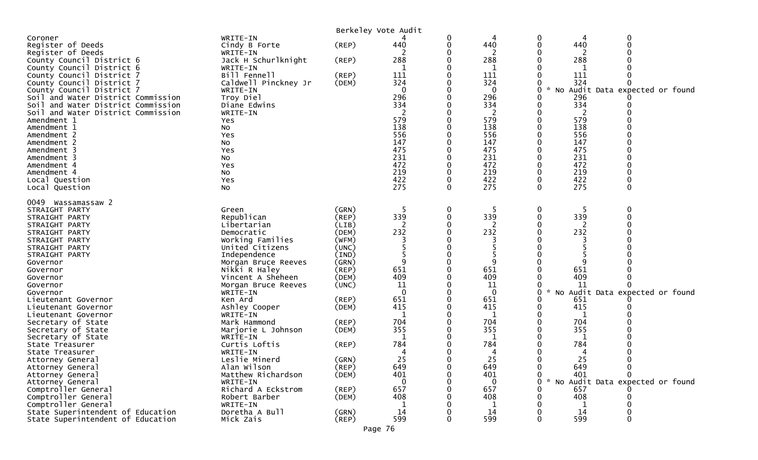Berkeley Vote Audit

| | | | | | | | | |
|---|---|---|---|---|---|---|---|---|
| Coroner | WRITE-IN | | 4 | 0 | 4 | 0 | 4 | 0 |
| Register of Deeds | Cindy B Forte | (REP) | 440 | 0 | 440 | 0 | 440 | 0 |
| Register of Deeds | WRITE-IN | | 2 | 0 | 2 | 0 | 2 | 0 |
| County Council District 6 | Jack H Schurlknight | (REP) | 288 | 0 | 288 | 0 | 288 | 0 |
| County Council District 6 | WRITE-IN | | 1 | 0 | 1 | 0 | 1 | 0 |
| County Council District 7 | Bill Fennell | (REP) | 111 | 0 | 111 | 0 | 111 | 0 |
| County Council District 7 | Caldwell Pinckney Jr | (DEM) | 324 | 0 | 324 | 0 | 324 | 0 |
| County Council District 7 | WRITE-IN | | 0 | 0 | 0 | 0 | * No Audit Data expected or found | |
| Soil and Water District Commission | Troy Diel | | 296 | 0 | 296 | 0 | 296 | 0 |
| Soil and Water District Commission | Diane Edwins | | 334 | 0 | 334 | 0 | 334 | 0 |
| Soil and Water District Commission | WRITE-IN | | 2 | 0 | 2 | 0 | 2 | 0 |
| Amendment 1 | Yes | | 579 | 0 | 579 | 0 | 579 | 0 |
| Amendment 1 | No | | 138 | 0 | 138 | 0 | 138 | 0 |
| Amendment 2 | Yes | | 556 | 0 | 556 | 0 | 556 | 0 |
| Amendment 2 | No | | 147 | 0 | 147 | 0 | 147 | 0 |
| Amendment 3 | Yes | | 475 | 0 | 475 | 0 | 475 | 0 |
| Amendment 3 | No | | 231 | 0 | 231 | 0 | 231 | 0 |
| Amendment 4 | Yes | | 472 | 0 | 472 | 0 | 472 | 0 |
| Amendment 4 | No | | 219 | 0 | 219 | 0 | 219 | 0 |
| Local Question | Yes | | 422 | 0 | 422 | 0 | 422 | 0 |
| Local Question | No | | 275 | 0 | 275 | 0 | 275 | 0 |

0049 Wassamassaw 2

| | | | | | | | | |
|---|---|---|---|---|---|---|---|---|
| STRAIGHT PARTY | Green | (GRN) | 5 | 0 | 5 | 0 | 5 | 0 |
| STRAIGHT PARTY | Republican | (REP) | 339 | 0 | 339 | 0 | 339 | 0 |
| STRAIGHT PARTY | Libertarian | (LIB) | 2 | 0 | 2 | 0 | 2 | 0 |
| STRAIGHT PARTY | Democratic | (DEM) | 232 | 0 | 232 | 0 | 232 | 0 |
| STRAIGHT PARTY | Working Families | (WFM) | 3 | 0 | 3 | 0 | 3 | 0 |
| STRAIGHT PARTY | United Citizens | (UNC) | 5 | 0 | 5 | 0 | 5 | 0 |
| STRAIGHT PARTY | Independence | (IND) | 5 | 0 | 5 | 0 | 5 | 0 |
| Governor | Morgan Bruce Reeves | (GRN) | 9 | 0 | 9 | 0 | 9 | 0 |
| Governor | Nikki R Haley | (REP) | 651 | 0 | 651 | 0 | 651 | 0 |
| Governor | Vincent A Sheheen | (DEM) | 409 | 0 | 409 | 0 | 409 | 0 |
| Governor | Morgan Bruce Reeves | (UNC) | 11 | 0 | 11 | 0 | 11 | 0 |
| Governor | WRITE-IN | | 0 | 0 | 0 | 0 | * No Audit Data expected or found | |
| Lieutenant Governor | Ken Ard | (REP) | 651 | 0 | 651 | 0 | 651 | 0 |
| Lieutenant Governor | Ashley Cooper | (DEM) | 415 | 0 | 415 | 0 | 415 | 0 |
| Lieutenant Governor | WRITE-IN | | 1 | 0 | 1 | 0 | 1 | 0 |
| Secretary of State | Mark Hammond | (REP) | 704 | 0 | 704 | 0 | 704 | 0 |
| Secretary of State | Marjorie L Johnson | (DEM) | 355 | 0 | 355 | 0 | 355 | 0 |
| Secretary of State | WRITE-IN | | 1 | 0 | 1 | 0 | 1 | 0 |
| State Treasurer | Curtis Loftis | (REP) | 784 | 0 | 784 | 0 | 784 | 0 |
| State Treasurer | WRITE-IN | | 4 | 0 | 4 | 0 | 4 | 0 |
| Attorney General | Leslie Minerd | (GRN) | 25 | 0 | 25 | 0 | 25 | 0 |
| Attorney General | Alan Wilson | (REP) | 649 | 0 | 649 | 0 | 649 | 0 |
| Attorney General | Matthew Richardson | (DEM) | 401 | 0 | 401 | 0 | 401 | 0 |
| Attorney General | WRITE-IN | | 0 | 0 | 0 | 0 | * No Audit Data expected or found | |
| Comptroller General | Richard A Eckstrom | (REP) | 657 | 0 | 657 | 0 | 657 | 0 |
| Comptroller General | Robert Barber | (DEM) | 408 | 0 | 408 | 0 | 408 | 0 |
| Comptroller General | WRITE-IN | | 1 | 0 | 1 | 0 | 1 | 0 |
| State Superintendent of Education | Doretha A Bull | (GRN) | 14 | 0 | 14 | 0 | 14 | 0 |
| State Superintendent of Education | Mick Zais | (REP) | 599 | 0 | 599 | 0 | 599 | 0 |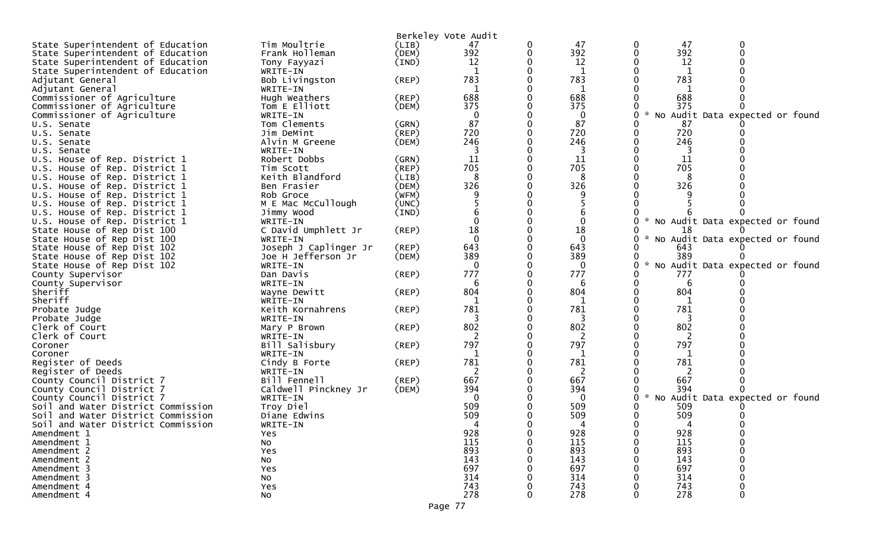Berkeley Vote Audit

| Contest | Candidate | Party | | | | | | |
|---|---|---|---|---|---|---|---|---|
| State Superintendent of Education | Tim Moultrie | (LIB) | 47 | 0 | 47 | 0 | 47 | 0 |
| State Superintendent of Education | Frank Holleman | (DEM) | 392 | 0 | 392 | 0 | 392 | 0 |
| State Superintendent of Education | Tony Fayyazi | (IND) | 12 | 0 | 12 | 0 | 12 | 0 |
| State Superintendent of Education | WRITE-IN | | 1 | 0 | 1 | 0 | 1 | 0 |
| Adjutant General | Bob Livingston | (REP) | 783 | 0 | 783 | 0 | 783 | 0 |
| Adjutant General | WRITE-IN | | 1 | 0 | 1 | 0 | 1 | 0 |
| Commissioner of Agriculture | Hugh Weathers | (REP) | 688 | 0 | 688 | 0 | 688 | 0 |
| Commissioner of Agriculture | Tom E Elliott | (DEM) | 375 | 0 | 375 | 0 | 375 | 0 |
| Commissioner of Agriculture | WRITE-IN | | 0 | 0 | 0 | 0 | * No Audit Data expected or found | |
| U.S. Senate | Tom Clements | (GRN) | 87 | 0 | 87 | 0 | 87 | 0 |
| U.S. Senate | Jim DeMint | (REP) | 720 | 0 | 720 | 0 | 720 | 0 |
| U.S. Senate | Alvin M Greene | (DEM) | 246 | 0 | 246 | 0 | 246 | 0 |
| U.S. Senate | WRITE-IN | | 3 | 0 | 3 | 0 | 3 | 0 |
| U.S. House of Rep. District 1 | Robert Dobbs | (GRN) | 11 | 0 | 11 | 0 | 11 | 0 |
| U.S. House of Rep. District 1 | Tim Scott | (REP) | 705 | 0 | 705 | 0 | 705 | 0 |
| U.S. House of Rep. District 1 | Keith Blandford | (LIB) | 8 | 0 | 8 | 0 | 8 | 0 |
| U.S. House of Rep. District 1 | Ben Frasier | (DEM) | 326 | 0 | 326 | 0 | 326 | 0 |
| U.S. House of Rep. District 1 | Rob Groce | (WFM) | 9 | 0 | 9 | 0 | 9 | 0 |
| U.S. House of Rep. District 1 | M E Mac McCullough | (UNC) | 5 | 0 | 5 | 0 | 5 | 0 |
| U.S. House of Rep. District 1 | Jimmy Wood | (IND) | 6 | 0 | 6 | 0 | 6 | 0 |
| U.S. House of Rep. District 1 | WRITE-IN | | 0 | 0 | 0 | 0 | * No Audit Data expected or found | |
| State House of Rep Dist 100 | C David Umphlett Jr | (REP) | 18 | 0 | 18 | 0 | 18 | 0 |
| State House of Rep Dist 100 | WRITE-IN | | 0 | 0 | 0 | 0 | * No Audit Data expected or found | |
| State House of Rep Dist 102 | Joseph J Caplinger Jr | (REP) | 643 | 0 | 643 | 0 | 643 | 0 |
| State House of Rep Dist 102 | Joe H Jefferson Jr | (DEM) | 389 | 0 | 389 | 0 | 389 | 0 |
| State House of Rep Dist 102 | WRITE-IN | | 0 | 0 | 0 | 0 | * No Audit Data expected or found | |
| County Supervisor | Dan Davis | (REP) | 777 | 0 | 777 | 0 | 777 | 0 |
| County Supervisor | WRITE-IN | | 6 | 0 | 6 | 0 | 6 | 0 |
| Sheriff | Wayne Dewitt | (REP) | 804 | 0 | 804 | 0 | 804 | 0 |
| Sheriff | WRITE-IN | | 1 | 0 | 1 | 0 | 1 | 0 |
| Probate Judge | Keith Kornahrens | (REP) | 781 | 0 | 781 | 0 | 781 | 0 |
| Probate Judge | WRITE-IN | | 3 | 0 | 3 | 0 | 3 | 0 |
| Clerk of Court | Mary P Brown | (REP) | 802 | 0 | 802 | 0 | 802 | 0 |
| Clerk of Court | WRITE-IN | | 2 | 0 | 2 | 0 | 2 | 0 |
| Coroner | Bill Salisbury | (REP) | 797 | 0 | 797 | 0 | 797 | 0 |
| Coroner | WRITE-IN | | 1 | 0 | 1 | 0 | 1 | 0 |
| Register of Deeds | Cindy B Forte | (REP) | 781 | 0 | 781 | 0 | 781 | 0 |
| Register of Deeds | WRITE-IN | | 2 | 0 | 2 | 0 | 2 | 0 |
| County Council District 7 | Bill Fennell | (REP) | 667 | 0 | 667 | 0 | 667 | 0 |
| County Council District 7 | Caldwell Pinckney Jr | (DEM) | 394 | 0 | 394 | 0 | 394 | 0 |
| County Council District 7 | WRITE-IN | | 0 | 0 | 0 | 0 | * No Audit Data expected or found | |
| Soil and Water District Commission | Troy Diel | | 509 | 0 | 509 | 0 | 509 | 0 |
| Soil and Water District Commission | Diane Edwins | | 509 | 0 | 509 | 0 | 509 | 0 |
| Soil and Water District Commission | WRITE-IN | | 4 | 0 | 4 | 0 | 4 | 0 |
| Amendment 1 | Yes | | 928 | 0 | 928 | 0 | 928 | 0 |
| Amendment 1 | No | | 115 | 0 | 115 | 0 | 115 | 0 |
| Amendment 2 | Yes | | 893 | 0 | 893 | 0 | 893 | 0 |
| Amendment 2 | No | | 143 | 0 | 143 | 0 | 143 | 0 |
| Amendment 3 | Yes | | 697 | 0 | 697 | 0 | 697 | 0 |
| Amendment 3 | No | | 314 | 0 | 314 | 0 | 314 | 0 |
| Amendment 4 | Yes | | 743 | 0 | 743 | 0 | 743 | 0 |
| Amendment 4 | No | | 278 | 0 | 278 | 0 | 278 | 0 |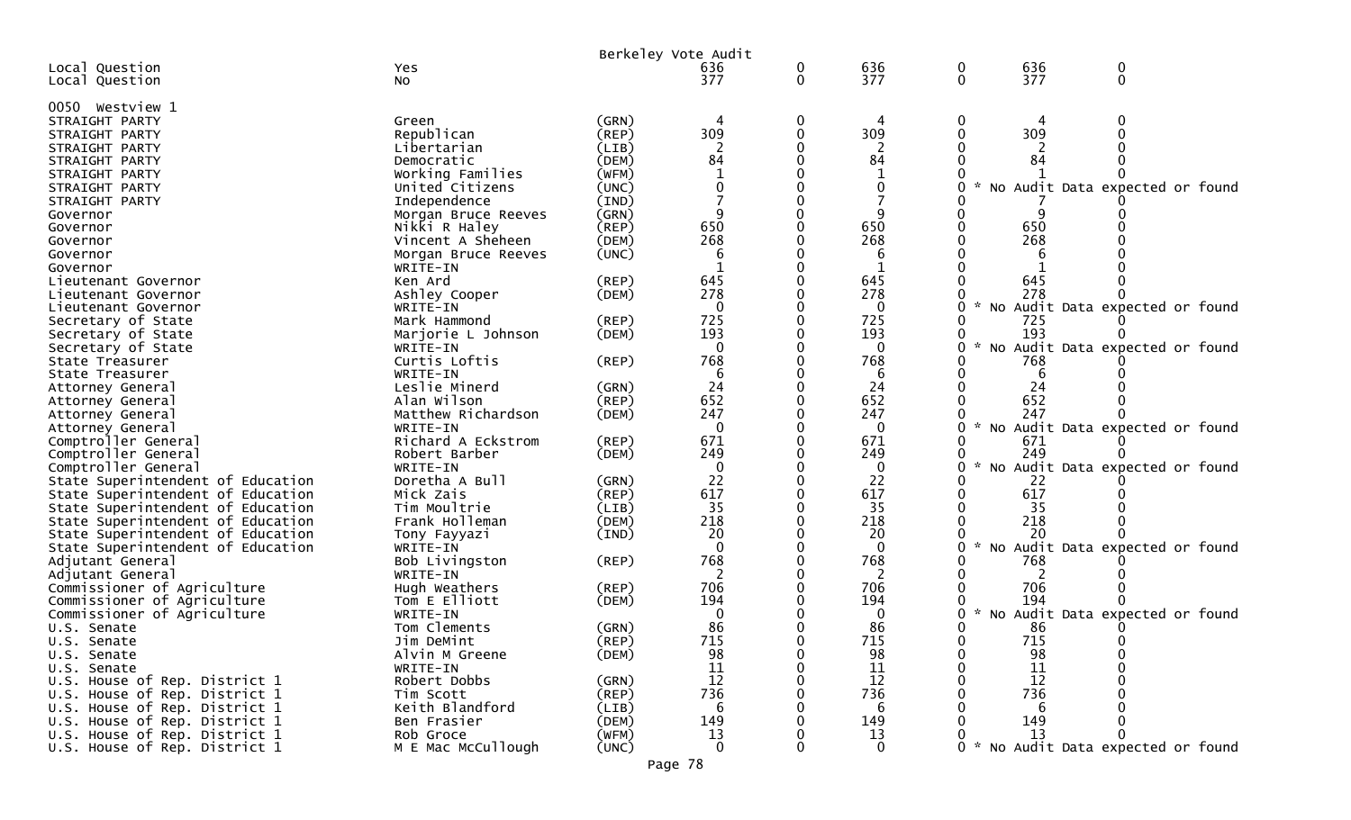Berkeley Vote Audit

| | | | | | | | | |
|---|---|---|---|---|---|---|---|---|
| Local Question | Yes | | 636 | 0 | 636 | 0 | 636 | 0 |
| Local Question | No | | 377 | 0 | 377 | 0 | 377 | 0 |

0050 Westview 1

| | | | | | | | | |
|---|---|---|---|---|---|---|---|---|
| STRAIGHT PARTY | Green | (GRN) | 4 | 0 | 4 | 0 | 4 | 0 |
| STRAIGHT PARTY | Republican | (REP) | 309 | 0 | 309 | 0 | 309 | 0 |
| STRAIGHT PARTY | Libertarian | (LIB) | 2 | 0 | 2 | 0 | 2 | 0 |
| STRAIGHT PARTY | Democratic | (DEM) | 84 | 0 | 84 | 0 | 84 | 0 |
| STRAIGHT PARTY | Working Families | (WFM) | 1 | 0 | 1 | 0 | 1 | 0 |
| STRAIGHT PARTY | United Citizens | (UNC) | 0 | 0 | 0 | 0 * No Audit Data expected or found | | |
| STRAIGHT PARTY | Independence | (IND) | 7 | 0 | 7 | 0 | 7 | 0 |
| Governor | Morgan Bruce Reeves | (GRN) | 9 | 0 | 9 | 0 | 9 | 0 |
| Governor | Nikki R Haley | (REP) | 650 | 0 | 650 | 0 | 650 | 0 |
| Governor | Vincent A Sheheen | (DEM) | 268 | 0 | 268 | 0 | 268 | 0 |
| Governor | Morgan Bruce Reeves | (UNC) | 6 | 0 | 6 | 0 | 6 | 0 |
| Governor | WRITE-IN | | 1 | 0 | 1 | 0 | 1 | 0 |
| Lieutenant Governor | Ken Ard | (REP) | 645 | 0 | 645 | 0 | 645 | 0 |
| Lieutenant Governor | Ashley Cooper | (DEM) | 278 | 0 | 278 | 0 | 278 | 0 |
| Lieutenant Governor | WRITE-IN | | 0 | 0 | 0 | 0 * No Audit Data expected or found | | |
| Secretary of State | Mark Hammond | (REP) | 725 | 0 | 725 | 0 | 725 | 0 |
| Secretary of State | Marjorie L Johnson | (DEM) | 193 | 0 | 193 | 0 | 193 | 0 |
| Secretary of State | WRITE-IN | | 0 | 0 | 0 | 0 * No Audit Data expected or found | | |
| State Treasurer | Curtis Loftis | (REP) | 768 | 0 | 768 | 0 | 768 | 0 |
| State Treasurer | WRITE-IN | | 6 | 0 | 6 | 0 | 6 | 0 |
| Attorney General | Leslie Minerd | (GRN) | 24 | 0 | 24 | 0 | 24 | 0 |
| Attorney General | Alan Wilson | (REP) | 652 | 0 | 652 | 0 | 652 | 0 |
| Attorney General | Matthew Richardson | (DEM) | 247 | 0 | 247 | 0 | 247 | 0 |
| Attorney General | WRITE-IN | | 0 | 0 | 0 | 0 * No Audit Data expected or found | | |
| Comptroller General | Richard A Eckstrom | (REP) | 671 | 0 | 671 | 0 | 671 | 0 |
| Comptroller General | Robert Barber | (DEM) | 249 | 0 | 249 | 0 | 249 | 0 |
| Comptroller General | WRITE-IN | | 0 | 0 | 0 | 0 * No Audit Data expected or found | | |
| State Superintendent of Education | Doretha A Bull | (GRN) | 22 | 0 | 22 | 0 | 22 | 0 |
| State Superintendent of Education | Mick Zais | (REP) | 617 | 0 | 617 | 0 | 617 | 0 |
| State Superintendent of Education | Tim Moultrie | (LIB) | 35 | 0 | 35 | 0 | 35 | 0 |
| State Superintendent of Education | Frank Holleman | (DEM) | 218 | 0 | 218 | 0 | 218 | 0 |
| State Superintendent of Education | Tony Fayyazi | (IND) | 20 | 0 | 20 | 0 | 20 | 0 |
| State Superintendent of Education | WRITE-IN | | 0 | 0 | 0 | 0 * No Audit Data expected or found | | |
| Adjutant General | Bob Livingston | (REP) | 768 | 0 | 768 | 0 | 768 | 0 |
| Adjutant General | WRITE-IN | | 2 | 0 | 2 | 0 | 2 | 0 |
| Commissioner of Agriculture | Hugh Weathers | (REP) | 706 | 0 | 706 | 0 | 706 | 0 |
| Commissioner of Agriculture | Tom E Elliott | (DEM) | 194 | 0 | 194 | 0 | 194 | 0 |
| Commissioner of Agriculture | WRITE-IN | | 0 | 0 | 0 | 0 * No Audit Data expected or found | | |
| U.S. Senate | Tom Clements | (GRN) | 86 | 0 | 86 | 0 | 86 | 0 |
| U.S. Senate | Jim DeMint | (REP) | 715 | 0 | 715 | 0 | 715 | 0 |
| U.S. Senate | Alvin M Greene | (DEM) | 98 | 0 | 98 | 0 | 98 | 0 |
| U.S. Senate | WRITE-IN | | 11 | 0 | 11 | 0 | 11 | 0 |
| U.S. House of Rep. District 1 | Robert Dobbs | (GRN) | 12 | 0 | 12 | 0 | 12 | 0 |
| U.S. House of Rep. District 1 | Tim Scott | (REP) | 736 | 0 | 736 | 0 | 736 | 0 |
| U.S. House of Rep. District 1 | Keith Blandford | (LIB) | 6 | 0 | 6 | 0 | 6 | 0 |
| U.S. House of Rep. District 1 | Ben Frasier | (DEM) | 149 | 0 | 149 | 0 | 149 | 0 |
| U.S. House of Rep. District 1 | Rob Groce | (WFM) | 13 | 0 | 13 | 0 | 13 | 0 |
| U.S. House of Rep. District 1 | M E Mac McCullough | (UNC) | 0 | 0 | 0 | 0 * No Audit Data expected or found | | |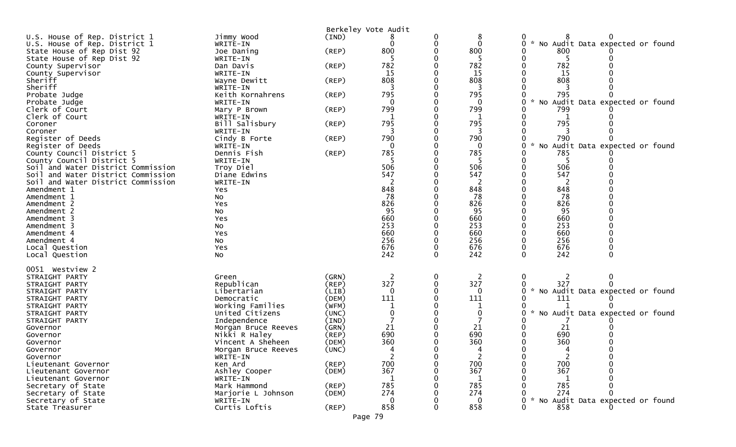Berkeley Vote Audit

| Contest | Candidate | Party | | | | | | |
|---|---|---|---|---|---|---|---|---|
| U.S. House of Rep. District 1 | Jimmy Wood | (IND) | 8 | 0 | 8 | 0 | 8 | 0 |
| U.S. House of Rep. District 1 | WRITE-IN | | 0 | 0 | 0 | 0 | * No Audit Data expected or found | |
| State House of Rep Dist 92 | Joe Daning | (REP) | 800 | 0 | 800 | 0 | 800 | 0 |
| State House of Rep Dist 92 | WRITE-IN | | 5 | 0 | 5 | 0 | 5 | 0 |
| County Supervisor | Dan Davis | (REP) | 782 | 0 | 782 | 0 | 782 | 0 |
| County Supervisor | WRITE-IN | | 15 | 0 | 15 | 0 | 15 | 0 |
| Sheriff | Wayne Dewitt | (REP) | 808 | 0 | 808 | 0 | 808 | 0 |
| Sheriff | WRITE-IN | | 3 | 0 | 3 | 0 | 3 | 0 |
| Probate Judge | Keith Kornahrens | (REP) | 795 | 0 | 795 | 0 | 795 | 0 |
| Probate Judge | WRITE-IN | | 0 | 0 | 0 | 0 | * No Audit Data expected or found | |
| Clerk of Court | Mary P Brown | (REP) | 799 | 0 | 799 | 0 | 799 | 0 |
| Clerk of Court | WRITE-IN | | 1 | 0 | 1 | 0 | 1 | 0 |
| Coroner | Bill Salisbury | (REP) | 795 | 0 | 795 | 0 | 795 | 0 |
| Coroner | WRITE-IN | | 3 | 0 | 3 | 0 | 3 | 0 |
| Register of Deeds | Cindy B Forte | (REP) | 790 | 0 | 790 | 0 | 790 | 0 |
| Register of Deeds | WRITE-IN | | 0 | 0 | 0 | 0 | * No Audit Data expected or found | |
| County Council District 5 | Dennis Fish | (REP) | 785 | 0 | 785 | 0 | 785 | 0 |
| County Council District 5 | WRITE-IN | | 5 | 0 | 5 | 0 | 5 | 0 |
| Soil and Water District Commission | Troy Diel | | 506 | 0 | 506 | 0 | 506 | 0 |
| Soil and Water District Commission | Diane Edwins | | 547 | 0 | 547 | 0 | 547 | 0 |
| Soil and Water District Commission | WRITE-IN | | 2 | 0 | 2 | 0 | 2 | 0 |
| Amendment 1 | Yes | | 848 | 0 | 848 | 0 | 848 | 0 |
| Amendment 1 | No | | 78 | 0 | 78 | 0 | 78 | 0 |
| Amendment 2 | Yes | | 826 | 0 | 826 | 0 | 826 | 0 |
| Amendment 2 | No | | 95 | 0 | 95 | 0 | 95 | 0 |
| Amendment 3 | Yes | | 660 | 0 | 660 | 0 | 660 | 0 |
| Amendment 3 | No | | 253 | 0 | 253 | 0 | 253 | 0 |
| Amendment 4 | Yes | | 660 | 0 | 660 | 0 | 660 | 0 |
| Amendment 4 | No | | 256 | 0 | 256 | 0 | 256 | 0 |
| Local Question | Yes | | 676 | 0 | 676 | 0 | 676 | 0 |
| Local Question | No | | 242 | 0 | 242 | 0 | 242 | 0 |

0051 Westview 2

| Contest | Candidate | Party | | | | | | |
|---|---|---|---|---|---|---|---|---|
| STRAIGHT PARTY | Green | (GRN) | 2 | 0 | 2 | 0 | 2 | 0 |
| STRAIGHT PARTY | Republican | (REP) | 327 | 0 | 327 | 0 | 327 | 0 |
| STRAIGHT PARTY | Libertarian | (LIB) | 0 | 0 | 0 | 0 | * No Audit Data expected or found | |
| STRAIGHT PARTY | Democratic | (DEM) | 111 | 0 | 111 | 0 | 111 | 0 |
| STRAIGHT PARTY | Working Families | (WFM) | 1 | 0 | 1 | 0 | 1 | 0 |
| STRAIGHT PARTY | United Citizens | (UNC) | 0 | 0 | 0 | 0 | * No Audit Data expected or found | |
| STRAIGHT PARTY | Independence | (IND) | 7 | 0 | 7 | 0 | 7 | 0 |
| Governor | Morgan Bruce Reeves | (GRN) | 21 | 0 | 21 | 0 | 21 | 0 |
| Governor | Nikki R Haley | (REP) | 690 | 0 | 690 | 0 | 690 | 0 |
| Governor | Vincent A Sheheen | (DEM) | 360 | 0 | 360 | 0 | 360 | 0 |
| Governor | Morgan Bruce Reeves | (UNC) | 4 | 0 | 4 | 0 | 4 | 0 |
| Governor | WRITE-IN | | 2 | 0 | 2 | 0 | 2 | 0 |
| Lieutenant Governor | Ken Ard | (REP) | 700 | 0 | 700 | 0 | 700 | 0 |
| Lieutenant Governor | Ashley Cooper | (DEM) | 367 | 0 | 367 | 0 | 367 | 0 |
| Lieutenant Governor | WRITE-IN | | 1 | 0 | 1 | 0 | 1 | 0 |
| Secretary of State | Mark Hammond | (REP) | 785 | 0 | 785 | 0 | 785 | 0 |
| Secretary of State | Marjorie L Johnson | (DEM) | 274 | 0 | 274 | 0 | 274 | 0 |
| Secretary of State | WRITE-IN | | 0 | 0 | 0 | 0 | * No Audit Data expected or found | |
| State Treasurer | Curtis Loftis | (REP) | 858 | 0 | 858 | 0 | 858 | 0 |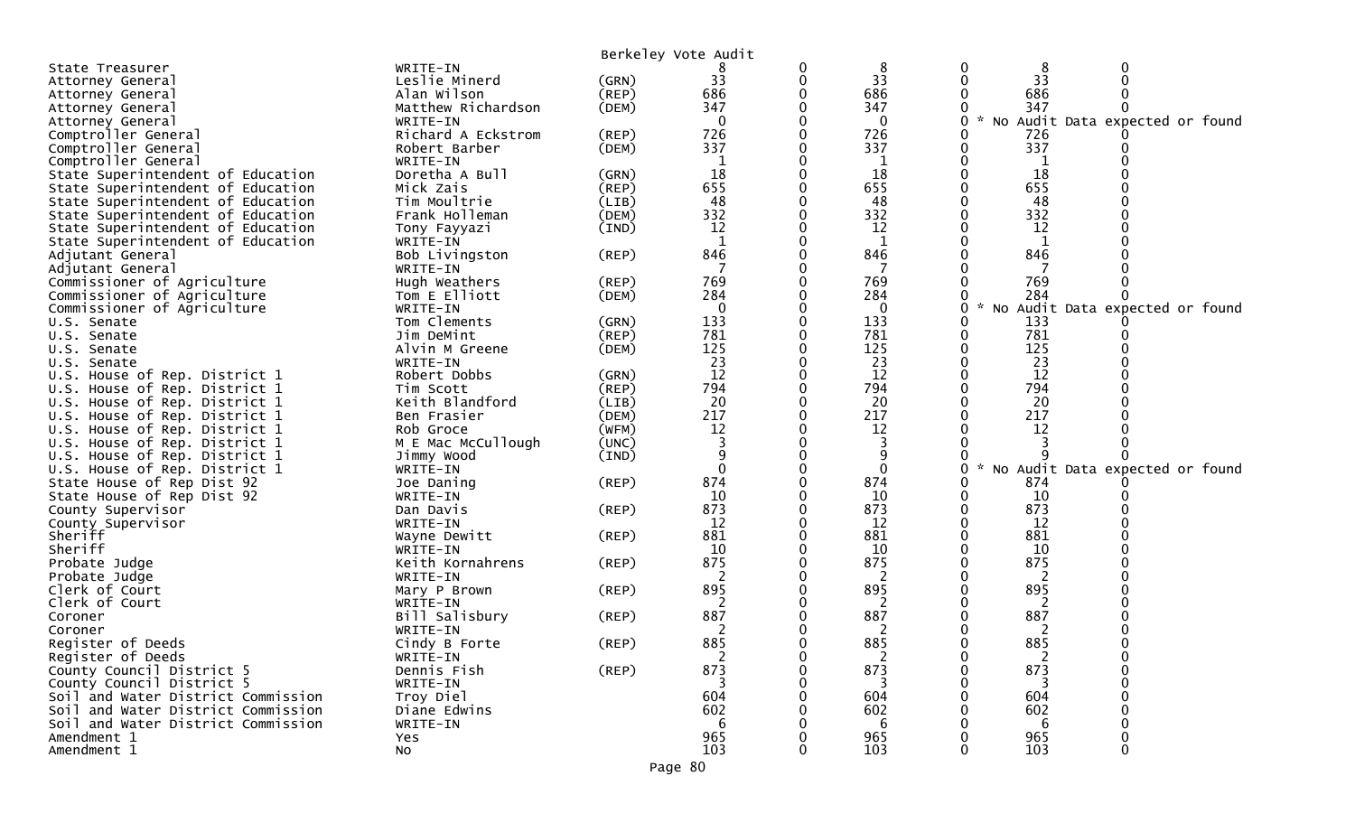Berkeley Vote Audit

| | | | | | | | | |
|---|---|---|---|---|---|---|---|---|
| State Treasurer | WRITE-IN | | 8 | 0 | 8 | 0 | 8 | 0 |
| Attorney General | Leslie Minerd | (GRN) | 33 | 0 | 33 | 0 | 33 | 0 |
| Attorney General | Alan Wilson | (REP) | 686 | 0 | 686 | 0 | 686 | 0 |
| Attorney General | Matthew Richardson | (DEM) | 347 | 0 | 347 | 0 | 347 | 0 |
| Attorney General | WRITE-IN | | 0 | 0 | 0 | 0 | * No Audit Data expected or found | |
| Comptroller General | Richard A Eckstrom | (REP) | 726 | 0 | 726 | 0 | 726 | 0 |
| Comptroller General | Robert Barber | (DEM) | 337 | 0 | 337 | 0 | 337 | 0 |
| Comptroller General | WRITE-IN | | 1 | 0 | 1 | 0 | 1 | 0 |
| State Superintendent of Education | Doretha A Bull | (GRN) | 18 | 0 | 18 | 0 | 18 | 0 |
| State Superintendent of Education | Mick Zais | (REP) | 655 | 0 | 655 | 0 | 655 | 0 |
| State Superintendent of Education | Tim Moultrie | (LIB) | 48 | 0 | 48 | 0 | 48 | 0 |
| State Superintendent of Education | Frank Holleman | (DEM) | 332 | 0 | 332 | 0 | 332 | 0 |
| State Superintendent of Education | Tony Fayyazi | (IND) | 12 | 0 | 12 | 0 | 12 | 0 |
| State Superintendent of Education | WRITE-IN | | 1 | 0 | 1 | 0 | 1 | 0 |
| Adjutant General | Bob Livingston | (REP) | 846 | 0 | 846 | 0 | 846 | 0 |
| Adjutant General | WRITE-IN | | 7 | 0 | 7 | 0 | 7 | 0 |
| Commissioner of Agriculture | Hugh Weathers | (REP) | 769 | 0 | 769 | 0 | 769 | 0 |
| Commissioner of Agriculture | Tom E Elliott | (DEM) | 284 | 0 | 284 | 0 | 284 | 0 |
| Commissioner of Agriculture | WRITE-IN | | 0 | 0 | 0 | 0 | * No Audit Data expected or found | |
| U.S. Senate | Tom Clements | (GRN) | 133 | 0 | 133 | 0 | 133 | 0 |
| U.S. Senate | Jim DeMint | (REP) | 781 | 0 | 781 | 0 | 781 | 0 |
| U.S. Senate | Alvin M Greene | (DEM) | 125 | 0 | 125 | 0 | 125 | 0 |
| U.S. Senate | WRITE-IN | | 23 | 0 | 23 | 0 | 23 | 0 |
| U.S. House of Rep. District 1 | Robert Dobbs | (GRN) | 12 | 0 | 12 | 0 | 12 | 0 |
| U.S. House of Rep. District 1 | Tim Scott | (REP) | 794 | 0 | 794 | 0 | 794 | 0 |
| U.S. House of Rep. District 1 | Keith Blandford | (LIB) | 20 | 0 | 20 | 0 | 20 | 0 |
| U.S. House of Rep. District 1 | Ben Frasier | (DEM) | 217 | 0 | 217 | 0 | 217 | 0 |
| U.S. House of Rep. District 1 | Rob Groce | (WFM) | 12 | 0 | 12 | 0 | 12 | 0 |
| U.S. House of Rep. District 1 | M E Mac McCullough | (UNC) | 3 | 0 | 3 | 0 | 3 | 0 |
| U.S. House of Rep. District 1 | Jimmy Wood | (IND) | 9 | 0 | 9 | 0 | 9 | 0 |
| U.S. House of Rep. District 1 | WRITE-IN | | 0 | 0 | 0 | 0 | * No Audit Data expected or found | |
| State House of Rep Dist 92 | Joe Daning | (REP) | 874 | 0 | 874 | 0 | 874 | 0 |
| State House of Rep Dist 92 | WRITE-IN | | 10 | 0 | 10 | 0 | 10 | 0 |
| County Supervisor | Dan Davis | (REP) | 873 | 0 | 873 | 0 | 873 | 0 |
| County Supervisor | WRITE-IN | | 12 | 0 | 12 | 0 | 12 | 0 |
| Sheriff | Wayne Dewitt | (REP) | 881 | 0 | 881 | 0 | 881 | 0 |
| Sheriff | WRITE-IN | | 10 | 0 | 10 | 0 | 10 | 0 |
| Probate Judge | Keith Kornahrens | (REP) | 875 | 0 | 875 | 0 | 875 | 0 |
| Probate Judge | WRITE-IN | | 2 | 0 | 2 | 0 | 2 | 0 |
| Clerk of Court | Mary P Brown | (REP) | 895 | 0 | 895 | 0 | 895 | 0 |
| Clerk of Court | WRITE-IN | | 2 | 0 | 2 | 0 | 2 | 0 |
| Coroner | Bill Salisbury | (REP) | 887 | 0 | 887 | 0 | 887 | 0 |
| Coroner | WRITE-IN | | 2 | 0 | 2 | 0 | 2 | 0 |
| Register of Deeds | Cindy B Forte | (REP) | 885 | 0 | 885 | 0 | 885 | 0 |
| Register of Deeds | WRITE-IN | | 2 | 0 | 2 | 0 | 2 | 0 |
| County Council District 5 | Dennis Fish | (REP) | 873 | 0 | 873 | 0 | 873 | 0 |
| County Council District 5 | WRITE-IN | | 3 | 0 | 3 | 0 | 3 | 0 |
| Soil and Water District Commission | Troy Diel | | 604 | 0 | 604 | 0 | 604 | 0 |
| Soil and Water District Commission | Diane Edwins | | 602 | 0 | 602 | 0 | 602 | 0 |
| Soil and Water District Commission | WRITE-IN | | 6 | 0 | 6 | 0 | 6 | 0 |
| Amendment 1 | Yes | | 965 | 0 | 965 | 0 | 965 | 0 |
| Amendment 1 | No | | 103 | 0 | 103 | 0 | 103 | 0 |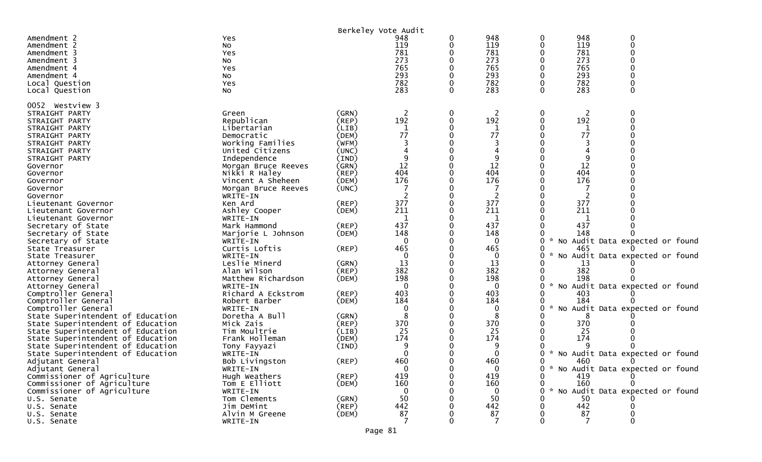Berkeley Vote Audit

| | | | | | | | | |
|---|---|---|---|---|---|---|---|---|
| Amendment 2 | Yes | | 948 | 0 | 948 | 0 | 948 | 0 |
| Amendment 2 | No | | 119 | 0 | 119 | 0 | 119 | 0 |
| Amendment 3 | Yes | | 781 | 0 | 781 | 0 | 781 | 0 |
| Amendment 3 | No | | 273 | 0 | 273 | 0 | 273 | 0 |
| Amendment 4 | Yes | | 765 | 0 | 765 | 0 | 765 | 0 |
| Amendment 4 | No | | 293 | 0 | 293 | 0 | 293 | 0 |
| Local Question | Yes | | 782 | 0 | 782 | 0 | 782 | 0 |
| Local Question | No | | 283 | 0 | 283 | 0 | 283 | 0 |

0052 Westview 3

| | | | | | | | | |
|---|---|---|---|---|---|---|---|---|
| STRAIGHT PARTY | Green | (GRN) | 2 | 0 | 2 | 0 | 2 | 0 |
| STRAIGHT PARTY | Republican | (REP) | 192 | 0 | 192 | 0 | 192 | 0 |
| STRAIGHT PARTY | Libertarian | (LIB) | 1 | 0 | 1 | 0 | 1 | 0 |
| STRAIGHT PARTY | Democratic | (DEM) | 77 | 0 | 77 | 0 | 77 | 0 |
| STRAIGHT PARTY | Working Families | (WFM) | 3 | 0 | 3 | 0 | 3 | 0 |
| STRAIGHT PARTY | United Citizens | (UNC) | 4 | 0 | 4 | 0 | 4 | 0 |
| STRAIGHT PARTY | Independence | (IND) | 9 | 0 | 9 | 0 | 9 | 0 |
| Governor | Morgan Bruce Reeves | (GRN) | 12 | 0 | 12 | 0 | 12 | 0 |
| Governor | Nikki R Haley | (REP) | 404 | 0 | 404 | 0 | 404 | 0 |
| Governor | Vincent A Sheheen | (DEM) | 176 | 0 | 176 | 0 | 176 | 0 |
| Governor | Morgan Bruce Reeves | (UNC) | 7 | 0 | 7 | 0 | 7 | 0 |
| Governor | WRITE-IN | | 2 | 0 | 2 | 0 | 2 | 0 |
| Lieutenant Governor | Ken Ard | (REP) | 377 | 0 | 377 | 0 | 377 | 0 |
| Lieutenant Governor | Ashley Cooper | (DEM) | 211 | 0 | 211 | 0 | 211 | 0 |
| Lieutenant Governor | WRITE-IN | | 1 | 0 | 1 | 0 | 1 | 0 |
| Secretary of State | Mark Hammond | (REP) | 437 | 0 | 437 | 0 | 437 | 0 |
| Secretary of State | Marjorie L Johnson | (DEM) | 148 | 0 | 148 | 0 | 148 | 0 |
| Secretary of State | WRITE-IN | | 0 | 0 | 0 | 0 | * No Audit Data expected or found | |
| State Treasurer | Curtis Loftis | (REP) | 465 | 0 | 465 | 0 | 465 | 0 |
| State Treasurer | WRITE-IN | | 0 | 0 | 0 | 0 | * No Audit Data expected or found | |
| Attorney General | Leslie Minerd | (GRN) | 13 | 0 | 13 | 0 | 13 | 0 |
| Attorney General | Alan Wilson | (REP) | 382 | 0 | 382 | 0 | 382 | 0 |
| Attorney General | Matthew Richardson | (DEM) | 198 | 0 | 198 | 0 | 198 | 0 |
| Attorney General | WRITE-IN | | 0 | 0 | 0 | 0 | * No Audit Data expected or found | |
| Comptroller General | Richard A Eckstrom | (REP) | 403 | 0 | 403 | 0 | 403 | 0 |
| Comptroller General | Robert Barber | (DEM) | 184 | 0 | 184 | 0 | 184 | 0 |
| Comptroller General | WRITE-IN | | 0 | 0 | 0 | 0 | * No Audit Data expected or found | |
| State Superintendent of Education | Doretha A Bull | (GRN) | 8 | 0 | 8 | 0 | 8 | 0 |
| State Superintendent of Education | Mick Zais | (REP) | 370 | 0 | 370 | 0 | 370 | 0 |
| State Superintendent of Education | Tim Moultrie | (LIB) | 25 | 0 | 25 | 0 | 25 | 0 |
| State Superintendent of Education | Frank Holleman | (DEM) | 174 | 0 | 174 | 0 | 174 | 0 |
| State Superintendent of Education | Tony Fayyazi | (IND) | 9 | 0 | 9 | 0 | 9 | 0 |
| State Superintendent of Education | WRITE-IN | | 0 | 0 | 0 | 0 | * No Audit Data expected or found | |
| Adjutant General | Bob Livingston | (REP) | 460 | 0 | 460 | 0 | 460 | 0 |
| Adjutant General | WRITE-IN | | 0 | 0 | 0 | 0 | * No Audit Data expected or found | |
| Commissioner of Agriculture | Hugh Weathers | (REP) | 419 | 0 | 419 | 0 | 419 | 0 |
| Commissioner of Agriculture | Tom E Elliott | (DEM) | 160 | 0 | 160 | 0 | 160 | 0 |
| Commissioner of Agriculture | WRITE-IN | | 0 | 0 | 0 | 0 | * No Audit Data expected or found | |
| U.S. Senate | Tom Clements | (GRN) | 50 | 0 | 50 | 0 | 50 | 0 |
| U.S. Senate | Jim DeMint | (REP) | 442 | 0 | 442 | 0 | 442 | 0 |
| U.S. Senate | Alvin M Greene | (DEM) | 87 | 0 | 87 | 0 | 87 | 0 |
| U.S. Senate | WRITE-IN | | 7 | 0 | 7 | 0 | 7 | 0 |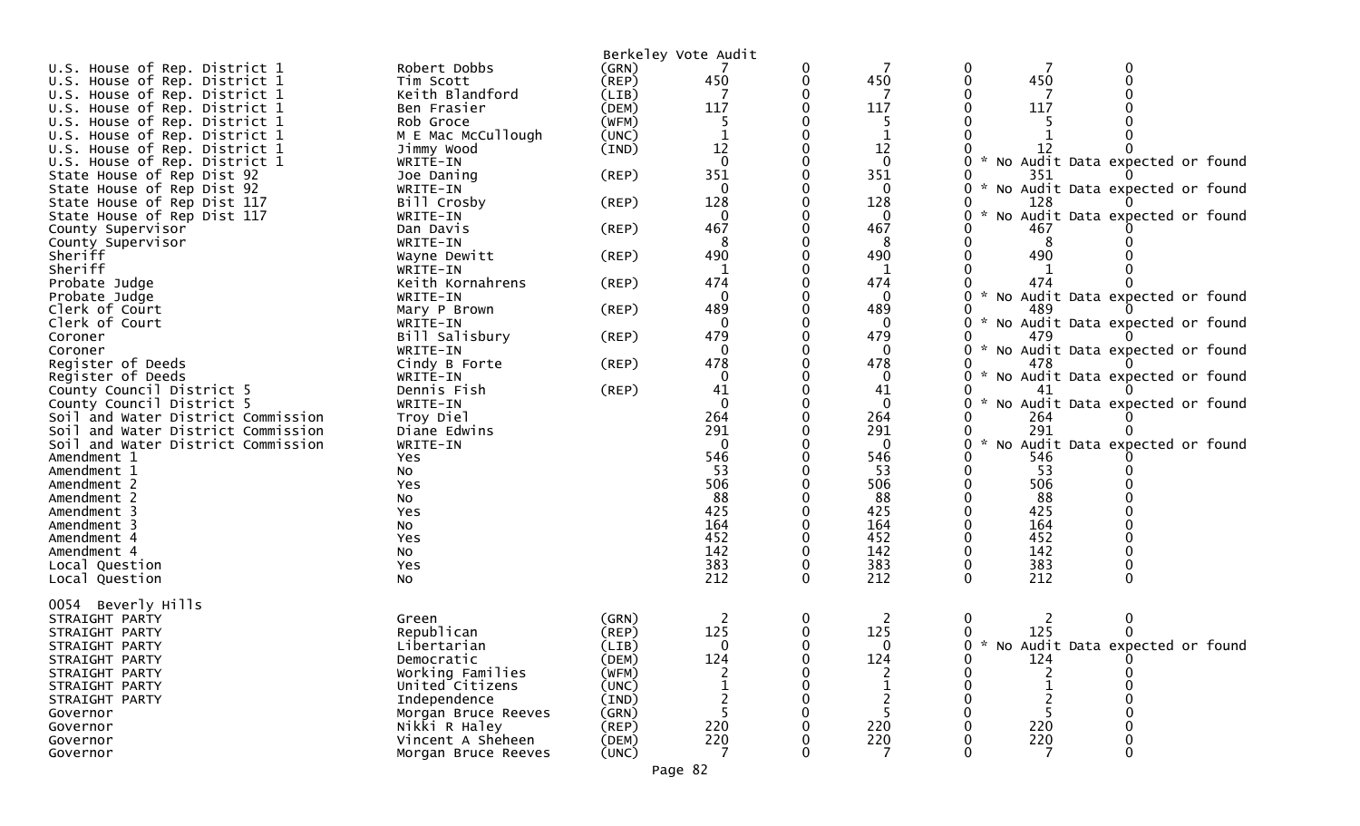Berkeley Vote Audit

| Contest | Candidate | Party | | | | | | |
|---|---|---|---|---|---|---|---|---|
| U.S. House of Rep. District 1 | Robert Dobbs | (GRN) | 7 | 0 | 7 | 0 | 7 | 0 |
| U.S. House of Rep. District 1 | Tim Scott | (REP) | 450 | 0 | 450 | 0 | 450 | 0 |
| U.S. House of Rep. District 1 | Keith Blandford | (LIB) | 7 | 0 | 7 | 0 | 7 | 0 |
| U.S. House of Rep. District 1 | Ben Frasier | (DEM) | 117 | 0 | 117 | 0 | 117 | 0 |
| U.S. House of Rep. District 1 | Rob Groce | (WFM) | 5 | 0 | 5 | 0 | 5 | 0 |
| U.S. House of Rep. District 1 | M E Mac McCullough | (UNC) | 1 | 0 | 1 | 0 | 1 | 0 |
| U.S. House of Rep. District 1 | Jimmy Wood | (IND) | 12 | 0 | 12 | 0 | 12 | 0 |
| U.S. House of Rep. District 1 | WRITE-IN | | 0 | 0 | 0 | 0 | * No Audit Data expected or found | |
| State House of Rep Dist 92 | Joe Daning | (REP) | 351 | 0 | 351 | 0 | 351 | 0 |
| State House of Rep Dist 92 | WRITE-IN | | 0 | 0 | 0 | 0 | * No Audit Data expected or found | |
| State House of Rep Dist 117 | Bill Crosby | (REP) | 128 | 0 | 128 | 0 | 128 | 0 |
| State House of Rep Dist 117 | WRITE-IN | | 0 | 0 | 0 | 0 | * No Audit Data expected or found | |
| County Supervisor | Dan Davis | (REP) | 467 | 0 | 467 | 0 | 467 | 0 |
| County Supervisor | WRITE-IN | | 8 | 0 | 8 | 0 | 8 | 0 |
| Sheriff | Wayne Dewitt | (REP) | 490 | 0 | 490 | 0 | 490 | 0 |
| Sheriff | WRITE-IN | | 1 | 0 | 1 | 0 | 1 | 0 |
| Probate Judge | Keith Kornahrens | (REP) | 474 | 0 | 474 | 0 | 474 | 0 |
| Probate Judge | WRITE-IN | | 0 | 0 | 0 | 0 | * No Audit Data expected or found | |
| Clerk of Court | Mary P Brown | (REP) | 489 | 0 | 489 | 0 | 489 | 0 |
| Clerk of Court | WRITE-IN | | 0 | 0 | 0 | 0 | * No Audit Data expected or found | |
| Coroner | Bill Salisbury | (REP) | 479 | 0 | 479 | 0 | 479 | 0 |
| Coroner | WRITE-IN | | 0 | 0 | 0 | 0 | * No Audit Data expected or found | |
| Register of Deeds | Cindy B Forte | (REP) | 478 | 0 | 478 | 0 | 478 | 0 |
| Register of Deeds | WRITE-IN | | 0 | 0 | 0 | 0 | * No Audit Data expected or found | |
| County Council District 5 | Dennis Fish | (REP) | 41 | 0 | 41 | 0 | 41 | 0 |
| County Council District 5 | WRITE-IN | | 0 | 0 | 0 | 0 | * No Audit Data expected or found | |
| Soil and Water District Commission | Troy Diel | | 264 | 0 | 264 | 0 | 264 | 0 |
| Soil and Water District Commission | Diane Edwins | | 291 | 0 | 291 | 0 | 291 | 0 |
| Soil and Water District Commission | WRITE-IN | | 0 | 0 | 0 | 0 | * No Audit Data expected or found | |
| Amendment 1 | Yes | | 546 | 0 | 546 | 0 | 546 | 0 |
| Amendment 1 | No | | 53 | 0 | 53 | 0 | 53 | 0 |
| Amendment 2 | Yes | | 506 | 0 | 506 | 0 | 506 | 0 |
| Amendment 2 | No | | 88 | 0 | 88 | 0 | 88 | 0 |
| Amendment 3 | Yes | | 425 | 0 | 425 | 0 | 425 | 0 |
| Amendment 3 | No | | 164 | 0 | 164 | 0 | 164 | 0 |
| Amendment 4 | Yes | | 452 | 0 | 452 | 0 | 452 | 0 |
| Amendment 4 | No | | 142 | 0 | 142 | 0 | 142 | 0 |
| Local Question | Yes | | 383 | 0 | 383 | 0 | 383 | 0 |
| Local Question | No | | 212 | 0 | 212 | 0 | 212 | 0 |

0054 Beverly Hills

| Contest | Candidate | Party | | | | | | |
|---|---|---|---|---|---|---|---|---|
| STRAIGHT PARTY | Green | (GRN) | 2 | 0 | 2 | 0 | 2 | 0 |
| STRAIGHT PARTY | Republican | (REP) | 125 | 0 | 125 | 0 | 125 | 0 |
| STRAIGHT PARTY | Libertarian | (LIB) | 0 | 0 | 0 | 0 | * No Audit Data expected or found | |
| STRAIGHT PARTY | Democratic | (DEM) | 124 | 0 | 124 | 0 | 124 | 0 |
| STRAIGHT PARTY | Working Families | (WFM) | 2 | 0 | 2 | 0 | 2 | 0 |
| STRAIGHT PARTY | United Citizens | (UNC) | 1 | 0 | 1 | 0 | 1 | 0 |
| STRAIGHT PARTY | Independence | (IND) | 2 | 0 | 2 | 0 | 2 | 0 |
| Governor | Morgan Bruce Reeves | (GRN) | 5 | 0 | 5 | 0 | 5 | 0 |
| Governor | Nikki R Haley | (REP) | 220 | 0 | 220 | 0 | 220 | 0 |
| Governor | Vincent A Sheheen | (DEM) | 220 | 0 | 220 | 0 | 220 | 0 |
| Governor | Morgan Bruce Reeves | (UNC) | 7 | 0 | 7 | 0 | 7 | 0 |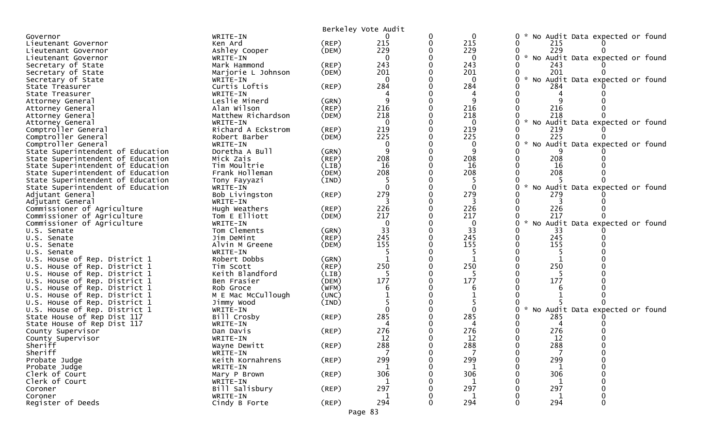Berkeley Vote Audit

| Office | Candidate | Party | | | | | | | |
|---|---|---|---|---|---|---|---|---|---|
| Governor | WRITE-IN | | 0 | 0 | 0 | 0 | * No Audit Data expected or found | | |
| Lieutenant Governor | Ken Ard | (REP) | 215 | 0 | 215 | 0 | 215 | 0 | |
| Lieutenant Governor | Ashley Cooper | (DEM) | 229 | 0 | 229 | 0 | 229 | 0 | |
| Lieutenant Governor | WRITE-IN | | 0 | 0 | 0 | 0 | * No Audit Data expected or found | | |
| Secretary of State | Mark Hammond | (REP) | 243 | 0 | 243 | 0 | 243 | 0 | |
| Secretary of State | Marjorie L Johnson | (DEM) | 201 | 0 | 201 | 0 | 201 | 0 | |
| Secretary of State | WRITE-IN | | 0 | 0 | 0 | 0 | * No Audit Data expected or found | | |
| State Treasurer | Curtis Loftis | (REP) | 284 | 0 | 284 | 0 | 284 | 0 | |
| State Treasurer | WRITE-IN | | 4 | 0 | 4 | 0 | 4 | 0 | |
| Attorney General | Leslie Minerd | (GRN) | 9 | 0 | 9 | 0 | 9 | 0 | |
| Attorney General | Alan Wilson | (REP) | 216 | 0 | 216 | 0 | 216 | 0 | |
| Attorney General | Matthew Richardson | (DEM) | 218 | 0 | 218 | 0 | 218 | 0 | |
| Attorney General | WRITE-IN | | 0 | 0 | 0 | 0 | * No Audit Data expected or found | | |
| Comptroller General | Richard A Eckstrom | (REP) | 219 | 0 | 219 | 0 | 219 | 0 | |
| Comptroller General | Robert Barber | (DEM) | 225 | 0 | 225 | 0 | 225 | 0 | |
| Comptroller General | WRITE-IN | | 0 | 0 | 0 | 0 | * No Audit Data expected or found | | |
| State Superintendent of Education | Doretha A Bull | (GRN) | 9 | 0 | 9 | 0 | 9 | 0 | |
| State Superintendent of Education | Mick Zais | (REP) | 208 | 0 | 208 | 0 | 208 | 0 | |
| State Superintendent of Education | Tim Moultrie | (LIB) | 16 | 0 | 16 | 0 | 16 | 0 | |
| State Superintendent of Education | Frank Holleman | (DEM) | 208 | 0 | 208 | 0 | 208 | 0 | |
| State Superintendent of Education | Tony Fayyazi | (IND) | 5 | 0 | 5 | 0 | 5 | 0 | |
| State Superintendent of Education | WRITE-IN | | 0 | 0 | 0 | 0 | * No Audit Data expected or found | | |
| Adjutant General | Bob Livingston | (REP) | 279 | 0 | 279 | 0 | 279 | 0 | |
| Adjutant General | WRITE-IN | | 3 | 0 | 3 | 0 | 3 | 0 | |
| Commissioner of Agriculture | Hugh Weathers | (REP) | 226 | 0 | 226 | 0 | 226 | 0 | |
| Commissioner of Agriculture | Tom E Elliott | (DEM) | 217 | 0 | 217 | 0 | 217 | 0 | |
| Commissioner of Agriculture | WRITE-IN | | 0 | 0 | 0 | 0 | * No Audit Data expected or found | | |
| U.S. Senate | Tom Clements | (GRN) | 33 | 0 | 33 | 0 | 33 | 0 | |
| U.S. Senate | Jim DeMint | (REP) | 245 | 0 | 245 | 0 | 245 | 0 | |
| U.S. Senate | Alvin M Greene | (DEM) | 155 | 0 | 155 | 0 | 155 | 0 | |
| U.S. Senate | WRITE-IN | | 5 | 0 | 5 | 0 | 5 | 0 | |
| U.S. House of Rep. District 1 | Robert Dobbs | (GRN) | 1 | 0 | 1 | 0 | 1 | 0 | |
| U.S. House of Rep. District 1 | Tim Scott | (REP) | 250 | 0 | 250 | 0 | 250 | 0 | |
| U.S. House of Rep. District 1 | Keith Blandford | (LIB) | 5 | 0 | 5 | 0 | 5 | 0 | |
| U.S. House of Rep. District 1 | Ben Frasier | (DEM) | 177 | 0 | 177 | 0 | 177 | 0 | |
| U.S. House of Rep. District 1 | Rob Groce | (WFM) | 6 | 0 | 6 | 0 | 6 | 0 | |
| U.S. House of Rep. District 1 | M E Mac McCullough | (UNC) | 1 | 0 | 1 | 0 | 1 | 0 | |
| U.S. House of Rep. District 1 | Jimmy Wood | (IND) | 5 | 0 | 5 | 0 | 5 | 0 | |
| U.S. House of Rep. District 1 | WRITE-IN | | 0 | 0 | 0 | 0 | * No Audit Data expected or found | | |
| State House of Rep Dist 117 | Bill Crosby | (REP) | 285 | 0 | 285 | 0 | 285 | 0 | |
| State House of Rep Dist 117 | WRITE-IN | | 4 | 0 | 4 | 0 | 4 | 0 | |
| County Supervisor | Dan Davis | (REP) | 276 | 0 | 276 | 0 | 276 | 0 | |
| County Supervisor | WRITE-IN | | 12 | 0 | 12 | 0 | 12 | 0 | |
| Sheriff | Wayne Dewitt | (REP) | 288 | 0 | 288 | 0 | 288 | 0 | |
| Sheriff | WRITE-IN | | 7 | 0 | 7 | 0 | 7 | 0 | |
| Probate Judge | Keith Kornahrens | (REP) | 299 | 0 | 299 | 0 | 299 | 0 | |
| Probate Judge | WRITE-IN | | 1 | 0 | 1 | 0 | 1 | 0 | |
| Clerk of Court | Mary P Brown | (REP) | 306 | 0 | 306 | 0 | 306 | 0 | |
| Clerk of Court | WRITE-IN | | 1 | 0 | 1 | 0 | 1 | 0 | |
| Coroner | Bill Salisbury | (REP) | 297 | 0 | 297 | 0 | 297 | 0 | |
| Coroner | WRITE-IN | | 1 | 0 | 1 | 0 | 1 | 0 | |
| Register of Deeds | Cindy B Forte | (REP) | 294 | 0 | 294 | 0 | 294 | 0 | |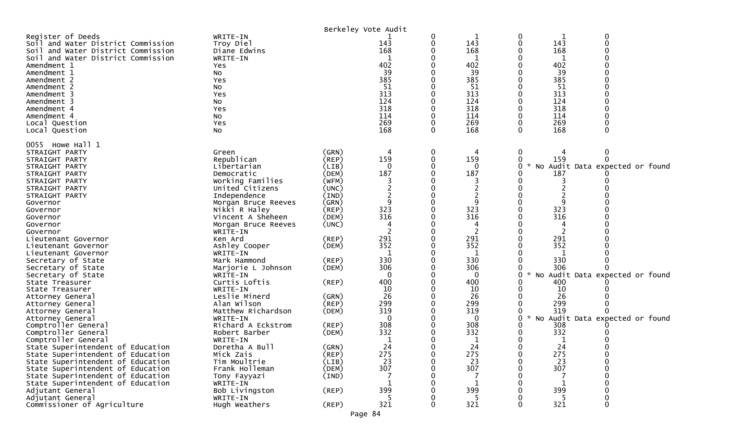Berkeley Vote Audit

| | | | | | | | | |
|---|---|---|---|---|---|---|---|---|
| Register of Deeds | WRITE-IN | | 1 | 0 | 1 | 0 | 1 | 0 |
| Soil and Water District Commission | Troy Diel | | 143 | 0 | 143 | 0 | 143 | 0 |
| Soil and Water District Commission | Diane Edwins | | 168 | 0 | 168 | 0 | 168 | 0 |
| Soil and Water District Commission | WRITE-IN | | 1 | 0 | 1 | 0 | 1 | 0 |
| Amendment 1 | Yes | | 402 | 0 | 402 | 0 | 402 | 0 |
| Amendment 1 | No | | 39 | 0 | 39 | 0 | 39 | 0 |
| Amendment 2 | Yes | | 385 | 0 | 385 | 0 | 385 | 0 |
| Amendment 2 | No | | 51 | 0 | 51 | 0 | 51 | 0 |
| Amendment 3 | Yes | | 313 | 0 | 313 | 0 | 313 | 0 |
| Amendment 3 | No | | 124 | 0 | 124 | 0 | 124 | 0 |
| Amendment 4 | Yes | | 318 | 0 | 318 | 0 | 318 | 0 |
| Amendment 4 | No | | 114 | 0 | 114 | 0 | 114 | 0 |
| Local Question | Yes | | 269 | 0 | 269 | 0 | 269 | 0 |
| Local Question | No | | 168 | 0 | 168 | 0 | 168 | 0 |

0055 Howe Hall 1

| | | | | | | | | |
|---|---|---|---|---|---|---|---|---|
| STRAIGHT PARTY | Green | (GRN) | 4 | 0 | 4 | 0 | 4 | 0 |
| STRAIGHT PARTY | Republican | (REP) | 159 | 0 | 159 | 0 | 159 | 0 |
| STRAIGHT PARTY | Libertarian | (LIB) | 0 | 0 | 0 | 0 | * No Audit Data expected or found | |
| STRAIGHT PARTY | Democratic | (DEM) | 187 | 0 | 187 | 0 | 187 | 0 |
| STRAIGHT PARTY | Working Families | (WFM) | 3 | 0 | 3 | 0 | 3 | 0 |
| STRAIGHT PARTY | United Citizens | (UNC) | 2 | 0 | 2 | 0 | 2 | 0 |
| STRAIGHT PARTY | Independence | (IND) | 2 | 0 | 2 | 0 | 2 | 0 |
| Governor | Morgan Bruce Reeves | (GRN) | 9 | 0 | 9 | 0 | 9 | 0 |
| Governor | Nikki R Haley | (REP) | 323 | 0 | 323 | 0 | 323 | 0 |
| Governor | Vincent A Sheheen | (DEM) | 316 | 0 | 316 | 0 | 316 | 0 |
| Governor | Morgan Bruce Reeves | (UNC) | 4 | 0 | 4 | 0 | 4 | 0 |
| Governor | WRITE-IN | | 2 | 0 | 2 | 0 | 2 | 0 |
| Lieutenant Governor | Ken Ard | (REP) | 291 | 0 | 291 | 0 | 291 | 0 |
| Lieutenant Governor | Ashley Cooper | (DEM) | 352 | 0 | 352 | 0 | 352 | 0 |
| Lieutenant Governor | WRITE-IN | | 1 | 0 | 1 | 0 | 1 | 0 |
| Secretary of State | Mark Hammond | (REP) | 330 | 0 | 330 | 0 | 330 | 0 |
| Secretary of State | Marjorie L Johnson | (DEM) | 306 | 0 | 306 | 0 | 306 | 0 |
| Secretary of State | WRITE-IN | | 0 | 0 | 0 | 0 | * No Audit Data expected or found | |
| State Treasurer | Curtis Loftis | (REP) | 400 | 0 | 400 | 0 | 400 | 0 |
| State Treasurer | WRITE-IN | | 10 | 0 | 10 | 0 | 10 | 0 |
| Attorney General | Leslie Minerd | (GRN) | 26 | 0 | 26 | 0 | 26 | 0 |
| Attorney General | Alan Wilson | (REP) | 299 | 0 | 299 | 0 | 299 | 0 |
| Attorney General | Matthew Richardson | (DEM) | 319 | 0 | 319 | 0 | 319 | 0 |
| Attorney General | WRITE-IN | | 0 | 0 | 0 | 0 | * No Audit Data expected or found | |
| Comptroller General | Richard A Eckstrom | (REP) | 308 | 0 | 308 | 0 | 308 | 0 |
| Comptroller General | Robert Barber | (DEM) | 332 | 0 | 332 | 0 | 332 | 0 |
| Comptroller General | WRITE-IN | | 1 | 0 | 1 | 0 | 1 | 0 |
| State Superintendent of Education | Doretha A Bull | (GRN) | 24 | 0 | 24 | 0 | 24 | 0 |
| State Superintendent of Education | Mick Zais | (REP) | 275 | 0 | 275 | 0 | 275 | 0 |
| State Superintendent of Education | Tim Moultrie | (LIB) | 23 | 0 | 23 | 0 | 23 | 0 |
| State Superintendent of Education | Frank Holleman | (DEM) | 307 | 0 | 307 | 0 | 307 | 0 |
| State Superintendent of Education | Tony Fayyazi | (IND) | 7 | 0 | 7 | 0 | 7 | 0 |
| State Superintendent of Education | WRITE-IN | | 1 | 0 | 1 | 0 | 1 | 0 |
| Adjutant General | Bob Livingston | (REP) | 399 | 0 | 399 | 0 | 399 | 0 |
| Adjutant General | WRITE-IN | | 5 | 0 | 5 | 0 | 5 | 0 |
| Commissioner of Agriculture | Hugh Weathers | (REP) | 321 | 0 | 321 | 0 | 321 | 0 |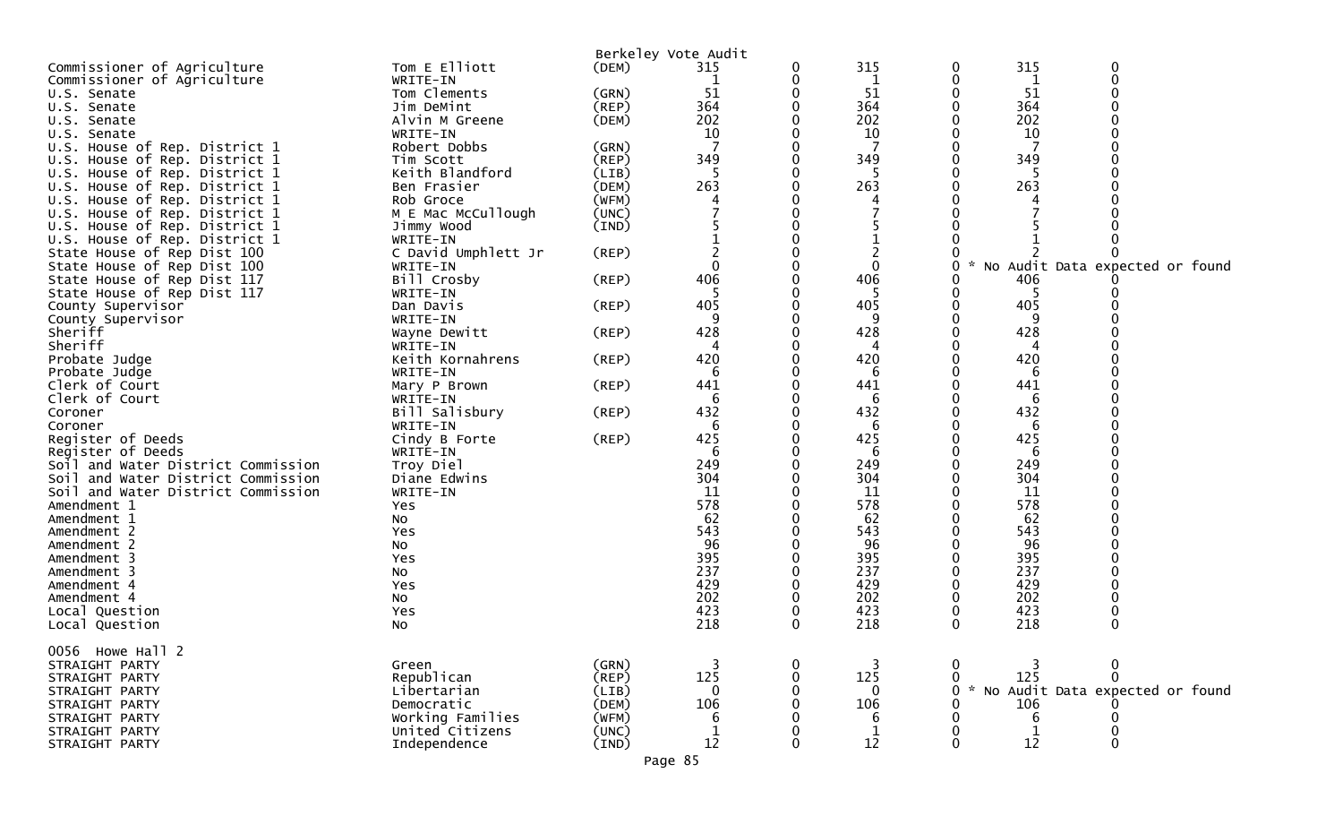Berkeley Vote Audit

| | | | | | | | | |
|---|---|---|---|---|---|---|---|---|
| Commissioner of Agriculture | Tom E Elliott | (DEM) | 315 | 0 | 315 | 0 | 315 | 0 |
| Commissioner of Agriculture | WRITE-IN | | 1 | 0 | 1 | 0 | 1 | 0 |
| U.S. Senate | Tom Clements | (GRN) | 51 | 0 | 51 | 0 | 51 | 0 |
| U.S. Senate | Jim DeMint | (REP) | 364 | 0 | 364 | 0 | 364 | 0 |
| U.S. Senate | Alvin M Greene | (DEM) | 202 | 0 | 202 | 0 | 202 | 0 |
| U.S. Senate | WRITE-IN | | 10 | 0 | 10 | 0 | 10 | 0 |
| U.S. House of Rep. District 1 | Robert Dobbs | (GRN) | 7 | 0 | 7 | 0 | 7 | 0 |
| U.S. House of Rep. District 1 | Tim Scott | (REP) | 349 | 0 | 349 | 0 | 349 | 0 |
| U.S. House of Rep. District 1 | Keith Blandford | (LIB) | 5 | 0 | 5 | 0 | 5 | 0 |
| U.S. House of Rep. District 1 | Ben Frasier | (DEM) | 263 | 0 | 263 | 0 | 263 | 0 |
| U.S. House of Rep. District 1 | Rob Groce | (WFM) | 4 | 0 | 4 | 0 | 4 | 0 |
| U.S. House of Rep. District 1 | M E Mac McCullough | (UNC) | 7 | 0 | 7 | 0 | 7 | 0 |
| U.S. House of Rep. District 1 | Jimmy Wood | (IND) | 5 | 0 | 5 | 0 | 5 | 0 |
| U.S. House of Rep. District 1 | WRITE-IN | | 1 | 0 | 1 | 0 | 1 | 0 |
| State House of Rep Dist 100 | C David Umphlett Jr | (REP) | 2 | 0 | 2 | 0 | 2 | 0 |
| State House of Rep Dist 100 | WRITE-IN | | 0 | 0 | 0 | 0 | * No Audit Data expected or found | |
| State House of Rep Dist 117 | Bill Crosby | (REP) | 406 | 0 | 406 | 0 | 406 | 0 |
| State House of Rep Dist 117 | WRITE-IN | | 5 | 0 | 5 | 0 | 5 | 0 |
| County Supervisor | Dan Davis | (REP) | 405 | 0 | 405 | 0 | 405 | 0 |
| County Supervisor | WRITE-IN | | 9 | 0 | 9 | 0 | 9 | 0 |
| Sheriff | Wayne Dewitt | (REP) | 428 | 0 | 428 | 0 | 428 | 0 |
| Sheriff | WRITE-IN | | 4 | 0 | 4 | 0 | 4 | 0 |
| Probate Judge | Keith Kornahrens | (REP) | 420 | 0 | 420 | 0 | 420 | 0 |
| Probate Judge | WRITE-IN | | 6 | 0 | 6 | 0 | 6 | 0 |
| Clerk of Court | Mary P Brown | (REP) | 441 | 0 | 441 | 0 | 441 | 0 |
| Clerk of Court | WRITE-IN | | 6 | 0 | 6 | 0 | 6 | 0 |
| Coroner | Bill Salisbury | (REP) | 432 | 0 | 432 | 0 | 432 | 0 |
| Coroner | WRITE-IN | | 6 | 0 | 6 | 0 | 6 | 0 |
| Register of Deeds | Cindy B Forte | (REP) | 425 | 0 | 425 | 0 | 425 | 0 |
| Register of Deeds | WRITE-IN | | 6 | 0 | 6 | 0 | 6 | 0 |
| Soil and Water District Commission | Troy Diel | | 249 | 0 | 249 | 0 | 249 | 0 |
| Soil and Water District Commission | Diane Edwins | | 304 | 0 | 304 | 0 | 304 | 0 |
| Soil and Water District Commission | WRITE-IN | | 11 | 0 | 11 | 0 | 11 | 0 |
| Amendment 1 | Yes | | 578 | 0 | 578 | 0 | 578 | 0 |
| Amendment 1 | No | | 62 | 0 | 62 | 0 | 62 | 0 |
| Amendment 2 | Yes | | 543 | 0 | 543 | 0 | 543 | 0 |
| Amendment 2 | No | | 96 | 0 | 96 | 0 | 96 | 0 |
| Amendment 3 | Yes | | 395 | 0 | 395 | 0 | 395 | 0 |
| Amendment 3 | No | | 237 | 0 | 237 | 0 | 237 | 0 |
| Amendment 4 | Yes | | 429 | 0 | 429 | 0 | 429 | 0 |
| Amendment 4 | No | | 202 | 0 | 202 | 0 | 202 | 0 |
| Local Question | Yes | | 423 | 0 | 423 | 0 | 423 | 0 |
| Local Question | No | | 218 | 0 | 218 | 0 | 218 | 0 |

0056 Howe Hall 2

| | | | | | | | | |
|---|---|---|---|---|---|---|---|---|
| STRAIGHT PARTY | Green | (GRN) | 3 | 0 | 3 | 0 | 3 | 0 |
| STRAIGHT PARTY | Republican | (REP) | 125 | 0 | 125 | 0 | 125 | 0 |
| STRAIGHT PARTY | Libertarian | (LIB) | 0 | 0 | 0 | 0 | * No Audit Data expected or found | |
| STRAIGHT PARTY | Democratic | (DEM) | 106 | 0 | 106 | 0 | 106 | 0 |
| STRAIGHT PARTY | Working Families | (WFM) | 6 | 0 | 6 | 0 | 6 | 0 |
| STRAIGHT PARTY | United Citizens | (UNC) | 1 | 0 | 1 | 0 | 1 | 0 |
| STRAIGHT PARTY | Independence | (IND) | 12 | 0 | 12 | 0 | 12 | 0 |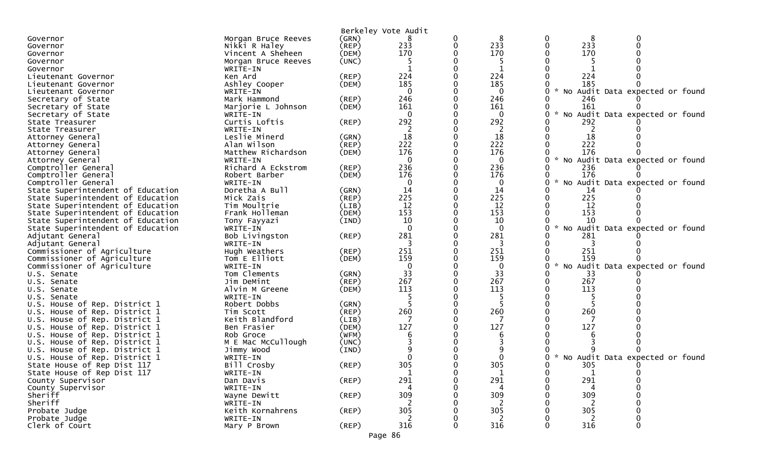Berkeley Vote Audit

| Office | Candidate | Party | | | | | | |
|---|---|---|---|---|---|---|---|---|
| Governor | Morgan Bruce Reeves | (GRN) | 8 | 0 | 8 | 0 | 8 | 0 |
| Governor | Nikki R Haley | (REP) | 233 | 0 | 233 | 0 | 233 | 0 |
| Governor | Vincent A Sheheen | (DEM) | 170 | 0 | 170 | 0 | 170 | 0 |
| Governor | Morgan Bruce Reeves | (UNC) | 5 | 0 | 5 | 0 | 5 | 0 |
| Governor | WRITE-IN | | 1 | 0 | 1 | 0 | 1 | 0 |
| Lieutenant Governor | Ken Ard | (REP) | 224 | 0 | 224 | 0 | 224 | 0 |
| Lieutenant Governor | Ashley Cooper | (DEM) | 185 | 0 | 185 | 0 | 185 | 0 |
| Lieutenant Governor | WRITE-IN | | 0 | 0 | 0 | 0 | * No Audit Data expected or found | |
| Secretary of State | Mark Hammond | (REP) | 246 | 0 | 246 | 0 | 246 | 0 |
| Secretary of State | Marjorie L Johnson | (DEM) | 161 | 0 | 161 | 0 | 161 | 0 |
| Secretary of State | WRITE-IN | | 0 | 0 | 0 | 0 | * No Audit Data expected or found | |
| State Treasurer | Curtis Loftis | (REP) | 292 | 0 | 292 | 0 | 292 | 0 |
| State Treasurer | WRITE-IN | | 2 | 0 | 2 | 0 | 2 | 0 |
| Attorney General | Leslie Minerd | (GRN) | 18 | 0 | 18 | 0 | 18 | 0 |
| Attorney General | Alan Wilson | (REP) | 222 | 0 | 222 | 0 | 222 | 0 |
| Attorney General | Matthew Richardson | (DEM) | 176 | 0 | 176 | 0 | 176 | 0 |
| Attorney General | WRITE-IN | | 0 | 0 | 0 | 0 | * No Audit Data expected or found | |
| Comptroller General | Richard A Eckstrom | (REP) | 236 | 0 | 236 | 0 | 236 | 0 |
| Comptroller General | Robert Barber | (DEM) | 176 | 0 | 176 | 0 | 176 | 0 |
| Comptroller General | WRITE-IN | | 0 | 0 | 0 | 0 | * No Audit Data expected or found | |
| State Superintendent of Education | Doretha A Bull | (GRN) | 14 | 0 | 14 | 0 | 14 | 0 |
| State Superintendent of Education | Mick Zais | (REP) | 225 | 0 | 225 | 0 | 225 | 0 |
| State Superintendent of Education | Tim Moultrie | (LIB) | 12 | 0 | 12 | 0 | 12 | 0 |
| State Superintendent of Education | Frank Holleman | (DEM) | 153 | 0 | 153 | 0 | 153 | 0 |
| State Superintendent of Education | Tony Fayyazi | (IND) | 10 | 0 | 10 | 0 | 10 | 0 |
| State Superintendent of Education | WRITE-IN | | 0 | 0 | 0 | 0 | * No Audit Data expected or found | |
| Adjutant General | Bob Livingston | (REP) | 281 | 0 | 281 | 0 | 281 | 0 |
| Adjutant General | WRITE-IN | | 3 | 0 | 3 | 0 | 3 | 0 |
| Commissioner of Agriculture | Hugh Weathers | (REP) | 251 | 0 | 251 | 0 | 251 | 0 |
| Commissioner of Agriculture | Tom E Elliott | (DEM) | 159 | 0 | 159 | 0 | 159 | 0 |
| Commissioner of Agriculture | WRITE-IN | | 0 | 0 | 0 | 0 | * No Audit Data expected or found | |
| U.S. Senate | Tom Clements | (GRN) | 33 | 0 | 33 | 0 | 33 | 0 |
| U.S. Senate | Jim DeMint | (REP) | 267 | 0 | 267 | 0 | 267 | 0 |
| U.S. Senate | Alvin M Greene | (DEM) | 113 | 0 | 113 | 0 | 113 | 0 |
| U.S. Senate | WRITE-IN | | 5 | 0 | 5 | 0 | 5 | 0 |
| U.S. House of Rep. District 1 | Robert Dobbs | (GRN) | 5 | 0 | 5 | 0 | 5 | 0 |
| U.S. House of Rep. District 1 | Tim Scott | (REP) | 260 | 0 | 260 | 0 | 260 | 0 |
| U.S. House of Rep. District 1 | Keith Blandford | (LIB) | 7 | 0 | 7 | 0 | 7 | 0 |
| U.S. House of Rep. District 1 | Ben Frasier | (DEM) | 127 | 0 | 127 | 0 | 127 | 0 |
| U.S. House of Rep. District 1 | Rob Groce | (WFM) | 6 | 0 | 6 | 0 | 6 | 0 |
| U.S. House of Rep. District 1 | M E Mac McCullough | (UNC) | 3 | 0 | 3 | 0 | 3 | 0 |
| U.S. House of Rep. District 1 | Jimmy Wood | (IND) | 9 | 0 | 9 | 0 | 9 | 0 |
| U.S. House of Rep. District 1 | WRITE-IN | | 0 | 0 | 0 | 0 | * No Audit Data expected or found | |
| State House of Rep Dist 117 | Bill Crosby | (REP) | 305 | 0 | 305 | 0 | 305 | 0 |
| State House of Rep Dist 117 | WRITE-IN | | 1 | 0 | 1 | 0 | 1 | 0 |
| County Supervisor | Dan Davis | (REP) | 291 | 0 | 291 | 0 | 291 | 0 |
| County Supervisor | WRITE-IN | | 4 | 0 | 4 | 0 | 4 | 0 |
| Sheriff | Wayne Dewitt | (REP) | 309 | 0 | 309 | 0 | 309 | 0 |
| Sheriff | WRITE-IN | | 2 | 0 | 2 | 0 | 2 | 0 |
| Probate Judge | Keith Kornahrens | (REP) | 305 | 0 | 305 | 0 | 305 | 0 |
| Probate Judge | WRITE-IN | | 2 | 0 | 2 | 0 | 2 | 0 |
| Clerk of Court | Mary P Brown | (REP) | 316 | 0 | 316 | 0 | 316 | 0 |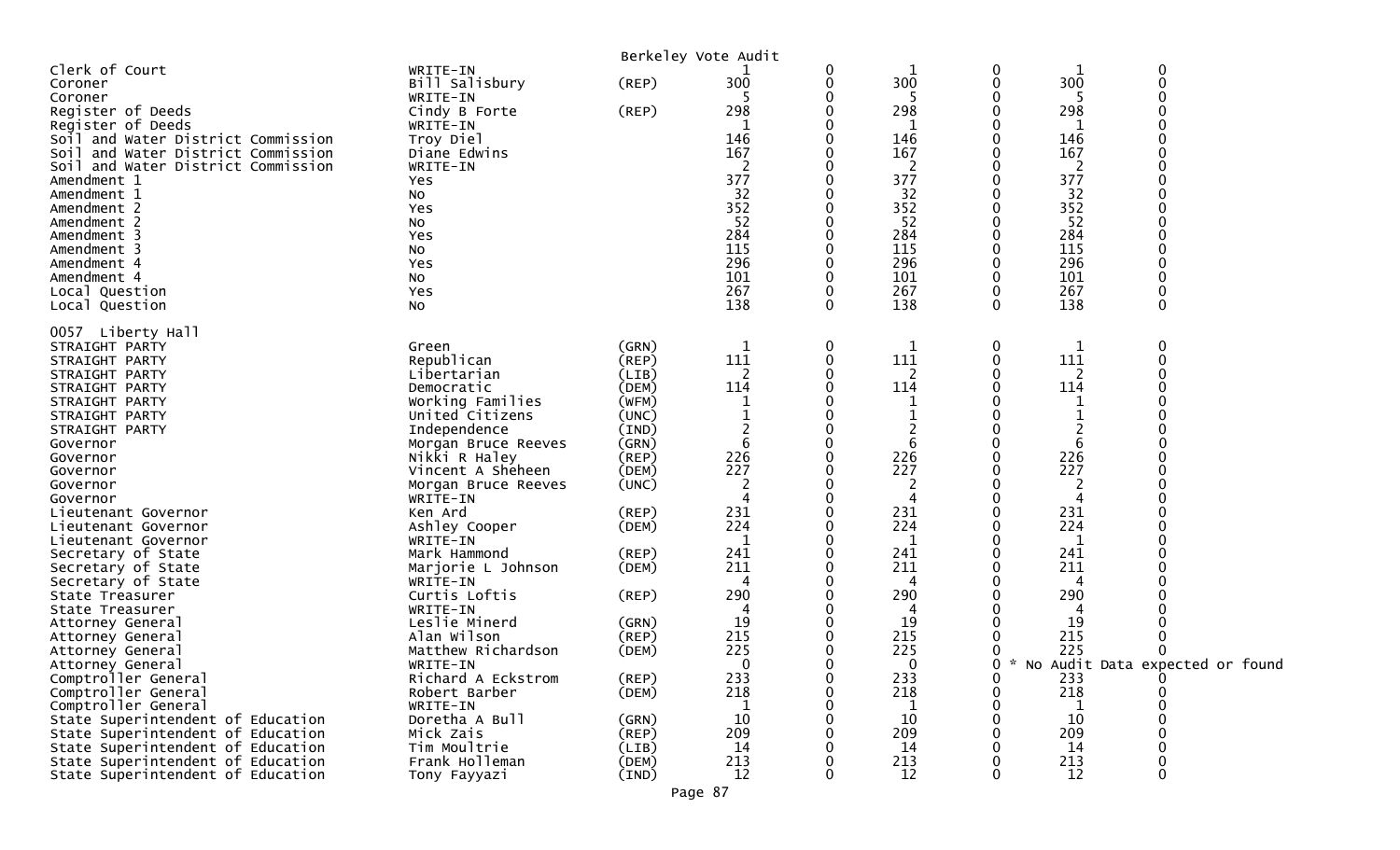Berkeley Vote Audit

| | | | | | | | | |
|---|---|---|---|---|---|---|---|---|
| Clerk of Court | WRITE-IN | | 1 | 0 | 1 | 0 | 1 | 0 |
| Coroner | Bill Salisbury | (REP) | 300 | 0 | 300 | 0 | 300 | 0 |
| Coroner | WRITE-IN | | 5 | 0 | 5 | 0 | 5 | 0 |
| Register of Deeds | Cindy B Forte | (REP) | 298 | 0 | 298 | 0 | 298 | 0 |
| Register of Deeds | WRITE-IN | | 1 | 0 | 1 | 0 | 1 | 0 |
| Soil and Water District Commission | Troy Diel | | 146 | 0 | 146 | 0 | 146 | 0 |
| Soil and Water District Commission | Diane Edwins | | 167 | 0 | 167 | 0 | 167 | 0 |
| Soil and Water District Commission | WRITE-IN | | 2 | 0 | 2 | 0 | 2 | 0 |
| Amendment 1 | Yes | | 377 | 0 | 377 | 0 | 377 | 0 |
| Amendment 1 | No | | 32 | 0 | 32 | 0 | 32 | 0 |
| Amendment 2 | Yes | | 352 | 0 | 352 | 0 | 352 | 0 |
| Amendment 2 | No | | 52 | 0 | 52 | 0 | 52 | 0 |
| Amendment 3 | Yes | | 284 | 0 | 284 | 0 | 284 | 0 |
| Amendment 3 | No | | 115 | 0 | 115 | 0 | 115 | 0 |
| Amendment 4 | Yes | | 296 | 0 | 296 | 0 | 296 | 0 |
| Amendment 4 | No | | 101 | 0 | 101 | 0 | 101 | 0 |
| Local Question | Yes | | 267 | 0 | 267 | 0 | 267 | 0 |
| Local Question | No | | 138 | 0 | 138 | 0 | 138 | 0 |

0057 Liberty Hall

| | | | | | | | | |
|---|---|---|---|---|---|---|---|---|
| STRAIGHT PARTY | Green | (GRN) | 1 | 0 | 1 | 0 | 1 | 0 |
| STRAIGHT PARTY | Republican | (REP) | 111 | 0 | 111 | 0 | 111 | 0 |
| STRAIGHT PARTY | Libertarian | (LIB) | 2 | 0 | 2 | 0 | 2 | 0 |
| STRAIGHT PARTY | Democratic | (DEM) | 114 | 0 | 114 | 0 | 114 | 0 |
| STRAIGHT PARTY | Working Families | (WFM) | 1 | 0 | 1 | 0 | 1 | 0 |
| STRAIGHT PARTY | United Citizens | (UNC) | 1 | 0 | 1 | 0 | 1 | 0 |
| STRAIGHT PARTY | Independence | (IND) | 2 | 0 | 2 | 0 | 2 | 0 |
| Governor | Morgan Bruce Reeves | (GRN) | 6 | 0 | 6 | 0 | 6 | 0 |
| Governor | Nikki R Haley | (REP) | 226 | 0 | 226 | 0 | 226 | 0 |
| Governor | Vincent A Sheheen | (DEM) | 227 | 0 | 227 | 0 | 227 | 0 |
| Governor | Morgan Bruce Reeves | (UNC) | 2 | 0 | 2 | 0 | 2 | 0 |
| Governor | WRITE-IN | | 4 | 0 | 4 | 0 | 4 | 0 |
| Lieutenant Governor | Ken Ard | (REP) | 231 | 0 | 231 | 0 | 231 | 0 |
| Lieutenant Governor | Ashley Cooper | (DEM) | 224 | 0 | 224 | 0 | 224 | 0 |
| Lieutenant Governor | WRITE-IN | | 1 | 0 | 1 | 0 | 1 | 0 |
| Secretary of State | Mark Hammond | (REP) | 241 | 0 | 241 | 0 | 241 | 0 |
| Secretary of State | Marjorie L Johnson | (DEM) | 211 | 0 | 211 | 0 | 211 | 0 |
| Secretary of State | WRITE-IN | | 4 | 0 | 4 | 0 | 4 | 0 |
| State Treasurer | Curtis Loftis | (REP) | 290 | 0 | 290 | 0 | 290 | 0 |
| State Treasurer | WRITE-IN | | 4 | 0 | 4 | 0 | 4 | 0 |
| Attorney General | Leslie Minerd | (GRN) | 19 | 0 | 19 | 0 | 19 | 0 |
| Attorney General | Alan Wilson | (REP) | 215 | 0 | 215 | 0 | 215 | 0 |
| Attorney General | Matthew Richardson | (DEM) | 225 | 0 | 225 | 0 | 225 | 0 |
| Attorney General | WRITE-IN | | 0 | 0 | 0 | 0 | * No Audit Data expected or found | |
| Comptroller General | Richard A Eckstrom | (REP) | 233 | 0 | 233 | 0 | 233 | 0 |
| Comptroller General | Robert Barber | (DEM) | 218 | 0 | 218 | 0 | 218 | 0 |
| Comptroller General | WRITE-IN | | 1 | 0 | 1 | 0 | 1 | 0 |
| State Superintendent of Education | Doretha A Bull | (GRN) | 10 | 0 | 10 | 0 | 10 | 0 |
| State Superintendent of Education | Mick Zais | (REP) | 209 | 0 | 209 | 0 | 209 | 0 |
| State Superintendent of Education | Tim Moultrie | (LIB) | 14 | 0 | 14 | 0 | 14 | 0 |
| State Superintendent of Education | Frank Holleman | (DEM) | 213 | 0 | 213 | 0 | 213 | 0 |
| State Superintendent of Education | Tony Fayyazi | (IND) | 12 | 0 | 12 | 0 | 12 | 0 |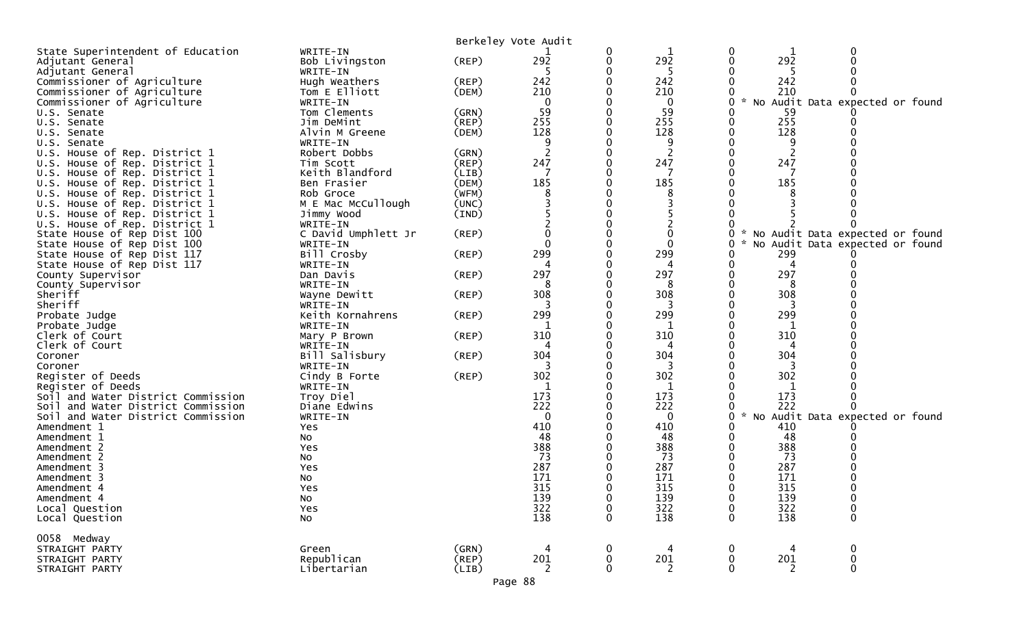Berkeley Vote Audit

| Contest | Candidate | Party | | | | | | |
|---|---|---|---|---|---|---|---|---|
| State Superintendent of Education | WRITE-IN | | 1 | 0 | 1 | 0 | 1 | 0 |
| Adjutant General | Bob Livingston | (REP) | 292 | 0 | 292 | 0 | 292 | 0 |
| Adjutant General | WRITE-IN | | 5 | 0 | 5 | 0 | 5 | 0 |
| Commissioner of Agriculture | Hugh Weathers | (REP) | 242 | 0 | 242 | 0 | 242 | 0 |
| Commissioner of Agriculture | Tom E Elliott | (DEM) | 210 | 0 | 210 | 0 | 210 | 0 |
| Commissioner of Agriculture | WRITE-IN | | 0 | 0 | 0 | 0 | * No Audit Data expected or found | |
| U.S. Senate | Tom Clements | (GRN) | 59 | 0 | 59 | 0 | 59 | 0 |
| U.S. Senate | Jim DeMint | (REP) | 255 | 0 | 255 | 0 | 255 | 0 |
| U.S. Senate | Alvin M Greene | (DEM) | 128 | 0 | 128 | 0 | 128 | 0 |
| U.S. Senate | WRITE-IN | | 9 | 0 | 9 | 0 | 9 | 0 |
| U.S. House of Rep. District 1 | Robert Dobbs | (GRN) | 2 | 0 | 2 | 0 | 2 | 0 |
| U.S. House of Rep. District 1 | Tim Scott | (REP) | 247 | 0 | 247 | 0 | 247 | 0 |
| U.S. House of Rep. District 1 | Keith Blandford | (LIB) | 7 | 0 | 7 | 0 | 7 | 0 |
| U.S. House of Rep. District 1 | Ben Frasier | (DEM) | 185 | 0 | 185 | 0 | 185 | 0 |
| U.S. House of Rep. District 1 | Rob Groce | (WFM) | 8 | 0 | 8 | 0 | 8 | 0 |
| U.S. House of Rep. District 1 | M E Mac McCullough | (UNC) | 3 | 0 | 3 | 0 | 3 | 0 |
| U.S. House of Rep. District 1 | Jimmy Wood | (IND) | 5 | 0 | 5 | 0 | 5 | 0 |
| U.S. House of Rep. District 1 | WRITE-IN | | 2 | 0 | 2 | 0 | 2 | 0 |
| State House of Rep Dist 100 | C David Umphlett Jr | (REP) | 0 | 0 | 0 | 0 | * No Audit Data expected or found | |
| State House of Rep Dist 100 | WRITE-IN | | 0 | 0 | 0 | 0 | * No Audit Data expected or found | |
| State House of Rep Dist 117 | Bill Crosby | (REP) | 299 | 0 | 299 | 0 | 299 | 0 |
| State House of Rep Dist 117 | WRITE-IN | | 4 | 0 | 4 | 0 | 4 | 0 |
| County Supervisor | Dan Davis | (REP) | 297 | 0 | 297 | 0 | 297 | 0 |
| County Supervisor | WRITE-IN | | 8 | 0 | 8 | 0 | 8 | 0 |
| Sheriff | Wayne Dewitt | (REP) | 308 | 0 | 308 | 0 | 308 | 0 |
| Sheriff | WRITE-IN | | 3 | 0 | 3 | 0 | 3 | 0 |
| Probate Judge | Keith Kornahrens | (REP) | 299 | 0 | 299 | 0 | 299 | 0 |
| Probate Judge | WRITE-IN | | 1 | 0 | 1 | 0 | 1 | 0 |
| Clerk of Court | Mary P Brown | (REP) | 310 | 0 | 310 | 0 | 310 | 0 |
| Clerk of Court | WRITE-IN | | 4 | 0 | 4 | 0 | 4 | 0 |
| Coroner | Bill Salisbury | (REP) | 304 | 0 | 304 | 0 | 304 | 0 |
| Coroner | WRITE-IN | | 3 | 0 | 3 | 0 | 3 | 0 |
| Register of Deeds | Cindy B Forte | (REP) | 302 | 0 | 302 | 0 | 302 | 0 |
| Register of Deeds | WRITE-IN | | 1 | 0 | 1 | 0 | 1 | 0 |
| Soil and Water District Commission | Troy Diel | | 173 | 0 | 173 | 0 | 173 | 0 |
| Soil and Water District Commission | Diane Edwins | | 222 | 0 | 222 | 0 | 222 | 0 |
| Soil and Water District Commission | WRITE-IN | | 0 | 0 | 0 | 0 | * No Audit Data expected or found | |
| Amendment 1 | Yes | | 410 | 0 | 410 | 0 | 410 | 0 |
| Amendment 1 | No | | 48 | 0 | 48 | 0 | 48 | 0 |
| Amendment 2 | Yes | | 388 | 0 | 388 | 0 | 388 | 0 |
| Amendment 2 | No | | 73 | 0 | 73 | 0 | 73 | 0 |
| Amendment 3 | Yes | | 287 | 0 | 287 | 0 | 287 | 0 |
| Amendment 3 | No | | 171 | 0 | 171 | 0 | 171 | 0 |
| Amendment 4 | Yes | | 315 | 0 | 315 | 0 | 315 | 0 |
| Amendment 4 | No | | 139 | 0 | 139 | 0 | 139 | 0 |
| Local Question | Yes | | 322 | 0 | 322 | 0 | 322 | 0 |
| Local Question | No | | 138 | 0 | 138 | 0 | 138 | 0 |

0058 Medway

| Contest | Candidate | Party | | | | | | |
|---|---|---|---|---|---|---|---|---|
| STRAIGHT PARTY | Green | (GRN) | 4 | 0 | 4 | 0 | 4 | 0 |
| STRAIGHT PARTY | Republican | (REP) | 201 | 0 | 201 | 0 | 201 | 0 |
| STRAIGHT PARTY | Libertarian | (LIB) | 2 | 0 | 2 | 0 | 2 | 0 |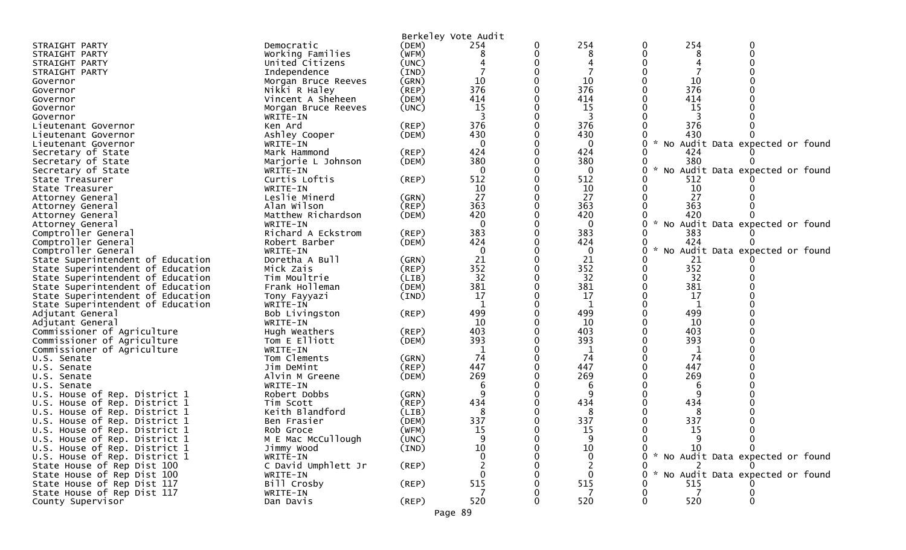Berkeley Vote Audit

| | | | | | | | | |
|---|---|---|---|---|---|---|---|---|
| STRAIGHT PARTY | Democratic | (DEM) | 254 | 0 | 254 | 0 | 254 | 0 |
| STRAIGHT PARTY | Working Families | (WFM) | 8 | 0 | 8 | 0 | 8 | 0 |
| STRAIGHT PARTY | United Citizens | (UNC) | 4 | 0 | 4 | 0 | 4 | 0 |
| STRAIGHT PARTY | Independence | (IND) | 7 | 0 | 7 | 0 | 7 | 0 |
| Governor | Morgan Bruce Reeves | (GRN) | 10 | 0 | 10 | 0 | 10 | 0 |
| Governor | Nikki R Haley | (REP) | 376 | 0 | 376 | 0 | 376 | 0 |
| Governor | Vincent A Sheheen | (DEM) | 414 | 0 | 414 | 0 | 414 | 0 |
| Governor | Morgan Bruce Reeves | (UNC) | 15 | 0 | 15 | 0 | 15 | 0 |
| Governor | WRITE-IN | | 3 | 0 | 3 | 0 | 3 | 0 |
| Lieutenant Governor | Ken Ard | (REP) | 376 | 0 | 376 | 0 | 376 | 0 |
| Lieutenant Governor | Ashley Cooper | (DEM) | 430 | 0 | 430 | 0 | 430 | 0 |
| Lieutenant Governor | WRITE-IN | | 0 | 0 | 0 | 0 * No Audit Data expected or found | | |
| Secretary of State | Mark Hammond | (REP) | 424 | 0 | 424 | 0 | 424 | 0 |
| Secretary of State | Marjorie L Johnson | (DEM) | 380 | 0 | 380 | 0 | 380 | 0 |
| Secretary of State | WRITE-IN | | 0 | 0 | 0 | 0 * No Audit Data expected or found | | |
| State Treasurer | Curtis Loftis | (REP) | 512 | 0 | 512 | 0 | 512 | 0 |
| State Treasurer | WRITE-IN | | 10 | 0 | 10 | 0 | 10 | 0 |
| Attorney General | Leslie Minerd | (GRN) | 27 | 0 | 27 | 0 | 27 | 0 |
| Attorney General | Alan Wilson | (REP) | 363 | 0 | 363 | 0 | 363 | 0 |
| Attorney General | Matthew Richardson | (DEM) | 420 | 0 | 420 | 0 | 420 | 0 |
| Attorney General | WRITE-IN | | 0 | 0 | 0 | 0 * No Audit Data expected or found | | |
| Comptroller General | Richard A Eckstrom | (REP) | 383 | 0 | 383 | 0 | 383 | 0 |
| Comptroller General | Robert Barber | (DEM) | 424 | 0 | 424 | 0 | 424 | 0 |
| Comptroller General | WRITE-IN | | 0 | 0 | 0 | 0 * No Audit Data expected or found | | |
| State Superintendent of Education | Doretha A Bull | (GRN) | 21 | 0 | 21 | 0 | 21 | 0 |
| State Superintendent of Education | Mick Zais | (REP) | 352 | 0 | 352 | 0 | 352 | 0 |
| State Superintendent of Education | Tim Moultrie | (LIB) | 32 | 0 | 32 | 0 | 32 | 0 |
| State Superintendent of Education | Frank Holleman | (DEM) | 381 | 0 | 381 | 0 | 381 | 0 |
| State Superintendent of Education | Tony Fayyazi | (IND) | 17 | 0 | 17 | 0 | 17 | 0 |
| State Superintendent of Education | WRITE-IN | | 1 | 0 | 1 | 0 | 1 | 0 |
| Adjutant General | Bob Livingston | (REP) | 499 | 0 | 499 | 0 | 499 | 0 |
| Adjutant General | WRITE-IN | | 10 | 0 | 10 | 0 | 10 | 0 |
| Commissioner of Agriculture | Hugh Weathers | (REP) | 403 | 0 | 403 | 0 | 403 | 0 |
| Commissioner of Agriculture | Tom E Elliott | (DEM) | 393 | 0 | 393 | 0 | 393 | 0 |
| Commissioner of Agriculture | WRITE-IN | | 1 | 0 | 1 | 0 | 1 | 0 |
| U.S. Senate | Tom Clements | (GRN) | 74 | 0 | 74 | 0 | 74 | 0 |
| U.S. Senate | Jim DeMint | (REP) | 447 | 0 | 447 | 0 | 447 | 0 |
| U.S. Senate | Alvin M Greene | (DEM) | 269 | 0 | 269 | 0 | 269 | 0 |
| U.S. Senate | WRITE-IN | | 6 | 0 | 6 | 0 | 6 | 0 |
| U.S. House of Rep. District 1 | Robert Dobbs | (GRN) | 9 | 0 | 9 | 0 | 9 | 0 |
| U.S. House of Rep. District 1 | Tim Scott | (REP) | 434 | 0 | 434 | 0 | 434 | 0 |
| U.S. House of Rep. District 1 | Keith Blandford | (LIB) | 8 | 0 | 8 | 0 | 8 | 0 |
| U.S. House of Rep. District 1 | Ben Frasier | (DEM) | 337 | 0 | 337 | 0 | 337 | 0 |
| U.S. House of Rep. District 1 | Rob Groce | (WFM) | 15 | 0 | 15 | 0 | 15 | 0 |
| U.S. House of Rep. District 1 | M E Mac McCullough | (UNC) | 9 | 0 | 9 | 0 | 9 | 0 |
| U.S. House of Rep. District 1 | Jimmy Wood | (IND) | 10 | 0 | 10 | 0 | 10 | 0 |
| U.S. House of Rep. District 1 | WRITE-IN | | 0 | 0 | 0 | 0 * No Audit Data expected or found | | |
| State House of Rep Dist 100 | C David Umphlett Jr | (REP) | 2 | 0 | 2 | 0 | 2 | 0 |
| State House of Rep Dist 100 | WRITE-IN | | 0 | 0 | 0 | 0 * No Audit Data expected or found | | |
| State House of Rep Dist 117 | Bill Crosby | (REP) | 515 | 0 | 515 | 0 | 515 | 0 |
| State House of Rep Dist 117 | WRITE-IN | | 7 | 0 | 7 | 0 | 7 | 0 |
| County Supervisor | Dan Davis | (REP) | 520 | 0 | 520 | 0 | 520 | 0 |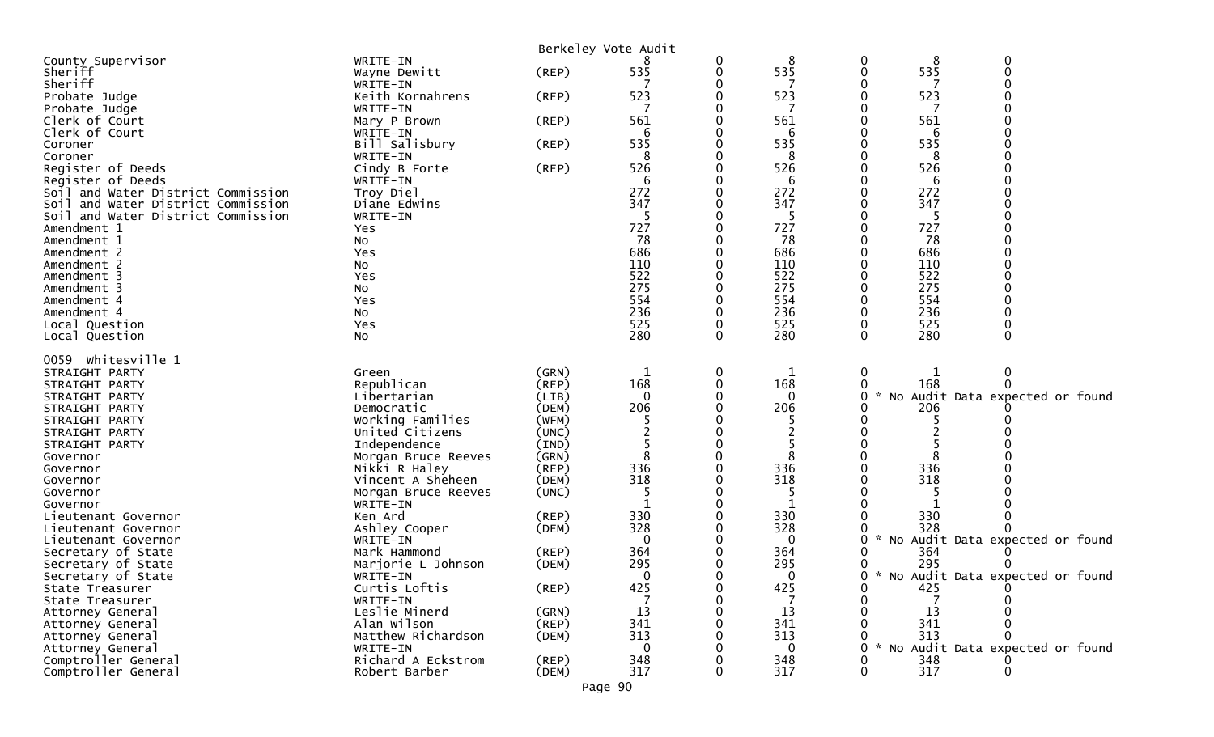Berkeley Vote Audit

| Contest | Candidate | Party | Col1 | Col2 | Col3 | Col4 | Col5 | Col6 |
|---|---|---|---|---|---|---|---|---|
| County Supervisor | WRITE-IN | | 8 | 0 | 8 | 0 | 8 | 0 |
| Sheriff | Wayne Dewitt | (REP) | 535 | 0 | 535 | 0 | 535 | 0 |
| Sheriff | WRITE-IN | | 7 | 0 | 7 | 0 | 7 | 0 |
| Probate Judge | Keith Kornahrens | (REP) | 523 | 0 | 523 | 0 | 523 | 0 |
| Probate Judge | WRITE-IN | | 7 | 0 | 7 | 0 | 7 | 0 |
| Clerk of Court | Mary P Brown | (REP) | 561 | 0 | 561 | 0 | 561 | 0 |
| Clerk of Court | WRITE-IN | | 6 | 0 | 6 | 0 | 6 | 0 |
| Coroner | Bill Salisbury | (REP) | 535 | 0 | 535 | 0 | 535 | 0 |
| Coroner | WRITE-IN | | 8 | 0 | 8 | 0 | 8 | 0 |
| Register of Deeds | Cindy B Forte | (REP) | 526 | 0 | 526 | 0 | 526 | 0 |
| Register of Deeds | WRITE-IN | | 6 | 0 | 6 | 0 | 6 | 0 |
| Soil and Water District Commission | Troy Diel | | 272 | 0 | 272 | 0 | 272 | 0 |
| Soil and Water District Commission | Diane Edwins | | 347 | 0 | 347 | 0 | 347 | 0 |
| Soil and Water District Commission | WRITE-IN | | 5 | 0 | 5 | 0 | 5 | 0 |
| Amendment 1 | Yes | | 727 | 0 | 727 | 0 | 727 | 0 |
| Amendment 1 | No | | 78 | 0 | 78 | 0 | 78 | 0 |
| Amendment 2 | Yes | | 686 | 0 | 686 | 0 | 686 | 0 |
| Amendment 2 | No | | 110 | 0 | 110 | 0 | 110 | 0 |
| Amendment 3 | Yes | | 522 | 0 | 522 | 0 | 522 | 0 |
| Amendment 3 | No | | 275 | 0 | 275 | 0 | 275 | 0 |
| Amendment 4 | Yes | | 554 | 0 | 554 | 0 | 554 | 0 |
| Amendment 4 | No | | 236 | 0 | 236 | 0 | 236 | 0 |
| Local Question | Yes | | 525 | 0 | 525 | 0 | 525 | 0 |
| Local Question | No | | 280 | 0 | 280 | 0 | 280 | 0 |

0059 Whitesville 1

| Contest | Candidate | Party | Col1 | Col2 | Col3 | Col4 | Col5 | Col6 |
|---|---|---|---|---|---|---|---|---|
| STRAIGHT PARTY | Green | (GRN) | 1 | 0 | 1 | 0 | 1 | 0 |
| STRAIGHT PARTY | Republican | (REP) | 168 | 0 | 168 | 0 | 168 | 0 |
| STRAIGHT PARTY | Libertarian | (LIB) | 0 | 0 | 0 | 0 | * No Audit Data expected or found | |
| STRAIGHT PARTY | Democratic | (DEM) | 206 | 0 | 206 | 0 | 206 | 0 |
| STRAIGHT PARTY | Working Families | (WFM) | 5 | 0 | 5 | 0 | 5 | 0 |
| STRAIGHT PARTY | United Citizens | (UNC) | 2 | 0 | 2 | 0 | 2 | 0 |
| STRAIGHT PARTY | Independence | (IND) | 5 | 0 | 5 | 0 | 5 | 0 |
| Governor | Morgan Bruce Reeves | (GRN) | 8 | 0 | 8 | 0 | 8 | 0 |
| Governor | Nikki R Haley | (REP) | 336 | 0 | 336 | 0 | 336 | 0 |
| Governor | Vincent A Sheheen | (DEM) | 318 | 0 | 318 | 0 | 318 | 0 |
| Governor | Morgan Bruce Reeves | (UNC) | 5 | 0 | 5 | 0 | 5 | 0 |
| Governor | WRITE-IN | | 1 | 0 | 1 | 0 | 1 | 0 |
| Lieutenant Governor | Ken Ard | (REP) | 330 | 0 | 330 | 0 | 330 | 0 |
| Lieutenant Governor | Ashley Cooper | (DEM) | 328 | 0 | 328 | 0 | 328 | 0 |
| Lieutenant Governor | WRITE-IN | | 0 | 0 | 0 | 0 | * No Audit Data expected or found | |
| Secretary of State | Mark Hammond | (REP) | 364 | 0 | 364 | 0 | 364 | 0 |
| Secretary of State | Marjorie L Johnson | (DEM) | 295 | 0 | 295 | 0 | 295 | 0 |
| Secretary of State | WRITE-IN | | 0 | 0 | 0 | 0 | * No Audit Data expected or found | |
| State Treasurer | Curtis Loftis | (REP) | 425 | 0 | 425 | 0 | 425 | 0 |
| State Treasurer | WRITE-IN | | 7 | 0 | 7 | 0 | 7 | 0 |
| Attorney General | Leslie Minerd | (GRN) | 13 | 0 | 13 | 0 | 13 | 0 |
| Attorney General | Alan Wilson | (REP) | 341 | 0 | 341 | 0 | 341 | 0 |
| Attorney General | Matthew Richardson | (DEM) | 313 | 0 | 313 | 0 | 313 | 0 |
| Attorney General | WRITE-IN | | 0 | 0 | 0 | 0 | * No Audit Data expected or found | |
| Comptroller General | Richard A Eckstrom | (REP) | 348 | 0 | 348 | 0 | 348 | 0 |
| Comptroller General | Robert Barber | (DEM) | 317 | 0 | 317 | 0 | 317 | 0 |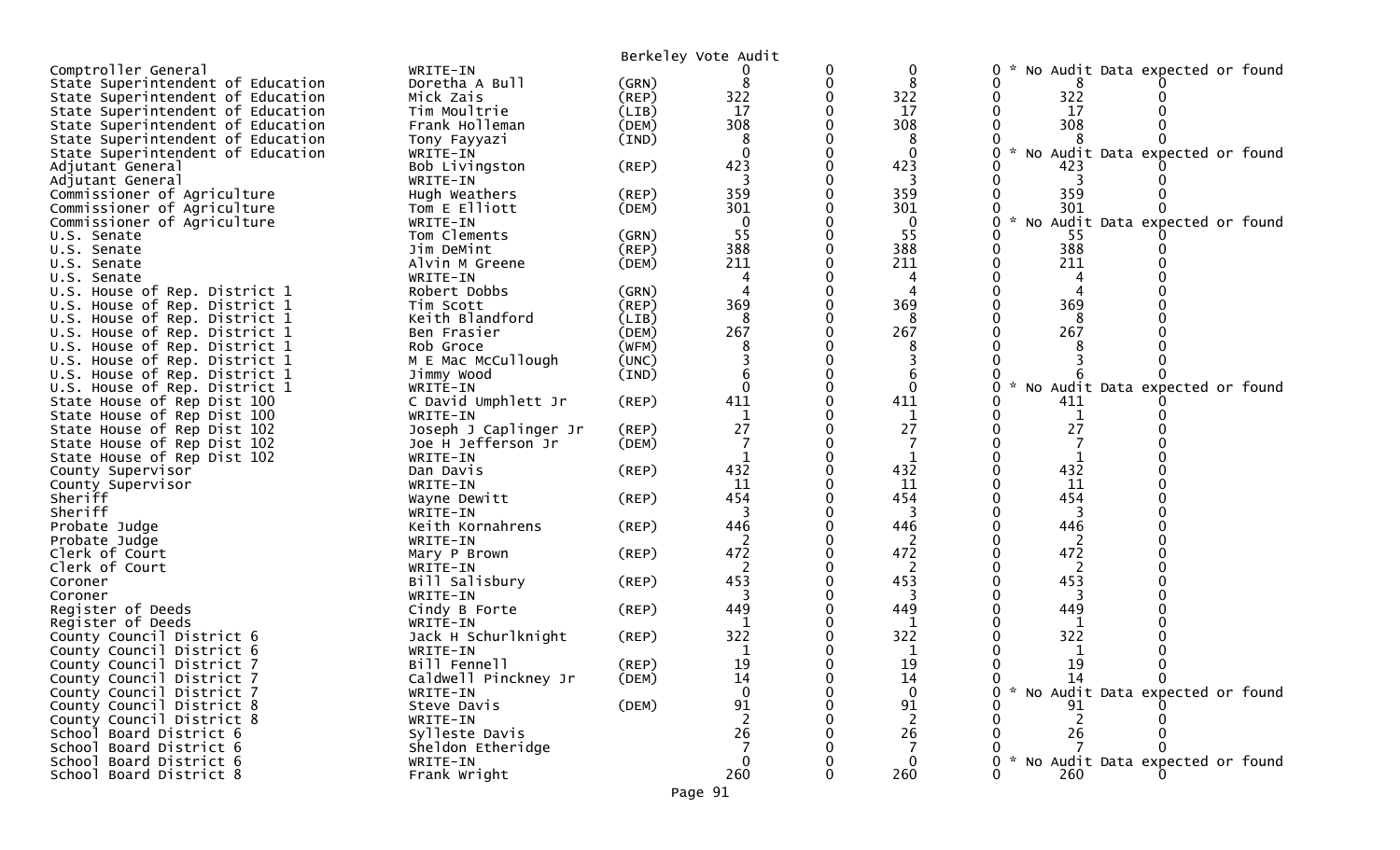Berkeley Vote Audit

| Contest | Candidate | Party | | | | | | |
|---|---|---|---|---|---|---|---|---|
| Comptroller General | WRITE-IN | | 0 | 0 | 0 | 0 | * No Audit Data expected or found | |
| State Superintendent of Education | Doretha A Bull | (GRN) | 8 | 0 | 8 | 0 | 8 | 0 |
| State Superintendent of Education | Mick Zais | (REP) | 322 | 0 | 322 | 0 | 322 | 0 |
| State Superintendent of Education | Tim Moultrie | (LIB) | 17 | 0 | 17 | 0 | 17 | 0 |
| State Superintendent of Education | Frank Holleman | (DEM) | 308 | 0 | 308 | 0 | 308 | 0 |
| State Superintendent of Education | Tony Fayyazi | (IND) | 8 | 0 | 8 | 0 | 8 | 0 |
| State Superintendent of Education | WRITE-IN | | 0 | 0 | 0 | 0 | * No Audit Data expected or found | |
| Adjutant General | Bob Livingston | (REP) | 423 | 0 | 423 | 0 | 423 | 0 |
| Adjutant General | WRITE-IN | | 3 | 0 | 3 | 0 | 3 | 0 |
| Commissioner of Agriculture | Hugh Weathers | (REP) | 359 | 0 | 359 | 0 | 359 | 0 |
| Commissioner of Agriculture | Tom E Elliott | (DEM) | 301 | 0 | 301 | 0 | 301 | 0 |
| Commissioner of Agriculture | WRITE-IN | | 0 | 0 | 0 | 0 | * No Audit Data expected or found | |
| U.S. Senate | Tom Clements | (GRN) | 55 | 0 | 55 | 0 | 55 | 0 |
| U.S. Senate | Jim DeMint | (REP) | 388 | 0 | 388 | 0 | 388 | 0 |
| U.S. Senate | Alvin M Greene | (DEM) | 211 | 0 | 211 | 0 | 211 | 0 |
| U.S. Senate | WRITE-IN | | 4 | 0 | 4 | 0 | 4 | 0 |
| U.S. House of Rep. District 1 | Robert Dobbs | (GRN) | 4 | 0 | 4 | 0 | 4 | 0 |
| U.S. House of Rep. District 1 | Tim Scott | (REP) | 369 | 0 | 369 | 0 | 369 | 0 |
| U.S. House of Rep. District 1 | Keith Blandford | (LIB) | 8 | 0 | 8 | 0 | 8 | 0 |
| U.S. House of Rep. District 1 | Ben Frasier | (DEM) | 267 | 0 | 267 | 0 | 267 | 0 |
| U.S. House of Rep. District 1 | Rob Groce | (WFM) | 8 | 0 | 8 | 0 | 8 | 0 |
| U.S. House of Rep. District 1 | M E Mac McCullough | (UNC) | 3 | 0 | 3 | 0 | 3 | 0 |
| U.S. House of Rep. District 1 | Jimmy Wood | (IND) | 6 | 0 | 6 | 0 | 6 | 0 |
| U.S. House of Rep. District 1 | WRITE-IN | | 0 | 0 | 0 | 0 | * No Audit Data expected or found | |
| State House of Rep Dist 100 | C David Umphlett Jr | (REP) | 411 | 0 | 411 | 0 | 411 | 0 |
| State House of Rep Dist 100 | WRITE-IN | | 1 | 0 | 1 | 0 | 1 | 0 |
| State House of Rep Dist 102 | Joseph J Caplinger Jr | (REP) | 27 | 0 | 27 | 0 | 27 | 0 |
| State House of Rep Dist 102 | Joe H Jefferson Jr | (DEM) | 7 | 0 | 7 | 0 | 7 | 0 |
| State House of Rep Dist 102 | WRITE-IN | | 1 | 0 | 1 | 0 | 1 | 0 |
| County Supervisor | Dan Davis | (REP) | 432 | 0 | 432 | 0 | 432 | 0 |
| County Supervisor | WRITE-IN | | 11 | 0 | 11 | 0 | 11 | 0 |
| Sheriff | Wayne Dewitt | (REP) | 454 | 0 | 454 | 0 | 454 | 0 |
| Sheriff | WRITE-IN | | 3 | 0 | 3 | 0 | 3 | 0 |
| Probate Judge | Keith Kornahrens | (REP) | 446 | 0 | 446 | 0 | 446 | 0 |
| Probate Judge | WRITE-IN | | 2 | 0 | 2 | 0 | 2 | 0 |
| Clerk of Court | Mary P Brown | (REP) | 472 | 0 | 472 | 0 | 472 | 0 |
| Clerk of Court | WRITE-IN | | 2 | 0 | 2 | 0 | 2 | 0 |
| Coroner | Bill Salisbury | (REP) | 453 | 0 | 453 | 0 | 453 | 0 |
| Coroner | WRITE-IN | | 3 | 0 | 3 | 0 | 3 | 0 |
| Register of Deeds | Cindy B Forte | (REP) | 449 | 0 | 449 | 0 | 449 | 0 |
| Register of Deeds | WRITE-IN | | 1 | 0 | 1 | 0 | 1 | 0 |
| County Council District 6 | Jack H Schurlknight | (REP) | 322 | 0 | 322 | 0 | 322 | 0 |
| County Council District 6 | WRITE-IN | | 1 | 0 | 1 | 0 | 1 | 0 |
| County Council District 7 | Bill Fennell | (REP) | 19 | 0 | 19 | 0 | 19 | 0 |
| County Council District 7 | Caldwell Pinckney Jr | (DEM) | 14 | 0 | 14 | 0 | 14 | 0 |
| County Council District 7 | WRITE-IN | | 0 | 0 | 0 | 0 | * No Audit Data expected or found | |
| County Council District 8 | Steve Davis | (DEM) | 91 | 0 | 91 | 0 | 91 | 0 |
| County Council District 8 | WRITE-IN | | 2 | 0 | 2 | 0 | 2 | 0 |
| School Board District 6 | Sylleste Davis | | 26 | 0 | 26 | 0 | 26 | 0 |
| School Board District 6 | Sheldon Etheridge | | 7 | 0 | 7 | 0 | 7 | 0 |
| School Board District 6 | WRITE-IN | | 0 | 0 | 0 | 0 | * No Audit Data expected or found | |
| School Board District 8 | Frank Wright | | 260 | 0 | 260 | 0 | 260 | 0 |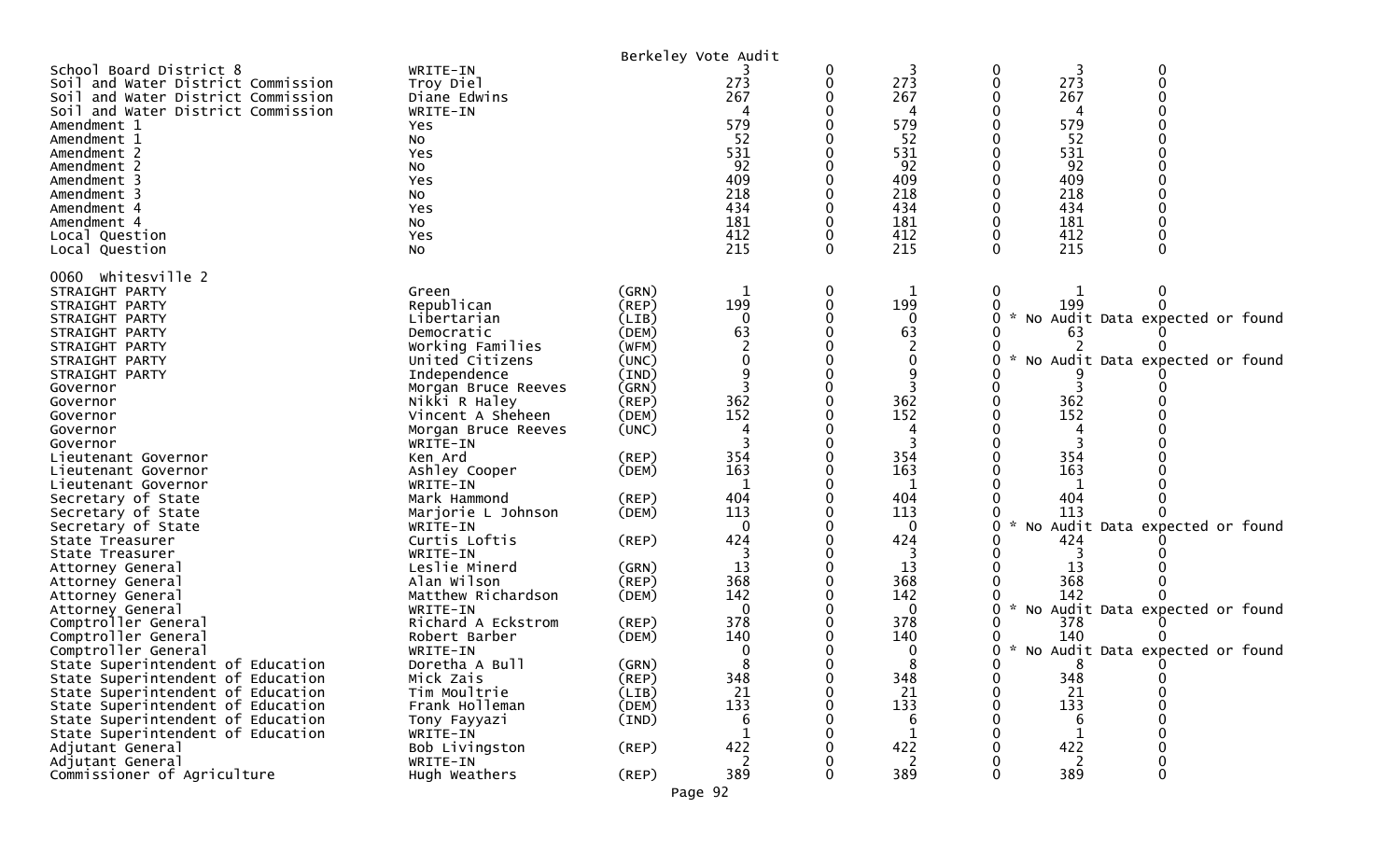Berkeley Vote Audit

| | | | | | | | | |
|---|---|---|---|---|---|---|---|---|
| School Board District 8 | WRITE-IN | | 3 | 0 | 3 | 0 | 3 | 0 |
| Soil and Water District Commission | Troy Diel | | 273 | 0 | 273 | 0 | 273 | 0 |
| Soil and Water District Commission | Diane Edwins | | 267 | 0 | 267 | 0 | 267 | 0 |
| Soil and Water District Commission | WRITE-IN | | 4 | 0 | 4 | 0 | 4 | 0 |
| Amendment 1 | Yes | | 579 | 0 | 579 | 0 | 579 | 0 |
| Amendment 1 | No | | 52 | 0 | 52 | 0 | 52 | 0 |
| Amendment 2 | Yes | | 531 | 0 | 531 | 0 | 531 | 0 |
| Amendment 2 | No | | 92 | 0 | 92 | 0 | 92 | 0 |
| Amendment 3 | Yes | | 409 | 0 | 409 | 0 | 409 | 0 |
| Amendment 3 | No | | 218 | 0 | 218 | 0 | 218 | 0 |
| Amendment 4 | Yes | | 434 | 0 | 434 | 0 | 434 | 0 |
| Amendment 4 | No | | 181 | 0 | 181 | 0 | 181 | 0 |
| Local Question | Yes | | 412 | 0 | 412 | 0 | 412 | 0 |
| Local Question | No | | 215 | 0 | 215 | 0 | 215 | 0 |

0060 Whitesville 2

| | | | | | | | | |
|---|---|---|---|---|---|---|---|---|
| STRAIGHT PARTY | Green | (GRN) | 1 | 0 | 1 | 0 | 1 | 0 |
| STRAIGHT PARTY | Republican | (REP) | 199 | 0 | 199 | 0 | 199 | 0 |
| STRAIGHT PARTY | Libertarian | (LIB) | 0 | 0 | 0 | 0 | * No Audit Data expected or found | |
| STRAIGHT PARTY | Democratic | (DEM) | 63 | 0 | 63 | 0 | 63 | 0 |
| STRAIGHT PARTY | Working Families | (WFM) | 2 | 0 | 2 | 0 | 2 | 0 |
| STRAIGHT PARTY | United Citizens | (UNC) | 0 | 0 | 0 | 0 | * No Audit Data expected or found | |
| STRAIGHT PARTY | Independence | (IND) | 9 | 0 | 9 | 0 | 9 | 0 |
| Governor | Morgan Bruce Reeves | (GRN) | 3 | 0 | 3 | 0 | 3 | 0 |
| Governor | Nikki R Haley | (REP) | 362 | 0 | 362 | 0 | 362 | 0 |
| Governor | Vincent A Sheheen | (DEM) | 152 | 0 | 152 | 0 | 152 | 0 |
| Governor | Morgan Bruce Reeves | (UNC) | 4 | 0 | 4 | 0 | 4 | 0 |
| Governor | WRITE-IN | | 3 | 0 | 3 | 0 | 3 | 0 |
| Lieutenant Governor | Ken Ard | (REP) | 354 | 0 | 354 | 0 | 354 | 0 |
| Lieutenant Governor | Ashley Cooper | (DEM) | 163 | 0 | 163 | 0 | 163 | 0 |
| Lieutenant Governor | WRITE-IN | | 1 | 0 | 1 | 0 | 1 | 0 |
| Secretary of State | Mark Hammond | (REP) | 404 | 0 | 404 | 0 | 404 | 0 |
| Secretary of State | Marjorie L Johnson | (DEM) | 113 | 0 | 113 | 0 | 113 | 0 |
| Secretary of State | WRITE-IN | | 0 | 0 | 0 | 0 | * No Audit Data expected or found | |
| State Treasurer | Curtis Loftis | (REP) | 424 | 0 | 424 | 0 | 424 | 0 |
| State Treasurer | WRITE-IN | | 3 | 0 | 3 | 0 | 3 | 0 |
| Attorney General | Leslie Minerd | (GRN) | 13 | 0 | 13 | 0 | 13 | 0 |
| Attorney General | Alan Wilson | (REP) | 368 | 0 | 368 | 0 | 368 | 0 |
| Attorney General | Matthew Richardson | (DEM) | 142 | 0 | 142 | 0 | 142 | 0 |
| Attorney General | WRITE-IN | | 0 | 0 | 0 | 0 | * No Audit Data expected or found | |
| Comptroller General | Richard A Eckstrom | (REP) | 378 | 0 | 378 | 0 | 378 | 0 |
| Comptroller General | Robert Barber | (DEM) | 140 | 0 | 140 | 0 | 140 | 0 |
| Comptroller General | WRITE-IN | | 0 | 0 | 0 | 0 | * No Audit Data expected or found | |
| State Superintendent of Education | Doretha A Bull | (GRN) | 8 | 0 | 8 | 0 | 8 | 0 |
| State Superintendent of Education | Mick Zais | (REP) | 348 | 0 | 348 | 0 | 348 | 0 |
| State Superintendent of Education | Tim Moultrie | (LIB) | 21 | 0 | 21 | 0 | 21 | 0 |
| State Superintendent of Education | Frank Holleman | (DEM) | 133 | 0 | 133 | 0 | 133 | 0 |
| State Superintendent of Education | Tony Fayyazi | (IND) | 6 | 0 | 6 | 0 | 6 | 0 |
| State Superintendent of Education | WRITE-IN | | 1 | 0 | 1 | 0 | 1 | 0 |
| Adjutant General | Bob Livingston | (REP) | 422 | 0 | 422 | 0 | 422 | 0 |
| Adjutant General | WRITE-IN | | 2 | 0 | 2 | 0 | 2 | 0 |
| Commissioner of Agriculture | Hugh Weathers | (REP) | 389 | 0 | 389 | 0 | 389 | 0 |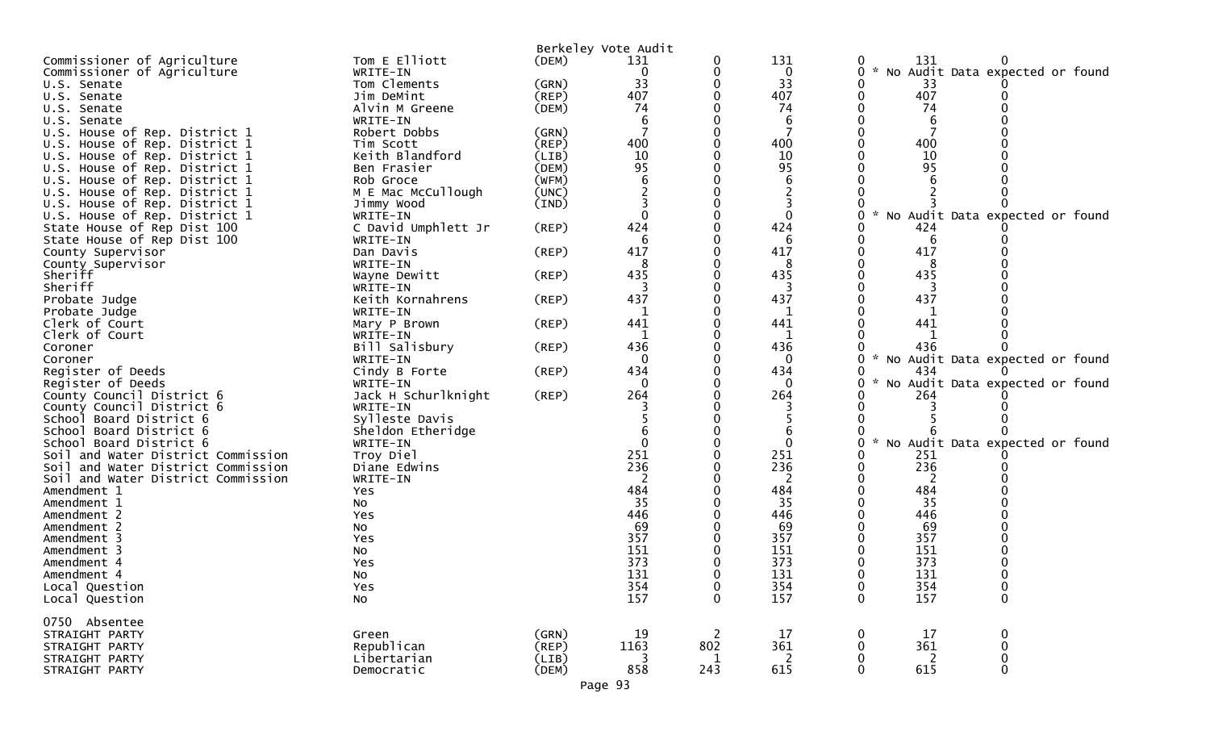Berkeley Vote Audit

| | | | | | | | | |
|---|---|---|---|---|---|---|---|---|
| Commissioner of Agriculture | Tom E Elliott | (DEM) | 131 | 0 | 131 | 0 | 131 | 0 |
| Commissioner of Agriculture | WRITE-IN | | 0 | 0 | 0 | 0 | * No Audit Data expected or found | |
| U.S. Senate | Tom Clements | (GRN) | 33 | 0 | 33 | 0 | 33 | 0 |
| U.S. Senate | Jim DeMint | (REP) | 407 | 0 | 407 | 0 | 407 | 0 |
| U.S. Senate | Alvin M Greene | (DEM) | 74 | 0 | 74 | 0 | 74 | 0 |
| U.S. Senate | WRITE-IN | | 6 | 0 | 6 | 0 | 6 | 0 |
| U.S. House of Rep. District 1 | Robert Dobbs | (GRN) | 7 | 0 | 7 | 0 | 7 | 0 |
| U.S. House of Rep. District 1 | Tim Scott | (REP) | 400 | 0 | 400 | 0 | 400 | 0 |
| U.S. House of Rep. District 1 | Keith Blandford | (LIB) | 10 | 0 | 10 | 0 | 10 | 0 |
| U.S. House of Rep. District 1 | Ben Frasier | (DEM) | 95 | 0 | 95 | 0 | 95 | 0 |
| U.S. House of Rep. District 1 | Rob Groce | (WFM) | 6 | 0 | 6 | 0 | 6 | 0 |
| U.S. House of Rep. District 1 | M E Mac McCullough | (UNC) | 2 | 0 | 2 | 0 | 2 | 0 |
| U.S. House of Rep. District 1 | Jimmy Wood | (IND) | 3 | 0 | 3 | 0 | 3 | 0 |
| U.S. House of Rep. District 1 | WRITE-IN | | 0 | 0 | 0 | 0 | * No Audit Data expected or found | |
| State House of Rep Dist 100 | C David Umphlett Jr | (REP) | 424 | 0 | 424 | 0 | 424 | 0 |
| State House of Rep Dist 100 | WRITE-IN | | 6 | 0 | 6 | 0 | 6 | 0 |
| County Supervisor | Dan Davis | (REP) | 417 | 0 | 417 | 0 | 417 | 0 |
| County Supervisor | WRITE-IN | | 8 | 0 | 8 | 0 | 8 | 0 |
| Sheriff | Wayne Dewitt | (REP) | 435 | 0 | 435 | 0 | 435 | 0 |
| Sheriff | WRITE-IN | | 3 | 0 | 3 | 0 | 3 | 0 |
| Probate Judge | Keith Kornahrens | (REP) | 437 | 0 | 437 | 0 | 437 | 0 |
| Probate Judge | WRITE-IN | | 1 | 0 | 1 | 0 | 1 | 0 |
| Clerk of Court | Mary P Brown | (REP) | 441 | 0 | 441 | 0 | 441 | 0 |
| Clerk of Court | WRITE-IN | | 1 | 0 | 1 | 0 | 1 | 0 |
| Coroner | Bill Salisbury | (REP) | 436 | 0 | 436 | 0 | 436 | 0 |
| Coroner | WRITE-IN | | 0 | 0 | 0 | 0 | * No Audit Data expected or found | |
| Register of Deeds | Cindy B Forte | (REP) | 434 | 0 | 434 | 0 | 434 | 0 |
| Register of Deeds | WRITE-IN | | 0 | 0 | 0 | 0 | * No Audit Data expected or found | |
| County Council District 6 | Jack H Schurlknight | (REP) | 264 | 0 | 264 | 0 | 264 | 0 |
| County Council District 6 | WRITE-IN | | 3 | 0 | 3 | 0 | 3 | 0 |
| School Board District 6 | Sylleste Davis | | 5 | 0 | 5 | 0 | 5 | 0 |
| School Board District 6 | Sheldon Etheridge | | 6 | 0 | 6 | 0 | 6 | 0 |
| School Board District 6 | WRITE-IN | | 0 | 0 | 0 | 0 | * No Audit Data expected or found | |
| Soil and Water District Commission | Troy Diel | | 251 | 0 | 251 | 0 | 251 | 0 |
| Soil and Water District Commission | Diane Edwins | | 236 | 0 | 236 | 0 | 236 | 0 |
| Soil and Water District Commission | WRITE-IN | | 2 | 0 | 2 | 0 | 2 | 0 |
| Amendment 1 | Yes | | 484 | 0 | 484 | 0 | 484 | 0 |
| Amendment 1 | No | | 35 | 0 | 35 | 0 | 35 | 0 |
| Amendment 2 | Yes | | 446 | 0 | 446 | 0 | 446 | 0 |
| Amendment 2 | No | | 69 | 0 | 69 | 0 | 69 | 0 |
| Amendment 3 | Yes | | 357 | 0 | 357 | 0 | 357 | 0 |
| Amendment 3 | No | | 151 | 0 | 151 | 0 | 151 | 0 |
| Amendment 4 | Yes | | 373 | 0 | 373 | 0 | 373 | 0 |
| Amendment 4 | No | | 131 | 0 | 131 | 0 | 131 | 0 |
| Local Question | Yes | | 354 | 0 | 354 | 0 | 354 | 0 |
| Local Question | No | | 157 | 0 | 157 | 0 | 157 | 0 |

0750 Absentee

| | | | | | | | | |
|---|---|---|---|---|---|---|---|---|
| STRAIGHT PARTY | Green | (GRN) | 19 | 2 | 17 | 0 | 17 | 0 |
| STRAIGHT PARTY | Republican | (REP) | 1163 | 802 | 361 | 0 | 361 | 0 |
| STRAIGHT PARTY | Libertarian | (LIB) | 3 | 1 | 2 | 0 | 2 | 0 |
| STRAIGHT PARTY | Democratic | (DEM) | 858 | 243 | 615 | 0 | 615 | 0 |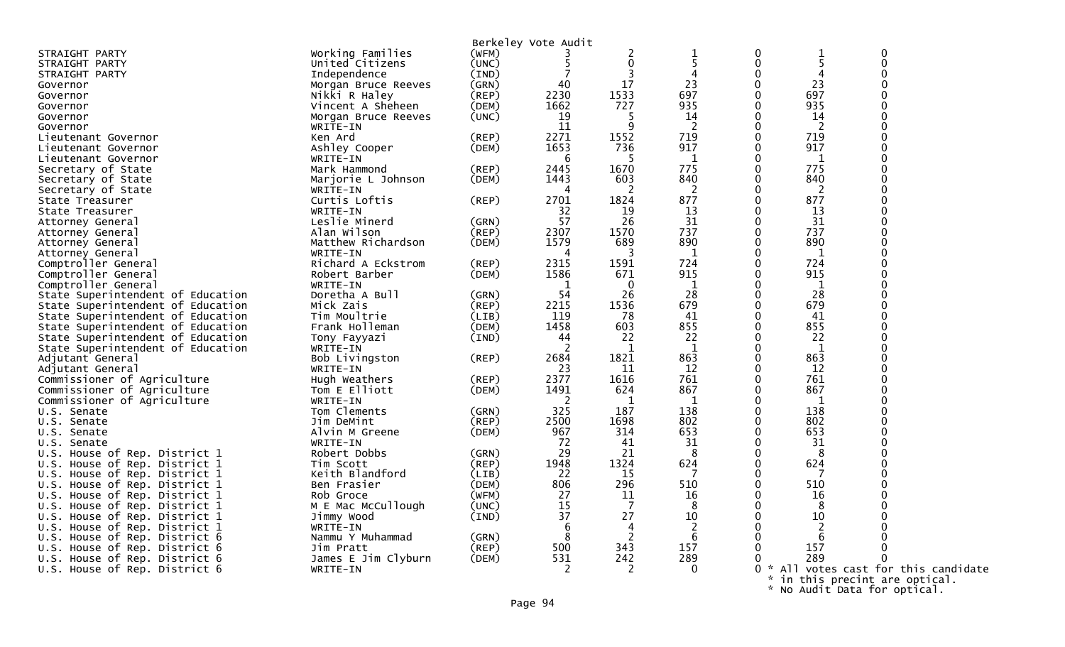Berkeley Vote Audit

| | | | | | | | | |
|---|---|---|---|---|---|---|---|---|
| STRAIGHT PARTY | Working Families | (WFM) | 3 | 2 | 1 | 0 | 1 | 0 |
| STRAIGHT PARTY | United Citizens | (UNC) | 5 | 0 | 5 | 0 | 5 | 0 |
| STRAIGHT PARTY | Independence | (IND) | 7 | 3 | 4 | 0 | 4 | 0 |
| Governor | Morgan Bruce Reeves | (GRN) | 40 | 17 | 23 | 0 | 23 | 0 |
| Governor | Nikki R Haley | (REP) | 2230 | 1533 | 697 | 0 | 697 | 0 |
| Governor | Vincent A Sheheen | (DEM) | 1662 | 727 | 935 | 0 | 935 | 0 |
| Governor | Morgan Bruce Reeves | (UNC) | 19 | 5 | 14 | 0 | 14 | 0 |
| Governor | WRITE-IN | | 11 | 9 | 2 | 0 | 2 | 0 |
| Lieutenant Governor | Ken Ard | (REP) | 2271 | 1552 | 719 | 0 | 719 | 0 |
| Lieutenant Governor | Ashley Cooper | (DEM) | 1653 | 736 | 917 | 0 | 917 | 0 |
| Lieutenant Governor | WRITE-IN | | 6 | 5 | 1 | 0 | 1 | 0 |
| Secretary of State | Mark Hammond | (REP) | 2445 | 1670 | 775 | 0 | 775 | 0 |
| Secretary of State | Marjorie L Johnson | (DEM) | 1443 | 603 | 840 | 0 | 840 | 0 |
| Secretary of State | WRITE-IN | | 4 | 2 | 2 | 0 | 2 | 0 |
| State Treasurer | Curtis Loftis | (REP) | 2701 | 1824 | 877 | 0 | 877 | 0 |
| State Treasurer | WRITE-IN | | 32 | 19 | 13 | 0 | 13 | 0 |
| Attorney General | Leslie Minerd | (GRN) | 57 | 26 | 31 | 0 | 31 | 0 |
| Attorney General | Alan Wilson | (REP) | 2307 | 1570 | 737 | 0 | 737 | 0 |
| Attorney General | Matthew Richardson | (DEM) | 1579 | 689 | 890 | 0 | 890 | 0 |
| Attorney General | WRITE-IN | | 4 | 3 | 1 | 0 | 1 | 0 |
| Comptroller General | Richard A Eckstrom | (REP) | 2315 | 1591 | 724 | 0 | 724 | 0 |
| Comptroller General | Robert Barber | (DEM) | 1586 | 671 | 915 | 0 | 915 | 0 |
| Comptroller General | WRITE-IN | | 1 | 0 | 1 | 0 | 1 | 0 |
| State Superintendent of Education | Doretha A Bull | (GRN) | 54 | 26 | 28 | 0 | 28 | 0 |
| State Superintendent of Education | Mick Zais | (REP) | 2215 | 1536 | 679 | 0 | 679 | 0 |
| State Superintendent of Education | Tim Moultrie | (LIB) | 119 | 78 | 41 | 0 | 41 | 0 |
| State Superintendent of Education | Frank Holleman | (DEM) | 1458 | 603 | 855 | 0 | 855 | 0 |
| State Superintendent of Education | Tony Fayyazi | (IND) | 44 | 22 | 22 | 0 | 22 | 0 |
| State Superintendent of Education | WRITE-IN | | 2 | 1 | 1 | 0 | 1 | 0 |
| Adjutant General | Bob Livingston | (REP) | 2684 | 1821 | 863 | 0 | 863 | 0 |
| Adjutant General | WRITE-IN | | 23 | 11 | 12 | 0 | 12 | 0 |
| Commissioner of Agriculture | Hugh Weathers | (REP) | 2377 | 1616 | 761 | 0 | 761 | 0 |
| Commissioner of Agriculture | Tom E Elliott | (DEM) | 1491 | 624 | 867 | 0 | 867 | 0 |
| Commissioner of Agriculture | WRITE-IN | | 2 | 1 | 1 | 0 | 1 | 0 |
| U.S. Senate | Tom Clements | (GRN) | 325 | 187 | 138 | 0 | 138 | 0 |
| U.S. Senate | Jim DeMint | (REP) | 2500 | 1698 | 802 | 0 | 802 | 0 |
| U.S. Senate | Alvin M Greene | (DEM) | 967 | 314 | 653 | 0 | 653 | 0 |
| U.S. Senate | WRITE-IN | | 72 | 41 | 31 | 0 | 31 | 0 |
| U.S. House of Rep. District 1 | Robert Dobbs | (GRN) | 29 | 21 | 8 | 0 | 8 | 0 |
| U.S. House of Rep. District 1 | Tim Scott | (REP) | 1948 | 1324 | 624 | 0 | 624 | 0 |
| U.S. House of Rep. District 1 | Keith Blandford | (LIB) | 22 | 15 | 7 | 0 | 7 | 0 |
| U.S. House of Rep. District 1 | Ben Frasier | (DEM) | 806 | 296 | 510 | 0 | 510 | 0 |
| U.S. House of Rep. District 1 | Rob Groce | (WFM) | 27 | 11 | 16 | 0 | 16 | 0 |
| U.S. House of Rep. District 1 | M E Mac McCullough | (UNC) | 15 | 7 | 8 | 0 | 8 | 0 |
| U.S. House of Rep. District 1 | Jimmy Wood | (IND) | 37 | 27 | 10 | 0 | 10 | 0 |
| U.S. House of Rep. District 1 | WRITE-IN | | 6 | 4 | 2 | 0 | 2 | 0 |
| U.S. House of Rep. District 6 | Nammu Y Muhammad | (GRN) | 8 | 2 | 6 | 0 | 6 | 0 |
| U.S. House of Rep. District 6 | Jim Pratt | (REP) | 500 | 343 | 157 | 0 | 157 | 0 |
| U.S. House of Rep. District 6 | James E Jim Clyburn | (DEM) | 531 | 242 | 289 | 0 | 289 | 0 |
| U.S. House of Rep. District 6 | WRITE-IN | | 2 | 2 | 0 | 0 | | |

* All votes cast for this candidate
* in this precint are optical.
* No Audit Data for optical.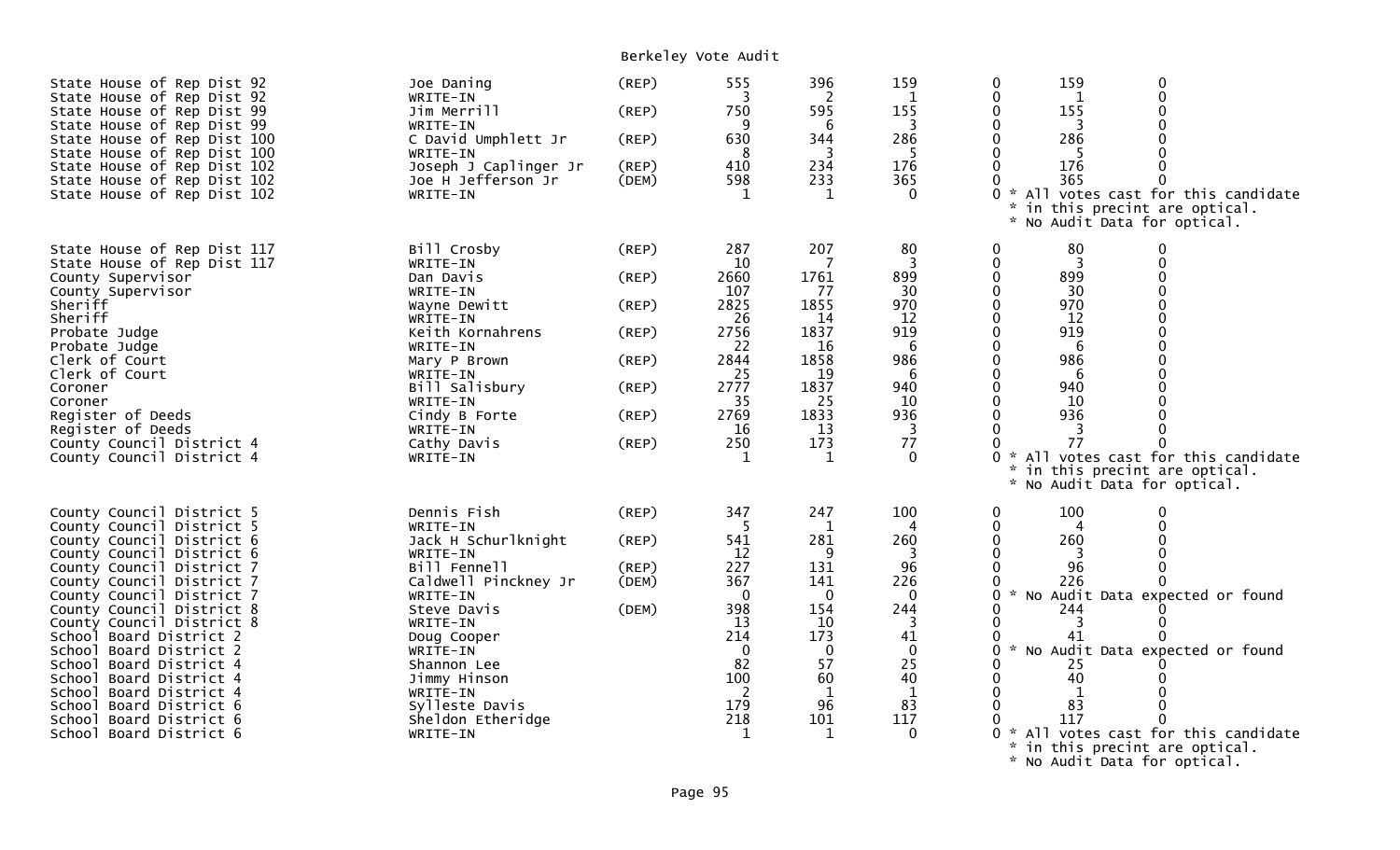# Berkeley Vote Audit

| Contest | Candidate | Party | | | | | | |
|---|---|---|---|---|---|---|---|---|
| State House of Rep Dist 92 | Joe Daning | (REP) | 555 | 396 | 159 | 0 | 159 | 0 |
| State House of Rep Dist 92 | WRITE-IN | | 3 | 2 | 1 | 0 | 1 | 0 |
| State House of Rep Dist 99 | Jim Merrill | (REP) | 750 | 595 | 155 | 0 | 155 | 0 |
| State House of Rep Dist 99 | WRITE-IN | | 9 | 6 | 3 | 0 | 3 | 0 |
| State House of Rep Dist 100 | C David Umphlett Jr | (REP) | 630 | 344 | 286 | 0 | 286 | 0 |
| State House of Rep Dist 100 | WRITE-IN | | 8 | 3 | 5 | 0 | 5 | 0 |
| State House of Rep Dist 102 | Joseph J Caplinger Jr | (REP) | 410 | 234 | 176 | 0 | 176 | 0 |
| State House of Rep Dist 102 | Joe H Jefferson Jr | (DEM) | 598 | 233 | 365 | 0 | 365 | 0 |
| State House of Rep Dist 102 | WRITE-IN | | 1 | 1 | 0 | 0 | * All votes cast for this candidate * in this precint are optical. * No Audit Data for optical. | |
| State House of Rep Dist 117 | Bill Crosby | (REP) | 287 | 207 | 80 | 0 | 80 | 0 |
| State House of Rep Dist 117 | WRITE-IN | | 10 | 7 | 3 | 0 | 3 | 0 |
| County Supervisor | Dan Davis | (REP) | 2660 | 1761 | 899 | 0 | 899 | 0 |
| County Supervisor | WRITE-IN | | 107 | 77 | 30 | 0 | 30 | 0 |
| Sheriff | Wayne Dewitt | (REP) | 2825 | 1855 | 970 | 0 | 970 | 0 |
| Sheriff | WRITE-IN | | 26 | 14 | 12 | 0 | 12 | 0 |
| Probate Judge | Keith Kornahrens | (REP) | 2756 | 1837 | 919 | 0 | 919 | 0 |
| Probate Judge | WRITE-IN | | 22 | 16 | 6 | 0 | 6 | 0 |
| Clerk of Court | Mary P Brown | (REP) | 2844 | 1858 | 986 | 0 | 986 | 0 |
| Clerk of Court | WRITE-IN | | 25 | 19 | 6 | 0 | 6 | 0 |
| Coroner | Bill Salisbury | (REP) | 2777 | 1837 | 940 | 0 | 940 | 0 |
| Coroner | WRITE-IN | | 35 | 25 | 10 | 0 | 10 | 0 |
| Register of Deeds | Cindy B Forte | (REP) | 2769 | 1833 | 936 | 0 | 936 | 0 |
| Register of Deeds | WRITE-IN | | 16 | 13 | 3 | 0 | 3 | 0 |
| County Council District 4 | Cathy Davis | (REP) | 250 | 173 | 77 | 0 | 77 | 0 |
| County Council District 4 | WRITE-IN | | 1 | 1 | 0 | 0 | * All votes cast for this candidate * in this precint are optical. * No Audit Data for optical. | |
| County Council District 5 | Dennis Fish | (REP) | 347 | 247 | 100 | 0 | 100 | 0 |
| County Council District 5 | WRITE-IN | | 5 | 1 | 4 | 0 | 4 | 0 |
| County Council District 6 | Jack H Schurlknight | (REP) | 541 | 281 | 260 | 0 | 260 | 0 |
| County Council District 6 | WRITE-IN | | 12 | 9 | 3 | 0 | 3 | 0 |
| County Council District 7 | Bill Fennell | (REP) | 227 | 131 | 96 | 0 | 96 | 0 |
| County Council District 7 | Caldwell Pinckney Jr | (DEM) | 367 | 141 | 226 | 0 | 226 | 0 |
| County Council District 7 | WRITE-IN | | 0 | 0 | 0 | 0 | * No Audit Data expected or found | |
| County Council District 8 | Steve Davis | (DEM) | 398 | 154 | 244 | 0 | 244 | 0 |
| County Council District 8 | WRITE-IN | | 13 | 10 | 3 | 0 | 3 | 0 |
| School Board District 2 | Doug Cooper | | 214 | 173 | 41 | 0 | 41 | 0 |
| School Board District 2 | WRITE-IN | | 0 | 0 | 0 | 0 | * No Audit Data expected or found | |
| School Board District 4 | Shannon Lee | | 82 | 57 | 25 | 0 | 25 | 0 |
| School Board District 4 | Jimmy Hinson | | 100 | 60 | 40 | 0 | 40 | 0 |
| School Board District 4 | WRITE-IN | | 2 | 1 | 1 | 0 | 1 | 0 |
| School Board District 6 | Sylleste Davis | | 179 | 96 | 83 | 0 | 83 | 0 |
| School Board District 6 | Sheldon Etheridge | | 218 | 101 | 117 | 0 | 117 | 0 |
| School Board District 6 | WRITE-IN | | 1 | 1 | 0 | 0 | * All votes cast for this candidate * in this precint are optical. * No Audit Data for optical. | |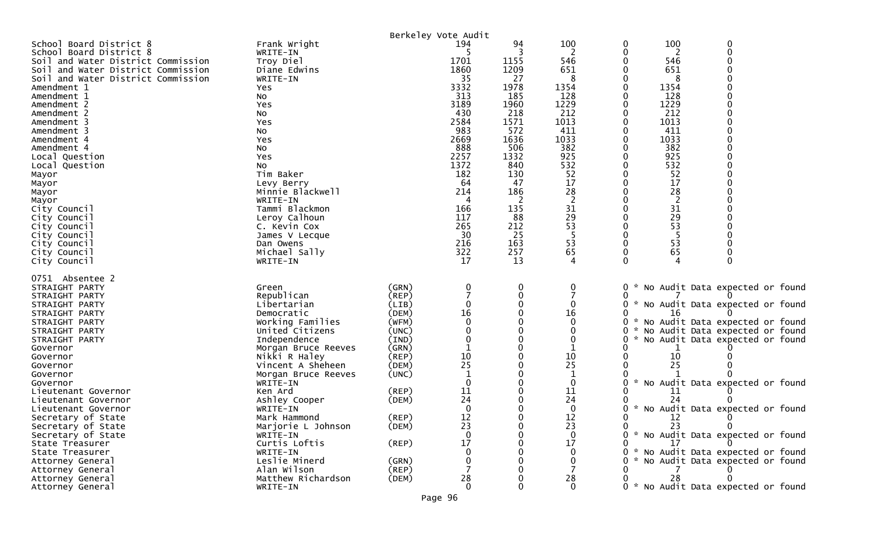Berkeley Vote Audit

| | | | | | | | | |
|---|---|---|---|---|---|---|---|---|
| School Board District 8 | Frank Wright | | 194 | 94 | 100 | 0 | 100 | 0 |
| School Board District 8 | WRITE-IN | | 5 | 3 | 2 | 0 | 2 | 0 |
| Soil and Water District Commission | Troy Diel | | 1701 | 1155 | 546 | 0 | 546 | 0 |
| Soil and Water District Commission | Diane Edwins | | 1860 | 1209 | 651 | 0 | 651 | 0 |
| Soil and Water District Commission | WRITE-IN | | 35 | 27 | 8 | 0 | 8 | 0 |
| Amendment 1 | Yes | | 3332 | 1978 | 1354 | 0 | 1354 | 0 |
| Amendment 1 | No | | 313 | 185 | 128 | 0 | 128 | 0 |
| Amendment 2 | Yes | | 3189 | 1960 | 1229 | 0 | 1229 | 0 |
| Amendment 2 | No | | 430 | 218 | 212 | 0 | 212 | 0 |
| Amendment 3 | Yes | | 2584 | 1571 | 1013 | 0 | 1013 | 0 |
| Amendment 3 | No | | 983 | 572 | 411 | 0 | 411 | 0 |
| Amendment 4 | Yes | | 2669 | 1636 | 1033 | 0 | 1033 | 0 |
| Amendment 4 | No | | 888 | 506 | 382 | 0 | 382 | 0 |
| Local Question | Yes | | 2257 | 1332 | 925 | 0 | 925 | 0 |
| Local Question | No | | 1372 | 840 | 532 | 0 | 532 | 0 |
| Mayor | Tim Baker | | 182 | 130 | 52 | 0 | 52 | 0 |
| Mayor | Levy Berry | | 64 | 47 | 17 | 0 | 17 | 0 |
| Mayor | Minnie Blackwell | | 214 | 186 | 28 | 0 | 28 | 0 |
| Mayor | WRITE-IN | | 4 | 2 | 2 | 0 | 2 | 0 |
| City Council | Tammi Blackmon | | 166 | 135 | 31 | 0 | 31 | 0 |
| City Council | Leroy Calhoun | | 117 | 88 | 29 | 0 | 29 | 0 |
| City Council | C. Kevin Cox | | 265 | 212 | 53 | 0 | 53 | 0 |
| City Council | James V Lecque | | 30 | 25 | 5 | 0 | 5 | 0 |
| City Council | Dan Owens | | 216 | 163 | 53 | 0 | 53 | 0 |
| City Council | Michael Sally | | 322 | 257 | 65 | 0 | 65 | 0 |
| City Council | WRITE-IN | | 17 | 13 | 4 | 0 | 4 | 0 |

0751 Absentee 2

| | | | | | | | | |
|---|---|---|---|---|---|---|---|---|
| STRAIGHT PARTY | Green | (GRN) | 0 | 0 | 0 | 0 | * No Audit Data expected or found | |
| STRAIGHT PARTY | Republican | (REP) | 7 | 0 | 7 | 0 | 7 | 0 |
| STRAIGHT PARTY | Libertarian | (LIB) | 0 | 0 | 0 | 0 | * No Audit Data expected or found | |
| STRAIGHT PARTY | Democratic | (DEM) | 16 | 0 | 16 | 0 | 16 | 0 |
| STRAIGHT PARTY | Working Families | (WFM) | 0 | 0 | 0 | 0 | * No Audit Data expected or found | |
| STRAIGHT PARTY | United Citizens | (UNC) | 0 | 0 | 0 | 0 | * No Audit Data expected or found | |
| STRAIGHT PARTY | Independence | (IND) | 0 | 0 | 0 | 0 | * No Audit Data expected or found | |
| Governor | Morgan Bruce Reeves | (GRN) | 1 | 0 | 1 | 0 | 1 | 0 |
| Governor | Nikki R Haley | (REP) | 10 | 0 | 10 | 0 | 10 | 0 |
| Governor | Vincent A Sheheen | (DEM) | 25 | 0 | 25 | 0 | 25 | 0 |
| Governor | Morgan Bruce Reeves | (UNC) | 1 | 0 | 1 | 0 | 1 | 0 |
| Governor | WRITE-IN | | 0 | 0 | 0 | 0 | * No Audit Data expected or found | |
| Lieutenant Governor | Ken Ard | (REP) | 11 | 0 | 11 | 0 | 11 | 0 |
| Lieutenant Governor | Ashley Cooper | (DEM) | 24 | 0 | 24 | 0 | 24 | 0 |
| Lieutenant Governor | WRITE-IN | | 0 | 0 | 0 | 0 | * No Audit Data expected or found | |
| Secretary of State | Mark Hammond | (REP) | 12 | 0 | 12 | 0 | 12 | 0 |
| Secretary of State | Marjorie L Johnson | (DEM) | 23 | 0 | 23 | 0 | 23 | 0 |
| Secretary of State | WRITE-IN | | 0 | 0 | 0 | 0 | * No Audit Data expected or found | |
| State Treasurer | Curtis Loftis | (REP) | 17 | 0 | 17 | 0 | 17 | 0 |
| State Treasurer | WRITE-IN | | 0 | 0 | 0 | 0 | * No Audit Data expected or found | |
| Attorney General | Leslie Minerd | (GRN) | 0 | 0 | 0 | 0 | * No Audit Data expected or found | |
| Attorney General | Alan Wilson | (REP) | 7 | 0 | 7 | 0 | 7 | 0 |
| Attorney General | Matthew Richardson | (DEM) | 28 | 0 | 28 | 0 | 28 | 0 |
| Attorney General | WRITE-IN | | 0 | 0 | 0 | 0 | * No Audit Data expected or found | |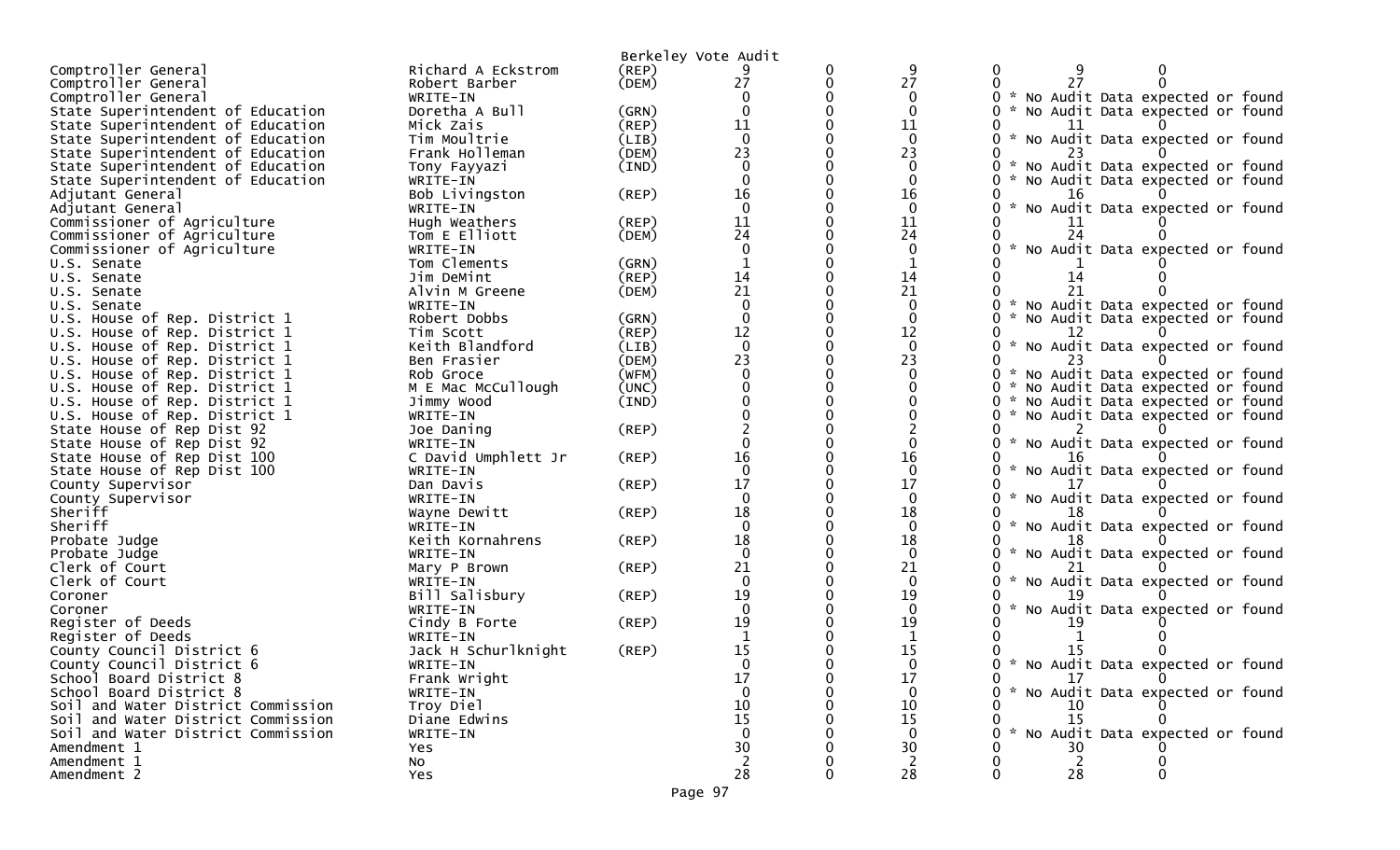Berkeley Vote Audit

| Contest | Candidate | Party | | | | | | |
|---|---|---|---|---|---|---|---|---|
| Comptroller General | Richard A Eckstrom | (REP) | 9 | 0 | 9 | 0 | 9 | 0 |
| Comptroller General | Robert Barber | (DEM) | 27 | 0 | 27 | 0 | 27 | 0 |
| Comptroller General | WRITE-IN | | 0 | 0 | 0 | 0 | * No Audit Data expected or found | |
| State Superintendent of Education | Doretha A Bull | (GRN) | 0 | 0 | 0 | 0 | * No Audit Data expected or found | |
| State Superintendent of Education | Mick Zais | (REP) | 11 | 0 | 11 | 0 | 11 | 0 |
| State Superintendent of Education | Tim Moultrie | (LIB) | 0 | 0 | 0 | 0 | * No Audit Data expected or found | |
| State Superintendent of Education | Frank Holleman | (DEM) | 23 | 0 | 23 | 0 | 23 | 0 |
| State Superintendent of Education | Tony Fayyazi | (IND) | 0 | 0 | 0 | 0 | * No Audit Data expected or found | |
| State Superintendent of Education | WRITE-IN | | 0 | 0 | 0 | 0 | * No Audit Data expected or found | |
| Adjutant General | Bob Livingston | (REP) | 16 | 0 | 16 | 0 | 16 | 0 |
| Adjutant General | WRITE-IN | | 0 | 0 | 0 | 0 | * No Audit Data expected or found | |
| Commissioner of Agriculture | Hugh Weathers | (REP) | 11 | 0 | 11 | 0 | 11 | 0 |
| Commissioner of Agriculture | Tom E Elliott | (DEM) | 24 | 0 | 24 | 0 | 24 | 0 |
| Commissioner of Agriculture | WRITE-IN | | 0 | 0 | 0 | 0 | * No Audit Data expected or found | |
| U.S. Senate | Tom Clements | (GRN) | 1 | 0 | 1 | 0 | 1 | 0 |
| U.S. Senate | Jim DeMint | (REP) | 14 | 0 | 14 | 0 | 14 | 0 |
| U.S. Senate | Alvin M Greene | (DEM) | 21 | 0 | 21 | 0 | 21 | 0 |
| U.S. Senate | WRITE-IN | | 0 | 0 | 0 | 0 | * No Audit Data expected or found | |
| U.S. House of Rep. District 1 | Robert Dobbs | (GRN) | 0 | 0 | 0 | 0 | * No Audit Data expected or found | |
| U.S. House of Rep. District 1 | Tim Scott | (REP) | 12 | 0 | 12 | 0 | 12 | 0 |
| U.S. House of Rep. District 1 | Keith Blandford | (LIB) | 0 | 0 | 0 | 0 | * No Audit Data expected or found | |
| U.S. House of Rep. District 1 | Ben Frasier | (DEM) | 23 | 0 | 23 | 0 | 23 | 0 |
| U.S. House of Rep. District 1 | Rob Groce | (WFM) | 0 | 0 | 0 | 0 | * No Audit Data expected or found | |
| U.S. House of Rep. District 1 | M E Mac McCullough | (UNC) | 0 | 0 | 0 | 0 | * No Audit Data expected or found | |
| U.S. House of Rep. District 1 | Jimmy Wood | (IND) | 0 | 0 | 0 | 0 | * No Audit Data expected or found | |
| U.S. House of Rep. District 1 | WRITE-IN | | 0 | 0 | 0 | 0 | * No Audit Data expected or found | |
| State House of Rep Dist 92 | Joe Daning | (REP) | 2 | 0 | 2 | 0 | 2 | 0 |
| State House of Rep Dist 92 | WRITE-IN | | 0 | 0 | 0 | 0 | * No Audit Data expected or found | |
| State House of Rep Dist 100 | C David Umphlett Jr | (REP) | 16 | 0 | 16 | 0 | 16 | 0 |
| State House of Rep Dist 100 | WRITE-IN | | 0 | 0 | 0 | 0 | * No Audit Data expected or found | |
| County Supervisor | Dan Davis | (REP) | 17 | 0 | 17 | 0 | 17 | 0 |
| County Supervisor | WRITE-IN | | 0 | 0 | 0 | 0 | * No Audit Data expected or found | |
| Sheriff | Wayne Dewitt | (REP) | 18 | 0 | 18 | 0 | 18 | 0 |
| Sheriff | WRITE-IN | | 0 | 0 | 0 | 0 | * No Audit Data expected or found | |
| Probate Judge | Keith Kornahrens | (REP) | 18 | 0 | 18 | 0 | 18 | 0 |
| Probate Judge | WRITE-IN | | 0 | 0 | 0 | 0 | * No Audit Data expected or found | |
| Clerk of Court | Mary P Brown | (REP) | 21 | 0 | 21 | 0 | 21 | 0 |
| Clerk of Court | WRITE-IN | | 0 | 0 | 0 | 0 | * No Audit Data expected or found | |
| Coroner | Bill Salisbury | (REP) | 19 | 0 | 19 | 0 | 19 | 0 |
| Coroner | WRITE-IN | | 0 | 0 | 0 | 0 | * No Audit Data expected or found | |
| Register of Deeds | Cindy B Forte | (REP) | 19 | 0 | 19 | 0 | 19 | 0 |
| Register of Deeds | WRITE-IN | | 1 | 0 | 1 | 0 | 1 | 0 |
| County Council District 6 | Jack H Schurlknight | (REP) | 15 | 0 | 15 | 0 | 15 | 0 |
| County Council District 6 | WRITE-IN | | 0 | 0 | 0 | 0 | * No Audit Data expected or found | |
| School Board District 8 | Frank Wright | | 17 | 0 | 17 | 0 | 17 | 0 |
| School Board District 8 | WRITE-IN | | 0 | 0 | 0 | 0 | * No Audit Data expected or found | |
| Soil and Water District Commission | Troy Diel | | 10 | 0 | 10 | 0 | 10 | 0 |
| Soil and Water District Commission | Diane Edwins | | 15 | 0 | 15 | 0 | 15 | 0 |
| Soil and Water District Commission | WRITE-IN | | 0 | 0 | 0 | 0 | * No Audit Data expected or found | |
| Amendment 1 | Yes | | 30 | 0 | 30 | 0 | 30 | 0 |
| Amendment 1 | No | | 2 | 0 | 2 | 0 | 2 | 0 |
| Amendment 2 | Yes | | 28 | 0 | 28 | 0 | 28 | 0 |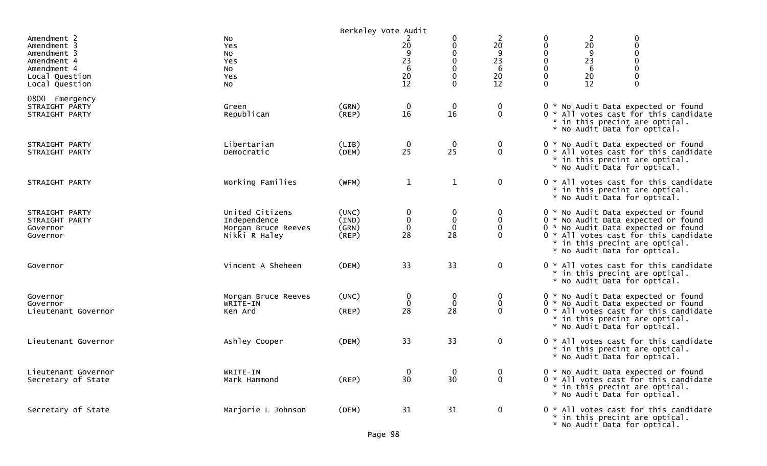Berkeley Vote Audit

| | | | | | | | | |
|---|---|---|---|---|---|---|---|---|
| Amendment 2 | No | | 2 | 0 | 2 | 0 | 2 | 0 |
| Amendment 3 | Yes | | 20 | 0 | 20 | 0 | 20 | 0 |
| Amendment 3 | No | | 9 | 0 | 9 | 0 | 9 | 0 |
| Amendment 4 | Yes | | 23 | 0 | 23 | 0 | 23 | 0 |
| Amendment 4 | No | | 6 | 0 | 6 | 0 | 6 | 0 |
| Local Question | Yes | | 20 | 0 | 20 | 0 | 20 | 0 |
| Local Question | No | | 12 | 0 | 12 | 0 | 12 | 0 |

0800 Emergency

| | | | | | | | |
|---|---|---|---|---|---|---|---|
| STRAIGHT PARTY | Green | (GRN) | 0 | 0 | 0 | 0 | * No Audit Data expected or found |
| STRAIGHT PARTY | Republican | (REP) | 16 | 16 | 0 | 0 | * All votes cast for this candidate * in this precint are optical. * No Audit Data for optical. |
| STRAIGHT PARTY | Libertarian | (LIB) | 0 | 0 | 0 | 0 | * No Audit Data expected or found |
| STRAIGHT PARTY | Democratic | (DEM) | 25 | 25 | 0 | 0 | * All votes cast for this candidate * in this precint are optical. * No Audit Data for optical. |
| STRAIGHT PARTY | Working Families | (WFM) | 1 | 1 | 0 | 0 | * All votes cast for this candidate * in this precint are optical. * No Audit Data for optical. |
| STRAIGHT PARTY | United Citizens | (UNC) | 0 | 0 | 0 | 0 | * No Audit Data expected or found |
| STRAIGHT PARTY | Independence | (IND) | 0 | 0 | 0 | 0 | * No Audit Data expected or found |
| Governor | Morgan Bruce Reeves | (GRN) | 0 | 0 | 0 | 0 | * No Audit Data expected or found |
| Governor | Nikki R Haley | (REP) | 28 | 28 | 0 | 0 | * All votes cast for this candidate * in this precint are optical. * No Audit Data for optical. |
| Governor | Vincent A Sheheen | (DEM) | 33 | 33 | 0 | 0 | * All votes cast for this candidate * in this precint are optical. * No Audit Data for optical. |
| Governor | Morgan Bruce Reeves | (UNC) | 0 | 0 | 0 | 0 | * No Audit Data expected or found |
| Governor | WRITE-IN | | 0 | 0 | 0 | 0 | * No Audit Data expected or found |
| Lieutenant Governor | Ken Ard | (REP) | 28 | 28 | 0 | 0 | * All votes cast for this candidate * in this precint are optical. * No Audit Data for optical. |
| Lieutenant Governor | Ashley Cooper | (DEM) | 33 | 33 | 0 | 0 | * All votes cast for this candidate * in this precint are optical. * No Audit Data for optical. |
| Lieutenant Governor | WRITE-IN | | 0 | 0 | 0 | 0 | * No Audit Data expected or found |
| Secretary of State | Mark Hammond | (REP) | 30 | 30 | 0 | 0 | * All votes cast for this candidate * in this precint are optical. * No Audit Data for optical. |
| Secretary of State | Marjorie L Johnson | (DEM) | 31 | 31 | 0 | 0 | * All votes cast for this candidate * in this precint are optical. * No Audit Data for optical. |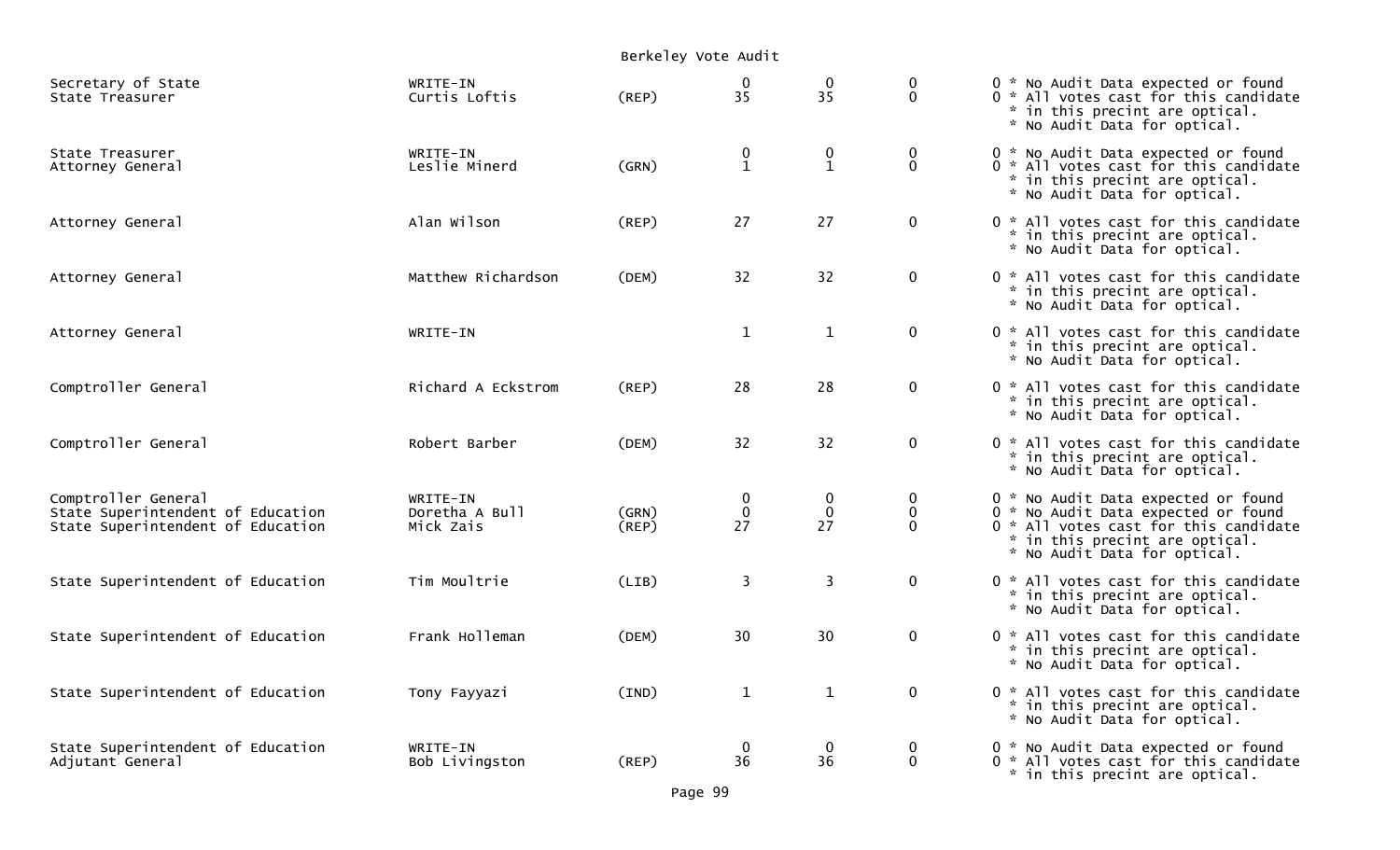Berkeley Vote Audit

| Office | Candidate | Party | | | | | Notes |
|---|---|---|---|---|---|---|---|
| Secretary of State | WRITE-IN | | 0 | 0 | 0 | 0 | * No Audit Data expected or found |
| State Treasurer | Curtis Loftis | (REP) | 35 | 35 | 0 | 0 | * All votes cast for this candidate * in this precint are optical. * No Audit Data for optical. |
| State Treasurer | WRITE-IN | | 0 | 0 | 0 | 0 | * No Audit Data expected or found |
| Attorney General | Leslie Minerd | (GRN) | 1 | 1 | 0 | 0 | * All votes cast for this candidate * in this precint are optical. * No Audit Data for optical. |
| Attorney General | Alan Wilson | (REP) | 27 | 27 | 0 | 0 | * All votes cast for this candidate * in this precint are optical. * No Audit Data for optical. |
| Attorney General | Matthew Richardson | (DEM) | 32 | 32 | 0 | 0 | * All votes cast for this candidate * in this precint are optical. * No Audit Data for optical. |
| Attorney General | WRITE-IN | | 1 | 1 | 0 | 0 | * All votes cast for this candidate * in this precint are optical. * No Audit Data for optical. |
| Comptroller General | Richard A Eckstrom | (REP) | 28 | 28 | 0 | 0 | * All votes cast for this candidate * in this precint are optical. * No Audit Data for optical. |
| Comptroller General | Robert Barber | (DEM) | 32 | 32 | 0 | 0 | * All votes cast for this candidate * in this precint are optical. * No Audit Data for optical. |
| Comptroller General | WRITE-IN | | 0 | 0 | 0 | 0 | * No Audit Data expected or found |
| State Superintendent of Education | Doretha A Bull | (GRN) | 0 | 0 | 0 | 0 | * No Audit Data expected or found |
| State Superintendent of Education | Mick Zais | (REP) | 27 | 27 | 0 | 0 | * All votes cast for this candidate * in this precint are optical. * No Audit Data for optical. |
| State Superintendent of Education | Tim Moultrie | (LIB) | 3 | 3 | 0 | 0 | * All votes cast for this candidate * in this precint are optical. * No Audit Data for optical. |
| State Superintendent of Education | Frank Holleman | (DEM) | 30 | 30 | 0 | 0 | * All votes cast for this candidate * in this precint are optical. * No Audit Data for optical. |
| State Superintendent of Education | Tony Fayyazi | (IND) | 1 | 1 | 0 | 0 | * All votes cast for this candidate * in this precint are optical. * No Audit Data for optical. |
| State Superintendent of Education | WRITE-IN | | 0 | 0 | 0 | 0 | * No Audit Data expected or found |
| Adjutant General | Bob Livingston | (REP) | 36 | 36 | 0 | 0 | * All votes cast for this candidate * in this precint are optical. |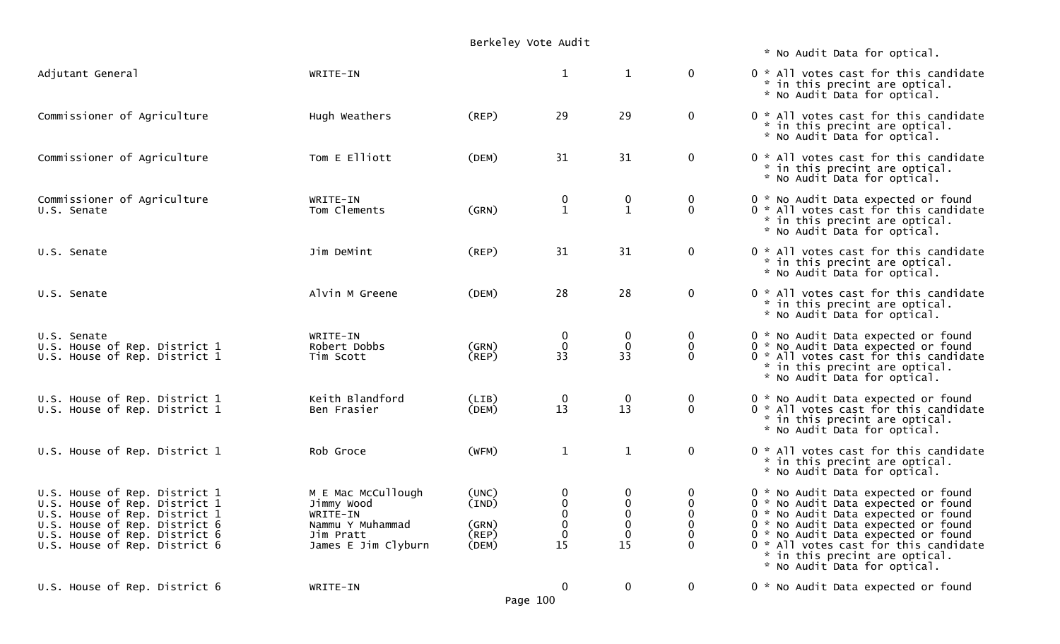Berkeley Vote Audit

| Office | Candidate | Party | | | | | Notes |
|---|---|---|---|---|---|---|---|
| | | | | | | | * No Audit Data for optical. |
| Adjutant General | WRITE-IN | | 1 | 1 | 0 | 0 | * All votes cast for this candidate * in this precint are optical. * No Audit Data for optical. |
| Commissioner of Agriculture | Hugh Weathers | (REP) | 29 | 29 | 0 | 0 | * All votes cast for this candidate * in this precint are optical. * No Audit Data for optical. |
| Commissioner of Agriculture | Tom E Elliott | (DEM) | 31 | 31 | 0 | 0 | * All votes cast for this candidate * in this precint are optical. * No Audit Data for optical. |
| Commissioner of Agriculture | WRITE-IN | | 0 | 0 | 0 | 0 | * No Audit Data expected or found |
| U.S. Senate | Tom Clements | (GRN) | 1 | 1 | 0 | 0 | * All votes cast for this candidate * in this precint are optical. * No Audit Data for optical. |
| U.S. Senate | Jim DeMint | (REP) | 31 | 31 | 0 | 0 | * All votes cast for this candidate * in this precint are optical. * No Audit Data for optical. |
| U.S. Senate | Alvin M Greene | (DEM) | 28 | 28 | 0 | 0 | * All votes cast for this candidate * in this precint are optical. * No Audit Data for optical. |
| U.S. Senate | WRITE-IN | | 0 | 0 | 0 | 0 | * No Audit Data expected or found |
| U.S. House of Rep. District 1 | Robert Dobbs | (GRN) | 0 | 0 | 0 | 0 | * No Audit Data expected or found |
| U.S. House of Rep. District 1 | Tim Scott | (REP) | 33 | 33 | 0 | 0 | * All votes cast for this candidate * in this precint are optical. * No Audit Data for optical. |
| U.S. House of Rep. District 1 | Keith Blandford | (LIB) | 0 | 0 | 0 | 0 | * No Audit Data expected or found |
| U.S. House of Rep. District 1 | Ben Frasier | (DEM) | 13 | 13 | 0 | 0 | * All votes cast for this candidate * in this precint are optical. * No Audit Data for optical. |
| U.S. House of Rep. District 1 | Rob Groce | (WFM) | 1 | 1 | 0 | 0 | * All votes cast for this candidate * in this precint are optical. * No Audit Data for optical. |
| U.S. House of Rep. District 1 | M E Mac McCullough | (UNC) | 0 | 0 | 0 | 0 | * No Audit Data expected or found |
| U.S. House of Rep. District 1 | Jimmy Wood | (IND) | 0 | 0 | 0 | 0 | * No Audit Data expected or found |
| U.S. House of Rep. District 1 | WRITE-IN | | 0 | 0 | 0 | 0 | * No Audit Data expected or found |
| U.S. House of Rep. District 6 | Nammu Y Muhammad | (GRN) | 0 | 0 | 0 | 0 | * No Audit Data expected or found |
| U.S. House of Rep. District 6 | Jim Pratt | (REP) | 0 | 0 | 0 | 0 | * No Audit Data expected or found |
| U.S. House of Rep. District 6 | James E Jim Clyburn | (DEM) | 15 | 15 | 0 | 0 | * All votes cast for this candidate * in this precint are optical. * No Audit Data for optical. |
| U.S. House of Rep. District 6 | WRITE-IN | | 0 | 0 | 0 | 0 | * No Audit Data expected or found |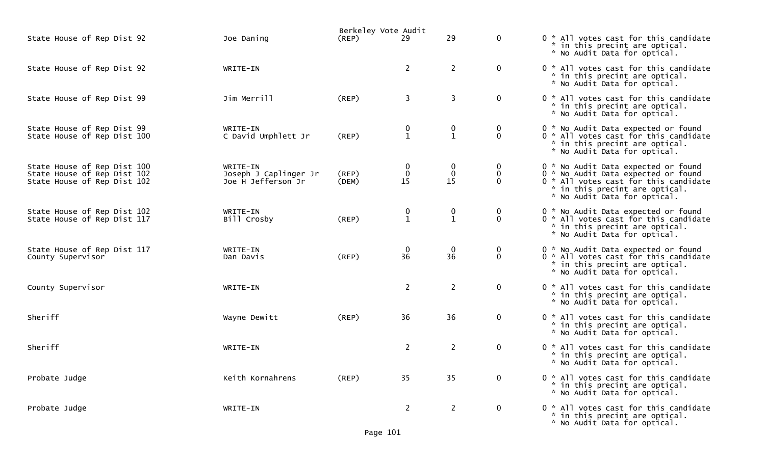Berkeley Vote Audit

| Contest | Candidate | Party | | | | | Notes |
|---|---|---|---|---|---|---|---|
| State House of Rep Dist 92 | Joe Daning | (REP) | 29 | 29 | 0 | 0 | * All votes cast for this candidate * in this precint are optical. * No Audit Data for optical. |
| State House of Rep Dist 92 | WRITE-IN | | 2 | 2 | 0 | 0 | * All votes cast for this candidate * in this precint are optical. * No Audit Data for optical. |
| State House of Rep Dist 99 | Jim Merrill | (REP) | 3 | 3 | 0 | 0 | * All votes cast for this candidate * in this precint are optical. * No Audit Data for optical. |
| State House of Rep Dist 99 | WRITE-IN | | 0 | 0 | 0 | 0 | * No Audit Data expected or found |
| State House of Rep Dist 100 | C David Umphlett Jr | (REP) | 1 | 1 | 0 | 0 | * All votes cast for this candidate * in this precint are optical. * No Audit Data for optical. |
| State House of Rep Dist 100 | WRITE-IN | | 0 | 0 | 0 | 0 | * No Audit Data expected or found |
| State House of Rep Dist 102 | Joseph J Caplinger Jr | (REP) | 0 | 0 | 0 | 0 | * No Audit Data expected or found |
| State House of Rep Dist 102 | Joe H Jefferson Jr | (DEM) | 15 | 15 | 0 | 0 | * All votes cast for this candidate * in this precint are optical. * No Audit Data for optical. |
| State House of Rep Dist 102 | WRITE-IN | | 0 | 0 | 0 | 0 | * No Audit Data expected or found |
| State House of Rep Dist 117 | Bill Crosby | (REP) | 1 | 1 | 0 | 0 | * All votes cast for this candidate * in this precint are optical. * No Audit Data for optical. |
| State House of Rep Dist 117 | WRITE-IN | | 0 | 0 | 0 | 0 | * No Audit Data expected or found |
| County Supervisor | Dan Davis | (REP) | 36 | 36 | 0 | 0 | * All votes cast for this candidate * in this precint are optical. * No Audit Data for optical. |
| County Supervisor | WRITE-IN | | 2 | 2 | 0 | 0 | * All votes cast for this candidate * in this precint are optical. * No Audit Data for optical. |
| Sheriff | Wayne Dewitt | (REP) | 36 | 36 | 0 | 0 | * All votes cast for this candidate * in this precint are optical. * No Audit Data for optical. |
| Sheriff | WRITE-IN | | 2 | 2 | 0 | 0 | * All votes cast for this candidate * in this precint are optical. * No Audit Data for optical. |
| Probate Judge | Keith Kornahrens | (REP) | 35 | 35 | 0 | 0 | * All votes cast for this candidate * in this precint are optical. * No Audit Data for optical. |
| Probate Judge | WRITE-IN | | 2 | 2 | 0 | 0 | * All votes cast for this candidate * in this precint are optical. * No Audit Data for optical. |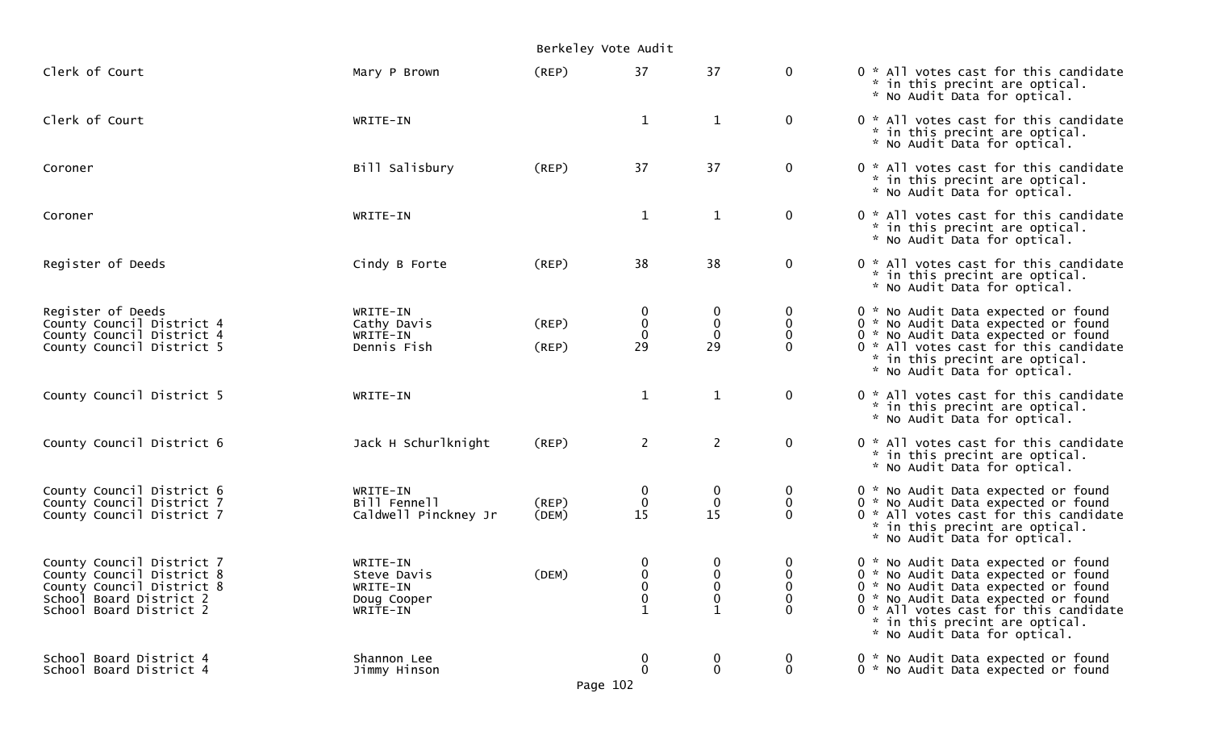Berkeley Vote Audit

| Office | Candidate | Party | | | | | Notes |
|---|---|---|---|---|---|---|---|
| Clerk of Court | Mary P Brown | (REP) | 37 | 37 | 0 | 0 | * All votes cast for this candidate * in this precint are optical. * No Audit Data for optical. |
| Clerk of Court | WRITE-IN | | 1 | 1 | 0 | 0 | * All votes cast for this candidate * in this precint are optical. * No Audit Data for optical. |
| Coroner | Bill Salisbury | (REP) | 37 | 37 | 0 | 0 | * All votes cast for this candidate * in this precint are optical. * No Audit Data for optical. |
| Coroner | WRITE-IN | | 1 | 1 | 0 | 0 | * All votes cast for this candidate * in this precint are optical. * No Audit Data for optical. |
| Register of Deeds | Cindy B Forte | (REP) | 38 | 38 | 0 | 0 | * All votes cast for this candidate * in this precint are optical. * No Audit Data for optical. |
| Register of Deeds | WRITE-IN | | 0 | 0 | 0 | 0 | * No Audit Data expected or found |
| County Council District 4 | Cathy Davis | (REP) | 0 | 0 | 0 | 0 | * No Audit Data expected or found |
| County Council District 4 | WRITE-IN | | 0 | 0 | 0 | 0 | * No Audit Data expected or found |
| County Council District 5 | Dennis Fish | (REP) | 29 | 29 | 0 | 0 | * All votes cast for this candidate * in this precint are optical. * No Audit Data for optical. |
| County Council District 5 | WRITE-IN | | 1 | 1 | 0 | 0 | * All votes cast for this candidate * in this precint are optical. * No Audit Data for optical. |
| County Council District 6 | Jack H Schurlknight | (REP) | 2 | 2 | 0 | 0 | * All votes cast for this candidate * in this precint are optical. * No Audit Data for optical. |
| County Council District 6 | WRITE-IN | | 0 | 0 | 0 | 0 | * No Audit Data expected or found |
| County Council District 7 | Bill Fennell | (REP) | 0 | 0 | 0 | 0 | * No Audit Data expected or found |
| County Council District 7 | Caldwell Pinckney Jr | (DEM) | 15 | 15 | 0 | 0 | * All votes cast for this candidate * in this precint are optical. * No Audit Data for optical. |
| County Council District 7 | WRITE-IN | | 0 | 0 | 0 | 0 | * No Audit Data expected or found |
| County Council District 8 | Steve Davis | (DEM) | 0 | 0 | 0 | 0 | * No Audit Data expected or found |
| County Council District 8 | WRITE-IN | | 0 | 0 | 0 | 0 | * No Audit Data expected or found |
| School Board District 2 | Doug Cooper | | 0 | 0 | 0 | 0 | * No Audit Data expected or found |
| School Board District 2 | WRITE-IN | | 1 | 1 | 0 | 0 | * All votes cast for this candidate * in this precint are optical. * No Audit Data for optical. |
| School Board District 4 | Shannon Lee | | 0 | 0 | 0 | 0 | * No Audit Data expected or found |
| School Board District 4 | Jimmy Hinson | | 0 | 0 | 0 | 0 | * No Audit Data expected or found |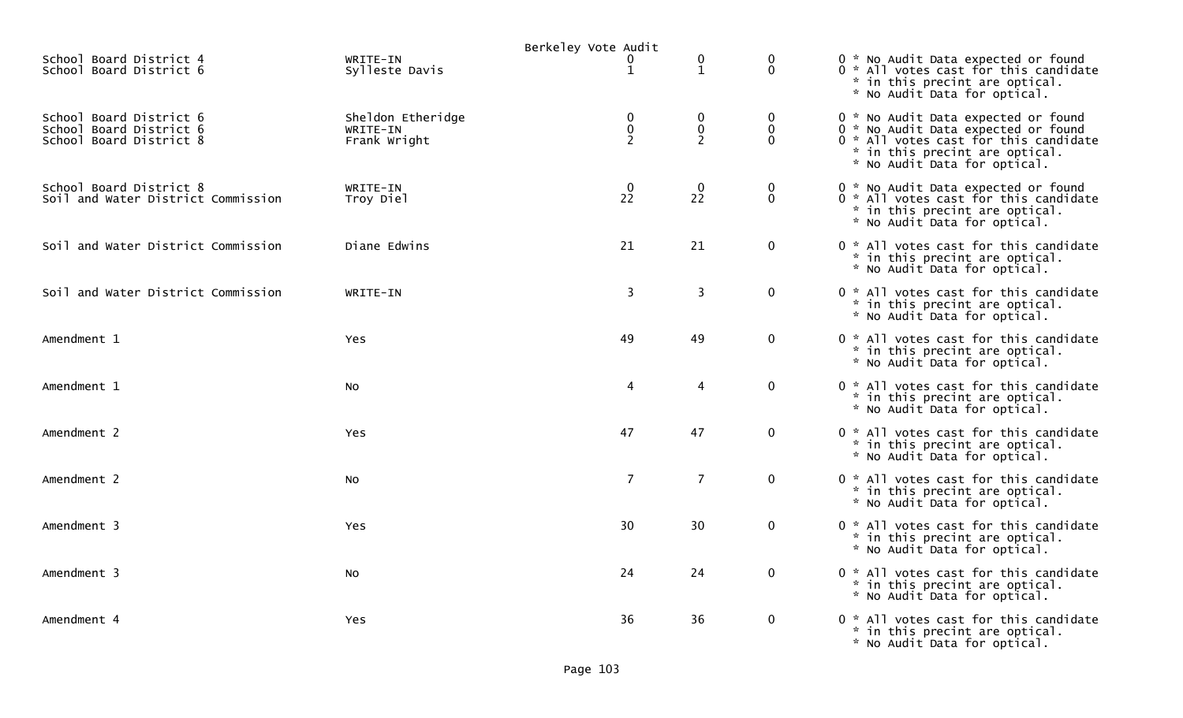Berkeley Vote Audit

| | | | | | |
|---|---|---|---|---|---|
| School Board District 4 | WRITE-IN | 0 | 0 | 0 | 0 * No Audit Data expected or found |
| School Board District 6 | Sylleste Davis | 1 | 1 | 0 | 0 * All votes cast for this candidate * in this precint are optical. * No Audit Data for optical. |
| School Board District 6 | Sheldon Etheridge | 0 | 0 | 0 | 0 * No Audit Data expected or found |
| School Board District 6 | WRITE-IN | 0 | 0 | 0 | 0 * No Audit Data expected or found |
| School Board District 8 | Frank Wright | 2 | 2 | 0 | 0 * All votes cast for this candidate * in this precint are optical. * No Audit Data for optical. |
| School Board District 8 | WRITE-IN | 0 | 0 | 0 | 0 * No Audit Data expected or found |
| Soil and Water District Commission | Troy Diel | 22 | 22 | 0 | 0 * All votes cast for this candidate * in this precint are optical. * No Audit Data for optical. |
| Soil and Water District Commission | Diane Edwins | 21 | 21 | 0 | 0 * All votes cast for this candidate * in this precint are optical. * No Audit Data for optical. |
| Soil and Water District Commission | WRITE-IN | 3 | 3 | 0 | 0 * All votes cast for this candidate * in this precint are optical. * No Audit Data for optical. |
| Amendment 1 | Yes | 49 | 49 | 0 | 0 * All votes cast for this candidate * in this precint are optical. * No Audit Data for optical. |
| Amendment 1 | No | 4 | 4 | 0 | 0 * All votes cast for this candidate * in this precint are optical. * No Audit Data for optical. |
| Amendment 2 | Yes | 47 | 47 | 0 | 0 * All votes cast for this candidate * in this precint are optical. * No Audit Data for optical. |
| Amendment 2 | No | 7 | 7 | 0 | 0 * All votes cast for this candidate * in this precint are optical. * No Audit Data for optical. |
| Amendment 3 | Yes | 30 | 30 | 0 | 0 * All votes cast for this candidate * in this precint are optical. * No Audit Data for optical. |
| Amendment 3 | No | 24 | 24 | 0 | 0 * All votes cast for this candidate * in this precint are optical. * No Audit Data for optical. |
| Amendment 4 | Yes | 36 | 36 | 0 | 0 * All votes cast for this candidate * in this precint are optical. * No Audit Data for optical. |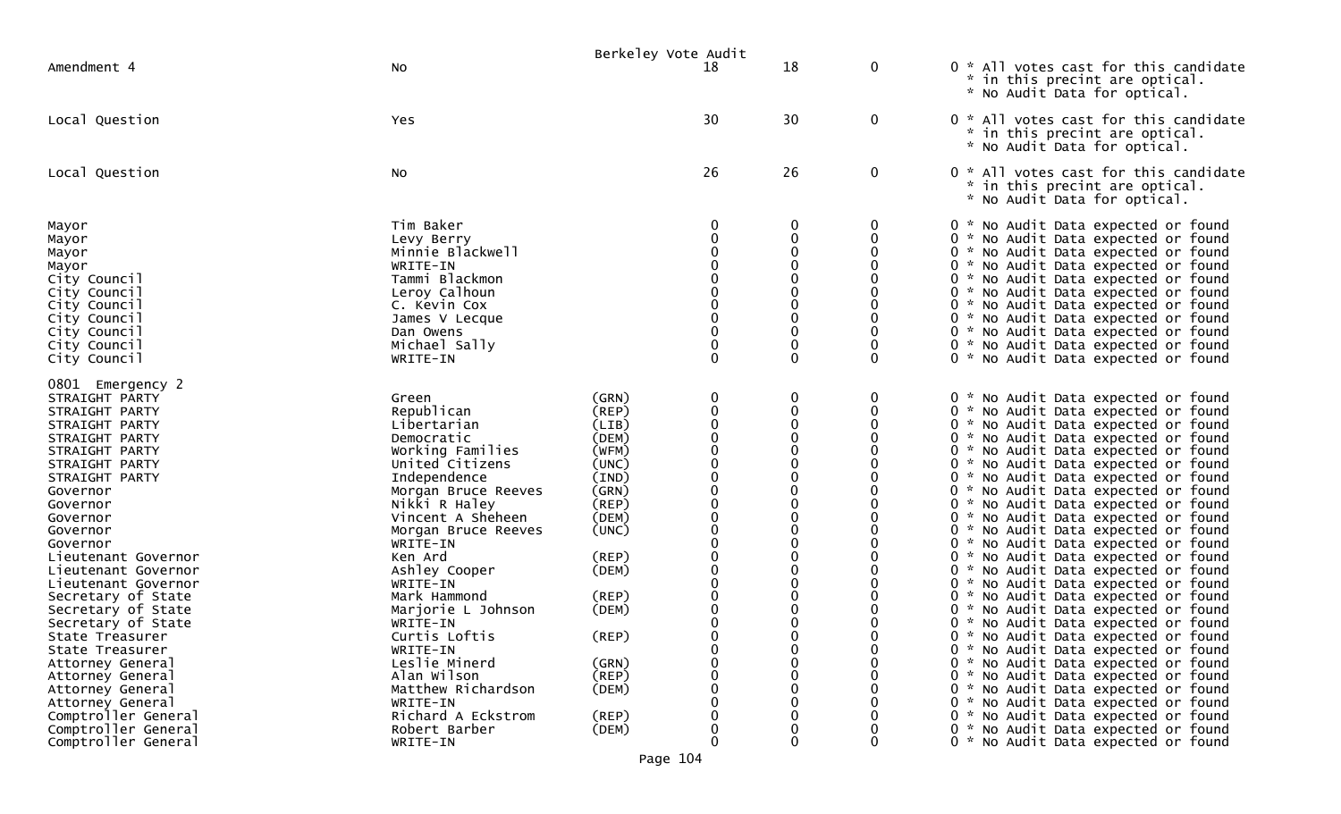Berkeley Vote Audit

| Contest | Candidate | Party | | | | | Notes |
|---|---|---|---|---|---|---|---|
| Amendment 4 | No | | 18 | 18 | 0 | 0 | * All votes cast for this candidate * in this precint are optical. * No Audit Data for optical. |
| Local Question | Yes | | 30 | 30 | 0 | 0 | * All votes cast for this candidate * in this precint are optical. * No Audit Data for optical. |
| Local Question | No | | 26 | 26 | 0 | 0 | * All votes cast for this candidate * in this precint are optical. * No Audit Data for optical. |
| Mayor | Tim Baker | | 0 | 0 | 0 | 0 | * No Audit Data expected or found |
| Mayor | Levy Berry | | 0 | 0 | 0 | 0 | * No Audit Data expected or found |
| Mayor | Minnie Blackwell | | 0 | 0 | 0 | 0 | * No Audit Data expected or found |
| Mayor | WRITE-IN | | 0 | 0 | 0 | 0 | * No Audit Data expected or found |
| City Council | Tammi Blackmon | | 0 | 0 | 0 | 0 | * No Audit Data expected or found |
| City Council | Leroy Calhoun | | 0 | 0 | 0 | 0 | * No Audit Data expected or found |
| City Council | C. Kevin Cox | | 0 | 0 | 0 | 0 | * No Audit Data expected or found |
| City Council | James V Lecque | | 0 | 0 | 0 | 0 | * No Audit Data expected or found |
| City Council | Dan Owens | | 0 | 0 | 0 | 0 | * No Audit Data expected or found |
| City Council | Michael Sally | | 0 | 0 | 0 | 0 | * No Audit Data expected or found |
| City Council | WRITE-IN | | 0 | 0 | 0 | 0 | * No Audit Data expected or found |
| **0801 Emergency 2** | | | | | | | |
| STRAIGHT PARTY | Green | (GRN) | 0 | 0 | 0 | 0 | * No Audit Data expected or found |
| STRAIGHT PARTY | Republican | (REP) | 0 | 0 | 0 | 0 | * No Audit Data expected or found |
| STRAIGHT PARTY | Libertarian | (LIB) | 0 | 0 | 0 | 0 | * No Audit Data expected or found |
| STRAIGHT PARTY | Democratic | (DEM) | 0 | 0 | 0 | 0 | * No Audit Data expected or found |
| STRAIGHT PARTY | Working Families | (WFM) | 0 | 0 | 0 | 0 | * No Audit Data expected or found |
| STRAIGHT PARTY | United Citizens | (UNC) | 0 | 0 | 0 | 0 | * No Audit Data expected or found |
| STRAIGHT PARTY | Independence | (IND) | 0 | 0 | 0 | 0 | * No Audit Data expected or found |
| Governor | Morgan Bruce Reeves | (GRN) | 0 | 0 | 0 | 0 | * No Audit Data expected or found |
| Governor | Nikki R Haley | (REP) | 0 | 0 | 0 | 0 | * No Audit Data expected or found |
| Governor | Vincent A Sheheen | (DEM) | 0 | 0 | 0 | 0 | * No Audit Data expected or found |
| Governor | Morgan Bruce Reeves | (UNC) | 0 | 0 | 0 | 0 | * No Audit Data expected or found |
| Governor | WRITE-IN | | 0 | 0 | 0 | 0 | * No Audit Data expected or found |
| Lieutenant Governor | Ken Ard | (REP) | 0 | 0 | 0 | 0 | * No Audit Data expected or found |
| Lieutenant Governor | Ashley Cooper | (DEM) | 0 | 0 | 0 | 0 | * No Audit Data expected or found |
| Lieutenant Governor | WRITE-IN | | 0 | 0 | 0 | 0 | * No Audit Data expected or found |
| Secretary of State | Mark Hammond | (REP) | 0 | 0 | 0 | 0 | * No Audit Data expected or found |
| Secretary of State | Marjorie L Johnson | (DEM) | 0 | 0 | 0 | 0 | * No Audit Data expected or found |
| Secretary of State | WRITE-IN | | 0 | 0 | 0 | 0 | * No Audit Data expected or found |
| State Treasurer | Curtis Loftis | (REP) | 0 | 0 | 0 | 0 | * No Audit Data expected or found |
| State Treasurer | WRITE-IN | | 0 | 0 | 0 | 0 | * No Audit Data expected or found |
| Attorney General | Leslie Minerd | (GRN) | 0 | 0 | 0 | 0 | * No Audit Data expected or found |
| Attorney General | Alan Wilson | (REP) | 0 | 0 | 0 | 0 | * No Audit Data expected or found |
| Attorney General | Matthew Richardson | (DEM) | 0 | 0 | 0 | 0 | * No Audit Data expected or found |
| Attorney General | WRITE-IN | | 0 | 0 | 0 | 0 | * No Audit Data expected or found |
| Comptroller General | Richard A Eckstrom | (REP) | 0 | 0 | 0 | 0 | * No Audit Data expected or found |
| Comptroller General | Robert Barber | (DEM) | 0 | 0 | 0 | 0 | * No Audit Data expected or found |
| Comptroller General | WRITE-IN | | 0 | 0 | 0 | 0 | * No Audit Data expected or found |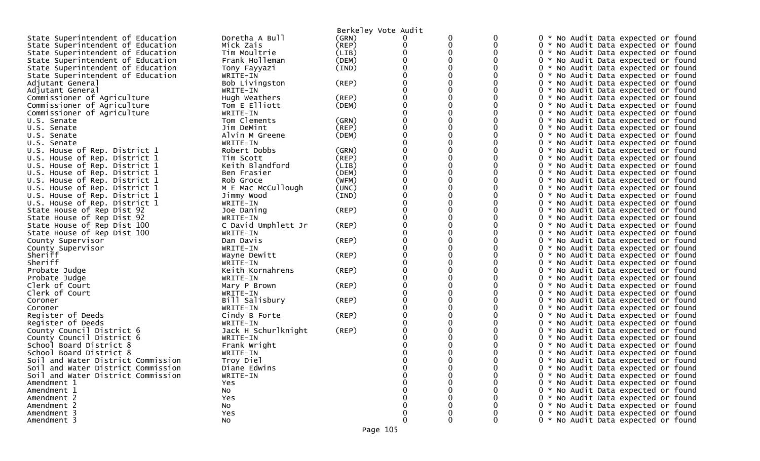Berkeley Vote Audit

| Contest | Candidate | Party | | | | |
|---|---|---|---|---|---|---|
| State Superintendent of Education | Doretha A Bull | (GRN) | 0 | 0 | 0 | 0 * No Audit Data expected or found |
| State Superintendent of Education | Mick Zais | (REP) | 0 | 0 | 0 | 0 * No Audit Data expected or found |
| State Superintendent of Education | Tim Moultrie | (LIB) | 0 | 0 | 0 | 0 * No Audit Data expected or found |
| State Superintendent of Education | Frank Holleman | (DEM) | 0 | 0 | 0 | 0 * No Audit Data expected or found |
| State Superintendent of Education | Tony Fayyazi | (IND) | 0 | 0 | 0 | 0 * No Audit Data expected or found |
| State Superintendent of Education | WRITE-IN | | 0 | 0 | 0 | 0 * No Audit Data expected or found |
| Adjutant General | Bob Livingston | (REP) | 0 | 0 | 0 | 0 * No Audit Data expected or found |
| Adjutant General | WRITE-IN | | 0 | 0 | 0 | 0 * No Audit Data expected or found |
| Commissioner of Agriculture | Hugh Weathers | (REP) | 0 | 0 | 0 | 0 * No Audit Data expected or found |
| Commissioner of Agriculture | Tom E Elliott | (DEM) | 0 | 0 | 0 | 0 * No Audit Data expected or found |
| Commissioner of Agriculture | WRITE-IN | | 0 | 0 | 0 | 0 * No Audit Data expected or found |
| U.S. Senate | Tom Clements | (GRN) | 0 | 0 | 0 | 0 * No Audit Data expected or found |
| U.S. Senate | Jim DeMint | (REP) | 0 | 0 | 0 | 0 * No Audit Data expected or found |
| U.S. Senate | Alvin M Greene | (DEM) | 0 | 0 | 0 | 0 * No Audit Data expected or found |
| U.S. Senate | WRITE-IN | | 0 | 0 | 0 | 0 * No Audit Data expected or found |
| U.S. House of Rep. District 1 | Robert Dobbs | (GRN) | 0 | 0 | 0 | 0 * No Audit Data expected or found |
| U.S. House of Rep. District 1 | Tim Scott | (REP) | 0 | 0 | 0 | 0 * No Audit Data expected or found |
| U.S. House of Rep. District 1 | Keith Blandford | (LIB) | 0 | 0 | 0 | 0 * No Audit Data expected or found |
| U.S. House of Rep. District 1 | Ben Frasier | (DEM) | 0 | 0 | 0 | 0 * No Audit Data expected or found |
| U.S. House of Rep. District 1 | Rob Groce | (WFM) | 0 | 0 | 0 | 0 * No Audit Data expected or found |
| U.S. House of Rep. District 1 | M E Mac McCullough | (UNC) | 0 | 0 | 0 | 0 * No Audit Data expected or found |
| U.S. House of Rep. District 1 | Jimmy Wood | (IND) | 0 | 0 | 0 | 0 * No Audit Data expected or found |
| U.S. House of Rep. District 1 | WRITE-IN | | 0 | 0 | 0 | 0 * No Audit Data expected or found |
| State House of Rep Dist 92 | Joe Daning | (REP) | 0 | 0 | 0 | 0 * No Audit Data expected or found |
| State House of Rep Dist 92 | WRITE-IN | | 0 | 0 | 0 | 0 * No Audit Data expected or found |
| State House of Rep Dist 100 | C David Umphlett Jr | (REP) | 0 | 0 | 0 | 0 * No Audit Data expected or found |
| State House of Rep Dist 100 | WRITE-IN | | 0 | 0 | 0 | 0 * No Audit Data expected or found |
| County Supervisor | Dan Davis | (REP) | 0 | 0 | 0 | 0 * No Audit Data expected or found |
| County Supervisor | WRITE-IN | | 0 | 0 | 0 | 0 * No Audit Data expected or found |
| Sheriff | Wayne Dewitt | (REP) | 0 | 0 | 0 | 0 * No Audit Data expected or found |
| Sheriff | WRITE-IN | | 0 | 0 | 0 | 0 * No Audit Data expected or found |
| Probate Judge | Keith Kornahrens | (REP) | 0 | 0 | 0 | 0 * No Audit Data expected or found |
| Probate Judge | WRITE-IN | | 0 | 0 | 0 | 0 * No Audit Data expected or found |
| Clerk of Court | Mary P Brown | (REP) | 0 | 0 | 0 | 0 * No Audit Data expected or found |
| Clerk of Court | WRITE-IN | | 0 | 0 | 0 | 0 * No Audit Data expected or found |
| Coroner | Bill Salisbury | (REP) | 0 | 0 | 0 | 0 * No Audit Data expected or found |
| Coroner | WRITE-IN | | 0 | 0 | 0 | 0 * No Audit Data expected or found |
| Register of Deeds | Cindy B Forte | (REP) | 0 | 0 | 0 | 0 * No Audit Data expected or found |
| Register of Deeds | WRITE-IN | | 0 | 0 | 0 | 0 * No Audit Data expected or found |
| County Council District 6 | Jack H Schurlknight | (REP) | 0 | 0 | 0 | 0 * No Audit Data expected or found |
| County Council District 6 | WRITE-IN | | 0 | 0 | 0 | 0 * No Audit Data expected or found |
| School Board District 8 | Frank Wright | | 0 | 0 | 0 | 0 * No Audit Data expected or found |
| School Board District 8 | WRITE-IN | | 0 | 0 | 0 | 0 * No Audit Data expected or found |
| Soil and Water District Commission | Troy Diel | | 0 | 0 | 0 | 0 * No Audit Data expected or found |
| Soil and Water District Commission | Diane Edwins | | 0 | 0 | 0 | 0 * No Audit Data expected or found |
| Soil and Water District Commission | WRITE-IN | | 0 | 0 | 0 | 0 * No Audit Data expected or found |
| Amendment 1 | Yes | | 0 | 0 | 0 | 0 * No Audit Data expected or found |
| Amendment 1 | No | | 0 | 0 | 0 | 0 * No Audit Data expected or found |
| Amendment 2 | Yes | | 0 | 0 | 0 | 0 * No Audit Data expected or found |
| Amendment 2 | No | | 0 | 0 | 0 | 0 * No Audit Data expected or found |
| Amendment 3 | Yes | | 0 | 0 | 0 | 0 * No Audit Data expected or found |
| Amendment 3 | No | | 0 | 0 | 0 | 0 * No Audit Data expected or found |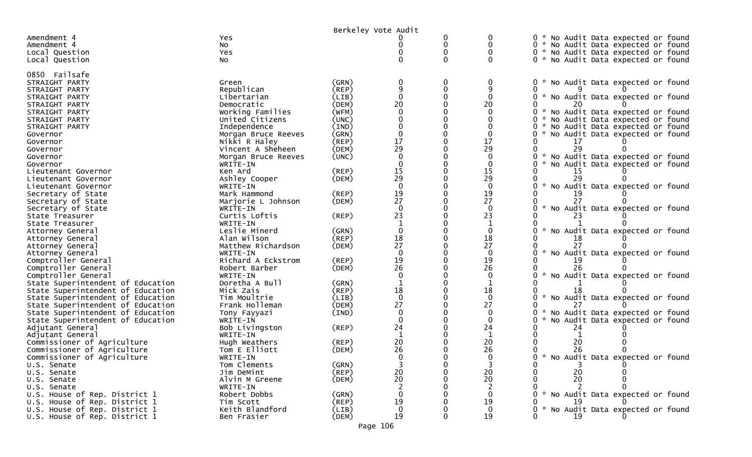Berkeley Vote Audit

| | | | | | | |
|---|---|---|---|---|---|---|
| Amendment 4 | Yes | | 0 | 0 | 0 | 0 * No Audit Data expected or found |
| Amendment 4 | No | | 0 | 0 | 0 | 0 * No Audit Data expected or found |
| Local Question | Yes | | 0 | 0 | 0 | 0 * No Audit Data expected or found |
| Local Question | No | | 0 | 0 | 0 | 0 * No Audit Data expected or found |

0850 Failsafe

| | | | | | | | | |
|---|---|---|---|---|---|---|---|---|
| STRAIGHT PARTY | Green | (GRN) | 0 | 0 | 0 | 0 * No Audit Data expected or found | | |
| STRAIGHT PARTY | Republican | (REP) | 9 | 0 | 9 | 0 | 9 | 0 |
| STRAIGHT PARTY | Libertarian | (LIB) | 0 | 0 | 0 | 0 * No Audit Data expected or found | | |
| STRAIGHT PARTY | Democratic | (DEM) | 20 | 0 | 20 | 0 | 20 | 0 |
| STRAIGHT PARTY | Working Families | (WFM) | 0 | 0 | 0 | 0 * No Audit Data expected or found | | |
| STRAIGHT PARTY | United Citizens | (UNC) | 0 | 0 | 0 | 0 * No Audit Data expected or found | | |
| STRAIGHT PARTY | Independence | (IND) | 0 | 0 | 0 | 0 * No Audit Data expected or found | | |
| Governor | Morgan Bruce Reeves | (GRN) | 0 | 0 | 0 | 0 * No Audit Data expected or found | | |
| Governor | Nikki R Haley | (REP) | 17 | 0 | 17 | 0 | 17 | 0 |
| Governor | Vincent A Sheheen | (DEM) | 29 | 0 | 29 | 0 | 29 | 0 |
| Governor | Morgan Bruce Reeves | (UNC) | 0 | 0 | 0 | 0 * No Audit Data expected or found | | |
| Governor | WRITE-IN | | 0 | 0 | 0 | 0 * No Audit Data expected or found | | |
| Lieutenant Governor | Ken Ard | (REP) | 15 | 0 | 15 | 0 | 15 | 0 |
| Lieutenant Governor | Ashley Cooper | (DEM) | 29 | 0 | 29 | 0 | 29 | 0 |
| Lieutenant Governor | WRITE-IN | | 0 | 0 | 0 | 0 * No Audit Data expected or found | | |
| Secretary of State | Mark Hammond | (REP) | 19 | 0 | 19 | 0 | 19 | 0 |
| Secretary of State | Marjorie L Johnson | (DEM) | 27 | 0 | 27 | 0 | 27 | 0 |
| Secretary of State | WRITE-IN | | 0 | 0 | 0 | 0 * No Audit Data expected or found | | |
| State Treasurer | Curtis Loftis | (REP) | 23 | 0 | 23 | 0 | 23 | 0 |
| State Treasurer | WRITE-IN | | 1 | 0 | 1 | 0 | 1 | 0 |
| Attorney General | Leslie Minerd | (GRN) | 0 | 0 | 0 | 0 * No Audit Data expected or found | | |
| Attorney General | Alan Wilson | (REP) | 18 | 0 | 18 | 0 | 18 | 0 |
| Attorney General | Matthew Richardson | (DEM) | 27 | 0 | 27 | 0 | 27 | 0 |
| Attorney General | WRITE-IN | | 0 | 0 | 0 | 0 * No Audit Data expected or found | | |
| Comptroller General | Richard A Eckstrom | (REP) | 19 | 0 | 19 | 0 | 19 | 0 |
| Comptroller General | Robert Barber | (DEM) | 26 | 0 | 26 | 0 | 26 | 0 |
| Comptroller General | WRITE-IN | | 0 | 0 | 0 | 0 * No Audit Data expected or found | | |
| State Superintendent of Education | Doretha A Bull | (GRN) | 1 | 0 | 1 | 0 | 1 | 0 |
| State Superintendent of Education | Mick Zais | (REP) | 18 | 0 | 18 | 0 | 18 | 0 |
| State Superintendent of Education | Tim Moultrie | (LIB) | 0 | 0 | 0 | 0 * No Audit Data expected or found | | |
| State Superintendent of Education | Frank Holleman | (DEM) | 27 | 0 | 27 | 0 | 27 | 0 |
| State Superintendent of Education | Tony Fayyazi | (IND) | 0 | 0 | 0 | 0 * No Audit Data expected or found | | |
| State Superintendent of Education | WRITE-IN | | 0 | 0 | 0 | 0 * No Audit Data expected or found | | |
| Adjutant General | Bob Livingston | (REP) | 24 | 0 | 24 | 0 | 24 | 0 |
| Adjutant General | WRITE-IN | | 1 | 0 | 1 | 0 | 1 | 0 |
| Commissioner of Agriculture | Hugh Weathers | (REP) | 20 | 0 | 20 | 0 | 20 | 0 |
| Commissioner of Agriculture | Tom E Elliott | (DEM) | 26 | 0 | 26 | 0 | 26 | 0 |
| Commissioner of Agriculture | WRITE-IN | | 0 | 0 | 0 | 0 * No Audit Data expected or found | | |
| U.S. Senate | Tom Clements | (GRN) | 3 | 0 | 3 | 0 | 3 | 0 |
| U.S. Senate | Jim DeMint | (REP) | 20 | 0 | 20 | 0 | 20 | 0 |
| U.S. Senate | Alvin M Greene | (DEM) | 20 | 0 | 20 | 0 | 20 | 0 |
| U.S. Senate | WRITE-IN | | 2 | 0 | 2 | 0 | 2 | 0 |
| U.S. House of Rep. District 1 | Robert Dobbs | (GRN) | 0 | 0 | 0 | 0 * No Audit Data expected or found | | |
| U.S. House of Rep. District 1 | Tim Scott | (REP) | 19 | 0 | 19 | 0 | 19 | 0 |
| U.S. House of Rep. District 1 | Keith Blandford | (LIB) | 0 | 0 | 0 | 0 * No Audit Data expected or found | | |
| U.S. House of Rep. District 1 | Ben Frasier | (DEM) | 19 | 0 | 19 | 0 | 19 | 0 |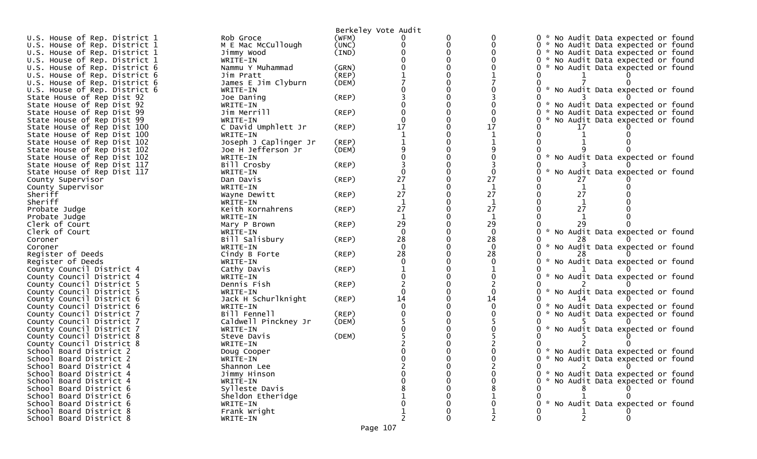Berkeley Vote Audit

| Contest | Candidate | Party | | | | | | |
|---|---|---|---|---|---|---|---|---|
| U.S. House of Rep. District 1 | Rob Groce | (WFM) | 0 | 0 | 0 | 0 * No Audit Data expected or found | | |
| U.S. House of Rep. District 1 | M E Mac McCullough | (UNC) | 0 | 0 | 0 | 0 * No Audit Data expected or found | | |
| U.S. House of Rep. District 1 | Jimmy Wood | (IND) | 0 | 0 | 0 | 0 * No Audit Data expected or found | | |
| U.S. House of Rep. District 1 | WRITE-IN | | 0 | 0 | 0 | 0 * No Audit Data expected or found | | |
| U.S. House of Rep. District 6 | Nammu Y Muhammad | (GRN) | 0 | 0 | 0 | 0 * No Audit Data expected or found | | |
| U.S. House of Rep. District 6 | Jim Pratt | (REP) | 1 | 0 | 1 | 0 | 1 | 0 |
| U.S. House of Rep. District 6 | James E Jim Clyburn | (DEM) | 7 | 0 | 7 | 0 | 7 | 0 |
| U.S. House of Rep. District 6 | WRITE-IN | | 0 | 0 | 0 | 0 * No Audit Data expected or found | | |
| State House of Rep Dist 92 | Joe Daning | (REP) | 3 | 0 | 3 | 0 | 3 | 0 |
| State House of Rep Dist 92 | WRITE-IN | | 0 | 0 | 0 | 0 * No Audit Data expected or found | | |
| State House of Rep Dist 99 | Jim Merrill | (REP) | 0 | 0 | 0 | 0 * No Audit Data expected or found | | |
| State House of Rep Dist 99 | WRITE-IN | | 0 | 0 | 0 | 0 * No Audit Data expected or found | | |
| State House of Rep Dist 100 | C David Umphlett Jr | (REP) | 17 | 0 | 17 | 0 | 17 | 0 |
| State House of Rep Dist 100 | WRITE-IN | | 1 | 0 | 1 | 0 | 1 | 0 |
| State House of Rep Dist 102 | Joseph J Caplinger Jr | (REP) | 1 | 0 | 1 | 0 | 1 | 0 |
| State House of Rep Dist 102 | Joe H Jefferson Jr | (DEM) | 9 | 0 | 9 | 0 | 9 | 0 |
| State House of Rep Dist 102 | WRITE-IN | | 0 | 0 | 0 | 0 * No Audit Data expected or found | | |
| State House of Rep Dist 117 | Bill Crosby | (REP) | 3 | 0 | 3 | 0 | 3 | 0 |
| State House of Rep Dist 117 | WRITE-IN | | 0 | 0 | 0 | 0 * No Audit Data expected or found | | |
| County Supervisor | Dan Davis | (REP) | 27 | 0 | 27 | 0 | 27 | 0 |
| County Supervisor | WRITE-IN | | 1 | 0 | 1 | 0 | 1 | 0 |
| Sheriff | Wayne Dewitt | (REP) | 27 | 0 | 27 | 0 | 27 | 0 |
| Sheriff | WRITE-IN | | 1 | 0 | 1 | 0 | 1 | 0 |
| Probate Judge | Keith Kornahrens | (REP) | 27 | 0 | 27 | 0 | 27 | 0 |
| Probate Judge | WRITE-IN | | 1 | 0 | 1 | 0 | 1 | 0 |
| Clerk of Court | Mary P Brown | (REP) | 29 | 0 | 29 | 0 | 29 | 0 |
| Clerk of Court | WRITE-IN | | 0 | 0 | 0 | 0 * No Audit Data expected or found | | |
| Coroner | Bill Salisbury | (REP) | 28 | 0 | 28 | 0 | 28 | 0 |
| Coroner | WRITE-IN | | 0 | 0 | 0 | 0 * No Audit Data expected or found | | |
| Register of Deeds | Cindy B Forte | (REP) | 28 | 0 | 28 | 0 | 28 | 0 |
| Register of Deeds | WRITE-IN | | 0 | 0 | 0 | 0 * No Audit Data expected or found | | |
| County Council District 4 | Cathy Davis | (REP) | 1 | 0 | 1 | 0 | 1 | 0 |
| County Council District 4 | WRITE-IN | | 0 | 0 | 0 | 0 * No Audit Data expected or found | | |
| County Council District 5 | Dennis Fish | (REP) | 2 | 0 | 2 | 0 | 2 | 0 |
| County Council District 5 | WRITE-IN | | 0 | 0 | 0 | 0 * No Audit Data expected or found | | |
| County Council District 6 | Jack H Schurlknight | (REP) | 14 | 0 | 14 | 0 | 14 | 0 |
| County Council District 6 | WRITE-IN | | 0 | 0 | 0 | 0 * No Audit Data expected or found | | |
| County Council District 7 | Bill Fennell | (REP) | 0 | 0 | 0 | 0 * No Audit Data expected or found | | |
| County Council District 7 | Caldwell Pinckney Jr | (DEM) | 5 | 0 | 5 | 0 | 5 | 0 |
| County Council District 7 | WRITE-IN | | 0 | 0 | 0 | 0 * No Audit Data expected or found | | |
| County Council District 8 | Steve Davis | (DEM) | 5 | 0 | 5 | 0 | 5 | 0 |
| County Council District 8 | WRITE-IN | | 2 | 0 | 2 | 0 | 2 | 0 |
| School Board District 2 | Doug Cooper | | 0 | 0 | 0 | 0 * No Audit Data expected or found | | |
| School Board District 2 | WRITE-IN | | 0 | 0 | 0 | 0 * No Audit Data expected or found | | |
| School Board District 4 | Shannon Lee | | 2 | 0 | 2 | 0 | 2 | 0 |
| School Board District 4 | Jimmy Hinson | | 0 | 0 | 0 | 0 * No Audit Data expected or found | | |
| School Board District 4 | WRITE-IN | | 0 | 0 | 0 | 0 * No Audit Data expected or found | | |
| School Board District 6 | Sylleste Davis | | 8 | 0 | 8 | 0 | 8 | 0 |
| School Board District 6 | Sheldon Etheridge | | 1 | 0 | 1 | 0 | 1 | 0 |
| School Board District 6 | WRITE-IN | | 0 | 0 | 0 | 0 * No Audit Data expected or found | | |
| School Board District 8 | Frank Wright | | 1 | 0 | 1 | 0 | 1 | 0 |
| School Board District 8 | WRITE-IN | | 2 | 0 | 2 | 0 | 2 | 0 |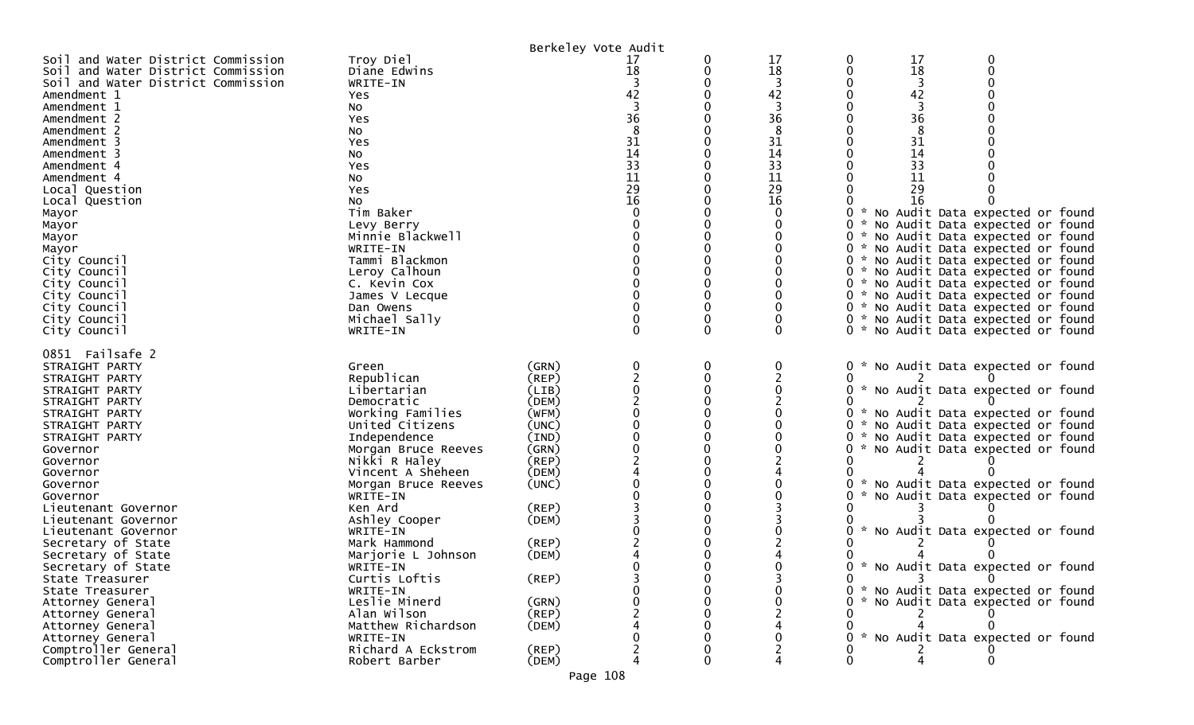Berkeley Vote Audit

| | | | | | | | | |
|---|---|---|---|---|---|---|---|---|
| Soil and Water District Commission | Troy Diel | | 17 | 0 | 17 | 0 | 17 | 0 |
| Soil and Water District Commission | Diane Edwins | | 18 | 0 | 18 | 0 | 18 | 0 |
| Soil and Water District Commission | WRITE-IN | | 3 | 0 | 3 | 0 | 3 | 0 |
| Amendment 1 | Yes | | 42 | 0 | 42 | 0 | 42 | 0 |
| Amendment 1 | No | | 3 | 0 | 3 | 0 | 3 | 0 |
| Amendment 2 | Yes | | 36 | 0 | 36 | 0 | 36 | 0 |
| Amendment 2 | No | | 8 | 0 | 8 | 0 | 8 | 0 |
| Amendment 3 | Yes | | 31 | 0 | 31 | 0 | 31 | 0 |
| Amendment 3 | No | | 14 | 0 | 14 | 0 | 14 | 0 |
| Amendment 4 | Yes | | 33 | 0 | 33 | 0 | 33 | 0 |
| Amendment 4 | No | | 11 | 0 | 11 | 0 | 11 | 0 |
| Local Question | Yes | | 29 | 0 | 29 | 0 | 29 | 0 |
| Local Question | No | | 16 | 0 | 16 | 0 | 16 | 0 |
| Mayor | Tim Baker | | 0 | 0 | 0 | 0 * No Audit Data expected or found | | |
| Mayor | Levy Berry | | 0 | 0 | 0 | 0 * No Audit Data expected or found | | |
| Mayor | Minnie Blackwell | | 0 | 0 | 0 | 0 * No Audit Data expected or found | | |
| Mayor | WRITE-IN | | 0 | 0 | 0 | 0 * No Audit Data expected or found | | |
| City Council | Tammi Blackmon | | 0 | 0 | 0 | 0 * No Audit Data expected or found | | |
| City Council | Leroy Calhoun | | 0 | 0 | 0 | 0 * No Audit Data expected or found | | |
| City Council | C. Kevin Cox | | 0 | 0 | 0 | 0 * No Audit Data expected or found | | |
| City Council | James V Lecque | | 0 | 0 | 0 | 0 * No Audit Data expected or found | | |
| City Council | Dan Owens | | 0 | 0 | 0 | 0 * No Audit Data expected or found | | |
| City Council | Michael Sally | | 0 | 0 | 0 | 0 * No Audit Data expected or found | | |
| City Council | WRITE-IN | | 0 | 0 | 0 | 0 * No Audit Data expected or found | | |

0851 Failsafe 2

| | | | | | | | | |
|---|---|---|---|---|---|---|---|---|
| STRAIGHT PARTY | Green | (GRN) | 0 | 0 | 0 | 0 * No Audit Data expected or found | | |
| STRAIGHT PARTY | Republican | (REP) | 2 | 0 | 2 | 0 | 2 | 0 |
| STRAIGHT PARTY | Libertarian | (LIB) | 0 | 0 | 0 | 0 * No Audit Data expected or found | | |
| STRAIGHT PARTY | Democratic | (DEM) | 2 | 0 | 2 | 0 | 2 | 0 |
| STRAIGHT PARTY | Working Families | (WFM) | 0 | 0 | 0 | 0 * No Audit Data expected or found | | |
| STRAIGHT PARTY | United Citizens | (UNC) | 0 | 0 | 0 | 0 * No Audit Data expected or found | | |
| STRAIGHT PARTY | Independence | (IND) | 0 | 0 | 0 | 0 * No Audit Data expected or found | | |
| Governor | Morgan Bruce Reeves | (GRN) | 0 | 0 | 0 | 0 * No Audit Data expected or found | | |
| Governor | Nikki R Haley | (REP) | 2 | 0 | 2 | 0 | 2 | 0 |
| Governor | Vincent A Sheheen | (DEM) | 4 | 0 | 4 | 0 | 4 | 0 |
| Governor | Morgan Bruce Reeves | (UNC) | 0 | 0 | 0 | 0 * No Audit Data expected or found | | |
| Governor | WRITE-IN | | 0 | 0 | 0 | 0 * No Audit Data expected or found | | |
| Lieutenant Governor | Ken Ard | (REP) | 3 | 0 | 3 | 0 | 3 | 0 |
| Lieutenant Governor | Ashley Cooper | (DEM) | 3 | 0 | 3 | 0 | 3 | 0 |
| Lieutenant Governor | WRITE-IN | | 0 | 0 | 0 | 0 * No Audit Data expected or found | | |
| Secretary of State | Mark Hammond | (REP) | 2 | 0 | 2 | 0 | 2 | 0 |
| Secretary of State | Marjorie L Johnson | (DEM) | 4 | 0 | 4 | 0 | 4 | 0 |
| Secretary of State | WRITE-IN | | 0 | 0 | 0 | 0 * No Audit Data expected or found | | |
| State Treasurer | Curtis Loftis | (REP) | 3 | 0 | 3 | 0 | 3 | 0 |
| State Treasurer | WRITE-IN | | 0 | 0 | 0 | 0 * No Audit Data expected or found | | |
| Attorney General | Leslie Minerd | (GRN) | 0 | 0 | 0 | 0 * No Audit Data expected or found | | |
| Attorney General | Alan Wilson | (REP) | 2 | 0 | 2 | 0 | 2 | 0 |
| Attorney General | Matthew Richardson | (DEM) | 4 | 0 | 4 | 0 | 4 | 0 |
| Attorney General | WRITE-IN | | 0 | 0 | 0 | 0 * No Audit Data expected or found | | |
| Comptroller General | Richard A Eckstrom | (REP) | 2 | 0 | 2 | 0 | 2 | 0 |
| Comptroller General | Robert Barber | (DEM) | 4 | 0 | 4 | 0 | 4 | 0 |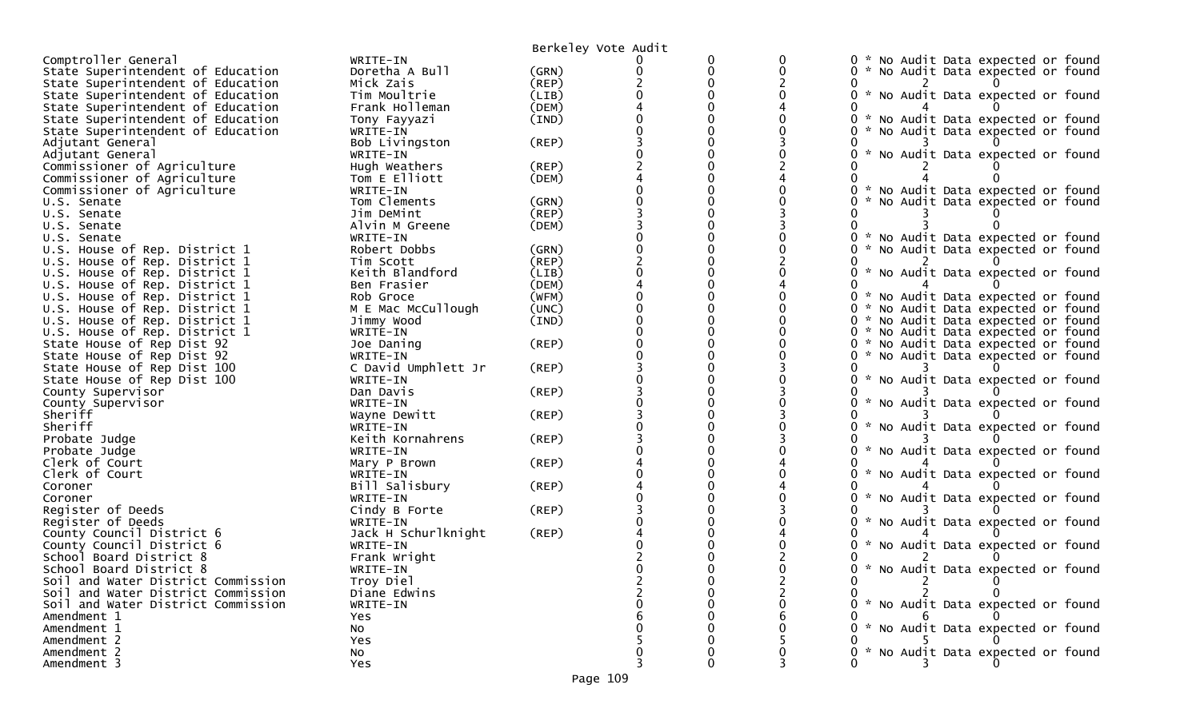Berkeley Vote Audit

| Contest | Candidate | Party | | | | | | | |
|---|---|---|---|---|---|---|---|---|---|
| Comptroller General | WRITE-IN | | 0 | 0 | 0 | 0 * No Audit Data expected or found | | | |
| State Superintendent of Education | Doretha A Bull | (GRN) | 0 | 0 | 0 | 0 * No Audit Data expected or found | | | |
| State Superintendent of Education | Mick Zais | (REP) | 2 | 0 | 2 | 0 | 2 | 0 | |
| State Superintendent of Education | Tim Moultrie | (LIB) | 0 | 0 | 0 | 0 * No Audit Data expected or found | | | |
| State Superintendent of Education | Frank Holleman | (DEM) | 4 | 0 | 4 | 0 | 4 | 0 | |
| State Superintendent of Education | Tony Fayyazi | (IND) | 0 | 0 | 0 | 0 * No Audit Data expected or found | | | |
| State Superintendent of Education | WRITE-IN | | 0 | 0 | 0 | 0 * No Audit Data expected or found | | | |
| Adjutant General | Bob Livingston | (REP) | 3 | 0 | 3 | 0 | 3 | 0 | |
| Adjutant General | WRITE-IN | | 0 | 0 | 0 | 0 * No Audit Data expected or found | | | |
| Commissioner of Agriculture | Hugh Weathers | (REP) | 2 | 0 | 2 | 0 | 2 | 0 | |
| Commissioner of Agriculture | Tom E Elliott | (DEM) | 4 | 0 | 4 | 0 | 4 | 0 | |
| Commissioner of Agriculture | WRITE-IN | | 0 | 0 | 0 | 0 * No Audit Data expected or found | | | |
| U.S. Senate | Tom Clements | (GRN) | 0 | 0 | 0 | 0 * No Audit Data expected or found | | | |
| U.S. Senate | Jim DeMint | (REP) | 3 | 0 | 3 | 0 | 3 | 0 | |
| U.S. Senate | Alvin M Greene | (DEM) | 3 | 0 | 3 | 0 | 3 | 0 | |
| U.S. Senate | WRITE-IN | | 0 | 0 | 0 | 0 * No Audit Data expected or found | | | |
| U.S. House of Rep. District 1 | Robert Dobbs | (GRN) | 0 | 0 | 0 | 0 * No Audit Data expected or found | | | |
| U.S. House of Rep. District 1 | Tim Scott | (REP) | 2 | 0 | 2 | 0 | 2 | 0 | |
| U.S. House of Rep. District 1 | Keith Blandford | (LIB) | 0 | 0 | 0 | 0 * No Audit Data expected or found | | | |
| U.S. House of Rep. District 1 | Ben Frasier | (DEM) | 4 | 0 | 4 | 0 | 4 | 0 | |
| U.S. House of Rep. District 1 | Rob Groce | (WFM) | 0 | 0 | 0 | 0 * No Audit Data expected or found | | | |
| U.S. House of Rep. District 1 | M E Mac McCullough | (UNC) | 0 | 0 | 0 | 0 * No Audit Data expected or found | | | |
| U.S. House of Rep. District 1 | Jimmy Wood | (IND) | 0 | 0 | 0 | 0 * No Audit Data expected or found | | | |
| U.S. House of Rep. District 1 | WRITE-IN | | 0 | 0 | 0 | 0 * No Audit Data expected or found | | | |
| State House of Rep Dist 92 | Joe Daning | (REP) | 0 | 0 | 0 | 0 * No Audit Data expected or found | | | |
| State House of Rep Dist 92 | WRITE-IN | | 0 | 0 | 0 | 0 * No Audit Data expected or found | | | |
| State House of Rep Dist 100 | C David Umphlett Jr | (REP) | 3 | 0 | 3 | 0 | 3 | 0 | |
| State House of Rep Dist 100 | WRITE-IN | | 0 | 0 | 0 | 0 * No Audit Data expected or found | | | |
| County Supervisor | Dan Davis | (REP) | 3 | 0 | 3 | 0 | 3 | 0 | |
| County Supervisor | WRITE-IN | | 0 | 0 | 0 | 0 * No Audit Data expected or found | | | |
| Sheriff | Wayne Dewitt | (REP) | 3 | 0 | 3 | 0 | 3 | 0 | |
| Sheriff | WRITE-IN | | 0 | 0 | 0 | 0 * No Audit Data expected or found | | | |
| Probate Judge | Keith Kornahrens | (REP) | 3 | 0 | 3 | 0 | 3 | 0 | |
| Probate Judge | WRITE-IN | | 0 | 0 | 0 | 0 * No Audit Data expected or found | | | |
| Clerk of Court | Mary P Brown | (REP) | 4 | 0 | 4 | 0 | 4 | 0 | |
| Clerk of Court | WRITE-IN | | 0 | 0 | 0 | 0 * No Audit Data expected or found | | | |
| Coroner | Bill Salisbury | (REP) | 4 | 0 | 4 | 0 | 4 | 0 | |
| Coroner | WRITE-IN | | 0 | 0 | 0 | 0 * No Audit Data expected or found | | | |
| Register of Deeds | Cindy B Forte | (REP) | 3 | 0 | 3 | 0 | 3 | 0 | |
| Register of Deeds | WRITE-IN | | 0 | 0 | 0 | 0 * No Audit Data expected or found | | | |
| County Council District 6 | Jack H Schurlknight | (REP) | 4 | 0 | 4 | 0 | 4 | 0 | |
| County Council District 6 | WRITE-IN | | 0 | 0 | 0 | 0 * No Audit Data expected or found | | | |
| School Board District 8 | Frank Wright | | 2 | 0 | 2 | 0 | 2 | 0 | |
| School Board District 8 | WRITE-IN | | 0 | 0 | 0 | 0 * No Audit Data expected or found | | | |
| Soil and Water District Commission | Troy Diel | | 2 | 0 | 2 | 0 | 2 | 0 | |
| Soil and Water District Commission | Diane Edwins | | 2 | 0 | 2 | 0 | 2 | 0 | |
| Soil and Water District Commission | WRITE-IN | | 0 | 0 | 0 | 0 * No Audit Data expected or found | | | |
| Amendment 1 | Yes | | 6 | 0 | 6 | 0 | 6 | 0 | |
| Amendment 1 | No | | 0 | 0 | 0 | 0 * No Audit Data expected or found | | | |
| Amendment 2 | Yes | | 5 | 0 | 5 | 0 | 5 | 0 | |
| Amendment 2 | No | | 0 | 0 | 0 | 0 * No Audit Data expected or found | | | |
| Amendment 3 | Yes | | 3 | 0 | 3 | 0 | 3 | 0 | |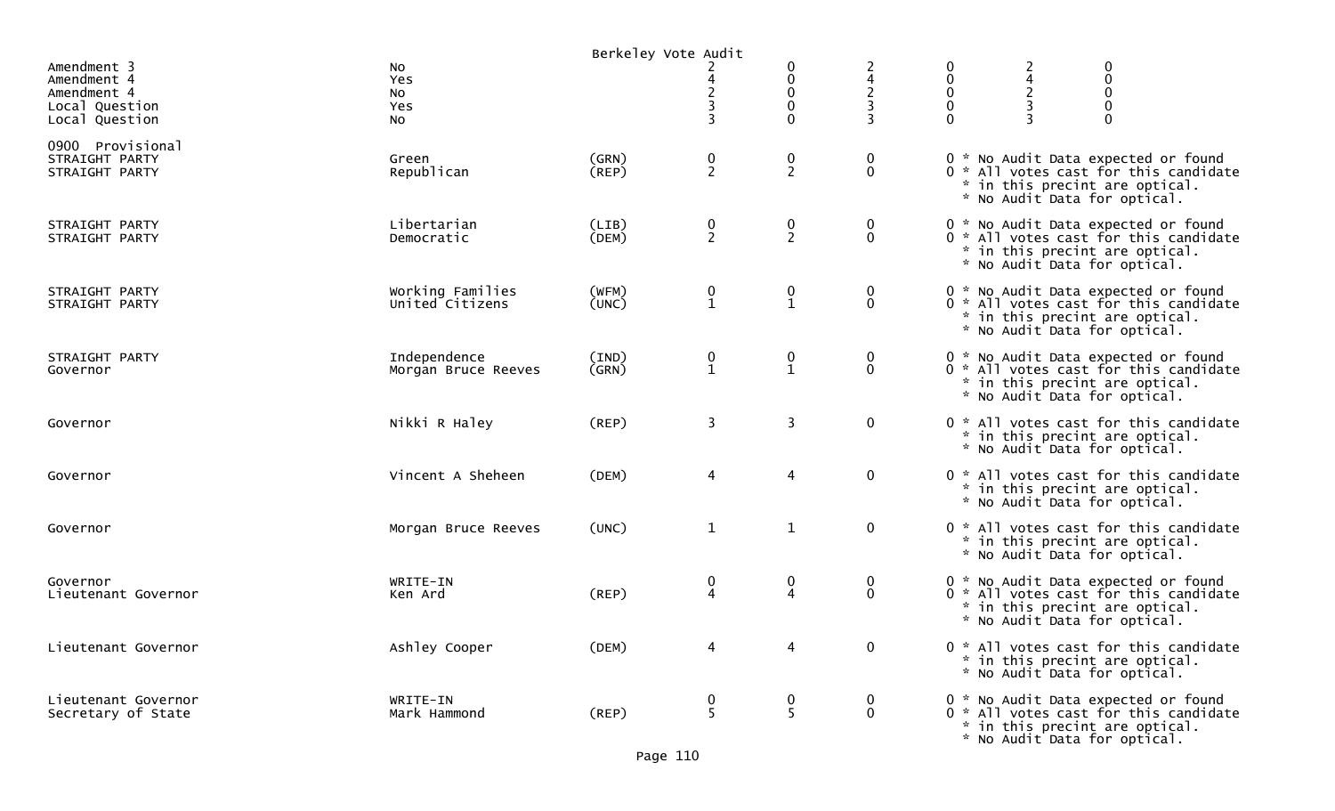Berkeley Vote Audit

| | | | | | | | | |
|---|---|---|---|---|---|---|---|---|
| Amendment 3 | No | | 2 | 0 | 2 | 0 | 2 | 0 |
| Amendment 4 | Yes | | 4 | 0 | 4 | 0 | 4 | 0 |
| Amendment 4 | No | | 2 | 0 | 2 | 0 | 2 | 0 |
| Local Question | Yes | | 3 | 0 | 3 | 0 | 3 | 0 |
| Local Question | No | | 3 | 0 | 3 | 0 | 3 | 0 |

0900 Provisional

| | | | | | | | |
|---|---|---|---|---|---|---|---|
| STRAIGHT PARTY | Green | (GRN) | 0 | 0 | 0 | 0 | * No Audit Data expected or found |
| STRAIGHT PARTY | Republican | (REP) | 2 | 2 | 0 | 0 | * All votes cast for this candidate * in this precint are optical. * No Audit Data for optical. |
| STRAIGHT PARTY | Libertarian | (LIB) | 0 | 0 | 0 | 0 | * No Audit Data expected or found |
| STRAIGHT PARTY | Democratic | (DEM) | 2 | 2 | 0 | 0 | * All votes cast for this candidate * in this precint are optical. * No Audit Data for optical. |
| STRAIGHT PARTY | Working Families | (WFM) | 0 | 0 | 0 | 0 | * No Audit Data expected or found |
| STRAIGHT PARTY | United Citizens | (UNC) | 1 | 1 | 0 | 0 | * All votes cast for this candidate * in this precint are optical. * No Audit Data for optical. |
| STRAIGHT PARTY | Independence | (IND) | 0 | 0 | 0 | 0 | * No Audit Data expected or found |
| Governor | Morgan Bruce Reeves | (GRN) | 1 | 1 | 0 | 0 | * All votes cast for this candidate * in this precint are optical. * No Audit Data for optical. |
| Governor | Nikki R Haley | (REP) | 3 | 3 | 0 | 0 | * All votes cast for this candidate * in this precint are optical. * No Audit Data for optical. |
| Governor | Vincent A Sheheen | (DEM) | 4 | 4 | 0 | 0 | * All votes cast for this candidate * in this precint are optical. * No Audit Data for optical. |
| Governor | Morgan Bruce Reeves | (UNC) | 1 | 1 | 0 | 0 | * All votes cast for this candidate * in this precint are optical. * No Audit Data for optical. |
| Governor | WRITE-IN | | 0 | 0 | 0 | 0 | * No Audit Data expected or found |
| Lieutenant Governor | Ken Ard | (REP) | 4 | 4 | 0 | 0 | * All votes cast for this candidate * in this precint are optical. * No Audit Data for optical. |
| Lieutenant Governor | Ashley Cooper | (DEM) | 4 | 4 | 0 | 0 | * All votes cast for this candidate * in this precint are optical. * No Audit Data for optical. |
| Lieutenant Governor | WRITE-IN | | 0 | 0 | 0 | 0 | * No Audit Data expected or found |
| Secretary of State | Mark Hammond | (REP) | 5 | 5 | 0 | 0 | * All votes cast for this candidate * in this precint are optical. * No Audit Data for optical. |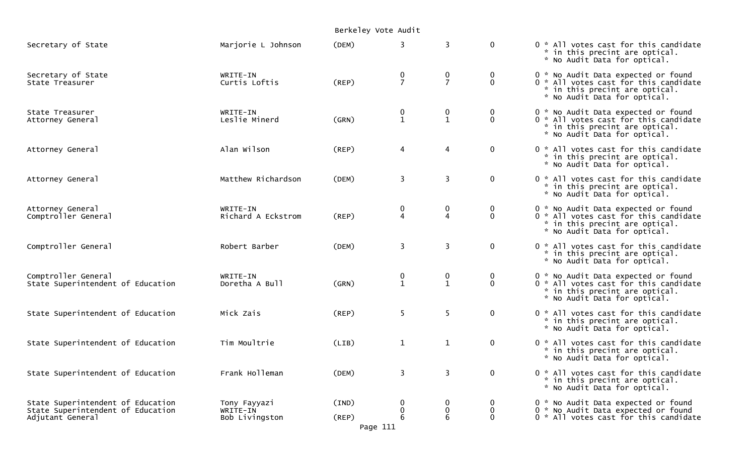Berkeley Vote Audit

| Office | Candidate | Party | | | | | Notes |
|---|---|---|---|---|---|---|---|
| Secretary of State | Marjorie L Johnson | (DEM) | 3 | 3 | 0 | 0 | * All votes cast for this candidate * in this precint are optical. * No Audit Data for optical. |
| Secretary of State | WRITE-IN | | 0 | 0 | 0 | 0 | * No Audit Data expected or found |
| State Treasurer | Curtis Loftis | (REP) | 7 | 7 | 0 | 0 | * All votes cast for this candidate * in this precint are optical. * No Audit Data for optical. |
| State Treasurer | WRITE-IN | | 0 | 0 | 0 | 0 | * No Audit Data expected or found |
| Attorney General | Leslie Minerd | (GRN) | 1 | 1 | 0 | 0 | * All votes cast for this candidate * in this precint are optical. * No Audit Data for optical. |
| Attorney General | Alan Wilson | (REP) | 4 | 4 | 0 | 0 | * All votes cast for this candidate * in this precint are optical. * No Audit Data for optical. |
| Attorney General | Matthew Richardson | (DEM) | 3 | 3 | 0 | 0 | * All votes cast for this candidate * in this precint are optical. * No Audit Data for optical. |
| Attorney General | WRITE-IN | | 0 | 0 | 0 | 0 | * No Audit Data expected or found |
| Comptroller General | Richard A Eckstrom | (REP) | 4 | 4 | 0 | 0 | * All votes cast for this candidate * in this precint are optical. * No Audit Data for optical. |
| Comptroller General | Robert Barber | (DEM) | 3 | 3 | 0 | 0 | * All votes cast for this candidate * in this precint are optical. * No Audit Data for optical. |
| Comptroller General | WRITE-IN | | 0 | 0 | 0 | 0 | * No Audit Data expected or found |
| State Superintendent of Education | Doretha A Bull | (GRN) | 1 | 1 | 0 | 0 | * All votes cast for this candidate * in this precint are optical. * No Audit Data for optical. |
| State Superintendent of Education | Mick Zais | (REP) | 5 | 5 | 0 | 0 | * All votes cast for this candidate * in this precint are optical. * No Audit Data for optical. |
| State Superintendent of Education | Tim Moultrie | (LIB) | 1 | 1 | 0 | 0 | * All votes cast for this candidate * in this precint are optical. * No Audit Data for optical. |
| State Superintendent of Education | Frank Holleman | (DEM) | 3 | 3 | 0 | 0 | * All votes cast for this candidate * in this precint are optical. * No Audit Data for optical. |
| State Superintendent of Education | Tony Fayyazi | (IND) | 0 | 0 | 0 | 0 | * No Audit Data expected or found |
| State Superintendent of Education | WRITE-IN | | 0 | 0 | 0 | 0 | * No Audit Data expected or found |
| Adjutant General | Bob Livingston | (REP) | 6 | 6 | 0 | 0 | * All votes cast for this candidate |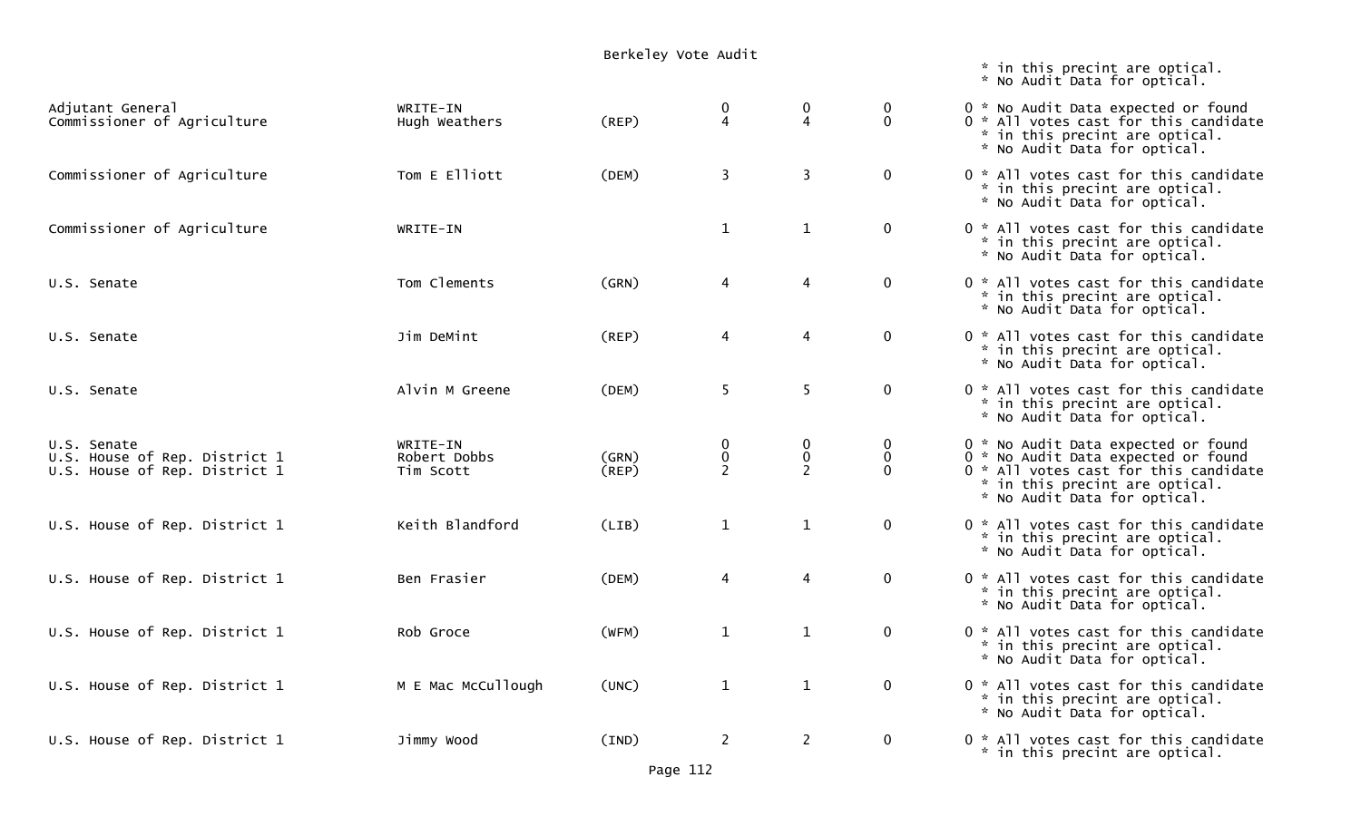Berkeley Vote Audit

| | | | | | | |
|---|---|---|---|---|---|---|
| | | | | | | * in this precint are optical. * No Audit Data for optical. |
| Adjutant General | WRITE-IN | | 0 | 0 | 0 | 0 * No Audit Data expected or found |
| Commissioner of Agriculture | Hugh Weathers | (REP) | 4 | 4 | 0 | 0 * All votes cast for this candidate * in this precint are optical. * No Audit Data for optical. |
| Commissioner of Agriculture | Tom E Elliott | (DEM) | 3 | 3 | 0 | 0 * All votes cast for this candidate * in this precint are optical. * No Audit Data for optical. |
| Commissioner of Agriculture | WRITE-IN | | 1 | 1 | 0 | 0 * All votes cast for this candidate * in this precint are optical. * No Audit Data for optical. |
| U.S. Senate | Tom Clements | (GRN) | 4 | 4 | 0 | 0 * All votes cast for this candidate * in this precint are optical. * No Audit Data for optical. |
| U.S. Senate | Jim DeMint | (REP) | 4 | 4 | 0 | 0 * All votes cast for this candidate * in this precint are optical. * No Audit Data for optical. |
| U.S. Senate | Alvin M Greene | (DEM) | 5 | 5 | 0 | 0 * All votes cast for this candidate * in this precint are optical. * No Audit Data for optical. |
| U.S. Senate | WRITE-IN | | 0 | 0 | 0 | 0 * No Audit Data expected or found |
| U.S. House of Rep. District 1 | Robert Dobbs | (GRN) | 0 | 0 | 0 | 0 * No Audit Data expected or found |
| U.S. House of Rep. District 1 | Tim Scott | (REP) | 2 | 2 | 0 | 0 * All votes cast for this candidate * in this precint are optical. * No Audit Data for optical. |
| U.S. House of Rep. District 1 | Keith Blandford | (LIB) | 1 | 1 | 0 | 0 * All votes cast for this candidate * in this precint are optical. * No Audit Data for optical. |
| U.S. House of Rep. District 1 | Ben Frasier | (DEM) | 4 | 4 | 0 | 0 * All votes cast for this candidate * in this precint are optical. * No Audit Data for optical. |
| U.S. House of Rep. District 1 | Rob Groce | (WFM) | 1 | 1 | 0 | 0 * All votes cast for this candidate * in this precint are optical. * No Audit Data for optical. |
| U.S. House of Rep. District 1 | M E Mac McCullough | (UNC) | 1 | 1 | 0 | 0 * All votes cast for this candidate * in this precint are optical. * No Audit Data for optical. |
| U.S. House of Rep. District 1 | Jimmy Wood | (IND) | 2 | 2 | 0 | 0 * All votes cast for this candidate * in this precint are optical. |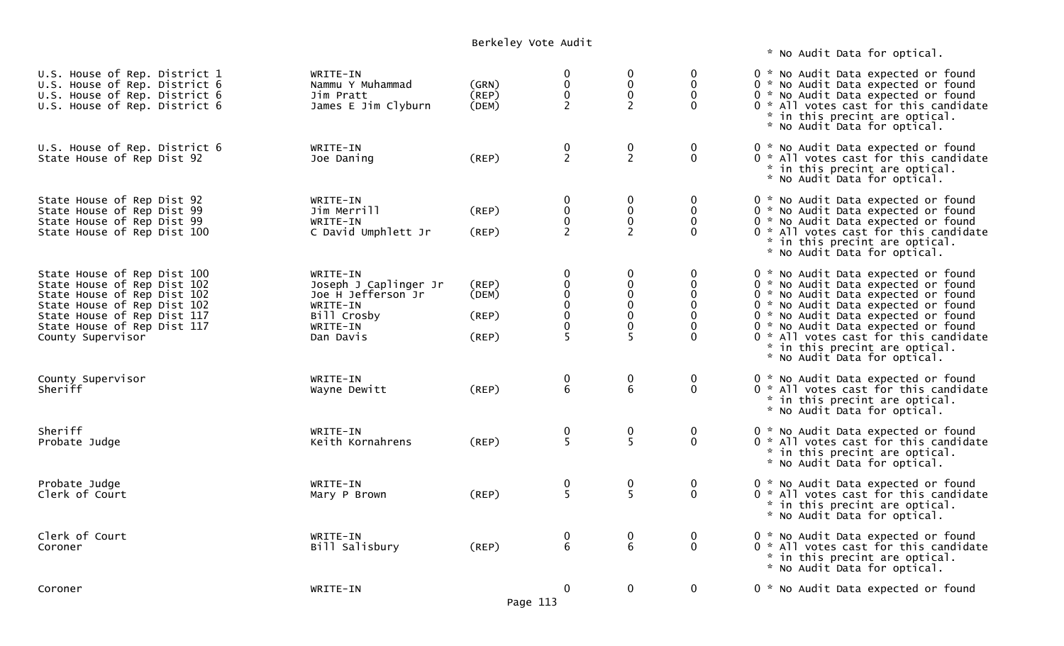Berkeley Vote Audit

\* No Audit Data for optical.

| | | | | | | |
|---|---|---|---|---|---|---|
| U.S. House of Rep. District 1 | WRITE-IN | | 0 | 0 | 0 | 0 * No Audit Data expected or found |
| U.S. House of Rep. District 6 | Nammu Y Muhammad | (GRN) | 0 | 0 | 0 | 0 * No Audit Data expected or found |
| U.S. House of Rep. District 6 | Jim Pratt | (REP) | 0 | 0 | 0 | 0 * No Audit Data expected or found |
| U.S. House of Rep. District 6 | James E Jim Clyburn | (DEM) | 2 | 2 | 0 | 0 * All votes cast for this candidate * in this precint are optical. * No Audit Data for optical. |
| U.S. House of Rep. District 6 | WRITE-IN | | 0 | 0 | 0 | 0 * No Audit Data expected or found |
| State House of Rep Dist 92 | Joe Daning | (REP) | 2 | 2 | 0 | 0 * All votes cast for this candidate * in this precint are optical. * No Audit Data for optical. |
| State House of Rep Dist 92 | WRITE-IN | | 0 | 0 | 0 | 0 * No Audit Data expected or found |
| State House of Rep Dist 99 | Jim Merrill | (REP) | 0 | 0 | 0 | 0 * No Audit Data expected or found |
| State House of Rep Dist 99 | WRITE-IN | | 0 | 0 | 0 | 0 * No Audit Data expected or found |
| State House of Rep Dist 100 | C David Umphlett Jr | (REP) | 2 | 2 | 0 | 0 * All votes cast for this candidate * in this precint are optical. * No Audit Data for optical. |
| State House of Rep Dist 100 | WRITE-IN | | 0 | 0 | 0 | 0 * No Audit Data expected or found |
| State House of Rep Dist 102 | Joseph J Caplinger Jr | (REP) | 0 | 0 | 0 | 0 * No Audit Data expected or found |
| State House of Rep Dist 102 | Joe H Jefferson Jr | (DEM) | 0 | 0 | 0 | 0 * No Audit Data expected or found |
| State House of Rep Dist 102 | WRITE-IN | | 0 | 0 | 0 | 0 * No Audit Data expected or found |
| State House of Rep Dist 117 | Bill Crosby | (REP) | 0 | 0 | 0 | 0 * No Audit Data expected or found |
| State House of Rep Dist 117 | WRITE-IN | | 0 | 0 | 0 | 0 * No Audit Data expected or found |
| County Supervisor | Dan Davis | (REP) | 5 | 5 | 0 | 0 * All votes cast for this candidate * in this precint are optical. * No Audit Data for optical. |
| County Supervisor | WRITE-IN | | 0 | 0 | 0 | 0 * No Audit Data expected or found |
| Sheriff | Wayne Dewitt | (REP) | 6 | 6 | 0 | 0 * All votes cast for this candidate * in this precint are optical. * No Audit Data for optical. |
| Sheriff | WRITE-IN | | 0 | 0 | 0 | 0 * No Audit Data expected or found |
| Probate Judge | Keith Kornahrens | (REP) | 5 | 5 | 0 | 0 * All votes cast for this candidate * in this precint are optical. * No Audit Data for optical. |
| Probate Judge | WRITE-IN | | 0 | 0 | 0 | 0 * No Audit Data expected or found |
| Clerk of Court | Mary P Brown | (REP) | 5 | 5 | 0 | 0 * All votes cast for this candidate * in this precint are optical. * No Audit Data for optical. |
| Clerk of Court | WRITE-IN | | 0 | 0 | 0 | 0 * No Audit Data expected or found |
| Coroner | Bill Salisbury | (REP) | 6 | 6 | 0 | 0 * All votes cast for this candidate * in this precint are optical. * No Audit Data for optical. |
| Coroner | WRITE-IN | | 0 | 0 | 0 | 0 * No Audit Data expected or found |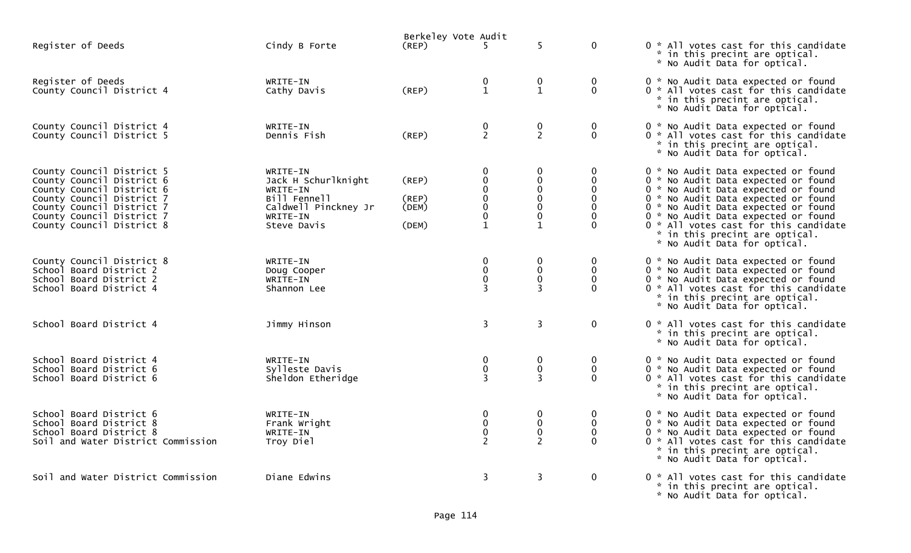Berkeley Vote Audit

| Office | Candidate | Party | | | | | Notes |
|---|---|---|---|---|---|---|---|
| Register of Deeds | Cindy B Forte | (REP) | 5 | 5 | 0 | 0 | * All votes cast for this candidate * in this precint are optical. * No Audit Data for optical. |
| Register of Deeds | WRITE-IN | | 0 | 0 | 0 | 0 | * No Audit Data expected or found |
| County Council District 4 | Cathy Davis | (REP) | 1 | 1 | 0 | 0 | * All votes cast for this candidate * in this precint are optical. * No Audit Data for optical. |
| County Council District 4 | WRITE-IN | | 0 | 0 | 0 | 0 | * No Audit Data expected or found |
| County Council District 5 | Dennis Fish | (REP) | 2 | 2 | 0 | 0 | * All votes cast for this candidate * in this precint are optical. * No Audit Data for optical. |
| County Council District 5 | WRITE-IN | | 0 | 0 | 0 | 0 | * No Audit Data expected or found |
| County Council District 6 | Jack H Schurlknight | (REP) | 0 | 0 | 0 | 0 | * No Audit Data expected or found |
| County Council District 6 | WRITE-IN | | 0 | 0 | 0 | 0 | * No Audit Data expected or found |
| County Council District 7 | Bill Fennell | (REP) | 0 | 0 | 0 | 0 | * No Audit Data expected or found |
| County Council District 7 | Caldwell Pinckney Jr | (DEM) | 0 | 0 | 0 | 0 | * No Audit Data expected or found |
| County Council District 7 | WRITE-IN | | 0 | 0 | 0 | 0 | * No Audit Data expected or found |
| County Council District 8 | Steve Davis | (DEM) | 1 | 1 | 0 | 0 | * All votes cast for this candidate * in this precint are optical. * No Audit Data for optical. |
| County Council District 8 | WRITE-IN | | 0 | 0 | 0 | 0 | * No Audit Data expected or found |
| School Board District 2 | Doug Cooper | | 0 | 0 | 0 | 0 | * No Audit Data expected or found |
| School Board District 2 | WRITE-IN | | 0 | 0 | 0 | 0 | * No Audit Data expected or found |
| School Board District 4 | Shannon Lee | | 3 | 3 | 0 | 0 | * All votes cast for this candidate * in this precint are optical. * No Audit Data for optical. |
| School Board District 4 | Jimmy Hinson | | 3 | 3 | 0 | 0 | * All votes cast for this candidate * in this precint are optical. * No Audit Data for optical. |
| School Board District 4 | WRITE-IN | | 0 | 0 | 0 | 0 | * No Audit Data expected or found |
| School Board District 6 | Sylleste Davis | | 0 | 0 | 0 | 0 | * No Audit Data expected or found |
| School Board District 6 | Sheldon Etheridge | | 3 | 3 | 0 | 0 | * All votes cast for this candidate * in this precint are optical. * No Audit Data for optical. |
| School Board District 6 | WRITE-IN | | 0 | 0 | 0 | 0 | * No Audit Data expected or found |
| School Board District 8 | Frank Wright | | 0 | 0 | 0 | 0 | * No Audit Data expected or found |
| School Board District 8 | WRITE-IN | | 0 | 0 | 0 | 0 | * No Audit Data expected or found |
| Soil and Water District Commission | Troy Diel | | 2 | 2 | 0 | 0 | * All votes cast for this candidate * in this precint are optical. * No Audit Data for optical. |
| Soil and Water District Commission | Diane Edwins | | 3 | 3 | 0 | 0 | * All votes cast for this candidate * in this precint are optical. * No Audit Data for optical. |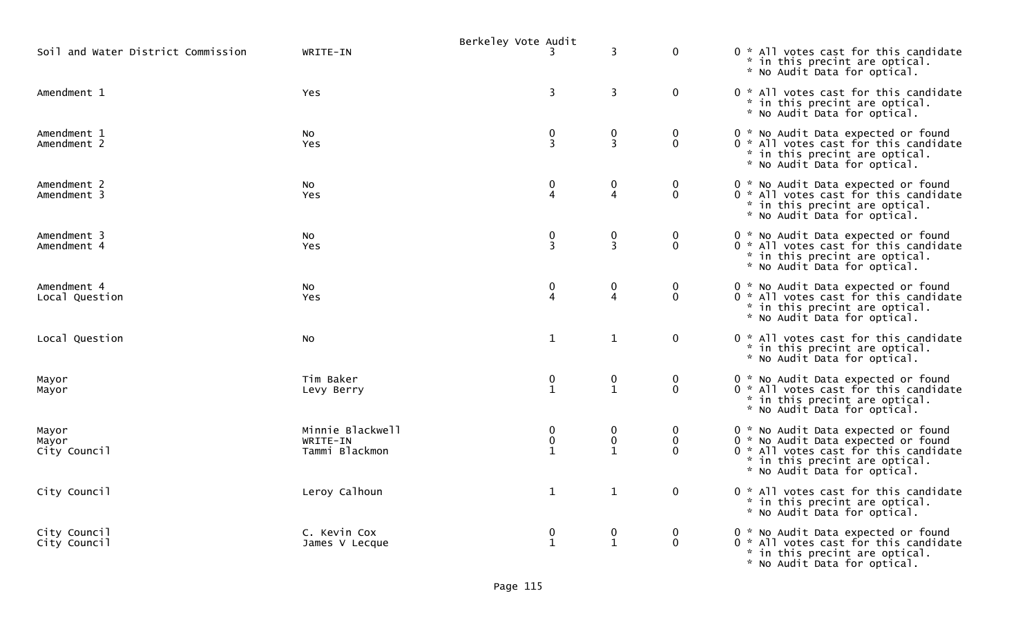Berkeley Vote Audit

| Contest | Candidate | | | | Notes |
|---|---|---|---|---|---|
| Soil and Water District Commission | WRITE-IN | 3 | 3 | 0 | 0 * All votes cast for this candidate * in this precint are optical. * No Audit Data for optical. |
| Amendment 1 | Yes | 3 | 3 | 0 | 0 * All votes cast for this candidate * in this precint are optical. * No Audit Data for optical. |
| Amendment 1 | No | 0 | 0 | 0 | 0 * No Audit Data expected or found |
| Amendment 2 | Yes | 3 | 3 | 0 | 0 * All votes cast for this candidate * in this precint are optical. * No Audit Data for optical. |
| Amendment 2 | No | 0 | 0 | 0 | 0 * No Audit Data expected or found |
| Amendment 3 | Yes | 4 | 4 | 0 | 0 * All votes cast for this candidate * in this precint are optical. * No Audit Data for optical. |
| Amendment 3 | No | 0 | 0 | 0 | 0 * No Audit Data expected or found |
| Amendment 4 | Yes | 3 | 3 | 0 | 0 * All votes cast for this candidate * in this precint are optical. * No Audit Data for optical. |
| Amendment 4 | No | 0 | 0 | 0 | 0 * No Audit Data expected or found |
| Local Question | Yes | 4 | 4 | 0 | 0 * All votes cast for this candidate * in this precint are optical. * No Audit Data for optical. |
| Local Question | No | 1 | 1 | 0 | 0 * All votes cast for this candidate * in this precint are optical. * No Audit Data for optical. |
| Mayor | Tim Baker | 0 | 0 | 0 | 0 * No Audit Data expected or found |
| Mayor | Levy Berry | 1 | 1 | 0 | 0 * All votes cast for this candidate * in this precint are optical. * No Audit Data for optical. |
| Mayor | Minnie Blackwell | 0 | 0 | 0 | 0 * No Audit Data expected or found |
| Mayor | WRITE-IN | 0 | 0 | 0 | 0 * No Audit Data expected or found |
| City Council | Tammi Blackmon | 1 | 1 | 0 | 0 * All votes cast for this candidate * in this precint are optical. * No Audit Data for optical. |
| City Council | Leroy Calhoun | 1 | 1 | 0 | 0 * All votes cast for this candidate * in this precint are optical. * No Audit Data for optical. |
| City Council | C. Kevin Cox | 0 | 0 | 0 | 0 * No Audit Data expected or found |
| City Council | James V Lecque | 1 | 1 | 0 | 0 * All votes cast for this candidate * in this precint are optical. * No Audit Data for optical. |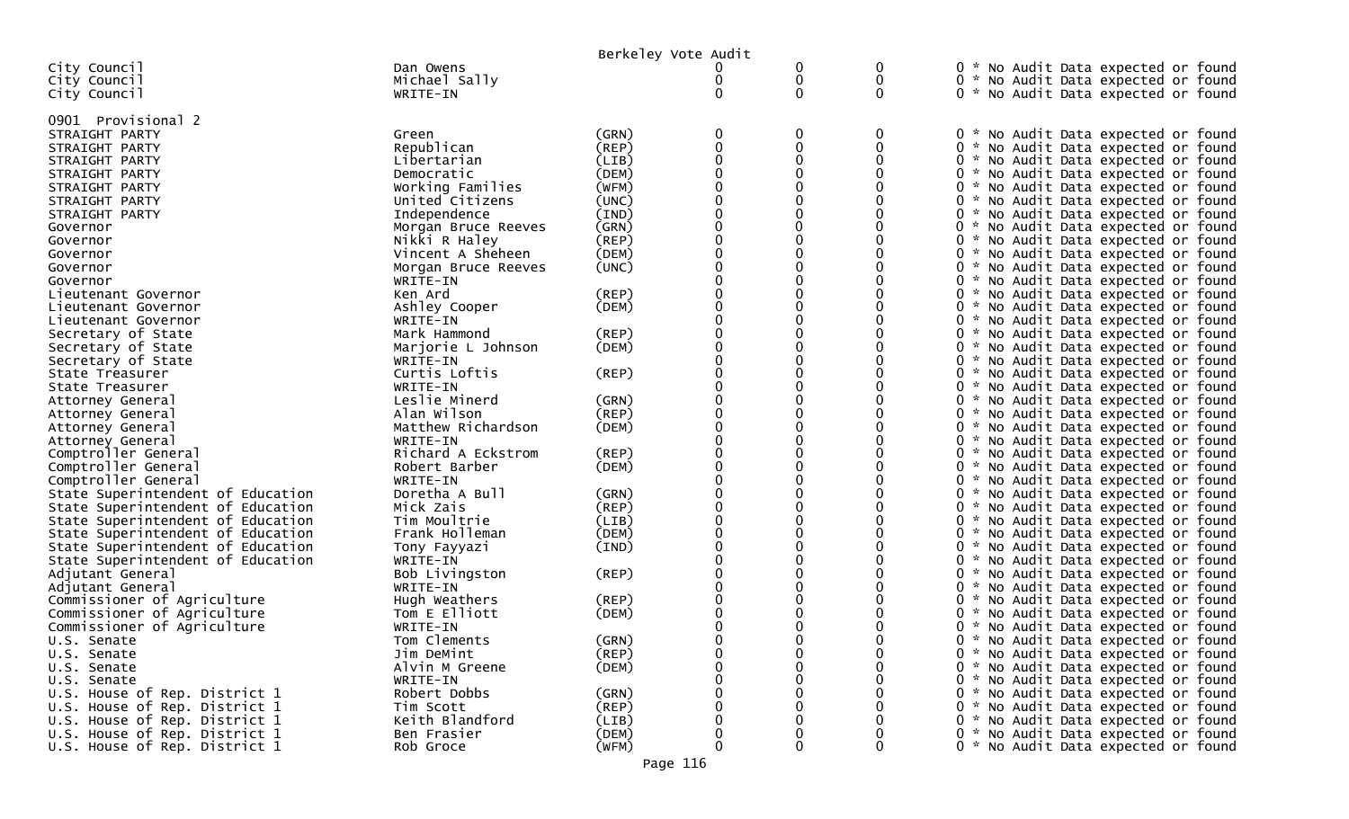Berkeley Vote Audit

| | | | | | | |
|---|---|---|---|---|---|---|
| City Council | Dan Owens | | 0 | 0 | 0 | 0 * No Audit Data expected or found |
| City Council | Michael Sally | | 0 | 0 | 0 | 0 * No Audit Data expected or found |
| City Council | WRITE-IN | | 0 | 0 | 0 | 0 * No Audit Data expected or found |

0901 Provisional 2

| | | | | | | |
|---|---|---|---|---|---|---|
| STRAIGHT PARTY | Green | (GRN) | 0 | 0 | 0 | 0 * No Audit Data expected or found |
| STRAIGHT PARTY | Republican | (REP) | 0 | 0 | 0 | 0 * No Audit Data expected or found |
| STRAIGHT PARTY | Libertarian | (LIB) | 0 | 0 | 0 | 0 * No Audit Data expected or found |
| STRAIGHT PARTY | Democratic | (DEM) | 0 | 0 | 0 | 0 * No Audit Data expected or found |
| STRAIGHT PARTY | Working Families | (WFM) | 0 | 0 | 0 | 0 * No Audit Data expected or found |
| STRAIGHT PARTY | United Citizens | (UNC) | 0 | 0 | 0 | 0 * No Audit Data expected or found |
| STRAIGHT PARTY | Independence | (IND) | 0 | 0 | 0 | 0 * No Audit Data expected or found |
| Governor | Morgan Bruce Reeves | (GRN) | 0 | 0 | 0 | 0 * No Audit Data expected or found |
| Governor | Nikki R Haley | (REP) | 0 | 0 | 0 | 0 * No Audit Data expected or found |
| Governor | Vincent A Sheheen | (DEM) | 0 | 0 | 0 | 0 * No Audit Data expected or found |
| Governor | Morgan Bruce Reeves | (UNC) | 0 | 0 | 0 | 0 * No Audit Data expected or found |
| Governor | WRITE-IN | | 0 | 0 | 0 | 0 * No Audit Data expected or found |
| Lieutenant Governor | Ken Ard | (REP) | 0 | 0 | 0 | 0 * No Audit Data expected or found |
| Lieutenant Governor | Ashley Cooper | (DEM) | 0 | 0 | 0 | 0 * No Audit Data expected or found |
| Lieutenant Governor | WRITE-IN | | 0 | 0 | 0 | 0 * No Audit Data expected or found |
| Secretary of State | Mark Hammond | (REP) | 0 | 0 | 0 | 0 * No Audit Data expected or found |
| Secretary of State | Marjorie L Johnson | (DEM) | 0 | 0 | 0 | 0 * No Audit Data expected or found |
| Secretary of State | WRITE-IN | | 0 | 0 | 0 | 0 * No Audit Data expected or found |
| State Treasurer | Curtis Loftis | (REP) | 0 | 0 | 0 | 0 * No Audit Data expected or found |
| State Treasurer | WRITE-IN | | 0 | 0 | 0 | 0 * No Audit Data expected or found |
| Attorney General | Leslie Minerd | (GRN) | 0 | 0 | 0 | 0 * No Audit Data expected or found |
| Attorney General | Alan Wilson | (REP) | 0 | 0 | 0 | 0 * No Audit Data expected or found |
| Attorney General | Matthew Richardson | (DEM) | 0 | 0 | 0 | 0 * No Audit Data expected or found |
| Attorney General | WRITE-IN | | 0 | 0 | 0 | 0 * No Audit Data expected or found |
| Comptroller General | Richard A Eckstrom | (REP) | 0 | 0 | 0 | 0 * No Audit Data expected or found |
| Comptroller General | Robert Barber | (DEM) | 0 | 0 | 0 | 0 * No Audit Data expected or found |
| Comptroller General | WRITE-IN | | 0 | 0 | 0 | 0 * No Audit Data expected or found |
| State Superintendent of Education | Doretha A Bull | (GRN) | 0 | 0 | 0 | 0 * No Audit Data expected or found |
| State Superintendent of Education | Mick Zais | (REP) | 0 | 0 | 0 | 0 * No Audit Data expected or found |
| State Superintendent of Education | Tim Moultrie | (LIB) | 0 | 0 | 0 | 0 * No Audit Data expected or found |
| State Superintendent of Education | Frank Holleman | (DEM) | 0 | 0 | 0 | 0 * No Audit Data expected or found |
| State Superintendent of Education | Tony Fayyazi | (IND) | 0 | 0 | 0 | 0 * No Audit Data expected or found |
| State Superintendent of Education | WRITE-IN | | 0 | 0 | 0 | 0 * No Audit Data expected or found |
| Adjutant General | Bob Livingston | (REP) | 0 | 0 | 0 | 0 * No Audit Data expected or found |
| Adjutant General | WRITE-IN | | 0 | 0 | 0 | 0 * No Audit Data expected or found |
| Commissioner of Agriculture | Hugh Weathers | (REP) | 0 | 0 | 0 | 0 * No Audit Data expected or found |
| Commissioner of Agriculture | Tom E Elliott | (DEM) | 0 | 0 | 0 | 0 * No Audit Data expected or found |
| Commissioner of Agriculture | WRITE-IN | | 0 | 0 | 0 | 0 * No Audit Data expected or found |
| U.S. Senate | Tom Clements | (GRN) | 0 | 0 | 0 | 0 * No Audit Data expected or found |
| U.S. Senate | Jim DeMint | (REP) | 0 | 0 | 0 | 0 * No Audit Data expected or found |
| U.S. Senate | Alvin M Greene | (DEM) | 0 | 0 | 0 | 0 * No Audit Data expected or found |
| U.S. Senate | WRITE-IN | | 0 | 0 | 0 | 0 * No Audit Data expected or found |
| U.S. House of Rep. District 1 | Robert Dobbs | (GRN) | 0 | 0 | 0 | 0 * No Audit Data expected or found |
| U.S. House of Rep. District 1 | Tim Scott | (REP) | 0 | 0 | 0 | 0 * No Audit Data expected or found |
| U.S. House of Rep. District 1 | Keith Blandford | (LIB) | 0 | 0 | 0 | 0 * No Audit Data expected or found |
| U.S. House of Rep. District 1 | Ben Frasier | (DEM) | 0 | 0 | 0 | 0 * No Audit Data expected or found |
| U.S. House of Rep. District 1 | Rob Groce | (WFM) | 0 | 0 | 0 | 0 * No Audit Data expected or found |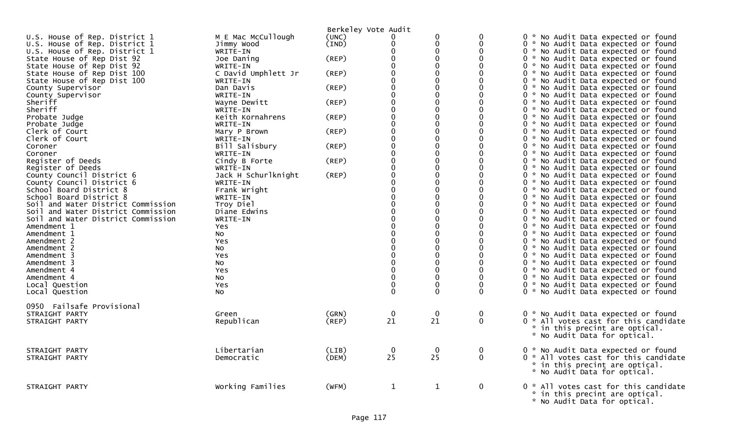Berkeley Vote Audit

| Contest | Candidate | Party | | | | |
|---|---|---|---|---|---|---|
| U.S. House of Rep. District 1 | M E Mac McCullough | (UNC) | 0 | 0 | 0 | 0 * No Audit Data expected or found |
| U.S. House of Rep. District 1 | Jimmy Wood | (IND) | 0 | 0 | 0 | 0 * No Audit Data expected or found |
| U.S. House of Rep. District 1 | WRITE-IN | | 0 | 0 | 0 | 0 * No Audit Data expected or found |
| State House of Rep Dist 92 | Joe Daning | (REP) | 0 | 0 | 0 | 0 * No Audit Data expected or found |
| State House of Rep Dist 92 | WRITE-IN | | 0 | 0 | 0 | 0 * No Audit Data expected or found |
| State House of Rep Dist 100 | C David Umphlett Jr | (REP) | 0 | 0 | 0 | 0 * No Audit Data expected or found |
| State House of Rep Dist 100 | WRITE-IN | | 0 | 0 | 0 | 0 * No Audit Data expected or found |
| County Supervisor | Dan Davis | (REP) | 0 | 0 | 0 | 0 * No Audit Data expected or found |
| County Supervisor | WRITE-IN | | 0 | 0 | 0 | 0 * No Audit Data expected or found |
| Sheriff | Wayne Dewitt | (REP) | 0 | 0 | 0 | 0 * No Audit Data expected or found |
| Sheriff | WRITE-IN | | 0 | 0 | 0 | 0 * No Audit Data expected or found |
| Probate Judge | Keith Kornahrens | (REP) | 0 | 0 | 0 | 0 * No Audit Data expected or found |
| Probate Judge | WRITE-IN | | 0 | 0 | 0 | 0 * No Audit Data expected or found |
| Clerk of Court | Mary P Brown | (REP) | 0 | 0 | 0 | 0 * No Audit Data expected or found |
| Clerk of Court | WRITE-IN | | 0 | 0 | 0 | 0 * No Audit Data expected or found |
| Coroner | Bill Salisbury | (REP) | 0 | 0 | 0 | 0 * No Audit Data expected or found |
| Coroner | WRITE-IN | | 0 | 0 | 0 | 0 * No Audit Data expected or found |
| Register of Deeds | Cindy B Forte | (REP) | 0 | 0 | 0 | 0 * No Audit Data expected or found |
| Register of Deeds | WRITE-IN | | 0 | 0 | 0 | 0 * No Audit Data expected or found |
| County Council District 6 | Jack H Schurlknight | (REP) | 0 | 0 | 0 | 0 * No Audit Data expected or found |
| County Council District 6 | WRITE-IN | | 0 | 0 | 0 | 0 * No Audit Data expected or found |
| School Board District 8 | Frank Wright | | 0 | 0 | 0 | 0 * No Audit Data expected or found |
| School Board District 8 | WRITE-IN | | 0 | 0 | 0 | 0 * No Audit Data expected or found |
| Soil and Water District Commission | Troy Diel | | 0 | 0 | 0 | 0 * No Audit Data expected or found |
| Soil and Water District Commission | Diane Edwins | | 0 | 0 | 0 | 0 * No Audit Data expected or found |
| Soil and Water District Commission | WRITE-IN | | 0 | 0 | 0 | 0 * No Audit Data expected or found |
| Amendment 1 | Yes | | 0 | 0 | 0 | 0 * No Audit Data expected or found |
| Amendment 1 | No | | 0 | 0 | 0 | 0 * No Audit Data expected or found |
| Amendment 2 | Yes | | 0 | 0 | 0 | 0 * No Audit Data expected or found |
| Amendment 2 | No | | 0 | 0 | 0 | 0 * No Audit Data expected or found |
| Amendment 3 | Yes | | 0 | 0 | 0 | 0 * No Audit Data expected or found |
| Amendment 3 | No | | 0 | 0 | 0 | 0 * No Audit Data expected or found |
| Amendment 4 | Yes | | 0 | 0 | 0 | 0 * No Audit Data expected or found |
| Amendment 4 | No | | 0 | 0 | 0 | 0 * No Audit Data expected or found |
| Local Question | Yes | | 0 | 0 | 0 | 0 * No Audit Data expected or found |
| Local Question | No | | 0 | 0 | 0 | 0 * No Audit Data expected or found |

0950 Failsafe Provisional

| Contest | Candidate | Party | | | | |
|---|---|---|---|---|---|---|
| STRAIGHT PARTY | Green | (GRN) | 0 | 0 | 0 | 0 * No Audit Data expected or found |
| STRAIGHT PARTY | Republican | (REP) | 21 | 21 | 0 | 0 * All votes cast for this candidate * in this precint are optical. * No Audit Data for optical. |
| STRAIGHT PARTY | Libertarian | (LIB) | 0 | 0 | 0 | 0 * No Audit Data expected or found |
| STRAIGHT PARTY | Democratic | (DEM) | 25 | 25 | 0 | 0 * All votes cast for this candidate * in this precint are optical. * No Audit Data for optical. |
| STRAIGHT PARTY | Working Families | (WFM) | 1 | 1 | 0 | 0 * All votes cast for this candidate * in this precint are optical. * No Audit Data for optical. |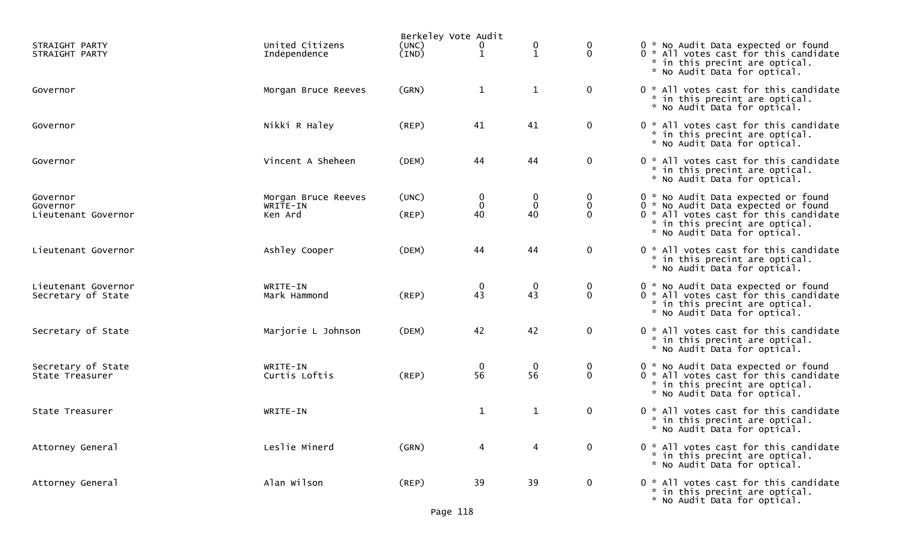Berkeley Vote Audit

| Office | Candidate | Party | | | | | Notes |
|---|---|---|---|---|---|---|---|
| STRAIGHT PARTY | United Citizens | (UNC) | 0 | 0 | 0 | 0 | * No Audit Data expected or found |
| STRAIGHT PARTY | Independence | (IND) | 1 | 1 | 0 | 0 | * All votes cast for this candidate * in this precint are optical. * No Audit Data for optical. |
| Governor | Morgan Bruce Reeves | (GRN) | 1 | 1 | 0 | 0 | * All votes cast for this candidate * in this precint are optical. * No Audit Data for optical. |
| Governor | Nikki R Haley | (REP) | 41 | 41 | 0 | 0 | * All votes cast for this candidate * in this precint are optical. * No Audit Data for optical. |
| Governor | Vincent A Sheheen | (DEM) | 44 | 44 | 0 | 0 | * All votes cast for this candidate * in this precint are optical. * No Audit Data for optical. |
| Governor | Morgan Bruce Reeves | (UNC) | 0 | 0 | 0 | 0 | * No Audit Data expected or found |
| Governor | WRITE-IN | | 0 | 0 | 0 | 0 | * No Audit Data expected or found |
| Lieutenant Governor | Ken Ard | (REP) | 40 | 40 | 0 | 0 | * All votes cast for this candidate * in this precint are optical. * No Audit Data for optical. |
| Lieutenant Governor | Ashley Cooper | (DEM) | 44 | 44 | 0 | 0 | * All votes cast for this candidate * in this precint are optical. * No Audit Data for optical. |
| Lieutenant Governor | WRITE-IN | | 0 | 0 | 0 | 0 | * No Audit Data expected or found |
| Secretary of State | Mark Hammond | (REP) | 43 | 43 | 0 | 0 | * All votes cast for this candidate * in this precint are optical. * No Audit Data for optical. |
| Secretary of State | Marjorie L Johnson | (DEM) | 42 | 42 | 0 | 0 | * All votes cast for this candidate * in this precint are optical. * No Audit Data for optical. |
| Secretary of State | WRITE-IN | | 0 | 0 | 0 | 0 | * No Audit Data expected or found |
| State Treasurer | Curtis Loftis | (REP) | 56 | 56 | 0 | 0 | * All votes cast for this candidate * in this precint are optical. * No Audit Data for optical. |
| State Treasurer | WRITE-IN | | 1 | 1 | 0 | 0 | * All votes cast for this candidate * in this precint are optical. * No Audit Data for optical. |
| Attorney General | Leslie Minerd | (GRN) | 4 | 4 | 0 | 0 | * All votes cast for this candidate * in this precint are optical. * No Audit Data for optical. |
| Attorney General | Alan Wilson | (REP) | 39 | 39 | 0 | 0 | * All votes cast for this candidate * in this precint are optical. * No Audit Data for optical. |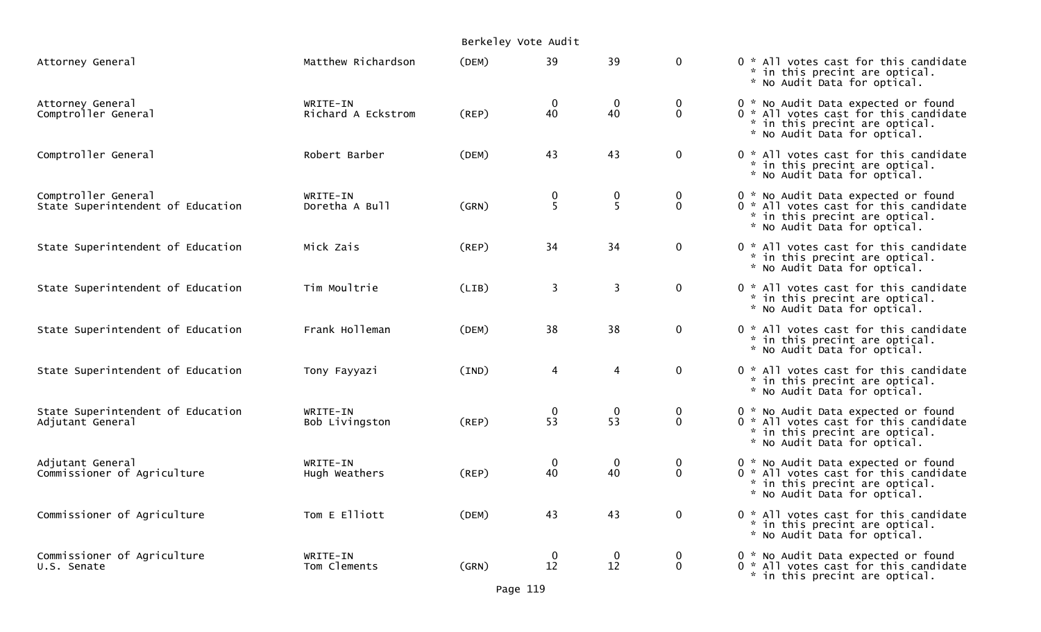Berkeley Vote Audit

| Office | Candidate | Party | | | | | Notes |
|---|---|---|---|---|---|---|---|
| Attorney General | Matthew Richardson | (DEM) | 39 | 39 | 0 | 0 | * All votes cast for this candidate * in this precint are optical. * No Audit Data for optical. |
| Attorney General | WRITE-IN | | 0 | 0 | 0 | 0 | * No Audit Data expected or found |
| Comptroller General | Richard A Eckstrom | (REP) | 40 | 40 | 0 | 0 | * All votes cast for this candidate * in this precint are optical. * No Audit Data for optical. |
| Comptroller General | Robert Barber | (DEM) | 43 | 43 | 0 | 0 | * All votes cast for this candidate * in this precint are optical. * No Audit Data for optical. |
| Comptroller General | WRITE-IN | | 0 | 0 | 0 | 0 | * No Audit Data expected or found |
| State Superintendent of Education | Doretha A Bull | (GRN) | 5 | 5 | 0 | 0 | * All votes cast for this candidate * in this precint are optical. * No Audit Data for optical. |
| State Superintendent of Education | Mick Zais | (REP) | 34 | 34 | 0 | 0 | * All votes cast for this candidate * in this precint are optical. * No Audit Data for optical. |
| State Superintendent of Education | Tim Moultrie | (LIB) | 3 | 3 | 0 | 0 | * All votes cast for this candidate * in this precint are optical. * No Audit Data for optical. |
| State Superintendent of Education | Frank Holleman | (DEM) | 38 | 38 | 0 | 0 | * All votes cast for this candidate * in this precint are optical. * No Audit Data for optical. |
| State Superintendent of Education | Tony Fayyazi | (IND) | 4 | 4 | 0 | 0 | * All votes cast for this candidate * in this precint are optical. * No Audit Data for optical. |
| State Superintendent of Education | WRITE-IN | | 0 | 0 | 0 | 0 | * No Audit Data expected or found |
| Adjutant General | Bob Livingston | (REP) | 53 | 53 | 0 | 0 | * All votes cast for this candidate * in this precint are optical. * No Audit Data for optical. |
| Adjutant General | WRITE-IN | | 0 | 0 | 0 | 0 | * No Audit Data expected or found |
| Commissioner of Agriculture | Hugh Weathers | (REP) | 40 | 40 | 0 | 0 | * All votes cast for this candidate * in this precint are optical. * No Audit Data for optical. |
| Commissioner of Agriculture | Tom E Elliott | (DEM) | 43 | 43 | 0 | 0 | * All votes cast for this candidate * in this precint are optical. * No Audit Data for optical. |
| Commissioner of Agriculture | WRITE-IN | | 0 | 0 | 0 | 0 | * No Audit Data expected or found |
| U.S. Senate | Tom Clements | (GRN) | 12 | 12 | 0 | 0 | * All votes cast for this candidate * in this precint are optical. |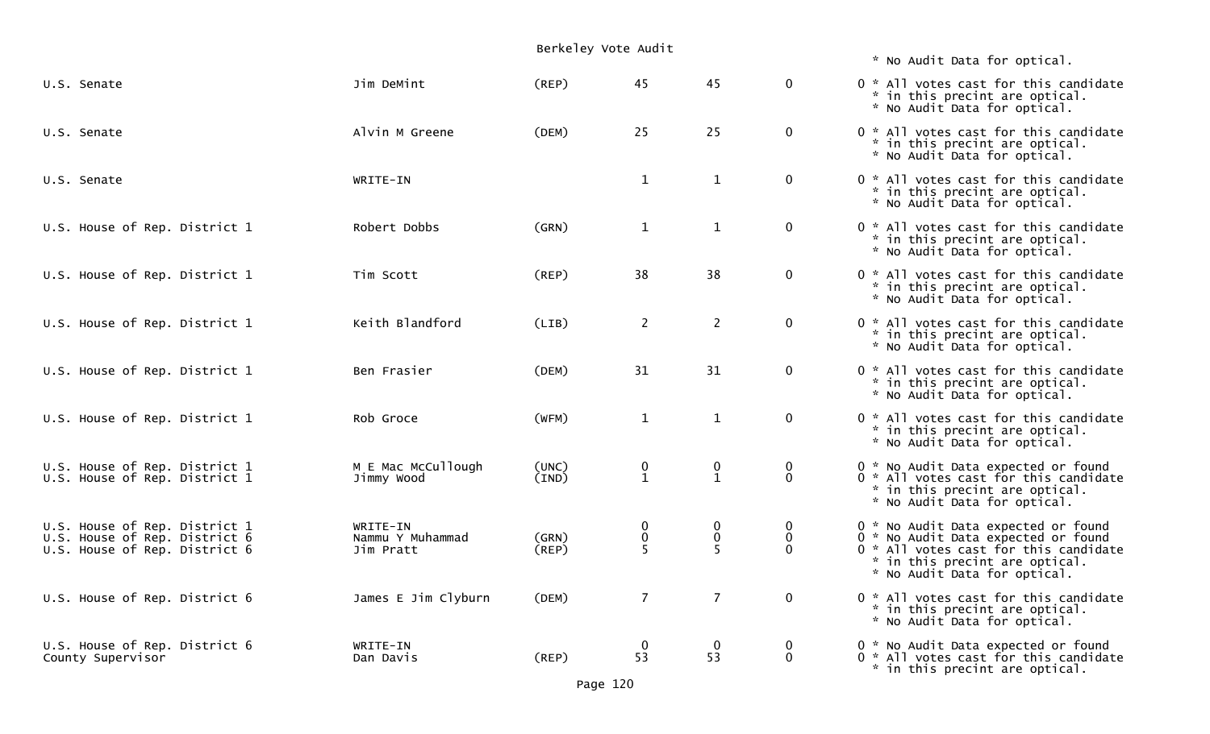Berkeley Vote Audit

| Office | Candidate | Party | | | | | Notes |
|---|---|---|---|---|---|---|---|
| | | | | | | | * No Audit Data for optical. |
| U.S. Senate | Jim DeMint | (REP) | 45 | 45 | 0 | 0 | * All votes cast for this candidate * in this precint are optical. * No Audit Data for optical. |
| U.S. Senate | Alvin M Greene | (DEM) | 25 | 25 | 0 | 0 | * All votes cast for this candidate * in this precint are optical. * No Audit Data for optical. |
| U.S. Senate | WRITE-IN | | 1 | 1 | 0 | 0 | * All votes cast for this candidate * in this precint are optical. * No Audit Data for optical. |
| U.S. House of Rep. District 1 | Robert Dobbs | (GRN) | 1 | 1 | 0 | 0 | * All votes cast for this candidate * in this precint are optical. * No Audit Data for optical. |
| U.S. House of Rep. District 1 | Tim Scott | (REP) | 38 | 38 | 0 | 0 | * All votes cast for this candidate * in this precint are optical. * No Audit Data for optical. |
| U.S. House of Rep. District 1 | Keith Blandford | (LIB) | 2 | 2 | 0 | 0 | * All votes cast for this candidate * in this precint are optical. * No Audit Data for optical. |
| U.S. House of Rep. District 1 | Ben Frasier | (DEM) | 31 | 31 | 0 | 0 | * All votes cast for this candidate * in this precint are optical. * No Audit Data for optical. |
| U.S. House of Rep. District 1 | Rob Groce | (WFM) | 1 | 1 | 0 | 0 | * All votes cast for this candidate * in this precint are optical. * No Audit Data for optical. |
| U.S. House of Rep. District 1 | M E Mac McCullough | (UNC) | 0 | 0 | 0 | 0 | * No Audit Data expected or found |
| U.S. House of Rep. District 1 | Jimmy Wood | (IND) | 1 | 1 | 0 | 0 | * All votes cast for this candidate * in this precint are optical. * No Audit Data for optical. |
| U.S. House of Rep. District 1 | WRITE-IN | | 0 | 0 | 0 | 0 | * No Audit Data expected or found |
| U.S. House of Rep. District 6 | Nammu Y Muhammad | (GRN) | 0 | 0 | 0 | 0 | * No Audit Data expected or found |
| U.S. House of Rep. District 6 | Jim Pratt | (REP) | 5 | 5 | 0 | 0 | * All votes cast for this candidate * in this precint are optical. * No Audit Data for optical. |
| U.S. House of Rep. District 6 | James E Jim Clyburn | (DEM) | 7 | 7 | 0 | 0 | * All votes cast for this candidate * in this precint are optical. * No Audit Data for optical. |
| U.S. House of Rep. District 6 | WRITE-IN | | 0 | 0 | 0 | 0 | * No Audit Data expected or found |
| County Supervisor | Dan Davis | (REP) | 53 | 53 | 0 | 0 | * All votes cast for this candidate * in this precint are optical. |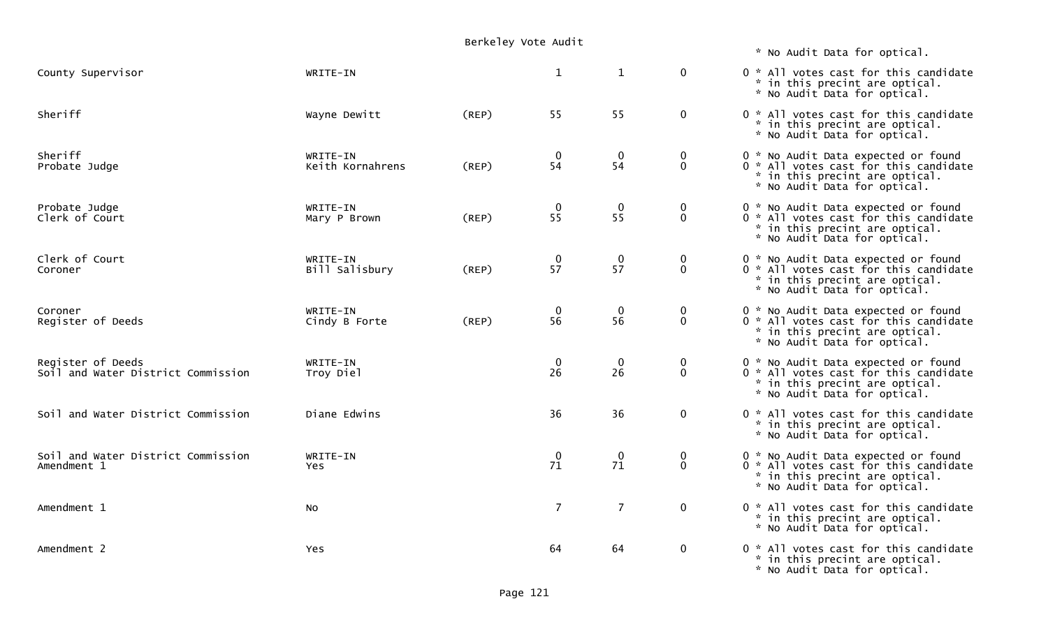Berkeley Vote Audit

| Office | Candidate | Party | | | | | Notes |
|---|---|---|---|---|---|---|---|
| | | | | | | | * No Audit Data for optical. |
| County Supervisor | WRITE-IN | | 1 | 1 | 0 | 0 | * All votes cast for this candidate * in this precint are optical. * No Audit Data for optical. |
| Sheriff | Wayne Dewitt | (REP) | 55 | 55 | 0 | 0 | * All votes cast for this candidate * in this precint are optical. * No Audit Data for optical. |
| Sheriff | WRITE-IN | | 0 | 0 | 0 | 0 | * No Audit Data expected or found |
| Probate Judge | Keith Kornahrens | (REP) | 54 | 54 | 0 | 0 | * All votes cast for this candidate * in this precint are optical. * No Audit Data for optical. |
| Probate Judge | WRITE-IN | | 0 | 0 | 0 | 0 | * No Audit Data expected or found |
| Clerk of Court | Mary P Brown | (REP) | 55 | 55 | 0 | 0 | * All votes cast for this candidate * in this precint are optical. * No Audit Data for optical. |
| Clerk of Court | WRITE-IN | | 0 | 0 | 0 | 0 | * No Audit Data expected or found |
| Coroner | Bill Salisbury | (REP) | 57 | 57 | 0 | 0 | * All votes cast for this candidate * in this precint are optical. * No Audit Data for optical. |
| Coroner | WRITE-IN | | 0 | 0 | 0 | 0 | * No Audit Data expected or found |
| Register of Deeds | Cindy B Forte | (REP) | 56 | 56 | 0 | 0 | * All votes cast for this candidate * in this precint are optical. * No Audit Data for optical. |
| Register of Deeds | WRITE-IN | | 0 | 0 | 0 | 0 | * No Audit Data expected or found |
| Soil and Water District Commission | Troy Diel | | 26 | 26 | 0 | 0 | * All votes cast for this candidate * in this precint are optical. * No Audit Data for optical. |
| Soil and Water District Commission | Diane Edwins | | 36 | 36 | 0 | 0 | * All votes cast for this candidate * in this precint are optical. * No Audit Data for optical. |
| Soil and Water District Commission | WRITE-IN | | 0 | 0 | 0 | 0 | * No Audit Data expected or found |
| Amendment 1 | Yes | | 71 | 71 | 0 | 0 | * All votes cast for this candidate * in this precint are optical. * No Audit Data for optical. |
| Amendment 1 | No | | 7 | 7 | 0 | 0 | * All votes cast for this candidate * in this precint are optical. * No Audit Data for optical. |
| Amendment 2 | Yes | | 64 | 64 | 0 | 0 | * All votes cast for this candidate * in this precint are optical. * No Audit Data for optical. |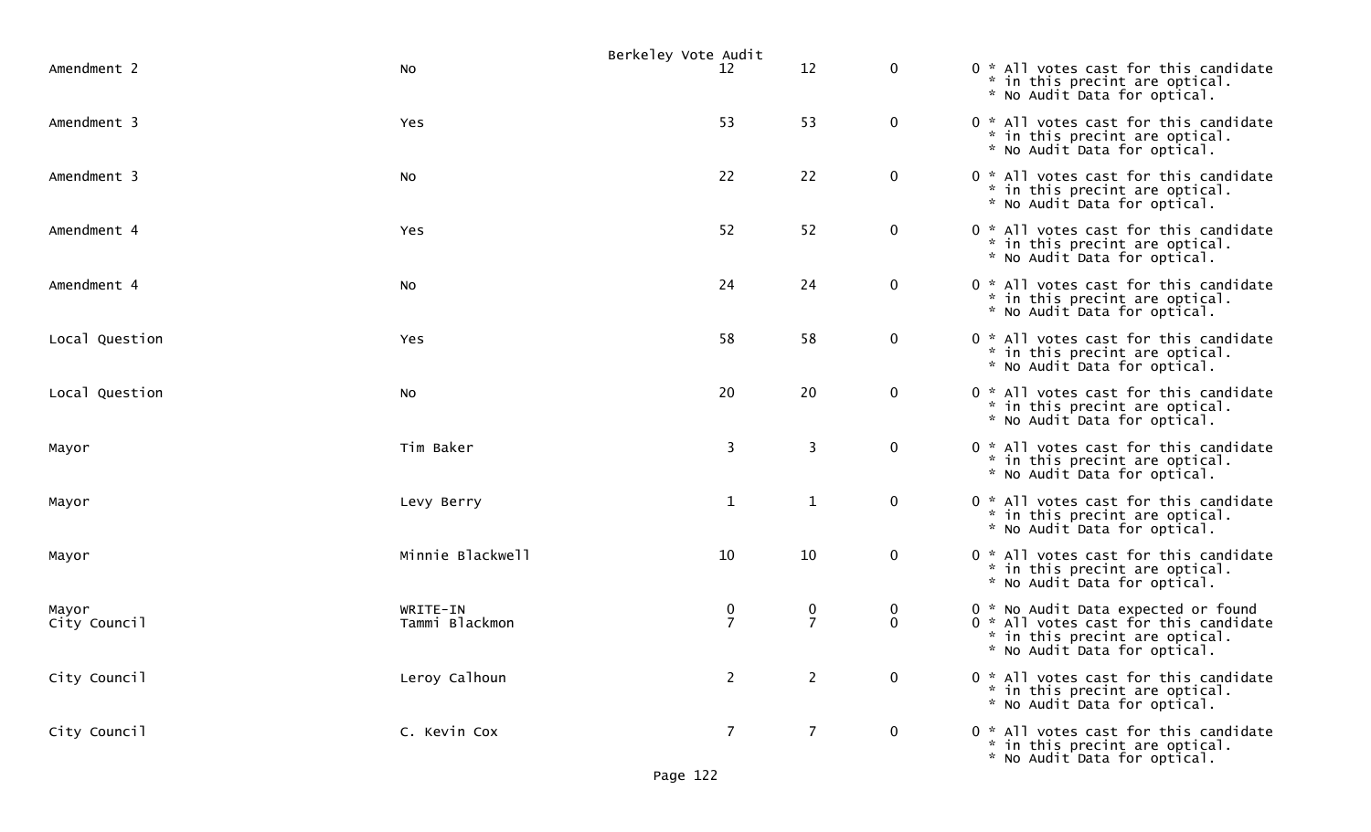Berkeley Vote Audit

| | | | | | |
|---|---|---|---|---|---|
| Amendment 2 | No | 12 | 12 | 0 | 0 * All votes cast for this candidate * in this precint are optical. * No Audit Data for optical. |
| Amendment 3 | Yes | 53 | 53 | 0 | 0 * All votes cast for this candidate * in this precint are optical. * No Audit Data for optical. |
| Amendment 3 | No | 22 | 22 | 0 | 0 * All votes cast for this candidate * in this precint are optical. * No Audit Data for optical. |
| Amendment 4 | Yes | 52 | 52 | 0 | 0 * All votes cast for this candidate * in this precint are optical. * No Audit Data for optical. |
| Amendment 4 | No | 24 | 24 | 0 | 0 * All votes cast for this candidate * in this precint are optical. * No Audit Data for optical. |
| Local Question | Yes | 58 | 58 | 0 | 0 * All votes cast for this candidate * in this precint are optical. * No Audit Data for optical. |
| Local Question | No | 20 | 20 | 0 | 0 * All votes cast for this candidate * in this precint are optical. * No Audit Data for optical. |
| Mayor | Tim Baker | 3 | 3 | 0 | 0 * All votes cast for this candidate * in this precint are optical. * No Audit Data for optical. |
| Mayor | Levy Berry | 1 | 1 | 0 | 0 * All votes cast for this candidate * in this precint are optical. * No Audit Data for optical. |
| Mayor | Minnie Blackwell | 10 | 10 | 0 | 0 * All votes cast for this candidate * in this precint are optical. * No Audit Data for optical. |
| Mayor | WRITE-IN | 0 | 0 | 0 | 0 * No Audit Data expected or found |
| City Council | Tammi Blackmon | 7 | 7 | 0 | 0 * All votes cast for this candidate * in this precint are optical. * No Audit Data for optical. |
| City Council | Leroy Calhoun | 2 | 2 | 0 | 0 * All votes cast for this candidate * in this precint are optical. * No Audit Data for optical. |
| City Council | C. Kevin Cox | 7 | 7 | 0 | 0 * All votes cast for this candidate * in this precint are optical. * No Audit Data for optical. |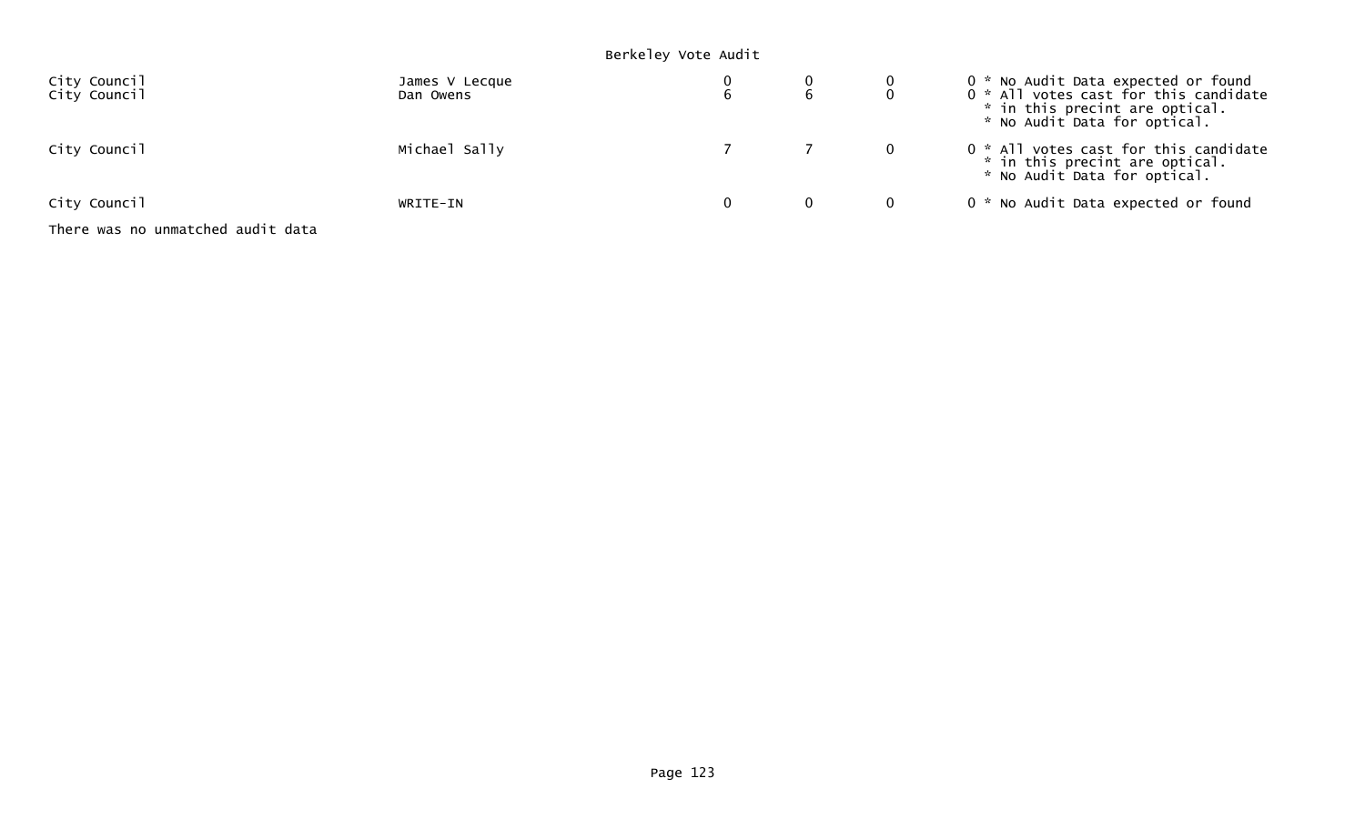Berkeley Vote Audit

| | | | | | | |
|---|---|---|---|---|---|---|
| City Council | James V Lecque | 0 | 0 | 0 | 0 | * No Audit Data expected or found |
| City Council | Dan Owens | 6 | 6 | 0 | 0 | * All votes cast for this candidate * in this precint are optical. * No Audit Data for optical. |
| City Council | Michael Sally | 7 | 7 | 0 | 0 | * All votes cast for this candidate * in this precint are optical. * No Audit Data for optical. |
| City Council | WRITE-IN | 0 | 0 | 0 | 0 | * No Audit Data expected or found |

There was no unmatched audit data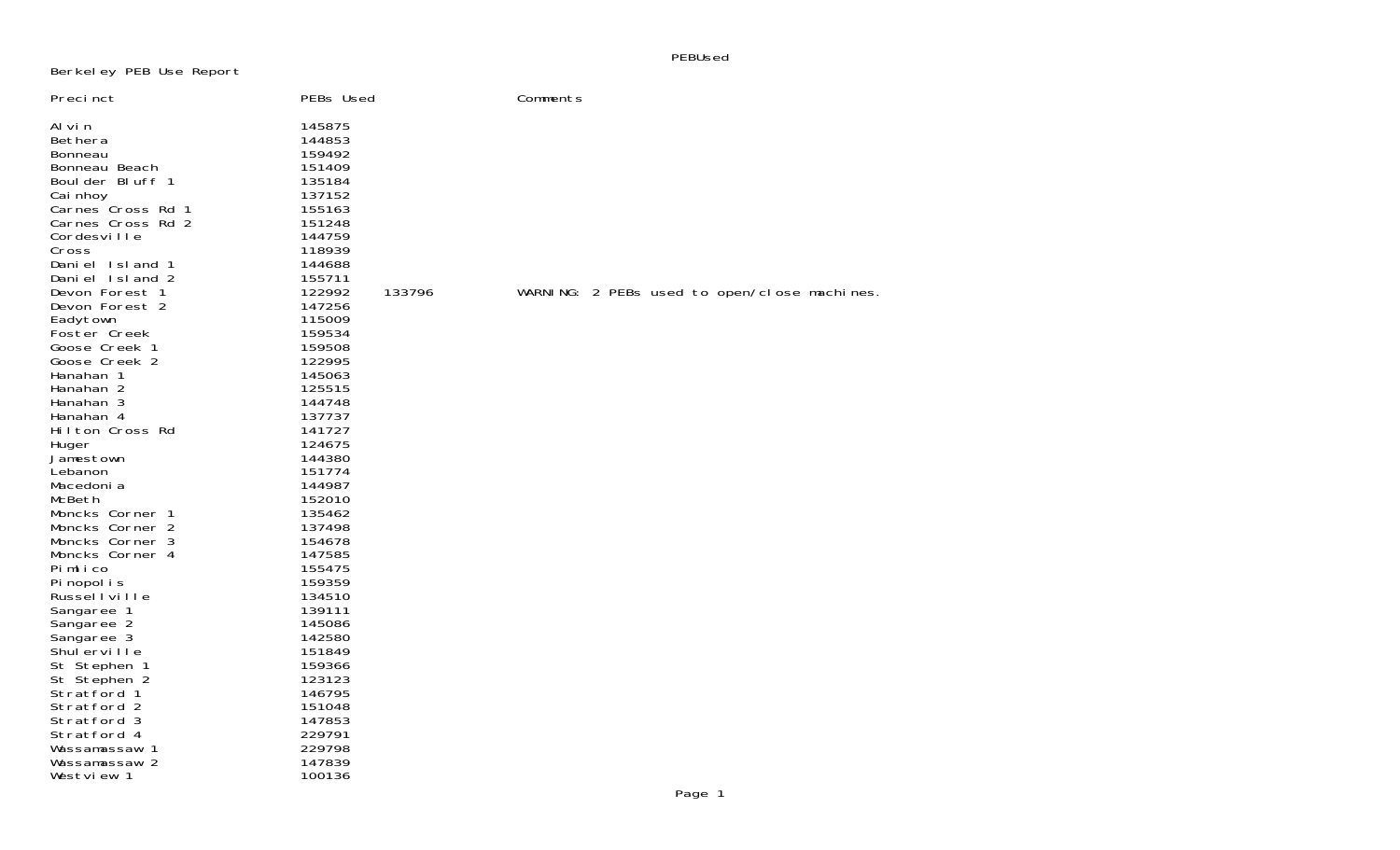Berkeley PEB Use Report

| Precinct | PEBs Used | | Comments |
|---|---|---|---|
| Alvin | 145875 | | |
| Bethera | 144853 | | |
| Bonneau | 159492 | | |
| Bonneau Beach | 151409 | | |
| Boulder Bluff 1 | 135184 | | |
| Cainhoy | 137152 | | |
| Carnes Cross Rd 1 | 155163 | | |
| Carnes Cross Rd 2 | 151248 | | |
| Cordesville | 144759 | | |
| Cross | 118939 | | |
| Daniel Island 1 | 144688 | | |
| Daniel Island 2 | 155711 | | |
| Devon Forest 1 | 122992 | 133796 | WARNING: 2 PEBs used to open/close machines. |
| Devon Forest 2 | 147256 | | |
| Eadytown | 115009 | | |
| Foster Creek | 159534 | | |
| Goose Creek 1 | 159508 | | |
| Goose Creek 2 | 122995 | | |
| Hanahan 1 | 145063 | | |
| Hanahan 2 | 125515 | | |
| Hanahan 3 | 144748 | | |
| Hanahan 4 | 137737 | | |
| Hilton Cross Rd | 141727 | | |
| Huger | 124675 | | |
| Jamestown | 144380 | | |
| Lebanon | 151774 | | |
| Macedonia | 144987 | | |
| McBeth | 152010 | | |
| Moncks Corner 1 | 135462 | | |
| Moncks Corner 2 | 137498 | | |
| Moncks Corner 3 | 154678 | | |
| Moncks Corner 4 | 147585 | | |
| Pimlico | 155475 | | |
| Pinopolis | 159359 | | |
| Russellville | 134510 | | |
| Sangaree 1 | 139111 | | |
| Sangaree 2 | 145086 | | |
| Sangaree 3 | 142580 | | |
| Shulerville | 151849 | | |
| St Stephen 1 | 159366 | | |
| St Stephen 2 | 123123 | | |
| Stratford 1 | 146795 | | |
| Stratford 2 | 151048 | | |
| Stratford 3 | 147853 | | |
| Stratford 4 | 229791 | | |
| Wassamassaw 1 | 229798 | | |
| Wassamassaw 2 | 147839 | | |
| Westview 1 | 100136 | | |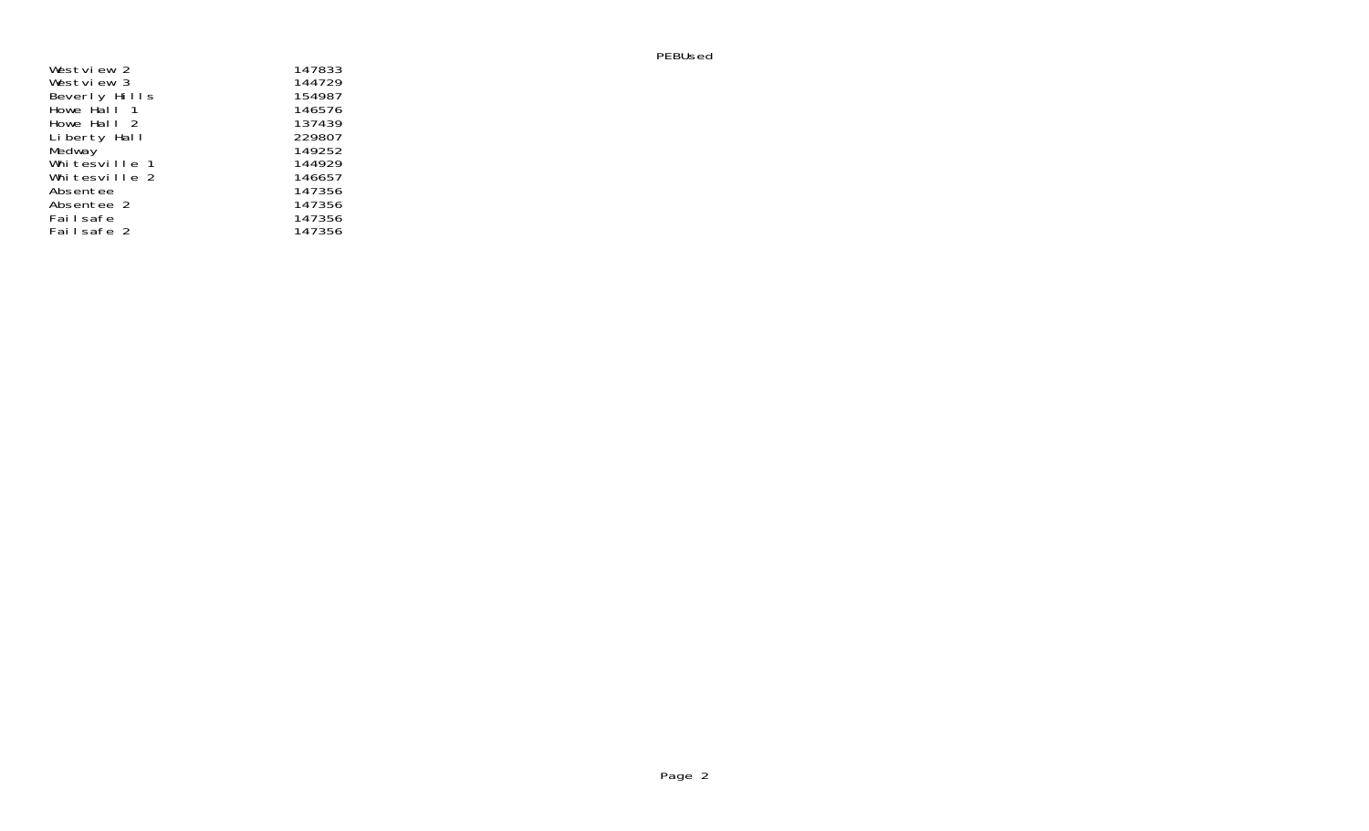PEBUsed

| | |
|---|---|
| Westview 2 | 147833 |
| Westview 3 | 144729 |
| Beverly Hills | 154987 |
| Howe Hall 1 | 146576 |
| Howe Hall 2 | 137439 |
| Liberty Hall | 229807 |
| Medway | 149252 |
| Whitesville 1 | 144929 |
| Whitesville 2 | 146657 |
| Absentee | 147356 |
| Absentee 2 | 147356 |
| Failsafe | 147356 |
| Failsafe 2 | 147356 |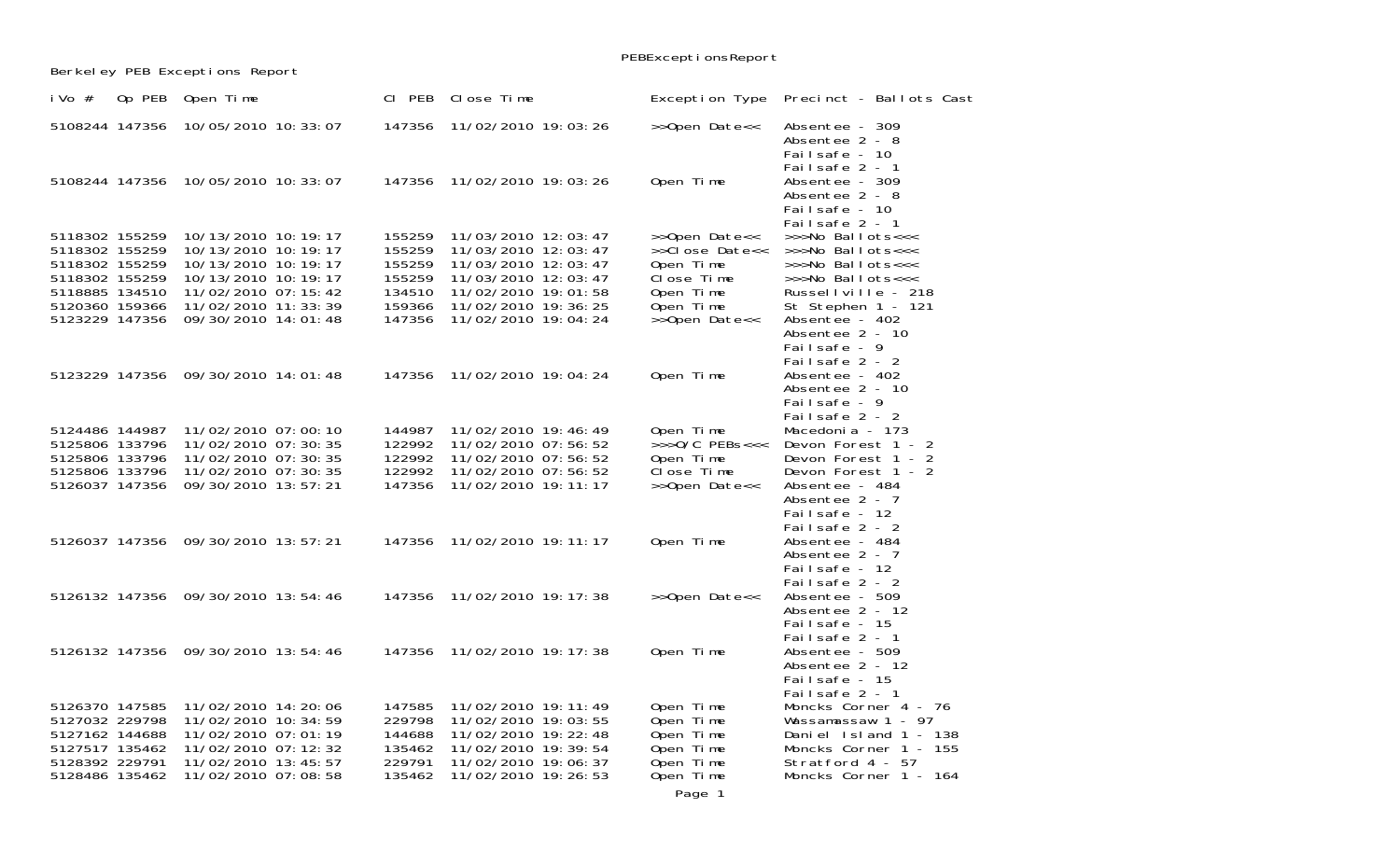PEBExceptionsReport

Berkeley PEB Exceptions Report

| iVo # | Op PEB | Open Time | Cl PEB | Close Time | Exception Type | Precinct - Ballots Cast |
|---|---|---|---|---|---|---|
| 5108244 | 147356 | 10/05/2010 10:33:07 | 147356 | 11/02/2010 19:03:26 | >>Open Date<< | Absentee - 309<br>Absentee 2 - 8<br>Failsafe - 10<br>Failsafe 2 - 1 |
| 5108244 | 147356 | 10/05/2010 10:33:07 | 147356 | 11/02/2010 19:03:26 | Open Time | Absentee - 309<br>Absentee 2 - 8<br>Failsafe - 10<br>Failsafe 2 - 1 |
| 5118302 | 155259 | 10/13/2010 10:19:17 | 155259 | 11/03/2010 12:03:47 | >>Open Date<< | >>>No Ballots<<< |
| 5118302 | 155259 | 10/13/2010 10:19:17 | 155259 | 11/03/2010 12:03:47 | >>Close Date<< | >>>No Ballots<<< |
| 5118302 | 155259 | 10/13/2010 10:19:17 | 155259 | 11/03/2010 12:03:47 | Open Time | >>>No Ballots<<< |
| 5118302 | 155259 | 10/13/2010 10:19:17 | 155259 | 11/03/2010 12:03:47 | Close Time | >>>No Ballots<<< |
| 5118885 | 134510 | 11/02/2010 07:15:42 | 134510 | 11/02/2010 19:01:58 | Open Time | Russellville - 218 |
| 5120360 | 159366 | 11/02/2010 11:33:39 | 159366 | 11/02/2010 19:36:25 | Open Time | St Stephen 1 - 121 |
| 5123229 | 147356 | 09/30/2010 14:01:48 | 147356 | 11/02/2010 19:04:24 | >>Open Date<< | Absentee - 402<br>Absentee 2 - 10<br>Failsafe - 9<br>Failsafe 2 - 2 |
| 5123229 | 147356 | 09/30/2010 14:01:48 | 147356 | 11/02/2010 19:04:24 | Open Time | Absentee - 402<br>Absentee 2 - 10<br>Failsafe - 9<br>Failsafe 2 - 2 |
| 5124486 | 144987 | 11/02/2010 07:00:10 | 144987 | 11/02/2010 19:46:49 | Open Time | Macedonia - 173 |
| 5125806 | 133796 | 11/02/2010 07:30:35 | 122992 | 11/02/2010 07:56:52 | >>>O/C PEBs<<< | Devon Forest 1 - 2 |
| 5125806 | 133796 | 11/02/2010 07:30:35 | 122992 | 11/02/2010 07:56:52 | Open Time | Devon Forest 1 - 2 |
| 5125806 | 133796 | 11/02/2010 07:30:35 | 122992 | 11/02/2010 07:56:52 | Close Time | Devon Forest 1 - 2 |
| 5126037 | 147356 | 09/30/2010 13:57:21 | 147356 | 11/02/2010 19:11:17 | >>Open Date<< | Absentee - 484<br>Absentee 2 - 7<br>Failsafe - 12<br>Failsafe 2 - 2 |
| 5126037 | 147356 | 09/30/2010 13:57:21 | 147356 | 11/02/2010 19:11:17 | Open Time | Absentee - 484<br>Absentee 2 - 7<br>Failsafe - 12<br>Failsafe 2 - 2 |
| 5126132 | 147356 | 09/30/2010 13:54:46 | 147356 | 11/02/2010 19:17:38 | >>Open Date<< | Absentee - 509<br>Absentee 2 - 12<br>Failsafe - 15<br>Failsafe 2 - 1 |
| 5126132 | 147356 | 09/30/2010 13:54:46 | 147356 | 11/02/2010 19:17:38 | Open Time | Absentee - 509<br>Absentee 2 - 12<br>Failsafe - 15<br>Failsafe 2 - 1 |
| 5126370 | 147585 | 11/02/2010 14:20:06 | 147585 | 11/02/2010 19:11:49 | Open Time | Moncks Corner 4 - 76 |
| 5127032 | 229798 | 11/02/2010 10:34:59 | 229798 | 11/02/2010 19:03:55 | Open Time | Wassamassaw 1 - 97 |
| 5127162 | 144688 | 11/02/2010 07:01:19 | 144688 | 11/02/2010 19:22:48 | Open Time | Daniel Island 1 - 138 |
| 5127517 | 135462 | 11/02/2010 07:12:32 | 135462 | 11/02/2010 19:39:54 | Open Time | Moncks Corner 1 - 155 |
| 5128392 | 229791 | 11/02/2010 13:45:57 | 229791 | 11/02/2010 19:06:37 | Open Time | Stratford 4 - 57 |
| 5128486 | 135462 | 11/02/2010 07:08:58 | 135462 | 11/02/2010 19:26:53 | Open Time | Moncks Corner 1 - 164 |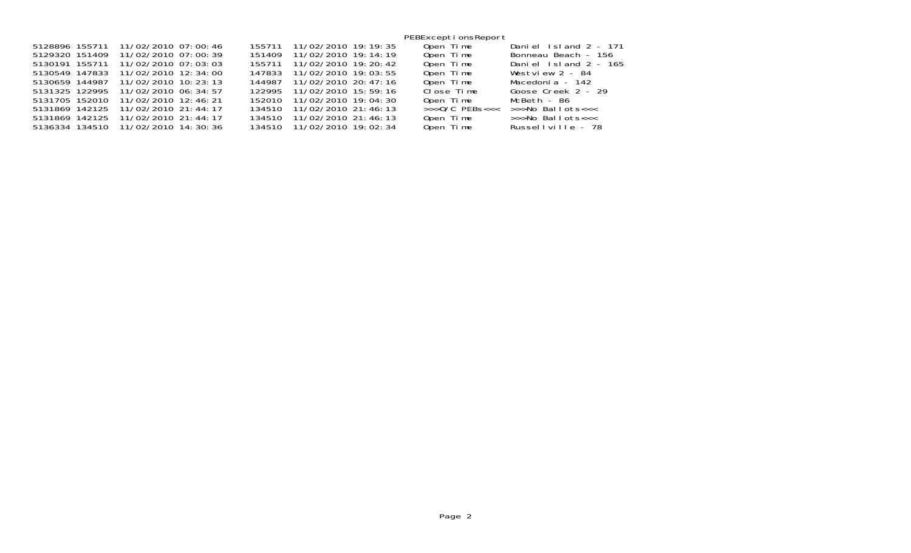PEBExceptionsReport

| | | | | | | |
|---|---|---|---|---|---|---|
| 5128896 | 155711 | 11/02/2010 07:00:46 | 155711 | 11/02/2010 19:19:35 | Open Time | Daniel Island 2 - 171 |
| 5129320 | 151409 | 11/02/2010 07:00:39 | 151409 | 11/02/2010 19:14:19 | Open Time | Bonneau Beach - 156 |
| 5130191 | 155711 | 11/02/2010 07:03:03 | 155711 | 11/02/2010 19:20:42 | Open Time | Daniel Island 2 - 165 |
| 5130549 | 147833 | 11/02/2010 12:34:00 | 147833 | 11/02/2010 19:03:55 | Open Time | Westview 2 - 84 |
| 5130659 | 144987 | 11/02/2010 10:23:13 | 144987 | 11/02/2010 20:47:16 | Open Time | Macedonia - 142 |
| 5131325 | 122995 | 11/02/2010 06:34:57 | 122995 | 11/02/2010 15:59:16 | Close Time | Goose Creek 2 - 29 |
| 5131705 | 152010 | 11/02/2010 12:46:21 | 152010 | 11/02/2010 19:04:30 | Open Time | McBeth - 86 |
| 5131869 | 142125 | 11/02/2010 21:44:17 | 134510 | 11/02/2010 21:46:13 | >>>O/C PEBs<<< | >>>No Ballots<<< |
| 5131869 | 142125 | 11/02/2010 21:44:17 | 134510 | 11/02/2010 21:46:13 | Open Time | >>>No Ballots<<< |
| 5136334 | 134510 | 11/02/2010 14:30:36 | 134510 | 11/02/2010 19:02:34 | Open Time | Russellville - 78 |